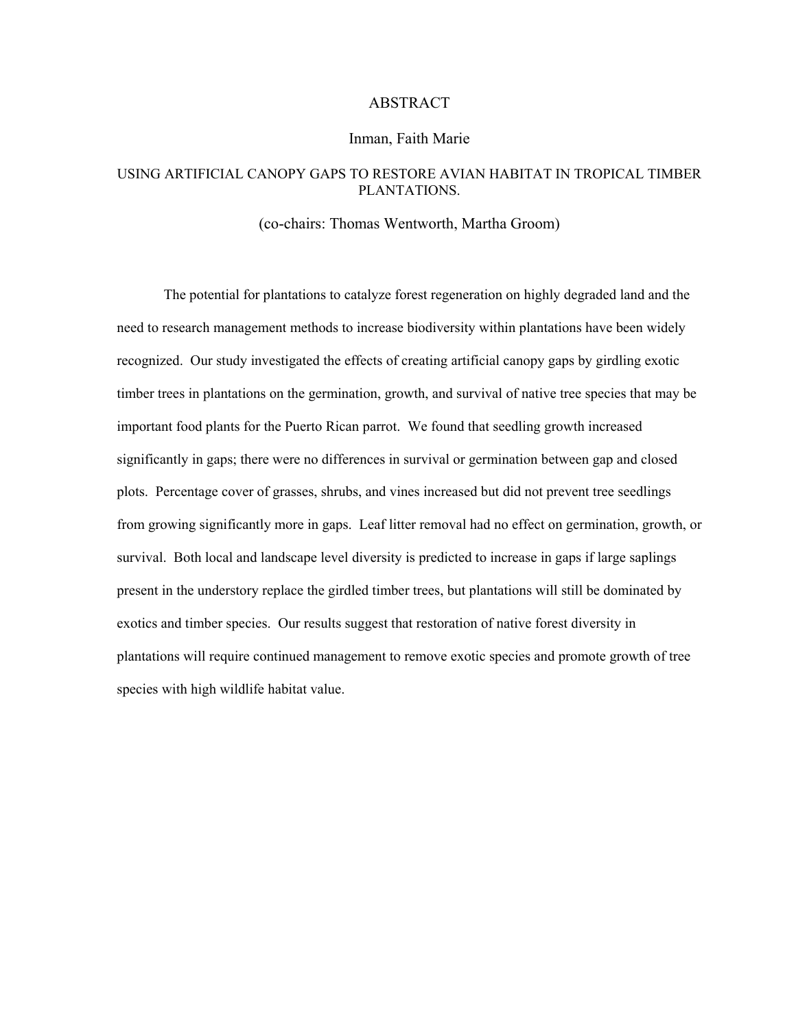# ABSTRACT

Inman, Faith Marie

USING ARTIFICIAL CANOPY GAPS TO RESTORE AVIAN HABITAT IN TROPICAL TIMBER PLANTATIONS.

(co-chairs: Thomas Wentworth, Martha Groom)

The potential for plantations to catalyze forest regeneration on highly degraded land and the need to research management methods to increase biodiversity within plantations have been widely recognized. Our study investigated the effects of creating artificial canopy gaps by girdling exotic timber trees in plantations on the germination, growth, and survival of native tree species that may be important food plants for the Puerto Rican parrot. We found that seedling growth increased significantly in gaps; there were no differences in survival or germination between gap and closed plots. Percentage cover of grasses, shrubs, and vines increased but did not prevent tree seedlings from growing significantly more in gaps. Leaf litter removal had no effect on germination, growth, or survival. Both local and landscape level diversity is predicted to increase in gaps if large saplings present in the understory replace the girdled timber trees, but plantations will still be dominated by exotics and timber species. Our results suggest that restoration of native forest diversity in plantations will require continued management to remove exotic species and promote growth of tree species with high wildlife habitat value.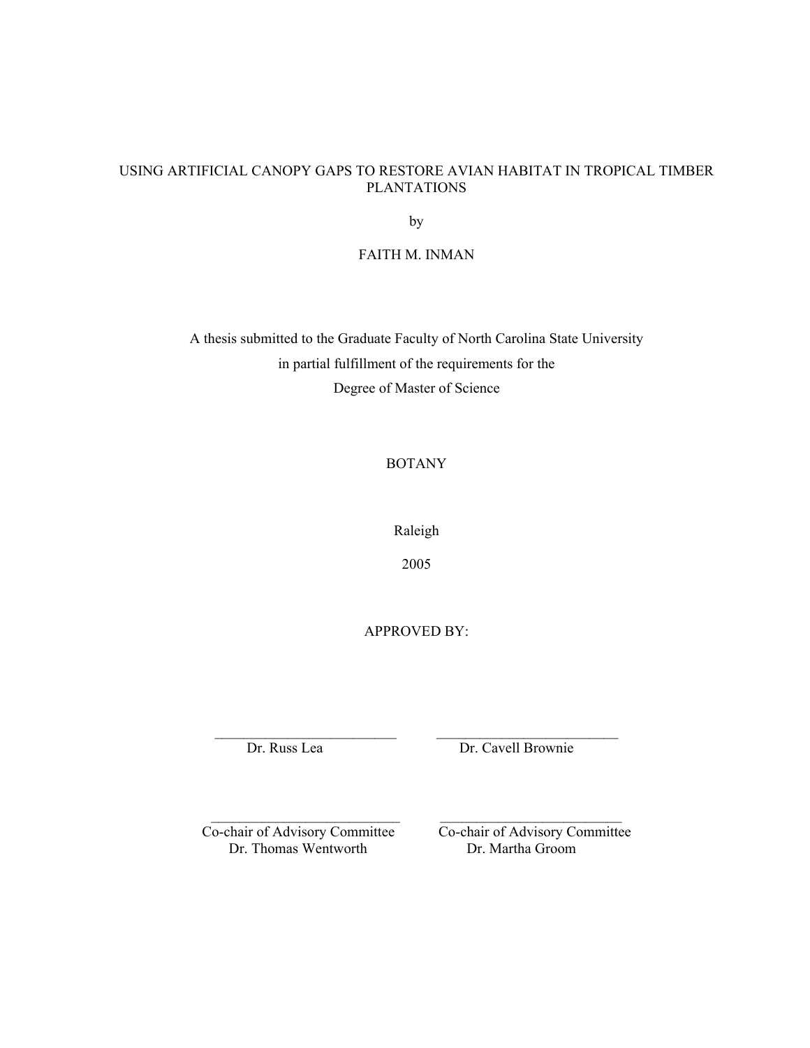# USING ARTIFICIAL CANOPY GAPS TO RESTORE AVIAN HABITAT IN TROPICAL TIMBER PLANTATIONS

by

FAITH M. INMAN

A thesis submitted to the Graduate Faculty of North Carolina State University
in partial fulfillment of the requirements for the
Degree of Master of Science

BOTANY

Raleigh

2005

APPROVED BY:

\_\_\_\_\_\_\_\_\_\_\_\_\_\_\_\_\_\_\_\_\_\_\_\_\_\_
Dr. Russ Lea

\_\_\_\_\_\_\_\_\_\_\_\_\_\_\_\_\_\_\_\_\_\_\_\_\_\_
Dr. Cavell Brownie

\_\_\_\_\_\_\_\_\_\_\_\_\_\_\_\_\_\_\_\_\_\_\_\_\_\_
Co-chair of Advisory Committee
Dr. Thomas Wentworth

\_\_\_\_\_\_\_\_\_\_\_\_\_\_\_\_\_\_\_\_\_\_\_\_\_\_
Co-chair of Advisory Committee
Dr. Martha Groom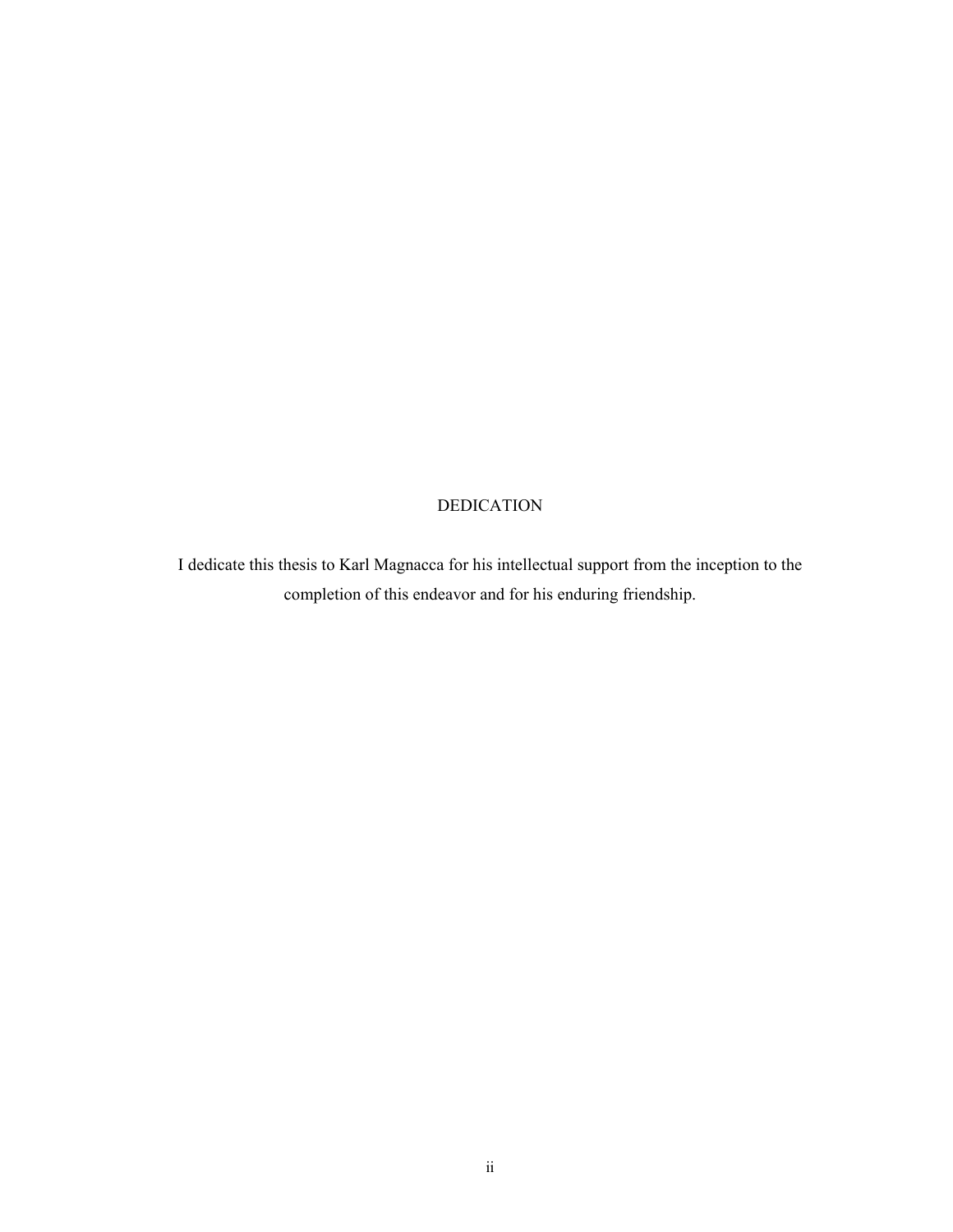# DEDICATION

I dedicate this thesis to Karl Magnacca for his intellectual support from the inception to the completion of this endeavor and for his enduring friendship.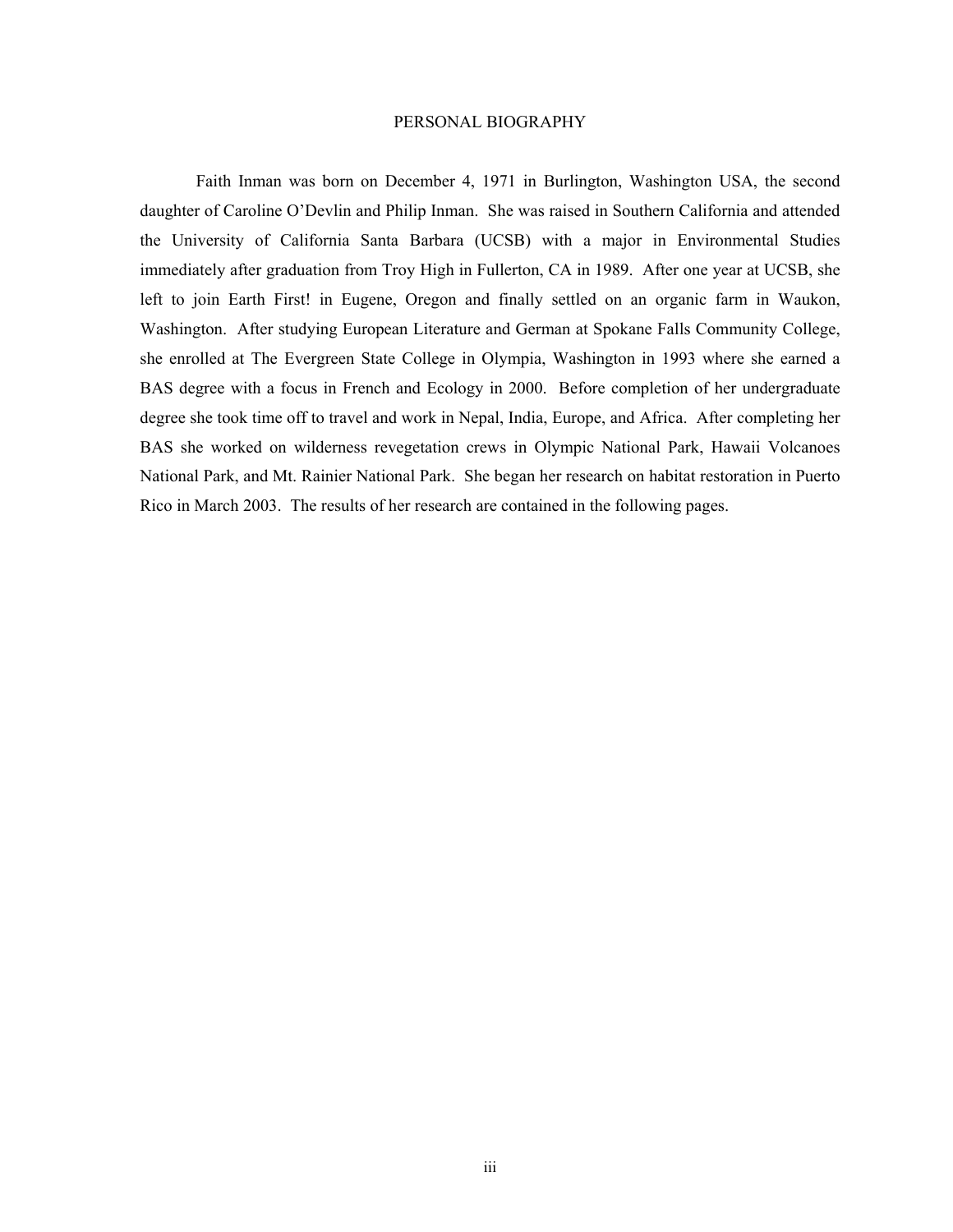# PERSONAL BIOGRAPHY

Faith Inman was born on December 4, 1971 in Burlington, Washington USA, the second daughter of Caroline O'Devlin and Philip Inman. She was raised in Southern California and attended the University of California Santa Barbara (UCSB) with a major in Environmental Studies immediately after graduation from Troy High in Fullerton, CA in 1989. After one year at UCSB, she left to join Earth First! in Eugene, Oregon and finally settled on an organic farm in Waukon, Washington. After studying European Literature and German at Spokane Falls Community College, she enrolled at The Evergreen State College in Olympia, Washington in 1993 where she earned a BAS degree with a focus in French and Ecology in 2000. Before completion of her undergraduate degree she took time off to travel and work in Nepal, India, Europe, and Africa. After completing her BAS she worked on wilderness revegetation crews in Olympic National Park, Hawaii Volcanoes National Park, and Mt. Rainier National Park. She began her research on habitat restoration in Puerto Rico in March 2003. The results of her research are contained in the following pages.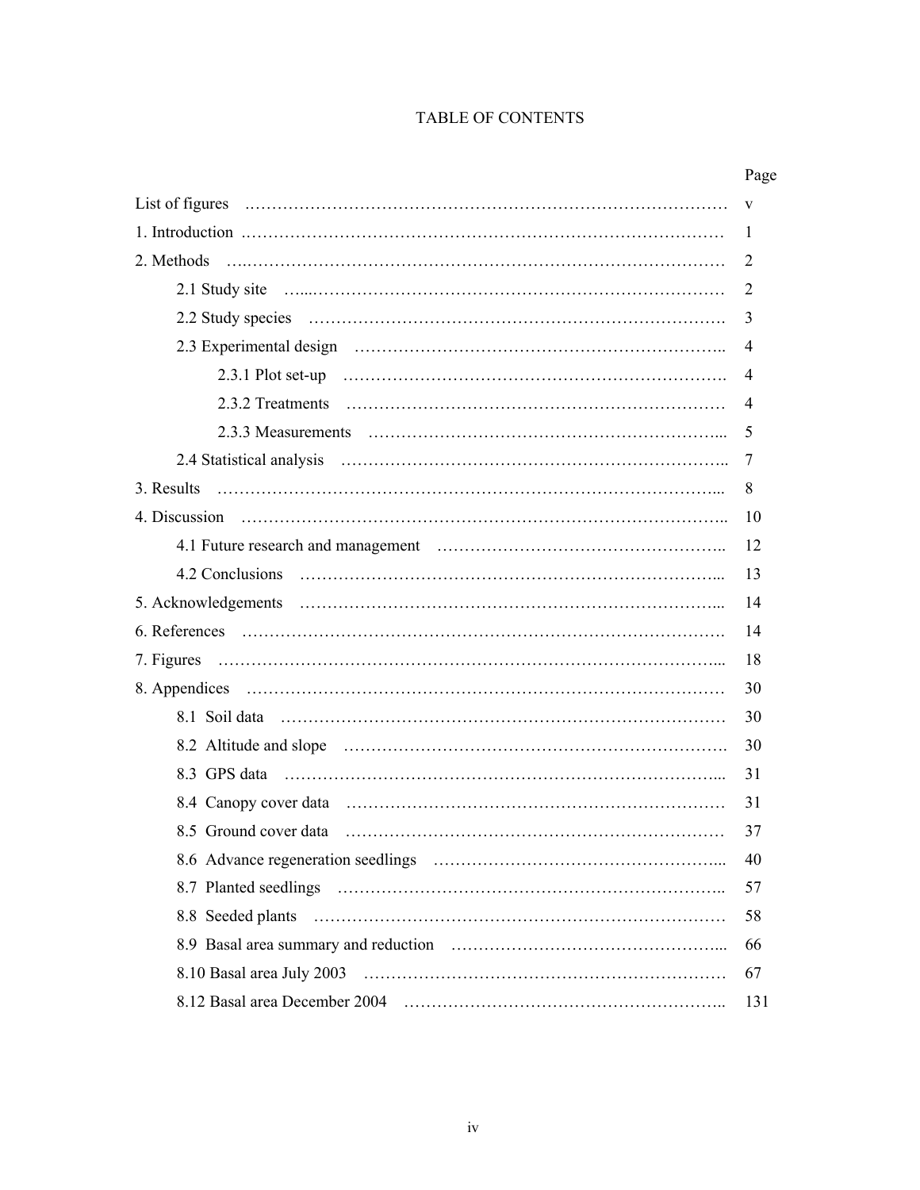# TABLE OF CONTENTS

| | Page |
|---|---|
| List of figures | v |
| 1. Introduction | 1 |
| 2. Methods | 2 |
| &nbsp;&nbsp;&nbsp;&nbsp;2.1 Study site | 2 |
| &nbsp;&nbsp;&nbsp;&nbsp;2.2 Study species | 3 |
| &nbsp;&nbsp;&nbsp;&nbsp;2.3 Experimental design | 4 |
| &nbsp;&nbsp;&nbsp;&nbsp;&nbsp;&nbsp;&nbsp;&nbsp;2.3.1 Plot set-up | 4 |
| &nbsp;&nbsp;&nbsp;&nbsp;&nbsp;&nbsp;&nbsp;&nbsp;2.3.2 Treatments | 4 |
| &nbsp;&nbsp;&nbsp;&nbsp;&nbsp;&nbsp;&nbsp;&nbsp;2.3.3 Measurements | 5 |
| &nbsp;&nbsp;&nbsp;&nbsp;2.4 Statistical analysis | 7 |
| 3. Results | 8 |
| 4. Discussion | 10 |
| &nbsp;&nbsp;&nbsp;&nbsp;4.1 Future research and management | 12 |
| &nbsp;&nbsp;&nbsp;&nbsp;4.2 Conclusions | 13 |
| 5. Acknowledgements | 14 |
| 6. References | 14 |
| 7. Figures | 18 |
| 8. Appendices | 30 |
| &nbsp;&nbsp;&nbsp;&nbsp;8.1 Soil data | 30 |
| &nbsp;&nbsp;&nbsp;&nbsp;8.2 Altitude and slope | 30 |
| &nbsp;&nbsp;&nbsp;&nbsp;8.3 GPS data | 31 |
| &nbsp;&nbsp;&nbsp;&nbsp;8.4 Canopy cover data | 31 |
| &nbsp;&nbsp;&nbsp;&nbsp;8.5 Ground cover data | 37 |
| &nbsp;&nbsp;&nbsp;&nbsp;8.6 Advance regeneration seedlings | 40 |
| &nbsp;&nbsp;&nbsp;&nbsp;8.7 Planted seedlings | 57 |
| &nbsp;&nbsp;&nbsp;&nbsp;8.8 Seeded plants | 58 |
| &nbsp;&nbsp;&nbsp;&nbsp;8.9 Basal area summary and reduction | 66 |
| &nbsp;&nbsp;&nbsp;&nbsp;8.10 Basal area July 2003 | 67 |
| &nbsp;&nbsp;&nbsp;&nbsp;8.12 Basal area December 2004 | 131 |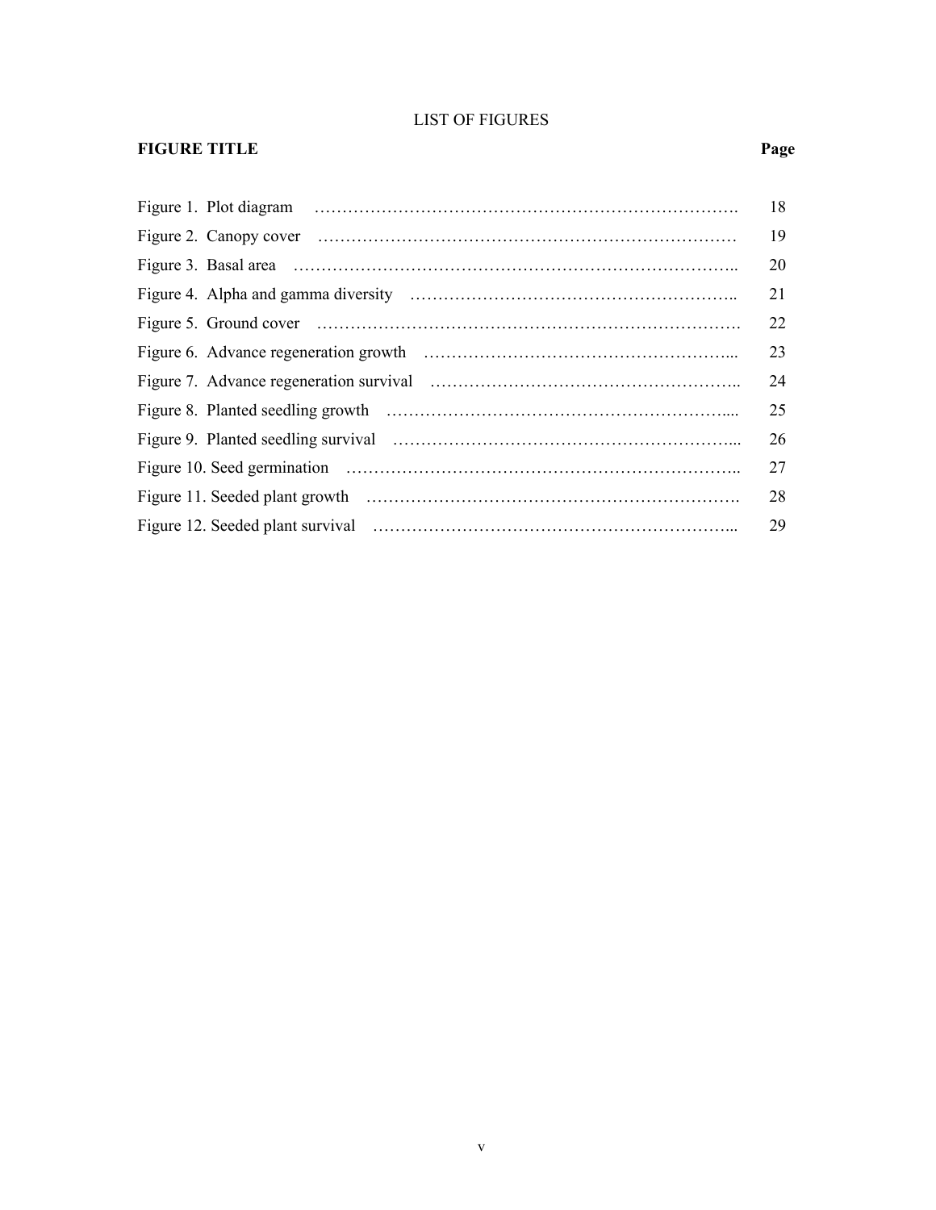# LIST OF FIGURES

| FIGURE TITLE | Page |
|---|---|
| Figure 1. Plot diagram | 18 |
| Figure 2. Canopy cover | 19 |
| Figure 3. Basal area | 20 |
| Figure 4. Alpha and gamma diversity | 21 |
| Figure 5. Ground cover | 22 |
| Figure 6. Advance regeneration growth | 23 |
| Figure 7. Advance regeneration survival | 24 |
| Figure 8. Planted seedling growth | 25 |
| Figure 9. Planted seedling survival | 26 |
| Figure 10. Seed germination | 27 |
| Figure 11. Seeded plant growth | 28 |
| Figure 12. Seeded plant survival | 29 |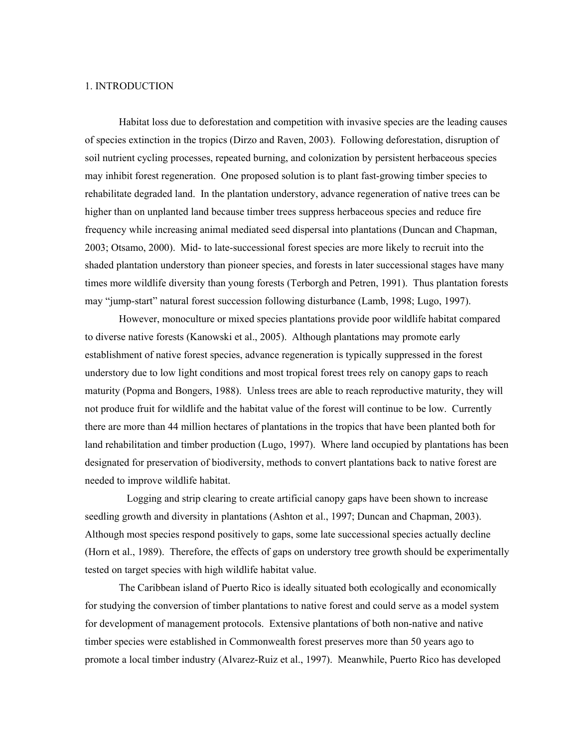# 1. INTRODUCTION

Habitat loss due to deforestation and competition with invasive species are the leading causes of species extinction in the tropics (Dirzo and Raven, 2003). Following deforestation, disruption of soil nutrient cycling processes, repeated burning, and colonization by persistent herbaceous species may inhibit forest regeneration. One proposed solution is to plant fast-growing timber species to rehabilitate degraded land. In the plantation understory, advance regeneration of native trees can be higher than on unplanted land because timber trees suppress herbaceous species and reduce fire frequency while increasing animal mediated seed dispersal into plantations (Duncan and Chapman, 2003; Otsamo, 2000). Mid- to late-successional forest species are more likely to recruit into the shaded plantation understory than pioneer species, and forests in later successional stages have many times more wildlife diversity than young forests (Terborgh and Petren, 1991). Thus plantation forests may "jump-start" natural forest succession following disturbance (Lamb, 1998; Lugo, 1997).

However, monoculture or mixed species plantations provide poor wildlife habitat compared to diverse native forests (Kanowski et al., 2005). Although plantations may promote early establishment of native forest species, advance regeneration is typically suppressed in the forest understory due to low light conditions and most tropical forest trees rely on canopy gaps to reach maturity (Popma and Bongers, 1988). Unless trees are able to reach reproductive maturity, they will not produce fruit for wildlife and the habitat value of the forest will continue to be low. Currently there are more than 44 million hectares of plantations in the tropics that have been planted both for land rehabilitation and timber production (Lugo, 1997). Where land occupied by plantations has been designated for preservation of biodiversity, methods to convert plantations back to native forest are needed to improve wildlife habitat.

Logging and strip clearing to create artificial canopy gaps have been shown to increase seedling growth and diversity in plantations (Ashton et al., 1997; Duncan and Chapman, 2003). Although most species respond positively to gaps, some late successional species actually decline (Horn et al., 1989). Therefore, the effects of gaps on understory tree growth should be experimentally tested on target species with high wildlife habitat value.

The Caribbean island of Puerto Rico is ideally situated both ecologically and economically for studying the conversion of timber plantations to native forest and could serve as a model system for development of management protocols. Extensive plantations of both non-native and native timber species were established in Commonwealth forest preserves more than 50 years ago to promote a local timber industry (Alvarez-Ruiz et al., 1997). Meanwhile, Puerto Rico has developed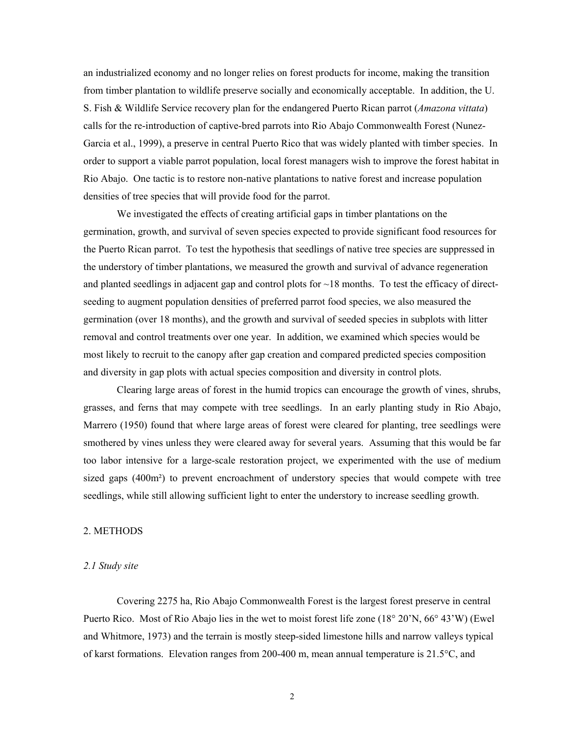an industrialized economy and no longer relies on forest products for income, making the transition from timber plantation to wildlife preserve socially and economically acceptable. In addition, the U. S. Fish & Wildlife Service recovery plan for the endangered Puerto Rican parrot (*Amazona vittata*) calls for the re-introduction of captive-bred parrots into Rio Abajo Commonwealth Forest (Nunez-Garcia et al., 1999), a preserve in central Puerto Rico that was widely planted with timber species. In order to support a viable parrot population, local forest managers wish to improve the forest habitat in Rio Abajo. One tactic is to restore non-native plantations to native forest and increase population densities of tree species that will provide food for the parrot.

We investigated the effects of creating artificial gaps in timber plantations on the germination, growth, and survival of seven species expected to provide significant food resources for the Puerto Rican parrot. To test the hypothesis that seedlings of native tree species are suppressed in the understory of timber plantations, we measured the growth and survival of advance regeneration and planted seedlings in adjacent gap and control plots for ~18 months. To test the efficacy of direct-seeding to augment population densities of preferred parrot food species, we also measured the germination (over 18 months), and the growth and survival of seeded species in subplots with litter removal and control treatments over one year. In addition, we examined which species would be most likely to recruit to the canopy after gap creation and compared predicted species composition and diversity in gap plots with actual species composition and diversity in control plots.

Clearing large areas of forest in the humid tropics can encourage the growth of vines, shrubs, grasses, and ferns that may compete with tree seedlings. In an early planting study in Rio Abajo, Marrero (1950) found that where large areas of forest were cleared for planting, tree seedlings were smothered by vines unless they were cleared away for several years. Assuming that this would be far too labor intensive for a large-scale restoration project, we experimented with the use of medium sized gaps (400m²) to prevent encroachment of understory species that would compete with tree seedlings, while still allowing sufficient light to enter the understory to increase seedling growth.

## 2. METHODS

### *2.1 Study site*

Covering 2275 ha, Rio Abajo Commonwealth Forest is the largest forest preserve in central Puerto Rico. Most of Rio Abajo lies in the wet to moist forest life zone (18° 20'N, 66° 43'W) (Ewel and Whitmore, 1973) and the terrain is mostly steep-sided limestone hills and narrow valleys typical of karst formations. Elevation ranges from 200-400 m, mean annual temperature is 21.5°C, and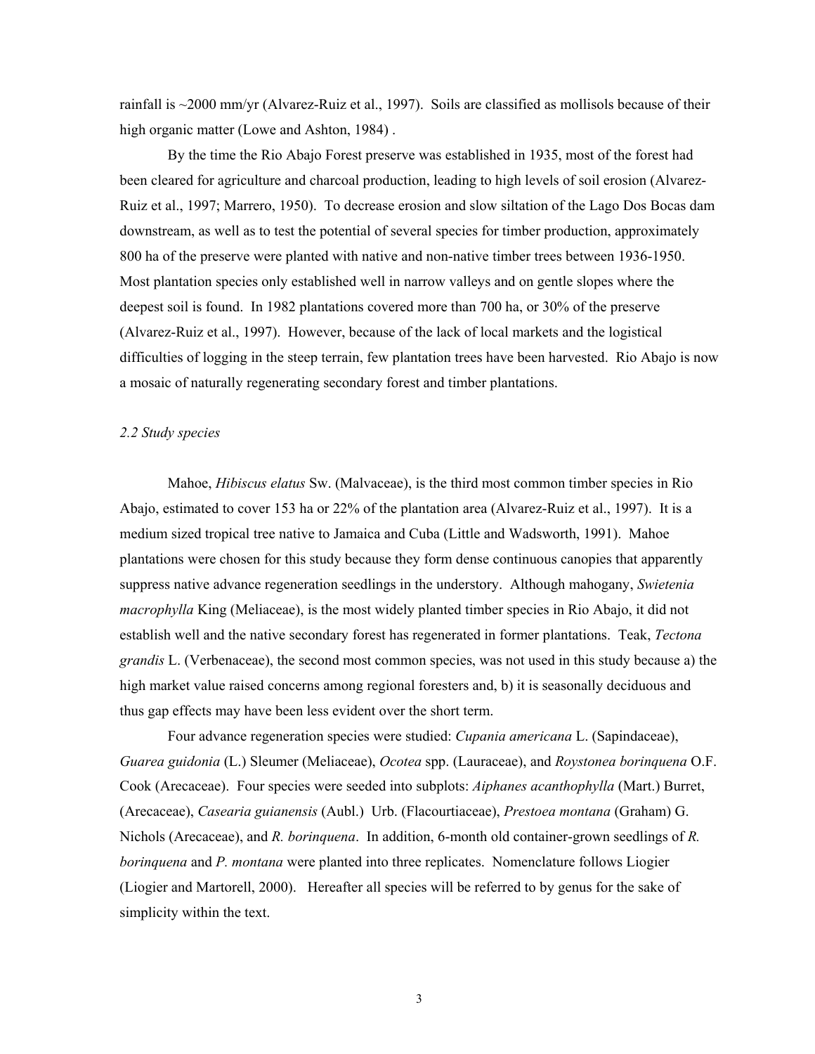rainfall is ~2000 mm/yr (Alvarez-Ruiz et al., 1997). Soils are classified as mollisols because of their high organic matter (Lowe and Ashton, 1984) .

By the time the Rio Abajo Forest preserve was established in 1935, most of the forest had been cleared for agriculture and charcoal production, leading to high levels of soil erosion (Alvarez-Ruiz et al., 1997; Marrero, 1950). To decrease erosion and slow siltation of the Lago Dos Bocas dam downstream, as well as to test the potential of several species for timber production, approximately 800 ha of the preserve were planted with native and non-native timber trees between 1936-1950. Most plantation species only established well in narrow valleys and on gentle slopes where the deepest soil is found. In 1982 plantations covered more than 700 ha, or 30% of the preserve (Alvarez-Ruiz et al., 1997). However, because of the lack of local markets and the logistical difficulties of logging in the steep terrain, few plantation trees have been harvested. Rio Abajo is now a mosaic of naturally regenerating secondary forest and timber plantations.

*2.2 Study species*

Mahoe, *Hibiscus elatus* Sw. (Malvaceae), is the third most common timber species in Rio Abajo, estimated to cover 153 ha or 22% of the plantation area (Alvarez-Ruiz et al., 1997). It is a medium sized tropical tree native to Jamaica and Cuba (Little and Wadsworth, 1991). Mahoe plantations were chosen for this study because they form dense continuous canopies that apparently suppress native advance regeneration seedlings in the understory. Although mahogany, *Swietenia macrophylla* King (Meliaceae), is the most widely planted timber species in Rio Abajo, it did not establish well and the native secondary forest has regenerated in former plantations. Teak, *Tectona grandis* L. (Verbenaceae), the second most common species, was not used in this study because a) the high market value raised concerns among regional foresters and, b) it is seasonally deciduous and thus gap effects may have been less evident over the short term.

Four advance regeneration species were studied: *Cupania americana* L. (Sapindaceae), *Guarea guidonia* (L.) Sleumer (Meliaceae), *Ocotea* spp. (Lauraceae), and *Roystonea borinquena* O.F. Cook (Arecaceae). Four species were seeded into subplots: *Aiphanes acanthophylla* (Mart.) Burret, (Arecaceae), *Casearia guianensis* (Aubl.) Urb. (Flacourtiaceae), *Prestoea montana* (Graham) G. Nichols (Arecaceae), and *R. borinquena*. In addition, 6-month old container-grown seedlings of *R. borinquena* and *P. montana* were planted into three replicates. Nomenclature follows Liogier (Liogier and Martorell, 2000). Hereafter all species will be referred to by genus for the sake of simplicity within the text.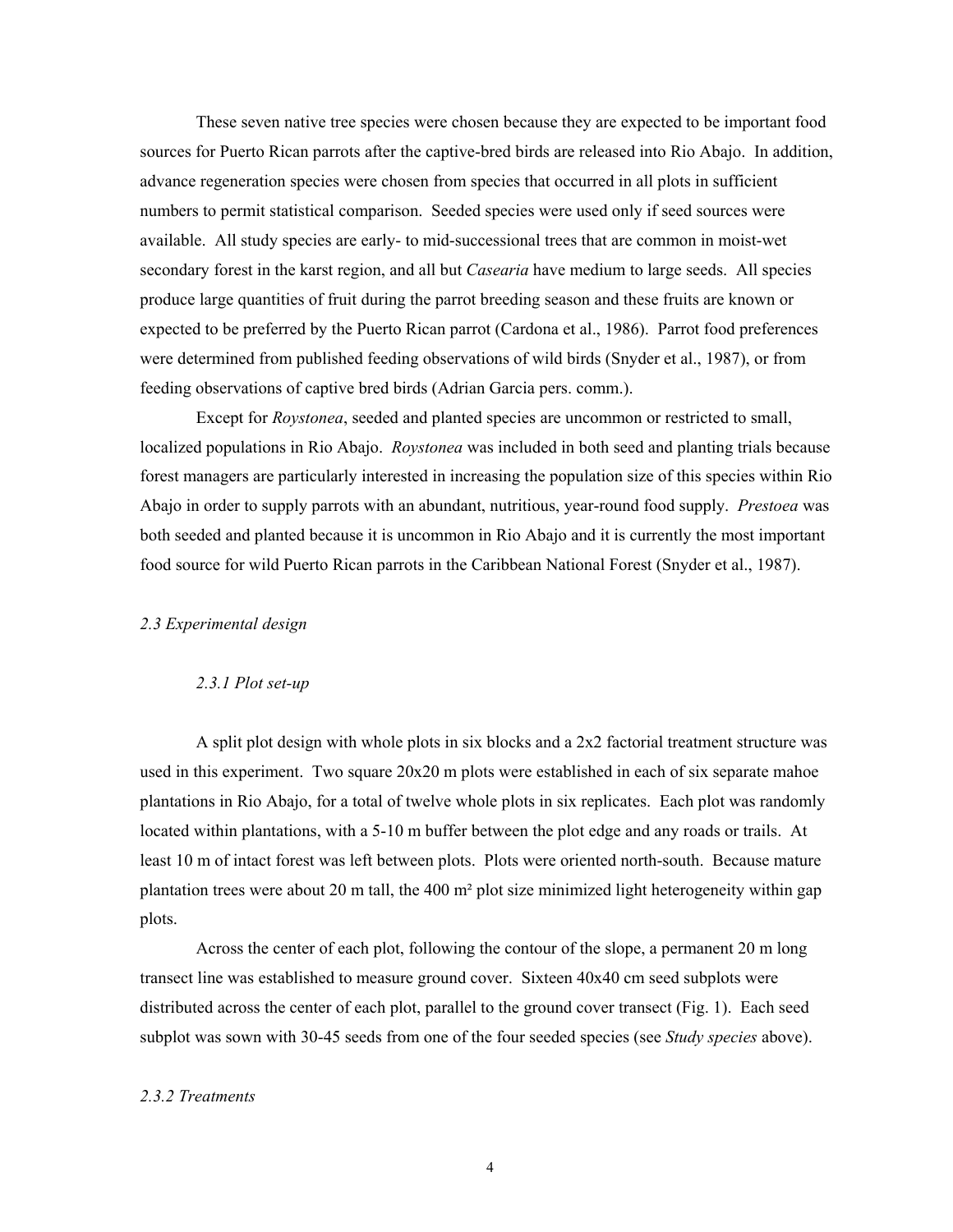These seven native tree species were chosen because they are expected to be important food sources for Puerto Rican parrots after the captive-bred birds are released into Rio Abajo. In addition, advance regeneration species were chosen from species that occurred in all plots in sufficient numbers to permit statistical comparison. Seeded species were used only if seed sources were available. All study species are early- to mid-successional trees that are common in moist-wet secondary forest in the karst region, and all but *Casearia* have medium to large seeds. All species produce large quantities of fruit during the parrot breeding season and these fruits are known or expected to be preferred by the Puerto Rican parrot (Cardona et al., 1986). Parrot food preferences were determined from published feeding observations of wild birds (Snyder et al., 1987), or from feeding observations of captive bred birds (Adrian Garcia pers. comm.).

Except for *Roystonea*, seeded and planted species are uncommon or restricted to small, localized populations in Rio Abajo. *Roystonea* was included in both seed and planting trials because forest managers are particularly interested in increasing the population size of this species within Rio Abajo in order to supply parrots with an abundant, nutritious, year-round food supply. *Prestoea* was both seeded and planted because it is uncommon in Rio Abajo and it is currently the most important food source for wild Puerto Rican parrots in the Caribbean National Forest (Snyder et al., 1987).

### *2.3 Experimental design*

#### *2.3.1 Plot set-up*

A split plot design with whole plots in six blocks and a 2x2 factorial treatment structure was used in this experiment. Two square 20x20 m plots were established in each of six separate mahoe plantations in Rio Abajo, for a total of twelve whole plots in six replicates. Each plot was randomly located within plantations, with a 5-10 m buffer between the plot edge and any roads or trails. At least 10 m of intact forest was left between plots. Plots were oriented north-south. Because mature plantation trees were about 20 m tall, the 400 m² plot size minimized light heterogeneity within gap plots.

Across the center of each plot, following the contour of the slope, a permanent 20 m long transect line was established to measure ground cover. Sixteen 40x40 cm seed subplots were distributed across the center of each plot, parallel to the ground cover transect (Fig. 1). Each seed subplot was sown with 30-45 seeds from one of the four seeded species (see *Study species* above).

#### *2.3.2 Treatments*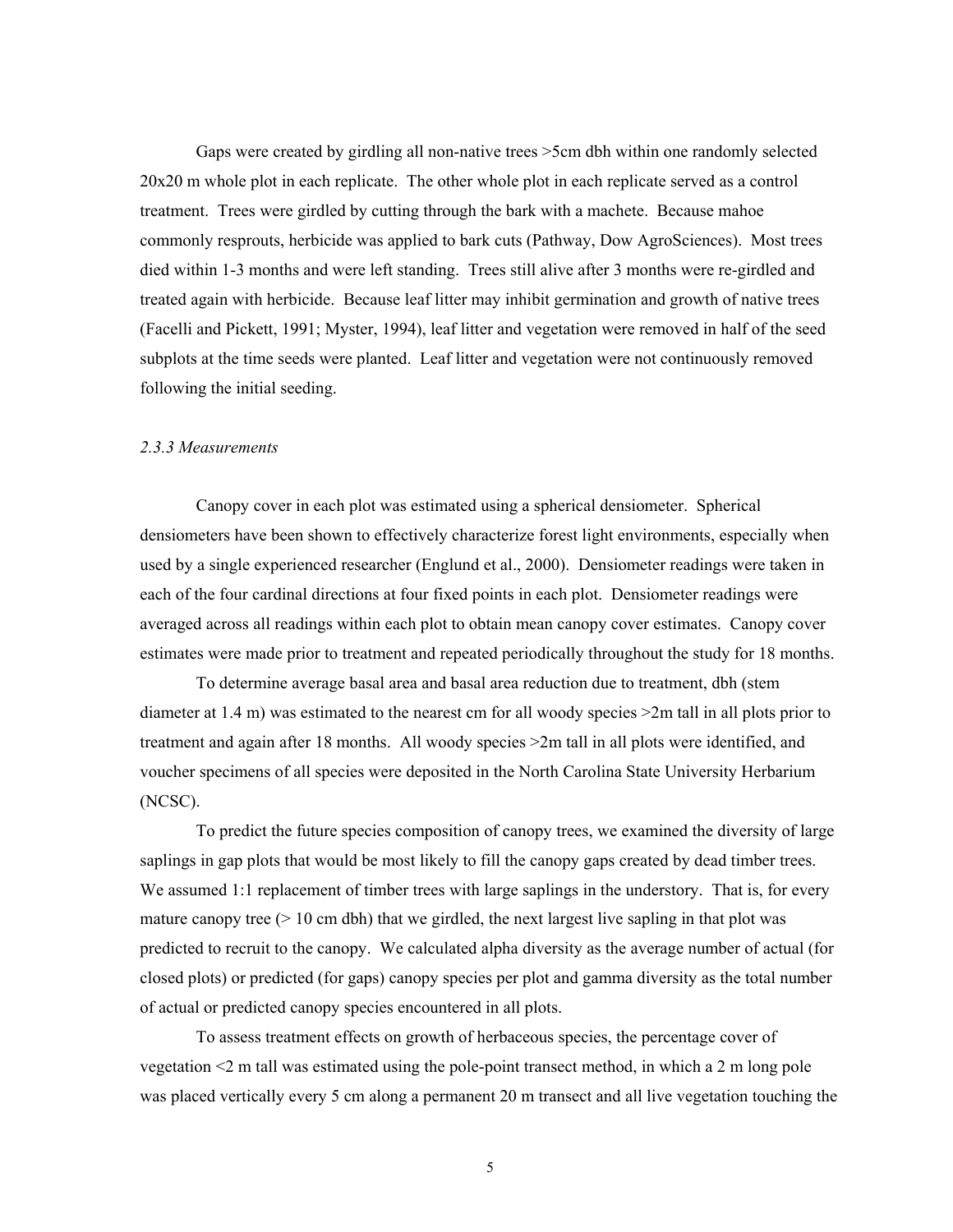Gaps were created by girdling all non-native trees >5cm dbh within one randomly selected 20x20 m whole plot in each replicate. The other whole plot in each replicate served as a control treatment. Trees were girdled by cutting through the bark with a machete. Because mahoe commonly resprouts, herbicide was applied to bark cuts (Pathway, Dow AgroSciences). Most trees died within 1-3 months and were left standing. Trees still alive after 3 months were re-girdled and treated again with herbicide. Because leaf litter may inhibit germination and growth of native trees (Facelli and Pickett, 1991; Myster, 1994), leaf litter and vegetation were removed in half of the seed subplots at the time seeds were planted. Leaf litter and vegetation were not continuously removed following the initial seeding.

*2.3.3 Measurements*

Canopy cover in each plot was estimated using a spherical densiometer. Spherical densiometers have been shown to effectively characterize forest light environments, especially when used by a single experienced researcher (Englund et al., 2000). Densiometer readings were taken in each of the four cardinal directions at four fixed points in each plot. Densiometer readings were averaged across all readings within each plot to obtain mean canopy cover estimates. Canopy cover estimates were made prior to treatment and repeated periodically throughout the study for 18 months.

To determine average basal area and basal area reduction due to treatment, dbh (stem diameter at 1.4 m) was estimated to the nearest cm for all woody species >2m tall in all plots prior to treatment and again after 18 months. All woody species >2m tall in all plots were identified, and voucher specimens of all species were deposited in the North Carolina State University Herbarium (NCSC).

To predict the future species composition of canopy trees, we examined the diversity of large saplings in gap plots that would be most likely to fill the canopy gaps created by dead timber trees. We assumed 1:1 replacement of timber trees with large saplings in the understory. That is, for every mature canopy tree (> 10 cm dbh) that we girdled, the next largest live sapling in that plot was predicted to recruit to the canopy. We calculated alpha diversity as the average number of actual (for closed plots) or predicted (for gaps) canopy species per plot and gamma diversity as the total number of actual or predicted canopy species encountered in all plots.

To assess treatment effects on growth of herbaceous species, the percentage cover of vegetation <2 m tall was estimated using the pole-point transect method, in which a 2 m long pole was placed vertically every 5 cm along a permanent 20 m transect and all live vegetation touching the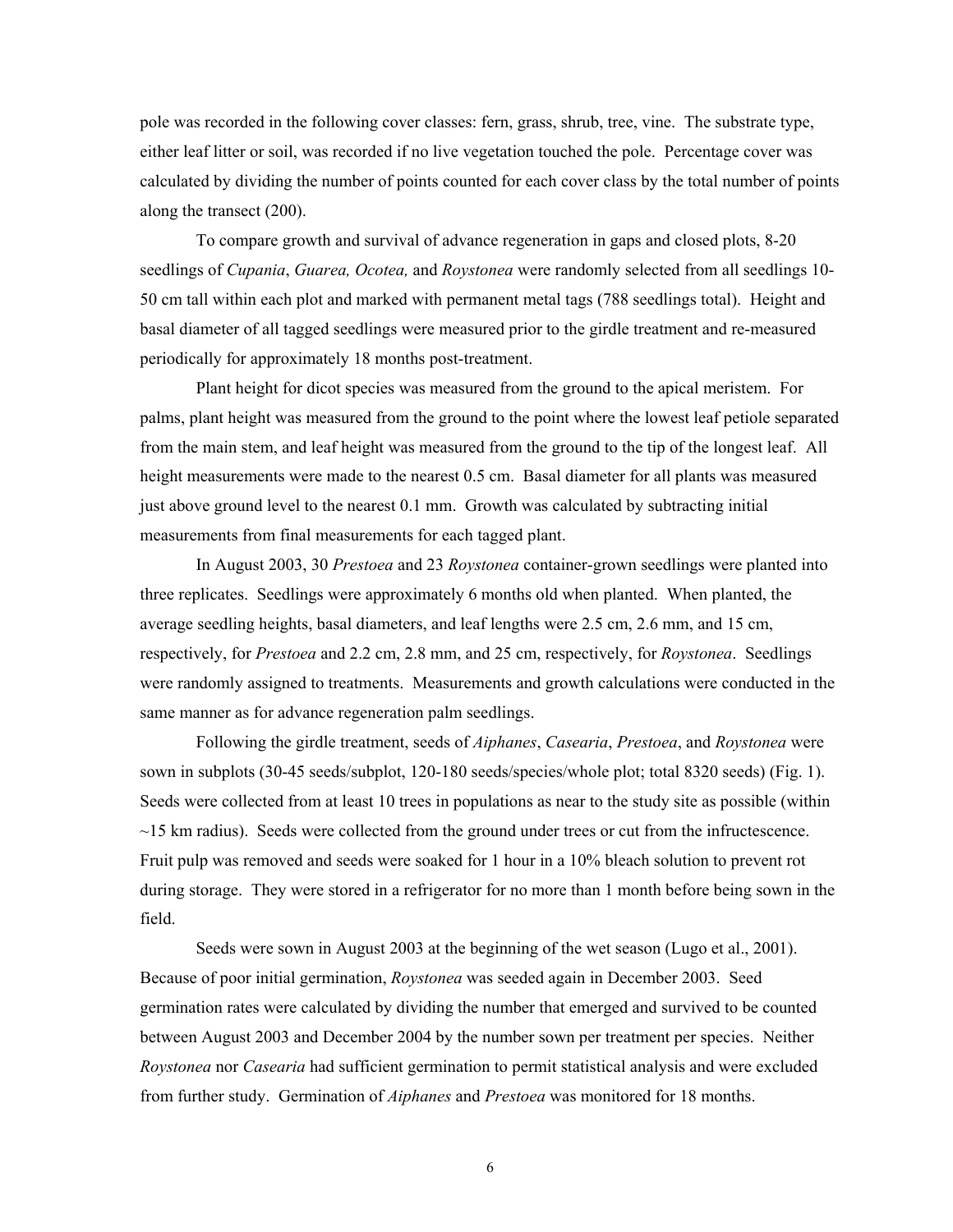pole was recorded in the following cover classes: fern, grass, shrub, tree, vine. The substrate type, either leaf litter or soil, was recorded if no live vegetation touched the pole. Percentage cover was calculated by dividing the number of points counted for each cover class by the total number of points along the transect (200).

To compare growth and survival of advance regeneration in gaps and closed plots, 8-20 seedlings of *Cupania*, *Guarea, Ocotea,* and *Roystonea* were randomly selected from all seedlings 10-50 cm tall within each plot and marked with permanent metal tags (788 seedlings total). Height and basal diameter of all tagged seedlings were measured prior to the girdle treatment and re-measured periodically for approximately 18 months post-treatment.

Plant height for dicot species was measured from the ground to the apical meristem. For palms, plant height was measured from the ground to the point where the lowest leaf petiole separated from the main stem, and leaf height was measured from the ground to the tip of the longest leaf. All height measurements were made to the nearest 0.5 cm. Basal diameter for all plants was measured just above ground level to the nearest 0.1 mm. Growth was calculated by subtracting initial measurements from final measurements for each tagged plant.

In August 2003, 30 *Prestoea* and 23 *Roystonea* container-grown seedlings were planted into three replicates. Seedlings were approximately 6 months old when planted. When planted, the average seedling heights, basal diameters, and leaf lengths were 2.5 cm, 2.6 mm, and 15 cm, respectively, for *Prestoea* and 2.2 cm, 2.8 mm, and 25 cm, respectively, for *Roystonea*. Seedlings were randomly assigned to treatments. Measurements and growth calculations were conducted in the same manner as for advance regeneration palm seedlings.

Following the girdle treatment, seeds of *Aiphanes*, *Casearia*, *Prestoea*, and *Roystonea* were sown in subplots (30-45 seeds/subplot, 120-180 seeds/species/whole plot; total 8320 seeds) (Fig. 1). Seeds were collected from at least 10 trees in populations as near to the study site as possible (within ~15 km radius). Seeds were collected from the ground under trees or cut from the infructescence. Fruit pulp was removed and seeds were soaked for 1 hour in a 10% bleach solution to prevent rot during storage. They were stored in a refrigerator for no more than 1 month before being sown in the field.

Seeds were sown in August 2003 at the beginning of the wet season (Lugo et al., 2001). Because of poor initial germination, *Roystonea* was seeded again in December 2003. Seed germination rates were calculated by dividing the number that emerged and survived to be counted between August 2003 and December 2004 by the number sown per treatment per species. Neither *Roystonea* nor *Casearia* had sufficient germination to permit statistical analysis and were excluded from further study. Germination of *Aiphanes* and *Prestoea* was monitored for 18 months.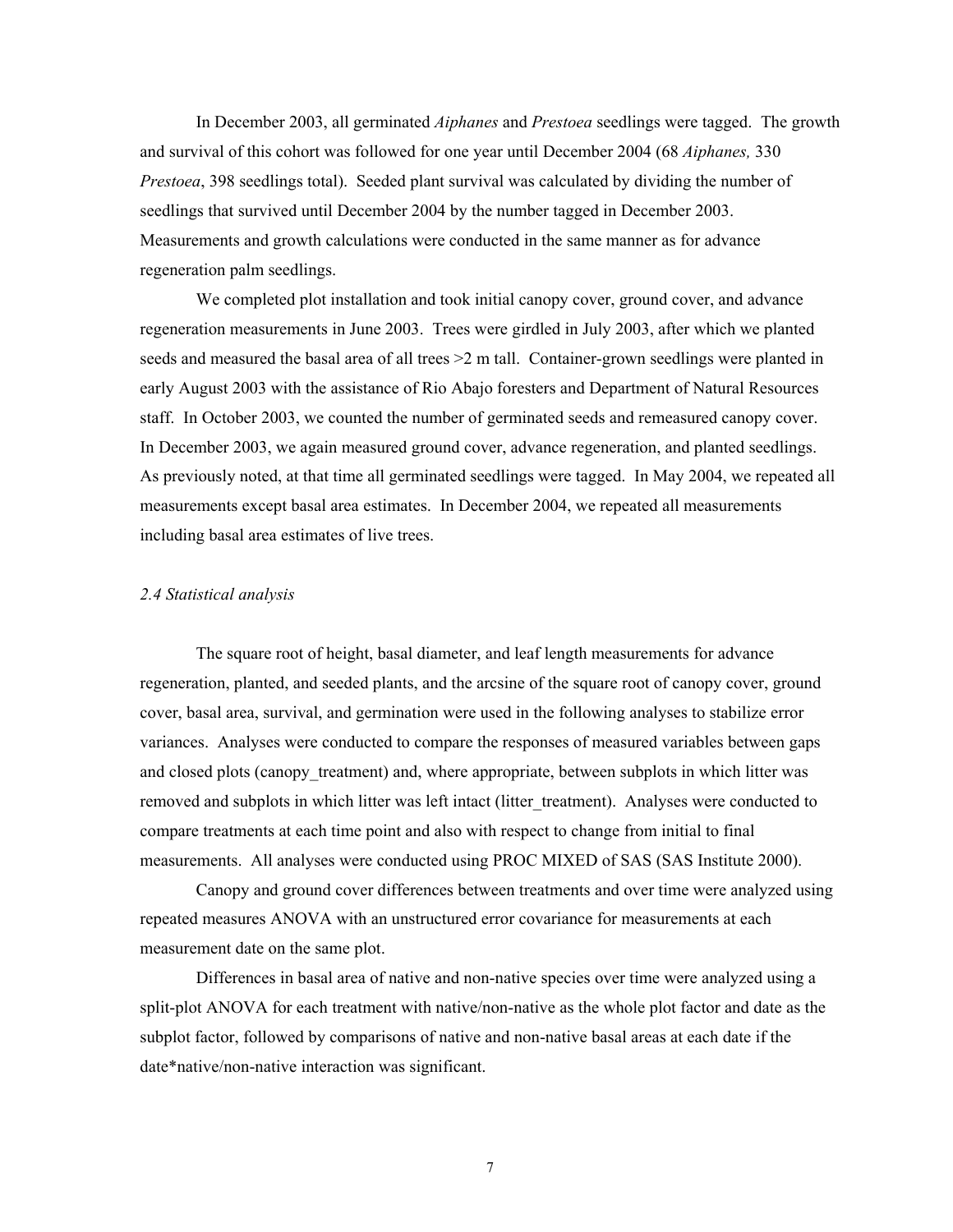In December 2003, all germinated *Aiphanes* and *Prestoea* seedlings were tagged. The growth and survival of this cohort was followed for one year until December 2004 (68 *Aiphanes,* 330 *Prestoea*, 398 seedlings total). Seeded plant survival was calculated by dividing the number of seedlings that survived until December 2004 by the number tagged in December 2003. Measurements and growth calculations were conducted in the same manner as for advance regeneration palm seedlings.

We completed plot installation and took initial canopy cover, ground cover, and advance regeneration measurements in June 2003. Trees were girdled in July 2003, after which we planted seeds and measured the basal area of all trees >2 m tall. Container-grown seedlings were planted in early August 2003 with the assistance of Rio Abajo foresters and Department of Natural Resources staff. In October 2003, we counted the number of germinated seeds and remeasured canopy cover. In December 2003, we again measured ground cover, advance regeneration, and planted seedlings. As previously noted, at that time all germinated seedlings were tagged. In May 2004, we repeated all measurements except basal area estimates. In December 2004, we repeated all measurements including basal area estimates of live trees.

*2.4 Statistical analysis*

The square root of height, basal diameter, and leaf length measurements for advance regeneration, planted, and seeded plants, and the arcsine of the square root of canopy cover, ground cover, basal area, survival, and germination were used in the following analyses to stabilize error variances. Analyses were conducted to compare the responses of measured variables between gaps and closed plots (canopy_treatment) and, where appropriate, between subplots in which litter was removed and subplots in which litter was left intact (litter_treatment). Analyses were conducted to compare treatments at each time point and also with respect to change from initial to final measurements. All analyses were conducted using PROC MIXED of SAS (SAS Institute 2000).

Canopy and ground cover differences between treatments and over time were analyzed using repeated measures ANOVA with an unstructured error covariance for measurements at each measurement date on the same plot.

Differences in basal area of native and non-native species over time were analyzed using a split-plot ANOVA for each treatment with native/non-native as the whole plot factor and date as the subplot factor, followed by comparisons of native and non-native basal areas at each date if the date*native/non-native interaction was significant.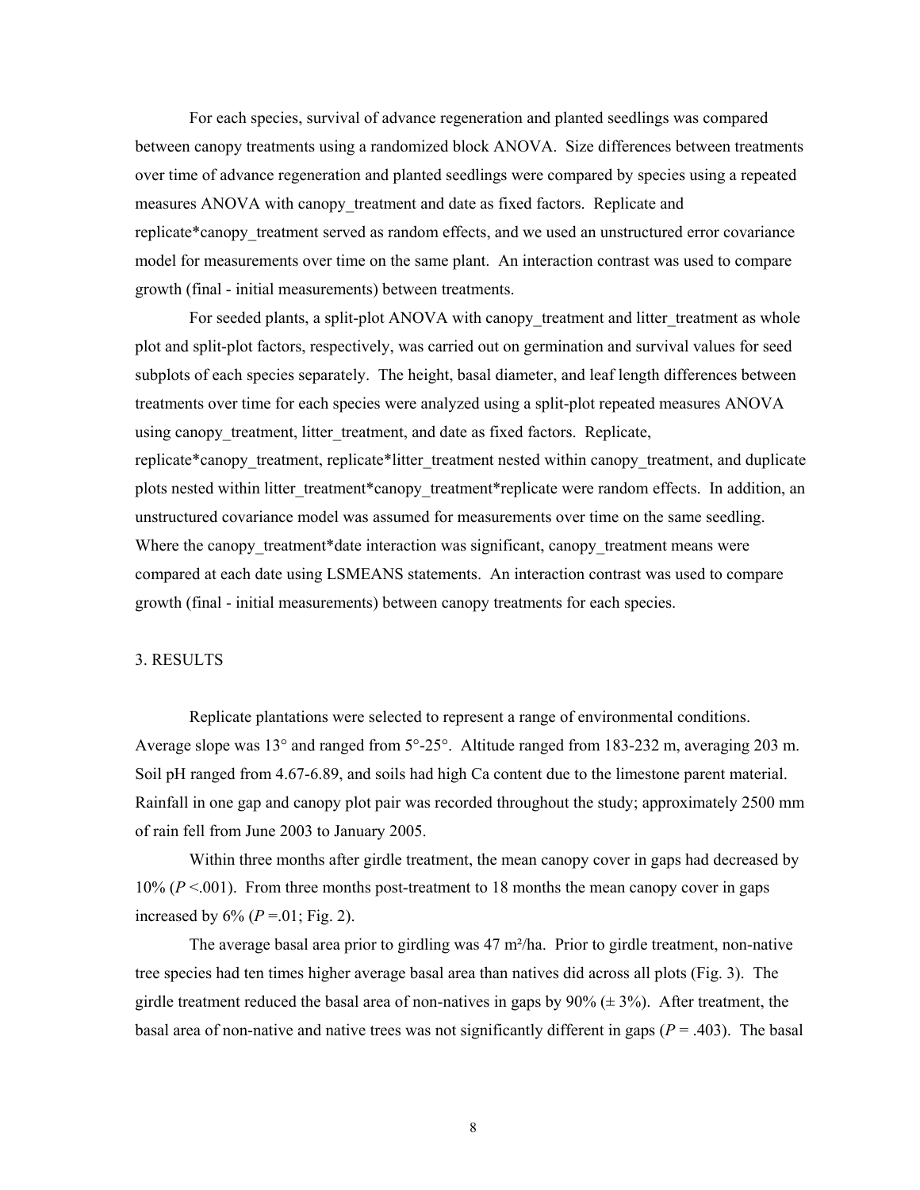For each species, survival of advance regeneration and planted seedlings was compared between canopy treatments using a randomized block ANOVA. Size differences between treatments over time of advance regeneration and planted seedlings were compared by species using a repeated measures ANOVA with canopy_treatment and date as fixed factors. Replicate and replicate*canopy_treatment served as random effects, and we used an unstructured error covariance model for measurements over time on the same plant. An interaction contrast was used to compare growth (final - initial measurements) between treatments.

For seeded plants, a split-plot ANOVA with canopy_treatment and litter_treatment as whole plot and split-plot factors, respectively, was carried out on germination and survival values for seed subplots of each species separately. The height, basal diameter, and leaf length differences between treatments over time for each species were analyzed using a split-plot repeated measures ANOVA using canopy_treatment, litter_treatment, and date as fixed factors. Replicate, replicate*canopy_treatment, replicate*litter_treatment nested within canopy_treatment, and duplicate plots nested within litter_treatment*canopy_treatment*replicate were random effects. In addition, an unstructured covariance model was assumed for measurements over time on the same seedling. Where the canopy_treatment*date interaction was significant, canopy_treatment means were compared at each date using LSMEANS statements. An interaction contrast was used to compare growth (final - initial measurements) between canopy treatments for each species.

## 3. RESULTS

Replicate plantations were selected to represent a range of environmental conditions. Average slope was 13° and ranged from 5°-25°. Altitude ranged from 183-232 m, averaging 203 m. Soil pH ranged from 4.67-6.89, and soils had high Ca content due to the limestone parent material. Rainfall in one gap and canopy plot pair was recorded throughout the study; approximately 2500 mm of rain fell from June 2003 to January 2005.

Within three months after girdle treatment, the mean canopy cover in gaps had decreased by 10% ($P < .001$). From three months post-treatment to 18 months the mean canopy cover in gaps increased by 6% ($P = .01$; Fig. 2).

The average basal area prior to girdling was 47 $m^2/ha$. Prior to girdle treatment, non-native tree species had ten times higher average basal area than natives did across all plots (Fig. 3). The girdle treatment reduced the basal area of non-natives in gaps by 90% (± 3%). After treatment, the basal area of non-native and native trees was not significantly different in gaps ($P = .403$). The basal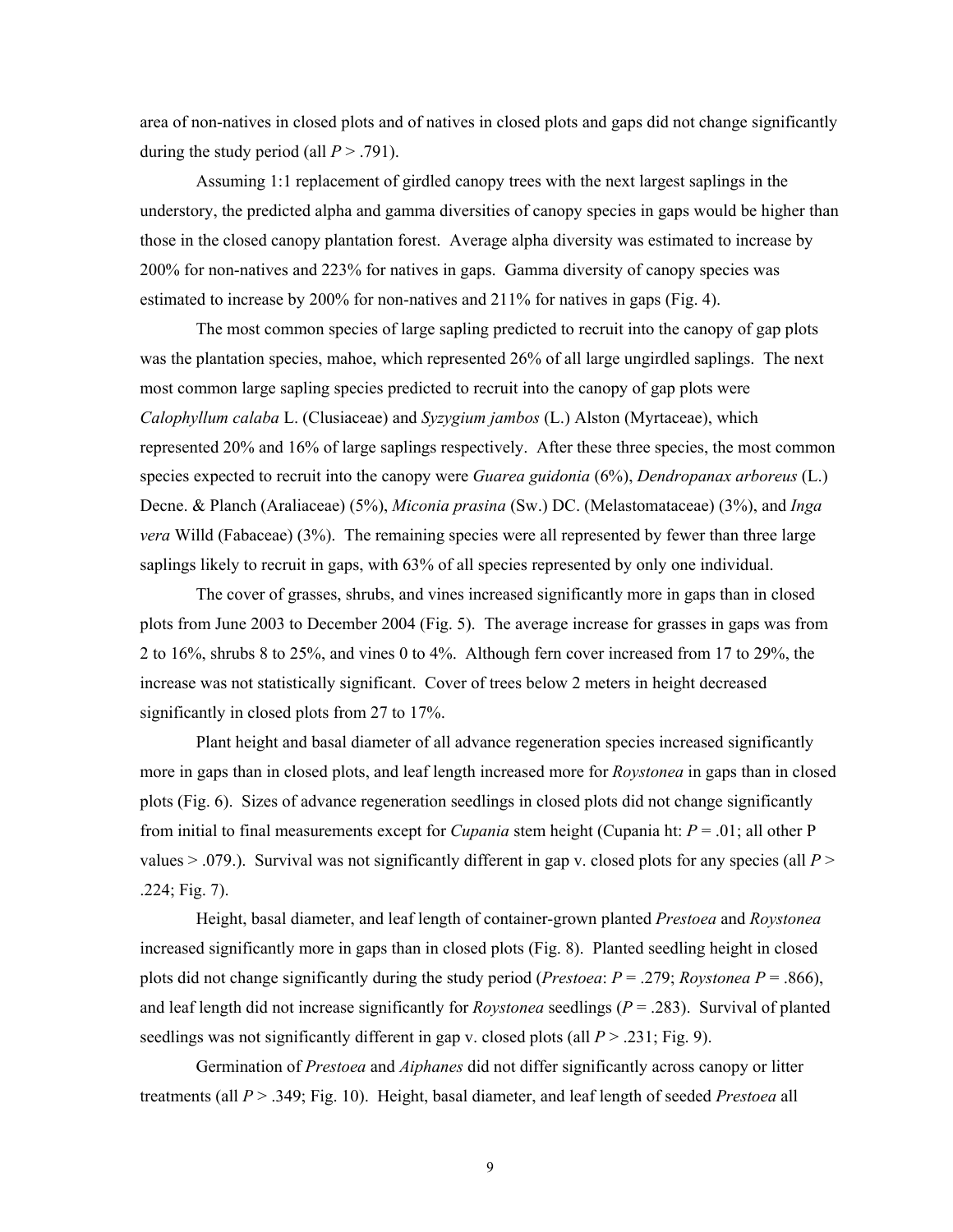area of non-natives in closed plots and of natives in closed plots and gaps did not change significantly during the study period (all $P > .791$).

Assuming 1:1 replacement of girdled canopy trees with the next largest saplings in the understory, the predicted alpha and gamma diversities of canopy species in gaps would be higher than those in the closed canopy plantation forest. Average alpha diversity was estimated to increase by 200% for non-natives and 223% for natives in gaps. Gamma diversity of canopy species was estimated to increase by 200% for non-natives and 211% for natives in gaps (Fig. 4).

The most common species of large sapling predicted to recruit into the canopy of gap plots was the plantation species, mahoe, which represented 26% of all large ungirdled saplings. The next most common large sapling species predicted to recruit into the canopy of gap plots were *Calophyllum calaba* L. (Clusiaceae) and *Syzygium jambos* (L.) Alston (Myrtaceae), which represented 20% and 16% of large saplings respectively. After these three species, the most common species expected to recruit into the canopy were *Guarea guidonia* (6%), *Dendropanax arboreus* (L.) Decne. & Planch (Araliaceae) (5%), *Miconia prasina* (Sw.) DC. (Melastomataceae) (3%), and *Inga vera* Willd (Fabaceae) (3%). The remaining species were all represented by fewer than three large saplings likely to recruit in gaps, with 63% of all species represented by only one individual.

The cover of grasses, shrubs, and vines increased significantly more in gaps than in closed plots from June 2003 to December 2004 (Fig. 5). The average increase for grasses in gaps was from 2 to 16%, shrubs 8 to 25%, and vines 0 to 4%. Although fern cover increased from 17 to 29%, the increase was not statistically significant. Cover of trees below 2 meters in height decreased significantly in closed plots from 27 to 17%.

Plant height and basal diameter of all advance regeneration species increased significantly more in gaps than in closed plots, and leaf length increased more for *Roystonea* in gaps than in closed plots (Fig. 6). Sizes of advance regeneration seedlings in closed plots did not change significantly from initial to final measurements except for *Cupania* stem height (Cupania ht: $P = .01$; all other P values $> .079$.). Survival was not significantly different in gap v. closed plots for any species (all $P > .224$; Fig. 7).

Height, basal diameter, and leaf length of container-grown planted *Prestoea* and *Roystonea* increased significantly more in gaps than in closed plots (Fig. 8). Planted seedling height in closed plots did not change significantly during the study period (*Prestoea*: $P = .279$; *Roystonea* $P = .866$), and leaf length did not increase significantly for *Roystonea* seedlings ($P = .283$). Survival of planted seedlings was not significantly different in gap v. closed plots (all $P > .231$; Fig. 9).

Germination of *Prestoea* and *Aiphanes* did not differ significantly across canopy or litter treatments (all $P > .349$; Fig. 10). Height, basal diameter, and leaf length of seeded *Prestoea* all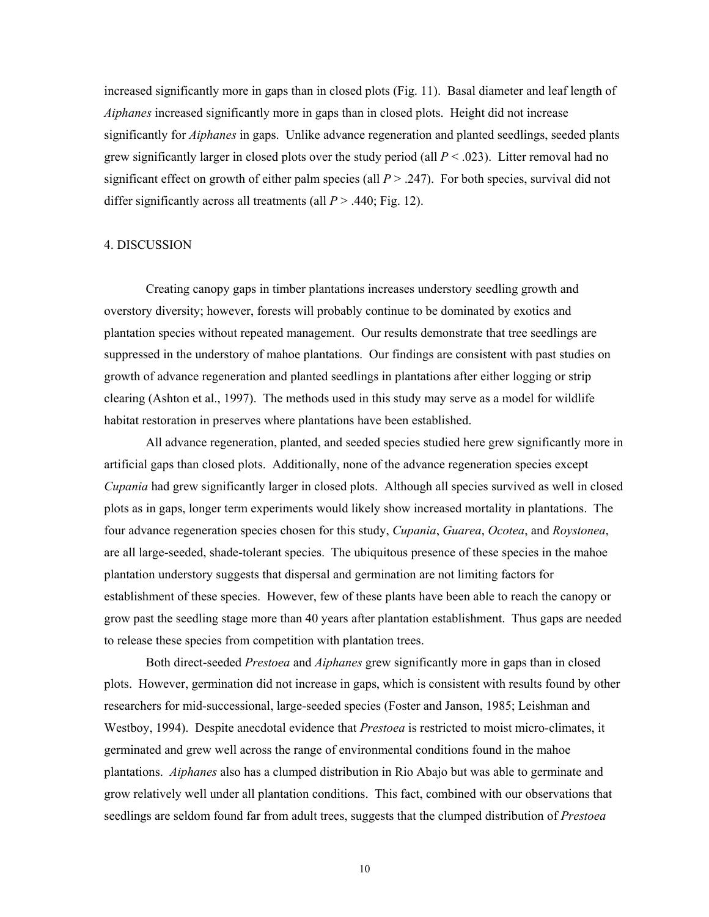increased significantly more in gaps than in closed plots (Fig. 11). Basal diameter and leaf length of *Aiphanes* increased significantly more in gaps than in closed plots. Height did not increase significantly for *Aiphanes* in gaps. Unlike advance regeneration and planted seedlings, seeded plants grew significantly larger in closed plots over the study period (all $P < .023$). Litter removal had no significant effect on growth of either palm species (all $P > .247$). For both species, survival did not differ significantly across all treatments (all $P > .440$; Fig. 12).

## 4. DISCUSSION

Creating canopy gaps in timber plantations increases understory seedling growth and overstory diversity; however, forests will probably continue to be dominated by exotics and plantation species without repeated management. Our results demonstrate that tree seedlings are suppressed in the understory of mahoe plantations. Our findings are consistent with past studies on growth of advance regeneration and planted seedlings in plantations after either logging or strip clearing (Ashton et al., 1997). The methods used in this study may serve as a model for wildlife habitat restoration in preserves where plantations have been established.

All advance regeneration, planted, and seeded species studied here grew significantly more in artificial gaps than closed plots. Additionally, none of the advance regeneration species except *Cupania* had grew significantly larger in closed plots. Although all species survived as well in closed plots as in gaps, longer term experiments would likely show increased mortality in plantations. The four advance regeneration species chosen for this study, *Cupania*, *Guarea*, *Ocotea*, and *Roystonea*, are all large-seeded, shade-tolerant species. The ubiquitous presence of these species in the mahoe plantation understory suggests that dispersal and germination are not limiting factors for establishment of these species. However, few of these plants have been able to reach the canopy or grow past the seedling stage more than 40 years after plantation establishment. Thus gaps are needed to release these species from competition with plantation trees.

Both direct-seeded *Prestoea* and *Aiphanes* grew significantly more in gaps than in closed plots. However, germination did not increase in gaps, which is consistent with results found by other researchers for mid-successional, large-seeded species (Foster and Janson, 1985; Leishman and Westboy, 1994). Despite anecdotal evidence that *Prestoea* is restricted to moist micro-climates, it germinated and grew well across the range of environmental conditions found in the mahoe plantations. *Aiphanes* also has a clumped distribution in Rio Abajo but was able to germinate and grow relatively well under all plantation conditions. This fact, combined with our observations that seedlings are seldom found far from adult trees, suggests that the clumped distribution of *Prestoea*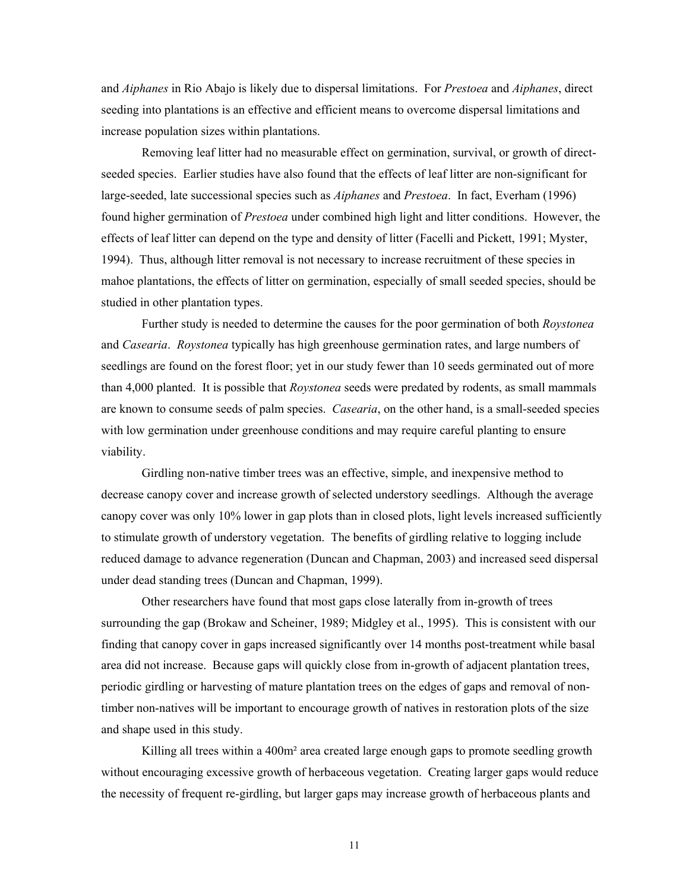and *Aiphanes* in Rio Abajo is likely due to dispersal limitations. For *Prestoea* and *Aiphanes*, direct seeding into plantations is an effective and efficient means to overcome dispersal limitations and increase population sizes within plantations.

Removing leaf litter had no measurable effect on germination, survival, or growth of direct-seeded species. Earlier studies have also found that the effects of leaf litter are non-significant for large-seeded, late successional species such as *Aiphanes* and *Prestoea*. In fact, Everham (1996) found higher germination of *Prestoea* under combined high light and litter conditions. However, the effects of leaf litter can depend on the type and density of litter (Facelli and Pickett, 1991; Myster, 1994). Thus, although litter removal is not necessary to increase recruitment of these species in mahoe plantations, the effects of litter on germination, especially of small seeded species, should be studied in other plantation types.

Further study is needed to determine the causes for the poor germination of both *Roystonea* and *Casearia*. *Roystonea* typically has high greenhouse germination rates, and large numbers of seedlings are found on the forest floor; yet in our study fewer than 10 seeds germinated out of more than 4,000 planted. It is possible that *Roystonea* seeds were predated by rodents, as small mammals are known to consume seeds of palm species. *Casearia*, on the other hand, is a small-seeded species with low germination under greenhouse conditions and may require careful planting to ensure viability.

Girdling non-native timber trees was an effective, simple, and inexpensive method to decrease canopy cover and increase growth of selected understory seedlings. Although the average canopy cover was only 10% lower in gap plots than in closed plots, light levels increased sufficiently to stimulate growth of understory vegetation. The benefits of girdling relative to logging include reduced damage to advance regeneration (Duncan and Chapman, 2003) and increased seed dispersal under dead standing trees (Duncan and Chapman, 1999).

Other researchers have found that most gaps close laterally from in-growth of trees surrounding the gap (Brokaw and Scheiner, 1989; Midgley et al., 1995). This is consistent with our finding that canopy cover in gaps increased significantly over 14 months post-treatment while basal area did not increase. Because gaps will quickly close from in-growth of adjacent plantation trees, periodic girdling or harvesting of mature plantation trees on the edges of gaps and removal of non-timber non-natives will be important to encourage growth of natives in restoration plots of the size and shape used in this study.

Killing all trees within a 400m² area created large enough gaps to promote seedling growth without encouraging excessive growth of herbaceous vegetation. Creating larger gaps would reduce the necessity of frequent re-girdling, but larger gaps may increase growth of herbaceous plants and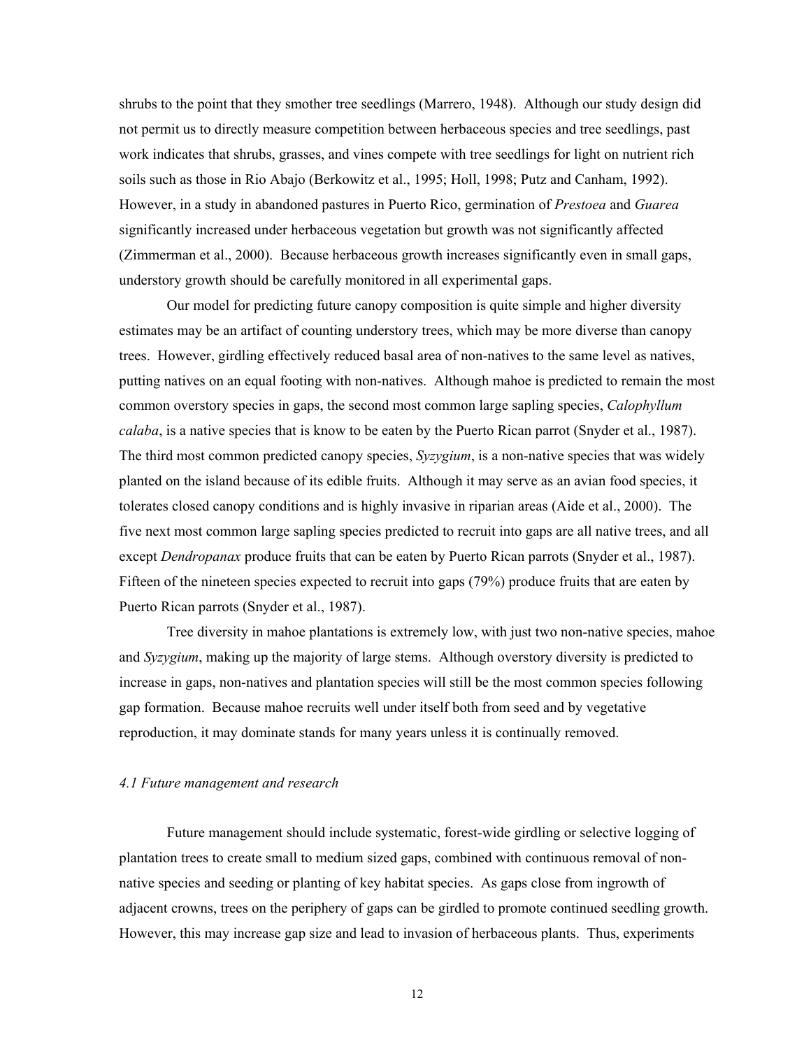shrubs to the point that they smother tree seedlings (Marrero, 1948). Although our study design did not permit us to directly measure competition between herbaceous species and tree seedlings, past work indicates that shrubs, grasses, and vines compete with tree seedlings for light on nutrient rich soils such as those in Rio Abajo (Berkowitz et al., 1995; Holl, 1998; Putz and Canham, 1992). However, in a study in abandoned pastures in Puerto Rico, germination of *Prestoea* and *Guarea* significantly increased under herbaceous vegetation but growth was not significantly affected (Zimmerman et al., 2000). Because herbaceous growth increases significantly even in small gaps, understory growth should be carefully monitored in all experimental gaps.

Our model for predicting future canopy composition is quite simple and higher diversity estimates may be an artifact of counting understory trees, which may be more diverse than canopy trees. However, girdling effectively reduced basal area of non-natives to the same level as natives, putting natives on an equal footing with non-natives. Although mahoe is predicted to remain the most common overstory species in gaps, the second most common large sapling species, *Calophyllum calaba*, is a native species that is know to be eaten by the Puerto Rican parrot (Snyder et al., 1987). The third most common predicted canopy species, *Syzygium*, is a non-native species that was widely planted on the island because of its edible fruits. Although it may serve as an avian food species, it tolerates closed canopy conditions and is highly invasive in riparian areas (Aide et al., 2000). The five next most common large sapling species predicted to recruit into gaps are all native trees, and all except *Dendropanax* produce fruits that can be eaten by Puerto Rican parrots (Snyder et al., 1987). Fifteen of the nineteen species expected to recruit into gaps (79%) produce fruits that are eaten by Puerto Rican parrots (Snyder et al., 1987).

Tree diversity in mahoe plantations is extremely low, with just two non-native species, mahoe and *Syzygium*, making up the majority of large stems. Although overstory diversity is predicted to increase in gaps, non-natives and plantation species will still be the most common species following gap formation. Because mahoe recruits well under itself both from seed and by vegetative reproduction, it may dominate stands for many years unless it is continually removed.

### *4.1 Future management and research*

Future management should include systematic, forest-wide girdling or selective logging of plantation trees to create small to medium sized gaps, combined with continuous removal of non-native species and seeding or planting of key habitat species. As gaps close from ingrowth of adjacent crowns, trees on the periphery of gaps can be girdled to promote continued seedling growth. However, this may increase gap size and lead to invasion of herbaceous plants. Thus, experiments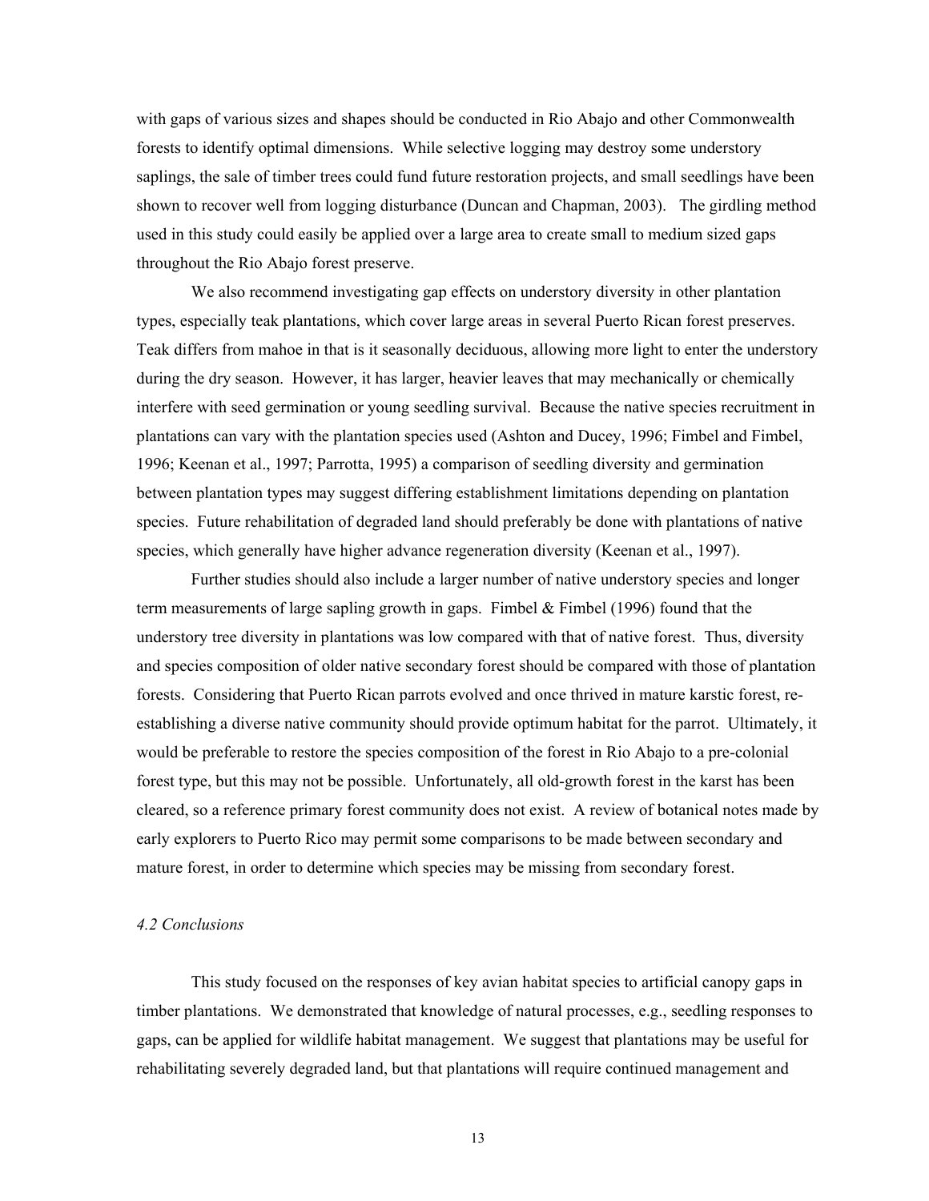with gaps of various sizes and shapes should be conducted in Rio Abajo and other Commonwealth forests to identify optimal dimensions. While selective logging may destroy some understory saplings, the sale of timber trees could fund future restoration projects, and small seedlings have been shown to recover well from logging disturbance (Duncan and Chapman, 2003). The girdling method used in this study could easily be applied over a large area to create small to medium sized gaps throughout the Rio Abajo forest preserve.

We also recommend investigating gap effects on understory diversity in other plantation types, especially teak plantations, which cover large areas in several Puerto Rican forest preserves. Teak differs from mahoe in that is it seasonally deciduous, allowing more light to enter the understory during the dry season. However, it has larger, heavier leaves that may mechanically or chemically interfere with seed germination or young seedling survival. Because the native species recruitment in plantations can vary with the plantation species used (Ashton and Ducey, 1996; Fimbel and Fimbel, 1996; Keenan et al., 1997; Parrotta, 1995) a comparison of seedling diversity and germination between plantation types may suggest differing establishment limitations depending on plantation species. Future rehabilitation of degraded land should preferably be done with plantations of native species, which generally have higher advance regeneration diversity (Keenan et al., 1997).

Further studies should also include a larger number of native understory species and longer term measurements of large sapling growth in gaps. Fimbel & Fimbel (1996) found that the understory tree diversity in plantations was low compared with that of native forest. Thus, diversity and species composition of older native secondary forest should be compared with those of plantation forests. Considering that Puerto Rican parrots evolved and once thrived in mature karstic forest, re-establishing a diverse native community should provide optimum habitat for the parrot. Ultimately, it would be preferable to restore the species composition of the forest in Rio Abajo to a pre-colonial forest type, but this may not be possible. Unfortunately, all old-growth forest in the karst has been cleared, so a reference primary forest community does not exist. A review of botanical notes made by early explorers to Puerto Rico may permit some comparisons to be made between secondary and mature forest, in order to determine which species may be missing from secondary forest.

### *4.2 Conclusions*

This study focused on the responses of key avian habitat species to artificial canopy gaps in timber plantations. We demonstrated that knowledge of natural processes, e.g., seedling responses to gaps, can be applied for wildlife habitat management. We suggest that plantations may be useful for rehabilitating severely degraded land, but that plantations will require continued management and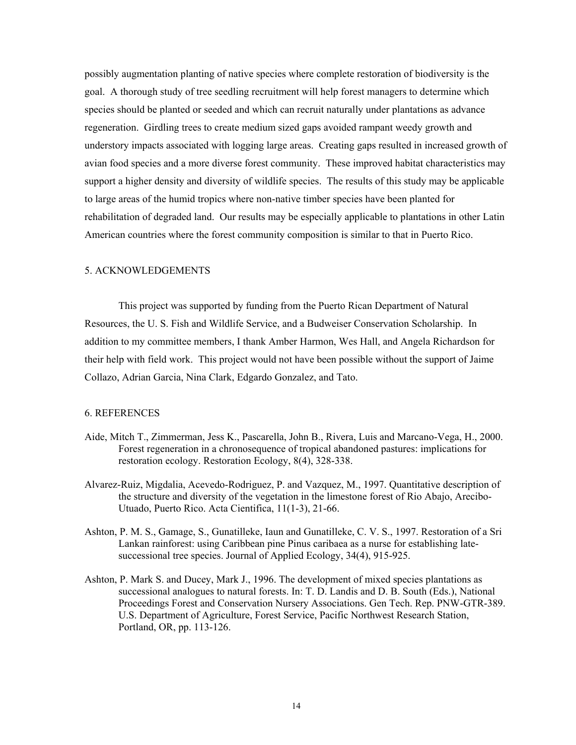possibly augmentation planting of native species where complete restoration of biodiversity is the goal. A thorough study of tree seedling recruitment will help forest managers to determine which species should be planted or seeded and which can recruit naturally under plantations as advance regeneration. Girdling trees to create medium sized gaps avoided rampant weedy growth and understory impacts associated with logging large areas. Creating gaps resulted in increased growth of avian food species and a more diverse forest community. These improved habitat characteristics may support a higher density and diversity of wildlife species. The results of this study may be applicable to large areas of the humid tropics where non-native timber species have been planted for rehabilitation of degraded land. Our results may be especially applicable to plantations in other Latin American countries where the forest community composition is similar to that in Puerto Rico.

## 5. ACKNOWLEDGEMENTS

This project was supported by funding from the Puerto Rican Department of Natural Resources, the U. S. Fish and Wildlife Service, and a Budweiser Conservation Scholarship. In addition to my committee members, I thank Amber Harmon, Wes Hall, and Angela Richardson for their help with field work. This project would not have been possible without the support of Jaime Collazo, Adrian Garcia, Nina Clark, Edgardo Gonzalez, and Tato.

## 6. REFERENCES

Aide, Mitch T., Zimmerman, Jess K., Pascarella, John B., Rivera, Luis and Marcano-Vega, H., 2000. Forest regeneration in a chronosequence of tropical abandoned pastures: implications for restoration ecology. Restoration Ecology, 8(4), 328-338.

Alvarez-Ruiz, Migdalia, Acevedo-Rodriguez, P. and Vazquez, M., 1997. Quantitative description of the structure and diversity of the vegetation in the limestone forest of Rio Abajo, Arecibo-Utuado, Puerto Rico. Acta Cientifica, 11(1-3), 21-66.

Ashton, P. M. S., Gamage, S., Gunatilleke, Iaun and Gunatilleke, C. V. S., 1997. Restoration of a Sri Lankan rainforest: using Caribbean pine Pinus caribaea as a nurse for establishing late-successional tree species. Journal of Applied Ecology, 34(4), 915-925.

Ashton, P. Mark S. and Ducey, Mark J., 1996. The development of mixed species plantations as successional analogues to natural forests. In: T. D. Landis and D. B. South (Eds.), National Proceedings Forest and Conservation Nursery Associations. Gen Tech. Rep. PNW-GTR-389. U.S. Department of Agriculture, Forest Service, Pacific Northwest Research Station, Portland, OR, pp. 113-126.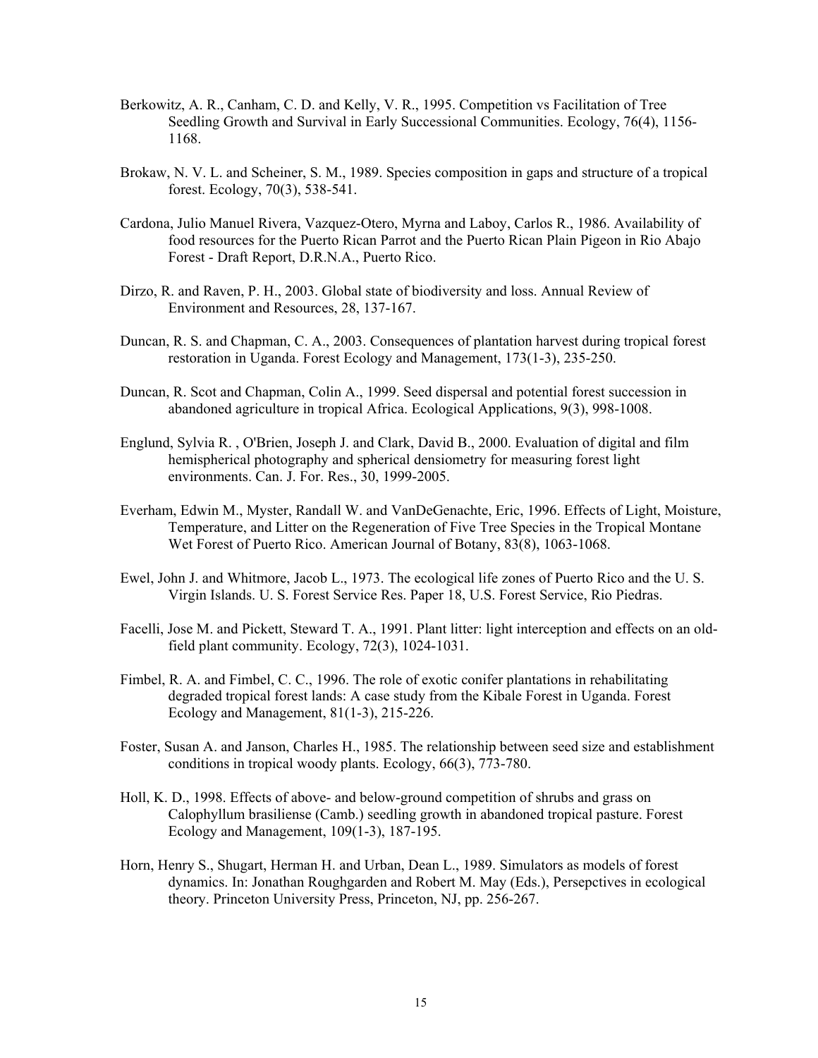Berkowitz, A. R., Canham, C. D. and Kelly, V. R., 1995. Competition vs Facilitation of Tree Seedling Growth and Survival in Early Successional Communities. Ecology, 76(4), 1156-1168.

Brokaw, N. V. L. and Scheiner, S. M., 1989. Species composition in gaps and structure of a tropical forest. Ecology, 70(3), 538-541.

Cardona, Julio Manuel Rivera, Vazquez-Otero, Myrna and Laboy, Carlos R., 1986. Availability of food resources for the Puerto Rican Parrot and the Puerto Rican Plain Pigeon in Rio Abajo Forest - Draft Report, D.R.N.A., Puerto Rico.

Dirzo, R. and Raven, P. H., 2003. Global state of biodiversity and loss. Annual Review of Environment and Resources, 28, 137-167.

Duncan, R. S. and Chapman, C. A., 2003. Consequences of plantation harvest during tropical forest restoration in Uganda. Forest Ecology and Management, 173(1-3), 235-250.

Duncan, R. Scot and Chapman, Colin A., 1999. Seed dispersal and potential forest succession in abandoned agriculture in tropical Africa. Ecological Applications, 9(3), 998-1008.

Englund, Sylvia R. , O'Brien, Joseph J. and Clark, David B., 2000. Evaluation of digital and film hemispherical photography and spherical densiometry for measuring forest light environments. Can. J. For. Res., 30, 1999-2005.

Everham, Edwin M., Myster, Randall W. and VanDeGenachte, Eric, 1996. Effects of Light, Moisture, Temperature, and Litter on the Regeneration of Five Tree Species in the Tropical Montane Wet Forest of Puerto Rico. American Journal of Botany, 83(8), 1063-1068.

Ewel, John J. and Whitmore, Jacob L., 1973. The ecological life zones of Puerto Rico and the U. S. Virgin Islands. U. S. Forest Service Res. Paper 18, U.S. Forest Service, Rio Piedras.

Facelli, Jose M. and Pickett, Steward T. A., 1991. Plant litter: light interception and effects on an old-field plant community. Ecology, 72(3), 1024-1031.

Fimbel, R. A. and Fimbel, C. C., 1996. The role of exotic conifer plantations in rehabilitating degraded tropical forest lands: A case study from the Kibale Forest in Uganda. Forest Ecology and Management, 81(1-3), 215-226.

Foster, Susan A. and Janson, Charles H., 1985. The relationship between seed size and establishment conditions in tropical woody plants. Ecology, 66(3), 773-780.

Holl, K. D., 1998. Effects of above- and below-ground competition of shrubs and grass on Calophyllum brasiliense (Camb.) seedling growth in abandoned tropical pasture. Forest Ecology and Management, 109(1-3), 187-195.

Horn, Henry S., Shugart, Herman H. and Urban, Dean L., 1989. Simulators as models of forest dynamics. In: Jonathan Roughgarden and Robert M. May (Eds.), Persepctives in ecological theory. Princeton University Press, Princeton, NJ, pp. 256-267.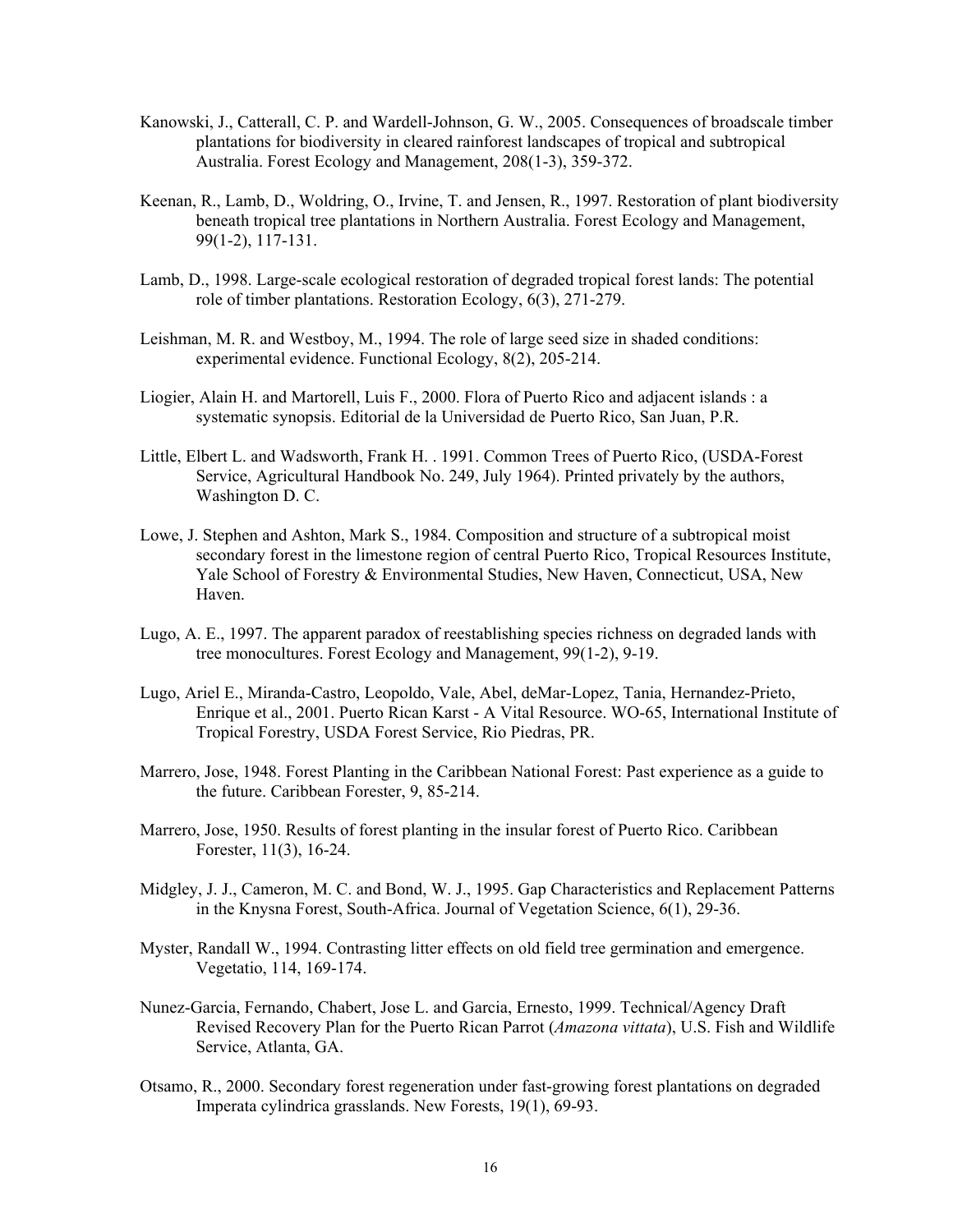Kanowski, J., Catterall, C. P. and Wardell-Johnson, G. W., 2005. Consequences of broadscale timber plantations for biodiversity in cleared rainforest landscapes of tropical and subtropical Australia. Forest Ecology and Management, 208(1-3), 359-372.

Keenan, R., Lamb, D., Woldring, O., Irvine, T. and Jensen, R., 1997. Restoration of plant biodiversity beneath tropical tree plantations in Northern Australia. Forest Ecology and Management, 99(1-2), 117-131.

Lamb, D., 1998. Large-scale ecological restoration of degraded tropical forest lands: The potential role of timber plantations. Restoration Ecology, 6(3), 271-279.

Leishman, M. R. and Westboy, M., 1994. The role of large seed size in shaded conditions: experimental evidence. Functional Ecology, 8(2), 205-214.

Liogier, Alain H. and Martorell, Luis F., 2000. Flora of Puerto Rico and adjacent islands : a systematic synopsis. Editorial de la Universidad de Puerto Rico, San Juan, P.R.

Little, Elbert L. and Wadsworth, Frank H. . 1991. Common Trees of Puerto Rico, (USDA-Forest Service, Agricultural Handbook No. 249, July 1964). Printed privately by the authors, Washington D. C.

Lowe, J. Stephen and Ashton, Mark S., 1984. Composition and structure of a subtropical moist secondary forest in the limestone region of central Puerto Rico, Tropical Resources Institute, Yale School of Forestry & Environmental Studies, New Haven, Connecticut, USA, New Haven.

Lugo, A. E., 1997. The apparent paradox of reestablishing species richness on degraded lands with tree monocultures. Forest Ecology and Management, 99(1-2), 9-19.

Lugo, Ariel E., Miranda-Castro, Leopoldo, Vale, Abel, deMar-Lopez, Tania, Hernandez-Prieto, Enrique et al., 2001. Puerto Rican Karst - A Vital Resource. WO-65, International Institute of Tropical Forestry, USDA Forest Service, Rio Piedras, PR.

Marrero, Jose, 1948. Forest Planting in the Caribbean National Forest: Past experience as a guide to the future. Caribbean Forester, 9, 85-214.

Marrero, Jose, 1950. Results of forest planting in the insular forest of Puerto Rico. Caribbean Forester, 11(3), 16-24.

Midgley, J. J., Cameron, M. C. and Bond, W. J., 1995. Gap Characteristics and Replacement Patterns in the Knysna Forest, South-Africa. Journal of Vegetation Science, 6(1), 29-36.

Myster, Randall W., 1994. Contrasting litter effects on old field tree germination and emergence. Vegetatio, 114, 169-174.

Nunez-Garcia, Fernando, Chabert, Jose L. and Garcia, Ernesto, 1999. Technical/Agency Draft Revised Recovery Plan for the Puerto Rican Parrot (*Amazona vittata*), U.S. Fish and Wildlife Service, Atlanta, GA.

Otsamo, R., 2000. Secondary forest regeneration under fast-growing forest plantations on degraded Imperata cylindrica grasslands. New Forests, 19(1), 69-93.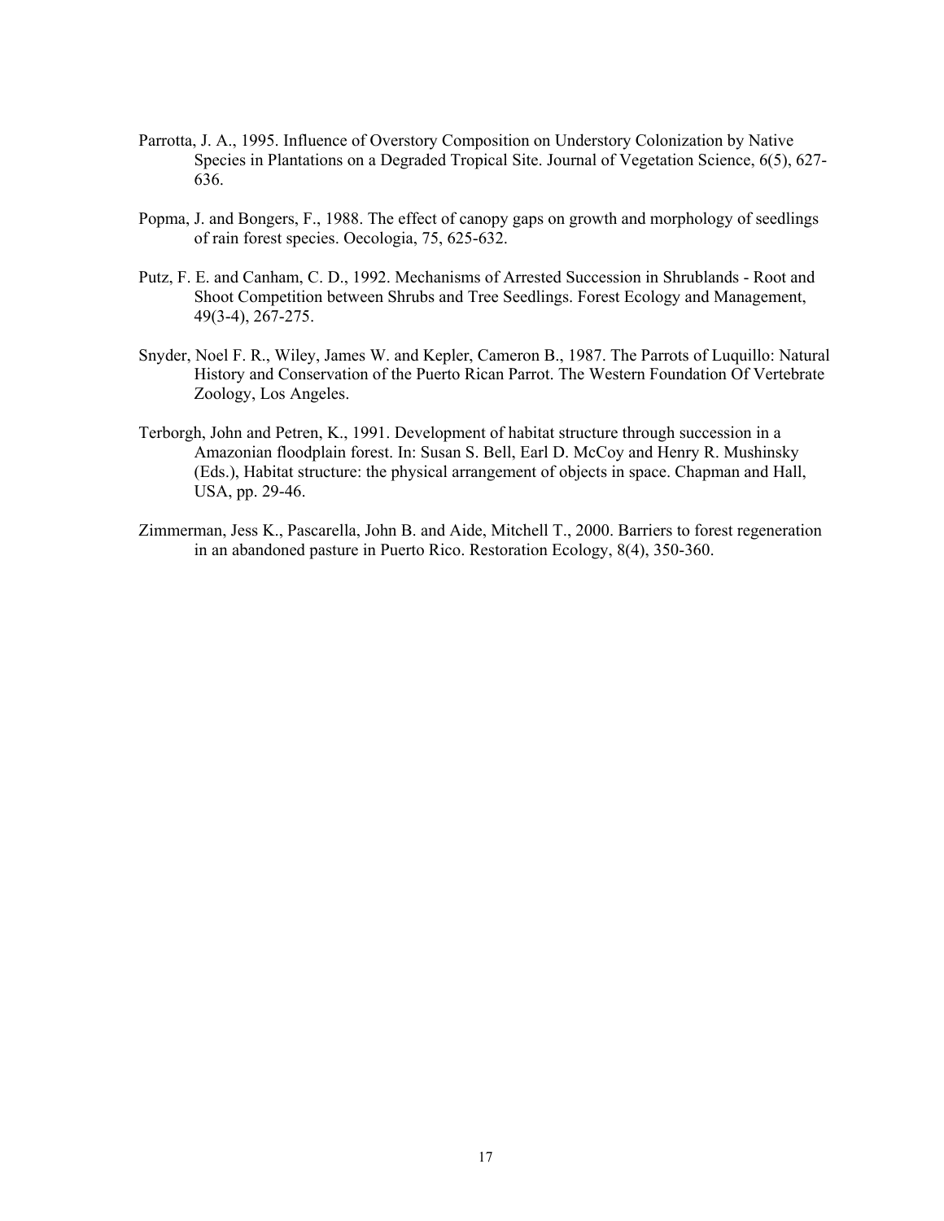Parrotta, J. A., 1995. Influence of Overstory Composition on Understory Colonization by Native Species in Plantations on a Degraded Tropical Site. Journal of Vegetation Science, 6(5), 627-636.

Popma, J. and Bongers, F., 1988. The effect of canopy gaps on growth and morphology of seedlings of rain forest species. Oecologia, 75, 625-632.

Putz, F. E. and Canham, C. D., 1992. Mechanisms of Arrested Succession in Shrublands - Root and Shoot Competition between Shrubs and Tree Seedlings. Forest Ecology and Management, 49(3-4), 267-275.

Snyder, Noel F. R., Wiley, James W. and Kepler, Cameron B., 1987. The Parrots of Luquillo: Natural History and Conservation of the Puerto Rican Parrot. The Western Foundation Of Vertebrate Zoology, Los Angeles.

Terborgh, John and Petren, K., 1991. Development of habitat structure through succession in a Amazonian floodplain forest. In: Susan S. Bell, Earl D. McCoy and Henry R. Mushinsky (Eds.), Habitat structure: the physical arrangement of objects in space. Chapman and Hall, USA, pp. 29-46.

Zimmerman, Jess K., Pascarella, John B. and Aide, Mitchell T., 2000. Barriers to forest regeneration in an abandoned pasture in Puerto Rico. Restoration Ecology, 8(4), 350-360.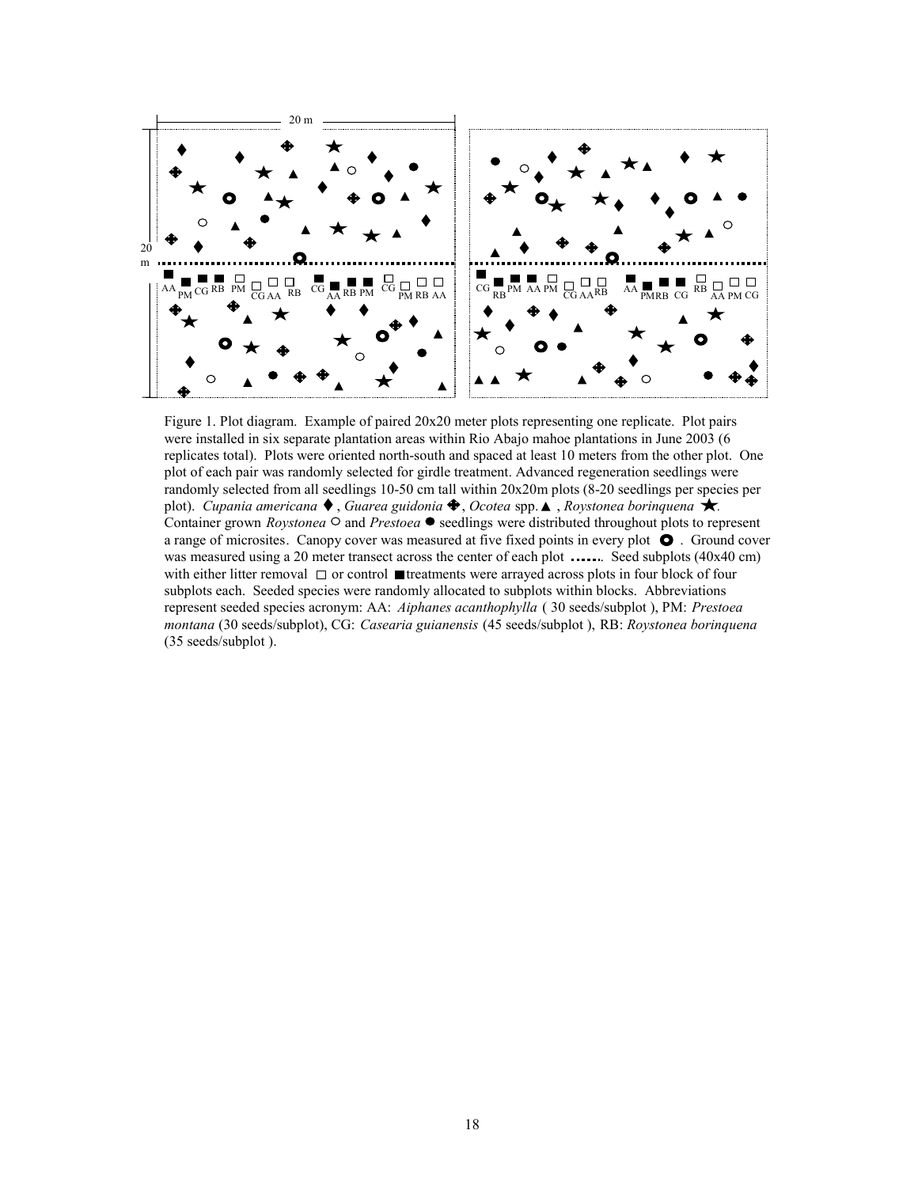Figure 1. Plot diagram. Example of paired 20x20 meter plots representing one replicate. Plot pairs were installed in six separate plantation areas within Rio Abajo mahoe plantations in June 2003 (6 replicates total). Plots were oriented north-south and spaced at least 10 meters from the other plot. One plot of each pair was randomly selected for girdle treatment. Advanced regeneration seedlings were randomly selected from all seedlings 10-50 cm tall within 20x20m plots (8-20 seedlings per species per plot). *Cupania americana* ♦, *Guarea guidonia* ✥, *Ocotea* spp. ▲, *Roystonea borinquena* ★. Container grown *Roystonea* ○ and *Prestoea* ● seedlings were distributed throughout plots to represent a range of microsites. Canopy cover was measured at five fixed points in every plot ⭘. Ground cover was measured using a 20 meter transect across the center of each plot ....... Seed subplots (40x40 cm) with either litter removal □ or control ■ treatments were arrayed across plots in four block of four subplots each. Seeded species were randomly allocated to subplots within blocks. Abbreviations represent seeded species acronym: AA: *Aiphanes acanthophylla* ( 30 seeds/subplot ), PM: *Prestoea montana* (30 seeds/subplot), CG: *Casearia guianensis* (45 seeds/subplot ), RB: *Roystonea borinquena* (35 seeds/subplot ).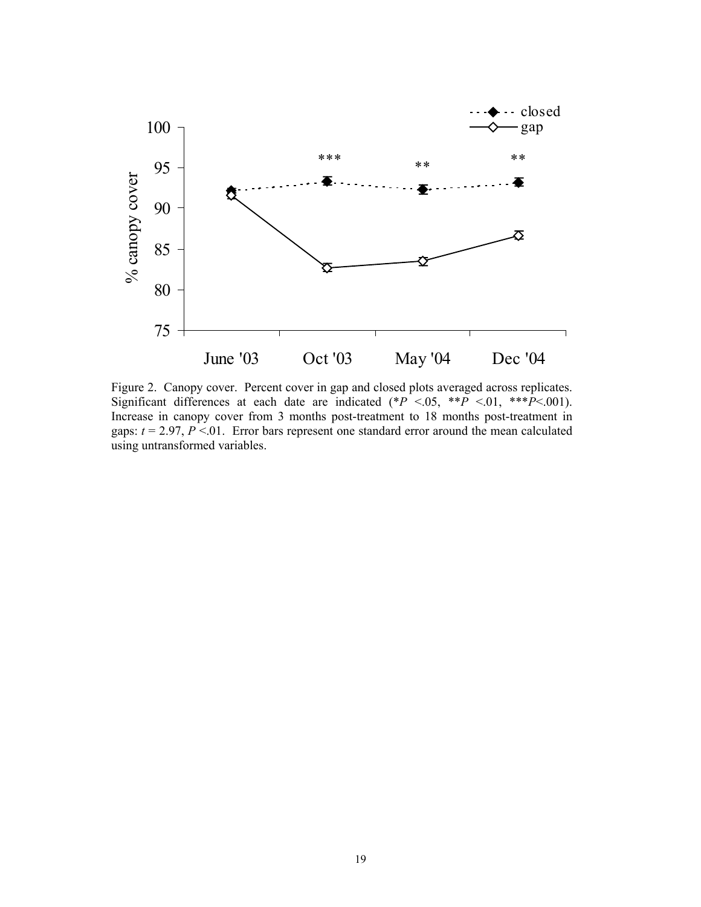Figure 2. Canopy cover. Percent cover in gap and closed plots averaged across replicates. Significant differences at each date are indicated (\**P* <.05, \*\**P* <.01, \*\*\**P*<.001). Increase in canopy cover from 3 months post-treatment to 18 months post-treatment in gaps: $t = 2.97$, $P < .01$. Error bars represent one standard error around the mean calculated using untransformed variables.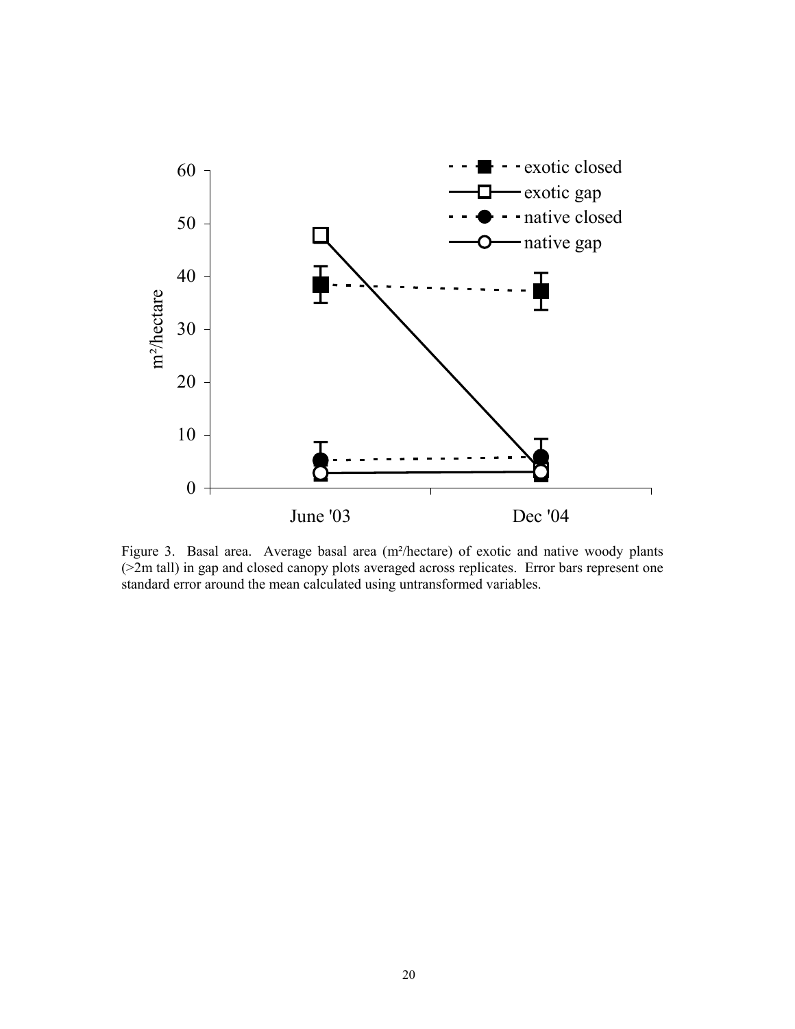Figure 3. Basal area. Average basal area (m²/hectare) of exotic and native woody plants (>2m tall) in gap and closed canopy plots averaged across replicates. Error bars represent one standard error around the mean calculated using untransformed variables.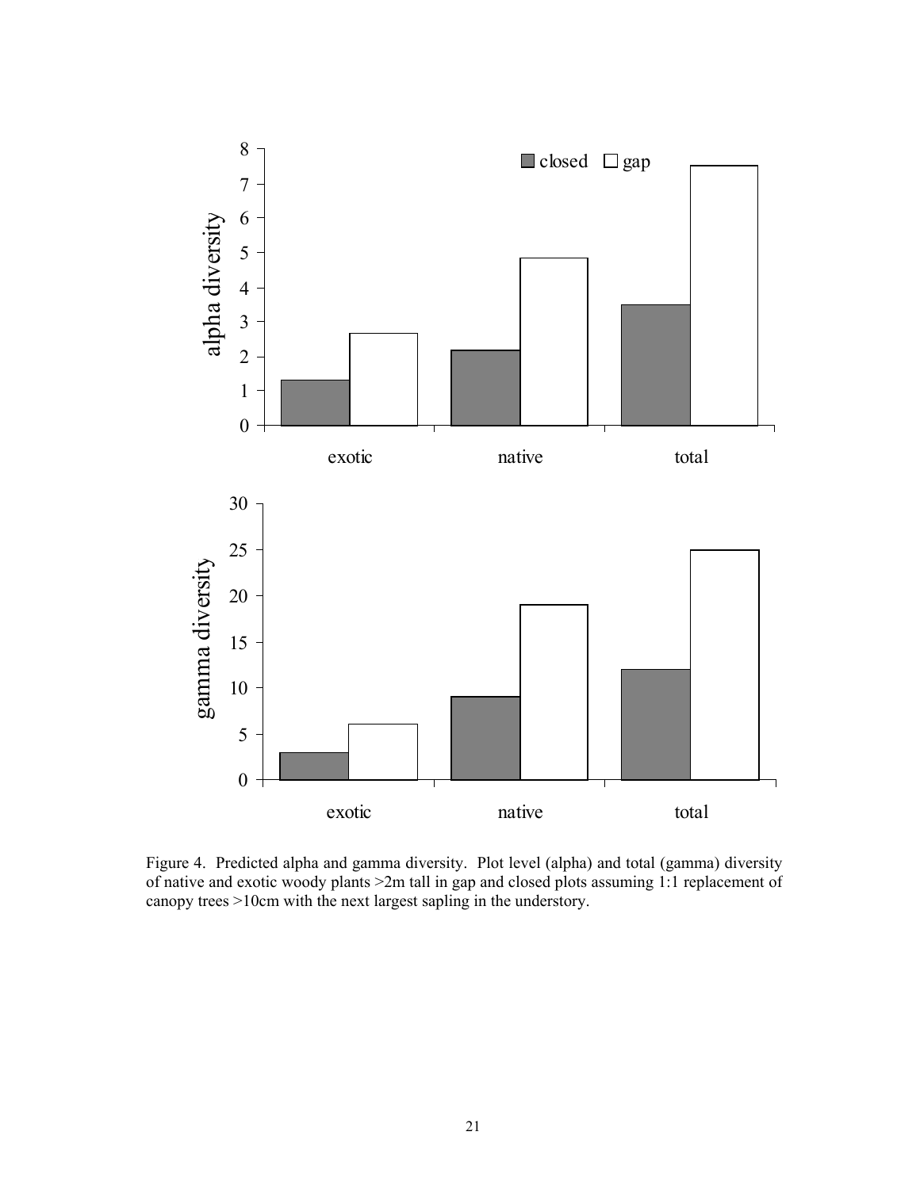Figure 4. Predicted alpha and gamma diversity. Plot level (alpha) and total (gamma) diversity of native and exotic woody plants >2m tall in gap and closed plots assuming 1:1 replacement of canopy trees >10cm with the next largest sapling in the understory.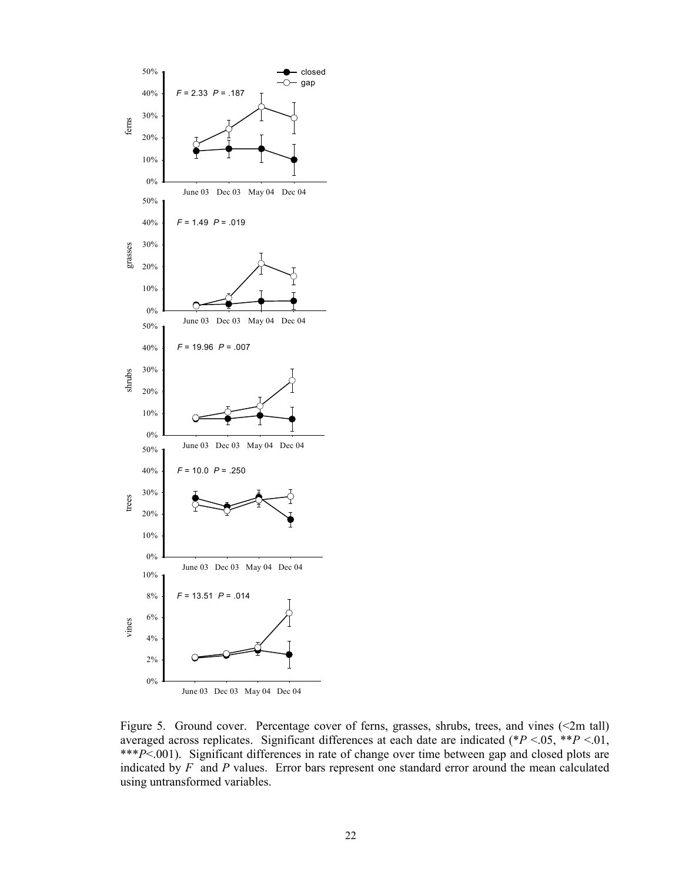Figure 5. Ground cover. Percentage cover of ferns, grasses, shrubs, trees, and vines (<2m tall) averaged across replicates. Significant differences at each date are indicated (*$P$ <.05, **$P$ <.01, ***$P$<.001). Significant differences in rate of change over time between gap and closed plots are indicated by $F$ and $P$ values. Error bars represent one standard error around the mean calculated using untransformed variables.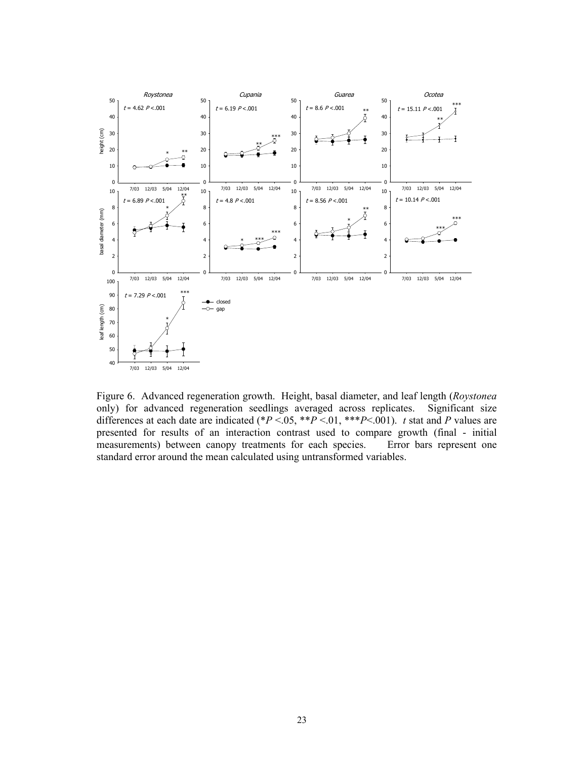Figure 6. Advanced regeneration growth. Height, basal diameter, and leaf length (*Roystonea* only) for advanced regeneration seedlings averaged across replicates. Significant size differences at each date are indicated (*$P$ <.05, **$P$ <.01, ***$P$<.001). $t$ stat and $P$ values are presented for results of an interaction contrast used to compare growth (final - initial measurements) between canopy treatments for each species. Error bars represent one standard error around the mean calculated using untransformed variables.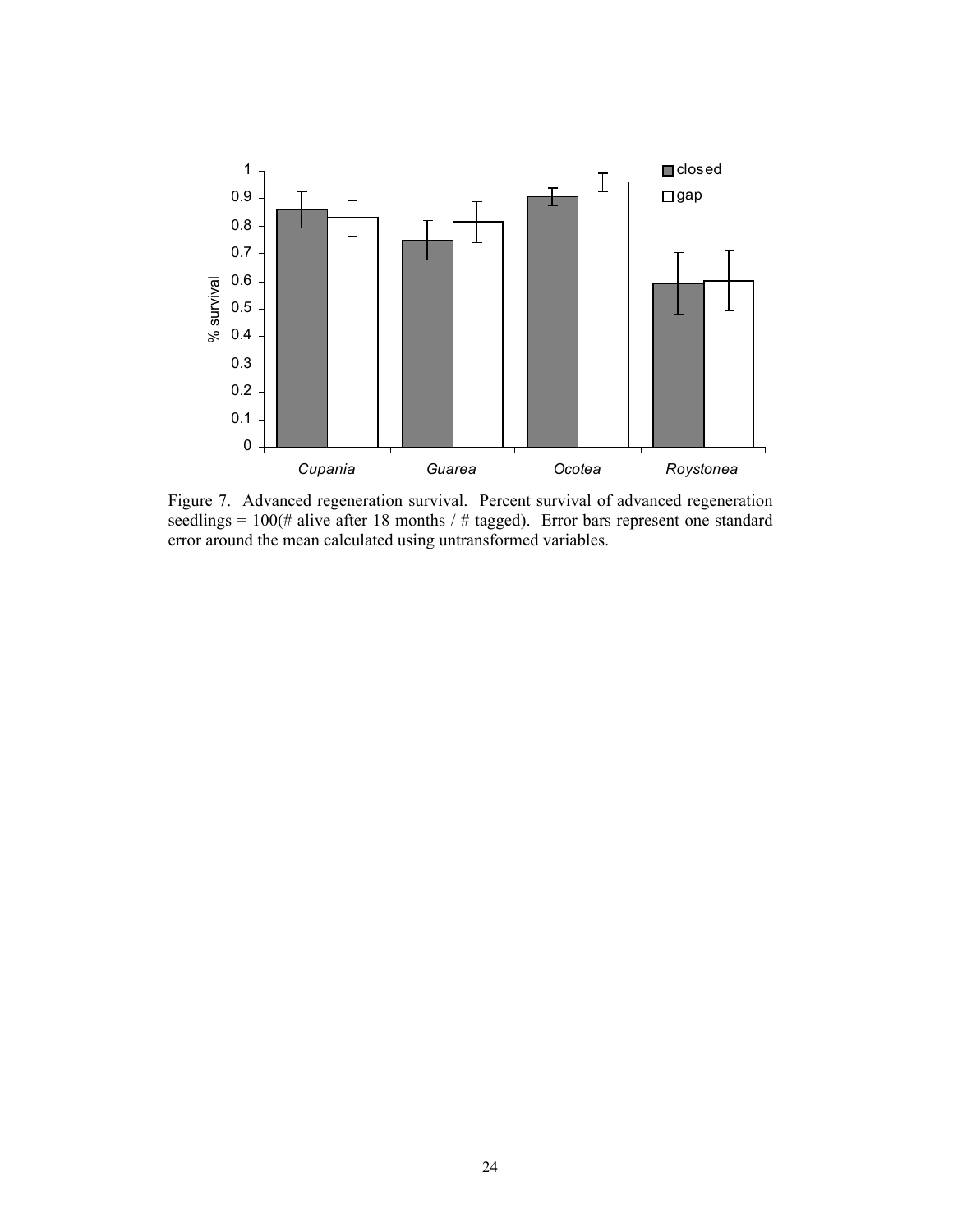Figure 7. Advanced regeneration survival. Percent survival of advanced regeneration seedlings = 100(# alive after 18 months / # tagged). Error bars represent one standard error around the mean calculated using untransformed variables.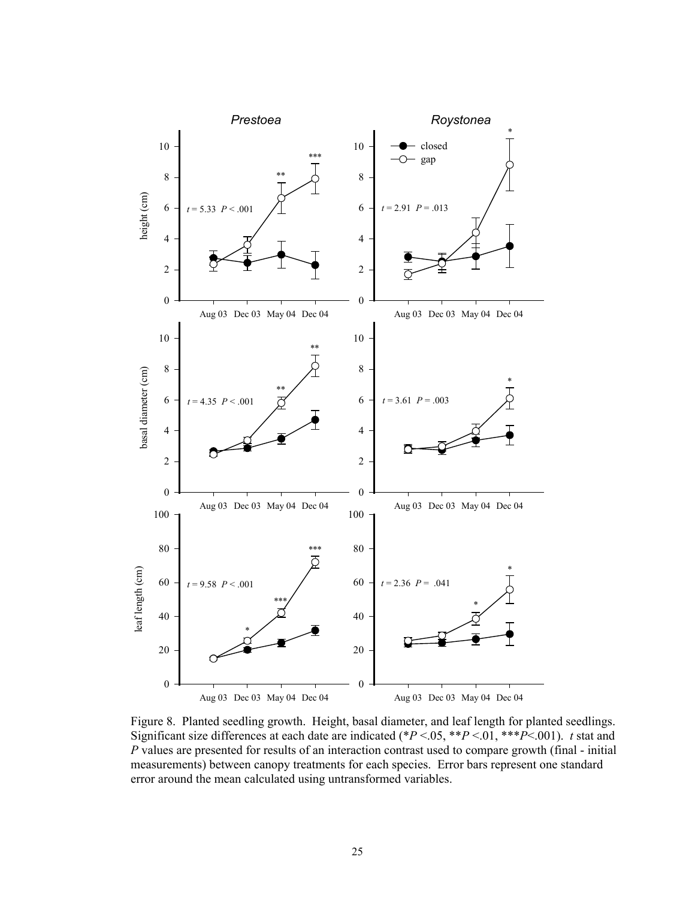Figure 8. Planted seedling growth. Height, basal diameter, and leaf length for planted seedlings. Significant size differences at each date are indicated (*$P$ <.05, **$P$ <.01, ***$P$<.001). $t$ stat and $P$ values are presented for results of an interaction contrast used to compare growth (final - initial measurements) between canopy treatments for each species. Error bars represent one standard error around the mean calculated using untransformed variables.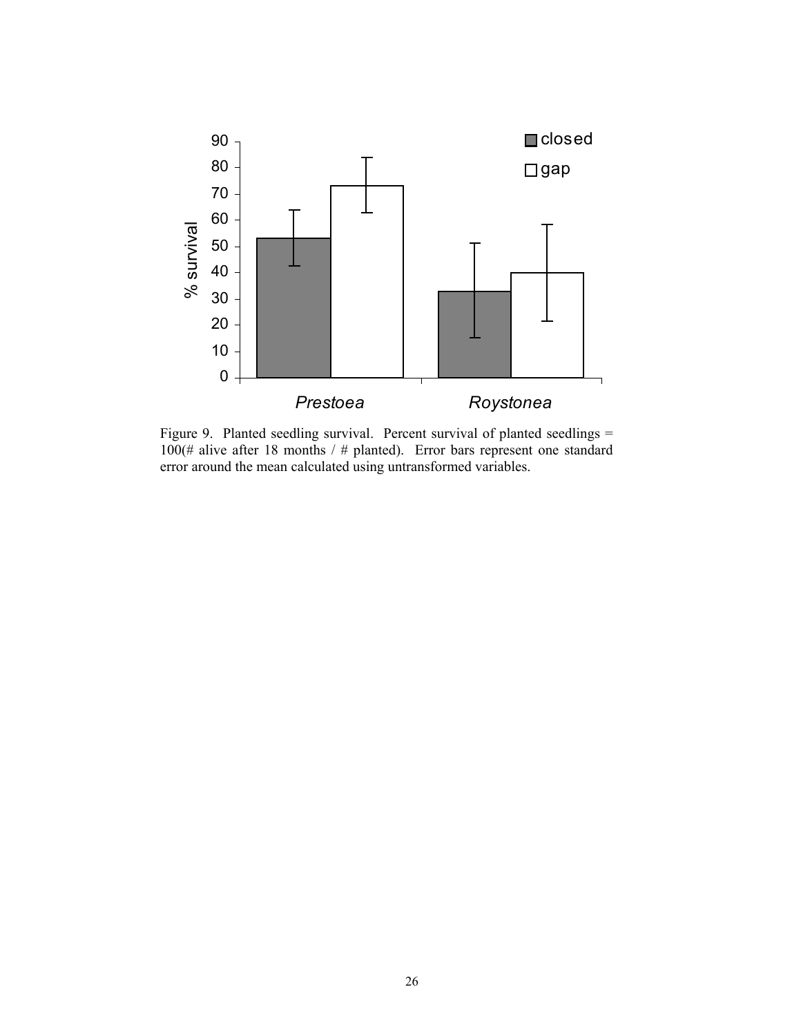Figure 9. Planted seedling survival. Percent survival of planted seedlings = 100(# alive after 18 months / # planted). Error bars represent one standard error around the mean calculated using untransformed variables.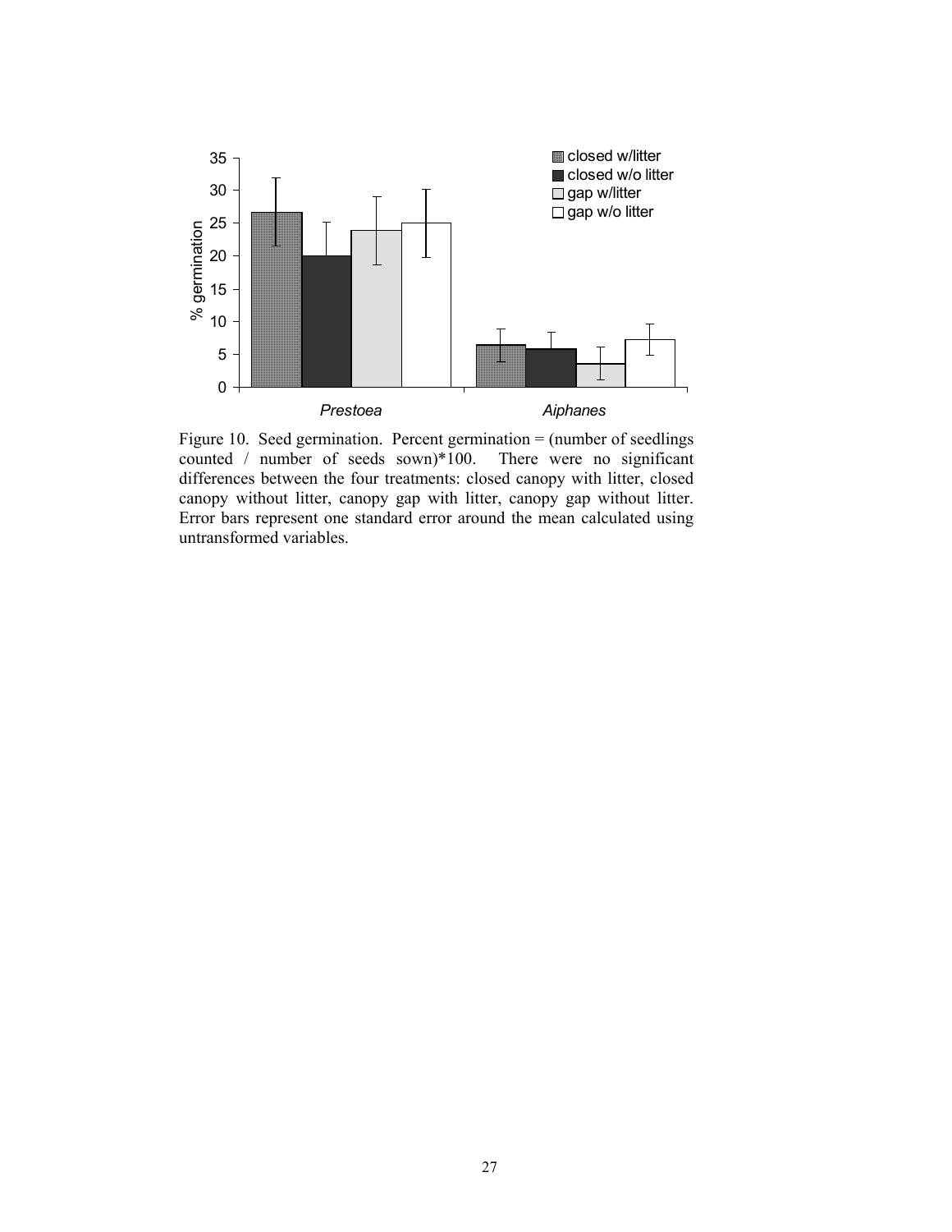Figure 10. Seed germination. Percent germination = (number of seedlings counted / number of seeds sown)*100. There were no significant differences between the four treatments: closed canopy with litter, closed canopy without litter, canopy gap with litter, canopy gap without litter. Error bars represent one standard error around the mean calculated using untransformed variables.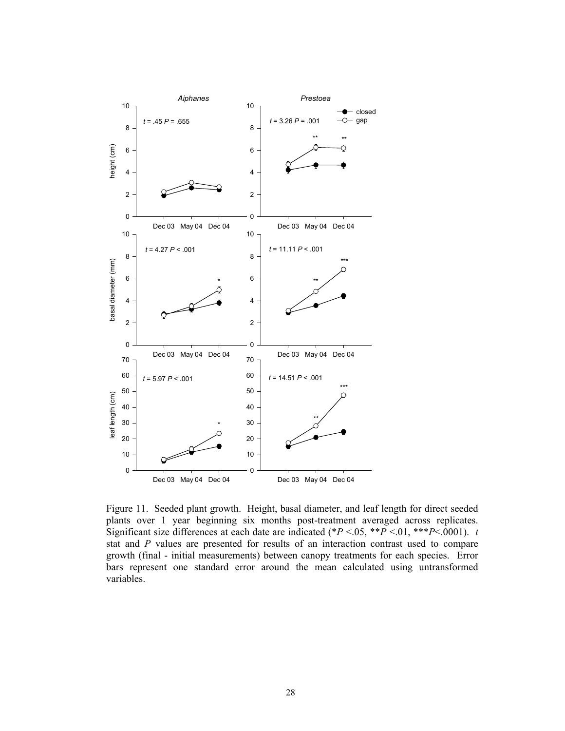Figure 11. Seeded plant growth. Height, basal diameter, and leaf length for direct seeded plants over 1 year beginning six months post-treatment averaged across replicates. Significant size differences at each date are indicated (*$P$ <.05, **$P$ <.01, ***$P$<.0001). $t$ stat and $P$ values are presented for results of an interaction contrast used to compare growth (final - initial measurements) between canopy treatments for each species. Error bars represent one standard error around the mean calculated using untransformed variables.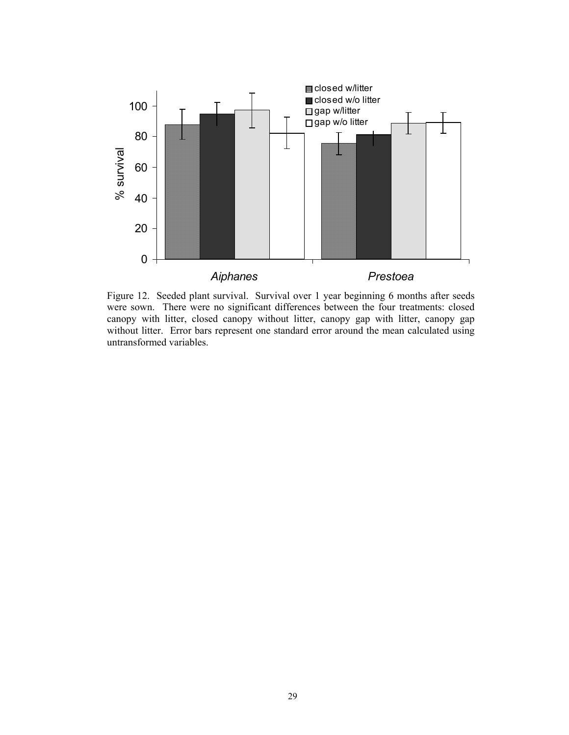Figure 12. Seeded plant survival. Survival over 1 year beginning 6 months after seeds were sown. There were no significant differences between the four treatments: closed canopy with litter, closed canopy without litter, canopy gap with litter, canopy gap without litter. Error bars represent one standard error around the mean calculated using untransformed variables.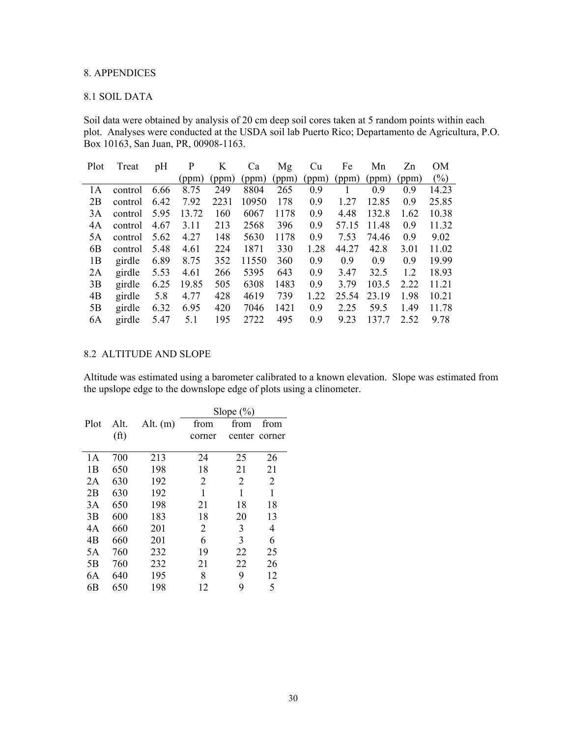# 8. APPENDICES

## 8.1 SOIL DATA

Soil data were obtained by analysis of 20 cm deep soil cores taken at 5 random points within each plot. Analyses were conducted at the USDA soil lab Puerto Rico; Departamento de Agricultura, P.O. Box 10163, San Juan, PR, 00908-1163.

| Plot | Treat | pH | P (ppm) | K (ppm) | Ca (ppm) | Mg (ppm) | Cu (ppm) | Fe (ppm) | Mn (ppm) | Zn (ppm) | OM (%) |
|---|---|---|---|---|---|---|---|---|---|---|---|
| 1A | control | 6.66 | 8.75 | 249 | 8804 | 265 | 0.9 | 1 | 0.9 | 0.9 | 14.23 |
| 2B | control | 6.42 | 7.92 | 2231 | 10950 | 178 | 0.9 | 1.27 | 12.85 | 0.9 | 25.85 |
| 3A | control | 5.95 | 13.72 | 160 | 6067 | 1178 | 0.9 | 4.48 | 132.8 | 1.62 | 10.38 |
| 4A | control | 4.67 | 3.11 | 213 | 2568 | 396 | 0.9 | 57.15 | 11.48 | 0.9 | 11.32 |
| 5A | control | 5.62 | 4.27 | 148 | 5630 | 1178 | 0.9 | 7.53 | 74.46 | 0.9 | 9.02 |
| 6B | control | 5.48 | 4.61 | 224 | 1871 | 330 | 1.28 | 44.27 | 42.8 | 3.01 | 11.02 |
| 1B | girdle | 6.89 | 8.75 | 352 | 11550 | 360 | 0.9 | 0.9 | 0.9 | 0.9 | 19.99 |
| 2A | girdle | 5.53 | 4.61 | 266 | 5395 | 643 | 0.9 | 3.47 | 32.5 | 1.2 | 18.93 |
| 3B | girdle | 6.25 | 19.85 | 505 | 6308 | 1483 | 0.9 | 3.79 | 103.5 | 2.22 | 11.21 |
| 4B | girdle | 5.8 | 4.77 | 428 | 4619 | 739 | 1.22 | 25.54 | 23.19 | 1.98 | 10.21 |
| 5B | girdle | 6.32 | 6.95 | 420 | 7046 | 1421 | 0.9 | 2.25 | 59.5 | 1.49 | 11.78 |
| 6A | girdle | 5.47 | 5.1 | 195 | 2722 | 495 | 0.9 | 9.23 | 137.7 | 2.52 | 9.78 |

## 8.2 ALTITUDE AND SLOPE

Altitude was estimated using a barometer calibrated to a known elevation. Slope was estimated from the upslope edge to the downslope edge of plots using a clinometer.

| Plot | Alt. (ft) | Alt. (m) | Slope (%) | | |
|---|---|---|---|---|---|
| | | | from corner | from center | from corner |
| 1A | 700 | 213 | 24 | 25 | 26 |
| 1B | 650 | 198 | 18 | 21 | 21 |
| 2A | 630 | 192 | 2 | 2 | 2 |
| 2B | 630 | 192 | 1 | 1 | 1 |
| 3A | 650 | 198 | 21 | 18 | 18 |
| 3B | 600 | 183 | 18 | 20 | 13 |
| 4A | 660 | 201 | 2 | 3 | 4 |
| 4B | 660 | 201 | 6 | 3 | 6 |
| 5A | 760 | 232 | 19 | 22 | 25 |
| 5B | 760 | 232 | 21 | 22 | 26 |
| 6A | 640 | 195 | 8 | 9 | 12 |
| 6B | 650 | 198 | 12 | 9 | 5 |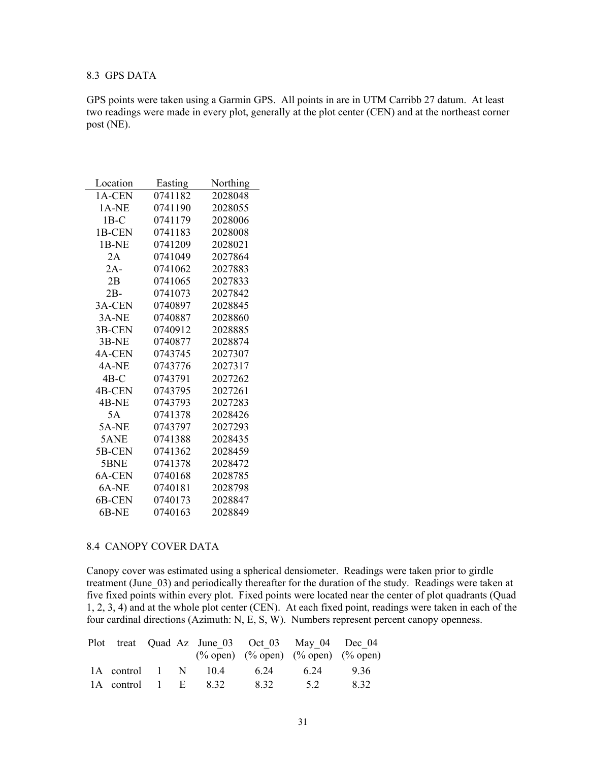## 8.3 GPS DATA

GPS points were taken using a Garmin GPS. All points in are in UTM Carribb 27 datum. At least two readings were made in every plot, generally at the plot center (CEN) and at the northeast corner post (NE).

| Location | Easting | Northing |
|---|---|---|
| 1A-CEN | 0741182 | 2028048 |
| 1A-NE | 0741190 | 2028055 |
| 1B-C | 0741179 | 2028006 |
| 1B-CEN | 0741183 | 2028008 |
| 1B-NE | 0741209 | 2028021 |
| 2A | 0741049 | 2027864 |
| 2A- | 0741062 | 2027883 |
| 2B | 0741065 | 2027833 |
| 2B- | 0741073 | 2027842 |
| 3A-CEN | 0740897 | 2028845 |
| 3A-NE | 0740887 | 2028860 |
| 3B-CEN | 0740912 | 2028885 |
| 3B-NE | 0740877 | 2028874 |
| 4A-CEN | 0743745 | 2027307 |
| 4A-NE | 0743776 | 2027317 |
| 4B-C | 0743791 | 2027262 |
| 4B-CEN | 0743795 | 2027261 |
| 4B-NE | 0743793 | 2027283 |
| 5A | 0741378 | 2028426 |
| 5A-NE | 0743797 | 2027293 |
| 5ANE | 0741388 | 2028435 |
| 5B-CEN | 0741362 | 2028459 |
| 5BNE | 0741378 | 2028472 |
| 6A-CEN | 0740168 | 2028785 |
| 6A-NE | 0740181 | 2028798 |
| 6B-CEN | 0740173 | 2028847 |
| 6B-NE | 0740163 | 2028849 |

## 8.4 CANOPY COVER DATA

Canopy cover was estimated using a spherical densiometer. Readings were taken prior to girdle treatment (June_03) and periodically thereafter for the duration of the study. Readings were taken at five fixed points within every plot. Fixed points were located near the center of plot quadrants (Quad 1, 2, 3, 4) and at the whole plot center (CEN). At each fixed point, readings were taken in each of the four cardinal directions (Azimuth: N, E, S, W). Numbers represent percent canopy openness.

| Plot | treat | Quad | Az | June_03 (% open) | Oct_03 (% open) | May_04 (% open) | Dec_04 (% open) |
|---|---|---|---|---|---|---|---|
| 1A | control | 1 | N | 10.4 | 6.24 | 6.24 | 9.36 |
| 1A | control | 1 | E | 8.32 | 8.32 | 5.2 | 8.32 |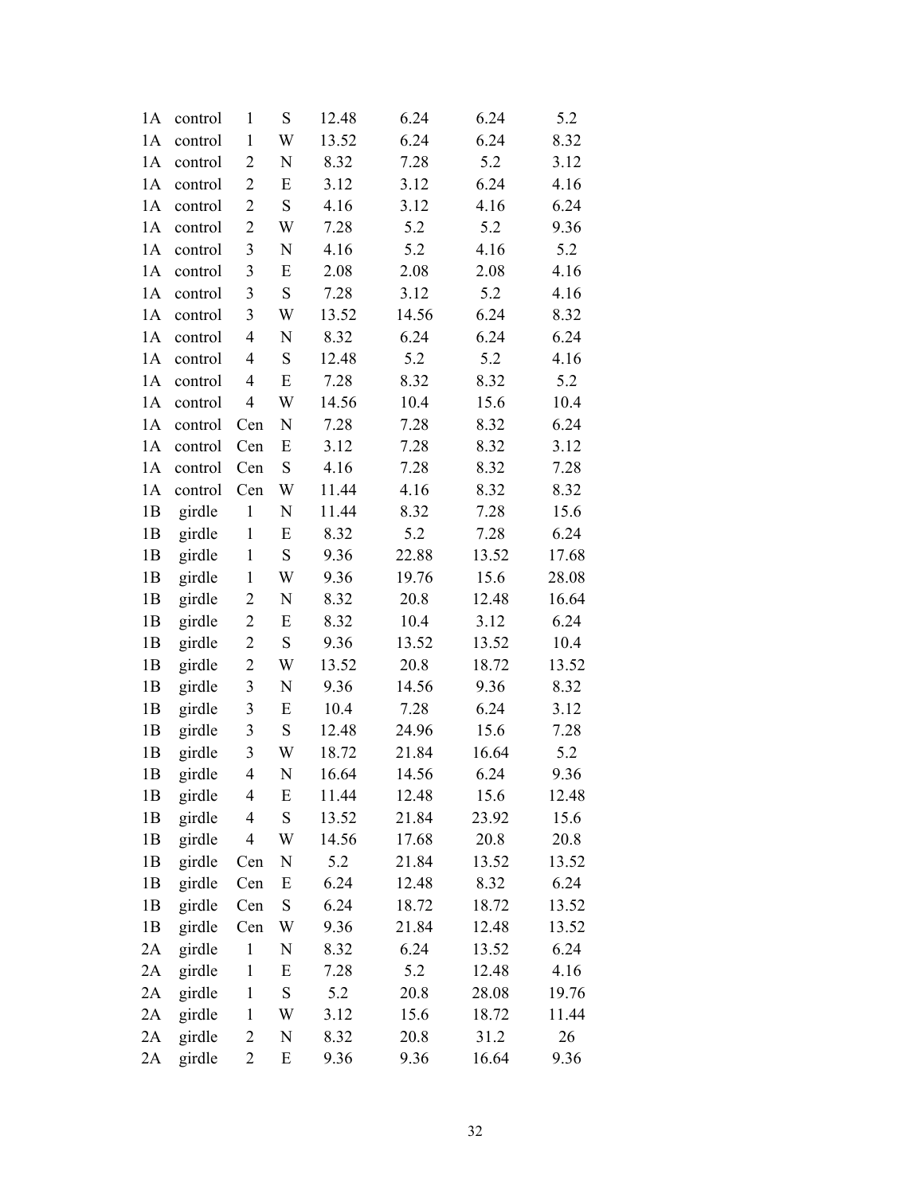| | | | | | | | |
|---|---|---|---|---|---|---|---|
| 1A | control | 1 | S | 12.48 | 6.24 | 6.24 | 5.2 |
| 1A | control | 1 | W | 13.52 | 6.24 | 6.24 | 8.32 |
| 1A | control | 2 | N | 8.32 | 7.28 | 5.2 | 3.12 |
| 1A | control | 2 | E | 3.12 | 3.12 | 6.24 | 4.16 |
| 1A | control | 2 | S | 4.16 | 3.12 | 4.16 | 6.24 |
| 1A | control | 2 | W | 7.28 | 5.2 | 5.2 | 9.36 |
| 1A | control | 3 | N | 4.16 | 5.2 | 4.16 | 5.2 |
| 1A | control | 3 | E | 2.08 | 2.08 | 2.08 | 4.16 |
| 1A | control | 3 | S | 7.28 | 3.12 | 5.2 | 4.16 |
| 1A | control | 3 | W | 13.52 | 14.56 | 6.24 | 8.32 |
| 1A | control | 4 | N | 8.32 | 6.24 | 6.24 | 6.24 |
| 1A | control | 4 | S | 12.48 | 5.2 | 5.2 | 4.16 |
| 1A | control | 4 | E | 7.28 | 8.32 | 8.32 | 5.2 |
| 1A | control | 4 | W | 14.56 | 10.4 | 15.6 | 10.4 |
| 1A | control | Cen | N | 7.28 | 7.28 | 8.32 | 6.24 |
| 1A | control | Cen | E | 3.12 | 7.28 | 8.32 | 3.12 |
| 1A | control | Cen | S | 4.16 | 7.28 | 8.32 | 7.28 |
| 1A | control | Cen | W | 11.44 | 4.16 | 8.32 | 8.32 |
| 1B | girdle | 1 | N | 11.44 | 8.32 | 7.28 | 15.6 |
| 1B | girdle | 1 | E | 8.32 | 5.2 | 7.28 | 6.24 |
| 1B | girdle | 1 | S | 9.36 | 22.88 | 13.52 | 17.68 |
| 1B | girdle | 1 | W | 9.36 | 19.76 | 15.6 | 28.08 |
| 1B | girdle | 2 | N | 8.32 | 20.8 | 12.48 | 16.64 |
| 1B | girdle | 2 | E | 8.32 | 10.4 | 3.12 | 6.24 |
| 1B | girdle | 2 | S | 9.36 | 13.52 | 13.52 | 10.4 |
| 1B | girdle | 2 | W | 13.52 | 20.8 | 18.72 | 13.52 |
| 1B | girdle | 3 | N | 9.36 | 14.56 | 9.36 | 8.32 |
| 1B | girdle | 3 | E | 10.4 | 7.28 | 6.24 | 3.12 |
| 1B | girdle | 3 | S | 12.48 | 24.96 | 15.6 | 7.28 |
| 1B | girdle | 3 | W | 18.72 | 21.84 | 16.64 | 5.2 |
| 1B | girdle | 4 | N | 16.64 | 14.56 | 6.24 | 9.36 |
| 1B | girdle | 4 | E | 11.44 | 12.48 | 15.6 | 12.48 |
| 1B | girdle | 4 | S | 13.52 | 21.84 | 23.92 | 15.6 |
| 1B | girdle | 4 | W | 14.56 | 17.68 | 20.8 | 20.8 |
| 1B | girdle | Cen | N | 5.2 | 21.84 | 13.52 | 13.52 |
| 1B | girdle | Cen | E | 6.24 | 12.48 | 8.32 | 6.24 |
| 1B | girdle | Cen | S | 6.24 | 18.72 | 18.72 | 13.52 |
| 1B | girdle | Cen | W | 9.36 | 21.84 | 12.48 | 13.52 |
| 2A | girdle | 1 | N | 8.32 | 6.24 | 13.52 | 6.24 |
| 2A | girdle | 1 | E | 7.28 | 5.2 | 12.48 | 4.16 |
| 2A | girdle | 1 | S | 5.2 | 20.8 | 28.08 | 19.76 |
| 2A | girdle | 1 | W | 3.12 | 15.6 | 18.72 | 11.44 |
| 2A | girdle | 2 | N | 8.32 | 20.8 | 31.2 | 26 |
| 2A | girdle | 2 | E | 9.36 | 9.36 | 16.64 | 9.36 |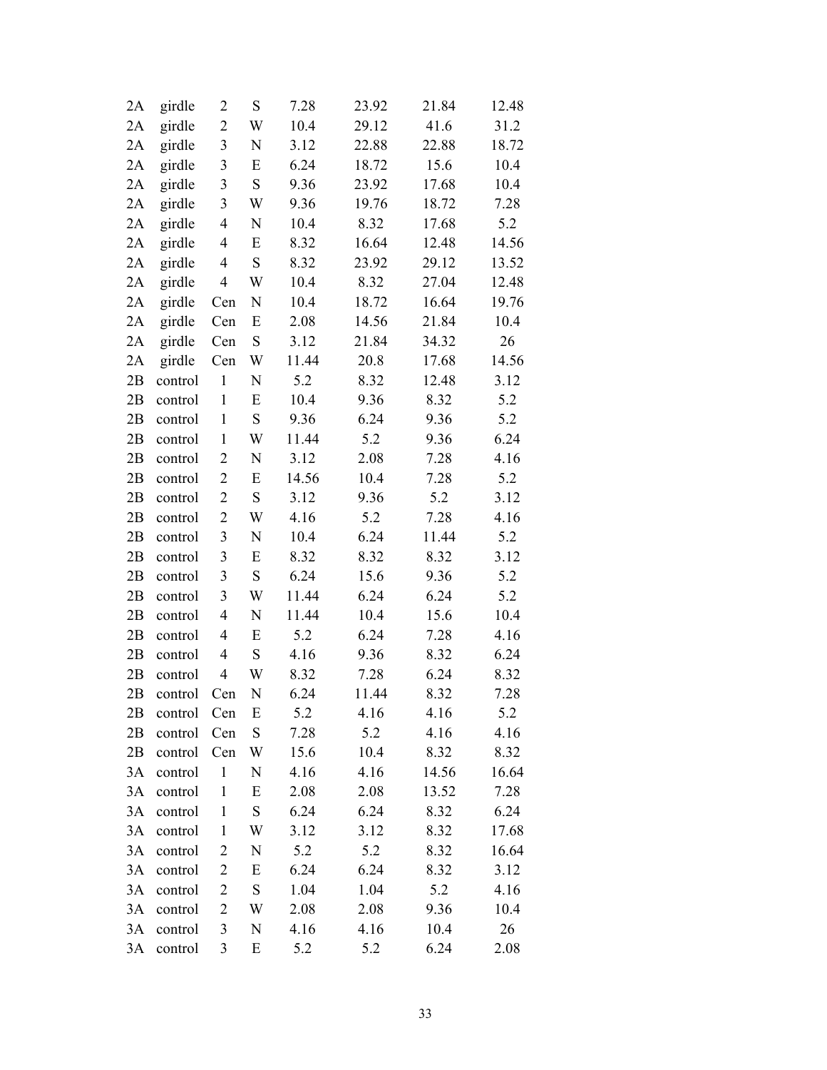| | | | | | | | |
|---|---|---|---|---|---|---|---|
| 2A | girdle | 2 | S | 7.28 | 23.92 | 21.84 | 12.48 |
| 2A | girdle | 2 | W | 10.4 | 29.12 | 41.6 | 31.2 |
| 2A | girdle | 3 | N | 3.12 | 22.88 | 22.88 | 18.72 |
| 2A | girdle | 3 | E | 6.24 | 18.72 | 15.6 | 10.4 |
| 2A | girdle | 3 | S | 9.36 | 23.92 | 17.68 | 10.4 |
| 2A | girdle | 3 | W | 9.36 | 19.76 | 18.72 | 7.28 |
| 2A | girdle | 4 | N | 10.4 | 8.32 | 17.68 | 5.2 |
| 2A | girdle | 4 | E | 8.32 | 16.64 | 12.48 | 14.56 |
| 2A | girdle | 4 | S | 8.32 | 23.92 | 29.12 | 13.52 |
| 2A | girdle | 4 | W | 10.4 | 8.32 | 27.04 | 12.48 |
| 2A | girdle | Cen | N | 10.4 | 18.72 | 16.64 | 19.76 |
| 2A | girdle | Cen | E | 2.08 | 14.56 | 21.84 | 10.4 |
| 2A | girdle | Cen | S | 3.12 | 21.84 | 34.32 | 26 |
| 2A | girdle | Cen | W | 11.44 | 20.8 | 17.68 | 14.56 |
| 2B | control | 1 | N | 5.2 | 8.32 | 12.48 | 3.12 |
| 2B | control | 1 | E | 10.4 | 9.36 | 8.32 | 5.2 |
| 2B | control | 1 | S | 9.36 | 6.24 | 9.36 | 5.2 |
| 2B | control | 1 | W | 11.44 | 5.2 | 9.36 | 6.24 |
| 2B | control | 2 | N | 3.12 | 2.08 | 7.28 | 4.16 |
| 2B | control | 2 | E | 14.56 | 10.4 | 7.28 | 5.2 |
| 2B | control | 2 | S | 3.12 | 9.36 | 5.2 | 3.12 |
| 2B | control | 2 | W | 4.16 | 5.2 | 7.28 | 4.16 |
| 2B | control | 3 | N | 10.4 | 6.24 | 11.44 | 5.2 |
| 2B | control | 3 | E | 8.32 | 8.32 | 8.32 | 3.12 |
| 2B | control | 3 | S | 6.24 | 15.6 | 9.36 | 5.2 |
| 2B | control | 3 | W | 11.44 | 6.24 | 6.24 | 5.2 |
| 2B | control | 4 | N | 11.44 | 10.4 | 15.6 | 10.4 |
| 2B | control | 4 | E | 5.2 | 6.24 | 7.28 | 4.16 |
| 2B | control | 4 | S | 4.16 | 9.36 | 8.32 | 6.24 |
| 2B | control | 4 | W | 8.32 | 7.28 | 6.24 | 8.32 |
| 2B | control | Cen | N | 6.24 | 11.44 | 8.32 | 7.28 |
| 2B | control | Cen | E | 5.2 | 4.16 | 4.16 | 5.2 |
| 2B | control | Cen | S | 7.28 | 5.2 | 4.16 | 4.16 |
| 2B | control | Cen | W | 15.6 | 10.4 | 8.32 | 8.32 |
| 3A | control | 1 | N | 4.16 | 4.16 | 14.56 | 16.64 |
| 3A | control | 1 | E | 2.08 | 2.08 | 13.52 | 7.28 |
| 3A | control | 1 | S | 6.24 | 6.24 | 8.32 | 6.24 |
| 3A | control | 1 | W | 3.12 | 3.12 | 8.32 | 17.68 |
| 3A | control | 2 | N | 5.2 | 5.2 | 8.32 | 16.64 |
| 3A | control | 2 | E | 6.24 | 6.24 | 8.32 | 3.12 |
| 3A | control | 2 | S | 1.04 | 1.04 | 5.2 | 4.16 |
| 3A | control | 2 | W | 2.08 | 2.08 | 9.36 | 10.4 |
| 3A | control | 3 | N | 4.16 | 4.16 | 10.4 | 26 |
| 3A | control | 3 | E | 5.2 | 5.2 | 6.24 | 2.08 |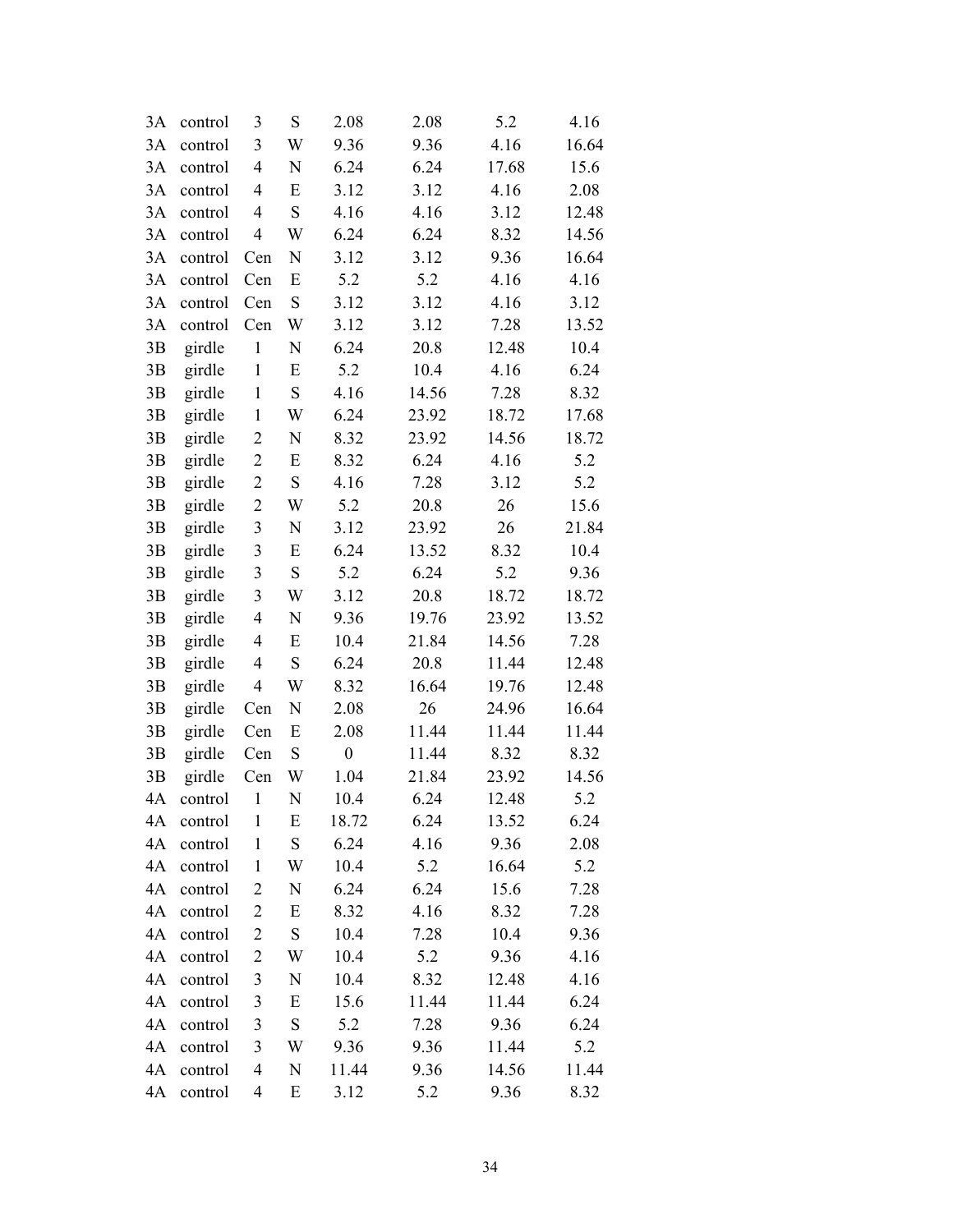| | | | | | | | |
|---|---|---|---|---|---|---|---|
| 3A | control | 3 | S | 2.08 | 2.08 | 5.2 | 4.16 |
| 3A | control | 3 | W | 9.36 | 9.36 | 4.16 | 16.64 |
| 3A | control | 4 | N | 6.24 | 6.24 | 17.68 | 15.6 |
| 3A | control | 4 | E | 3.12 | 3.12 | 4.16 | 2.08 |
| 3A | control | 4 | S | 4.16 | 4.16 | 3.12 | 12.48 |
| 3A | control | 4 | W | 6.24 | 6.24 | 8.32 | 14.56 |
| 3A | control | Cen | N | 3.12 | 3.12 | 9.36 | 16.64 |
| 3A | control | Cen | E | 5.2 | 5.2 | 4.16 | 4.16 |
| 3A | control | Cen | S | 3.12 | 3.12 | 4.16 | 3.12 |
| 3A | control | Cen | W | 3.12 | 3.12 | 7.28 | 13.52 |
| 3B | girdle | 1 | N | 6.24 | 20.8 | 12.48 | 10.4 |
| 3B | girdle | 1 | E | 5.2 | 10.4 | 4.16 | 6.24 |
| 3B | girdle | 1 | S | 4.16 | 14.56 | 7.28 | 8.32 |
| 3B | girdle | 1 | W | 6.24 | 23.92 | 18.72 | 17.68 |
| 3B | girdle | 2 | N | 8.32 | 23.92 | 14.56 | 18.72 |
| 3B | girdle | 2 | E | 8.32 | 6.24 | 4.16 | 5.2 |
| 3B | girdle | 2 | S | 4.16 | 7.28 | 3.12 | 5.2 |
| 3B | girdle | 2 | W | 5.2 | 20.8 | 26 | 15.6 |
| 3B | girdle | 3 | N | 3.12 | 23.92 | 26 | 21.84 |
| 3B | girdle | 3 | E | 6.24 | 13.52 | 8.32 | 10.4 |
| 3B | girdle | 3 | S | 5.2 | 6.24 | 5.2 | 9.36 |
| 3B | girdle | 3 | W | 3.12 | 20.8 | 18.72 | 18.72 |
| 3B | girdle | 4 | N | 9.36 | 19.76 | 23.92 | 13.52 |
| 3B | girdle | 4 | E | 10.4 | 21.84 | 14.56 | 7.28 |
| 3B | girdle | 4 | S | 6.24 | 20.8 | 11.44 | 12.48 |
| 3B | girdle | 4 | W | 8.32 | 16.64 | 19.76 | 12.48 |
| 3B | girdle | Cen | N | 2.08 | 26 | 24.96 | 16.64 |
| 3B | girdle | Cen | E | 2.08 | 11.44 | 11.44 | 11.44 |
| 3B | girdle | Cen | S | 0 | 11.44 | 8.32 | 8.32 |
| 3B | girdle | Cen | W | 1.04 | 21.84 | 23.92 | 14.56 |
| 4A | control | 1 | N | 10.4 | 6.24 | 12.48 | 5.2 |
| 4A | control | 1 | E | 18.72 | 6.24 | 13.52 | 6.24 |
| 4A | control | 1 | S | 6.24 | 4.16 | 9.36 | 2.08 |
| 4A | control | 1 | W | 10.4 | 5.2 | 16.64 | 5.2 |
| 4A | control | 2 | N | 6.24 | 6.24 | 15.6 | 7.28 |
| 4A | control | 2 | E | 8.32 | 4.16 | 8.32 | 7.28 |
| 4A | control | 2 | S | 10.4 | 7.28 | 10.4 | 9.36 |
| 4A | control | 2 | W | 10.4 | 5.2 | 9.36 | 4.16 |
| 4A | control | 3 | N | 10.4 | 8.32 | 12.48 | 4.16 |
| 4A | control | 3 | E | 15.6 | 11.44 | 11.44 | 6.24 |
| 4A | control | 3 | S | 5.2 | 7.28 | 9.36 | 6.24 |
| 4A | control | 3 | W | 9.36 | 9.36 | 11.44 | 5.2 |
| 4A | control | 4 | N | 11.44 | 9.36 | 14.56 | 11.44 |
| 4A | control | 4 | E | 3.12 | 5.2 | 9.36 | 8.32 |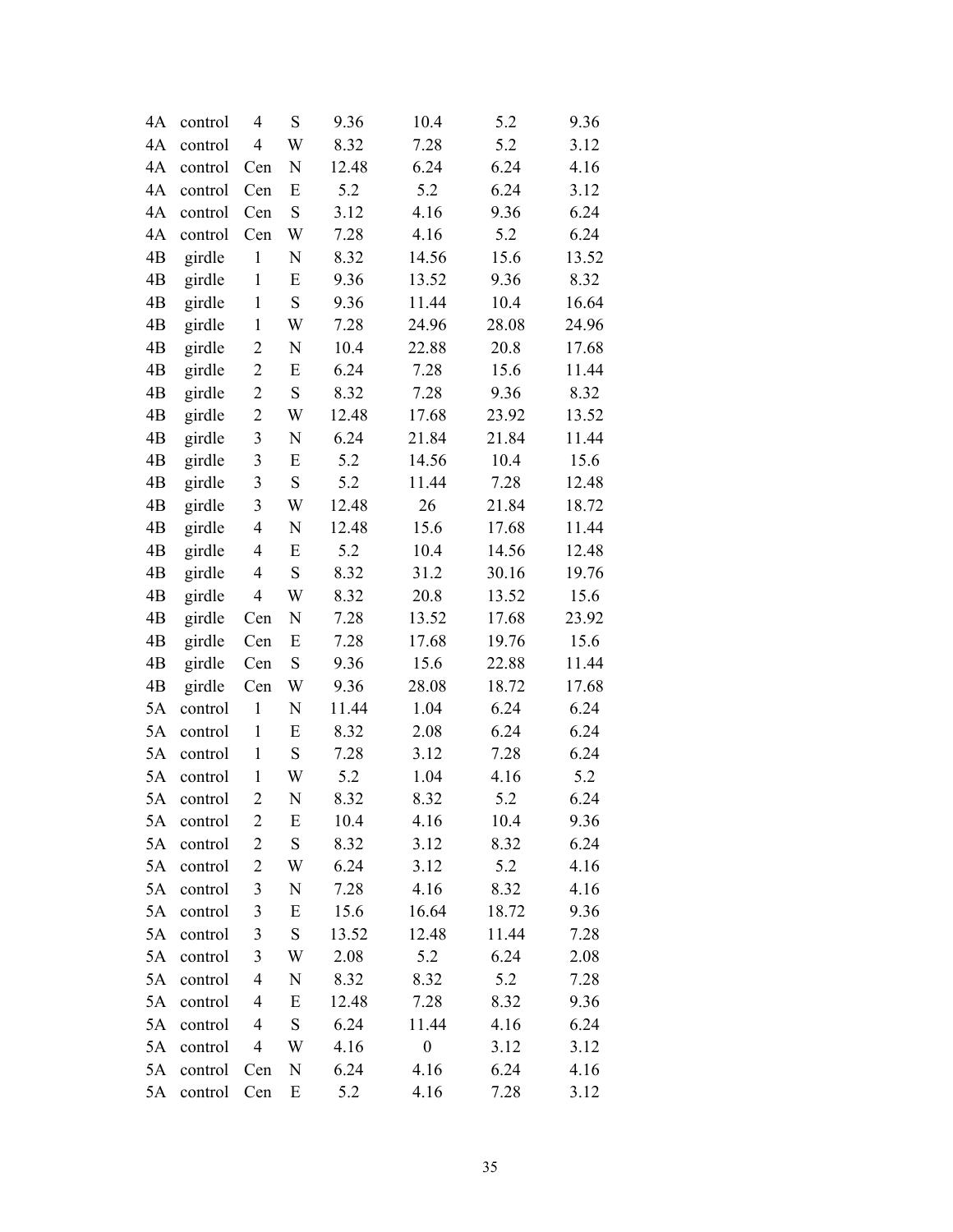| | | | | | | | |
|---|---|---|---|---|---|---|---|
| 4A | control | 4 | S | 9.36 | 10.4 | 5.2 | 9.36 |
| 4A | control | 4 | W | 8.32 | 7.28 | 5.2 | 3.12 |
| 4A | control | Cen | N | 12.48 | 6.24 | 6.24 | 4.16 |
| 4A | control | Cen | E | 5.2 | 5.2 | 6.24 | 3.12 |
| 4A | control | Cen | S | 3.12 | 4.16 | 9.36 | 6.24 |
| 4A | control | Cen | W | 7.28 | 4.16 | 5.2 | 6.24 |
| 4B | girdle | 1 | N | 8.32 | 14.56 | 15.6 | 13.52 |
| 4B | girdle | 1 | E | 9.36 | 13.52 | 9.36 | 8.32 |
| 4B | girdle | 1 | S | 9.36 | 11.44 | 10.4 | 16.64 |
| 4B | girdle | 1 | W | 7.28 | 24.96 | 28.08 | 24.96 |
| 4B | girdle | 2 | N | 10.4 | 22.88 | 20.8 | 17.68 |
| 4B | girdle | 2 | E | 6.24 | 7.28 | 15.6 | 11.44 |
| 4B | girdle | 2 | S | 8.32 | 7.28 | 9.36 | 8.32 |
| 4B | girdle | 2 | W | 12.48 | 17.68 | 23.92 | 13.52 |
| 4B | girdle | 3 | N | 6.24 | 21.84 | 21.84 | 11.44 |
| 4B | girdle | 3 | E | 5.2 | 14.56 | 10.4 | 15.6 |
| 4B | girdle | 3 | S | 5.2 | 11.44 | 7.28 | 12.48 |
| 4B | girdle | 3 | W | 12.48 | 26 | 21.84 | 18.72 |
| 4B | girdle | 4 | N | 12.48 | 15.6 | 17.68 | 11.44 |
| 4B | girdle | 4 | E | 5.2 | 10.4 | 14.56 | 12.48 |
| 4B | girdle | 4 | S | 8.32 | 31.2 | 30.16 | 19.76 |
| 4B | girdle | 4 | W | 8.32 | 20.8 | 13.52 | 15.6 |
| 4B | girdle | Cen | N | 7.28 | 13.52 | 17.68 | 23.92 |
| 4B | girdle | Cen | E | 7.28 | 17.68 | 19.76 | 15.6 |
| 4B | girdle | Cen | S | 9.36 | 15.6 | 22.88 | 11.44 |
| 4B | girdle | Cen | W | 9.36 | 28.08 | 18.72 | 17.68 |
| 5A | control | 1 | N | 11.44 | 1.04 | 6.24 | 6.24 |
| 5A | control | 1 | E | 8.32 | 2.08 | 6.24 | 6.24 |
| 5A | control | 1 | S | 7.28 | 3.12 | 7.28 | 6.24 |
| 5A | control | 1 | W | 5.2 | 1.04 | 4.16 | 5.2 |
| 5A | control | 2 | N | 8.32 | 8.32 | 5.2 | 6.24 |
| 5A | control | 2 | E | 10.4 | 4.16 | 10.4 | 9.36 |
| 5A | control | 2 | S | 8.32 | 3.12 | 8.32 | 6.24 |
| 5A | control | 2 | W | 6.24 | 3.12 | 5.2 | 4.16 |
| 5A | control | 3 | N | 7.28 | 4.16 | 8.32 | 4.16 |
| 5A | control | 3 | E | 15.6 | 16.64 | 18.72 | 9.36 |
| 5A | control | 3 | S | 13.52 | 12.48 | 11.44 | 7.28 |
| 5A | control | 3 | W | 2.08 | 5.2 | 6.24 | 2.08 |
| 5A | control | 4 | N | 8.32 | 8.32 | 5.2 | 7.28 |
| 5A | control | 4 | E | 12.48 | 7.28 | 8.32 | 9.36 |
| 5A | control | 4 | S | 6.24 | 11.44 | 4.16 | 6.24 |
| 5A | control | 4 | W | 4.16 | 0 | 3.12 | 3.12 |
| 5A | control | Cen | N | 6.24 | 4.16 | 6.24 | 4.16 |
| 5A | control | Cen | E | 5.2 | 4.16 | 7.28 | 3.12 |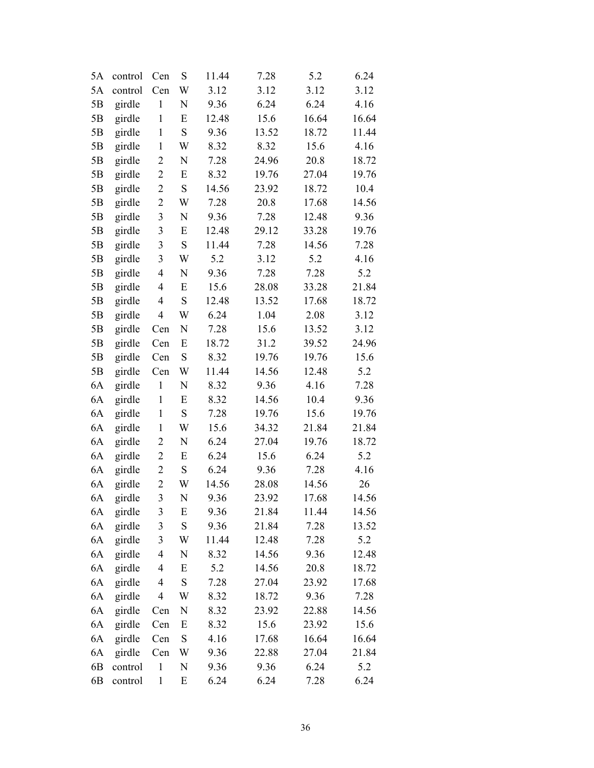| | | | | | | | |
|---|---|---|---|---|---|---|---|
| 5A | control | Cen | S | 11.44 | 7.28 | 5.2 | 6.24 |
| 5A | control | Cen | W | 3.12 | 3.12 | 3.12 | 3.12 |
| 5B | girdle | 1 | N | 9.36 | 6.24 | 6.24 | 4.16 |
| 5B | girdle | 1 | E | 12.48 | 15.6 | 16.64 | 16.64 |
| 5B | girdle | 1 | S | 9.36 | 13.52 | 18.72 | 11.44 |
| 5B | girdle | 1 | W | 8.32 | 8.32 | 15.6 | 4.16 |
| 5B | girdle | 2 | N | 7.28 | 24.96 | 20.8 | 18.72 |
| 5B | girdle | 2 | E | 8.32 | 19.76 | 27.04 | 19.76 |
| 5B | girdle | 2 | S | 14.56 | 23.92 | 18.72 | 10.4 |
| 5B | girdle | 2 | W | 7.28 | 20.8 | 17.68 | 14.56 |
| 5B | girdle | 3 | N | 9.36 | 7.28 | 12.48 | 9.36 |
| 5B | girdle | 3 | E | 12.48 | 29.12 | 33.28 | 19.76 |
| 5B | girdle | 3 | S | 11.44 | 7.28 | 14.56 | 7.28 |
| 5B | girdle | 3 | W | 5.2 | 3.12 | 5.2 | 4.16 |
| 5B | girdle | 4 | N | 9.36 | 7.28 | 7.28 | 5.2 |
| 5B | girdle | 4 | E | 15.6 | 28.08 | 33.28 | 21.84 |
| 5B | girdle | 4 | S | 12.48 | 13.52 | 17.68 | 18.72 |
| 5B | girdle | 4 | W | 6.24 | 1.04 | 2.08 | 3.12 |
| 5B | girdle | Cen | N | 7.28 | 15.6 | 13.52 | 3.12 |
| 5B | girdle | Cen | E | 18.72 | 31.2 | 39.52 | 24.96 |
| 5B | girdle | Cen | S | 8.32 | 19.76 | 19.76 | 15.6 |
| 5B | girdle | Cen | W | 11.44 | 14.56 | 12.48 | 5.2 |
| 6A | girdle | 1 | N | 8.32 | 9.36 | 4.16 | 7.28 |
| 6A | girdle | 1 | E | 8.32 | 14.56 | 10.4 | 9.36 |
| 6A | girdle | 1 | S | 7.28 | 19.76 | 15.6 | 19.76 |
| 6A | girdle | 1 | W | 15.6 | 34.32 | 21.84 | 21.84 |
| 6A | girdle | 2 | N | 6.24 | 27.04 | 19.76 | 18.72 |
| 6A | girdle | 2 | E | 6.24 | 15.6 | 6.24 | 5.2 |
| 6A | girdle | 2 | S | 6.24 | 9.36 | 7.28 | 4.16 |
| 6A | girdle | 2 | W | 14.56 | 28.08 | 14.56 | 26 |
| 6A | girdle | 3 | N | 9.36 | 23.92 | 17.68 | 14.56 |
| 6A | girdle | 3 | E | 9.36 | 21.84 | 11.44 | 14.56 |
| 6A | girdle | 3 | S | 9.36 | 21.84 | 7.28 | 13.52 |
| 6A | girdle | 3 | W | 11.44 | 12.48 | 7.28 | 5.2 |
| 6A | girdle | 4 | N | 8.32 | 14.56 | 9.36 | 12.48 |
| 6A | girdle | 4 | E | 5.2 | 14.56 | 20.8 | 18.72 |
| 6A | girdle | 4 | S | 7.28 | 27.04 | 23.92 | 17.68 |
| 6A | girdle | 4 | W | 8.32 | 18.72 | 9.36 | 7.28 |
| 6A | girdle | Cen | N | 8.32 | 23.92 | 22.88 | 14.56 |
| 6A | girdle | Cen | E | 8.32 | 15.6 | 23.92 | 15.6 |
| 6A | girdle | Cen | S | 4.16 | 17.68 | 16.64 | 16.64 |
| 6A | girdle | Cen | W | 9.36 | 22.88 | 27.04 | 21.84 |
| 6B | control | 1 | N | 9.36 | 9.36 | 6.24 | 5.2 |
| 6B | control | 1 | E | 6.24 | 6.24 | 7.28 | 6.24 |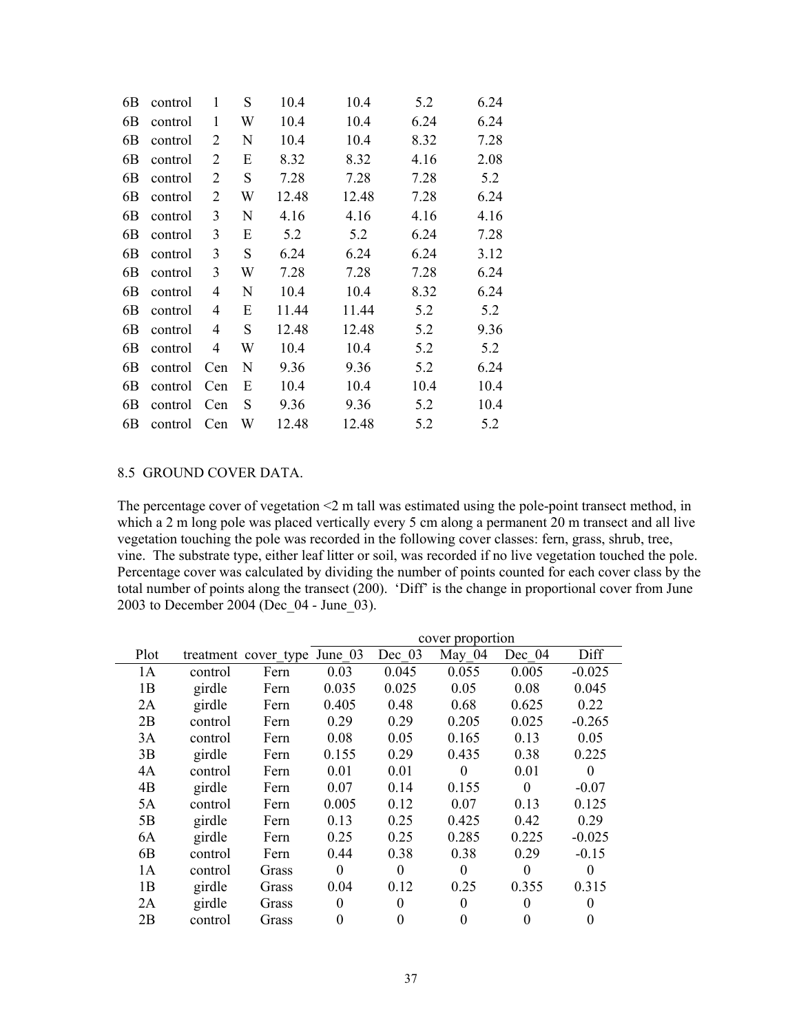| | | | | | | | |
|---|---|---|---|---|---|---|---|
| 6B | control | 1 | S | 10.4 | 10.4 | 5.2 | 6.24 |
| 6B | control | 1 | W | 10.4 | 10.4 | 6.24 | 6.24 |
| 6B | control | 2 | N | 10.4 | 10.4 | 8.32 | 7.28 |
| 6B | control | 2 | E | 8.32 | 8.32 | 4.16 | 2.08 |
| 6B | control | 2 | S | 7.28 | 7.28 | 7.28 | 5.2 |
| 6B | control | 2 | W | 12.48 | 12.48 | 7.28 | 6.24 |
| 6B | control | 3 | N | 4.16 | 4.16 | 4.16 | 4.16 |
| 6B | control | 3 | E | 5.2 | 5.2 | 6.24 | 7.28 |
| 6B | control | 3 | S | 6.24 | 6.24 | 6.24 | 3.12 |
| 6B | control | 3 | W | 7.28 | 7.28 | 7.28 | 6.24 |
| 6B | control | 4 | N | 10.4 | 10.4 | 8.32 | 6.24 |
| 6B | control | 4 | E | 11.44 | 11.44 | 5.2 | 5.2 |
| 6B | control | 4 | S | 12.48 | 12.48 | 5.2 | 9.36 |
| 6B | control | 4 | W | 10.4 | 10.4 | 5.2 | 5.2 |
| 6B | control | Cen | N | 9.36 | 9.36 | 5.2 | 6.24 |
| 6B | control | Cen | E | 10.4 | 10.4 | 10.4 | 10.4 |
| 6B | control | Cen | S | 9.36 | 9.36 | 5.2 | 10.4 |
| 6B | control | Cen | W | 12.48 | 12.48 | 5.2 | 5.2 |

## 8.5 GROUND COVER DATA.

The percentage cover of vegetation <2 m tall was estimated using the pole-point transect method, in which a 2 m long pole was placed vertically every 5 cm along a permanent 20 m transect and all live vegetation touching the pole was recorded in the following cover classes: fern, grass, shrub, tree, vine. The substrate type, either leaf litter or soil, was recorded if no live vegetation touched the pole. Percentage cover was calculated by dividing the number of points counted for each cover class by the total number of points along the transect (200). 'Diff' is the change in proportional cover from June 2003 to December 2004 (Dec_04 - June_03).

| | | | cover proportion | | | | |
|---|---|---|---|---|---|---|---|
| Plot | treatment | cover_type | June_03 | Dec_03 | May_04 | Dec_04 | Diff |
| 1A | control | Fern | 0.03 | 0.045 | 0.055 | 0.005 | -0.025 |
| 1B | girdle | Fern | 0.035 | 0.025 | 0.05 | 0.08 | 0.045 |
| 2A | girdle | Fern | 0.405 | 0.48 | 0.68 | 0.625 | 0.22 |
| 2B | control | Fern | 0.29 | 0.29 | 0.205 | 0.025 | -0.265 |
| 3A | control | Fern | 0.08 | 0.05 | 0.165 | 0.13 | 0.05 |
| 3B | girdle | Fern | 0.155 | 0.29 | 0.435 | 0.38 | 0.225 |
| 4A | control | Fern | 0.01 | 0.01 | 0 | 0.01 | 0 |
| 4B | girdle | Fern | 0.07 | 0.14 | 0.155 | 0 | -0.07 |
| 5A | control | Fern | 0.005 | 0.12 | 0.07 | 0.13 | 0.125 |
| 5B | girdle | Fern | 0.13 | 0.25 | 0.425 | 0.42 | 0.29 |
| 6A | girdle | Fern | 0.25 | 0.25 | 0.285 | 0.225 | -0.025 |
| 6B | control | Fern | 0.44 | 0.38 | 0.38 | 0.29 | -0.15 |
| 1A | control | Grass | 0 | 0 | 0 | 0 | 0 |
| 1B | girdle | Grass | 0.04 | 0.12 | 0.25 | 0.355 | 0.315 |
| 2A | girdle | Grass | 0 | 0 | 0 | 0 | 0 |
| 2B | control | Grass | 0 | 0 | 0 | 0 | 0 |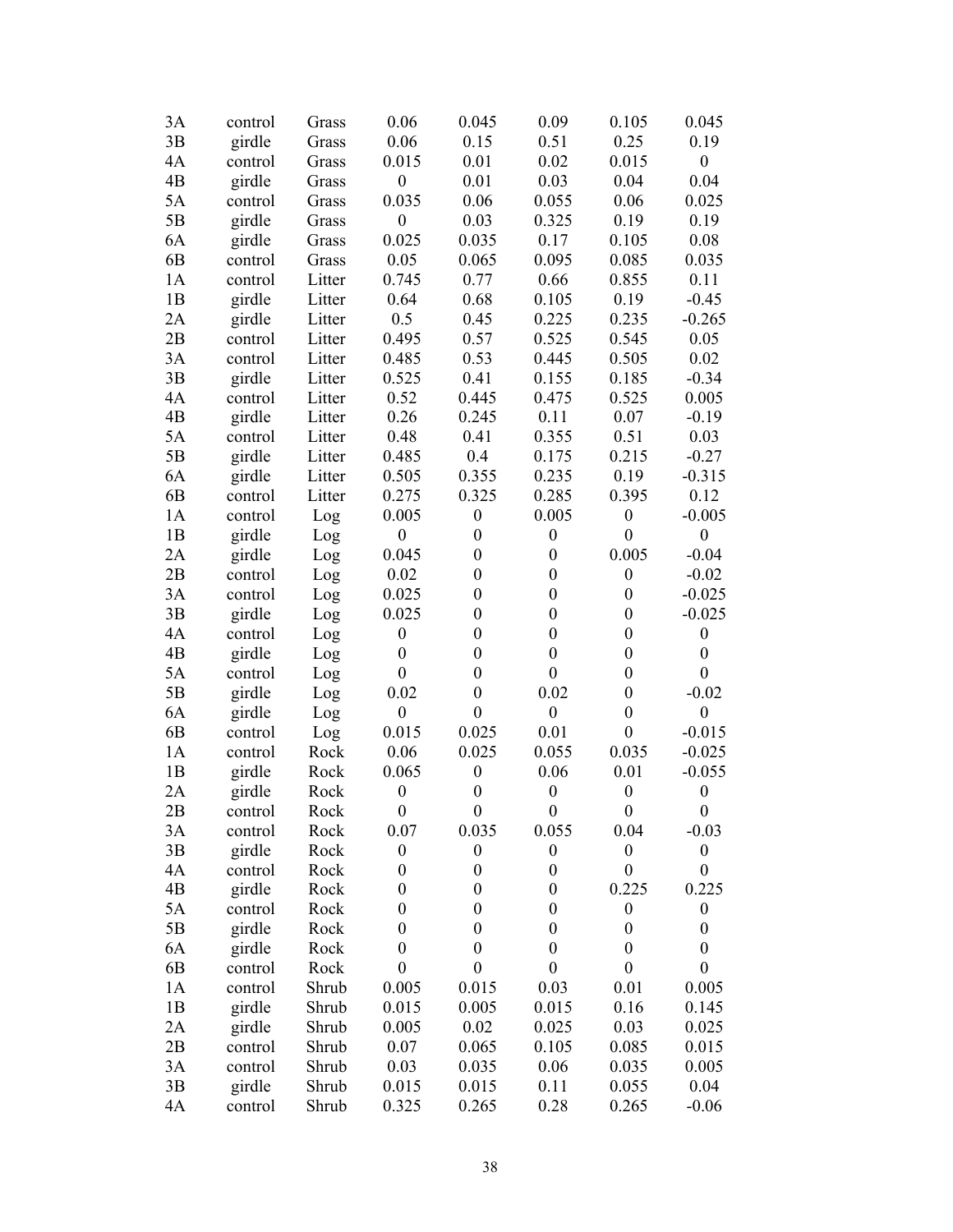| | | | | | | | |
|---|---|---|---|---|---|---|---|
| 3A | control | Grass | 0.06 | 0.045 | 0.09 | 0.105 | 0.045 |
| 3B | girdle | Grass | 0.06 | 0.15 | 0.51 | 0.25 | 0.19 |
| 4A | control | Grass | 0.015 | 0.01 | 0.02 | 0.015 | 0 |
| 4B | girdle | Grass | 0 | 0.01 | 0.03 | 0.04 | 0.04 |
| 5A | control | Grass | 0.035 | 0.06 | 0.055 | 0.06 | 0.025 |
| 5B | girdle | Grass | 0 | 0.03 | 0.325 | 0.19 | 0.19 |
| 6A | girdle | Grass | 0.025 | 0.035 | 0.17 | 0.105 | 0.08 |
| 6B | control | Grass | 0.05 | 0.065 | 0.095 | 0.085 | 0.035 |
| 1A | control | Litter | 0.745 | 0.77 | 0.66 | 0.855 | 0.11 |
| 1B | girdle | Litter | 0.64 | 0.68 | 0.105 | 0.19 | -0.45 |
| 2A | girdle | Litter | 0.5 | 0.45 | 0.225 | 0.235 | -0.265 |
| 2B | control | Litter | 0.495 | 0.57 | 0.525 | 0.545 | 0.05 |
| 3A | control | Litter | 0.485 | 0.53 | 0.445 | 0.505 | 0.02 |
| 3B | girdle | Litter | 0.525 | 0.41 | 0.155 | 0.185 | -0.34 |
| 4A | control | Litter | 0.52 | 0.445 | 0.475 | 0.525 | 0.005 |
| 4B | girdle | Litter | 0.26 | 0.245 | 0.11 | 0.07 | -0.19 |
| 5A | control | Litter | 0.48 | 0.41 | 0.355 | 0.51 | 0.03 |
| 5B | girdle | Litter | 0.485 | 0.4 | 0.175 | 0.215 | -0.27 |
| 6A | girdle | Litter | 0.505 | 0.355 | 0.235 | 0.19 | -0.315 |
| 6B | control | Litter | 0.275 | 0.325 | 0.285 | 0.395 | 0.12 |
| 1A | control | Log | 0.005 | 0 | 0.005 | 0 | -0.005 |
| 1B | girdle | Log | 0 | 0 | 0 | 0 | 0 |
| 2A | girdle | Log | 0.045 | 0 | 0 | 0.005 | -0.04 |
| 2B | control | Log | 0.02 | 0 | 0 | 0 | -0.02 |
| 3A | control | Log | 0.025 | 0 | 0 | 0 | -0.025 |
| 3B | girdle | Log | 0.025 | 0 | 0 | 0 | -0.025 |
| 4A | control | Log | 0 | 0 | 0 | 0 | 0 |
| 4B | girdle | Log | 0 | 0 | 0 | 0 | 0 |
| 5A | control | Log | 0 | 0 | 0 | 0 | 0 |
| 5B | girdle | Log | 0.02 | 0 | 0.02 | 0 | -0.02 |
| 6A | girdle | Log | 0 | 0 | 0 | 0 | 0 |
| 6B | control | Log | 0.015 | 0.025 | 0.01 | 0 | -0.015 |
| 1A | control | Rock | 0.06 | 0.025 | 0.055 | 0.035 | -0.025 |
| 1B | girdle | Rock | 0.065 | 0 | 0.06 | 0.01 | -0.055 |
| 2A | girdle | Rock | 0 | 0 | 0 | 0 | 0 |
| 2B | control | Rock | 0 | 0 | 0 | 0 | 0 |
| 3A | control | Rock | 0.07 | 0.035 | 0.055 | 0.04 | -0.03 |
| 3B | girdle | Rock | 0 | 0 | 0 | 0 | 0 |
| 4A | control | Rock | 0 | 0 | 0 | 0 | 0 |
| 4B | girdle | Rock | 0 | 0 | 0 | 0.225 | 0.225 |
| 5A | control | Rock | 0 | 0 | 0 | 0 | 0 |
| 5B | girdle | Rock | 0 | 0 | 0 | 0 | 0 |
| 6A | girdle | Rock | 0 | 0 | 0 | 0 | 0 |
| 6B | control | Rock | 0 | 0 | 0 | 0 | 0 |
| 1A | control | Shrub | 0.005 | 0.015 | 0.03 | 0.01 | 0.005 |
| 1B | girdle | Shrub | 0.015 | 0.005 | 0.015 | 0.16 | 0.145 |
| 2A | girdle | Shrub | 0.005 | 0.02 | 0.025 | 0.03 | 0.025 |
| 2B | control | Shrub | 0.07 | 0.065 | 0.105 | 0.085 | 0.015 |
| 3A | control | Shrub | 0.03 | 0.035 | 0.06 | 0.035 | 0.005 |
| 3B | girdle | Shrub | 0.015 | 0.015 | 0.11 | 0.055 | 0.04 |
| 4A | control | Shrub | 0.325 | 0.265 | 0.28 | 0.265 | -0.06 |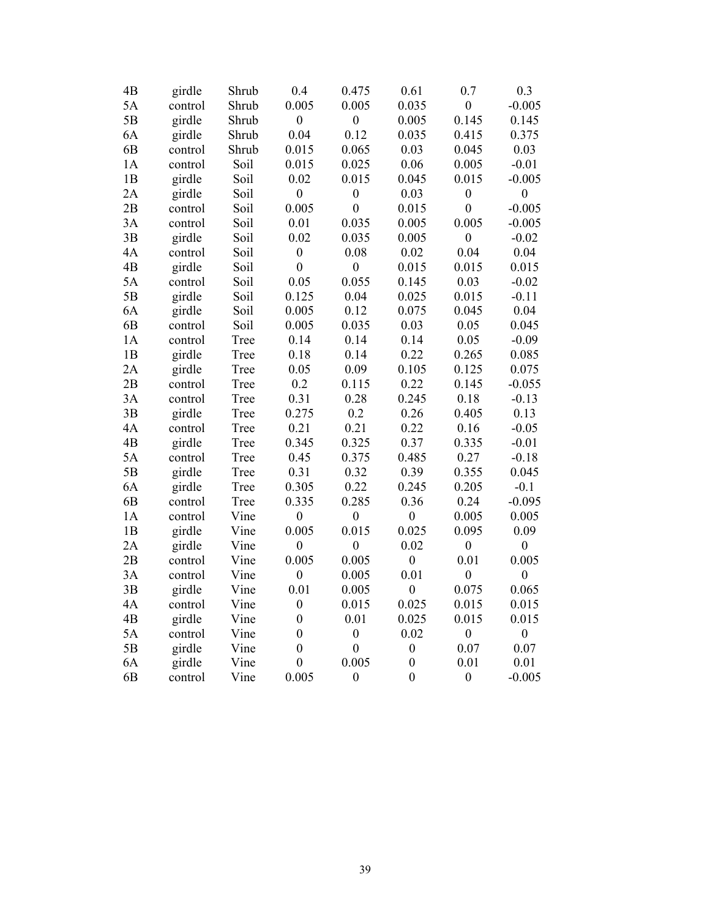| | | | | | | | |
|---|---|---|---|---|---|---|---|
| 4B | girdle | Shrub | 0.4 | 0.475 | 0.61 | 0.7 | 0.3 |
| 5A | control | Shrub | 0.005 | 0.005 | 0.035 | 0 | -0.005 |
| 5B | girdle | Shrub | 0 | 0 | 0.005 | 0.145 | 0.145 |
| 6A | girdle | Shrub | 0.04 | 0.12 | 0.035 | 0.415 | 0.375 |
| 6B | control | Shrub | 0.015 | 0.065 | 0.03 | 0.045 | 0.03 |
| 1A | control | Soil | 0.015 | 0.025 | 0.06 | 0.005 | -0.01 |
| 1B | girdle | Soil | 0.02 | 0.015 | 0.045 | 0.015 | -0.005 |
| 2A | girdle | Soil | 0 | 0 | 0.03 | 0 | 0 |
| 2B | control | Soil | 0.005 | 0 | 0.015 | 0 | -0.005 |
| 3A | control | Soil | 0.01 | 0.035 | 0.005 | 0.005 | -0.005 |
| 3B | girdle | Soil | 0.02 | 0.035 | 0.005 | 0 | -0.02 |
| 4A | control | Soil | 0 | 0.08 | 0.02 | 0.04 | 0.04 |
| 4B | girdle | Soil | 0 | 0 | 0.015 | 0.015 | 0.015 |
| 5A | control | Soil | 0.05 | 0.055 | 0.145 | 0.03 | -0.02 |
| 5B | girdle | Soil | 0.125 | 0.04 | 0.025 | 0.015 | -0.11 |
| 6A | girdle | Soil | 0.005 | 0.12 | 0.075 | 0.045 | 0.04 |
| 6B | control | Soil | 0.005 | 0.035 | 0.03 | 0.05 | 0.045 |
| 1A | control | Tree | 0.14 | 0.14 | 0.14 | 0.05 | -0.09 |
| 1B | girdle | Tree | 0.18 | 0.14 | 0.22 | 0.265 | 0.085 |
| 2A | girdle | Tree | 0.05 | 0.09 | 0.105 | 0.125 | 0.075 |
| 2B | control | Tree | 0.2 | 0.115 | 0.22 | 0.145 | -0.055 |
| 3A | control | Tree | 0.31 | 0.28 | 0.245 | 0.18 | -0.13 |
| 3B | girdle | Tree | 0.275 | 0.2 | 0.26 | 0.405 | 0.13 |
| 4A | control | Tree | 0.21 | 0.21 | 0.22 | 0.16 | -0.05 |
| 4B | girdle | Tree | 0.345 | 0.325 | 0.37 | 0.335 | -0.01 |
| 5A | control | Tree | 0.45 | 0.375 | 0.485 | 0.27 | -0.18 |
| 5B | girdle | Tree | 0.31 | 0.32 | 0.39 | 0.355 | 0.045 |
| 6A | girdle | Tree | 0.305 | 0.22 | 0.245 | 0.205 | -0.1 |
| 6B | control | Tree | 0.335 | 0.285 | 0.36 | 0.24 | -0.095 |
| 1A | control | Vine | 0 | 0 | 0 | 0.005 | 0.005 |
| 1B | girdle | Vine | 0.005 | 0.015 | 0.025 | 0.095 | 0.09 |
| 2A | girdle | Vine | 0 | 0 | 0.02 | 0 | 0 |
| 2B | control | Vine | 0.005 | 0.005 | 0 | 0.01 | 0.005 |
| 3A | control | Vine | 0 | 0.005 | 0.01 | 0 | 0 |
| 3B | girdle | Vine | 0.01 | 0.005 | 0 | 0.075 | 0.065 |
| 4A | control | Vine | 0 | 0.015 | 0.025 | 0.015 | 0.015 |
| 4B | girdle | Vine | 0 | 0.01 | 0.025 | 0.015 | 0.015 |
| 5A | control | Vine | 0 | 0 | 0.02 | 0 | 0 |
| 5B | girdle | Vine | 0 | 0 | 0 | 0.07 | 0.07 |
| 6A | girdle | Vine | 0 | 0.005 | 0 | 0.01 | 0.01 |
| 6B | control | Vine | 0.005 | 0 | 0 | 0 | -0.005 |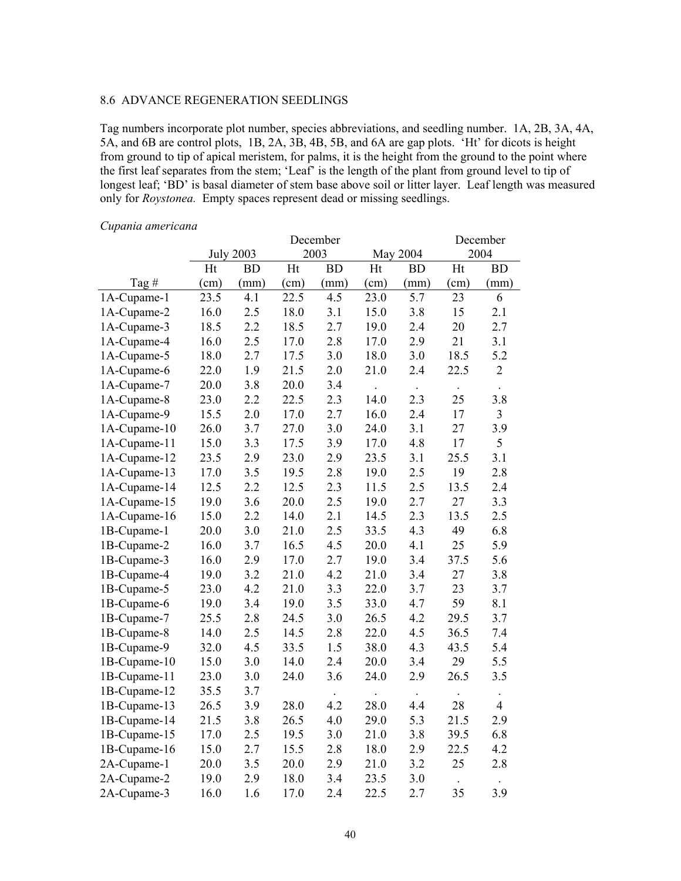## 8.6 ADVANCE REGENERATION SEEDLINGS

Tag numbers incorporate plot number, species abbreviations, and seedling number. 1A, 2B, 3A, 4A, 5A, and 6B are control plots, 1B, 2A, 3B, 4B, 5B, and 6A are gap plots. 'Ht' for dicots is height from ground to tip of apical meristem, for palms, it is the height from the ground to the point where the first leaf separates from the stem; 'Leaf' is the length of the plant from ground level to tip of longest leaf; 'BD' is basal diameter of stem base above soil or litter layer. Leaf length was measured only for *Roystonea.* Empty spaces represent dead or missing seedlings.

*Cupania americana*

| | July 2003 | | December 2003 | | May 2004 | | December 2004 | |
|---|---|---|---|---|---|---|---|---|
| Tag # | Ht (cm) | BD (mm) | Ht (cm) | BD (mm) | Ht (cm) | BD (mm) | Ht (cm) | BD (mm) |
| 1A-Cupame-1 | 23.5 | 4.1 | 22.5 | 4.5 | 23.0 | 5.7 | 23 | 6 |
| 1A-Cupame-2 | 16.0 | 2.5 | 18.0 | 3.1 | 15.0 | 3.8 | 15 | 2.1 |
| 1A-Cupame-3 | 18.5 | 2.2 | 18.5 | 2.7 | 19.0 | 2.4 | 20 | 2.7 |
| 1A-Cupame-4 | 16.0 | 2.5 | 17.0 | 2.8 | 17.0 | 2.9 | 21 | 3.1 |
| 1A-Cupame-5 | 18.0 | 2.7 | 17.5 | 3.0 | 18.0 | 3.0 | 18.5 | 5.2 |
| 1A-Cupame-6 | 22.0 | 1.9 | 21.5 | 2.0 | 21.0 | 2.4 | 22.5 | 2 |
| 1A-Cupame-7 | 20.0 | 3.8 | 20.0 | 3.4 | . | . | . | . |
| 1A-Cupame-8 | 23.0 | 2.2 | 22.5 | 2.3 | 14.0 | 2.3 | 25 | 3.8 |
| 1A-Cupame-9 | 15.5 | 2.0 | 17.0 | 2.7 | 16.0 | 2.4 | 17 | 3 |
| 1A-Cupame-10 | 26.0 | 3.7 | 27.0 | 3.0 | 24.0 | 3.1 | 27 | 3.9 |
| 1A-Cupame-11 | 15.0 | 3.3 | 17.5 | 3.9 | 17.0 | 4.8 | 17 | 5 |
| 1A-Cupame-12 | 23.5 | 2.9 | 23.0 | 2.9 | 23.5 | 3.1 | 25.5 | 3.1 |
| 1A-Cupame-13 | 17.0 | 3.5 | 19.5 | 2.8 | 19.0 | 2.5 | 19 | 2.8 |
| 1A-Cupame-14 | 12.5 | 2.2 | 12.5 | 2.3 | 11.5 | 2.5 | 13.5 | 2.4 |
| 1A-Cupame-15 | 19.0 | 3.6 | 20.0 | 2.5 | 19.0 | 2.7 | 27 | 3.3 |
| 1A-Cupame-16 | 15.0 | 2.2 | 14.0 | 2.1 | 14.5 | 2.3 | 13.5 | 2.5 |
| 1B-Cupame-1 | 20.0 | 3.0 | 21.0 | 2.5 | 33.5 | 4.3 | 49 | 6.8 |
| 1B-Cupame-2 | 16.0 | 3.7 | 16.5 | 4.5 | 20.0 | 4.1 | 25 | 5.9 |
| 1B-Cupame-3 | 16.0 | 2.9 | 17.0 | 2.7 | 19.0 | 3.4 | 37.5 | 5.6 |
| 1B-Cupame-4 | 19.0 | 3.2 | 21.0 | 4.2 | 21.0 | 3.4 | 27 | 3.8 |
| 1B-Cupame-5 | 23.0 | 4.2 | 21.0 | 3.3 | 22.0 | 3.7 | 23 | 3.7 |
| 1B-Cupame-6 | 19.0 | 3.4 | 19.0 | 3.5 | 33.0 | 4.7 | 59 | 8.1 |
| 1B-Cupame-7 | 25.5 | 2.8 | 24.5 | 3.0 | 26.5 | 4.2 | 29.5 | 3.7 |
| 1B-Cupame-8 | 14.0 | 2.5 | 14.5 | 2.8 | 22.0 | 4.5 | 36.5 | 7.4 |
| 1B-Cupame-9 | 32.0 | 4.5 | 33.5 | 1.5 | 38.0 | 4.3 | 43.5 | 5.4 |
| 1B-Cupame-10 | 15.0 | 3.0 | 14.0 | 2.4 | 20.0 | 3.4 | 29 | 5.5 |
| 1B-Cupame-11 | 23.0 | 3.0 | 24.0 | 3.6 | 24.0 | 2.9 | 26.5 | 3.5 |
| 1B-Cupame-12 | 35.5 | 3.7 | | . | . | . | . | . |
| 1B-Cupame-13 | 26.5 | 3.9 | 28.0 | 4.2 | 28.0 | 4.4 | 28 | 4 |
| 1B-Cupame-14 | 21.5 | 3.8 | 26.5 | 4.0 | 29.0 | 5.3 | 21.5 | 2.9 |
| 1B-Cupame-15 | 17.0 | 2.5 | 19.5 | 3.0 | 21.0 | 3.8 | 39.5 | 6.8 |
| 1B-Cupame-16 | 15.0 | 2.7 | 15.5 | 2.8 | 18.0 | 2.9 | 22.5 | 4.2 |
| 2A-Cupame-1 | 20.0 | 3.5 | 20.0 | 2.9 | 21.0 | 3.2 | 25 | 2.8 |
| 2A-Cupame-2 | 19.0 | 2.9 | 18.0 | 3.4 | 23.5 | 3.0 | . | . |
| 2A-Cupame-3 | 16.0 | 1.6 | 17.0 | 2.4 | 22.5 | 2.7 | 35 | 3.9 |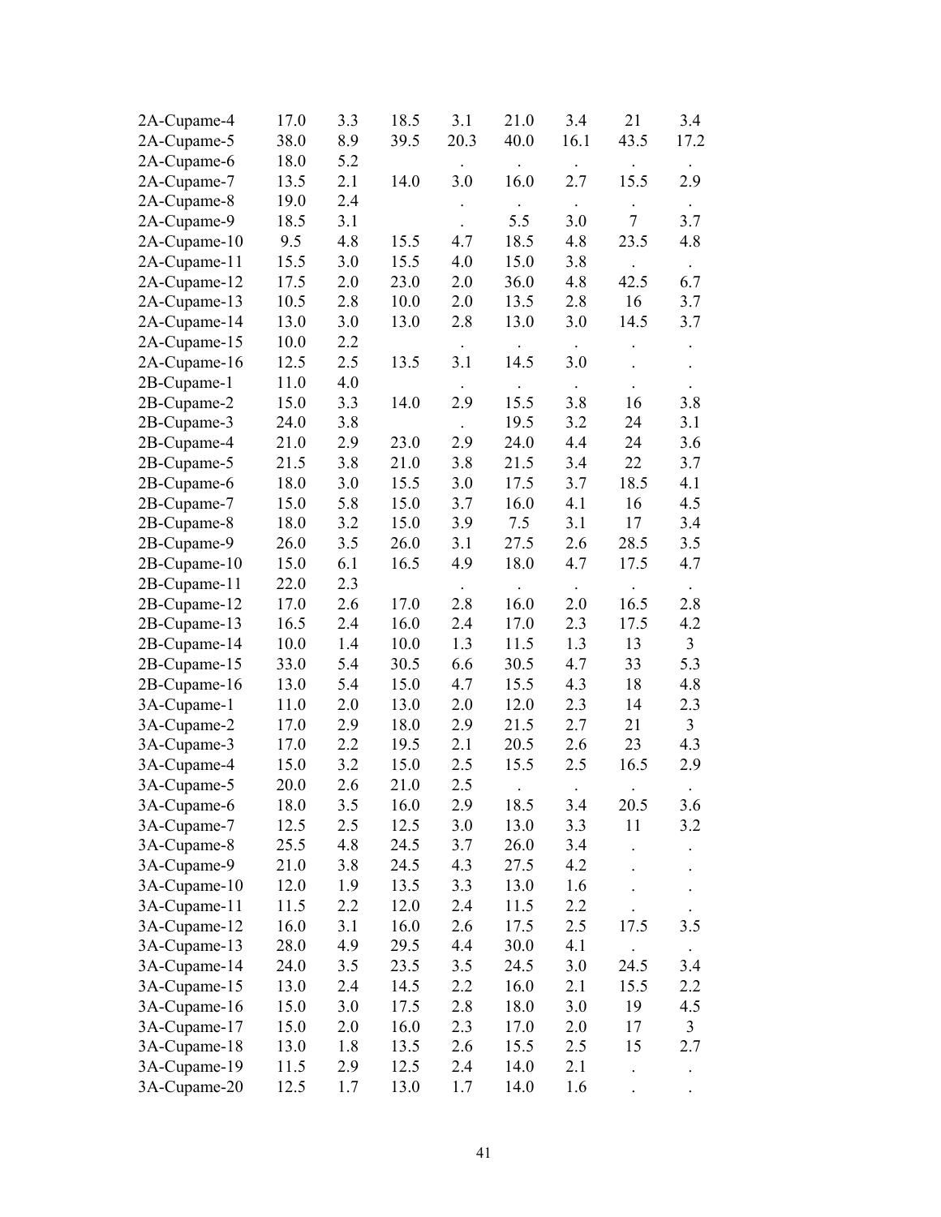|  |  |  |  |  |  |  |  |  |
|---|---|---|---|---|---|---|---|---|
| 2A-Cupame-4 | 17.0 | 3.3 | 18.5 | 3.1 | 21.0 | 3.4 | 21 | 3.4 |
| 2A-Cupame-5 | 38.0 | 8.9 | 39.5 | 20.3 | 40.0 | 16.1 | 43.5 | 17.2 |
| 2A-Cupame-6 | 18.0 | 5.2 |  | . | . | . | . | . |
| 2A-Cupame-7 | 13.5 | 2.1 | 14.0 | 3.0 | 16.0 | 2.7 | 15.5 | 2.9 |
| 2A-Cupame-8 | 19.0 | 2.4 |  | . | . | . | . | . |
| 2A-Cupame-9 | 18.5 | 3.1 |  | . | 5.5 | 3.0 | 7 | 3.7 |
| 2A-Cupame-10 | 9.5 | 4.8 | 15.5 | 4.7 | 18.5 | 4.8 | 23.5 | 4.8 |
| 2A-Cupame-11 | 15.5 | 3.0 | 15.5 | 4.0 | 15.0 | 3.8 | . | . |
| 2A-Cupame-12 | 17.5 | 2.0 | 23.0 | 2.0 | 36.0 | 4.8 | 42.5 | 6.7 |
| 2A-Cupame-13 | 10.5 | 2.8 | 10.0 | 2.0 | 13.5 | 2.8 | 16 | 3.7 |
| 2A-Cupame-14 | 13.0 | 3.0 | 13.0 | 2.8 | 13.0 | 3.0 | 14.5 | 3.7 |
| 2A-Cupame-15 | 10.0 | 2.2 |  | . | . | . | . | . |
| 2A-Cupame-16 | 12.5 | 2.5 | 13.5 | 3.1 | 14.5 | 3.0 | . | . |
| 2B-Cupame-1 | 11.0 | 4.0 |  | . | . | . | . | . |
| 2B-Cupame-2 | 15.0 | 3.3 | 14.0 | 2.9 | 15.5 | 3.8 | 16 | 3.8 |
| 2B-Cupame-3 | 24.0 | 3.8 |  | . | 19.5 | 3.2 | 24 | 3.1 |
| 2B-Cupame-4 | 21.0 | 2.9 | 23.0 | 2.9 | 24.0 | 4.4 | 24 | 3.6 |
| 2B-Cupame-5 | 21.5 | 3.8 | 21.0 | 3.8 | 21.5 | 3.4 | 22 | 3.7 |
| 2B-Cupame-6 | 18.0 | 3.0 | 15.5 | 3.0 | 17.5 | 3.7 | 18.5 | 4.1 |
| 2B-Cupame-7 | 15.0 | 5.8 | 15.0 | 3.7 | 16.0 | 4.1 | 16 | 4.5 |
| 2B-Cupame-8 | 18.0 | 3.2 | 15.0 | 3.9 | 7.5 | 3.1 | 17 | 3.4 |
| 2B-Cupame-9 | 26.0 | 3.5 | 26.0 | 3.1 | 27.5 | 2.6 | 28.5 | 3.5 |
| 2B-Cupame-10 | 15.0 | 6.1 | 16.5 | 4.9 | 18.0 | 4.7 | 17.5 | 4.7 |
| 2B-Cupame-11 | 22.0 | 2.3 |  | . | . | . | . | . |
| 2B-Cupame-12 | 17.0 | 2.6 | 17.0 | 2.8 | 16.0 | 2.0 | 16.5 | 2.8 |
| 2B-Cupame-13 | 16.5 | 2.4 | 16.0 | 2.4 | 17.0 | 2.3 | 17.5 | 4.2 |
| 2B-Cupame-14 | 10.0 | 1.4 | 10.0 | 1.3 | 11.5 | 1.3 | 13 | 3 |
| 2B-Cupame-15 | 33.0 | 5.4 | 30.5 | 6.6 | 30.5 | 4.7 | 33 | 5.3 |
| 2B-Cupame-16 | 13.0 | 5.4 | 15.0 | 4.7 | 15.5 | 4.3 | 18 | 4.8 |
| 3A-Cupame-1 | 11.0 | 2.0 | 13.0 | 2.0 | 12.0 | 2.3 | 14 | 2.3 |
| 3A-Cupame-2 | 17.0 | 2.9 | 18.0 | 2.9 | 21.5 | 2.7 | 21 | 3 |
| 3A-Cupame-3 | 17.0 | 2.2 | 19.5 | 2.1 | 20.5 | 2.6 | 23 | 4.3 |
| 3A-Cupame-4 | 15.0 | 3.2 | 15.0 | 2.5 | 15.5 | 2.5 | 16.5 | 2.9 |
| 3A-Cupame-5 | 20.0 | 2.6 | 21.0 | 2.5 | . | . | . | . |
| 3A-Cupame-6 | 18.0 | 3.5 | 16.0 | 2.9 | 18.5 | 3.4 | 20.5 | 3.6 |
| 3A-Cupame-7 | 12.5 | 2.5 | 12.5 | 3.0 | 13.0 | 3.3 | 11 | 3.2 |
| 3A-Cupame-8 | 25.5 | 4.8 | 24.5 | 3.7 | 26.0 | 3.4 | . | . |
| 3A-Cupame-9 | 21.0 | 3.8 | 24.5 | 4.3 | 27.5 | 4.2 | . | . |
| 3A-Cupame-10 | 12.0 | 1.9 | 13.5 | 3.3 | 13.0 | 1.6 | . | . |
| 3A-Cupame-11 | 11.5 | 2.2 | 12.0 | 2.4 | 11.5 | 2.2 | . | . |
| 3A-Cupame-12 | 16.0 | 3.1 | 16.0 | 2.6 | 17.5 | 2.5 | 17.5 | 3.5 |
| 3A-Cupame-13 | 28.0 | 4.9 | 29.5 | 4.4 | 30.0 | 4.1 | . | . |
| 3A-Cupame-14 | 24.0 | 3.5 | 23.5 | 3.5 | 24.5 | 3.0 | 24.5 | 3.4 |
| 3A-Cupame-15 | 13.0 | 2.4 | 14.5 | 2.2 | 16.0 | 2.1 | 15.5 | 2.2 |
| 3A-Cupame-16 | 15.0 | 3.0 | 17.5 | 2.8 | 18.0 | 3.0 | 19 | 4.5 |
| 3A-Cupame-17 | 15.0 | 2.0 | 16.0 | 2.3 | 17.0 | 2.0 | 17 | 3 |
| 3A-Cupame-18 | 13.0 | 1.8 | 13.5 | 2.6 | 15.5 | 2.5 | 15 | 2.7 |
| 3A-Cupame-19 | 11.5 | 2.9 | 12.5 | 2.4 | 14.0 | 2.1 | . | . |
| 3A-Cupame-20 | 12.5 | 1.7 | 13.0 | 1.7 | 14.0 | 1.6 | . | . |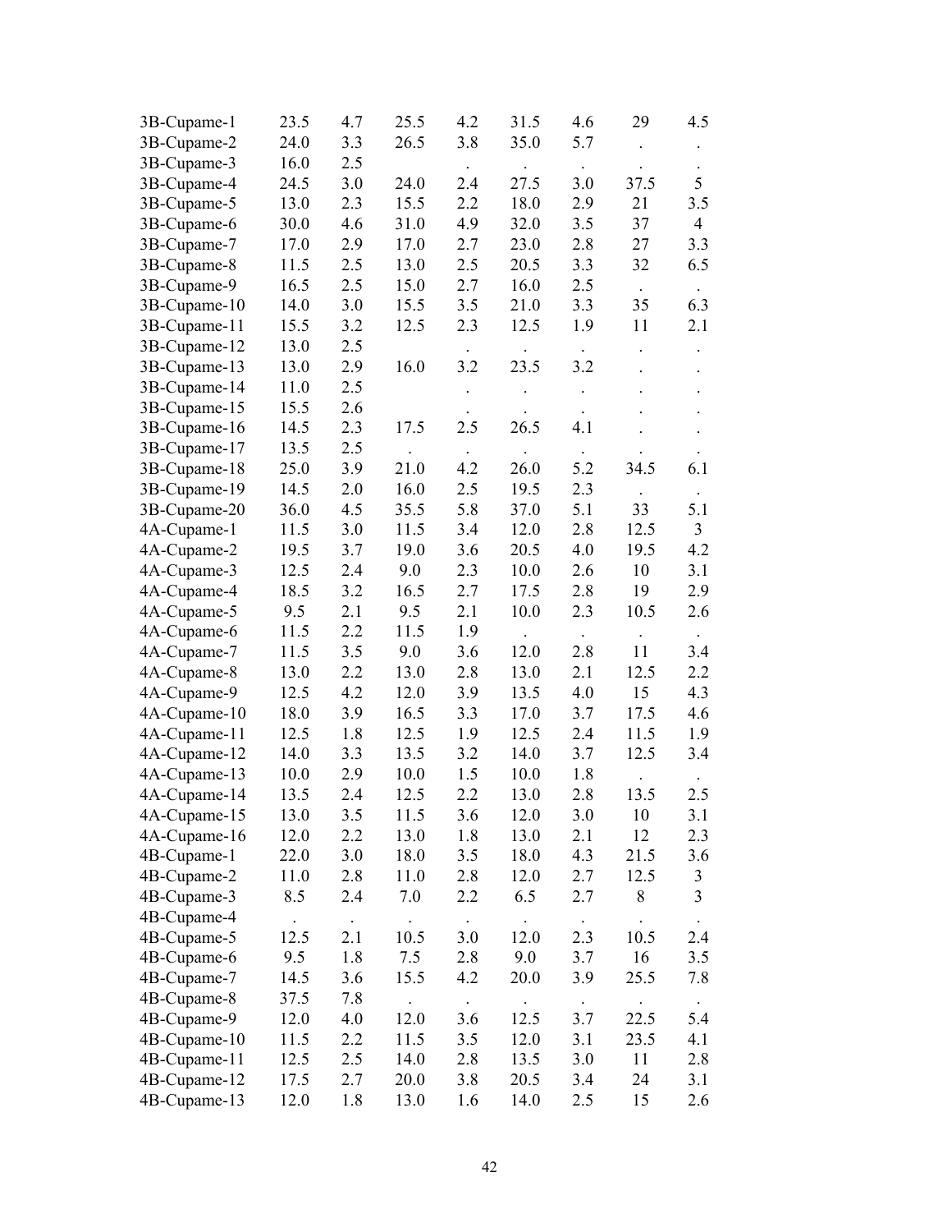| | | | | | | | | |
|---|---|---|---|---|---|---|---|---|
| 3B-Cupame-1 | 23.5 | 4.7 | 25.5 | 4.2 | 31.5 | 4.6 | 29 | 4.5 |
| 3B-Cupame-2 | 24.0 | 3.3 | 26.5 | 3.8 | 35.0 | 5.7 | . | . |
| 3B-Cupame-3 | 16.0 | 2.5 | | . | . | . | . | . |
| 3B-Cupame-4 | 24.5 | 3.0 | 24.0 | 2.4 | 27.5 | 3.0 | 37.5 | 5 |
| 3B-Cupame-5 | 13.0 | 2.3 | 15.5 | 2.2 | 18.0 | 2.9 | 21 | 3.5 |
| 3B-Cupame-6 | 30.0 | 4.6 | 31.0 | 4.9 | 32.0 | 3.5 | 37 | 4 |
| 3B-Cupame-7 | 17.0 | 2.9 | 17.0 | 2.7 | 23.0 | 2.8 | 27 | 3.3 |
| 3B-Cupame-8 | 11.5 | 2.5 | 13.0 | 2.5 | 20.5 | 3.3 | 32 | 6.5 |
| 3B-Cupame-9 | 16.5 | 2.5 | 15.0 | 2.7 | 16.0 | 2.5 | . | . |
| 3B-Cupame-10 | 14.0 | 3.0 | 15.5 | 3.5 | 21.0 | 3.3 | 35 | 6.3 |
| 3B-Cupame-11 | 15.5 | 3.2 | 12.5 | 2.3 | 12.5 | 1.9 | 11 | 2.1 |
| 3B-Cupame-12 | 13.0 | 2.5 | | . | . | . | . | . |
| 3B-Cupame-13 | 13.0 | 2.9 | 16.0 | 3.2 | 23.5 | 3.2 | . | . |
| 3B-Cupame-14 | 11.0 | 2.5 | | . | . | . | . | . |
| 3B-Cupame-15 | 15.5 | 2.6 | | . | . | . | . | . |
| 3B-Cupame-16 | 14.5 | 2.3 | 17.5 | 2.5 | 26.5 | 4.1 | . | . |
| 3B-Cupame-17 | 13.5 | 2.5 | . | . | . | . | . | . |
| 3B-Cupame-18 | 25.0 | 3.9 | 21.0 | 4.2 | 26.0 | 5.2 | 34.5 | 6.1 |
| 3B-Cupame-19 | 14.5 | 2.0 | 16.0 | 2.5 | 19.5 | 2.3 | . | . |
| 3B-Cupame-20 | 36.0 | 4.5 | 35.5 | 5.8 | 37.0 | 5.1 | 33 | 5.1 |
| 4A-Cupame-1 | 11.5 | 3.0 | 11.5 | 3.4 | 12.0 | 2.8 | 12.5 | 3 |
| 4A-Cupame-2 | 19.5 | 3.7 | 19.0 | 3.6 | 20.5 | 4.0 | 19.5 | 4.2 |
| 4A-Cupame-3 | 12.5 | 2.4 | 9.0 | 2.3 | 10.0 | 2.6 | 10 | 3.1 |
| 4A-Cupame-4 | 18.5 | 3.2 | 16.5 | 2.7 | 17.5 | 2.8 | 19 | 2.9 |
| 4A-Cupame-5 | 9.5 | 2.1 | 9.5 | 2.1 | 10.0 | 2.3 | 10.5 | 2.6 |
| 4A-Cupame-6 | 11.5 | 2.2 | 11.5 | 1.9 | . | . | . | . |
| 4A-Cupame-7 | 11.5 | 3.5 | 9.0 | 3.6 | 12.0 | 2.8 | 11 | 3.4 |
| 4A-Cupame-8 | 13.0 | 2.2 | 13.0 | 2.8 | 13.0 | 2.1 | 12.5 | 2.2 |
| 4A-Cupame-9 | 12.5 | 4.2 | 12.0 | 3.9 | 13.5 | 4.0 | 15 | 4.3 |
| 4A-Cupame-10 | 18.0 | 3.9 | 16.5 | 3.3 | 17.0 | 3.7 | 17.5 | 4.6 |
| 4A-Cupame-11 | 12.5 | 1.8 | 12.5 | 1.9 | 12.5 | 2.4 | 11.5 | 1.9 |
| 4A-Cupame-12 | 14.0 | 3.3 | 13.5 | 3.2 | 14.0 | 3.7 | 12.5 | 3.4 |
| 4A-Cupame-13 | 10.0 | 2.9 | 10.0 | 1.5 | 10.0 | 1.8 | . | . |
| 4A-Cupame-14 | 13.5 | 2.4 | 12.5 | 2.2 | 13.0 | 2.8 | 13.5 | 2.5 |
| 4A-Cupame-15 | 13.0 | 3.5 | 11.5 | 3.6 | 12.0 | 3.0 | 10 | 3.1 |
| 4A-Cupame-16 | 12.0 | 2.2 | 13.0 | 1.8 | 13.0 | 2.1 | 12 | 2.3 |
| 4B-Cupame-1 | 22.0 | 3.0 | 18.0 | 3.5 | 18.0 | 4.3 | 21.5 | 3.6 |
| 4B-Cupame-2 | 11.0 | 2.8 | 11.0 | 2.8 | 12.0 | 2.7 | 12.5 | 3 |
| 4B-Cupame-3 | 8.5 | 2.4 | 7.0 | 2.2 | 6.5 | 2.7 | 8 | 3 |
| 4B-Cupame-4 | . | . | . | . | . | . | . | . |
| 4B-Cupame-5 | 12.5 | 2.1 | 10.5 | 3.0 | 12.0 | 2.3 | 10.5 | 2.4 |
| 4B-Cupame-6 | 9.5 | 1.8 | 7.5 | 2.8 | 9.0 | 3.7 | 16 | 3.5 |
| 4B-Cupame-7 | 14.5 | 3.6 | 15.5 | 4.2 | 20.0 | 3.9 | 25.5 | 7.8 |
| 4B-Cupame-8 | 37.5 | 7.8 | . | . | . | . | . | . |
| 4B-Cupame-9 | 12.0 | 4.0 | 12.0 | 3.6 | 12.5 | 3.7 | 22.5 | 5.4 |
| 4B-Cupame-10 | 11.5 | 2.2 | 11.5 | 3.5 | 12.0 | 3.1 | 23.5 | 4.1 |
| 4B-Cupame-11 | 12.5 | 2.5 | 14.0 | 2.8 | 13.5 | 3.0 | 11 | 2.8 |
| 4B-Cupame-12 | 17.5 | 2.7 | 20.0 | 3.8 | 20.5 | 3.4 | 24 | 3.1 |
| 4B-Cupame-13 | 12.0 | 1.8 | 13.0 | 1.6 | 14.0 | 2.5 | 15 | 2.6 |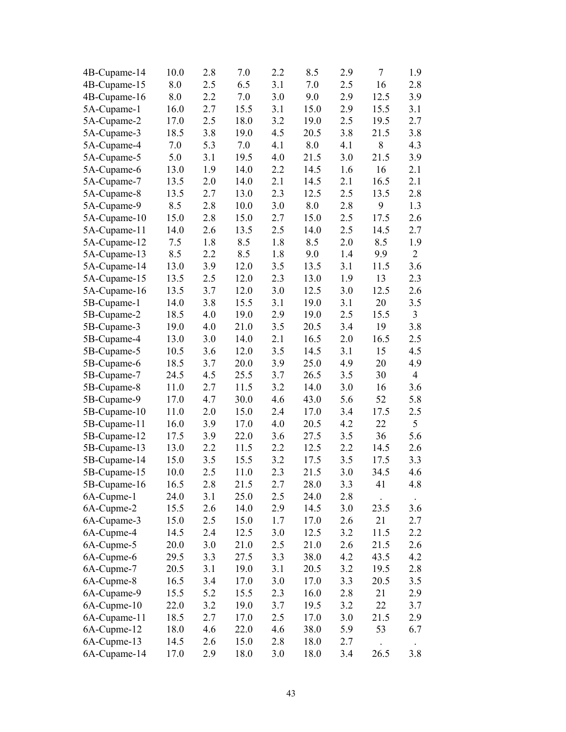| | | | | | | | | |
|---|---|---|---|---|---|---|---|---|
| 4B-Cupame-14 | 10.0 | 2.8 | 7.0 | 2.2 | 8.5 | 2.9 | 7 | 1.9 |
| 4B-Cupame-15 | 8.0 | 2.5 | 6.5 | 3.1 | 7.0 | 2.5 | 16 | 2.8 |
| 4B-Cupame-16 | 8.0 | 2.2 | 7.0 | 3.0 | 9.0 | 2.9 | 12.5 | 3.9 |
| 5A-Cupame-1 | 16.0 | 2.7 | 15.5 | 3.1 | 15.0 | 2.9 | 15.5 | 3.1 |
| 5A-Cupame-2 | 17.0 | 2.5 | 18.0 | 3.2 | 19.0 | 2.5 | 19.5 | 2.7 |
| 5A-Cupame-3 | 18.5 | 3.8 | 19.0 | 4.5 | 20.5 | 3.8 | 21.5 | 3.8 |
| 5A-Cupame-4 | 7.0 | 5.3 | 7.0 | 4.1 | 8.0 | 4.1 | 8 | 4.3 |
| 5A-Cupame-5 | 5.0 | 3.1 | 19.5 | 4.0 | 21.5 | 3.0 | 21.5 | 3.9 |
| 5A-Cupame-6 | 13.0 | 1.9 | 14.0 | 2.2 | 14.5 | 1.6 | 16 | 2.1 |
| 5A-Cupame-7 | 13.5 | 2.0 | 14.0 | 2.1 | 14.5 | 2.1 | 16.5 | 2.1 |
| 5A-Cupame-8 | 13.5 | 2.7 | 13.0 | 2.3 | 12.5 | 2.5 | 13.5 | 2.8 |
| 5A-Cupame-9 | 8.5 | 2.8 | 10.0 | 3.0 | 8.0 | 2.8 | 9 | 1.3 |
| 5A-Cupame-10 | 15.0 | 2.8 | 15.0 | 2.7 | 15.0 | 2.5 | 17.5 | 2.6 |
| 5A-Cupame-11 | 14.0 | 2.6 | 13.5 | 2.5 | 14.0 | 2.5 | 14.5 | 2.7 |
| 5A-Cupame-12 | 7.5 | 1.8 | 8.5 | 1.8 | 8.5 | 2.0 | 8.5 | 1.9 |
| 5A-Cupame-13 | 8.5 | 2.2 | 8.5 | 1.8 | 9.0 | 1.4 | 9.9 | 2 |
| 5A-Cupame-14 | 13.0 | 3.9 | 12.0 | 3.5 | 13.5 | 3.1 | 11.5 | 3.6 |
| 5A-Cupame-15 | 13.5 | 2.5 | 12.0 | 2.3 | 13.0 | 1.9 | 13 | 2.3 |
| 5A-Cupame-16 | 13.5 | 3.7 | 12.0 | 3.0 | 12.5 | 3.0 | 12.5 | 2.6 |
| 5B-Cupame-1 | 14.0 | 3.8 | 15.5 | 3.1 | 19.0 | 3.1 | 20 | 3.5 |
| 5B-Cupame-2 | 18.5 | 4.0 | 19.0 | 2.9 | 19.0 | 2.5 | 15.5 | 3 |
| 5B-Cupame-3 | 19.0 | 4.0 | 21.0 | 3.5 | 20.5 | 3.4 | 19 | 3.8 |
| 5B-Cupame-4 | 13.0 | 3.0 | 14.0 | 2.1 | 16.5 | 2.0 | 16.5 | 2.5 |
| 5B-Cupame-5 | 10.5 | 3.6 | 12.0 | 3.5 | 14.5 | 3.1 | 15 | 4.5 |
| 5B-Cupame-6 | 18.5 | 3.7 | 20.0 | 3.9 | 25.0 | 4.9 | 20 | 4.9 |
| 5B-Cupame-7 | 24.5 | 4.5 | 25.5 | 3.7 | 26.5 | 3.5 | 30 | 4 |
| 5B-Cupame-8 | 11.0 | 2.7 | 11.5 | 3.2 | 14.0 | 3.0 | 16 | 3.6 |
| 5B-Cupame-9 | 17.0 | 4.7 | 30.0 | 4.6 | 43.0 | 5.6 | 52 | 5.8 |
| 5B-Cupame-10 | 11.0 | 2.0 | 15.0 | 2.4 | 17.0 | 3.4 | 17.5 | 2.5 |
| 5B-Cupame-11 | 16.0 | 3.9 | 17.0 | 4.0 | 20.5 | 4.2 | 22 | 5 |
| 5B-Cupame-12 | 17.5 | 3.9 | 22.0 | 3.6 | 27.5 | 3.5 | 36 | 5.6 |
| 5B-Cupame-13 | 13.0 | 2.2 | 11.5 | 2.2 | 12.5 | 2.2 | 14.5 | 2.6 |
| 5B-Cupame-14 | 15.0 | 3.5 | 15.5 | 3.2 | 17.5 | 3.5 | 17.5 | 3.3 |
| 5B-Cupame-15 | 10.0 | 2.5 | 11.0 | 2.3 | 21.5 | 3.0 | 34.5 | 4.6 |
| 5B-Cupame-16 | 16.5 | 2.8 | 21.5 | 2.7 | 28.0 | 3.3 | 41 | 4.8 |
| 6A-Cupme-1 | 24.0 | 3.1 | 25.0 | 2.5 | 24.0 | 2.8 | . | . |
| 6A-Cupme-2 | 15.5 | 2.6 | 14.0 | 2.9 | 14.5 | 3.0 | 23.5 | 3.6 |
| 6A-Cupame-3 | 15.0 | 2.5 | 15.0 | 1.7 | 17.0 | 2.6 | 21 | 2.7 |
| 6A-Cupme-4 | 14.5 | 2.4 | 12.5 | 3.0 | 12.5 | 3.2 | 11.5 | 2.2 |
| 6A-Cupme-5 | 20.0 | 3.0 | 21.0 | 2.5 | 21.0 | 2.6 | 21.5 | 2.6 |
| 6A-Cupme-6 | 29.5 | 3.3 | 27.5 | 3.3 | 38.0 | 4.2 | 43.5 | 4.2 |
| 6A-Cupme-7 | 20.5 | 3.1 | 19.0 | 3.1 | 20.5 | 3.2 | 19.5 | 2.8 |
| 6A-Cupme-8 | 16.5 | 3.4 | 17.0 | 3.0 | 17.0 | 3.3 | 20.5 | 3.5 |
| 6A-Cupame-9 | 15.5 | 5.2 | 15.5 | 2.3 | 16.0 | 2.8 | 21 | 2.9 |
| 6A-Cupme-10 | 22.0 | 3.2 | 19.0 | 3.7 | 19.5 | 3.2 | 22 | 3.7 |
| 6A-Cupame-11 | 18.5 | 2.7 | 17.0 | 2.5 | 17.0 | 3.0 | 21.5 | 2.9 |
| 6A-Cupme-12 | 18.0 | 4.6 | 22.0 | 4.6 | 38.0 | 5.9 | 53 | 6.7 |
| 6A-Cupme-13 | 14.5 | 2.6 | 15.0 | 2.8 | 18.0 | 2.7 | . | . |
| 6A-Cupame-14 | 17.0 | 2.9 | 18.0 | 3.0 | 18.0 | 3.4 | 26.5 | 3.8 |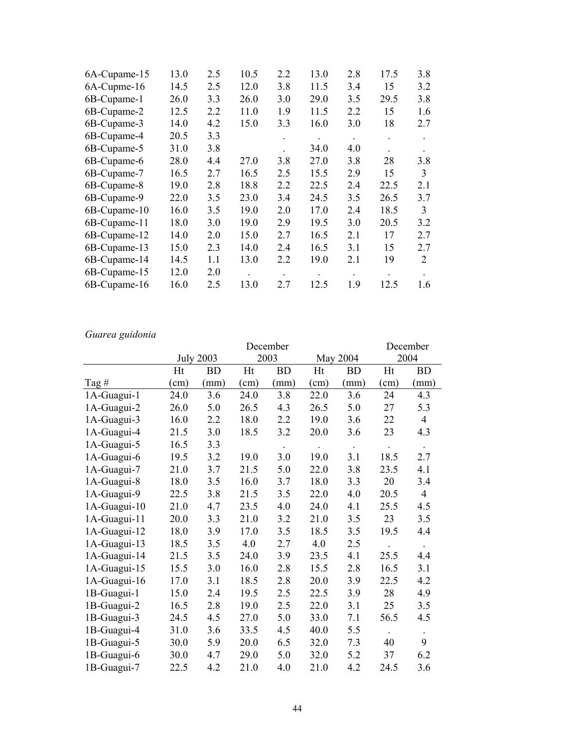| | | | | | | | | |
|---|---|---|---|---|---|---|---|---|
| 6A-Cupame-15 | 13.0 | 2.5 | 10.5 | 2.2 | 13.0 | 2.8 | 17.5 | 3.8 |
| 6A-Cupme-16 | 14.5 | 2.5 | 12.0 | 3.8 | 11.5 | 3.4 | 15 | 3.2 |
| 6B-Cupame-1 | 26.0 | 3.3 | 26.0 | 3.0 | 29.0 | 3.5 | 29.5 | 3.8 |
| 6B-Cupame-2 | 12.5 | 2.2 | 11.0 | 1.9 | 11.5 | 2.2 | 15 | 1.6 |
| 6B-Cupame-3 | 14.0 | 4.2 | 15.0 | 3.3 | 16.0 | 3.0 | 18 | 2.7 |
| 6B-Cupame-4 | 20.5 | 3.3 | | . | . | . | . | . |
| 6B-Cupame-5 | 31.0 | 3.8 | | . | 34.0 | 4.0 | . | . |
| 6B-Cupame-6 | 28.0 | 4.4 | 27.0 | 3.8 | 27.0 | 3.8 | 28 | 3.8 |
| 6B-Cupame-7 | 16.5 | 2.7 | 16.5 | 2.5 | 15.5 | 2.9 | 15 | 3 |
| 6B-Cupame-8 | 19.0 | 2.8 | 18.8 | 2.2 | 22.5 | 2.4 | 22.5 | 2.1 |
| 6B-Cupame-9 | 22.0 | 3.5 | 23.0 | 3.4 | 24.5 | 3.5 | 26.5 | 3.7 |
| 6B-Cupame-10 | 16.0 | 3.5 | 19.0 | 2.0 | 17.0 | 2.4 | 18.5 | 3 |
| 6B-Cupame-11 | 18.0 | 3.0 | 19.0 | 2.9 | 19.5 | 3.0 | 20.5 | 3.2 |
| 6B-Cupame-12 | 14.0 | 2.0 | 15.0 | 2.7 | 16.5 | 2.1 | 17 | 2.7 |
| 6B-Cupame-13 | 15.0 | 2.3 | 14.0 | 2.4 | 16.5 | 3.1 | 15 | 2.7 |
| 6B-Cupame-14 | 14.5 | 1.1 | 13.0 | 2.2 | 19.0 | 2.1 | 19 | 2 |
| 6B-Cupame-15 | 12.0 | 2.0 | . | . | . | . | . | . |
| 6B-Cupame-16 | 16.0 | 2.5 | 13.0 | 2.7 | 12.5 | 1.9 | 12.5 | 1.6 |

*Guarea guidonia*

| | July 2003 | | December 2003 | | May 2004 | | December 2004 | |
|---|---|---|---|---|---|---|---|---|
| | Ht | BD | Ht | BD | Ht | BD | Ht | BD |
| Tag # | (cm) | (mm) | (cm) | (mm) | (cm) | (mm) | (cm) | (mm) |
| 1A-Guagui-1 | 24.0 | 3.6 | 24.0 | 3.8 | 22.0 | 3.6 | 24 | 4.3 |
| 1A-Guagui-2 | 26.0 | 5.0 | 26.5 | 4.3 | 26.5 | 5.0 | 27 | 5.3 |
| 1A-Guagui-3 | 16.0 | 2.2 | 18.0 | 2.2 | 19.0 | 3.6 | 22 | 4 |
| 1A-Guagui-4 | 21.5 | 3.0 | 18.5 | 3.2 | 20.0 | 3.6 | 23 | 4.3 |
| 1A-Guagui-5 | 16.5 | 3.3 | | . | . | . | . | . |
| 1A-Guagui-6 | 19.5 | 3.2 | 19.0 | 3.0 | 19.0 | 3.1 | 18.5 | 2.7 |
| 1A-Guagui-7 | 21.0 | 3.7 | 21.5 | 5.0 | 22.0 | 3.8 | 23.5 | 4.1 |
| 1A-Guagui-8 | 18.0 | 3.5 | 16.0 | 3.7 | 18.0 | 3.3 | 20 | 3.4 |
| 1A-Guagui-9 | 22.5 | 3.8 | 21.5 | 3.5 | 22.0 | 4.0 | 20.5 | 4 |
| 1A-Guagui-10 | 21.0 | 4.7 | 23.5 | 4.0 | 24.0 | 4.1 | 25.5 | 4.5 |
| 1A-Guagui-11 | 20.0 | 3.3 | 21.0 | 3.2 | 21.0 | 3.5 | 23 | 3.5 |
| 1A-Guagui-12 | 18.0 | 3.9 | 17.0 | 3.5 | 18.5 | 3.5 | 19.5 | 4.4 |
| 1A-Guagui-13 | 18.5 | 3.5 | 4.0 | 2.7 | 4.0 | 2.5 | . | . |
| 1A-Guagui-14 | 21.5 | 3.5 | 24.0 | 3.9 | 23.5 | 4.1 | 25.5 | 4.4 |
| 1A-Guagui-15 | 15.5 | 3.0 | 16.0 | 2.8 | 15.5 | 2.8 | 16.5 | 3.1 |
| 1A-Guagui-16 | 17.0 | 3.1 | 18.5 | 2.8 | 20.0 | 3.9 | 22.5 | 4.2 |
| 1B-Guagui-1 | 15.0 | 2.4 | 19.5 | 2.5 | 22.5 | 3.9 | 28 | 4.9 |
| 1B-Guagui-2 | 16.5 | 2.8 | 19.0 | 2.5 | 22.0 | 3.1 | 25 | 3.5 |
| 1B-Guagui-3 | 24.5 | 4.5 | 27.0 | 5.0 | 33.0 | 7.1 | 56.5 | 4.5 |
| 1B-Guagui-4 | 31.0 | 3.6 | 33.5 | 4.5 | 40.0 | 5.5 | . | . |
| 1B-Guagui-5 | 30.0 | 5.9 | 20.0 | 6.5 | 32.0 | 7.3 | 40 | 9 |
| 1B-Guagui-6 | 30.0 | 4.7 | 29.0 | 5.0 | 32.0 | 5.2 | 37 | 6.2 |
| 1B-Guagui-7 | 22.5 | 4.2 | 21.0 | 4.0 | 21.0 | 4.2 | 24.5 | 3.6 |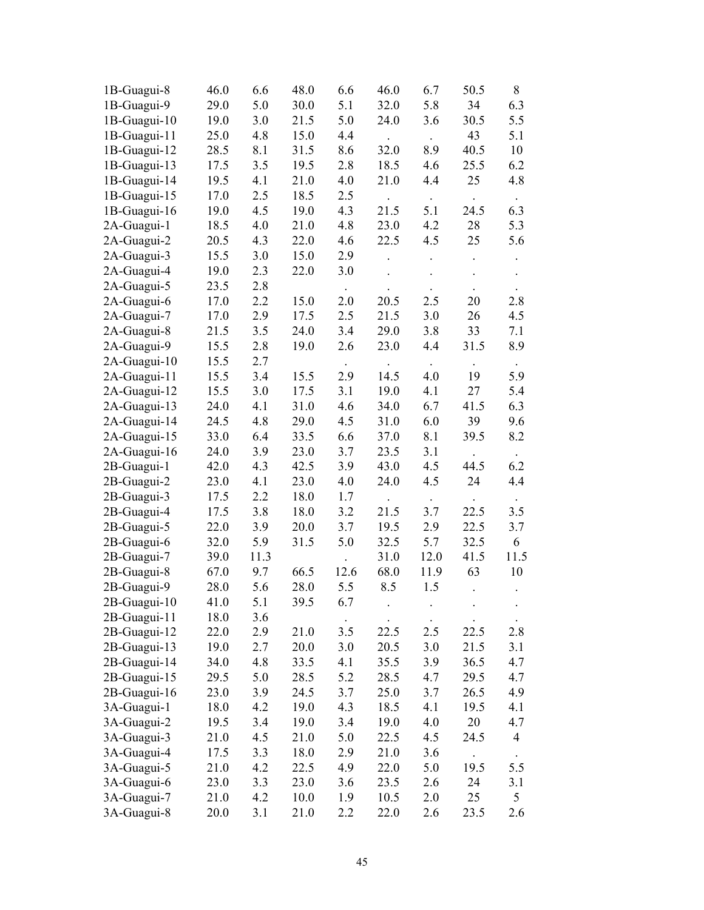|  |  |  |  |  |  |  |  |  |
|---|---|---|---|---|---|---|---|---|
| 1B-Guagui-8 | 46.0 | 6.6 | 48.0 | 6.6 | 46.0 | 6.7 | 50.5 | 8 |
| 1B-Guagui-9 | 29.0 | 5.0 | 30.0 | 5.1 | 32.0 | 5.8 | 34 | 6.3 |
| 1B-Guagui-10 | 19.0 | 3.0 | 21.5 | 5.0 | 24.0 | 3.6 | 30.5 | 5.5 |
| 1B-Guagui-11 | 25.0 | 4.8 | 15.0 | 4.4 | . | . | 43 | 5.1 |
| 1B-Guagui-12 | 28.5 | 8.1 | 31.5 | 8.6 | 32.0 | 8.9 | 40.5 | 10 |
| 1B-Guagui-13 | 17.5 | 3.5 | 19.5 | 2.8 | 18.5 | 4.6 | 25.5 | 6.2 |
| 1B-Guagui-14 | 19.5 | 4.1 | 21.0 | 4.0 | 21.0 | 4.4 | 25 | 4.8 |
| 1B-Guagui-15 | 17.0 | 2.5 | 18.5 | 2.5 | . | . | . | . |
| 1B-Guagui-16 | 19.0 | 4.5 | 19.0 | 4.3 | 21.5 | 5.1 | 24.5 | 6.3 |
| 2A-Guagui-1 | 18.5 | 4.0 | 21.0 | 4.8 | 23.0 | 4.2 | 28 | 5.3 |
| 2A-Guagui-2 | 20.5 | 4.3 | 22.0 | 4.6 | 22.5 | 4.5 | 25 | 5.6 |
| 2A-Guagui-3 | 15.5 | 3.0 | 15.0 | 2.9 | . | . | . | . |
| 2A-Guagui-4 | 19.0 | 2.3 | 22.0 | 3.0 | . | . | . | . |
| 2A-Guagui-5 | 23.5 | 2.8 |  | . | . | . | . | . |
| 2A-Guagui-6 | 17.0 | 2.2 | 15.0 | 2.0 | 20.5 | 2.5 | 20 | 2.8 |
| 2A-Guagui-7 | 17.0 | 2.9 | 17.5 | 2.5 | 21.5 | 3.0 | 26 | 4.5 |
| 2A-Guagui-8 | 21.5 | 3.5 | 24.0 | 3.4 | 29.0 | 3.8 | 33 | 7.1 |
| 2A-Guagui-9 | 15.5 | 2.8 | 19.0 | 2.6 | 23.0 | 4.4 | 31.5 | 8.9 |
| 2A-Guagui-10 | 15.5 | 2.7 |  | . | . | . | . | . |
| 2A-Guagui-11 | 15.5 | 3.4 | 15.5 | 2.9 | 14.5 | 4.0 | 19 | 5.9 |
| 2A-Guagui-12 | 15.5 | 3.0 | 17.5 | 3.1 | 19.0 | 4.1 | 27 | 5.4 |
| 2A-Guagui-13 | 24.0 | 4.1 | 31.0 | 4.6 | 34.0 | 6.7 | 41.5 | 6.3 |
| 2A-Guagui-14 | 24.5 | 4.8 | 29.0 | 4.5 | 31.0 | 6.0 | 39 | 9.6 |
| 2A-Guagui-15 | 33.0 | 6.4 | 33.5 | 6.6 | 37.0 | 8.1 | 39.5 | 8.2 |
| 2A-Guagui-16 | 24.0 | 3.9 | 23.0 | 3.7 | 23.5 | 3.1 | . | . |
| 2B-Guagui-1 | 42.0 | 4.3 | 42.5 | 3.9 | 43.0 | 4.5 | 44.5 | 6.2 |
| 2B-Guagui-2 | 23.0 | 4.1 | 23.0 | 4.0 | 24.0 | 4.5 | 24 | 4.4 |
| 2B-Guagui-3 | 17.5 | 2.2 | 18.0 | 1.7 | . | . | . | . |
| 2B-Guagui-4 | 17.5 | 3.8 | 18.0 | 3.2 | 21.5 | 3.7 | 22.5 | 3.5 |
| 2B-Guagui-5 | 22.0 | 3.9 | 20.0 | 3.7 | 19.5 | 2.9 | 22.5 | 3.7 |
| 2B-Guagui-6 | 32.0 | 5.9 | 31.5 | 5.0 | 32.5 | 5.7 | 32.5 | 6 |
| 2B-Guagui-7 | 39.0 | 11.3 |  | . | 31.0 | 12.0 | 41.5 | 11.5 |
| 2B-Guagui-8 | 67.0 | 9.7 | 66.5 | 12.6 | 68.0 | 11.9 | 63 | 10 |
| 2B-Guagui-9 | 28.0 | 5.6 | 28.0 | 5.5 | 8.5 | 1.5 | . | . |
| 2B-Guagui-10 | 41.0 | 5.1 | 39.5 | 6.7 | . | . | . | . |
| 2B-Guagui-11 | 18.0 | 3.6 |  | . | . | . | . | . |
| 2B-Guagui-12 | 22.0 | 2.9 | 21.0 | 3.5 | 22.5 | 2.5 | 22.5 | 2.8 |
| 2B-Guagui-13 | 19.0 | 2.7 | 20.0 | 3.0 | 20.5 | 3.0 | 21.5 | 3.1 |
| 2B-Guagui-14 | 34.0 | 4.8 | 33.5 | 4.1 | 35.5 | 3.9 | 36.5 | 4.7 |
| 2B-Guagui-15 | 29.5 | 5.0 | 28.5 | 5.2 | 28.5 | 4.7 | 29.5 | 4.7 |
| 2B-Guagui-16 | 23.0 | 3.9 | 24.5 | 3.7 | 25.0 | 3.7 | 26.5 | 4.9 |
| 3A-Guagui-1 | 18.0 | 4.2 | 19.0 | 4.3 | 18.5 | 4.1 | 19.5 | 4.1 |
| 3A-Guagui-2 | 19.5 | 3.4 | 19.0 | 3.4 | 19.0 | 4.0 | 20 | 4.7 |
| 3A-Guagui-3 | 21.0 | 4.5 | 21.0 | 5.0 | 22.5 | 4.5 | 24.5 | 4 |
| 3A-Guagui-4 | 17.5 | 3.3 | 18.0 | 2.9 | 21.0 | 3.6 | . | . |
| 3A-Guagui-5 | 21.0 | 4.2 | 22.5 | 4.9 | 22.0 | 5.0 | 19.5 | 5.5 |
| 3A-Guagui-6 | 23.0 | 3.3 | 23.0 | 3.6 | 23.5 | 2.6 | 24 | 3.1 |
| 3A-Guagui-7 | 21.0 | 4.2 | 10.0 | 1.9 | 10.5 | 2.0 | 25 | 5 |
| 3A-Guagui-8 | 20.0 | 3.1 | 21.0 | 2.2 | 22.0 | 2.6 | 23.5 | 2.6 |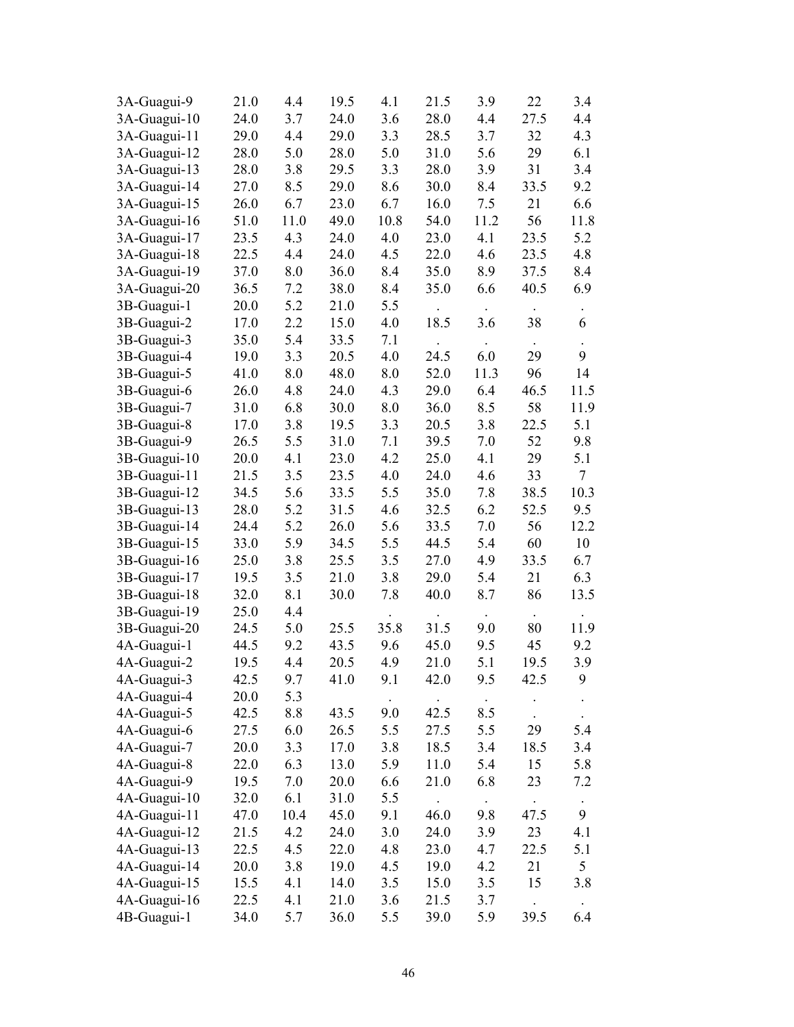| | | | | | | | | |
|---|---|---|---|---|---|---|---|---|
| 3A-Guagui-9 | 21.0 | 4.4 | 19.5 | 4.1 | 21.5 | 3.9 | 22 | 3.4 |
| 3A-Guagui-10 | 24.0 | 3.7 | 24.0 | 3.6 | 28.0 | 4.4 | 27.5 | 4.4 |
| 3A-Guagui-11 | 29.0 | 4.4 | 29.0 | 3.3 | 28.5 | 3.7 | 32 | 4.3 |
| 3A-Guagui-12 | 28.0 | 5.0 | 28.0 | 5.0 | 31.0 | 5.6 | 29 | 6.1 |
| 3A-Guagui-13 | 28.0 | 3.8 | 29.5 | 3.3 | 28.0 | 3.9 | 31 | 3.4 |
| 3A-Guagui-14 | 27.0 | 8.5 | 29.0 | 8.6 | 30.0 | 8.4 | 33.5 | 9.2 |
| 3A-Guagui-15 | 26.0 | 6.7 | 23.0 | 6.7 | 16.0 | 7.5 | 21 | 6.6 |
| 3A-Guagui-16 | 51.0 | 11.0 | 49.0 | 10.8 | 54.0 | 11.2 | 56 | 11.8 |
| 3A-Guagui-17 | 23.5 | 4.3 | 24.0 | 4.0 | 23.0 | 4.1 | 23.5 | 5.2 |
| 3A-Guagui-18 | 22.5 | 4.4 | 24.0 | 4.5 | 22.0 | 4.6 | 23.5 | 4.8 |
| 3A-Guagui-19 | 37.0 | 8.0 | 36.0 | 8.4 | 35.0 | 8.9 | 37.5 | 8.4 |
| 3A-Guagui-20 | 36.5 | 7.2 | 38.0 | 8.4 | 35.0 | 6.6 | 40.5 | 6.9 |
| 3B-Guagui-1 | 20.0 | 5.2 | 21.0 | 5.5 | . | . | . | . |
| 3B-Guagui-2 | 17.0 | 2.2 | 15.0 | 4.0 | 18.5 | 3.6 | 38 | 6 |
| 3B-Guagui-3 | 35.0 | 5.4 | 33.5 | 7.1 | . | . | . | . |
| 3B-Guagui-4 | 19.0 | 3.3 | 20.5 | 4.0 | 24.5 | 6.0 | 29 | 9 |
| 3B-Guagui-5 | 41.0 | 8.0 | 48.0 | 8.0 | 52.0 | 11.3 | 96 | 14 |
| 3B-Guagui-6 | 26.0 | 4.8 | 24.0 | 4.3 | 29.0 | 6.4 | 46.5 | 11.5 |
| 3B-Guagui-7 | 31.0 | 6.8 | 30.0 | 8.0 | 36.0 | 8.5 | 58 | 11.9 |
| 3B-Guagui-8 | 17.0 | 3.8 | 19.5 | 3.3 | 20.5 | 3.8 | 22.5 | 5.1 |
| 3B-Guagui-9 | 26.5 | 5.5 | 31.0 | 7.1 | 39.5 | 7.0 | 52 | 9.8 |
| 3B-Guagui-10 | 20.0 | 4.1 | 23.0 | 4.2 | 25.0 | 4.1 | 29 | 5.1 |
| 3B-Guagui-11 | 21.5 | 3.5 | 23.5 | 4.0 | 24.0 | 4.6 | 33 | 7 |
| 3B-Guagui-12 | 34.5 | 5.6 | 33.5 | 5.5 | 35.0 | 7.8 | 38.5 | 10.3 |
| 3B-Guagui-13 | 28.0 | 5.2 | 31.5 | 4.6 | 32.5 | 6.2 | 52.5 | 9.5 |
| 3B-Guagui-14 | 24.4 | 5.2 | 26.0 | 5.6 | 33.5 | 7.0 | 56 | 12.2 |
| 3B-Guagui-15 | 33.0 | 5.9 | 34.5 | 5.5 | 44.5 | 5.4 | 60 | 10 |
| 3B-Guagui-16 | 25.0 | 3.8 | 25.5 | 3.5 | 27.0 | 4.9 | 33.5 | 6.7 |
| 3B-Guagui-17 | 19.5 | 3.5 | 21.0 | 3.8 | 29.0 | 5.4 | 21 | 6.3 |
| 3B-Guagui-18 | 32.0 | 8.1 | 30.0 | 7.8 | 40.0 | 8.7 | 86 | 13.5 |
| 3B-Guagui-19 | 25.0 | 4.4 | | . | . | . | . | . |
| 3B-Guagui-20 | 24.5 | 5.0 | 25.5 | 35.8 | 31.5 | 9.0 | 80 | 11.9 |
| 4A-Guagui-1 | 44.5 | 9.2 | 43.5 | 9.6 | 45.0 | 9.5 | 45 | 9.2 |
| 4A-Guagui-2 | 19.5 | 4.4 | 20.5 | 4.9 | 21.0 | 5.1 | 19.5 | 3.9 |
| 4A-Guagui-3 | 42.5 | 9.7 | 41.0 | 9.1 | 42.0 | 9.5 | 42.5 | 9 |
| 4A-Guagui-4 | 20.0 | 5.3 | | . | . | . | . | . |
| 4A-Guagui-5 | 42.5 | 8.8 | 43.5 | 9.0 | 42.5 | 8.5 | . | . |
| 4A-Guagui-6 | 27.5 | 6.0 | 26.5 | 5.5 | 27.5 | 5.5 | 29 | 5.4 |
| 4A-Guagui-7 | 20.0 | 3.3 | 17.0 | 3.8 | 18.5 | 3.4 | 18.5 | 3.4 |
| 4A-Guagui-8 | 22.0 | 6.3 | 13.0 | 5.9 | 11.0 | 5.4 | 15 | 5.8 |
| 4A-Guagui-9 | 19.5 | 7.0 | 20.0 | 6.6 | 21.0 | 6.8 | 23 | 7.2 |
| 4A-Guagui-10 | 32.0 | 6.1 | 31.0 | 5.5 | . | . | . | . |
| 4A-Guagui-11 | 47.0 | 10.4 | 45.0 | 9.1 | 46.0 | 9.8 | 47.5 | 9 |
| 4A-Guagui-12 | 21.5 | 4.2 | 24.0 | 3.0 | 24.0 | 3.9 | 23 | 4.1 |
| 4A-Guagui-13 | 22.5 | 4.5 | 22.0 | 4.8 | 23.0 | 4.7 | 22.5 | 5.1 |
| 4A-Guagui-14 | 20.0 | 3.8 | 19.0 | 4.5 | 19.0 | 4.2 | 21 | 5 |
| 4A-Guagui-15 | 15.5 | 4.1 | 14.0 | 3.5 | 15.0 | 3.5 | 15 | 3.8 |
| 4A-Guagui-16 | 22.5 | 4.1 | 21.0 | 3.6 | 21.5 | 3.7 | . | . |
| 4B-Guagui-1 | 34.0 | 5.7 | 36.0 | 5.5 | 39.0 | 5.9 | 39.5 | 6.4 |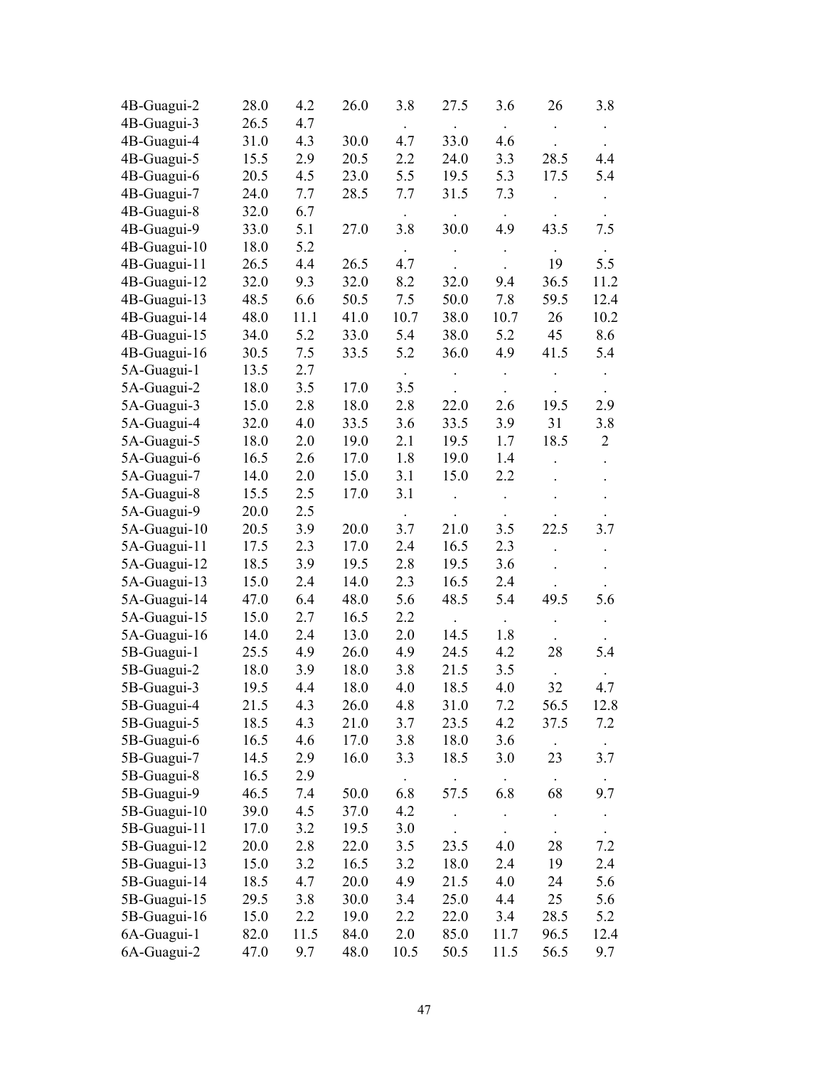| | | | | | | | | |
|---|---|---|---|---|---|---|---|---|
| 4B-Guagui-2 | 28.0 | 4.2 | 26.0 | 3.8 | 27.5 | 3.6 | 26 | 3.8 |
| 4B-Guagui-3 | 26.5 | 4.7 | | . | . | . | . | . |
| 4B-Guagui-4 | 31.0 | 4.3 | 30.0 | 4.7 | 33.0 | 4.6 | . | . |
| 4B-Guagui-5 | 15.5 | 2.9 | 20.5 | 2.2 | 24.0 | 3.3 | 28.5 | 4.4 |
| 4B-Guagui-6 | 20.5 | 4.5 | 23.0 | 5.5 | 19.5 | 5.3 | 17.5 | 5.4 |
| 4B-Guagui-7 | 24.0 | 7.7 | 28.5 | 7.7 | 31.5 | 7.3 | . | . |
| 4B-Guagui-8 | 32.0 | 6.7 | | . | . | . | . | . |
| 4B-Guagui-9 | 33.0 | 5.1 | 27.0 | 3.8 | 30.0 | 4.9 | 43.5 | 7.5 |
| 4B-Guagui-10 | 18.0 | 5.2 | | . | . | . | . | . |
| 4B-Guagui-11 | 26.5 | 4.4 | 26.5 | 4.7 | . | . | 19 | 5.5 |
| 4B-Guagui-12 | 32.0 | 9.3 | 32.0 | 8.2 | 32.0 | 9.4 | 36.5 | 11.2 |
| 4B-Guagui-13 | 48.5 | 6.6 | 50.5 | 7.5 | 50.0 | 7.8 | 59.5 | 12.4 |
| 4B-Guagui-14 | 48.0 | 11.1 | 41.0 | 10.7 | 38.0 | 10.7 | 26 | 10.2 |
| 4B-Guagui-15 | 34.0 | 5.2 | 33.0 | 5.4 | 38.0 | 5.2 | 45 | 8.6 |
| 4B-Guagui-16 | 30.5 | 7.5 | 33.5 | 5.2 | 36.0 | 4.9 | 41.5 | 5.4 |
| 5A-Guagui-1 | 13.5 | 2.7 | | . | . | . | . | . |
| 5A-Guagui-2 | 18.0 | 3.5 | 17.0 | 3.5 | . | . | . | . |
| 5A-Guagui-3 | 15.0 | 2.8 | 18.0 | 2.8 | 22.0 | 2.6 | 19.5 | 2.9 |
| 5A-Guagui-4 | 32.0 | 4.0 | 33.5 | 3.6 | 33.5 | 3.9 | 31 | 3.8 |
| 5A-Guagui-5 | 18.0 | 2.0 | 19.0 | 2.1 | 19.5 | 1.7 | 18.5 | 2 |
| 5A-Guagui-6 | 16.5 | 2.6 | 17.0 | 1.8 | 19.0 | 1.4 | . | . |
| 5A-Guagui-7 | 14.0 | 2.0 | 15.0 | 3.1 | 15.0 | 2.2 | . | . |
| 5A-Guagui-8 | 15.5 | 2.5 | 17.0 | 3.1 | . | . | . | . |
| 5A-Guagui-9 | 20.0 | 2.5 | | . | . | . | . | . |
| 5A-Guagui-10 | 20.5 | 3.9 | 20.0 | 3.7 | 21.0 | 3.5 | 22.5 | 3.7 |
| 5A-Guagui-11 | 17.5 | 2.3 | 17.0 | 2.4 | 16.5 | 2.3 | . | . |
| 5A-Guagui-12 | 18.5 | 3.9 | 19.5 | 2.8 | 19.5 | 3.6 | . | . |
| 5A-Guagui-13 | 15.0 | 2.4 | 14.0 | 2.3 | 16.5 | 2.4 | . | . |
| 5A-Guagui-14 | 47.0 | 6.4 | 48.0 | 5.6 | 48.5 | 5.4 | 49.5 | 5.6 |
| 5A-Guagui-15 | 15.0 | 2.7 | 16.5 | 2.2 | . | . | . | . |
| 5A-Guagui-16 | 14.0 | 2.4 | 13.0 | 2.0 | 14.5 | 1.8 | . | . |
| 5B-Guagui-1 | 25.5 | 4.9 | 26.0 | 4.9 | 24.5 | 4.2 | 28 | 5.4 |
| 5B-Guagui-2 | 18.0 | 3.9 | 18.0 | 3.8 | 21.5 | 3.5 | . | . |
| 5B-Guagui-3 | 19.5 | 4.4 | 18.0 | 4.0 | 18.5 | 4.0 | 32 | 4.7 |
| 5B-Guagui-4 | 21.5 | 4.3 | 26.0 | 4.8 | 31.0 | 7.2 | 56.5 | 12.8 |
| 5B-Guagui-5 | 18.5 | 4.3 | 21.0 | 3.7 | 23.5 | 4.2 | 37.5 | 7.2 |
| 5B-Guagui-6 | 16.5 | 4.6 | 17.0 | 3.8 | 18.0 | 3.6 | . | . |
| 5B-Guagui-7 | 14.5 | 2.9 | 16.0 | 3.3 | 18.5 | 3.0 | 23 | 3.7 |
| 5B-Guagui-8 | 16.5 | 2.9 | | . | . | . | . | . |
| 5B-Guagui-9 | 46.5 | 7.4 | 50.0 | 6.8 | 57.5 | 6.8 | 68 | 9.7 |
| 5B-Guagui-10 | 39.0 | 4.5 | 37.0 | 4.2 | . | . | . | . |
| 5B-Guagui-11 | 17.0 | 3.2 | 19.5 | 3.0 | . | . | . | . |
| 5B-Guagui-12 | 20.0 | 2.8 | 22.0 | 3.5 | 23.5 | 4.0 | 28 | 7.2 |
| 5B-Guagui-13 | 15.0 | 3.2 | 16.5 | 3.2 | 18.0 | 2.4 | 19 | 2.4 |
| 5B-Guagui-14 | 18.5 | 4.7 | 20.0 | 4.9 | 21.5 | 4.0 | 24 | 5.6 |
| 5B-Guagui-15 | 29.5 | 3.8 | 30.0 | 3.4 | 25.0 | 4.4 | 25 | 5.6 |
| 5B-Guagui-16 | 15.0 | 2.2 | 19.0 | 2.2 | 22.0 | 3.4 | 28.5 | 5.2 |
| 6A-Guagui-1 | 82.0 | 11.5 | 84.0 | 2.0 | 85.0 | 11.7 | 96.5 | 12.4 |
| 6A-Guagui-2 | 47.0 | 9.7 | 48.0 | 10.5 | 50.5 | 11.5 | 56.5 | 9.7 |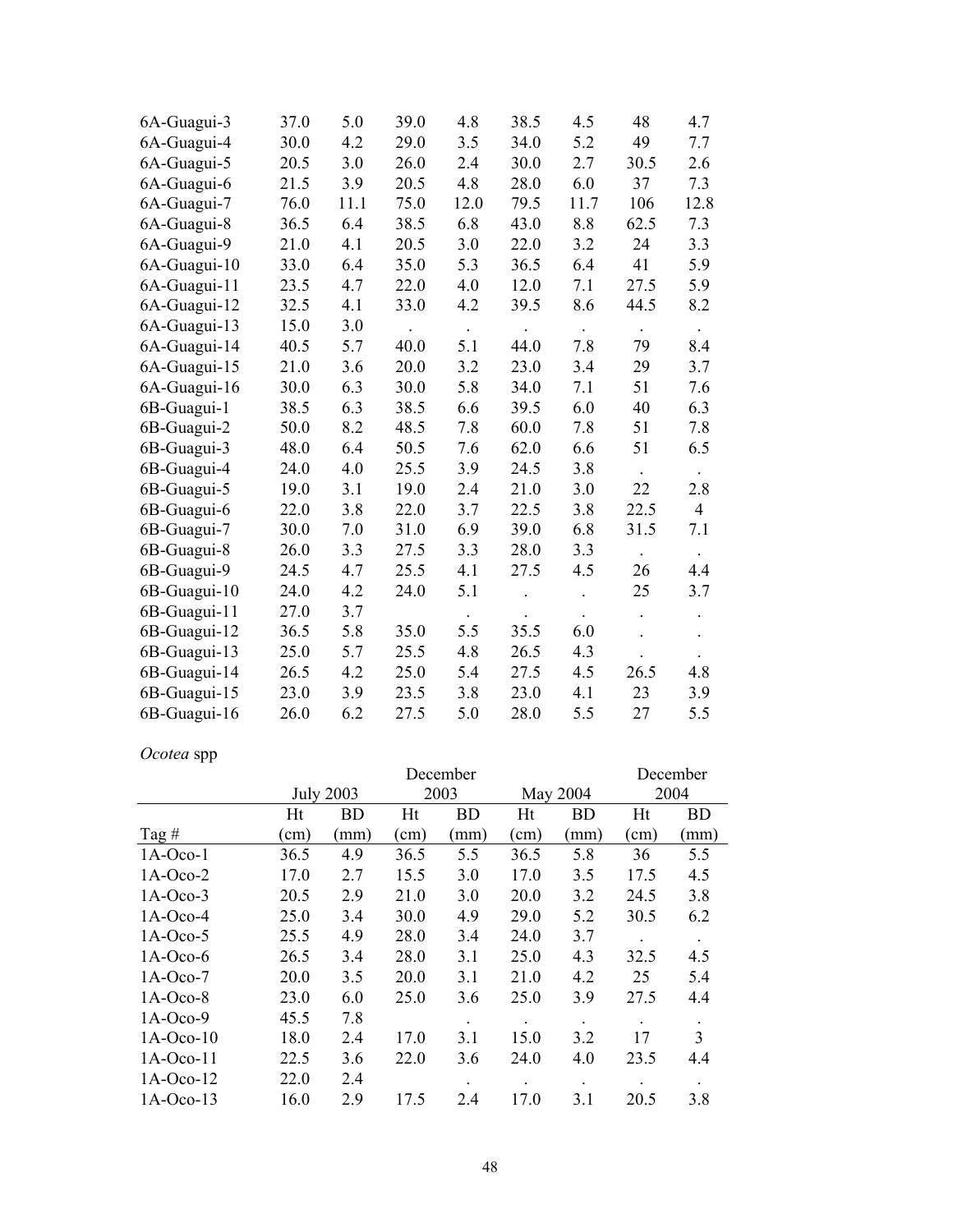| | | | | | | | | |
|---|---|---|---|---|---|---|---|---|
| 6A-Guagui-3 | 37.0 | 5.0 | 39.0 | 4.8 | 38.5 | 4.5 | 48 | 4.7 |
| 6A-Guagui-4 | 30.0 | 4.2 | 29.0 | 3.5 | 34.0 | 5.2 | 49 | 7.7 |
| 6A-Guagui-5 | 20.5 | 3.0 | 26.0 | 2.4 | 30.0 | 2.7 | 30.5 | 2.6 |
| 6A-Guagui-6 | 21.5 | 3.9 | 20.5 | 4.8 | 28.0 | 6.0 | 37 | 7.3 |
| 6A-Guagui-7 | 76.0 | 11.1 | 75.0 | 12.0 | 79.5 | 11.7 | 106 | 12.8 |
| 6A-Guagui-8 | 36.5 | 6.4 | 38.5 | 6.8 | 43.0 | 8.8 | 62.5 | 7.3 |
| 6A-Guagui-9 | 21.0 | 4.1 | 20.5 | 3.0 | 22.0 | 3.2 | 24 | 3.3 |
| 6A-Guagui-10 | 33.0 | 6.4 | 35.0 | 5.3 | 36.5 | 6.4 | 41 | 5.9 |
| 6A-Guagui-11 | 23.5 | 4.7 | 22.0 | 4.0 | 12.0 | 7.1 | 27.5 | 5.9 |
| 6A-Guagui-12 | 32.5 | 4.1 | 33.0 | 4.2 | 39.5 | 8.6 | 44.5 | 8.2 |
| 6A-Guagui-13 | 15.0 | 3.0 | . | . | . | . | . | . |
| 6A-Guagui-14 | 40.5 | 5.7 | 40.0 | 5.1 | 44.0 | 7.8 | 79 | 8.4 |
| 6A-Guagui-15 | 21.0 | 3.6 | 20.0 | 3.2 | 23.0 | 3.4 | 29 | 3.7 |
| 6A-Guagui-16 | 30.0 | 6.3 | 30.0 | 5.8 | 34.0 | 7.1 | 51 | 7.6 |
| 6B-Guagui-1 | 38.5 | 6.3 | 38.5 | 6.6 | 39.5 | 6.0 | 40 | 6.3 |
| 6B-Guagui-2 | 50.0 | 8.2 | 48.5 | 7.8 | 60.0 | 7.8 | 51 | 7.8 |
| 6B-Guagui-3 | 48.0 | 6.4 | 50.5 | 7.6 | 62.0 | 6.6 | 51 | 6.5 |
| 6B-Guagui-4 | 24.0 | 4.0 | 25.5 | 3.9 | 24.5 | 3.8 | . | . |
| 6B-Guagui-5 | 19.0 | 3.1 | 19.0 | 2.4 | 21.0 | 3.0 | 22 | 2.8 |
| 6B-Guagui-6 | 22.0 | 3.8 | 22.0 | 3.7 | 22.5 | 3.8 | 22.5 | 4 |
| 6B-Guagui-7 | 30.0 | 7.0 | 31.0 | 6.9 | 39.0 | 6.8 | 31.5 | 7.1 |
| 6B-Guagui-8 | 26.0 | 3.3 | 27.5 | 3.3 | 28.0 | 3.3 | . | . |
| 6B-Guagui-9 | 24.5 | 4.7 | 25.5 | 4.1 | 27.5 | 4.5 | 26 | 4.4 |
| 6B-Guagui-10 | 24.0 | 4.2 | 24.0 | 5.1 | . | . | 25 | 3.7 |
| 6B-Guagui-11 | 27.0 | 3.7 | | . | . | . | . | . |
| 6B-Guagui-12 | 36.5 | 5.8 | 35.0 | 5.5 | 35.5 | 6.0 | . | . |
| 6B-Guagui-13 | 25.0 | 5.7 | 25.5 | 4.8 | 26.5 | 4.3 | . | . |
| 6B-Guagui-14 | 26.5 | 4.2 | 25.0 | 5.4 | 27.5 | 4.5 | 26.5 | 4.8 |
| 6B-Guagui-15 | 23.0 | 3.9 | 23.5 | 3.8 | 23.0 | 4.1 | 23 | 3.9 |
| 6B-Guagui-16 | 26.0 | 6.2 | 27.5 | 5.0 | 28.0 | 5.5 | 27 | 5.5 |

*Ocotea* spp

| | July 2003 | | December 2003 | | May 2004 | | December 2004 | |
|---|---|---|---|---|---|---|---|---|
| Tag # | Ht (cm) | BD (mm) | Ht (cm) | BD (mm) | Ht (cm) | BD (mm) | Ht (cm) | BD (mm) |
| 1A-Oco-1 | 36.5 | 4.9 | 36.5 | 5.5 | 36.5 | 5.8 | 36 | 5.5 |
| 1A-Oco-2 | 17.0 | 2.7 | 15.5 | 3.0 | 17.0 | 3.5 | 17.5 | 4.5 |
| 1A-Oco-3 | 20.5 | 2.9 | 21.0 | 3.0 | 20.0 | 3.2 | 24.5 | 3.8 |
| 1A-Oco-4 | 25.0 | 3.4 | 30.0 | 4.9 | 29.0 | 5.2 | 30.5 | 6.2 |
| 1A-Oco-5 | 25.5 | 4.9 | 28.0 | 3.4 | 24.0 | 3.7 | . | . |
| 1A-Oco-6 | 26.5 | 3.4 | 28.0 | 3.1 | 25.0 | 4.3 | 32.5 | 4.5 |
| 1A-Oco-7 | 20.0 | 3.5 | 20.0 | 3.1 | 21.0 | 4.2 | 25 | 5.4 |
| 1A-Oco-8 | 23.0 | 6.0 | 25.0 | 3.6 | 25.0 | 3.9 | 27.5 | 4.4 |
| 1A-Oco-9 | 45.5 | 7.8 | | . | . | . | . | . |
| 1A-Oco-10 | 18.0 | 2.4 | 17.0 | 3.1 | 15.0 | 3.2 | 17 | 3 |
| 1A-Oco-11 | 22.5 | 3.6 | 22.0 | 3.6 | 24.0 | 4.0 | 23.5 | 4.4 |
| 1A-Oco-12 | 22.0 | 2.4 | | . | . | . | . | . |
| 1A-Oco-13 | 16.0 | 2.9 | 17.5 | 2.4 | 17.0 | 3.1 | 20.5 | 3.8 |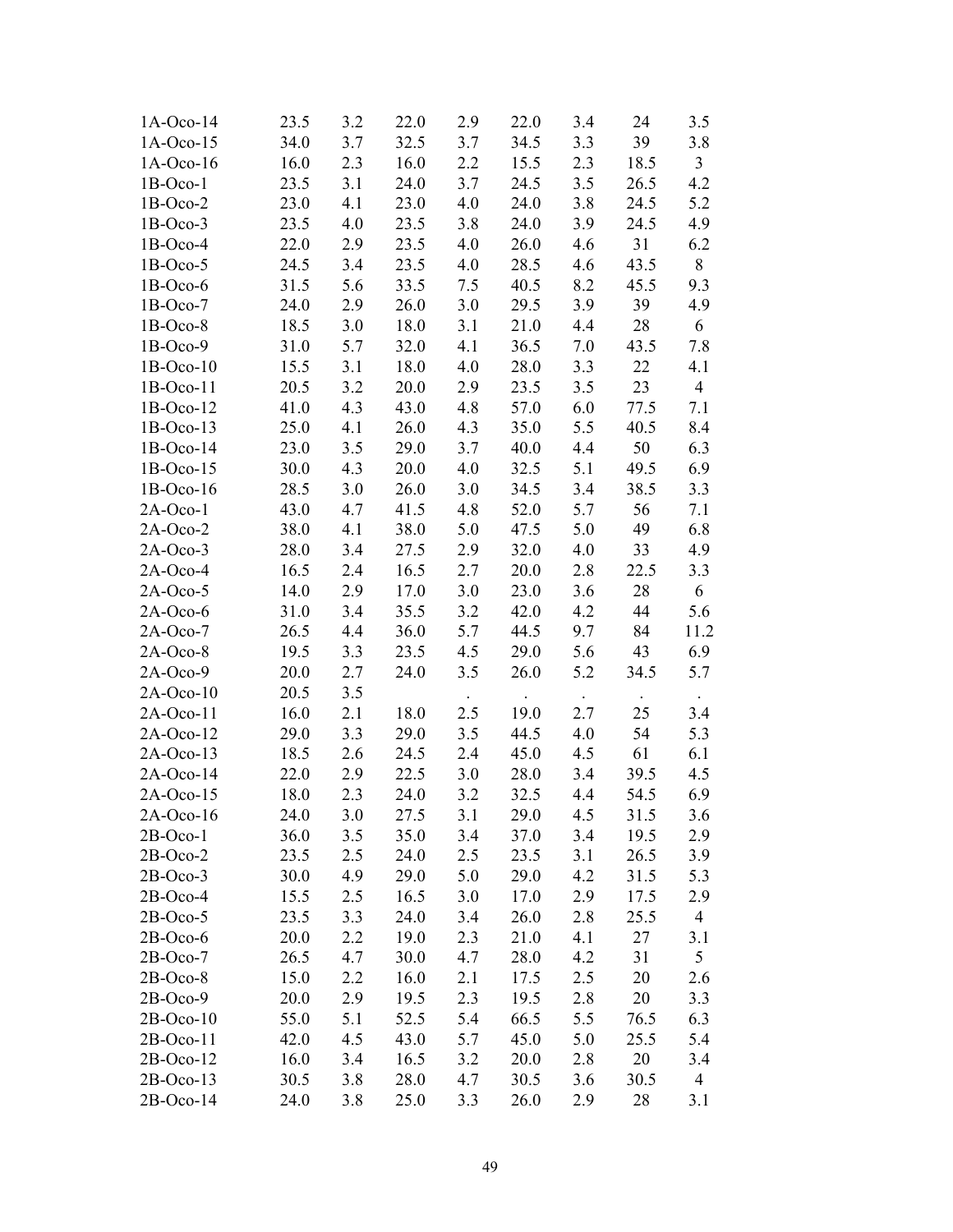| | | | | | | | | |
|---|---|---|---|---|---|---|---|---|
| 1A-Oco-14 | 23.5 | 3.2 | 22.0 | 2.9 | 22.0 | 3.4 | 24 | 3.5 |
| 1A-Oco-15 | 34.0 | 3.7 | 32.5 | 3.7 | 34.5 | 3.3 | 39 | 3.8 |
| 1A-Oco-16 | 16.0 | 2.3 | 16.0 | 2.2 | 15.5 | 2.3 | 18.5 | 3 |
| 1B-Oco-1 | 23.5 | 3.1 | 24.0 | 3.7 | 24.5 | 3.5 | 26.5 | 4.2 |
| 1B-Oco-2 | 23.0 | 4.1 | 23.0 | 4.0 | 24.0 | 3.8 | 24.5 | 5.2 |
| 1B-Oco-3 | 23.5 | 4.0 | 23.5 | 3.8 | 24.0 | 3.9 | 24.5 | 4.9 |
| 1B-Oco-4 | 22.0 | 2.9 | 23.5 | 4.0 | 26.0 | 4.6 | 31 | 6.2 |
| 1B-Oco-5 | 24.5 | 3.4 | 23.5 | 4.0 | 28.5 | 4.6 | 43.5 | 8 |
| 1B-Oco-6 | 31.5 | 5.6 | 33.5 | 7.5 | 40.5 | 8.2 | 45.5 | 9.3 |
| 1B-Oco-7 | 24.0 | 2.9 | 26.0 | 3.0 | 29.5 | 3.9 | 39 | 4.9 |
| 1B-Oco-8 | 18.5 | 3.0 | 18.0 | 3.1 | 21.0 | 4.4 | 28 | 6 |
| 1B-Oco-9 | 31.0 | 5.7 | 32.0 | 4.1 | 36.5 | 7.0 | 43.5 | 7.8 |
| 1B-Oco-10 | 15.5 | 3.1 | 18.0 | 4.0 | 28.0 | 3.3 | 22 | 4.1 |
| 1B-Oco-11 | 20.5 | 3.2 | 20.0 | 2.9 | 23.5 | 3.5 | 23 | 4 |
| 1B-Oco-12 | 41.0 | 4.3 | 43.0 | 4.8 | 57.0 | 6.0 | 77.5 | 7.1 |
| 1B-Oco-13 | 25.0 | 4.1 | 26.0 | 4.3 | 35.0 | 5.5 | 40.5 | 8.4 |
| 1B-Oco-14 | 23.0 | 3.5 | 29.0 | 3.7 | 40.0 | 4.4 | 50 | 6.3 |
| 1B-Oco-15 | 30.0 | 4.3 | 20.0 | 4.0 | 32.5 | 5.1 | 49.5 | 6.9 |
| 1B-Oco-16 | 28.5 | 3.0 | 26.0 | 3.0 | 34.5 | 3.4 | 38.5 | 3.3 |
| 2A-Oco-1 | 43.0 | 4.7 | 41.5 | 4.8 | 52.0 | 5.7 | 56 | 7.1 |
| 2A-Oco-2 | 38.0 | 4.1 | 38.0 | 5.0 | 47.5 | 5.0 | 49 | 6.8 |
| 2A-Oco-3 | 28.0 | 3.4 | 27.5 | 2.9 | 32.0 | 4.0 | 33 | 4.9 |
| 2A-Oco-4 | 16.5 | 2.4 | 16.5 | 2.7 | 20.0 | 2.8 | 22.5 | 3.3 |
| 2A-Oco-5 | 14.0 | 2.9 | 17.0 | 3.0 | 23.0 | 3.6 | 28 | 6 |
| 2A-Oco-6 | 31.0 | 3.4 | 35.5 | 3.2 | 42.0 | 4.2 | 44 | 5.6 |
| 2A-Oco-7 | 26.5 | 4.4 | 36.0 | 5.7 | 44.5 | 9.7 | 84 | 11.2 |
| 2A-Oco-8 | 19.5 | 3.3 | 23.5 | 4.5 | 29.0 | 5.6 | 43 | 6.9 |
| 2A-Oco-9 | 20.0 | 2.7 | 24.0 | 3.5 | 26.0 | 5.2 | 34.5 | 5.7 |
| 2A-Oco-10 | 20.5 | 3.5 | | . | . | . | . | . |
| 2A-Oco-11 | 16.0 | 2.1 | 18.0 | 2.5 | 19.0 | 2.7 | 25 | 3.4 |
| 2A-Oco-12 | 29.0 | 3.3 | 29.0 | 3.5 | 44.5 | 4.0 | 54 | 5.3 |
| 2A-Oco-13 | 18.5 | 2.6 | 24.5 | 2.4 | 45.0 | 4.5 | 61 | 6.1 |
| 2A-Oco-14 | 22.0 | 2.9 | 22.5 | 3.0 | 28.0 | 3.4 | 39.5 | 4.5 |
| 2A-Oco-15 | 18.0 | 2.3 | 24.0 | 3.2 | 32.5 | 4.4 | 54.5 | 6.9 |
| 2A-Oco-16 | 24.0 | 3.0 | 27.5 | 3.1 | 29.0 | 4.5 | 31.5 | 3.6 |
| 2B-Oco-1 | 36.0 | 3.5 | 35.0 | 3.4 | 37.0 | 3.4 | 19.5 | 2.9 |
| 2B-Oco-2 | 23.5 | 2.5 | 24.0 | 2.5 | 23.5 | 3.1 | 26.5 | 3.9 |
| 2B-Oco-3 | 30.0 | 4.9 | 29.0 | 5.0 | 29.0 | 4.2 | 31.5 | 5.3 |
| 2B-Oco-4 | 15.5 | 2.5 | 16.5 | 3.0 | 17.0 | 2.9 | 17.5 | 2.9 |
| 2B-Oco-5 | 23.5 | 3.3 | 24.0 | 3.4 | 26.0 | 2.8 | 25.5 | 4 |
| 2B-Oco-6 | 20.0 | 2.2 | 19.0 | 2.3 | 21.0 | 4.1 | 27 | 3.1 |
| 2B-Oco-7 | 26.5 | 4.7 | 30.0 | 4.7 | 28.0 | 4.2 | 31 | 5 |
| 2B-Oco-8 | 15.0 | 2.2 | 16.0 | 2.1 | 17.5 | 2.5 | 20 | 2.6 |
| 2B-Oco-9 | 20.0 | 2.9 | 19.5 | 2.3 | 19.5 | 2.8 | 20 | 3.3 |
| 2B-Oco-10 | 55.0 | 5.1 | 52.5 | 5.4 | 66.5 | 5.5 | 76.5 | 6.3 |
| 2B-Oco-11 | 42.0 | 4.5 | 43.0 | 5.7 | 45.0 | 5.0 | 25.5 | 5.4 |
| 2B-Oco-12 | 16.0 | 3.4 | 16.5 | 3.2 | 20.0 | 2.8 | 20 | 3.4 |
| 2B-Oco-13 | 30.5 | 3.8 | 28.0 | 4.7 | 30.5 | 3.6 | 30.5 | 4 |
| 2B-Oco-14 | 24.0 | 3.8 | 25.0 | 3.3 | 26.0 | 2.9 | 28 | 3.1 |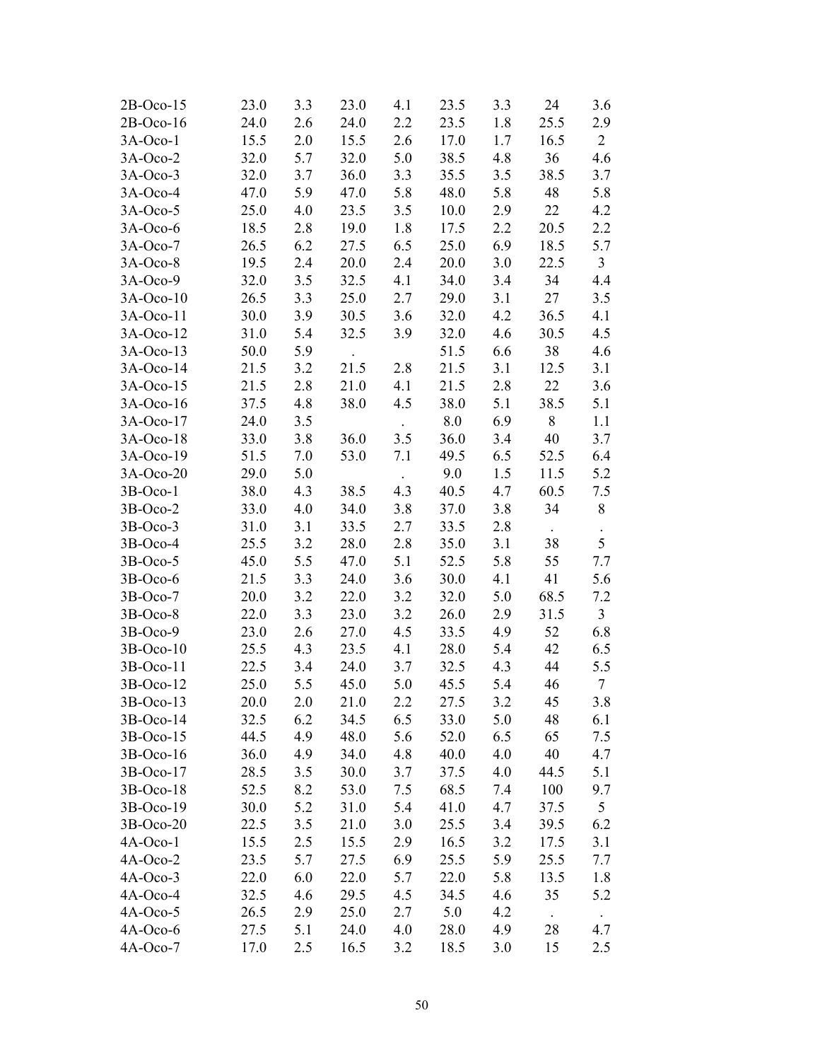| | | | | | | | | |
|---|---|---|---|---|---|---|---|---|
| 2B-Oco-15 | 23.0 | 3.3 | 23.0 | 4.1 | 23.5 | 3.3 | 24 | 3.6 |
| 2B-Oco-16 | 24.0 | 2.6 | 24.0 | 2.2 | 23.5 | 1.8 | 25.5 | 2.9 |
| 3A-Oco-1 | 15.5 | 2.0 | 15.5 | 2.6 | 17.0 | 1.7 | 16.5 | 2 |
| 3A-Oco-2 | 32.0 | 5.7 | 32.0 | 5.0 | 38.5 | 4.8 | 36 | 4.6 |
| 3A-Oco-3 | 32.0 | 3.7 | 36.0 | 3.3 | 35.5 | 3.5 | 38.5 | 3.7 |
| 3A-Oco-4 | 47.0 | 5.9 | 47.0 | 5.8 | 48.0 | 5.8 | 48 | 5.8 |
| 3A-Oco-5 | 25.0 | 4.0 | 23.5 | 3.5 | 10.0 | 2.9 | 22 | 4.2 |
| 3A-Oco-6 | 18.5 | 2.8 | 19.0 | 1.8 | 17.5 | 2.2 | 20.5 | 2.2 |
| 3A-Oco-7 | 26.5 | 6.2 | 27.5 | 6.5 | 25.0 | 6.9 | 18.5 | 5.7 |
| 3A-Oco-8 | 19.5 | 2.4 | 20.0 | 2.4 | 20.0 | 3.0 | 22.5 | 3 |
| 3A-Oco-9 | 32.0 | 3.5 | 32.5 | 4.1 | 34.0 | 3.4 | 34 | 4.4 |
| 3A-Oco-10 | 26.5 | 3.3 | 25.0 | 2.7 | 29.0 | 3.1 | 27 | 3.5 |
| 3A-Oco-11 | 30.0 | 3.9 | 30.5 | 3.6 | 32.0 | 4.2 | 36.5 | 4.1 |
| 3A-Oco-12 | 31.0 | 5.4 | 32.5 | 3.9 | 32.0 | 4.6 | 30.5 | 4.5 |
| 3A-Oco-13 | 50.0 | 5.9 | . | | 51.5 | 6.6 | 38 | 4.6 |
| 3A-Oco-14 | 21.5 | 3.2 | 21.5 | 2.8 | 21.5 | 3.1 | 12.5 | 3.1 |
| 3A-Oco-15 | 21.5 | 2.8 | 21.0 | 4.1 | 21.5 | 2.8 | 22 | 3.6 |
| 3A-Oco-16 | 37.5 | 4.8 | 38.0 | 4.5 | 38.0 | 5.1 | 38.5 | 5.1 |
| 3A-Oco-17 | 24.0 | 3.5 | | . | 8.0 | 6.9 | 8 | 1.1 |
| 3A-Oco-18 | 33.0 | 3.8 | 36.0 | 3.5 | 36.0 | 3.4 | 40 | 3.7 |
| 3A-Oco-19 | 51.5 | 7.0 | 53.0 | 7.1 | 49.5 | 6.5 | 52.5 | 6.4 |
| 3A-Oco-20 | 29.0 | 5.0 | | . | 9.0 | 1.5 | 11.5 | 5.2 |
| 3B-Oco-1 | 38.0 | 4.3 | 38.5 | 4.3 | 40.5 | 4.7 | 60.5 | 7.5 |
| 3B-Oco-2 | 33.0 | 4.0 | 34.0 | 3.8 | 37.0 | 3.8 | 34 | 8 |
| 3B-Oco-3 | 31.0 | 3.1 | 33.5 | 2.7 | 33.5 | 2.8 | . | . |
| 3B-Oco-4 | 25.5 | 3.2 | 28.0 | 2.8 | 35.0 | 3.1 | 38 | 5 |
| 3B-Oco-5 | 45.0 | 5.5 | 47.0 | 5.1 | 52.5 | 5.8 | 55 | 7.7 |
| 3B-Oco-6 | 21.5 | 3.3 | 24.0 | 3.6 | 30.0 | 4.1 | 41 | 5.6 |
| 3B-Oco-7 | 20.0 | 3.2 | 22.0 | 3.2 | 32.0 | 5.0 | 68.5 | 7.2 |
| 3B-Oco-8 | 22.0 | 3.3 | 23.0 | 3.2 | 26.0 | 2.9 | 31.5 | 3 |
| 3B-Oco-9 | 23.0 | 2.6 | 27.0 | 4.5 | 33.5 | 4.9 | 52 | 6.8 |
| 3B-Oco-10 | 25.5 | 4.3 | 23.5 | 4.1 | 28.0 | 5.4 | 42 | 6.5 |
| 3B-Oco-11 | 22.5 | 3.4 | 24.0 | 3.7 | 32.5 | 4.3 | 44 | 5.5 |
| 3B-Oco-12 | 25.0 | 5.5 | 45.0 | 5.0 | 45.5 | 5.4 | 46 | 7 |
| 3B-Oco-13 | 20.0 | 2.0 | 21.0 | 2.2 | 27.5 | 3.2 | 45 | 3.8 |
| 3B-Oco-14 | 32.5 | 6.2 | 34.5 | 6.5 | 33.0 | 5.0 | 48 | 6.1 |
| 3B-Oco-15 | 44.5 | 4.9 | 48.0 | 5.6 | 52.0 | 6.5 | 65 | 7.5 |
| 3B-Oco-16 | 36.0 | 4.9 | 34.0 | 4.8 | 40.0 | 4.0 | 40 | 4.7 |
| 3B-Oco-17 | 28.5 | 3.5 | 30.0 | 3.7 | 37.5 | 4.0 | 44.5 | 5.1 |
| 3B-Oco-18 | 52.5 | 8.2 | 53.0 | 7.5 | 68.5 | 7.4 | 100 | 9.7 |
| 3B-Oco-19 | 30.0 | 5.2 | 31.0 | 5.4 | 41.0 | 4.7 | 37.5 | 5 |
| 3B-Oco-20 | 22.5 | 3.5 | 21.0 | 3.0 | 25.5 | 3.4 | 39.5 | 6.2 |
| 4A-Oco-1 | 15.5 | 2.5 | 15.5 | 2.9 | 16.5 | 3.2 | 17.5 | 3.1 |
| 4A-Oco-2 | 23.5 | 5.7 | 27.5 | 6.9 | 25.5 | 5.9 | 25.5 | 7.7 |
| 4A-Oco-3 | 22.0 | 6.0 | 22.0 | 5.7 | 22.0 | 5.8 | 13.5 | 1.8 |
| 4A-Oco-4 | 32.5 | 4.6 | 29.5 | 4.5 | 34.5 | 4.6 | 35 | 5.2 |
| 4A-Oco-5 | 26.5 | 2.9 | 25.0 | 2.7 | 5.0 | 4.2 | . | . |
| 4A-Oco-6 | 27.5 | 5.1 | 24.0 | 4.0 | 28.0 | 4.9 | 28 | 4.7 |
| 4A-Oco-7 | 17.0 | 2.5 | 16.5 | 3.2 | 18.5 | 3.0 | 15 | 2.5 |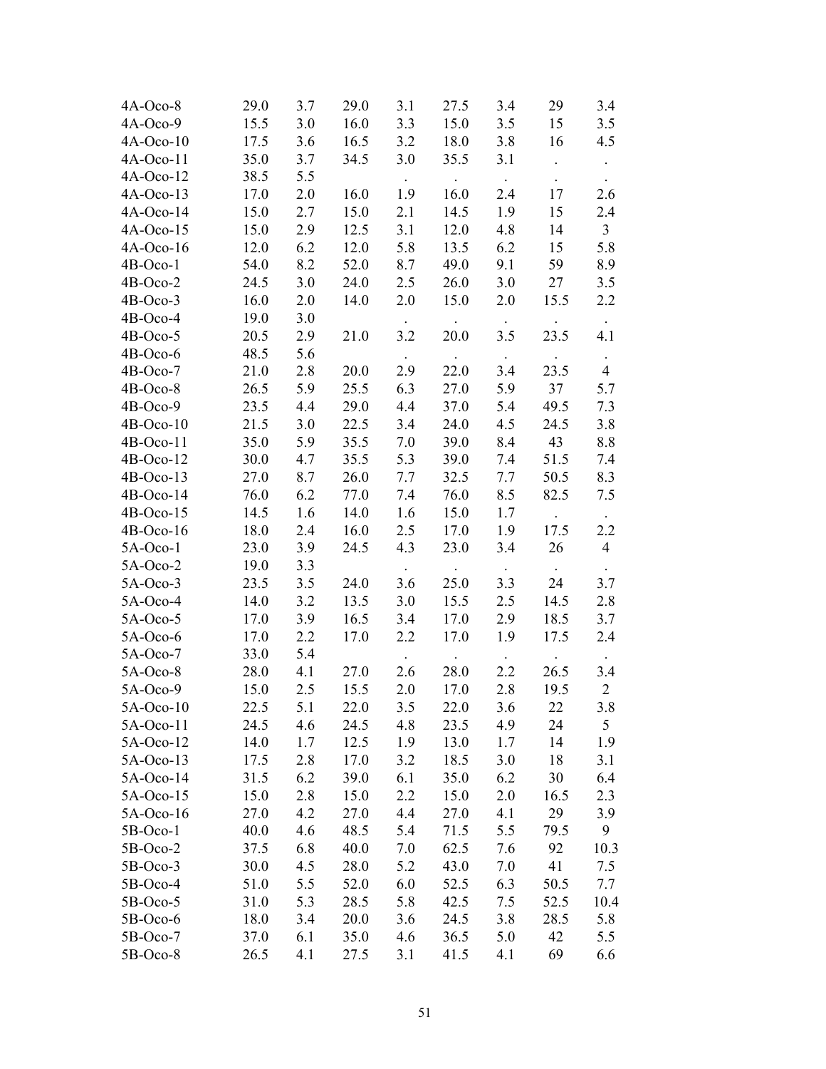| | | | | | | | | |
|---|---|---|---|---|---|---|---|---|
| 4A-Oco-8 | 29.0 | 3.7 | 29.0 | 3.1 | 27.5 | 3.4 | 29 | 3.4 |
| 4A-Oco-9 | 15.5 | 3.0 | 16.0 | 3.3 | 15.0 | 3.5 | 15 | 3.5 |
| 4A-Oco-10 | 17.5 | 3.6 | 16.5 | 3.2 | 18.0 | 3.8 | 16 | 4.5 |
| 4A-Oco-11 | 35.0 | 3.7 | 34.5 | 3.0 | 35.5 | 3.1 | . | . |
| 4A-Oco-12 | 38.5 | 5.5 | | . | . | . | . | . |
| 4A-Oco-13 | 17.0 | 2.0 | 16.0 | 1.9 | 16.0 | 2.4 | 17 | 2.6 |
| 4A-Oco-14 | 15.0 | 2.7 | 15.0 | 2.1 | 14.5 | 1.9 | 15 | 2.4 |
| 4A-Oco-15 | 15.0 | 2.9 | 12.5 | 3.1 | 12.0 | 4.8 | 14 | 3 |
| 4A-Oco-16 | 12.0 | 6.2 | 12.0 | 5.8 | 13.5 | 6.2 | 15 | 5.8 |
| 4B-Oco-1 | 54.0 | 8.2 | 52.0 | 8.7 | 49.0 | 9.1 | 59 | 8.9 |
| 4B-Oco-2 | 24.5 | 3.0 | 24.0 | 2.5 | 26.0 | 3.0 | 27 | 3.5 |
| 4B-Oco-3 | 16.0 | 2.0 | 14.0 | 2.0 | 15.0 | 2.0 | 15.5 | 2.2 |
| 4B-Oco-4 | 19.0 | 3.0 | | . | . | . | . | . |
| 4B-Oco-5 | 20.5 | 2.9 | 21.0 | 3.2 | 20.0 | 3.5 | 23.5 | 4.1 |
| 4B-Oco-6 | 48.5 | 5.6 | | . | . | . | . | . |
| 4B-Oco-7 | 21.0 | 2.8 | 20.0 | 2.9 | 22.0 | 3.4 | 23.5 | 4 |
| 4B-Oco-8 | 26.5 | 5.9 | 25.5 | 6.3 | 27.0 | 5.9 | 37 | 5.7 |
| 4B-Oco-9 | 23.5 | 4.4 | 29.0 | 4.4 | 37.0 | 5.4 | 49.5 | 7.3 |
| 4B-Oco-10 | 21.5 | 3.0 | 22.5 | 3.4 | 24.0 | 4.5 | 24.5 | 3.8 |
| 4B-Oco-11 | 35.0 | 5.9 | 35.5 | 7.0 | 39.0 | 8.4 | 43 | 8.8 |
| 4B-Oco-12 | 30.0 | 4.7 | 35.5 | 5.3 | 39.0 | 7.4 | 51.5 | 7.4 |
| 4B-Oco-13 | 27.0 | 8.7 | 26.0 | 7.7 | 32.5 | 7.7 | 50.5 | 8.3 |
| 4B-Oco-14 | 76.0 | 6.2 | 77.0 | 7.4 | 76.0 | 8.5 | 82.5 | 7.5 |
| 4B-Oco-15 | 14.5 | 1.6 | 14.0 | 1.6 | 15.0 | 1.7 | . | . |
| 4B-Oco-16 | 18.0 | 2.4 | 16.0 | 2.5 | 17.0 | 1.9 | 17.5 | 2.2 |
| 5A-Oco-1 | 23.0 | 3.9 | 24.5 | 4.3 | 23.0 | 3.4 | 26 | 4 |
| 5A-Oco-2 | 19.0 | 3.3 | | . | . | . | . | . |
| 5A-Oco-3 | 23.5 | 3.5 | 24.0 | 3.6 | 25.0 | 3.3 | 24 | 3.7 |
| 5A-Oco-4 | 14.0 | 3.2 | 13.5 | 3.0 | 15.5 | 2.5 | 14.5 | 2.8 |
| 5A-Oco-5 | 17.0 | 3.9 | 16.5 | 3.4 | 17.0 | 2.9 | 18.5 | 3.7 |
| 5A-Oco-6 | 17.0 | 2.2 | 17.0 | 2.2 | 17.0 | 1.9 | 17.5 | 2.4 |
| 5A-Oco-7 | 33.0 | 5.4 | | . | . | . | . | . |
| 5A-Oco-8 | 28.0 | 4.1 | 27.0 | 2.6 | 28.0 | 2.2 | 26.5 | 3.4 |
| 5A-Oco-9 | 15.0 | 2.5 | 15.5 | 2.0 | 17.0 | 2.8 | 19.5 | 2 |
| 5A-Oco-10 | 22.5 | 5.1 | 22.0 | 3.5 | 22.0 | 3.6 | 22 | 3.8 |
| 5A-Oco-11 | 24.5 | 4.6 | 24.5 | 4.8 | 23.5 | 4.9 | 24 | 5 |
| 5A-Oco-12 | 14.0 | 1.7 | 12.5 | 1.9 | 13.0 | 1.7 | 14 | 1.9 |
| 5A-Oco-13 | 17.5 | 2.8 | 17.0 | 3.2 | 18.5 | 3.0 | 18 | 3.1 |
| 5A-Oco-14 | 31.5 | 6.2 | 39.0 | 6.1 | 35.0 | 6.2 | 30 | 6.4 |
| 5A-Oco-15 | 15.0 | 2.8 | 15.0 | 2.2 | 15.0 | 2.0 | 16.5 | 2.3 |
| 5A-Oco-16 | 27.0 | 4.2 | 27.0 | 4.4 | 27.0 | 4.1 | 29 | 3.9 |
| 5B-Oco-1 | 40.0 | 4.6 | 48.5 | 5.4 | 71.5 | 5.5 | 79.5 | 9 |
| 5B-Oco-2 | 37.5 | 6.8 | 40.0 | 7.0 | 62.5 | 7.6 | 92 | 10.3 |
| 5B-Oco-3 | 30.0 | 4.5 | 28.0 | 5.2 | 43.0 | 7.0 | 41 | 7.5 |
| 5B-Oco-4 | 51.0 | 5.5 | 52.0 | 6.0 | 52.5 | 6.3 | 50.5 | 7.7 |
| 5B-Oco-5 | 31.0 | 5.3 | 28.5 | 5.8 | 42.5 | 7.5 | 52.5 | 10.4 |
| 5B-Oco-6 | 18.0 | 3.4 | 20.0 | 3.6 | 24.5 | 3.8 | 28.5 | 5.8 |
| 5B-Oco-7 | 37.0 | 6.1 | 35.0 | 4.6 | 36.5 | 5.0 | 42 | 5.5 |
| 5B-Oco-8 | 26.5 | 4.1 | 27.5 | 3.1 | 41.5 | 4.1 | 69 | 6.6 |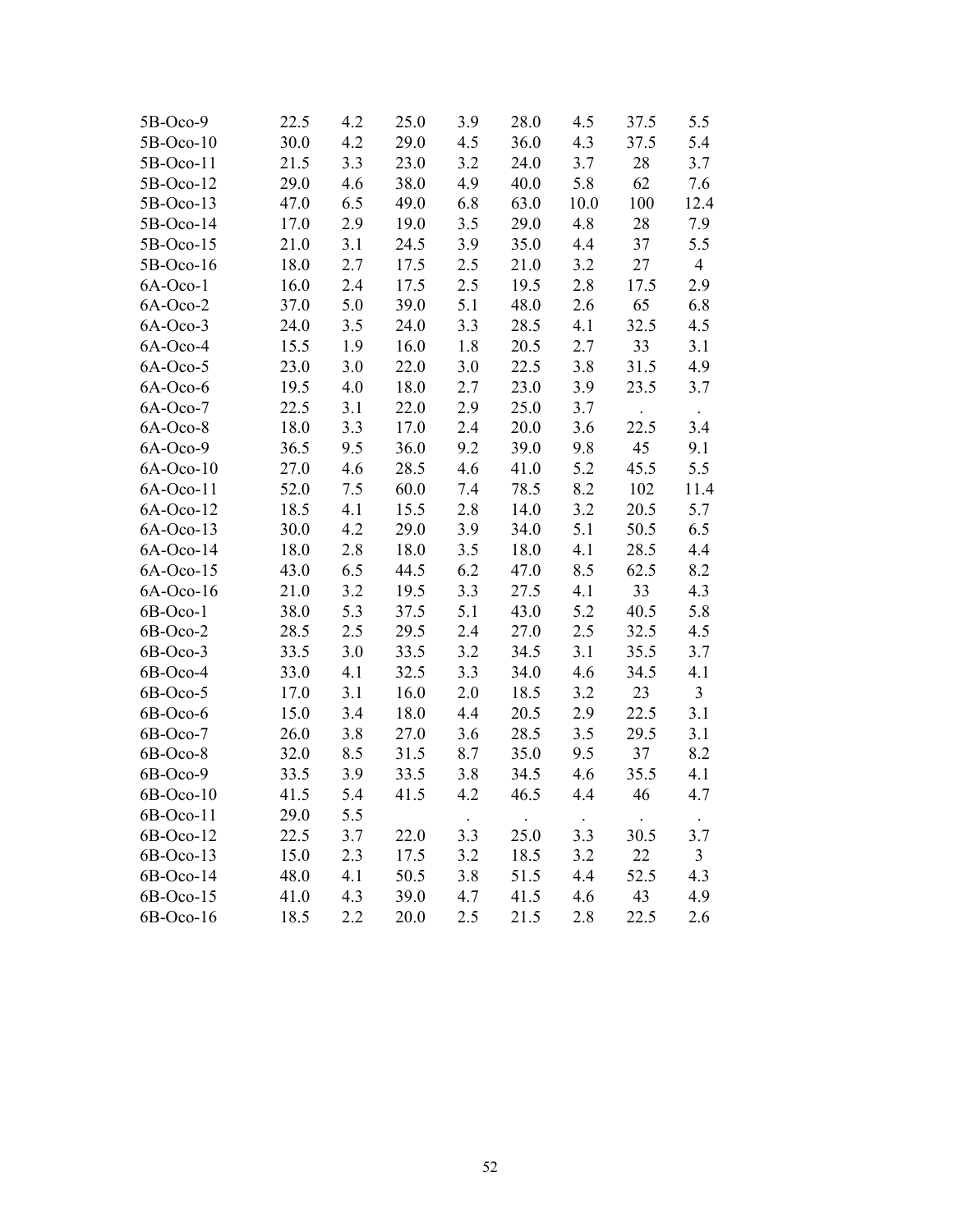|  |  |  |  |  |  |  |  |  |
|---|---|---|---|---|---|---|---|---|
| 5B-Oco-9 | 22.5 | 4.2 | 25.0 | 3.9 | 28.0 | 4.5 | 37.5 | 5.5 |
| 5B-Oco-10 | 30.0 | 4.2 | 29.0 | 4.5 | 36.0 | 4.3 | 37.5 | 5.4 |
| 5B-Oco-11 | 21.5 | 3.3 | 23.0 | 3.2 | 24.0 | 3.7 | 28 | 3.7 |
| 5B-Oco-12 | 29.0 | 4.6 | 38.0 | 4.9 | 40.0 | 5.8 | 62 | 7.6 |
| 5B-Oco-13 | 47.0 | 6.5 | 49.0 | 6.8 | 63.0 | 10.0 | 100 | 12.4 |
| 5B-Oco-14 | 17.0 | 2.9 | 19.0 | 3.5 | 29.0 | 4.8 | 28 | 7.9 |
| 5B-Oco-15 | 21.0 | 3.1 | 24.5 | 3.9 | 35.0 | 4.4 | 37 | 5.5 |
| 5B-Oco-16 | 18.0 | 2.7 | 17.5 | 2.5 | 21.0 | 3.2 | 27 | 4 |
| 6A-Oco-1 | 16.0 | 2.4 | 17.5 | 2.5 | 19.5 | 2.8 | 17.5 | 2.9 |
| 6A-Oco-2 | 37.0 | 5.0 | 39.0 | 5.1 | 48.0 | 2.6 | 65 | 6.8 |
| 6A-Oco-3 | 24.0 | 3.5 | 24.0 | 3.3 | 28.5 | 4.1 | 32.5 | 4.5 |
| 6A-Oco-4 | 15.5 | 1.9 | 16.0 | 1.8 | 20.5 | 2.7 | 33 | 3.1 |
| 6A-Oco-5 | 23.0 | 3.0 | 22.0 | 3.0 | 22.5 | 3.8 | 31.5 | 4.9 |
| 6A-Oco-6 | 19.5 | 4.0 | 18.0 | 2.7 | 23.0 | 3.9 | 23.5 | 3.7 |
| 6A-Oco-7 | 22.5 | 3.1 | 22.0 | 2.9 | 25.0 | 3.7 | . | . |
| 6A-Oco-8 | 18.0 | 3.3 | 17.0 | 2.4 | 20.0 | 3.6 | 22.5 | 3.4 |
| 6A-Oco-9 | 36.5 | 9.5 | 36.0 | 9.2 | 39.0 | 9.8 | 45 | 9.1 |
| 6A-Oco-10 | 27.0 | 4.6 | 28.5 | 4.6 | 41.0 | 5.2 | 45.5 | 5.5 |
| 6A-Oco-11 | 52.0 | 7.5 | 60.0 | 7.4 | 78.5 | 8.2 | 102 | 11.4 |
| 6A-Oco-12 | 18.5 | 4.1 | 15.5 | 2.8 | 14.0 | 3.2 | 20.5 | 5.7 |
| 6A-Oco-13 | 30.0 | 4.2 | 29.0 | 3.9 | 34.0 | 5.1 | 50.5 | 6.5 |
| 6A-Oco-14 | 18.0 | 2.8 | 18.0 | 3.5 | 18.0 | 4.1 | 28.5 | 4.4 |
| 6A-Oco-15 | 43.0 | 6.5 | 44.5 | 6.2 | 47.0 | 8.5 | 62.5 | 8.2 |
| 6A-Oco-16 | 21.0 | 3.2 | 19.5 | 3.3 | 27.5 | 4.1 | 33 | 4.3 |
| 6B-Oco-1 | 38.0 | 5.3 | 37.5 | 5.1 | 43.0 | 5.2 | 40.5 | 5.8 |
| 6B-Oco-2 | 28.5 | 2.5 | 29.5 | 2.4 | 27.0 | 2.5 | 32.5 | 4.5 |
| 6B-Oco-3 | 33.5 | 3.0 | 33.5 | 3.2 | 34.5 | 3.1 | 35.5 | 3.7 |
| 6B-Oco-4 | 33.0 | 4.1 | 32.5 | 3.3 | 34.0 | 4.6 | 34.5 | 4.1 |
| 6B-Oco-5 | 17.0 | 3.1 | 16.0 | 2.0 | 18.5 | 3.2 | 23 | 3 |
| 6B-Oco-6 | 15.0 | 3.4 | 18.0 | 4.4 | 20.5 | 2.9 | 22.5 | 3.1 |
| 6B-Oco-7 | 26.0 | 3.8 | 27.0 | 3.6 | 28.5 | 3.5 | 29.5 | 3.1 |
| 6B-Oco-8 | 32.0 | 8.5 | 31.5 | 8.7 | 35.0 | 9.5 | 37 | 8.2 |
| 6B-Oco-9 | 33.5 | 3.9 | 33.5 | 3.8 | 34.5 | 4.6 | 35.5 | 4.1 |
| 6B-Oco-10 | 41.5 | 5.4 | 41.5 | 4.2 | 46.5 | 4.4 | 46 | 4.7 |
| 6B-Oco-11 | 29.0 | 5.5 |  | . | . | . | . | . |
| 6B-Oco-12 | 22.5 | 3.7 | 22.0 | 3.3 | 25.0 | 3.3 | 30.5 | 3.7 |
| 6B-Oco-13 | 15.0 | 2.3 | 17.5 | 3.2 | 18.5 | 3.2 | 22 | 3 |
| 6B-Oco-14 | 48.0 | 4.1 | 50.5 | 3.8 | 51.5 | 4.4 | 52.5 | 4.3 |
| 6B-Oco-15 | 41.0 | 4.3 | 39.0 | 4.7 | 41.5 | 4.6 | 43 | 4.9 |
| 6B-Oco-16 | 18.5 | 2.2 | 20.0 | 2.5 | 21.5 | 2.8 | 22.5 | 2.6 |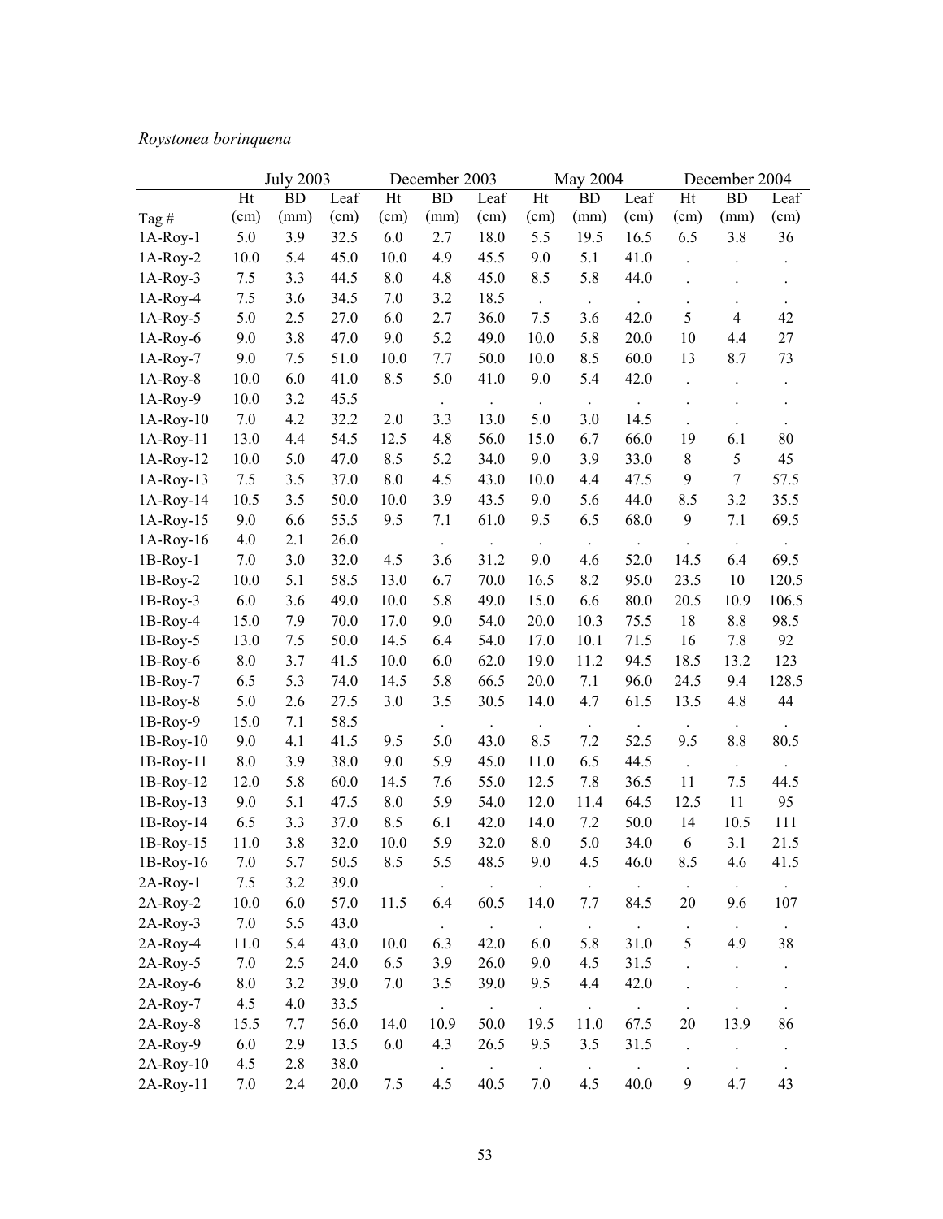*Roystonea borinquena*

| | July 2003 | | | December 2003 | | | May 2004 | | | December 2004 | | |
|---|---|---|---|---|---|---|---|---|---|---|---|---|
| Tag # | Ht (cm) | BD (mm) | Leaf (cm) | Ht (cm) | BD (mm) | Leaf (cm) | Ht (cm) | BD (mm) | Leaf (cm) | Ht (cm) | BD (mm) | Leaf (cm) |
| 1A-Roy-1 | 5.0 | 3.9 | 32.5 | 6.0 | 2.7 | 18.0 | 5.5 | 19.5 | 16.5 | 6.5 | 3.8 | 36 |
| 1A-Roy-2 | 10.0 | 5.4 | 45.0 | 10.0 | 4.9 | 45.5 | 9.0 | 5.1 | 41.0 | . | . | . |
| 1A-Roy-3 | 7.5 | 3.3 | 44.5 | 8.0 | 4.8 | 45.0 | 8.5 | 5.8 | 44.0 | . | . | . |
| 1A-Roy-4 | 7.5 | 3.6 | 34.5 | 7.0 | 3.2 | 18.5 | . | . | . | . | . | . |
| 1A-Roy-5 | 5.0 | 2.5 | 27.0 | 6.0 | 2.7 | 36.0 | 7.5 | 3.6 | 42.0 | 5 | 4 | 42 |
| 1A-Roy-6 | 9.0 | 3.8 | 47.0 | 9.0 | 5.2 | 49.0 | 10.0 | 5.8 | 20.0 | 10 | 4.4 | 27 |
| 1A-Roy-7 | 9.0 | 7.5 | 51.0 | 10.0 | 7.7 | 50.0 | 10.0 | 8.5 | 60.0 | 13 | 8.7 | 73 |
| 1A-Roy-8 | 10.0 | 6.0 | 41.0 | 8.5 | 5.0 | 41.0 | 9.0 | 5.4 | 42.0 | . | . | . |
| 1A-Roy-9 | 10.0 | 3.2 | 45.5 | | . | . | . | . | . | . | . | . |
| 1A-Roy-10 | 7.0 | 4.2 | 32.2 | 2.0 | 3.3 | 13.0 | 5.0 | 3.0 | 14.5 | . | . | . |
| 1A-Roy-11 | 13.0 | 4.4 | 54.5 | 12.5 | 4.8 | 56.0 | 15.0 | 6.7 | 66.0 | 19 | 6.1 | 80 |
| 1A-Roy-12 | 10.0 | 5.0 | 47.0 | 8.5 | 5.2 | 34.0 | 9.0 | 3.9 | 33.0 | 8 | 5 | 45 |
| 1A-Roy-13 | 7.5 | 3.5 | 37.0 | 8.0 | 4.5 | 43.0 | 10.0 | 4.4 | 47.5 | 9 | 7 | 57.5 |
| 1A-Roy-14 | 10.5 | 3.5 | 50.0 | 10.0 | 3.9 | 43.5 | 9.0 | 5.6 | 44.0 | 8.5 | 3.2 | 35.5 |
| 1A-Roy-15 | 9.0 | 6.6 | 55.5 | 9.5 | 7.1 | 61.0 | 9.5 | 6.5 | 68.0 | 9 | 7.1 | 69.5 |
| 1A-Roy-16 | 4.0 | 2.1 | 26.0 | | . | . | . | . | . | . | . | . |
| 1B-Roy-1 | 7.0 | 3.0 | 32.0 | 4.5 | 3.6 | 31.2 | 9.0 | 4.6 | 52.0 | 14.5 | 6.4 | 69.5 |
| 1B-Roy-2 | 10.0 | 5.1 | 58.5 | 13.0 | 6.7 | 70.0 | 16.5 | 8.2 | 95.0 | 23.5 | 10 | 120.5 |
| 1B-Roy-3 | 6.0 | 3.6 | 49.0 | 10.0 | 5.8 | 49.0 | 15.0 | 6.6 | 80.0 | 20.5 | 10.9 | 106.5 |
| 1B-Roy-4 | 15.0 | 7.9 | 70.0 | 17.0 | 9.0 | 54.0 | 20.0 | 10.3 | 75.5 | 18 | 8.8 | 98.5 |
| 1B-Roy-5 | 13.0 | 7.5 | 50.0 | 14.5 | 6.4 | 54.0 | 17.0 | 10.1 | 71.5 | 16 | 7.8 | 92 |
| 1B-Roy-6 | 8.0 | 3.7 | 41.5 | 10.0 | 6.0 | 62.0 | 19.0 | 11.2 | 94.5 | 18.5 | 13.2 | 123 |
| 1B-Roy-7 | 6.5 | 5.3 | 74.0 | 14.5 | 5.8 | 66.5 | 20.0 | 7.1 | 96.0 | 24.5 | 9.4 | 128.5 |
| 1B-Roy-8 | 5.0 | 2.6 | 27.5 | 3.0 | 3.5 | 30.5 | 14.0 | 4.7 | 61.5 | 13.5 | 4.8 | 44 |
| 1B-Roy-9 | 15.0 | 7.1 | 58.5 | | . | . | . | . | . | . | . | . |
| 1B-Roy-10 | 9.0 | 4.1 | 41.5 | 9.5 | 5.0 | 43.0 | 8.5 | 7.2 | 52.5 | 9.5 | 8.8 | 80.5 |
| 1B-Roy-11 | 8.0 | 3.9 | 38.0 | 9.0 | 5.9 | 45.0 | 11.0 | 6.5 | 44.5 | . | . | . |
| 1B-Roy-12 | 12.0 | 5.8 | 60.0 | 14.5 | 7.6 | 55.0 | 12.5 | 7.8 | 36.5 | 11 | 7.5 | 44.5 |
| 1B-Roy-13 | 9.0 | 5.1 | 47.5 | 8.0 | 5.9 | 54.0 | 12.0 | 11.4 | 64.5 | 12.5 | 11 | 95 |
| 1B-Roy-14 | 6.5 | 3.3 | 37.0 | 8.5 | 6.1 | 42.0 | 14.0 | 7.2 | 50.0 | 14 | 10.5 | 111 |
| 1B-Roy-15 | 11.0 | 3.8 | 32.0 | 10.0 | 5.9 | 32.0 | 8.0 | 5.0 | 34.0 | 6 | 3.1 | 21.5 |
| 1B-Roy-16 | 7.0 | 5.7 | 50.5 | 8.5 | 5.5 | 48.5 | 9.0 | 4.5 | 46.0 | 8.5 | 4.6 | 41.5 |
| 2A-Roy-1 | 7.5 | 3.2 | 39.0 | | . | . | . | . | . | . | . | . |
| 2A-Roy-2 | 10.0 | 6.0 | 57.0 | 11.5 | 6.4 | 60.5 | 14.0 | 7.7 | 84.5 | 20 | 9.6 | 107 |
| 2A-Roy-3 | 7.0 | 5.5 | 43.0 | | . | . | . | . | . | . | . | . |
| 2A-Roy-4 | 11.0 | 5.4 | 43.0 | 10.0 | 6.3 | 42.0 | 6.0 | 5.8 | 31.0 | 5 | 4.9 | 38 |
| 2A-Roy-5 | 7.0 | 2.5 | 24.0 | 6.5 | 3.9 | 26.0 | 9.0 | 4.5 | 31.5 | . | . | . |
| 2A-Roy-6 | 8.0 | 3.2 | 39.0 | 7.0 | 3.5 | 39.0 | 9.5 | 4.4 | 42.0 | . | . | . |
| 2A-Roy-7 | 4.5 | 4.0 | 33.5 | | . | . | . | . | . | . | . | . |
| 2A-Roy-8 | 15.5 | 7.7 | 56.0 | 14.0 | 10.9 | 50.0 | 19.5 | 11.0 | 67.5 | 20 | 13.9 | 86 |
| 2A-Roy-9 | 6.0 | 2.9 | 13.5 | 6.0 | 4.3 | 26.5 | 9.5 | 3.5 | 31.5 | . | . | . |
| 2A-Roy-10 | 4.5 | 2.8 | 38.0 | | . | . | . | . | . | . | . | . |
| 2A-Roy-11 | 7.0 | 2.4 | 20.0 | 7.5 | 4.5 | 40.5 | 7.0 | 4.5 | 40.0 | 9 | 4.7 | 43 |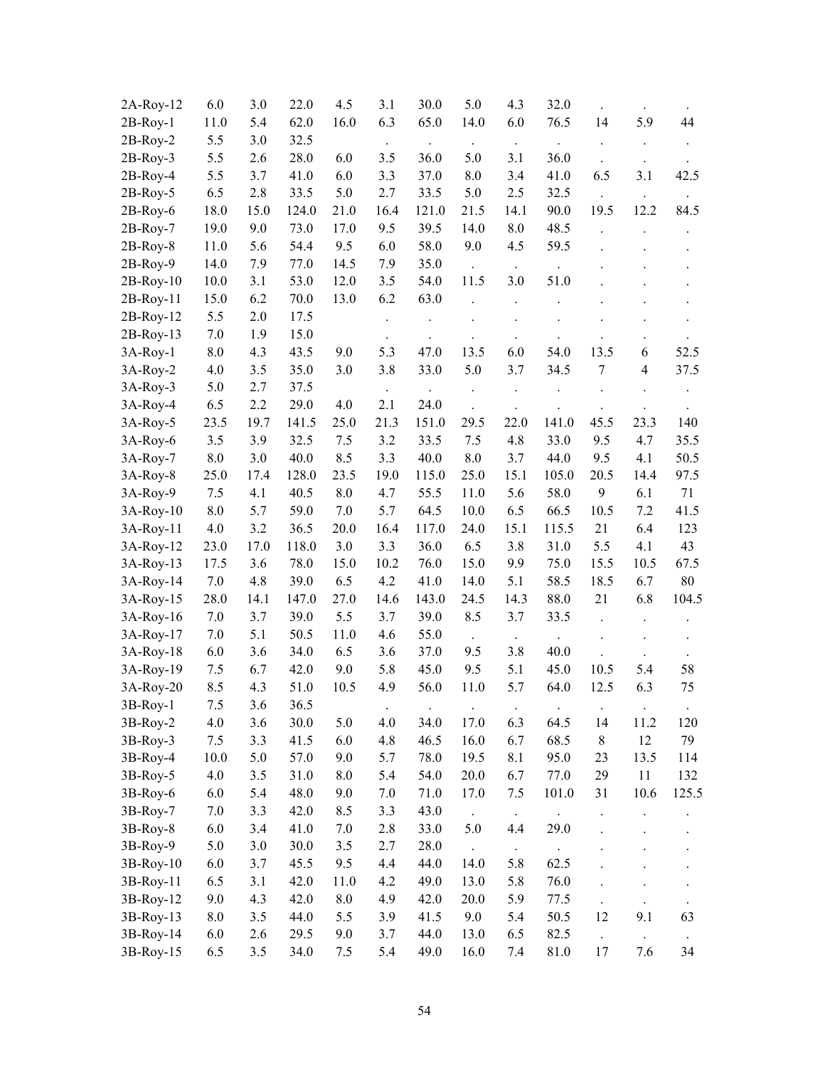| | | | | | | | | | | | | |
|---|---|---|---|---|---|---|---|---|---|---|---|---|
| 2A-Roy-12 | 6.0 | 3.0 | 22.0 | 4.5 | 3.1 | 30.0 | 5.0 | 4.3 | 32.0 | . | . | . |
| 2B-Roy-1 | 11.0 | 5.4 | 62.0 | 16.0 | 6.3 | 65.0 | 14.0 | 6.0 | 76.5 | 14 | 5.9 | 44 |
| 2B-Roy-2 | 5.5 | 3.0 | 32.5 | | . | . | . | . | . | . | . | . |
| 2B-Roy-3 | 5.5 | 2.6 | 28.0 | 6.0 | 3.5 | 36.0 | 5.0 | 3.1 | 36.0 | . | . | . |
| 2B-Roy-4 | 5.5 | 3.7 | 41.0 | 6.0 | 3.3 | 37.0 | 8.0 | 3.4 | 41.0 | 6.5 | 3.1 | 42.5 |
| 2B-Roy-5 | 6.5 | 2.8 | 33.5 | 5.0 | 2.7 | 33.5 | 5.0 | 2.5 | 32.5 | . | . | . |
| 2B-Roy-6 | 18.0 | 15.0 | 124.0 | 21.0 | 16.4 | 121.0 | 21.5 | 14.1 | 90.0 | 19.5 | 12.2 | 84.5 |
| 2B-Roy-7 | 19.0 | 9.0 | 73.0 | 17.0 | 9.5 | 39.5 | 14.0 | 8.0 | 48.5 | . | . | . |
| 2B-Roy-8 | 11.0 | 5.6 | 54.4 | 9.5 | 6.0 | 58.0 | 9.0 | 4.5 | 59.5 | . | . | . |
| 2B-Roy-9 | 14.0 | 7.9 | 77.0 | 14.5 | 7.9 | 35.0 | . | . | . | . | . | . |
| 2B-Roy-10 | 10.0 | 3.1 | 53.0 | 12.0 | 3.5 | 54.0 | 11.5 | 3.0 | 51.0 | . | . | . |
| 2B-Roy-11 | 15.0 | 6.2 | 70.0 | 13.0 | 6.2 | 63.0 | . | . | . | . | . | . |
| 2B-Roy-12 | 5.5 | 2.0 | 17.5 | | . | . | . | . | . | . | . | . |
| 2B-Roy-13 | 7.0 | 1.9 | 15.0 | | . | . | . | . | . | . | . | . |
| 3A-Roy-1 | 8.0 | 4.3 | 43.5 | 9.0 | 5.3 | 47.0 | 13.5 | 6.0 | 54.0 | 13.5 | 6 | 52.5 |
| 3A-Roy-2 | 4.0 | 3.5 | 35.0 | 3.0 | 3.8 | 33.0 | 5.0 | 3.7 | 34.5 | 7 | 4 | 37.5 |
| 3A-Roy-3 | 5.0 | 2.7 | 37.5 | | . | . | . | . | . | . | . | . |
| 3A-Roy-4 | 6.5 | 2.2 | 29.0 | 4.0 | 2.1 | 24.0 | . | . | . | . | . | . |
| 3A-Roy-5 | 23.5 | 19.7 | 141.5 | 25.0 | 21.3 | 151.0 | 29.5 | 22.0 | 141.0 | 45.5 | 23.3 | 140 |
| 3A-Roy-6 | 3.5 | 3.9 | 32.5 | 7.5 | 3.2 | 33.5 | 7.5 | 4.8 | 33.0 | 9.5 | 4.7 | 35.5 |
| 3A-Roy-7 | 8.0 | 3.0 | 40.0 | 8.5 | 3.3 | 40.0 | 8.0 | 3.7 | 44.0 | 9.5 | 4.1 | 50.5 |
| 3A-Roy-8 | 25.0 | 17.4 | 128.0 | 23.5 | 19.0 | 115.0 | 25.0 | 15.1 | 105.0 | 20.5 | 14.4 | 97.5 |
| 3A-Roy-9 | 7.5 | 4.1 | 40.5 | 8.0 | 4.7 | 55.5 | 11.0 | 5.6 | 58.0 | 9 | 6.1 | 71 |
| 3A-Roy-10 | 8.0 | 5.7 | 59.0 | 7.0 | 5.7 | 64.5 | 10.0 | 6.5 | 66.5 | 10.5 | 7.2 | 41.5 |
| 3A-Roy-11 | 4.0 | 3.2 | 36.5 | 20.0 | 16.4 | 117.0 | 24.0 | 15.1 | 115.5 | 21 | 6.4 | 123 |
| 3A-Roy-12 | 23.0 | 17.0 | 118.0 | 3.0 | 3.3 | 36.0 | 6.5 | 3.8 | 31.0 | 5.5 | 4.1 | 43 |
| 3A-Roy-13 | 17.5 | 3.6 | 78.0 | 15.0 | 10.2 | 76.0 | 15.0 | 9.9 | 75.0 | 15.5 | 10.5 | 67.5 |
| 3A-Roy-14 | 7.0 | 4.8 | 39.0 | 6.5 | 4.2 | 41.0 | 14.0 | 5.1 | 58.5 | 18.5 | 6.7 | 80 |
| 3A-Roy-15 | 28.0 | 14.1 | 147.0 | 27.0 | 14.6 | 143.0 | 24.5 | 14.3 | 88.0 | 21 | 6.8 | 104.5 |
| 3A-Roy-16 | 7.0 | 3.7 | 39.0 | 5.5 | 3.7 | 39.0 | 8.5 | 3.7 | 33.5 | . | . | . |
| 3A-Roy-17 | 7.0 | 5.1 | 50.5 | 11.0 | 4.6 | 55.0 | . | . | . | . | . | . |
| 3A-Roy-18 | 6.0 | 3.6 | 34.0 | 6.5 | 3.6 | 37.0 | 9.5 | 3.8 | 40.0 | . | . | . |
| 3A-Roy-19 | 7.5 | 6.7 | 42.0 | 9.0 | 5.8 | 45.0 | 9.5 | 5.1 | 45.0 | 10.5 | 5.4 | 58 |
| 3A-Roy-20 | 8.5 | 4.3 | 51.0 | 10.5 | 4.9 | 56.0 | 11.0 | 5.7 | 64.0 | 12.5 | 6.3 | 75 |
| 3B-Roy-1 | 7.5 | 3.6 | 36.5 | | . | . | . | . | . | . | . | . |
| 3B-Roy-2 | 4.0 | 3.6 | 30.0 | 5.0 | 4.0 | 34.0 | 17.0 | 6.3 | 64.5 | 14 | 11.2 | 120 |
| 3B-Roy-3 | 7.5 | 3.3 | 41.5 | 6.0 | 4.8 | 46.5 | 16.0 | 6.7 | 68.5 | 8 | 12 | 79 |
| 3B-Roy-4 | 10.0 | 5.0 | 57.0 | 9.0 | 5.7 | 78.0 | 19.5 | 8.1 | 95.0 | 23 | 13.5 | 114 |
| 3B-Roy-5 | 4.0 | 3.5 | 31.0 | 8.0 | 5.4 | 54.0 | 20.0 | 6.7 | 77.0 | 29 | 11 | 132 |
| 3B-Roy-6 | 6.0 | 5.4 | 48.0 | 9.0 | 7.0 | 71.0 | 17.0 | 7.5 | 101.0 | 31 | 10.6 | 125.5 |
| 3B-Roy-7 | 7.0 | 3.3 | 42.0 | 8.5 | 3.3 | 43.0 | . | . | . | . | . | . |
| 3B-Roy-8 | 6.0 | 3.4 | 41.0 | 7.0 | 2.8 | 33.0 | 5.0 | 4.4 | 29.0 | . | . | . |
| 3B-Roy-9 | 5.0 | 3.0 | 30.0 | 3.5 | 2.7 | 28.0 | . | . | . | . | . | . |
| 3B-Roy-10 | 6.0 | 3.7 | 45.5 | 9.5 | 4.4 | 44.0 | 14.0 | 5.8 | 62.5 | . | . | . |
| 3B-Roy-11 | 6.5 | 3.1 | 42.0 | 11.0 | 4.2 | 49.0 | 13.0 | 5.8 | 76.0 | . | . | . |
| 3B-Roy-12 | 9.0 | 4.3 | 42.0 | 8.0 | 4.9 | 42.0 | 20.0 | 5.9 | 77.5 | . | . | . |
| 3B-Roy-13 | 8.0 | 3.5 | 44.0 | 5.5 | 3.9 | 41.5 | 9.0 | 5.4 | 50.5 | 12 | 9.1 | 63 |
| 3B-Roy-14 | 6.0 | 2.6 | 29.5 | 9.0 | 3.7 | 44.0 | 13.0 | 6.5 | 82.5 | . | . | . |
| 3B-Roy-15 | 6.5 | 3.5 | 34.0 | 7.5 | 5.4 | 49.0 | 16.0 | 7.4 | 81.0 | 17 | 7.6 | 34 |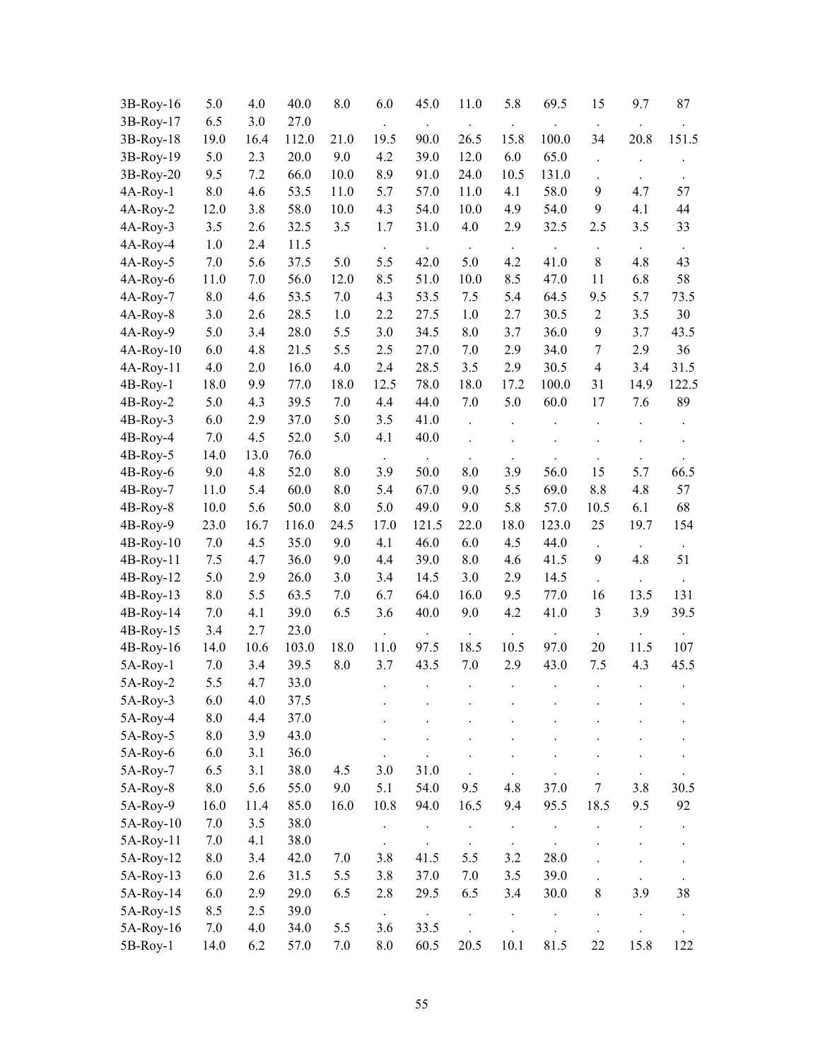| | | | | | | | | | | | | |
|---|---|---|---|---|---|---|---|---|---|---|---|---|
| 3B-Roy-16 | 5.0 | 4.0 | 40.0 | 8.0 | 6.0 | 45.0 | 11.0 | 5.8 | 69.5 | 15 | 9.7 | 87 |
| 3B-Roy-17 | 6.5 | 3.0 | 27.0 | | . | . | . | . | . | . | . | . |
| 3B-Roy-18 | 19.0 | 16.4 | 112.0 | 21.0 | 19.5 | 90.0 | 26.5 | 15.8 | 100.0 | 34 | 20.8 | 151.5 |
| 3B-Roy-19 | 5.0 | 2.3 | 20.0 | 9.0 | 4.2 | 39.0 | 12.0 | 6.0 | 65.0 | . | . | . |
| 3B-Roy-20 | 9.5 | 7.2 | 66.0 | 10.0 | 8.9 | 91.0 | 24.0 | 10.5 | 131.0 | . | . | . |
| 4A-Roy-1 | 8.0 | 4.6 | 53.5 | 11.0 | 5.7 | 57.0 | 11.0 | 4.1 | 58.0 | 9 | 4.7 | 57 |
| 4A-Roy-2 | 12.0 | 3.8 | 58.0 | 10.0 | 4.3 | 54.0 | 10.0 | 4.9 | 54.0 | 9 | 4.1 | 44 |
| 4A-Roy-3 | 3.5 | 2.6 | 32.5 | 3.5 | 1.7 | 31.0 | 4.0 | 2.9 | 32.5 | 2.5 | 3.5 | 33 |
| 4A-Roy-4 | 1.0 | 2.4 | 11.5 | | . | . | . | . | . | . | . | . |
| 4A-Roy-5 | 7.0 | 5.6 | 37.5 | 5.0 | 5.5 | 42.0 | 5.0 | 4.2 | 41.0 | 8 | 4.8 | 43 |
| 4A-Roy-6 | 11.0 | 7.0 | 56.0 | 12.0 | 8.5 | 51.0 | 10.0 | 8.5 | 47.0 | 11 | 6.8 | 58 |
| 4A-Roy-7 | 8.0 | 4.6 | 53.5 | 7.0 | 4.3 | 53.5 | 7.5 | 5.4 | 64.5 | 9.5 | 5.7 | 73.5 |
| 4A-Roy-8 | 3.0 | 2.6 | 28.5 | 1.0 | 2.2 | 27.5 | 1.0 | 2.7 | 30.5 | 2 | 3.5 | 30 |
| 4A-Roy-9 | 5.0 | 3.4 | 28.0 | 5.5 | 3.0 | 34.5 | 8.0 | 3.7 | 36.0 | 9 | 3.7 | 43.5 |
| 4A-Roy-10 | 6.0 | 4.8 | 21.5 | 5.5 | 2.5 | 27.0 | 7.0 | 2.9 | 34.0 | 7 | 2.9 | 36 |
| 4A-Roy-11 | 4.0 | 2.0 | 16.0 | 4.0 | 2.4 | 28.5 | 3.5 | 2.9 | 30.5 | 4 | 3.4 | 31.5 |
| 4B-Roy-1 | 18.0 | 9.9 | 77.0 | 18.0 | 12.5 | 78.0 | 18.0 | 17.2 | 100.0 | 31 | 14.9 | 122.5 |
| 4B-Roy-2 | 5.0 | 4.3 | 39.5 | 7.0 | 4.4 | 44.0 | 7.0 | 5.0 | 60.0 | 17 | 7.6 | 89 |
| 4B-Roy-3 | 6.0 | 2.9 | 37.0 | 5.0 | 3.5 | 41.0 | . | . | . | . | . | . |
| 4B-Roy-4 | 7.0 | 4.5 | 52.0 | 5.0 | 4.1 | 40.0 | . | . | . | . | . | . |
| 4B-Roy-5 | 14.0 | 13.0 | 76.0 | | . | . | . | . | . | . | . | . |
| 4B-Roy-6 | 9.0 | 4.8 | 52.0 | 8.0 | 3.9 | 50.0 | 8.0 | 3.9 | 56.0 | 15 | 5.7 | 66.5 |
| 4B-Roy-7 | 11.0 | 5.4 | 60.0 | 8.0 | 5.4 | 67.0 | 9.0 | 5.5 | 69.0 | 8.8 | 4.8 | 57 |
| 4B-Roy-8 | 10.0 | 5.6 | 50.0 | 8.0 | 5.0 | 49.0 | 9.0 | 5.8 | 57.0 | 10.5 | 6.1 | 68 |
| 4B-Roy-9 | 23.0 | 16.7 | 116.0 | 24.5 | 17.0 | 121.5 | 22.0 | 18.0 | 123.0 | 25 | 19.7 | 154 |
| 4B-Roy-10 | 7.0 | 4.5 | 35.0 | 9.0 | 4.1 | 46.0 | 6.0 | 4.5 | 44.0 | . | . | . |
| 4B-Roy-11 | 7.5 | 4.7 | 36.0 | 9.0 | 4.4 | 39.0 | 8.0 | 4.6 | 41.5 | 9 | 4.8 | 51 |
| 4B-Roy-12 | 5.0 | 2.9 | 26.0 | 3.0 | 3.4 | 14.5 | 3.0 | 2.9 | 14.5 | . | . | . |
| 4B-Roy-13 | 8.0 | 5.5 | 63.5 | 7.0 | 6.7 | 64.0 | 16.0 | 9.5 | 77.0 | 16 | 13.5 | 131 |
| 4B-Roy-14 | 7.0 | 4.1 | 39.0 | 6.5 | 3.6 | 40.0 | 9.0 | 4.2 | 41.0 | 3 | 3.9 | 39.5 |
| 4B-Roy-15 | 3.4 | 2.7 | 23.0 | | . | . | . | . | . | . | . | . |
| 4B-Roy-16 | 14.0 | 10.6 | 103.0 | 18.0 | 11.0 | 97.5 | 18.5 | 10.5 | 97.0 | 20 | 11.5 | 107 |
| 5A-Roy-1 | 7.0 | 3.4 | 39.5 | 8.0 | 3.7 | 43.5 | 7.0 | 2.9 | 43.0 | 7.5 | 4.3 | 45.5 |
| 5A-Roy-2 | 5.5 | 4.7 | 33.0 | | . | . | . | . | . | . | . | . |
| 5A-Roy-3 | 6.0 | 4.0 | 37.5 | | . | . | . | . | . | . | . | . |
| 5A-Roy-4 | 8.0 | 4.4 | 37.0 | | . | . | . | . | . | . | . | . |
| 5A-Roy-5 | 8.0 | 3.9 | 43.0 | | . | . | . | . | . | . | . | . |
| 5A-Roy-6 | 6.0 | 3.1 | 36.0 | | . | . | . | . | . | . | . | . |
| 5A-Roy-7 | 6.5 | 3.1 | 38.0 | 4.5 | 3.0 | 31.0 | . | . | . | . | . | . |
| 5A-Roy-8 | 8.0 | 5.6 | 55.0 | 9.0 | 5.1 | 54.0 | 9.5 | 4.8 | 37.0 | 7 | 3.8 | 30.5 |
| 5A-Roy-9 | 16.0 | 11.4 | 85.0 | 16.0 | 10.8 | 94.0 | 16.5 | 9.4 | 95.5 | 18.5 | 9.5 | 92 |
| 5A-Roy-10 | 7.0 | 3.5 | 38.0 | | . | . | . | . | . | . | . | . |
| 5A-Roy-11 | 7.0 | 4.1 | 38.0 | | . | . | . | . | . | . | . | . |
| 5A-Roy-12 | 8.0 | 3.4 | 42.0 | 7.0 | 3.8 | 41.5 | 5.5 | 3.2 | 28.0 | . | . | . |
| 5A-Roy-13 | 6.0 | 2.6 | 31.5 | 5.5 | 3.8 | 37.0 | 7.0 | 3.5 | 39.0 | . | . | . |
| 5A-Roy-14 | 6.0 | 2.9 | 29.0 | 6.5 | 2.8 | 29.5 | 6.5 | 3.4 | 30.0 | 8 | 3.9 | 38 |
| 5A-Roy-15 | 8.5 | 2.5 | 39.0 | | . | . | . | . | . | . | . | . |
| 5A-Roy-16 | 7.0 | 4.0 | 34.0 | 5.5 | 3.6 | 33.5 | . | . | . | . | . | . |
| 5B-Roy-1 | 14.0 | 6.2 | 57.0 | 7.0 | 8.0 | 60.5 | 20.5 | 10.1 | 81.5 | 22 | 15.8 | 122 |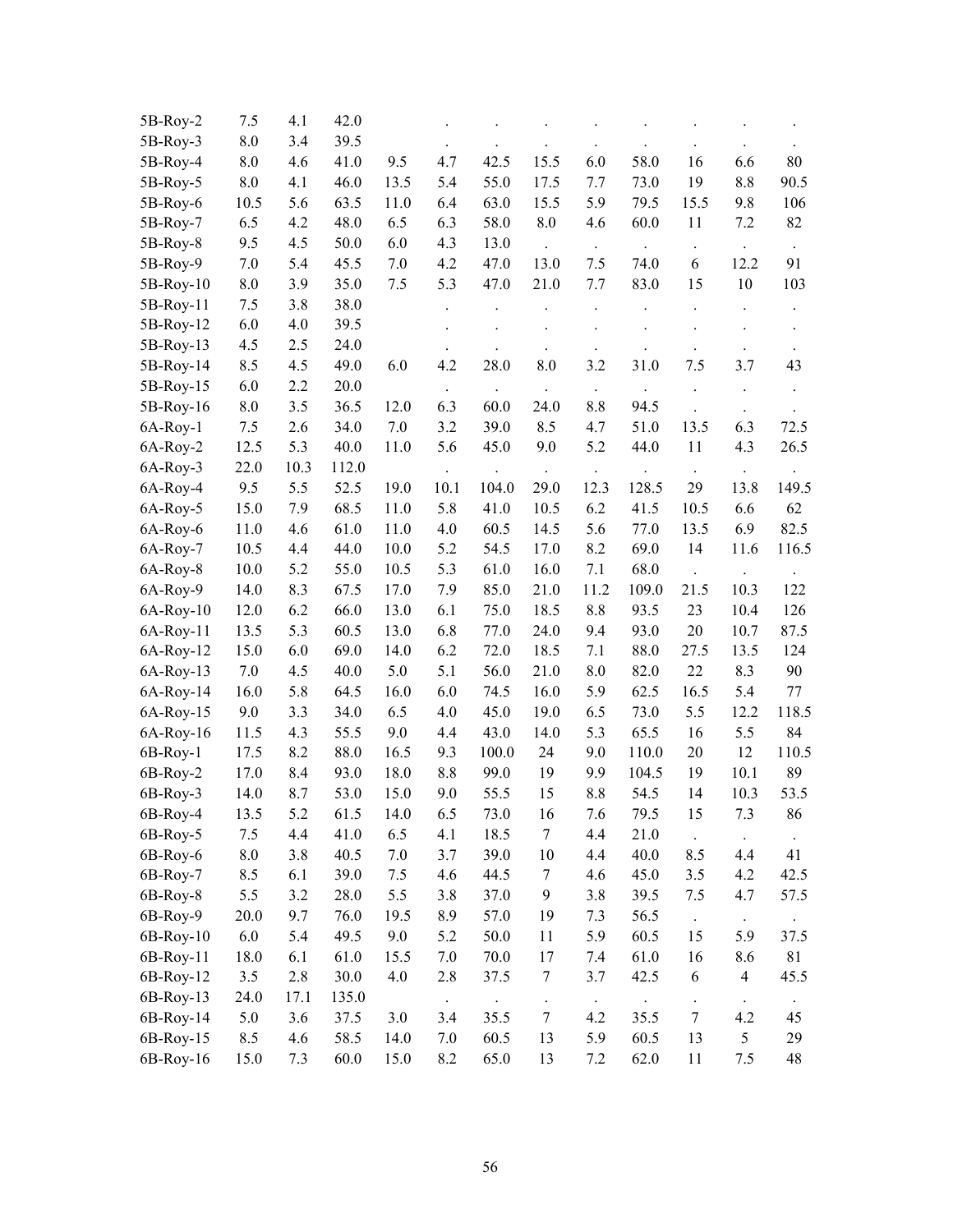| | | | | | | | | | | | | |
|---|---|---|---|---|---|---|---|---|---|---|---|---|
| 5B-Roy-2 | 7.5 | 4.1 | 42.0 | | . | . | . | . | . | . | . | . |
| 5B-Roy-3 | 8.0 | 3.4 | 39.5 | | . | . | . | . | . | . | . | . |
| 5B-Roy-4 | 8.0 | 4.6 | 41.0 | 9.5 | 4.7 | 42.5 | 15.5 | 6.0 | 58.0 | 16 | 6.6 | 80 |
| 5B-Roy-5 | 8.0 | 4.1 | 46.0 | 13.5 | 5.4 | 55.0 | 17.5 | 7.7 | 73.0 | 19 | 8.8 | 90.5 |
| 5B-Roy-6 | 10.5 | 5.6 | 63.5 | 11.0 | 6.4 | 63.0 | 15.5 | 5.9 | 79.5 | 15.5 | 9.8 | 106 |
| 5B-Roy-7 | 6.5 | 4.2 | 48.0 | 6.5 | 6.3 | 58.0 | 8.0 | 4.6 | 60.0 | 11 | 7.2 | 82 |
| 5B-Roy-8 | 9.5 | 4.5 | 50.0 | 6.0 | 4.3 | 13.0 | . | . | . | . | . | . |
| 5B-Roy-9 | 7.0 | 5.4 | 45.5 | 7.0 | 4.2 | 47.0 | 13.0 | 7.5 | 74.0 | 6 | 12.2 | 91 |
| 5B-Roy-10 | 8.0 | 3.9 | 35.0 | 7.5 | 5.3 | 47.0 | 21.0 | 7.7 | 83.0 | 15 | 10 | 103 |
| 5B-Roy-11 | 7.5 | 3.8 | 38.0 | | . | . | . | . | . | . | . | . |
| 5B-Roy-12 | 6.0 | 4.0 | 39.5 | | . | . | . | . | . | . | . | . |
| 5B-Roy-13 | 4.5 | 2.5 | 24.0 | | . | . | . | . | . | . | . | . |
| 5B-Roy-14 | 8.5 | 4.5 | 49.0 | 6.0 | 4.2 | 28.0 | 8.0 | 3.2 | 31.0 | 7.5 | 3.7 | 43 |
| 5B-Roy-15 | 6.0 | 2.2 | 20.0 | | . | . | . | . | . | . | . | . |
| 5B-Roy-16 | 8.0 | 3.5 | 36.5 | 12.0 | 6.3 | 60.0 | 24.0 | 8.8 | 94.5 | . | . | . |
| 6A-Roy-1 | 7.5 | 2.6 | 34.0 | 7.0 | 3.2 | 39.0 | 8.5 | 4.7 | 51.0 | 13.5 | 6.3 | 72.5 |
| 6A-Roy-2 | 12.5 | 5.3 | 40.0 | 11.0 | 5.6 | 45.0 | 9.0 | 5.2 | 44.0 | 11 | 4.3 | 26.5 |
| 6A-Roy-3 | 22.0 | 10.3 | 112.0 | | . | . | . | . | . | . | . | . |
| 6A-Roy-4 | 9.5 | 5.5 | 52.5 | 19.0 | 10.1 | 104.0 | 29.0 | 12.3 | 128.5 | 29 | 13.8 | 149.5 |
| 6A-Roy-5 | 15.0 | 7.9 | 68.5 | 11.0 | 5.8 | 41.0 | 10.5 | 6.2 | 41.5 | 10.5 | 6.6 | 62 |
| 6A-Roy-6 | 11.0 | 4.6 | 61.0 | 11.0 | 4.0 | 60.5 | 14.5 | 5.6 | 77.0 | 13.5 | 6.9 | 82.5 |
| 6A-Roy-7 | 10.5 | 4.4 | 44.0 | 10.0 | 5.2 | 54.5 | 17.0 | 8.2 | 69.0 | 14 | 11.6 | 116.5 |
| 6A-Roy-8 | 10.0 | 5.2 | 55.0 | 10.5 | 5.3 | 61.0 | 16.0 | 7.1 | 68.0 | . | . | . |
| 6A-Roy-9 | 14.0 | 8.3 | 67.5 | 17.0 | 7.9 | 85.0 | 21.0 | 11.2 | 109.0 | 21.5 | 10.3 | 122 |
| 6A-Roy-10 | 12.0 | 6.2 | 66.0 | 13.0 | 6.1 | 75.0 | 18.5 | 8.8 | 93.5 | 23 | 10.4 | 126 |
| 6A-Roy-11 | 13.5 | 5.3 | 60.5 | 13.0 | 6.8 | 77.0 | 24.0 | 9.4 | 93.0 | 20 | 10.7 | 87.5 |
| 6A-Roy-12 | 15.0 | 6.0 | 69.0 | 14.0 | 6.2 | 72.0 | 18.5 | 7.1 | 88.0 | 27.5 | 13.5 | 124 |
| 6A-Roy-13 | 7.0 | 4.5 | 40.0 | 5.0 | 5.1 | 56.0 | 21.0 | 8.0 | 82.0 | 22 | 8.3 | 90 |
| 6A-Roy-14 | 16.0 | 5.8 | 64.5 | 16.0 | 6.0 | 74.5 | 16.0 | 5.9 | 62.5 | 16.5 | 5.4 | 77 |
| 6A-Roy-15 | 9.0 | 3.3 | 34.0 | 6.5 | 4.0 | 45.0 | 19.0 | 6.5 | 73.0 | 5.5 | 12.2 | 118.5 |
| 6A-Roy-16 | 11.5 | 4.3 | 55.5 | 9.0 | 4.4 | 43.0 | 14.0 | 5.3 | 65.5 | 16 | 5.5 | 84 |
| 6B-Roy-1 | 17.5 | 8.2 | 88.0 | 16.5 | 9.3 | 100.0 | 24 | 9.0 | 110.0 | 20 | 12 | 110.5 |
| 6B-Roy-2 | 17.0 | 8.4 | 93.0 | 18.0 | 8.8 | 99.0 | 19 | 9.9 | 104.5 | 19 | 10.1 | 89 |
| 6B-Roy-3 | 14.0 | 8.7 | 53.0 | 15.0 | 9.0 | 55.5 | 15 | 8.8 | 54.5 | 14 | 10.3 | 53.5 |
| 6B-Roy-4 | 13.5 | 5.2 | 61.5 | 14.0 | 6.5 | 73.0 | 16 | 7.6 | 79.5 | 15 | 7.3 | 86 |
| 6B-Roy-5 | 7.5 | 4.4 | 41.0 | 6.5 | 4.1 | 18.5 | 7 | 4.4 | 21.0 | . | . | . |
| 6B-Roy-6 | 8.0 | 3.8 | 40.5 | 7.0 | 3.7 | 39.0 | 10 | 4.4 | 40.0 | 8.5 | 4.4 | 41 |
| 6B-Roy-7 | 8.5 | 6.1 | 39.0 | 7.5 | 4.6 | 44.5 | 7 | 4.6 | 45.0 | 3.5 | 4.2 | 42.5 |
| 6B-Roy-8 | 5.5 | 3.2 | 28.0 | 5.5 | 3.8 | 37.0 | 9 | 3.8 | 39.5 | 7.5 | 4.7 | 57.5 |
| 6B-Roy-9 | 20.0 | 9.7 | 76.0 | 19.5 | 8.9 | 57.0 | 19 | 7.3 | 56.5 | . | . | . |
| 6B-Roy-10 | 6.0 | 5.4 | 49.5 | 9.0 | 5.2 | 50.0 | 11 | 5.9 | 60.5 | 15 | 5.9 | 37.5 |
| 6B-Roy-11 | 18.0 | 6.1 | 61.0 | 15.5 | 7.0 | 70.0 | 17 | 7.4 | 61.0 | 16 | 8.6 | 81 |
| 6B-Roy-12 | 3.5 | 2.8 | 30.0 | 4.0 | 2.8 | 37.5 | 7 | 3.7 | 42.5 | 6 | 4 | 45.5 |
| 6B-Roy-13 | 24.0 | 17.1 | 135.0 | | . | . | . | . | . | . | . | . |
| 6B-Roy-14 | 5.0 | 3.6 | 37.5 | 3.0 | 3.4 | 35.5 | 7 | 4.2 | 35.5 | 7 | 4.2 | 45 |
| 6B-Roy-15 | 8.5 | 4.6 | 58.5 | 14.0 | 7.0 | 60.5 | 13 | 5.9 | 60.5 | 13 | 5 | 29 |
| 6B-Roy-16 | 15.0 | 7.3 | 60.0 | 15.0 | 8.2 | 65.0 | 13 | 7.2 | 62.0 | 11 | 7.5 | 48 |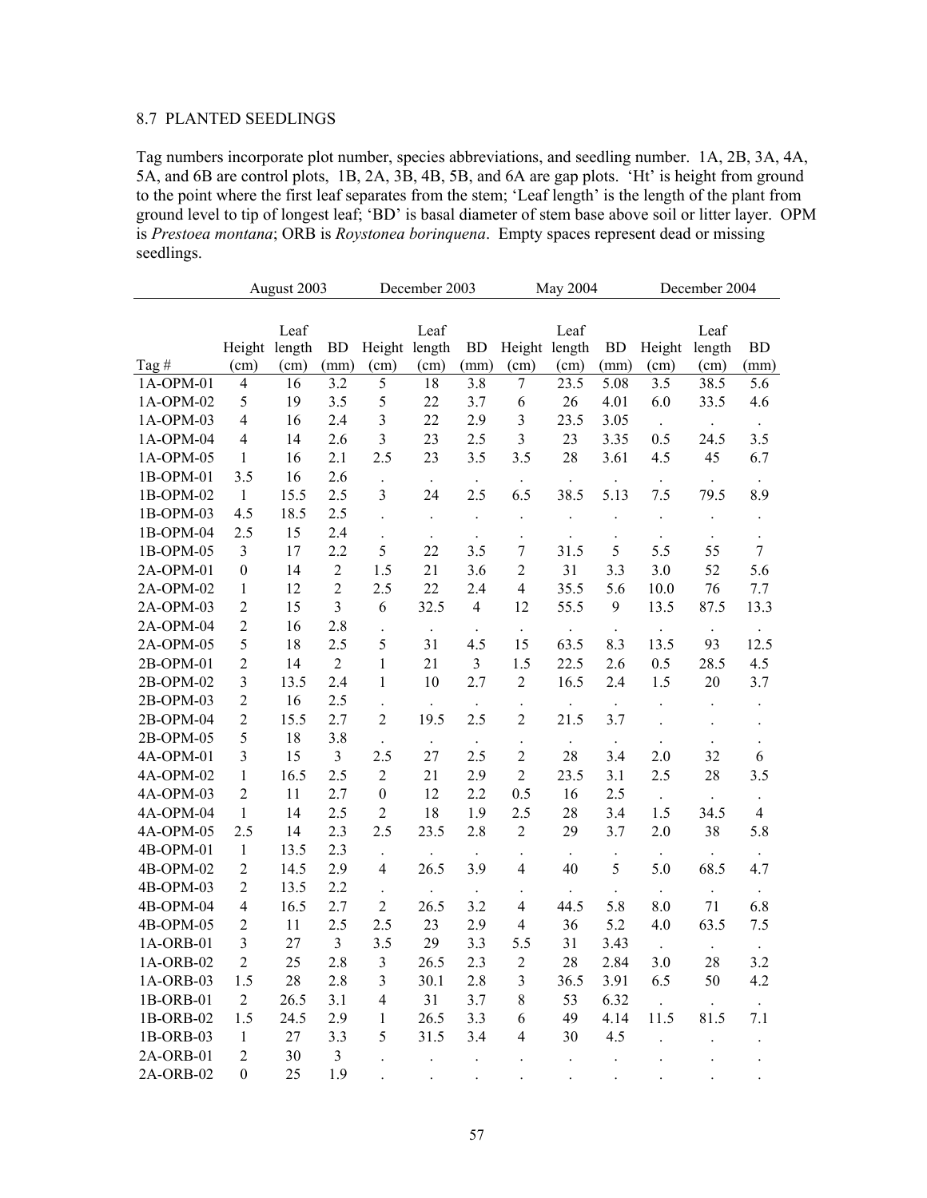## 8.7 PLANTED SEEDLINGS

Tag numbers incorporate plot number, species abbreviations, and seedling number. 1A, 2B, 3A, 4A, 5A, and 6B are control plots, 1B, 2A, 3B, 4B, 5B, and 6A are gap plots. 'Ht' is height from ground to the point where the first leaf separates from the stem; 'Leaf length' is the length of the plant from ground level to tip of longest leaf; 'BD' is basal diameter of stem base above soil or litter layer. OPM is *Prestoea montana*; ORB is *Roystonea borinquena*. Empty spaces represent dead or missing seedlings.

| | August 2003 | | | December 2003 | | | May 2004 | | | December 2004 | | |
|---|---|---|---|---|---|---|---|---|---|---|---|---|
| Tag # | Height (cm) | Leaf length (cm) | BD (mm) | Height (cm) | Leaf length (cm) | BD (mm) | Height (cm) | Leaf length (cm) | BD (mm) | Height (cm) | Leaf length (cm) | BD (mm) |
| 1A-OPM-01 | 4 | 16 | 3.2 | 5 | 18 | 3.8 | 7 | 23.5 | 5.08 | 3.5 | 38.5 | 5.6 |
| 1A-OPM-02 | 5 | 19 | 3.5 | 5 | 22 | 3.7 | 6 | 26 | 4.01 | 6.0 | 33.5 | 4.6 |
| 1A-OPM-03 | 4 | 16 | 2.4 | 3 | 22 | 2.9 | 3 | 23.5 | 3.05 | . | . | . |
| 1A-OPM-04 | 4 | 14 | 2.6 | 3 | 23 | 2.5 | 3 | 23 | 3.35 | 0.5 | 24.5 | 3.5 |
| 1A-OPM-05 | 1 | 16 | 2.1 | 2.5 | 23 | 3.5 | 3.5 | 28 | 3.61 | 4.5 | 45 | 6.7 |
| 1B-OPM-01 | 3.5 | 16 | 2.6 | . | . | . | . | . | . | . | . | . |
| 1B-OPM-02 | 1 | 15.5 | 2.5 | 3 | 24 | 2.5 | 6.5 | 38.5 | 5.13 | 7.5 | 79.5 | 8.9 |
| 1B-OPM-03 | 4.5 | 18.5 | 2.5 | . | . | . | . | . | . | . | . | . |
| 1B-OPM-04 | 2.5 | 15 | 2.4 | . | . | . | . | . | . | . | . | . |
| 1B-OPM-05 | 3 | 17 | 2.2 | 5 | 22 | 3.5 | 7 | 31.5 | 5 | 5.5 | 55 | 7 |
| 2A-OPM-01 | 0 | 14 | 2 | 1.5 | 21 | 3.6 | 2 | 31 | 3.3 | 3.0 | 52 | 5.6 |
| 2A-OPM-02 | 1 | 12 | 2 | 2.5 | 22 | 2.4 | 4 | 35.5 | 5.6 | 10.0 | 76 | 7.7 |
| 2A-OPM-03 | 2 | 15 | 3 | 6 | 32.5 | 4 | 12 | 55.5 | 9 | 13.5 | 87.5 | 13.3 |
| 2A-OPM-04 | 2 | 16 | 2.8 | . | . | . | . | . | . | . | . | . |
| 2A-OPM-05 | 5 | 18 | 2.5 | 5 | 31 | 4.5 | 15 | 63.5 | 8.3 | 13.5 | 93 | 12.5 |
| 2B-OPM-01 | 2 | 14 | 2 | 1 | 21 | 3 | 1.5 | 22.5 | 2.6 | 0.5 | 28.5 | 4.5 |
| 2B-OPM-02 | 3 | 13.5 | 2.4 | 1 | 10 | 2.7 | 2 | 16.5 | 2.4 | 1.5 | 20 | 3.7 |
| 2B-OPM-03 | 2 | 16 | 2.5 | . | . | . | . | . | . | . | . | . |
| 2B-OPM-04 | 2 | 15.5 | 2.7 | 2 | 19.5 | 2.5 | 2 | 21.5 | 3.7 | . | . | . |
| 2B-OPM-05 | 5 | 18 | 3.8 | . | . | . | . | . | . | . | . | . |
| 4A-OPM-01 | 3 | 15 | 3 | 2.5 | 27 | 2.5 | 2 | 28 | 3.4 | 2.0 | 32 | 6 |
| 4A-OPM-02 | 1 | 16.5 | 2.5 | 2 | 21 | 2.9 | 2 | 23.5 | 3.1 | 2.5 | 28 | 3.5 |
| 4A-OPM-03 | 2 | 11 | 2.7 | 0 | 12 | 2.2 | 0.5 | 16 | 2.5 | . | . | . |
| 4A-OPM-04 | 1 | 14 | 2.5 | 2 | 18 | 1.9 | 2.5 | 28 | 3.4 | 1.5 | 34.5 | 4 |
| 4A-OPM-05 | 2.5 | 14 | 2.3 | 2.5 | 23.5 | 2.8 | 2 | 29 | 3.7 | 2.0 | 38 | 5.8 |
| 4B-OPM-01 | 1 | 13.5 | 2.3 | . | . | . | . | . | . | . | . | . |
| 4B-OPM-02 | 2 | 14.5 | 2.9 | 4 | 26.5 | 3.9 | 4 | 40 | 5 | 5.0 | 68.5 | 4.7 |
| 4B-OPM-03 | 2 | 13.5 | 2.2 | . | . | . | . | . | . | . | . | . |
| 4B-OPM-04 | 4 | 16.5 | 2.7 | 2 | 26.5 | 3.2 | 4 | 44.5 | 5.8 | 8.0 | 71 | 6.8 |
| 4B-OPM-05 | 2 | 11 | 2.5 | 2.5 | 23 | 2.9 | 4 | 36 | 5.2 | 4.0 | 63.5 | 7.5 |
| 1A-ORB-01 | 3 | 27 | 3 | 3.5 | 29 | 3.3 | 5.5 | 31 | 3.43 | . | . | . |
| 1A-ORB-02 | 2 | 25 | 2.8 | 3 | 26.5 | 2.3 | 2 | 28 | 2.84 | 3.0 | 28 | 3.2 |
| 1A-ORB-03 | 1.5 | 28 | 2.8 | 3 | 30.1 | 2.8 | 3 | 36.5 | 3.91 | 6.5 | 50 | 4.2 |
| 1B-ORB-01 | 2 | 26.5 | 3.1 | 4 | 31 | 3.7 | 8 | 53 | 6.32 | . | . | . |
| 1B-ORB-02 | 1.5 | 24.5 | 2.9 | 1 | 26.5 | 3.3 | 6 | 49 | 4.14 | 11.5 | 81.5 | 7.1 |
| 1B-ORB-03 | 1 | 27 | 3.3 | 5 | 31.5 | 3.4 | 4 | 30 | 4.5 | . | . | . |
| 2A-ORB-01 | 2 | 30 | 3 | . | . | . | . | . | . | . | . | . |
| 2A-ORB-02 | 0 | 25 | 1.9 | . | . | . | . | . | . | . | . | . |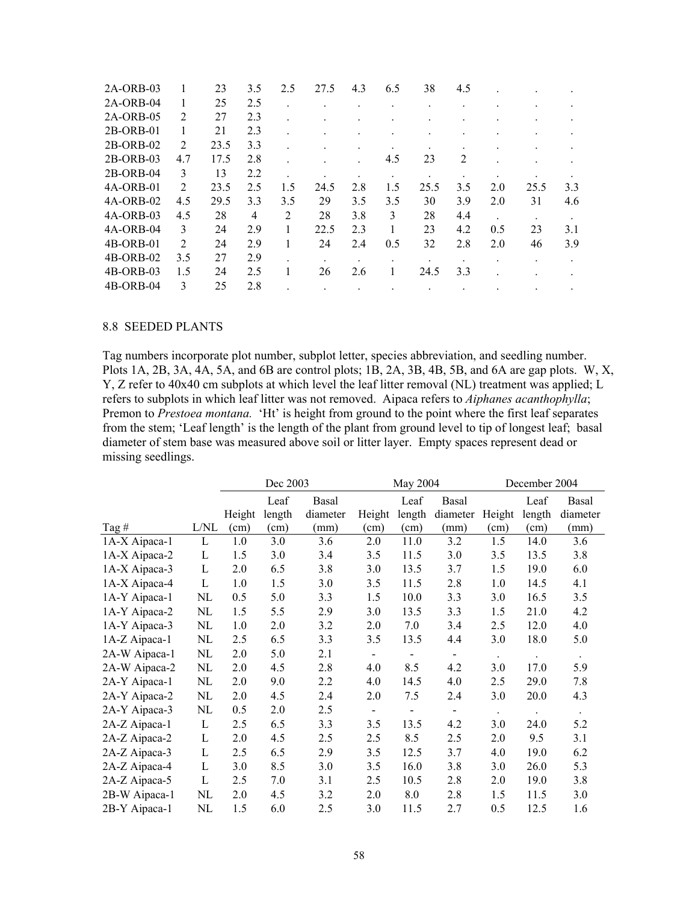| | | | | | | | | | | | | |
|---|---|---|---|---|---|---|---|---|---|---|---|---|
| 2A-ORB-03 | 1 | 23 | 3.5 | 2.5 | 27.5 | 4.3 | 6.5 | 38 | 4.5 | . | . | . |
| 2A-ORB-04 | 1 | 25 | 2.5 | . | . | . | . | . | . | . | . | . |
| 2A-ORB-05 | 2 | 27 | 2.3 | . | . | . | . | . | . | . | . | . |
| 2B-ORB-01 | 1 | 21 | 2.3 | . | . | . | . | . | . | . | . | . |
| 2B-ORB-02 | 2 | 23.5 | 3.3 | . | . | . | . | . | . | . | . | . |
| 2B-ORB-03 | 4.7 | 17.5 | 2.8 | . | . | . | 4.5 | 23 | 2 | . | . | . |
| 2B-ORB-04 | 3 | 13 | 2.2 | . | . | . | . | . | . | . | . | . |
| 4A-ORB-01 | 2 | 23.5 | 2.5 | 1.5 | 24.5 | 2.8 | 1.5 | 25.5 | 3.5 | 2.0 | 25.5 | 3.3 |
| 4A-ORB-02 | 4.5 | 29.5 | 3.3 | 3.5 | 29 | 3.5 | 3.5 | 30 | 3.9 | 2.0 | 31 | 4.6 |
| 4A-ORB-03 | 4.5 | 28 | 4 | 2 | 28 | 3.8 | 3 | 28 | 4.4 | . | . | . |
| 4A-ORB-04 | 3 | 24 | 2.9 | 1 | 22.5 | 2.3 | 1 | 23 | 4.2 | 0.5 | 23 | 3.1 |
| 4B-ORB-01 | 2 | 24 | 2.9 | 1 | 24 | 2.4 | 0.5 | 32 | 2.8 | 2.0 | 46 | 3.9 |
| 4B-ORB-02 | 3.5 | 27 | 2.9 | . | . | . | . | . | . | . | . | . |
| 4B-ORB-03 | 1.5 | 24 | 2.5 | 1 | 26 | 2.6 | 1 | 24.5 | 3.3 | . | . | . |
| 4B-ORB-04 | 3 | 25 | 2.8 | . | . | . | . | . | . | . | . | . |

## 8.8 SEEDED PLANTS

Tag numbers incorporate plot number, subplot letter, species abbreviation, and seedling number. Plots 1A, 2B, 3A, 4A, 5A, and 6B are control plots; 1B, 2A, 3B, 4B, 5B, and 6A are gap plots. W, X, Y, Z refer to 40x40 cm subplots at which level the leaf litter removal (NL) treatment was applied; L refers to subplots in which leaf litter was not removed. Aipaca refers to *Aiphanes acanthophylla*; Premon to *Prestoea montana.* 'Ht' is height from ground to the point where the first leaf separates from the stem; 'Leaf length' is the length of the plant from ground level to tip of longest leaf; basal diameter of stem base was measured above soil or litter layer. Empty spaces represent dead or missing seedlings.

| | | Dec 2003 | | | May 2004 | | | December 2004 | | |
|---|---|---|---|---|---|---|---|---|---|---|
| Tag # | L/NL | Height (cm) | Leaf length (cm) | Basal diameter (mm) | Height (cm) | Leaf length (cm) | Basal diameter (mm) | Height (cm) | Leaf length (cm) | Basal diameter (mm) |
| 1A-X Aipaca-1 | L | 1.0 | 3.0 | 3.6 | 2.0 | 11.0 | 3.2 | 1.5 | 14.0 | 3.6 |
| 1A-X Aipaca-2 | L | 1.5 | 3.0 | 3.4 | 3.5 | 11.5 | 3.0 | 3.5 | 13.5 | 3.8 |
| 1A-X Aipaca-3 | L | 2.0 | 6.5 | 3.8 | 3.0 | 13.5 | 3.7 | 1.5 | 19.0 | 6.0 |
| 1A-X Aipaca-4 | L | 1.0 | 1.5 | 3.0 | 3.5 | 11.5 | 2.8 | 1.0 | 14.5 | 4.1 |
| 1A-Y Aipaca-1 | NL | 0.5 | 5.0 | 3.3 | 1.5 | 10.0 | 3.3 | 3.0 | 16.5 | 3.5 |
| 1A-Y Aipaca-2 | NL | 1.5 | 5.5 | 2.9 | 3.0 | 13.5 | 3.3 | 1.5 | 21.0 | 4.2 |
| 1A-Y Aipaca-3 | NL | 1.0 | 2.0 | 3.2 | 2.0 | 7.0 | 3.4 | 2.5 | 12.0 | 4.0 |
| 1A-Z Aipaca-1 | NL | 2.5 | 6.5 | 3.3 | 3.5 | 13.5 | 4.4 | 3.0 | 18.0 | 5.0 |
| 2A-W Aipaca-1 | NL | 2.0 | 5.0 | 2.1 | - | - | - | . | . | . |
| 2A-W Aipaca-2 | NL | 2.0 | 4.5 | 2.8 | 4.0 | 8.5 | 4.2 | 3.0 | 17.0 | 5.9 |
| 2A-Y Aipaca-1 | NL | 2.0 | 9.0 | 2.2 | 4.0 | 14.5 | 4.0 | 2.5 | 29.0 | 7.8 |
| 2A-Y Aipaca-2 | NL | 2.0 | 4.5 | 2.4 | 2.0 | 7.5 | 2.4 | 3.0 | 20.0 | 4.3 |
| 2A-Y Aipaca-3 | NL | 0.5 | 2.0 | 2.5 | - | - | - | . | . | . |
| 2A-Z Aipaca-1 | L | 2.5 | 6.5 | 3.3 | 3.5 | 13.5 | 4.2 | 3.0 | 24.0 | 5.2 |
| 2A-Z Aipaca-2 | L | 2.0 | 4.5 | 2.5 | 2.5 | 8.5 | 2.5 | 2.0 | 9.5 | 3.1 |
| 2A-Z Aipaca-3 | L | 2.5 | 6.5 | 2.9 | 3.5 | 12.5 | 3.7 | 4.0 | 19.0 | 6.2 |
| 2A-Z Aipaca-4 | L | 3.0 | 8.5 | 3.0 | 3.5 | 16.0 | 3.8 | 3.0 | 26.0 | 5.3 |
| 2A-Z Aipaca-5 | L | 2.5 | 7.0 | 3.1 | 2.5 | 10.5 | 2.8 | 2.0 | 19.0 | 3.8 |
| 2B-W Aipaca-1 | NL | 2.0 | 4.5 | 3.2 | 2.0 | 8.0 | 2.8 | 1.5 | 11.5 | 3.0 |
| 2B-Y Aipaca-1 | NL | 1.5 | 6.0 | 2.5 | 3.0 | 11.5 | 2.7 | 0.5 | 12.5 | 1.6 |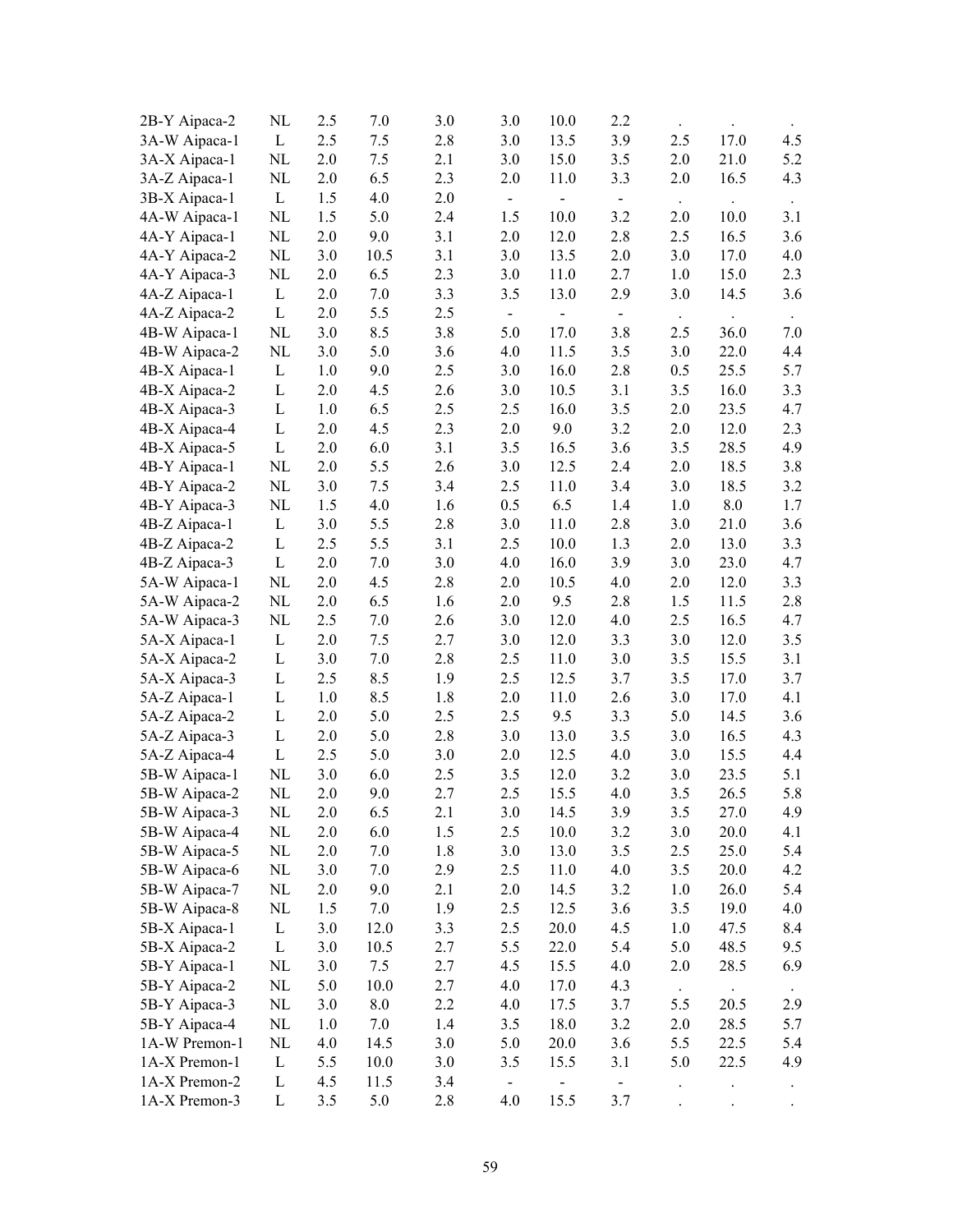| | | | | | | | | | | |
|---|---|---|---|---|---|---|---|---|---|---|
| 2B-Y Aipaca-2 | NL | 2.5 | 7.0 | 3.0 | 3.0 | 10.0 | 2.2 | . | . | . |
| 3A-W Aipaca-1 | L | 2.5 | 7.5 | 2.8 | 3.0 | 13.5 | 3.9 | 2.5 | 17.0 | 4.5 |
| 3A-X Aipaca-1 | NL | 2.0 | 7.5 | 2.1 | 3.0 | 15.0 | 3.5 | 2.0 | 21.0 | 5.2 |
| 3A-Z Aipaca-1 | NL | 2.0 | 6.5 | 2.3 | 2.0 | 11.0 | 3.3 | 2.0 | 16.5 | 4.3 |
| 3B-X Aipaca-1 | L | 1.5 | 4.0 | 2.0 | - | - | - | . | . | . |
| 4A-W Aipaca-1 | NL | 1.5 | 5.0 | 2.4 | 1.5 | 10.0 | 3.2 | 2.0 | 10.0 | 3.1 |
| 4A-Y Aipaca-1 | NL | 2.0 | 9.0 | 3.1 | 2.0 | 12.0 | 2.8 | 2.5 | 16.5 | 3.6 |
| 4A-Y Aipaca-2 | NL | 3.0 | 10.5 | 3.1 | 3.0 | 13.5 | 2.0 | 3.0 | 17.0 | 4.0 |
| 4A-Y Aipaca-3 | NL | 2.0 | 6.5 | 2.3 | 3.0 | 11.0 | 2.7 | 1.0 | 15.0 | 2.3 |
| 4A-Z Aipaca-1 | L | 2.0 | 7.0 | 3.3 | 3.5 | 13.0 | 2.9 | 3.0 | 14.5 | 3.6 |
| 4A-Z Aipaca-2 | L | 2.0 | 5.5 | 2.5 | - | - | - | . | . | . |
| 4B-W Aipaca-1 | NL | 3.0 | 8.5 | 3.8 | 5.0 | 17.0 | 3.8 | 2.5 | 36.0 | 7.0 |
| 4B-W Aipaca-2 | NL | 3.0 | 5.0 | 3.6 | 4.0 | 11.5 | 3.5 | 3.0 | 22.0 | 4.4 |
| 4B-X Aipaca-1 | L | 1.0 | 9.0 | 2.5 | 3.0 | 16.0 | 2.8 | 0.5 | 25.5 | 5.7 |
| 4B-X Aipaca-2 | L | 2.0 | 4.5 | 2.6 | 3.0 | 10.5 | 3.1 | 3.5 | 16.0 | 3.3 |
| 4B-X Aipaca-3 | L | 1.0 | 6.5 | 2.5 | 2.5 | 16.0 | 3.5 | 2.0 | 23.5 | 4.7 |
| 4B-X Aipaca-4 | L | 2.0 | 4.5 | 2.3 | 2.0 | 9.0 | 3.2 | 2.0 | 12.0 | 2.3 |
| 4B-X Aipaca-5 | L | 2.0 | 6.0 | 3.1 | 3.5 | 16.5 | 3.6 | 3.5 | 28.5 | 4.9 |
| 4B-Y Aipaca-1 | NL | 2.0 | 5.5 | 2.6 | 3.0 | 12.5 | 2.4 | 2.0 | 18.5 | 3.8 |
| 4B-Y Aipaca-2 | NL | 3.0 | 7.5 | 3.4 | 2.5 | 11.0 | 3.4 | 3.0 | 18.5 | 3.2 |
| 4B-Y Aipaca-3 | NL | 1.5 | 4.0 | 1.6 | 0.5 | 6.5 | 1.4 | 1.0 | 8.0 | 1.7 |
| 4B-Z Aipaca-1 | L | 3.0 | 5.5 | 2.8 | 3.0 | 11.0 | 2.8 | 3.0 | 21.0 | 3.6 |
| 4B-Z Aipaca-2 | L | 2.5 | 5.5 | 3.1 | 2.5 | 10.0 | 1.3 | 2.0 | 13.0 | 3.3 |
| 4B-Z Aipaca-3 | L | 2.0 | 7.0 | 3.0 | 4.0 | 16.0 | 3.9 | 3.0 | 23.0 | 4.7 |
| 5A-W Aipaca-1 | NL | 2.0 | 4.5 | 2.8 | 2.0 | 10.5 | 4.0 | 2.0 | 12.0 | 3.3 |
| 5A-W Aipaca-2 | NL | 2.0 | 6.5 | 1.6 | 2.0 | 9.5 | 2.8 | 1.5 | 11.5 | 2.8 |
| 5A-W Aipaca-3 | NL | 2.5 | 7.0 | 2.6 | 3.0 | 12.0 | 4.0 | 2.5 | 16.5 | 4.7 |
| 5A-X Aipaca-1 | L | 2.0 | 7.5 | 2.7 | 3.0 | 12.0 | 3.3 | 3.0 | 12.0 | 3.5 |
| 5A-X Aipaca-2 | L | 3.0 | 7.0 | 2.8 | 2.5 | 11.0 | 3.0 | 3.5 | 15.5 | 3.1 |
| 5A-X Aipaca-3 | L | 2.5 | 8.5 | 1.9 | 2.5 | 12.5 | 3.7 | 3.5 | 17.0 | 3.7 |
| 5A-Z Aipaca-1 | L | 1.0 | 8.5 | 1.8 | 2.0 | 11.0 | 2.6 | 3.0 | 17.0 | 4.1 |
| 5A-Z Aipaca-2 | L | 2.0 | 5.0 | 2.5 | 2.5 | 9.5 | 3.3 | 5.0 | 14.5 | 3.6 |
| 5A-Z Aipaca-3 | L | 2.0 | 5.0 | 2.8 | 3.0 | 13.0 | 3.5 | 3.0 | 16.5 | 4.3 |
| 5A-Z Aipaca-4 | L | 2.5 | 5.0 | 3.0 | 2.0 | 12.5 | 4.0 | 3.0 | 15.5 | 4.4 |
| 5B-W Aipaca-1 | NL | 3.0 | 6.0 | 2.5 | 3.5 | 12.0 | 3.2 | 3.0 | 23.5 | 5.1 |
| 5B-W Aipaca-2 | NL | 2.0 | 9.0 | 2.7 | 2.5 | 15.5 | 4.0 | 3.5 | 26.5 | 5.8 |
| 5B-W Aipaca-3 | NL | 2.0 | 6.5 | 2.1 | 3.0 | 14.5 | 3.9 | 3.5 | 27.0 | 4.9 |
| 5B-W Aipaca-4 | NL | 2.0 | 6.0 | 1.5 | 2.5 | 10.0 | 3.2 | 3.0 | 20.0 | 4.1 |
| 5B-W Aipaca-5 | NL | 2.0 | 7.0 | 1.8 | 3.0 | 13.0 | 3.5 | 2.5 | 25.0 | 5.4 |
| 5B-W Aipaca-6 | NL | 3.0 | 7.0 | 2.9 | 2.5 | 11.0 | 4.0 | 3.5 | 20.0 | 4.2 |
| 5B-W Aipaca-7 | NL | 2.0 | 9.0 | 2.1 | 2.0 | 14.5 | 3.2 | 1.0 | 26.0 | 5.4 |
| 5B-W Aipaca-8 | NL | 1.5 | 7.0 | 1.9 | 2.5 | 12.5 | 3.6 | 3.5 | 19.0 | 4.0 |
| 5B-X Aipaca-1 | L | 3.0 | 12.0 | 3.3 | 2.5 | 20.0 | 4.5 | 1.0 | 47.5 | 8.4 |
| 5B-X Aipaca-2 | L | 3.0 | 10.5 | 2.7 | 5.5 | 22.0 | 5.4 | 5.0 | 48.5 | 9.5 |
| 5B-Y Aipaca-1 | NL | 3.0 | 7.5 | 2.7 | 4.5 | 15.5 | 4.0 | 2.0 | 28.5 | 6.9 |
| 5B-Y Aipaca-2 | NL | 5.0 | 10.0 | 2.7 | 4.0 | 17.0 | 4.3 | . | . | . |
| 5B-Y Aipaca-3 | NL | 3.0 | 8.0 | 2.2 | 4.0 | 17.5 | 3.7 | 5.5 | 20.5 | 2.9 |
| 5B-Y Aipaca-4 | NL | 1.0 | 7.0 | 1.4 | 3.5 | 18.0 | 3.2 | 2.0 | 28.5 | 5.7 |
| 1A-W Premon-1 | NL | 4.0 | 14.5 | 3.0 | 5.0 | 20.0 | 3.6 | 5.5 | 22.5 | 5.4 |
| 1A-X Premon-1 | L | 5.5 | 10.0 | 3.0 | 3.5 | 15.5 | 3.1 | 5.0 | 22.5 | 4.9 |
| 1A-X Premon-2 | L | 4.5 | 11.5 | 3.4 | - | - | - | . | . | . |
| 1A-X Premon-3 | L | 3.5 | 5.0 | 2.8 | 4.0 | 15.5 | 3.7 | . | . | . |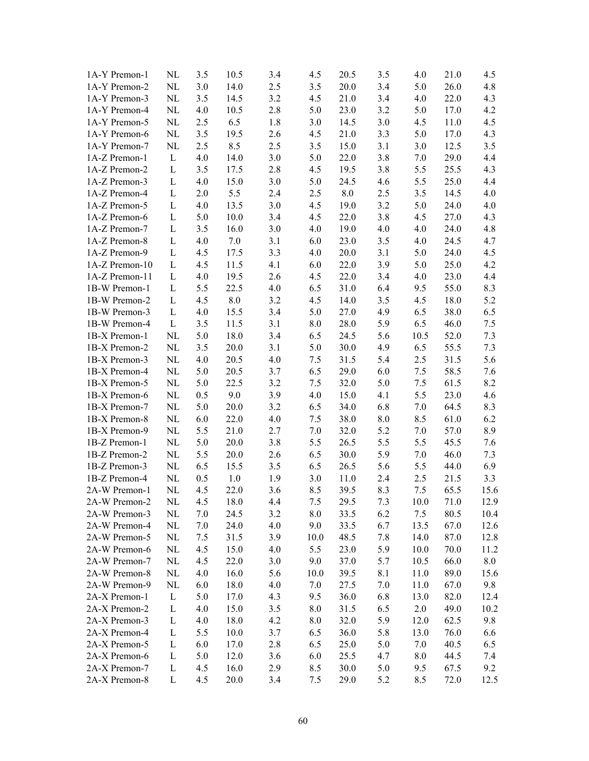| | | | | | | | | | | |
|---|---|---|---|---|---|---|---|---|---|---|
| 1A-Y Premon-1 | NL | 3.5 | 10.5 | 3.4 | 4.5 | 20.5 | 3.5 | 4.0 | 21.0 | 4.5 |
| 1A-Y Premon-2 | NL | 3.0 | 14.0 | 2.5 | 3.5 | 20.0 | 3.4 | 5.0 | 26.0 | 4.8 |
| 1A-Y Premon-3 | NL | 3.5 | 14.5 | 3.2 | 4.5 | 21.0 | 3.4 | 4.0 | 22.0 | 4.3 |
| 1A-Y Premon-4 | NL | 4.0 | 10.5 | 2.8 | 5.0 | 23.0 | 3.2 | 5.0 | 17.0 | 4.2 |
| 1A-Y Premon-5 | NL | 2.5 | 6.5 | 1.8 | 3.0 | 14.5 | 3.0 | 4.5 | 11.0 | 4.5 |
| 1A-Y Premon-6 | NL | 3.5 | 19.5 | 2.6 | 4.5 | 21.0 | 3.3 | 5.0 | 17.0 | 4.3 |
| 1A-Y Premon-7 | NL | 2.5 | 8.5 | 2.5 | 3.5 | 15.0 | 3.1 | 3.0 | 12.5 | 3.5 |
| 1A-Z Premon-1 | L | 4.0 | 14.0 | 3.0 | 5.0 | 22.0 | 3.8 | 7.0 | 29.0 | 4.4 |
| 1A-Z Premon-2 | L | 3.5 | 17.5 | 2.8 | 4.5 | 19.5 | 3.8 | 5.5 | 25.5 | 4.3 |
| 1A-Z Premon-3 | L | 4.0 | 15.0 | 3.0 | 5.0 | 24.5 | 4.6 | 5.5 | 25.0 | 4.4 |
| 1A-Z Premon-4 | L | 2.0 | 5.5 | 2.4 | 2.5 | 8.0 | 2.5 | 3.5 | 14.5 | 4.0 |
| 1A-Z Premon-5 | L | 4.0 | 13.5 | 3.0 | 4.5 | 19.0 | 3.2 | 5.0 | 24.0 | 4.0 |
| 1A-Z Premon-6 | L | 5.0 | 10.0 | 3.4 | 4.5 | 22.0 | 3.8 | 4.5 | 27.0 | 4.3 |
| 1A-Z Premon-7 | L | 3.5 | 16.0 | 3.0 | 4.0 | 19.0 | 4.0 | 4.0 | 24.0 | 4.8 |
| 1A-Z Premon-8 | L | 4.0 | 7.0 | 3.1 | 6.0 | 23.0 | 3.5 | 4.0 | 24.5 | 4.7 |
| 1A-Z Premon-9 | L | 4.5 | 17.5 | 3.3 | 4.0 | 20.0 | 3.1 | 5.0 | 24.0 | 4.5 |
| 1A-Z Premon-10 | L | 4.5 | 11.5 | 4.1 | 6.0 | 22.0 | 3.9 | 5.0 | 25.0 | 4.2 |
| 1A-Z Premon-11 | L | 4.0 | 19.5 | 2.6 | 4.5 | 22.0 | 3.4 | 4.0 | 23.0 | 4.4 |
| 1B-W Premon-1 | L | 5.5 | 22.5 | 4.0 | 6.5 | 31.0 | 6.4 | 9.5 | 55.0 | 8.3 |
| 1B-W Premon-2 | L | 4.5 | 8.0 | 3.2 | 4.5 | 14.0 | 3.5 | 4.5 | 18.0 | 5.2 |
| 1B-W Premon-3 | L | 4.0 | 15.5 | 3.4 | 5.0 | 27.0 | 4.9 | 6.5 | 38.0 | 6.5 |
| 1B-W Premon-4 | L | 3.5 | 11.5 | 3.1 | 8.0 | 28.0 | 5.9 | 6.5 | 46.0 | 7.5 |
| 1B-X Premon-1 | NL | 5.0 | 18.0 | 3.4 | 6.5 | 24.5 | 5.6 | 10.5 | 52.0 | 7.3 |
| 1B-X Premon-2 | NL | 3.5 | 20.0 | 3.1 | 5.0 | 30.0 | 4.9 | 6.5 | 55.5 | 7.3 |
| 1B-X Premon-3 | NL | 4.0 | 20.5 | 4.0 | 7.5 | 31.5 | 5.4 | 2.5 | 31.5 | 5.6 |
| 1B-X Premon-4 | NL | 5.0 | 20.5 | 3.7 | 6.5 | 29.0 | 6.0 | 7.5 | 58.5 | 7.6 |
| 1B-X Premon-5 | NL | 5.0 | 22.5 | 3.2 | 7.5 | 32.0 | 5.0 | 7.5 | 61.5 | 8.2 |
| 1B-X Premon-6 | NL | 0.5 | 9.0 | 3.9 | 4.0 | 15.0 | 4.1 | 5.5 | 23.0 | 4.6 |
| 1B-X Premon-7 | NL | 5.0 | 20.0 | 3.2 | 6.5 | 34.0 | 6.8 | 7.0 | 64.5 | 8.3 |
| 1B-X Premon-8 | NL | 6.0 | 22.0 | 4.0 | 7.5 | 38.0 | 8.0 | 8.5 | 61.0 | 6.2 |
| 1B-X Premon-9 | NL | 5.5 | 21.0 | 2.7 | 7.0 | 32.0 | 5.2 | 7.0 | 57.0 | 8.9 |
| 1B-Z Premon-1 | NL | 5.0 | 20.0 | 3.8 | 5.5 | 26.5 | 5.5 | 5.5 | 45.5 | 7.6 |
| 1B-Z Premon-2 | NL | 5.5 | 20.0 | 2.6 | 6.5 | 30.0 | 5.9 | 7.0 | 46.0 | 7.3 |
| 1B-Z Premon-3 | NL | 6.5 | 15.5 | 3.5 | 6.5 | 26.5 | 5.6 | 5.5 | 44.0 | 6.9 |
| 1B-Z Premon-4 | NL | 0.5 | 1.0 | 1.9 | 3.0 | 11.0 | 2.4 | 2.5 | 21.5 | 3.3 |
| 2A-W Premon-1 | NL | 4.5 | 22.0 | 3.6 | 8.5 | 39.5 | 8.3 | 7.5 | 65.5 | 15.6 |
| 2A-W Premon-2 | NL | 4.5 | 18.0 | 4.4 | 7.5 | 29.5 | 7.3 | 10.0 | 71.0 | 12.9 |
| 2A-W Premon-3 | NL | 7.0 | 24.5 | 3.2 | 8.0 | 33.5 | 6.2 | 7.5 | 80.5 | 10.4 |
| 2A-W Premon-4 | NL | 7.0 | 24.0 | 4.0 | 9.0 | 33.5 | 6.7 | 13.5 | 67.0 | 12.6 |
| 2A-W Premon-5 | NL | 7.5 | 31.5 | 3.9 | 10.0 | 48.5 | 7.8 | 14.0 | 87.0 | 12.8 |
| 2A-W Premon-6 | NL | 4.5 | 15.0 | 4.0 | 5.5 | 23.0 | 5.9 | 10.0 | 70.0 | 11.2 |
| 2A-W Premon-7 | NL | 4.5 | 22.0 | 3.0 | 9.0 | 37.0 | 5.7 | 10.5 | 66.0 | 8.0 |
| 2A-W Premon-8 | NL | 4.0 | 16.0 | 5.6 | 10.0 | 39.5 | 8.1 | 11.0 | 89.0 | 15.6 |
| 2A-W Premon-9 | NL | 6.0 | 18.0 | 4.0 | 7.0 | 27.5 | 7.0 | 11.0 | 67.0 | 9.8 |
| 2A-X Premon-1 | L | 5.0 | 17.0 | 4.3 | 9.5 | 36.0 | 6.8 | 13.0 | 82.0 | 12.4 |
| 2A-X Premon-2 | L | 4.0 | 15.0 | 3.5 | 8.0 | 31.5 | 6.5 | 2.0 | 49.0 | 10.2 |
| 2A-X Premon-3 | L | 4.0 | 18.0 | 4.2 | 8.0 | 32.0 | 5.9 | 12.0 | 62.5 | 9.8 |
| 2A-X Premon-4 | L | 5.5 | 10.0 | 3.7 | 6.5 | 36.0 | 5.8 | 13.0 | 76.0 | 6.6 |
| 2A-X Premon-5 | L | 6.0 | 17.0 | 2.8 | 6.5 | 25.0 | 5.0 | 7.0 | 40.5 | 6.5 |
| 2A-X Premon-6 | L | 5.0 | 12.0 | 3.6 | 6.0 | 25.5 | 4.7 | 8.0 | 44.5 | 7.4 |
| 2A-X Premon-7 | L | 4.5 | 16.0 | 2.9 | 8.5 | 30.0 | 5.0 | 9.5 | 67.5 | 9.2 |
| 2A-X Premon-8 | L | 4.5 | 20.0 | 3.4 | 7.5 | 29.0 | 5.2 | 8.5 | 72.0 | 12.5 |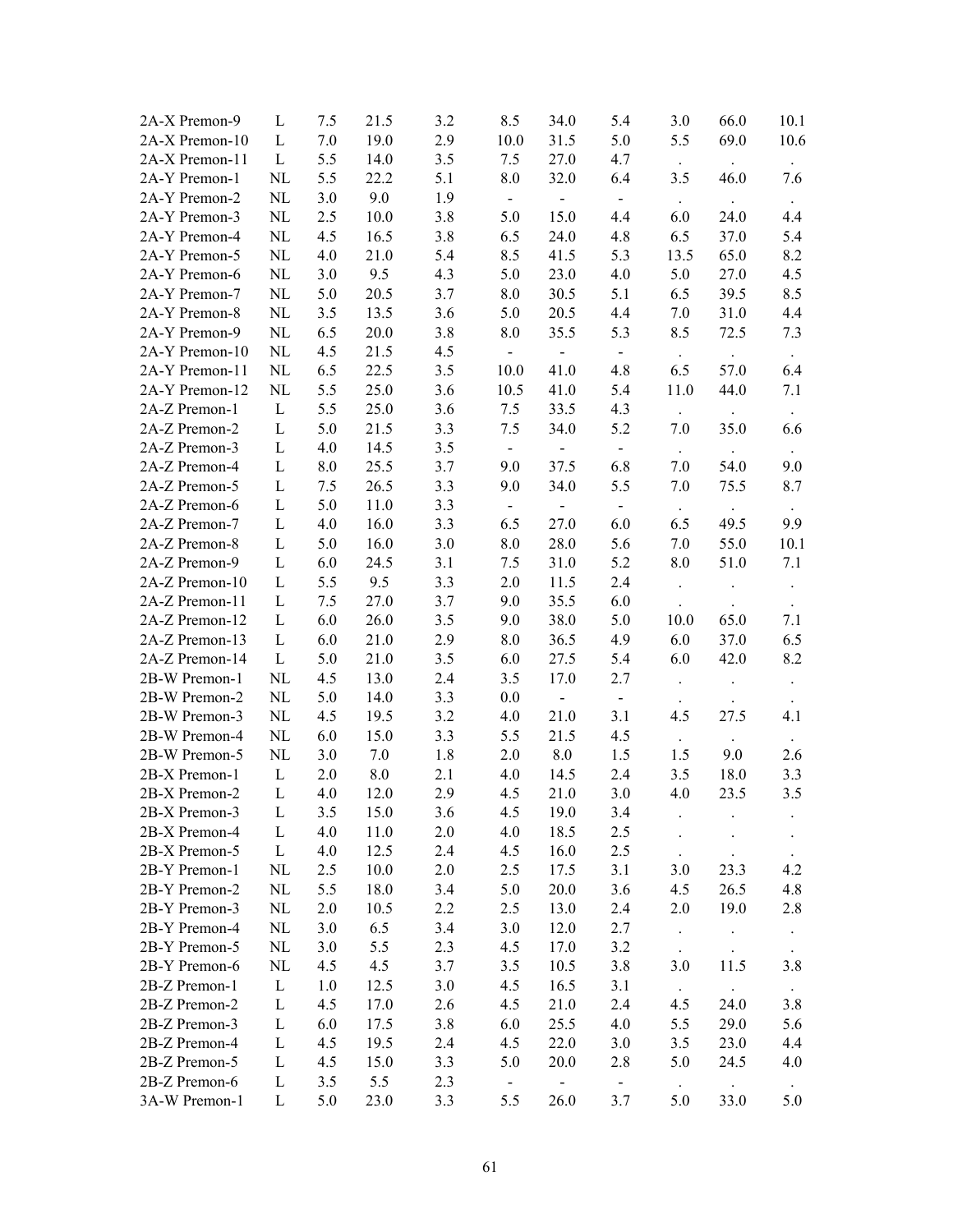| | | | | | | | | | | |
|---|---|---|---|---|---|---|---|---|---|---|
| 2A-X Premon-9 | L | 7.5 | 21.5 | 3.2 | 8.5 | 34.0 | 5.4 | 3.0 | 66.0 | 10.1 |
| 2A-X Premon-10 | L | 7.0 | 19.0 | 2.9 | 10.0 | 31.5 | 5.0 | 5.5 | 69.0 | 10.6 |
| 2A-X Premon-11 | L | 5.5 | 14.0 | 3.5 | 7.5 | 27.0 | 4.7 | . | . | . |
| 2A-Y Premon-1 | NL | 5.5 | 22.2 | 5.1 | 8.0 | 32.0 | 6.4 | 3.5 | 46.0 | 7.6 |
| 2A-Y Premon-2 | NL | 3.0 | 9.0 | 1.9 | - | - | - | . | . | . |
| 2A-Y Premon-3 | NL | 2.5 | 10.0 | 3.8 | 5.0 | 15.0 | 4.4 | 6.0 | 24.0 | 4.4 |
| 2A-Y Premon-4 | NL | 4.5 | 16.5 | 3.8 | 6.5 | 24.0 | 4.8 | 6.5 | 37.0 | 5.4 |
| 2A-Y Premon-5 | NL | 4.0 | 21.0 | 5.4 | 8.5 | 41.5 | 5.3 | 13.5 | 65.0 | 8.2 |
| 2A-Y Premon-6 | NL | 3.0 | 9.5 | 4.3 | 5.0 | 23.0 | 4.0 | 5.0 | 27.0 | 4.5 |
| 2A-Y Premon-7 | NL | 5.0 | 20.5 | 3.7 | 8.0 | 30.5 | 5.1 | 6.5 | 39.5 | 8.5 |
| 2A-Y Premon-8 | NL | 3.5 | 13.5 | 3.6 | 5.0 | 20.5 | 4.4 | 7.0 | 31.0 | 4.4 |
| 2A-Y Premon-9 | NL | 6.5 | 20.0 | 3.8 | 8.0 | 35.5 | 5.3 | 8.5 | 72.5 | 7.3 |
| 2A-Y Premon-10 | NL | 4.5 | 21.5 | 4.5 | - | - | - | . | . | . |
| 2A-Y Premon-11 | NL | 6.5 | 22.5 | 3.5 | 10.0 | 41.0 | 4.8 | 6.5 | 57.0 | 6.4 |
| 2A-Y Premon-12 | NL | 5.5 | 25.0 | 3.6 | 10.5 | 41.0 | 5.4 | 11.0 | 44.0 | 7.1 |
| 2A-Z Premon-1 | L | 5.5 | 25.0 | 3.6 | 7.5 | 33.5 | 4.3 | . | . | . |
| 2A-Z Premon-2 | L | 5.0 | 21.5 | 3.3 | 7.5 | 34.0 | 5.2 | 7.0 | 35.0 | 6.6 |
| 2A-Z Premon-3 | L | 4.0 | 14.5 | 3.5 | - | - | - | . | . | . |
| 2A-Z Premon-4 | L | 8.0 | 25.5 | 3.7 | 9.0 | 37.5 | 6.8 | 7.0 | 54.0 | 9.0 |
| 2A-Z Premon-5 | L | 7.5 | 26.5 | 3.3 | 9.0 | 34.0 | 5.5 | 7.0 | 75.5 | 8.7 |
| 2A-Z Premon-6 | L | 5.0 | 11.0 | 3.3 | - | - | - | . | . | . |
| 2A-Z Premon-7 | L | 4.0 | 16.0 | 3.3 | 6.5 | 27.0 | 6.0 | 6.5 | 49.5 | 9.9 |
| 2A-Z Premon-8 | L | 5.0 | 16.0 | 3.0 | 8.0 | 28.0 | 5.6 | 7.0 | 55.0 | 10.1 |
| 2A-Z Premon-9 | L | 6.0 | 24.5 | 3.1 | 7.5 | 31.0 | 5.2 | 8.0 | 51.0 | 7.1 |
| 2A-Z Premon-10 | L | 5.5 | 9.5 | 3.3 | 2.0 | 11.5 | 2.4 | . | . | . |
| 2A-Z Premon-11 | L | 7.5 | 27.0 | 3.7 | 9.0 | 35.5 | 6.0 | . | . | . |
| 2A-Z Premon-12 | L | 6.0 | 26.0 | 3.5 | 9.0 | 38.0 | 5.0 | 10.0 | 65.0 | 7.1 |
| 2A-Z Premon-13 | L | 6.0 | 21.0 | 2.9 | 8.0 | 36.5 | 4.9 | 6.0 | 37.0 | 6.5 |
| 2A-Z Premon-14 | L | 5.0 | 21.0 | 3.5 | 6.0 | 27.5 | 5.4 | 6.0 | 42.0 | 8.2 |
| 2B-W Premon-1 | NL | 4.5 | 13.0 | 2.4 | 3.5 | 17.0 | 2.7 | . | . | . |
| 2B-W Premon-2 | NL | 5.0 | 14.0 | 3.3 | 0.0 | - | - | . | . | . |
| 2B-W Premon-3 | NL | 4.5 | 19.5 | 3.2 | 4.0 | 21.0 | 3.1 | 4.5 | 27.5 | 4.1 |
| 2B-W Premon-4 | NL | 6.0 | 15.0 | 3.3 | 5.5 | 21.5 | 4.5 | . | . | . |
| 2B-W Premon-5 | NL | 3.0 | 7.0 | 1.8 | 2.0 | 8.0 | 1.5 | 1.5 | 9.0 | 2.6 |
| 2B-X Premon-1 | L | 2.0 | 8.0 | 2.1 | 4.0 | 14.5 | 2.4 | 3.5 | 18.0 | 3.3 |
| 2B-X Premon-2 | L | 4.0 | 12.0 | 2.9 | 4.5 | 21.0 | 3.0 | 4.0 | 23.5 | 3.5 |
| 2B-X Premon-3 | L | 3.5 | 15.0 | 3.6 | 4.5 | 19.0 | 3.4 | . | . | . |
| 2B-X Premon-4 | L | 4.0 | 11.0 | 2.0 | 4.0 | 18.5 | 2.5 | . | . | . |
| 2B-X Premon-5 | L | 4.0 | 12.5 | 2.4 | 4.5 | 16.0 | 2.5 | . | . | . |
| 2B-Y Premon-1 | NL | 2.5 | 10.0 | 2.0 | 2.5 | 17.5 | 3.1 | 3.0 | 23.3 | 4.2 |
| 2B-Y Premon-2 | NL | 5.5 | 18.0 | 3.4 | 5.0 | 20.0 | 3.6 | 4.5 | 26.5 | 4.8 |
| 2B-Y Premon-3 | NL | 2.0 | 10.5 | 2.2 | 2.5 | 13.0 | 2.4 | 2.0 | 19.0 | 2.8 |
| 2B-Y Premon-4 | NL | 3.0 | 6.5 | 3.4 | 3.0 | 12.0 | 2.7 | . | . | . |
| 2B-Y Premon-5 | NL | 3.0 | 5.5 | 2.3 | 4.5 | 17.0 | 3.2 | . | . | . |
| 2B-Y Premon-6 | NL | 4.5 | 4.5 | 3.7 | 3.5 | 10.5 | 3.8 | 3.0 | 11.5 | 3.8 |
| 2B-Z Premon-1 | L | 1.0 | 12.5 | 3.0 | 4.5 | 16.5 | 3.1 | . | . | . |
| 2B-Z Premon-2 | L | 4.5 | 17.0 | 2.6 | 4.5 | 21.0 | 2.4 | 4.5 | 24.0 | 3.8 |
| 2B-Z Premon-3 | L | 6.0 | 17.5 | 3.8 | 6.0 | 25.5 | 4.0 | 5.5 | 29.0 | 5.6 |
| 2B-Z Premon-4 | L | 4.5 | 19.5 | 2.4 | 4.5 | 22.0 | 3.0 | 3.5 | 23.0 | 4.4 |
| 2B-Z Premon-5 | L | 4.5 | 15.0 | 3.3 | 5.0 | 20.0 | 2.8 | 5.0 | 24.5 | 4.0 |
| 2B-Z Premon-6 | L | 3.5 | 5.5 | 2.3 | - | - | - | . | . | . |
| 3A-W Premon-1 | L | 5.0 | 23.0 | 3.3 | 5.5 | 26.0 | 3.7 | 5.0 | 33.0 | 5.0 |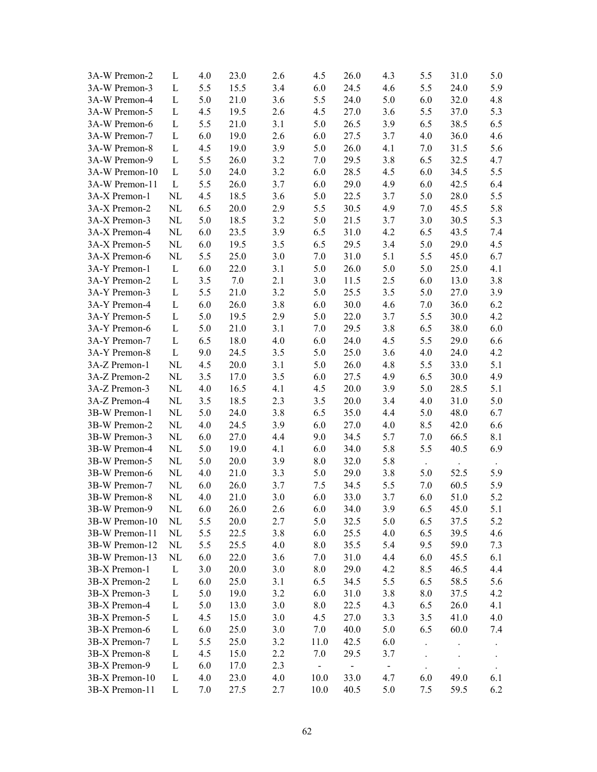| | | | | | | | | | | |
|---|---|---|---|---|---|---|---|---|---|---|
| 3A-W Premon-2 | L | 4.0 | 23.0 | 2.6 | 4.5 | 26.0 | 4.3 | 5.5 | 31.0 | 5.0 |
| 3A-W Premon-3 | L | 5.5 | 15.5 | 3.4 | 6.0 | 24.5 | 4.6 | 5.5 | 24.0 | 5.9 |
| 3A-W Premon-4 | L | 5.0 | 21.0 | 3.6 | 5.5 | 24.0 | 5.0 | 6.0 | 32.0 | 4.8 |
| 3A-W Premon-5 | L | 4.5 | 19.5 | 2.6 | 4.5 | 27.0 | 3.6 | 5.5 | 37.0 | 5.3 |
| 3A-W Premon-6 | L | 5.5 | 21.0 | 3.1 | 5.0 | 26.5 | 3.9 | 6.5 | 38.5 | 6.5 |
| 3A-W Premon-7 | L | 6.0 | 19.0 | 2.6 | 6.0 | 27.5 | 3.7 | 4.0 | 36.0 | 4.6 |
| 3A-W Premon-8 | L | 4.5 | 19.0 | 3.9 | 5.0 | 26.0 | 4.1 | 7.0 | 31.5 | 5.6 |
| 3A-W Premon-9 | L | 5.5 | 26.0 | 3.2 | 7.0 | 29.5 | 3.8 | 6.5 | 32.5 | 4.7 |
| 3A-W Premon-10 | L | 5.0 | 24.0 | 3.2 | 6.0 | 28.5 | 4.5 | 6.0 | 34.5 | 5.5 |
| 3A-W Premon-11 | L | 5.5 | 26.0 | 3.7 | 6.0 | 29.0 | 4.9 | 6.0 | 42.5 | 6.4 |
| 3A-X Premon-1 | NL | 4.5 | 18.5 | 3.6 | 5.0 | 22.5 | 3.7 | 5.0 | 28.0 | 5.5 |
| 3A-X Premon-2 | NL | 6.5 | 20.0 | 2.9 | 5.5 | 30.5 | 4.9 | 7.0 | 45.5 | 5.8 |
| 3A-X Premon-3 | NL | 5.0 | 18.5 | 3.2 | 5.0 | 21.5 | 3.7 | 3.0 | 30.5 | 5.3 |
| 3A-X Premon-4 | NL | 6.0 | 23.5 | 3.9 | 6.5 | 31.0 | 4.2 | 6.5 | 43.5 | 7.4 |
| 3A-X Premon-5 | NL | 6.0 | 19.5 | 3.5 | 6.5 | 29.5 | 3.4 | 5.0 | 29.0 | 4.5 |
| 3A-X Premon-6 | NL | 5.5 | 25.0 | 3.0 | 7.0 | 31.0 | 5.1 | 5.5 | 45.0 | 6.7 |
| 3A-Y Premon-1 | L | 6.0 | 22.0 | 3.1 | 5.0 | 26.0 | 5.0 | 5.0 | 25.0 | 4.1 |
| 3A-Y Premon-2 | L | 3.5 | 7.0 | 2.1 | 3.0 | 11.5 | 2.5 | 6.0 | 13.0 | 3.8 |
| 3A-Y Premon-3 | L | 5.5 | 21.0 | 3.2 | 5.0 | 25.5 | 3.5 | 5.0 | 27.0 | 3.9 |
| 3A-Y Premon-4 | L | 6.0 | 26.0 | 3.8 | 6.0 | 30.0 | 4.6 | 7.0 | 36.0 | 6.2 |
| 3A-Y Premon-5 | L | 5.0 | 19.5 | 2.9 | 5.0 | 22.0 | 3.7 | 5.5 | 30.0 | 4.2 |
| 3A-Y Premon-6 | L | 5.0 | 21.0 | 3.1 | 7.0 | 29.5 | 3.8 | 6.5 | 38.0 | 6.0 |
| 3A-Y Premon-7 | L | 6.5 | 18.0 | 4.0 | 6.0 | 24.0 | 4.5 | 5.5 | 29.0 | 6.6 |
| 3A-Y Premon-8 | L | 9.0 | 24.5 | 3.5 | 5.0 | 25.0 | 3.6 | 4.0 | 24.0 | 4.2 |
| 3A-Z Premon-1 | NL | 4.5 | 20.0 | 3.1 | 5.0 | 26.0 | 4.8 | 5.5 | 33.0 | 5.1 |
| 3A-Z Premon-2 | NL | 3.5 | 17.0 | 3.5 | 6.0 | 27.5 | 4.9 | 6.5 | 30.0 | 4.9 |
| 3A-Z Premon-3 | NL | 4.0 | 16.5 | 4.1 | 4.5 | 20.0 | 3.9 | 5.0 | 28.5 | 5.1 |
| 3A-Z Premon-4 | NL | 3.5 | 18.5 | 2.3 | 3.5 | 20.0 | 3.4 | 4.0 | 31.0 | 5.0 |
| 3B-W Premon-1 | NL | 5.0 | 24.0 | 3.8 | 6.5 | 35.0 | 4.4 | 5.0 | 48.0 | 6.7 |
| 3B-W Premon-2 | NL | 4.0 | 24.5 | 3.9 | 6.0 | 27.0 | 4.0 | 8.5 | 42.0 | 6.6 |
| 3B-W Premon-3 | NL | 6.0 | 27.0 | 4.4 | 9.0 | 34.5 | 5.7 | 7.0 | 66.5 | 8.1 |
| 3B-W Premon-4 | NL | 5.0 | 19.0 | 4.1 | 6.0 | 34.0 | 5.8 | 5.5 | 40.5 | 6.9 |
| 3B-W Premon-5 | NL | 5.0 | 20.0 | 3.9 | 8.0 | 32.0 | 5.8 | . | . | . |
| 3B-W Premon-6 | NL | 4.0 | 21.0 | 3.3 | 5.0 | 29.0 | 3.8 | 5.0 | 52.5 | 5.9 |
| 3B-W Premon-7 | NL | 6.0 | 26.0 | 3.7 | 7.5 | 34.5 | 5.5 | 7.0 | 60.5 | 5.9 |
| 3B-W Premon-8 | NL | 4.0 | 21.0 | 3.0 | 6.0 | 33.0 | 3.7 | 6.0 | 51.0 | 5.2 |
| 3B-W Premon-9 | NL | 6.0 | 26.0 | 2.6 | 6.0 | 34.0 | 3.9 | 6.5 | 45.0 | 5.1 |
| 3B-W Premon-10 | NL | 5.5 | 20.0 | 2.7 | 5.0 | 32.5 | 5.0 | 6.5 | 37.5 | 5.2 |
| 3B-W Premon-11 | NL | 5.5 | 22.5 | 3.8 | 6.0 | 25.5 | 4.0 | 6.5 | 39.5 | 4.6 |
| 3B-W Premon-12 | NL | 5.5 | 25.5 | 4.0 | 8.0 | 35.5 | 5.4 | 9.5 | 59.0 | 7.3 |
| 3B-W Premon-13 | NL | 6.0 | 22.0 | 3.6 | 7.0 | 31.0 | 4.4 | 6.0 | 45.5 | 6.1 |
| 3B-X Premon-1 | L | 3.0 | 20.0 | 3.0 | 8.0 | 29.0 | 4.2 | 8.5 | 46.5 | 4.4 |
| 3B-X Premon-2 | L | 6.0 | 25.0 | 3.1 | 6.5 | 34.5 | 5.5 | 6.5 | 58.5 | 5.6 |
| 3B-X Premon-3 | L | 5.0 | 19.0 | 3.2 | 6.0 | 31.0 | 3.8 | 8.0 | 37.5 | 4.2 |
| 3B-X Premon-4 | L | 5.0 | 13.0 | 3.0 | 8.0 | 22.5 | 4.3 | 6.5 | 26.0 | 4.1 |
| 3B-X Premon-5 | L | 4.5 | 15.0 | 3.0 | 4.5 | 27.0 | 3.3 | 3.5 | 41.0 | 4.0 |
| 3B-X Premon-6 | L | 6.0 | 25.0 | 3.0 | 7.0 | 40.0 | 5.0 | 6.5 | 60.0 | 7.4 |
| 3B-X Premon-7 | L | 5.5 | 25.0 | 3.2 | 11.0 | 42.5 | 6.0 | . | . | . |
| 3B-X Premon-8 | L | 4.5 | 15.0 | 2.2 | 7.0 | 29.5 | 3.7 | . | . | . |
| 3B-X Premon-9 | L | 6.0 | 17.0 | 2.3 | - | - | - | . | . | . |
| 3B-X Premon-10 | L | 4.0 | 23.0 | 4.0 | 10.0 | 33.0 | 4.7 | 6.0 | 49.0 | 6.1 |
| 3B-X Premon-11 | L | 7.0 | 27.5 | 2.7 | 10.0 | 40.5 | 5.0 | 7.5 | 59.5 | 6.2 |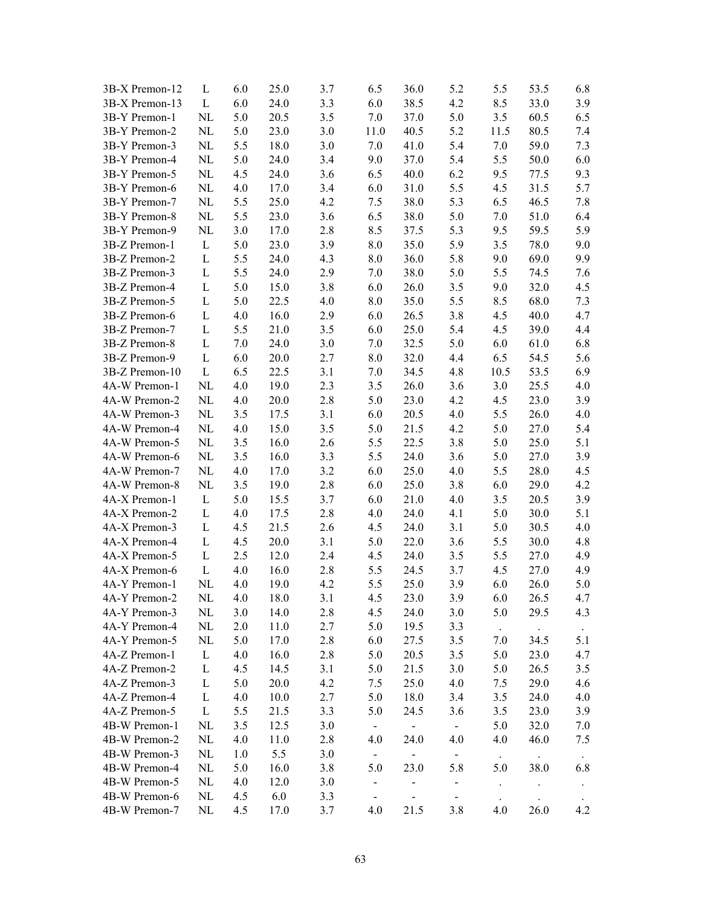| | | | | | | | | | | |
|---|---|---|---|---|---|---|---|---|---|---|
| 3B-X Premon-12 | L | 6.0 | 25.0 | 3.7 | 6.5 | 36.0 | 5.2 | 5.5 | 53.5 | 6.8 |
| 3B-X Premon-13 | L | 6.0 | 24.0 | 3.3 | 6.0 | 38.5 | 4.2 | 8.5 | 33.0 | 3.9 |
| 3B-Y Premon-1 | NL | 5.0 | 20.5 | 3.5 | 7.0 | 37.0 | 5.0 | 3.5 | 60.5 | 6.5 |
| 3B-Y Premon-2 | NL | 5.0 | 23.0 | 3.0 | 11.0 | 40.5 | 5.2 | 11.5 | 80.5 | 7.4 |
| 3B-Y Premon-3 | NL | 5.5 | 18.0 | 3.0 | 7.0 | 41.0 | 5.4 | 7.0 | 59.0 | 7.3 |
| 3B-Y Premon-4 | NL | 5.0 | 24.0 | 3.4 | 9.0 | 37.0 | 5.4 | 5.5 | 50.0 | 6.0 |
| 3B-Y Premon-5 | NL | 4.5 | 24.0 | 3.6 | 6.5 | 40.0 | 6.2 | 9.5 | 77.5 | 9.3 |
| 3B-Y Premon-6 | NL | 4.0 | 17.0 | 3.4 | 6.0 | 31.0 | 5.5 | 4.5 | 31.5 | 5.7 |
| 3B-Y Premon-7 | NL | 5.5 | 25.0 | 4.2 | 7.5 | 38.0 | 5.3 | 6.5 | 46.5 | 7.8 |
| 3B-Y Premon-8 | NL | 5.5 | 23.0 | 3.6 | 6.5 | 38.0 | 5.0 | 7.0 | 51.0 | 6.4 |
| 3B-Y Premon-9 | NL | 3.0 | 17.0 | 2.8 | 8.5 | 37.5 | 5.3 | 9.5 | 59.5 | 5.9 |
| 3B-Z Premon-1 | L | 5.0 | 23.0 | 3.9 | 8.0 | 35.0 | 5.9 | 3.5 | 78.0 | 9.0 |
| 3B-Z Premon-2 | L | 5.5 | 24.0 | 4.3 | 8.0 | 36.0 | 5.8 | 9.0 | 69.0 | 9.9 |
| 3B-Z Premon-3 | L | 5.5 | 24.0 | 2.9 | 7.0 | 38.0 | 5.0 | 5.5 | 74.5 | 7.6 |
| 3B-Z Premon-4 | L | 5.0 | 15.0 | 3.8 | 6.0 | 26.0 | 3.5 | 9.0 | 32.0 | 4.5 |
| 3B-Z Premon-5 | L | 5.0 | 22.5 | 4.0 | 8.0 | 35.0 | 5.5 | 8.5 | 68.0 | 7.3 |
| 3B-Z Premon-6 | L | 4.0 | 16.0 | 2.9 | 6.0 | 26.5 | 3.8 | 4.5 | 40.0 | 4.7 |
| 3B-Z Premon-7 | L | 5.5 | 21.0 | 3.5 | 6.0 | 25.0 | 5.4 | 4.5 | 39.0 | 4.4 |
| 3B-Z Premon-8 | L | 7.0 | 24.0 | 3.0 | 7.0 | 32.5 | 5.0 | 6.0 | 61.0 | 6.8 |
| 3B-Z Premon-9 | L | 6.0 | 20.0 | 2.7 | 8.0 | 32.0 | 4.4 | 6.5 | 54.5 | 5.6 |
| 3B-Z Premon-10 | L | 6.5 | 22.5 | 3.1 | 7.0 | 34.5 | 4.8 | 10.5 | 53.5 | 6.9 |
| 4A-W Premon-1 | NL | 4.0 | 19.0 | 2.3 | 3.5 | 26.0 | 3.6 | 3.0 | 25.5 | 4.0 |
| 4A-W Premon-2 | NL | 4.0 | 20.0 | 2.8 | 5.0 | 23.0 | 4.2 | 4.5 | 23.0 | 3.9 |
| 4A-W Premon-3 | NL | 3.5 | 17.5 | 3.1 | 6.0 | 20.5 | 4.0 | 5.5 | 26.0 | 4.0 |
| 4A-W Premon-4 | NL | 4.0 | 15.0 | 3.5 | 5.0 | 21.5 | 4.2 | 5.0 | 27.0 | 5.4 |
| 4A-W Premon-5 | NL | 3.5 | 16.0 | 2.6 | 5.5 | 22.5 | 3.8 | 5.0 | 25.0 | 5.1 |
| 4A-W Premon-6 | NL | 3.5 | 16.0 | 3.3 | 5.5 | 24.0 | 3.6 | 5.0 | 27.0 | 3.9 |
| 4A-W Premon-7 | NL | 4.0 | 17.0 | 3.2 | 6.0 | 25.0 | 4.0 | 5.5 | 28.0 | 4.5 |
| 4A-W Premon-8 | NL | 3.5 | 19.0 | 2.8 | 6.0 | 25.0 | 3.8 | 6.0 | 29.0 | 4.2 |
| 4A-X Premon-1 | L | 5.0 | 15.5 | 3.7 | 6.0 | 21.0 | 4.0 | 3.5 | 20.5 | 3.9 |
| 4A-X Premon-2 | L | 4.0 | 17.5 | 2.8 | 4.0 | 24.0 | 4.1 | 5.0 | 30.0 | 5.1 |
| 4A-X Premon-3 | L | 4.5 | 21.5 | 2.6 | 4.5 | 24.0 | 3.1 | 5.0 | 30.5 | 4.0 |
| 4A-X Premon-4 | L | 4.5 | 20.0 | 3.1 | 5.0 | 22.0 | 3.6 | 5.5 | 30.0 | 4.8 |
| 4A-X Premon-5 | L | 2.5 | 12.0 | 2.4 | 4.5 | 24.0 | 3.5 | 5.5 | 27.0 | 4.9 |
| 4A-X Premon-6 | L | 4.0 | 16.0 | 2.8 | 5.5 | 24.5 | 3.7 | 4.5 | 27.0 | 4.9 |
| 4A-Y Premon-1 | NL | 4.0 | 19.0 | 4.2 | 5.5 | 25.0 | 3.9 | 6.0 | 26.0 | 5.0 |
| 4A-Y Premon-2 | NL | 4.0 | 18.0 | 3.1 | 4.5 | 23.0 | 3.9 | 6.0 | 26.5 | 4.7 |
| 4A-Y Premon-3 | NL | 3.0 | 14.0 | 2.8 | 4.5 | 24.0 | 3.0 | 5.0 | 29.5 | 4.3 |
| 4A-Y Premon-4 | NL | 2.0 | 11.0 | 2.7 | 5.0 | 19.5 | 3.3 | . | . | . |
| 4A-Y Premon-5 | NL | 5.0 | 17.0 | 2.8 | 6.0 | 27.5 | 3.5 | 7.0 | 34.5 | 5.1 |
| 4A-Z Premon-1 | L | 4.0 | 16.0 | 2.8 | 5.0 | 20.5 | 3.5 | 5.0 | 23.0 | 4.7 |
| 4A-Z Premon-2 | L | 4.5 | 14.5 | 3.1 | 5.0 | 21.5 | 3.0 | 5.0 | 26.5 | 3.5 |
| 4A-Z Premon-3 | L | 5.0 | 20.0 | 4.2 | 7.5 | 25.0 | 4.0 | 7.5 | 29.0 | 4.6 |
| 4A-Z Premon-4 | L | 4.0 | 10.0 | 2.7 | 5.0 | 18.0 | 3.4 | 3.5 | 24.0 | 4.0 |
| 4A-Z Premon-5 | L | 5.5 | 21.5 | 3.3 | 5.0 | 24.5 | 3.6 | 3.5 | 23.0 | 3.9 |
| 4B-W Premon-1 | NL | 3.5 | 12.5 | 3.0 | - | - | - | 5.0 | 32.0 | 7.0 |
| 4B-W Premon-2 | NL | 4.0 | 11.0 | 2.8 | 4.0 | 24.0 | 4.0 | 4.0 | 46.0 | 7.5 |
| 4B-W Premon-3 | NL | 1.0 | 5.5 | 3.0 | - | - | - | . | . | . |
| 4B-W Premon-4 | NL | 5.0 | 16.0 | 3.8 | 5.0 | 23.0 | 5.8 | 5.0 | 38.0 | 6.8 |
| 4B-W Premon-5 | NL | 4.0 | 12.0 | 3.0 | - | - | - | . | . | . |
| 4B-W Premon-6 | NL | 4.5 | 6.0 | 3.3 | - | - | - | . | . | . |
| 4B-W Premon-7 | NL | 4.5 | 17.0 | 3.7 | 4.0 | 21.5 | 3.8 | 4.0 | 26.0 | 4.2 |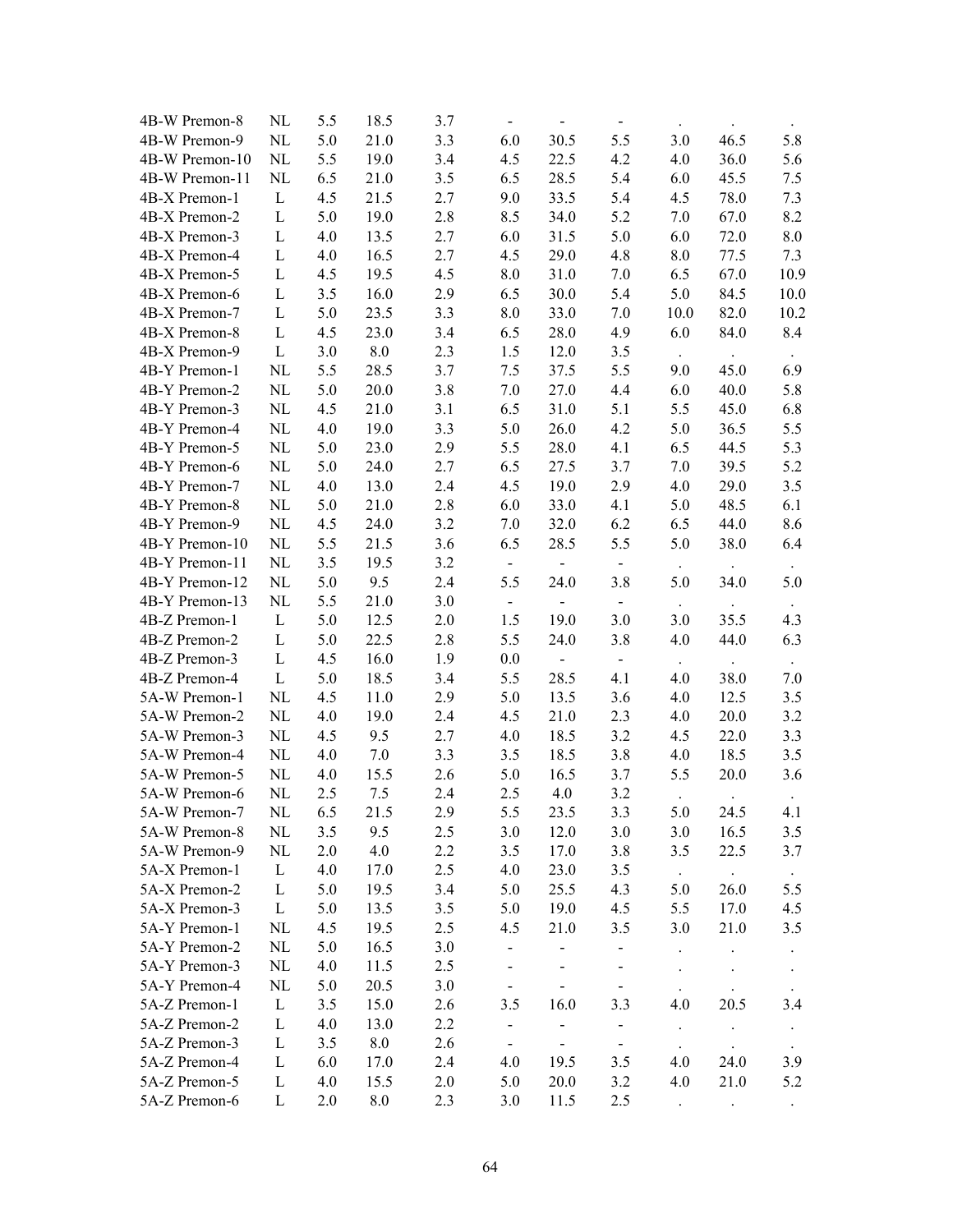| | | | | | | | | | | |
|---|---|---|---|---|---|---|---|---|---|---|
| 4B-W Premon-8 | NL | 5.5 | 18.5 | 3.7 | - | - | - | . | . | . |
| 4B-W Premon-9 | NL | 5.0 | 21.0 | 3.3 | 6.0 | 30.5 | 5.5 | 3.0 | 46.5 | 5.8 |
| 4B-W Premon-10 | NL | 5.5 | 19.0 | 3.4 | 4.5 | 22.5 | 4.2 | 4.0 | 36.0 | 5.6 |
| 4B-W Premon-11 | NL | 6.5 | 21.0 | 3.5 | 6.5 | 28.5 | 5.4 | 6.0 | 45.5 | 7.5 |
| 4B-X Premon-1 | L | 4.5 | 21.5 | 2.7 | 9.0 | 33.5 | 5.4 | 4.5 | 78.0 | 7.3 |
| 4B-X Premon-2 | L | 5.0 | 19.0 | 2.8 | 8.5 | 34.0 | 5.2 | 7.0 | 67.0 | 8.2 |
| 4B-X Premon-3 | L | 4.0 | 13.5 | 2.7 | 6.0 | 31.5 | 5.0 | 6.0 | 72.0 | 8.0 |
| 4B-X Premon-4 | L | 4.0 | 16.5 | 2.7 | 4.5 | 29.0 | 4.8 | 8.0 | 77.5 | 7.3 |
| 4B-X Premon-5 | L | 4.5 | 19.5 | 4.5 | 8.0 | 31.0 | 7.0 | 6.5 | 67.0 | 10.9 |
| 4B-X Premon-6 | L | 3.5 | 16.0 | 2.9 | 6.5 | 30.0 | 5.4 | 5.0 | 84.5 | 10.0 |
| 4B-X Premon-7 | L | 5.0 | 23.5 | 3.3 | 8.0 | 33.0 | 7.0 | 10.0 | 82.0 | 10.2 |
| 4B-X Premon-8 | L | 4.5 | 23.0 | 3.4 | 6.5 | 28.0 | 4.9 | 6.0 | 84.0 | 8.4 |
| 4B-X Premon-9 | L | 3.0 | 8.0 | 2.3 | 1.5 | 12.0 | 3.5 | . | . | . |
| 4B-Y Premon-1 | NL | 5.5 | 28.5 | 3.7 | 7.5 | 37.5 | 5.5 | 9.0 | 45.0 | 6.9 |
| 4B-Y Premon-2 | NL | 5.0 | 20.0 | 3.8 | 7.0 | 27.0 | 4.4 | 6.0 | 40.0 | 5.8 |
| 4B-Y Premon-3 | NL | 4.5 | 21.0 | 3.1 | 6.5 | 31.0 | 5.1 | 5.5 | 45.0 | 6.8 |
| 4B-Y Premon-4 | NL | 4.0 | 19.0 | 3.3 | 5.0 | 26.0 | 4.2 | 5.0 | 36.5 | 5.5 |
| 4B-Y Premon-5 | NL | 5.0 | 23.0 | 2.9 | 5.5 | 28.0 | 4.1 | 6.5 | 44.5 | 5.3 |
| 4B-Y Premon-6 | NL | 5.0 | 24.0 | 2.7 | 6.5 | 27.5 | 3.7 | 7.0 | 39.5 | 5.2 |
| 4B-Y Premon-7 | NL | 4.0 | 13.0 | 2.4 | 4.5 | 19.0 | 2.9 | 4.0 | 29.0 | 3.5 |
| 4B-Y Premon-8 | NL | 5.0 | 21.0 | 2.8 | 6.0 | 33.0 | 4.1 | 5.0 | 48.5 | 6.1 |
| 4B-Y Premon-9 | NL | 4.5 | 24.0 | 3.2 | 7.0 | 32.0 | 6.2 | 6.5 | 44.0 | 8.6 |
| 4B-Y Premon-10 | NL | 5.5 | 21.5 | 3.6 | 6.5 | 28.5 | 5.5 | 5.0 | 38.0 | 6.4 |
| 4B-Y Premon-11 | NL | 3.5 | 19.5 | 3.2 | - | - | - | . | . | . |
| 4B-Y Premon-12 | NL | 5.0 | 9.5 | 2.4 | 5.5 | 24.0 | 3.8 | 5.0 | 34.0 | 5.0 |
| 4B-Y Premon-13 | NL | 5.5 | 21.0 | 3.0 | - | - | - | . | . | . |
| 4B-Z Premon-1 | L | 5.0 | 12.5 | 2.0 | 1.5 | 19.0 | 3.0 | 3.0 | 35.5 | 4.3 |
| 4B-Z Premon-2 | L | 5.0 | 22.5 | 2.8 | 5.5 | 24.0 | 3.8 | 4.0 | 44.0 | 6.3 |
| 4B-Z Premon-3 | L | 4.5 | 16.0 | 1.9 | 0.0 | - | - | . | . | . |
| 4B-Z Premon-4 | L | 5.0 | 18.5 | 3.4 | 5.5 | 28.5 | 4.1 | 4.0 | 38.0 | 7.0 |
| 5A-W Premon-1 | NL | 4.5 | 11.0 | 2.9 | 5.0 | 13.5 | 3.6 | 4.0 | 12.5 | 3.5 |
| 5A-W Premon-2 | NL | 4.0 | 19.0 | 2.4 | 4.5 | 21.0 | 2.3 | 4.0 | 20.0 | 3.2 |
| 5A-W Premon-3 | NL | 4.5 | 9.5 | 2.7 | 4.0 | 18.5 | 3.2 | 4.5 | 22.0 | 3.3 |
| 5A-W Premon-4 | NL | 4.0 | 7.0 | 3.3 | 3.5 | 18.5 | 3.8 | 4.0 | 18.5 | 3.5 |
| 5A-W Premon-5 | NL | 4.0 | 15.5 | 2.6 | 5.0 | 16.5 | 3.7 | 5.5 | 20.0 | 3.6 |
| 5A-W Premon-6 | NL | 2.5 | 7.5 | 2.4 | 2.5 | 4.0 | 3.2 | . | . | . |
| 5A-W Premon-7 | NL | 6.5 | 21.5 | 2.9 | 5.5 | 23.5 | 3.3 | 5.0 | 24.5 | 4.1 |
| 5A-W Premon-8 | NL | 3.5 | 9.5 | 2.5 | 3.0 | 12.0 | 3.0 | 3.0 | 16.5 | 3.5 |
| 5A-W Premon-9 | NL | 2.0 | 4.0 | 2.2 | 3.5 | 17.0 | 3.8 | 3.5 | 22.5 | 3.7 |
| 5A-X Premon-1 | L | 4.0 | 17.0 | 2.5 | 4.0 | 23.0 | 3.5 | . | . | . |
| 5A-X Premon-2 | L | 5.0 | 19.5 | 3.4 | 5.0 | 25.5 | 4.3 | 5.0 | 26.0 | 5.5 |
| 5A-X Premon-3 | L | 5.0 | 13.5 | 3.5 | 5.0 | 19.0 | 4.5 | 5.5 | 17.0 | 4.5 |
| 5A-Y Premon-1 | NL | 4.5 | 19.5 | 2.5 | 4.5 | 21.0 | 3.5 | 3.0 | 21.0 | 3.5 |
| 5A-Y Premon-2 | NL | 5.0 | 16.5 | 3.0 | - | - | - | . | . | . |
| 5A-Y Premon-3 | NL | 4.0 | 11.5 | 2.5 | - | - | - | . | . | . |
| 5A-Y Premon-4 | NL | 5.0 | 20.5 | 3.0 | - | - | - | . | . | . |
| 5A-Z Premon-1 | L | 3.5 | 15.0 | 2.6 | 3.5 | 16.0 | 3.3 | 4.0 | 20.5 | 3.4 |
| 5A-Z Premon-2 | L | 4.0 | 13.0 | 2.2 | - | - | - | . | . | . |
| 5A-Z Premon-3 | L | 3.5 | 8.0 | 2.6 | - | - | - | . | . | . |
| 5A-Z Premon-4 | L | 6.0 | 17.0 | 2.4 | 4.0 | 19.5 | 3.5 | 4.0 | 24.0 | 3.9 |
| 5A-Z Premon-5 | L | 4.0 | 15.5 | 2.0 | 5.0 | 20.0 | 3.2 | 4.0 | 21.0 | 5.2 |
| 5A-Z Premon-6 | L | 2.0 | 8.0 | 2.3 | 3.0 | 11.5 | 2.5 | . | . | . |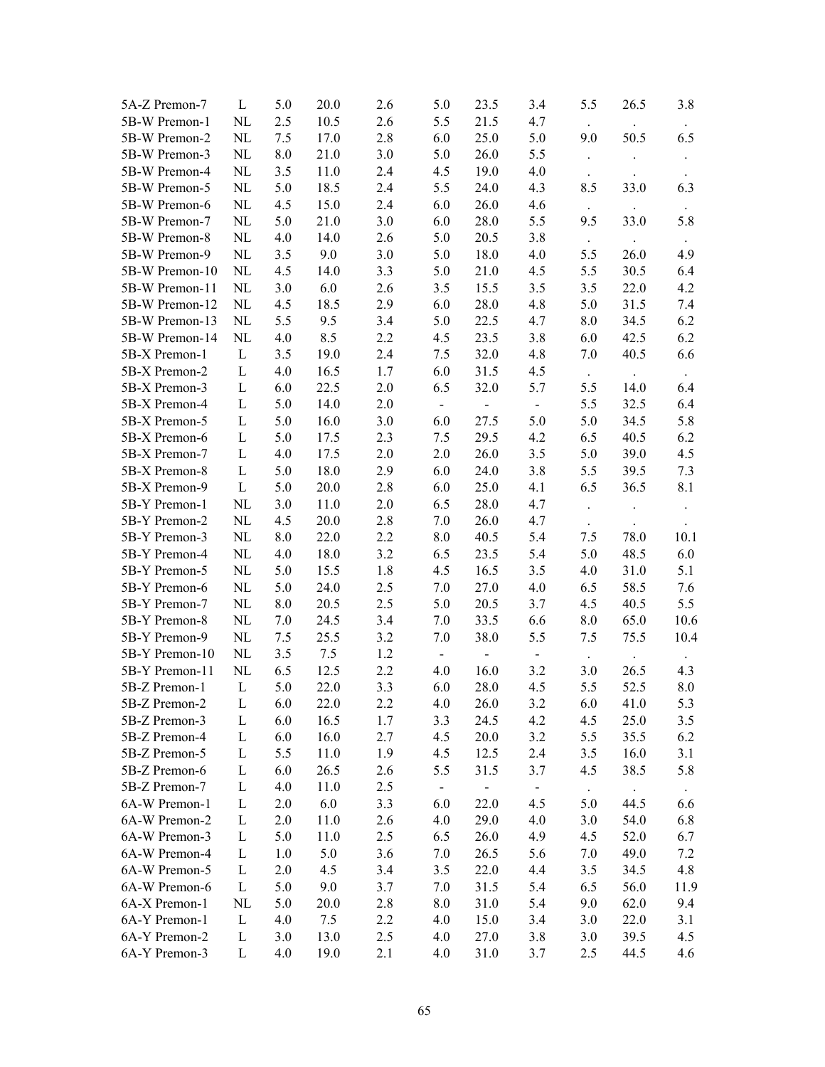| | | | | | | | | | | |
|---|---|---|---|---|---|---|---|---|---|---|
| 5A-Z Premon-7 | L | 5.0 | 20.0 | 2.6 | 5.0 | 23.5 | 3.4 | 5.5 | 26.5 | 3.8 |
| 5B-W Premon-1 | NL | 2.5 | 10.5 | 2.6 | 5.5 | 21.5 | 4.7 | . | . | . |
| 5B-W Premon-2 | NL | 7.5 | 17.0 | 2.8 | 6.0 | 25.0 | 5.0 | 9.0 | 50.5 | 6.5 |
| 5B-W Premon-3 | NL | 8.0 | 21.0 | 3.0 | 5.0 | 26.0 | 5.5 | . | . | . |
| 5B-W Premon-4 | NL | 3.5 | 11.0 | 2.4 | 4.5 | 19.0 | 4.0 | . | . | . |
| 5B-W Premon-5 | NL | 5.0 | 18.5 | 2.4 | 5.5 | 24.0 | 4.3 | 8.5 | 33.0 | 6.3 |
| 5B-W Premon-6 | NL | 4.5 | 15.0 | 2.4 | 6.0 | 26.0 | 4.6 | . | . | . |
| 5B-W Premon-7 | NL | 5.0 | 21.0 | 3.0 | 6.0 | 28.0 | 5.5 | 9.5 | 33.0 | 5.8 |
| 5B-W Premon-8 | NL | 4.0 | 14.0 | 2.6 | 5.0 | 20.5 | 3.8 | . | . | . |
| 5B-W Premon-9 | NL | 3.5 | 9.0 | 3.0 | 5.0 | 18.0 | 4.0 | 5.5 | 26.0 | 4.9 |
| 5B-W Premon-10 | NL | 4.5 | 14.0 | 3.3 | 5.0 | 21.0 | 4.5 | 5.5 | 30.5 | 6.4 |
| 5B-W Premon-11 | NL | 3.0 | 6.0 | 2.6 | 3.5 | 15.5 | 3.5 | 3.5 | 22.0 | 4.2 |
| 5B-W Premon-12 | NL | 4.5 | 18.5 | 2.9 | 6.0 | 28.0 | 4.8 | 5.0 | 31.5 | 7.4 |
| 5B-W Premon-13 | NL | 5.5 | 9.5 | 3.4 | 5.0 | 22.5 | 4.7 | 8.0 | 34.5 | 6.2 |
| 5B-W Premon-14 | NL | 4.0 | 8.5 | 2.2 | 4.5 | 23.5 | 3.8 | 6.0 | 42.5 | 6.2 |
| 5B-X Premon-1 | L | 3.5 | 19.0 | 2.4 | 7.5 | 32.0 | 4.8 | 7.0 | 40.5 | 6.6 |
| 5B-X Premon-2 | L | 4.0 | 16.5 | 1.7 | 6.0 | 31.5 | 4.5 | . | . | . |
| 5B-X Premon-3 | L | 6.0 | 22.5 | 2.0 | 6.5 | 32.0 | 5.7 | 5.5 | 14.0 | 6.4 |
| 5B-X Premon-4 | L | 5.0 | 14.0 | 2.0 | - | - | - | 5.5 | 32.5 | 6.4 |
| 5B-X Premon-5 | L | 5.0 | 16.0 | 3.0 | 6.0 | 27.5 | 5.0 | 5.0 | 34.5 | 5.8 |
| 5B-X Premon-6 | L | 5.0 | 17.5 | 2.3 | 7.5 | 29.5 | 4.2 | 6.5 | 40.5 | 6.2 |
| 5B-X Premon-7 | L | 4.0 | 17.5 | 2.0 | 2.0 | 26.0 | 3.5 | 5.0 | 39.0 | 4.5 |
| 5B-X Premon-8 | L | 5.0 | 18.0 | 2.9 | 6.0 | 24.0 | 3.8 | 5.5 | 39.5 | 7.3 |
| 5B-X Premon-9 | L | 5.0 | 20.0 | 2.8 | 6.0 | 25.0 | 4.1 | 6.5 | 36.5 | 8.1 |
| 5B-Y Premon-1 | NL | 3.0 | 11.0 | 2.0 | 6.5 | 28.0 | 4.7 | . | . | . |
| 5B-Y Premon-2 | NL | 4.5 | 20.0 | 2.8 | 7.0 | 26.0 | 4.7 | . | . | . |
| 5B-Y Premon-3 | NL | 8.0 | 22.0 | 2.2 | 8.0 | 40.5 | 5.4 | 7.5 | 78.0 | 10.1 |
| 5B-Y Premon-4 | NL | 4.0 | 18.0 | 3.2 | 6.5 | 23.5 | 5.4 | 5.0 | 48.5 | 6.0 |
| 5B-Y Premon-5 | NL | 5.0 | 15.5 | 1.8 | 4.5 | 16.5 | 3.5 | 4.0 | 31.0 | 5.1 |
| 5B-Y Premon-6 | NL | 5.0 | 24.0 | 2.5 | 7.0 | 27.0 | 4.0 | 6.5 | 58.5 | 7.6 |
| 5B-Y Premon-7 | NL | 8.0 | 20.5 | 2.5 | 5.0 | 20.5 | 3.7 | 4.5 | 40.5 | 5.5 |
| 5B-Y Premon-8 | NL | 7.0 | 24.5 | 3.4 | 7.0 | 33.5 | 6.6 | 8.0 | 65.0 | 10.6 |
| 5B-Y Premon-9 | NL | 7.5 | 25.5 | 3.2 | 7.0 | 38.0 | 5.5 | 7.5 | 75.5 | 10.4 |
| 5B-Y Premon-10 | NL | 3.5 | 7.5 | 1.2 | - | - | - | . | . | . |
| 5B-Y Premon-11 | NL | 6.5 | 12.5 | 2.2 | 4.0 | 16.0 | 3.2 | 3.0 | 26.5 | 4.3 |
| 5B-Z Premon-1 | L | 5.0 | 22.0 | 3.3 | 6.0 | 28.0 | 4.5 | 5.5 | 52.5 | 8.0 |
| 5B-Z Premon-2 | L | 6.0 | 22.0 | 2.2 | 4.0 | 26.0 | 3.2 | 6.0 | 41.0 | 5.3 |
| 5B-Z Premon-3 | L | 6.0 | 16.5 | 1.7 | 3.3 | 24.5 | 4.2 | 4.5 | 25.0 | 3.5 |
| 5B-Z Premon-4 | L | 6.0 | 16.0 | 2.7 | 4.5 | 20.0 | 3.2 | 5.5 | 35.5 | 6.2 |
| 5B-Z Premon-5 | L | 5.5 | 11.0 | 1.9 | 4.5 | 12.5 | 2.4 | 3.5 | 16.0 | 3.1 |
| 5B-Z Premon-6 | L | 6.0 | 26.5 | 2.6 | 5.5 | 31.5 | 3.7 | 4.5 | 38.5 | 5.8 |
| 5B-Z Premon-7 | L | 4.0 | 11.0 | 2.5 | - | - | - | . | . | . |
| 6A-W Premon-1 | L | 2.0 | 6.0 | 3.3 | 6.0 | 22.0 | 4.5 | 5.0 | 44.5 | 6.6 |
| 6A-W Premon-2 | L | 2.0 | 11.0 | 2.6 | 4.0 | 29.0 | 4.0 | 3.0 | 54.0 | 6.8 |
| 6A-W Premon-3 | L | 5.0 | 11.0 | 2.5 | 6.5 | 26.0 | 4.9 | 4.5 | 52.0 | 6.7 |
| 6A-W Premon-4 | L | 1.0 | 5.0 | 3.6 | 7.0 | 26.5 | 5.6 | 7.0 | 49.0 | 7.2 |
| 6A-W Premon-5 | L | 2.0 | 4.5 | 3.4 | 3.5 | 22.0 | 4.4 | 3.5 | 34.5 | 4.8 |
| 6A-W Premon-6 | L | 5.0 | 9.0 | 3.7 | 7.0 | 31.5 | 5.4 | 6.5 | 56.0 | 11.9 |
| 6A-X Premon-1 | NL | 5.0 | 20.0 | 2.8 | 8.0 | 31.0 | 5.4 | 9.0 | 62.0 | 9.4 |
| 6A-Y Premon-1 | L | 4.0 | 7.5 | 2.2 | 4.0 | 15.0 | 3.4 | 3.0 | 22.0 | 3.1 |
| 6A-Y Premon-2 | L | 3.0 | 13.0 | 2.5 | 4.0 | 27.0 | 3.8 | 3.0 | 39.5 | 4.5 |
| 6A-Y Premon-3 | L | 4.0 | 19.0 | 2.1 | 4.0 | 31.0 | 3.7 | 2.5 | 44.5 | 4.6 |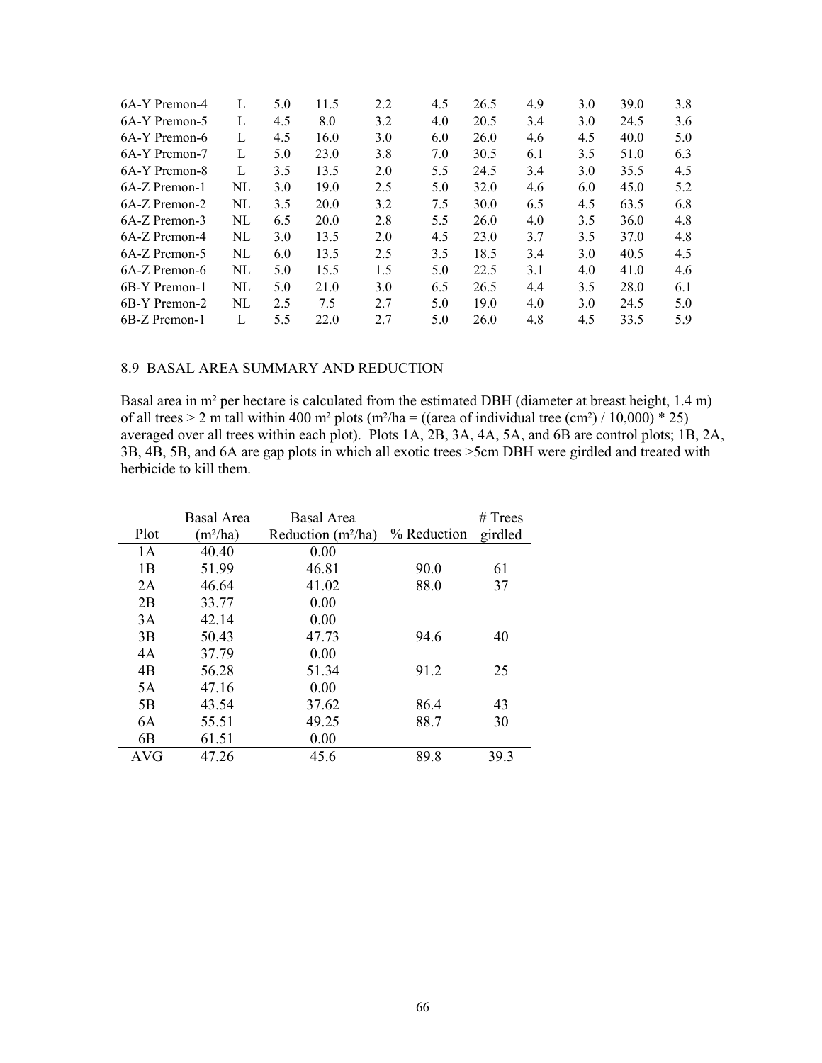| | | | | | | | | | | |
|---|---|---|---|---|---|---|---|---|---|---|
| 6A-Y Premon-4 | L | 5.0 | 11.5 | 2.2 | 4.5 | 26.5 | 4.9 | 3.0 | 39.0 | 3.8 |
| 6A-Y Premon-5 | L | 4.5 | 8.0 | 3.2 | 4.0 | 20.5 | 3.4 | 3.0 | 24.5 | 3.6 |
| 6A-Y Premon-6 | L | 4.5 | 16.0 | 3.0 | 6.0 | 26.0 | 4.6 | 4.5 | 40.0 | 5.0 |
| 6A-Y Premon-7 | L | 5.0 | 23.0 | 3.8 | 7.0 | 30.5 | 6.1 | 3.5 | 51.0 | 6.3 |
| 6A-Y Premon-8 | L | 3.5 | 13.5 | 2.0 | 5.5 | 24.5 | 3.4 | 3.0 | 35.5 | 4.5 |
| 6A-Z Premon-1 | NL | 3.0 | 19.0 | 2.5 | 5.0 | 32.0 | 4.6 | 6.0 | 45.0 | 5.2 |
| 6A-Z Premon-2 | NL | 3.5 | 20.0 | 3.2 | 7.5 | 30.0 | 6.5 | 4.5 | 63.5 | 6.8 |
| 6A-Z Premon-3 | NL | 6.5 | 20.0 | 2.8 | 5.5 | 26.0 | 4.0 | 3.5 | 36.0 | 4.8 |
| 6A-Z Premon-4 | NL | 3.0 | 13.5 | 2.0 | 4.5 | 23.0 | 3.7 | 3.5 | 37.0 | 4.8 |
| 6A-Z Premon-5 | NL | 6.0 | 13.5 | 2.5 | 3.5 | 18.5 | 3.4 | 3.0 | 40.5 | 4.5 |
| 6A-Z Premon-6 | NL | 5.0 | 15.5 | 1.5 | 5.0 | 22.5 | 3.1 | 4.0 | 41.0 | 4.6 |
| 6B-Y Premon-1 | NL | 5.0 | 21.0 | 3.0 | 6.5 | 26.5 | 4.4 | 3.5 | 28.0 | 6.1 |
| 6B-Y Premon-2 | NL | 2.5 | 7.5 | 2.7 | 5.0 | 19.0 | 4.0 | 3.0 | 24.5 | 5.0 |
| 6B-Z Premon-1 | L | 5.5 | 22.0 | 2.7 | 5.0 | 26.0 | 4.8 | 4.5 | 33.5 | 5.9 |

## 8.9 BASAL AREA SUMMARY AND REDUCTION

Basal area in m² per hectare is calculated from the estimated DBH (diameter at breast height, 1.4 m) of all trees > 2 m tall within 400 m² plots (m²/ha = ((area of individual tree (cm²) / 10,000) * 25) averaged over all trees within each plot). Plots 1A, 2B, 3A, 4A, 5A, and 6B are control plots; 1B, 2A, 3B, 4B, 5B, and 6A are gap plots in which all exotic trees >5cm DBH were girdled and treated with herbicide to kill them.

| Plot | Basal Area (m²/ha) | Basal Area Reduction (m²/ha) | % Reduction | # Trees girdled |
|---|---|---|---|---|
| 1A | 40.40 | 0.00 | | |
| 1B | 51.99 | 46.81 | 90.0 | 61 |
| 2A | 46.64 | 41.02 | 88.0 | 37 |
| 2B | 33.77 | 0.00 | | |
| 3A | 42.14 | 0.00 | | |
| 3B | 50.43 | 47.73 | 94.6 | 40 |
| 4A | 37.79 | 0.00 | | |
| 4B | 56.28 | 51.34 | 91.2 | 25 |
| 5A | 47.16 | 0.00 | | |
| 5B | 43.54 | 37.62 | 86.4 | 43 |
| 6A | 55.51 | 49.25 | 88.7 | 30 |
| 6B | 61.51 | 0.00 | | |
| AVG | 47.26 | 45.6 | 89.8 | 39.3 |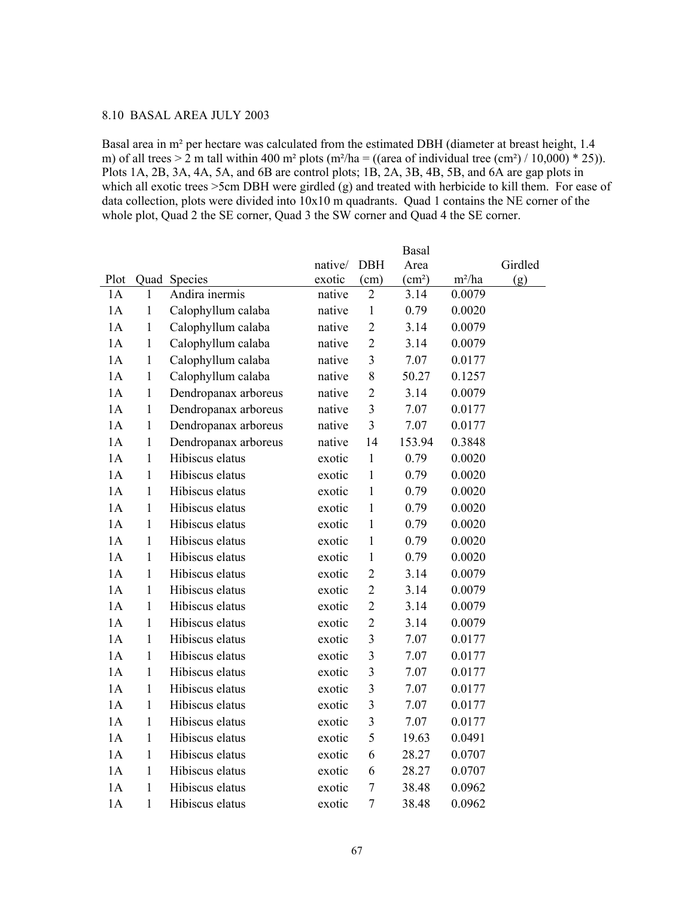8.10 BASAL AREA JULY 2003

Basal area in m² per hectare was calculated from the estimated DBH (diameter at breast height, 1.4 m) of all trees > 2 m tall within 400 m² plots (m²/ha = ((area of individual tree (cm²) / 10,000) * 25)). Plots 1A, 2B, 3A, 4A, 5A, and 6B are control plots; 1B, 2A, 3B, 4B, 5B, and 6A are gap plots in which all exotic trees >5cm DBH were girdled (g) and treated with herbicide to kill them. For ease of data collection, plots were divided into 10x10 m quadrants. Quad 1 contains the NE corner of the whole plot, Quad 2 the SE corner, Quad 3 the SW corner and Quad 4 the SE corner.

| Plot | Quad | Species | native/ exotic | DBH (cm) | Basal Area (cm²) | m²/ha | Girdled (g) |
|---|---|---|---|---|---|---|---|
| 1A | 1 | Andira inermis | native | 2 | 3.14 | 0.0079 | |
| 1A | 1 | Calophyllum calaba | native | 1 | 0.79 | 0.0020 | |
| 1A | 1 | Calophyllum calaba | native | 2 | 3.14 | 0.0079 | |
| 1A | 1 | Calophyllum calaba | native | 2 | 3.14 | 0.0079 | |
| 1A | 1 | Calophyllum calaba | native | 3 | 7.07 | 0.0177 | |
| 1A | 1 | Calophyllum calaba | native | 8 | 50.27 | 0.1257 | |
| 1A | 1 | Dendropanax arboreus | native | 2 | 3.14 | 0.0079 | |
| 1A | 1 | Dendropanax arboreus | native | 3 | 7.07 | 0.0177 | |
| 1A | 1 | Dendropanax arboreus | native | 3 | 7.07 | 0.0177 | |
| 1A | 1 | Dendropanax arboreus | native | 14 | 153.94 | 0.3848 | |
| 1A | 1 | Hibiscus elatus | exotic | 1 | 0.79 | 0.0020 | |
| 1A | 1 | Hibiscus elatus | exotic | 1 | 0.79 | 0.0020 | |
| 1A | 1 | Hibiscus elatus | exotic | 1 | 0.79 | 0.0020 | |
| 1A | 1 | Hibiscus elatus | exotic | 1 | 0.79 | 0.0020 | |
| 1A | 1 | Hibiscus elatus | exotic | 1 | 0.79 | 0.0020 | |
| 1A | 1 | Hibiscus elatus | exotic | 1 | 0.79 | 0.0020 | |
| 1A | 1 | Hibiscus elatus | exotic | 1 | 0.79 | 0.0020 | |
| 1A | 1 | Hibiscus elatus | exotic | 2 | 3.14 | 0.0079 | |
| 1A | 1 | Hibiscus elatus | exotic | 2 | 3.14 | 0.0079 | |
| 1A | 1 | Hibiscus elatus | exotic | 2 | 3.14 | 0.0079 | |
| 1A | 1 | Hibiscus elatus | exotic | 2 | 3.14 | 0.0079 | |
| 1A | 1 | Hibiscus elatus | exotic | 3 | 7.07 | 0.0177 | |
| 1A | 1 | Hibiscus elatus | exotic | 3 | 7.07 | 0.0177 | |
| 1A | 1 | Hibiscus elatus | exotic | 3 | 7.07 | 0.0177 | |
| 1A | 1 | Hibiscus elatus | exotic | 3 | 7.07 | 0.0177 | |
| 1A | 1 | Hibiscus elatus | exotic | 3 | 7.07 | 0.0177 | |
| 1A | 1 | Hibiscus elatus | exotic | 3 | 7.07 | 0.0177 | |
| 1A | 1 | Hibiscus elatus | exotic | 5 | 19.63 | 0.0491 | |
| 1A | 1 | Hibiscus elatus | exotic | 6 | 28.27 | 0.0707 | |
| 1A | 1 | Hibiscus elatus | exotic | 6 | 28.27 | 0.0707 | |
| 1A | 1 | Hibiscus elatus | exotic | 7 | 38.48 | 0.0962 | |
| 1A | 1 | Hibiscus elatus | exotic | 7 | 38.48 | 0.0962 | |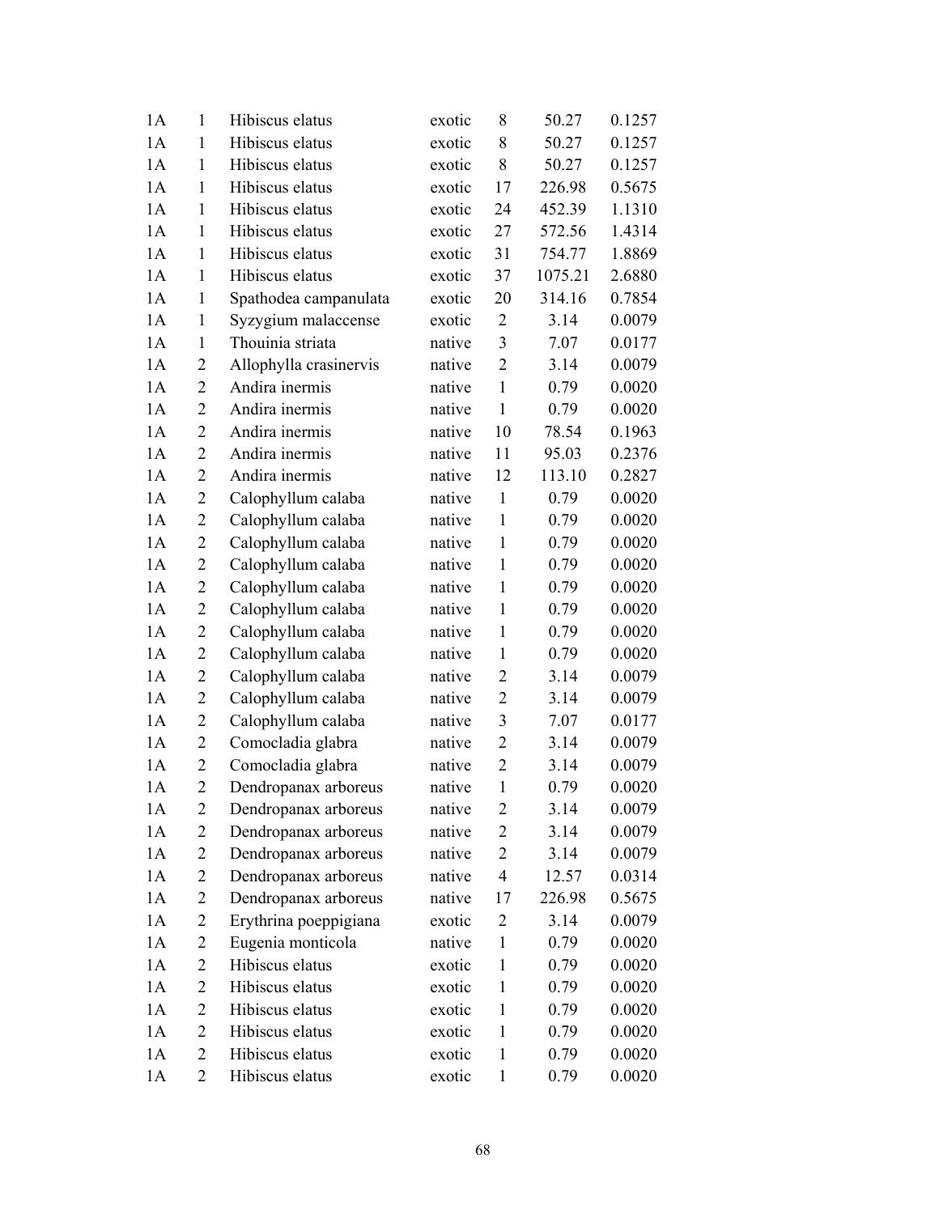| | | | | | | |
|---|---|---|---|---|---|---|
| 1A | 1 | Hibiscus elatus | exotic | 8 | 50.27 | 0.1257 |
| 1A | 1 | Hibiscus elatus | exotic | 8 | 50.27 | 0.1257 |
| 1A | 1 | Hibiscus elatus | exotic | 8 | 50.27 | 0.1257 |
| 1A | 1 | Hibiscus elatus | exotic | 17 | 226.98 | 0.5675 |
| 1A | 1 | Hibiscus elatus | exotic | 24 | 452.39 | 1.1310 |
| 1A | 1 | Hibiscus elatus | exotic | 27 | 572.56 | 1.4314 |
| 1A | 1 | Hibiscus elatus | exotic | 31 | 754.77 | 1.8869 |
| 1A | 1 | Hibiscus elatus | exotic | 37 | 1075.21 | 2.6880 |
| 1A | 1 | Spathodea campanulata | exotic | 20 | 314.16 | 0.7854 |
| 1A | 1 | Syzygium malaccense | exotic | 2 | 3.14 | 0.0079 |
| 1A | 1 | Thouinia striata | native | 3 | 7.07 | 0.0177 |
| 1A | 2 | Allophylla crasinervis | native | 2 | 3.14 | 0.0079 |
| 1A | 2 | Andira inermis | native | 1 | 0.79 | 0.0020 |
| 1A | 2 | Andira inermis | native | 1 | 0.79 | 0.0020 |
| 1A | 2 | Andira inermis | native | 10 | 78.54 | 0.1963 |
| 1A | 2 | Andira inermis | native | 11 | 95.03 | 0.2376 |
| 1A | 2 | Andira inermis | native | 12 | 113.10 | 0.2827 |
| 1A | 2 | Calophyllum calaba | native | 1 | 0.79 | 0.0020 |
| 1A | 2 | Calophyllum calaba | native | 1 | 0.79 | 0.0020 |
| 1A | 2 | Calophyllum calaba | native | 1 | 0.79 | 0.0020 |
| 1A | 2 | Calophyllum calaba | native | 1 | 0.79 | 0.0020 |
| 1A | 2 | Calophyllum calaba | native | 1 | 0.79 | 0.0020 |
| 1A | 2 | Calophyllum calaba | native | 1 | 0.79 | 0.0020 |
| 1A | 2 | Calophyllum calaba | native | 1 | 0.79 | 0.0020 |
| 1A | 2 | Calophyllum calaba | native | 1 | 0.79 | 0.0020 |
| 1A | 2 | Calophyllum calaba | native | 2 | 3.14 | 0.0079 |
| 1A | 2 | Calophyllum calaba | native | 2 | 3.14 | 0.0079 |
| 1A | 2 | Calophyllum calaba | native | 3 | 7.07 | 0.0177 |
| 1A | 2 | Comocladia glabra | native | 2 | 3.14 | 0.0079 |
| 1A | 2 | Comocladia glabra | native | 2 | 3.14 | 0.0079 |
| 1A | 2 | Dendropanax arboreus | native | 1 | 0.79 | 0.0020 |
| 1A | 2 | Dendropanax arboreus | native | 2 | 3.14 | 0.0079 |
| 1A | 2 | Dendropanax arboreus | native | 2 | 3.14 | 0.0079 |
| 1A | 2 | Dendropanax arboreus | native | 2 | 3.14 | 0.0079 |
| 1A | 2 | Dendropanax arboreus | native | 4 | 12.57 | 0.0314 |
| 1A | 2 | Dendropanax arboreus | native | 17 | 226.98 | 0.5675 |
| 1A | 2 | Erythrina poeppigiana | exotic | 2 | 3.14 | 0.0079 |
| 1A | 2 | Eugenia monticola | native | 1 | 0.79 | 0.0020 |
| 1A | 2 | Hibiscus elatus | exotic | 1 | 0.79 | 0.0020 |
| 1A | 2 | Hibiscus elatus | exotic | 1 | 0.79 | 0.0020 |
| 1A | 2 | Hibiscus elatus | exotic | 1 | 0.79 | 0.0020 |
| 1A | 2 | Hibiscus elatus | exotic | 1 | 0.79 | 0.0020 |
| 1A | 2 | Hibiscus elatus | exotic | 1 | 0.79 | 0.0020 |
| 1A | 2 | Hibiscus elatus | exotic | 1 | 0.79 | 0.0020 |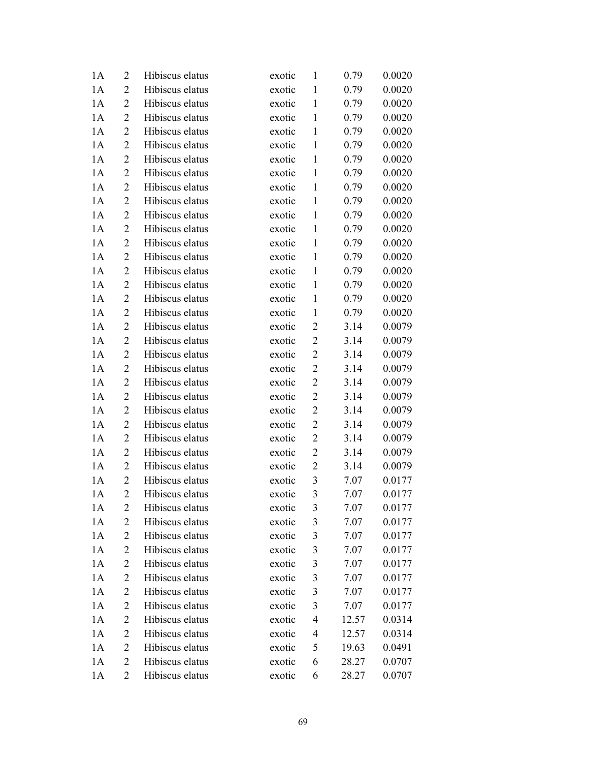| | | | | | | |
|---|---|---|---|---|---|---|
| 1A | 2 | Hibiscus elatus | exotic | 1 | 0.79 | 0.0020 |
| 1A | 2 | Hibiscus elatus | exotic | 1 | 0.79 | 0.0020 |
| 1A | 2 | Hibiscus elatus | exotic | 1 | 0.79 | 0.0020 |
| 1A | 2 | Hibiscus elatus | exotic | 1 | 0.79 | 0.0020 |
| 1A | 2 | Hibiscus elatus | exotic | 1 | 0.79 | 0.0020 |
| 1A | 2 | Hibiscus elatus | exotic | 1 | 0.79 | 0.0020 |
| 1A | 2 | Hibiscus elatus | exotic | 1 | 0.79 | 0.0020 |
| 1A | 2 | Hibiscus elatus | exotic | 1 | 0.79 | 0.0020 |
| 1A | 2 | Hibiscus elatus | exotic | 1 | 0.79 | 0.0020 |
| 1A | 2 | Hibiscus elatus | exotic | 1 | 0.79 | 0.0020 |
| 1A | 2 | Hibiscus elatus | exotic | 1 | 0.79 | 0.0020 |
| 1A | 2 | Hibiscus elatus | exotic | 1 | 0.79 | 0.0020 |
| 1A | 2 | Hibiscus elatus | exotic | 1 | 0.79 | 0.0020 |
| 1A | 2 | Hibiscus elatus | exotic | 1 | 0.79 | 0.0020 |
| 1A | 2 | Hibiscus elatus | exotic | 1 | 0.79 | 0.0020 |
| 1A | 2 | Hibiscus elatus | exotic | 1 | 0.79 | 0.0020 |
| 1A | 2 | Hibiscus elatus | exotic | 1 | 0.79 | 0.0020 |
| 1A | 2 | Hibiscus elatus | exotic | 1 | 0.79 | 0.0020 |
| 1A | 2 | Hibiscus elatus | exotic | 2 | 3.14 | 0.0079 |
| 1A | 2 | Hibiscus elatus | exotic | 2 | 3.14 | 0.0079 |
| 1A | 2 | Hibiscus elatus | exotic | 2 | 3.14 | 0.0079 |
| 1A | 2 | Hibiscus elatus | exotic | 2 | 3.14 | 0.0079 |
| 1A | 2 | Hibiscus elatus | exotic | 2 | 3.14 | 0.0079 |
| 1A | 2 | Hibiscus elatus | exotic | 2 | 3.14 | 0.0079 |
| 1A | 2 | Hibiscus elatus | exotic | 2 | 3.14 | 0.0079 |
| 1A | 2 | Hibiscus elatus | exotic | 2 | 3.14 | 0.0079 |
| 1A | 2 | Hibiscus elatus | exotic | 2 | 3.14 | 0.0079 |
| 1A | 2 | Hibiscus elatus | exotic | 2 | 3.14 | 0.0079 |
| 1A | 2 | Hibiscus elatus | exotic | 2 | 3.14 | 0.0079 |
| 1A | 2 | Hibiscus elatus | exotic | 3 | 7.07 | 0.0177 |
| 1A | 2 | Hibiscus elatus | exotic | 3 | 7.07 | 0.0177 |
| 1A | 2 | Hibiscus elatus | exotic | 3 | 7.07 | 0.0177 |
| 1A | 2 | Hibiscus elatus | exotic | 3 | 7.07 | 0.0177 |
| 1A | 2 | Hibiscus elatus | exotic | 3 | 7.07 | 0.0177 |
| 1A | 2 | Hibiscus elatus | exotic | 3 | 7.07 | 0.0177 |
| 1A | 2 | Hibiscus elatus | exotic | 3 | 7.07 | 0.0177 |
| 1A | 2 | Hibiscus elatus | exotic | 3 | 7.07 | 0.0177 |
| 1A | 2 | Hibiscus elatus | exotic | 3 | 7.07 | 0.0177 |
| 1A | 2 | Hibiscus elatus | exotic | 3 | 7.07 | 0.0177 |
| 1A | 2 | Hibiscus elatus | exotic | 4 | 12.57 | 0.0314 |
| 1A | 2 | Hibiscus elatus | exotic | 4 | 12.57 | 0.0314 |
| 1A | 2 | Hibiscus elatus | exotic | 5 | 19.63 | 0.0491 |
| 1A | 2 | Hibiscus elatus | exotic | 6 | 28.27 | 0.0707 |
| 1A | 2 | Hibiscus elatus | exotic | 6 | 28.27 | 0.0707 |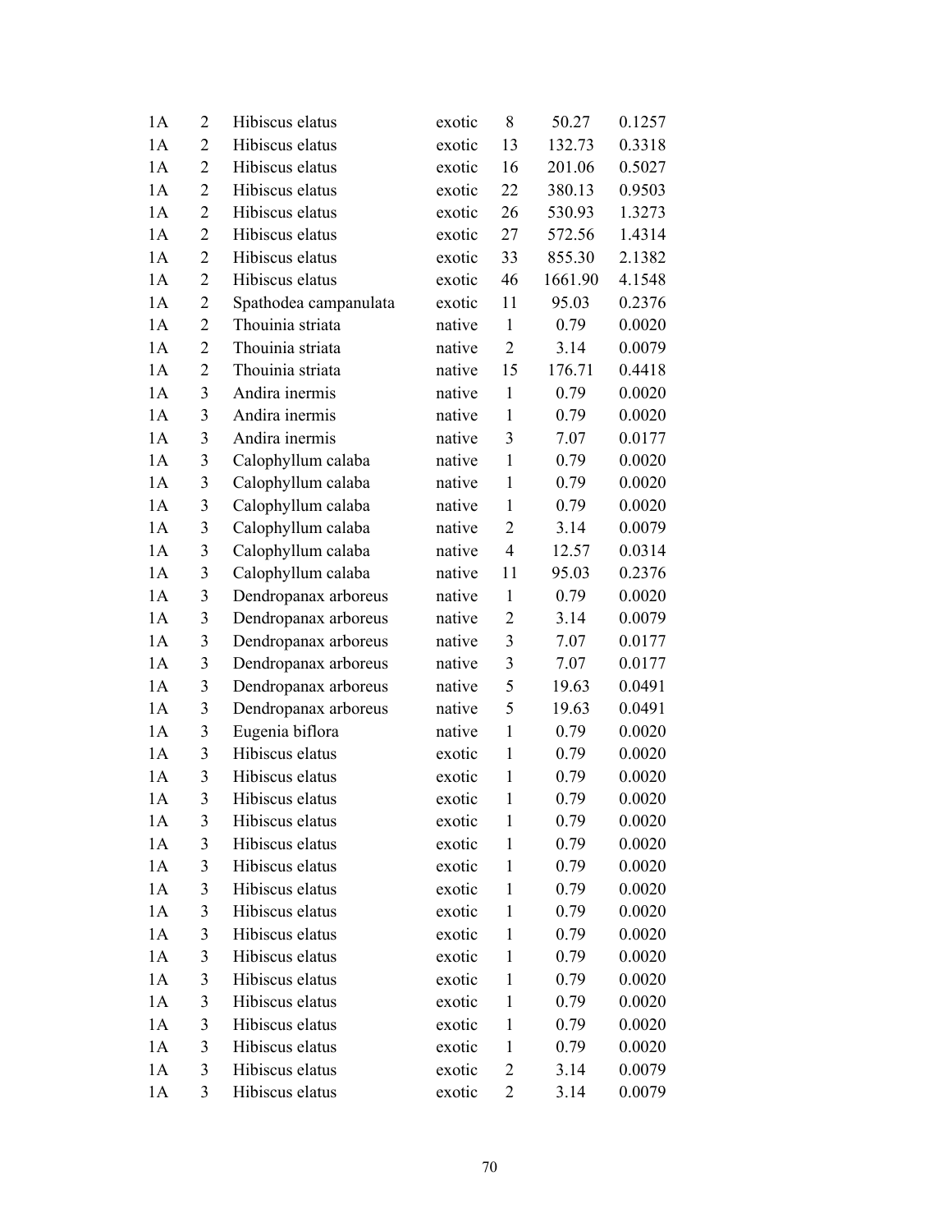| | | | | | | |
|---|---|---|---|---|---|---|
| 1A | 2 | Hibiscus elatus | exotic | 8 | 50.27 | 0.1257 |
| 1A | 2 | Hibiscus elatus | exotic | 13 | 132.73 | 0.3318 |
| 1A | 2 | Hibiscus elatus | exotic | 16 | 201.06 | 0.5027 |
| 1A | 2 | Hibiscus elatus | exotic | 22 | 380.13 | 0.9503 |
| 1A | 2 | Hibiscus elatus | exotic | 26 | 530.93 | 1.3273 |
| 1A | 2 | Hibiscus elatus | exotic | 27 | 572.56 | 1.4314 |
| 1A | 2 | Hibiscus elatus | exotic | 33 | 855.30 | 2.1382 |
| 1A | 2 | Hibiscus elatus | exotic | 46 | 1661.90 | 4.1548 |
| 1A | 2 | Spathodea campanulata | exotic | 11 | 95.03 | 0.2376 |
| 1A | 2 | Thouinia striata | native | 1 | 0.79 | 0.0020 |
| 1A | 2 | Thouinia striata | native | 2 | 3.14 | 0.0079 |
| 1A | 2 | Thouinia striata | native | 15 | 176.71 | 0.4418 |
| 1A | 3 | Andira inermis | native | 1 | 0.79 | 0.0020 |
| 1A | 3 | Andira inermis | native | 1 | 0.79 | 0.0020 |
| 1A | 3 | Andira inermis | native | 3 | 7.07 | 0.0177 |
| 1A | 3 | Calophyllum calaba | native | 1 | 0.79 | 0.0020 |
| 1A | 3 | Calophyllum calaba | native | 1 | 0.79 | 0.0020 |
| 1A | 3 | Calophyllum calaba | native | 1 | 0.79 | 0.0020 |
| 1A | 3 | Calophyllum calaba | native | 2 | 3.14 | 0.0079 |
| 1A | 3 | Calophyllum calaba | native | 4 | 12.57 | 0.0314 |
| 1A | 3 | Calophyllum calaba | native | 11 | 95.03 | 0.2376 |
| 1A | 3 | Dendropanax arboreus | native | 1 | 0.79 | 0.0020 |
| 1A | 3 | Dendropanax arboreus | native | 2 | 3.14 | 0.0079 |
| 1A | 3 | Dendropanax arboreus | native | 3 | 7.07 | 0.0177 |
| 1A | 3 | Dendropanax arboreus | native | 3 | 7.07 | 0.0177 |
| 1A | 3 | Dendropanax arboreus | native | 5 | 19.63 | 0.0491 |
| 1A | 3 | Dendropanax arboreus | native | 5 | 19.63 | 0.0491 |
| 1A | 3 | Eugenia biflora | native | 1 | 0.79 | 0.0020 |
| 1A | 3 | Hibiscus elatus | exotic | 1 | 0.79 | 0.0020 |
| 1A | 3 | Hibiscus elatus | exotic | 1 | 0.79 | 0.0020 |
| 1A | 3 | Hibiscus elatus | exotic | 1 | 0.79 | 0.0020 |
| 1A | 3 | Hibiscus elatus | exotic | 1 | 0.79 | 0.0020 |
| 1A | 3 | Hibiscus elatus | exotic | 1 | 0.79 | 0.0020 |
| 1A | 3 | Hibiscus elatus | exotic | 1 | 0.79 | 0.0020 |
| 1A | 3 | Hibiscus elatus | exotic | 1 | 0.79 | 0.0020 |
| 1A | 3 | Hibiscus elatus | exotic | 1 | 0.79 | 0.0020 |
| 1A | 3 | Hibiscus elatus | exotic | 1 | 0.79 | 0.0020 |
| 1A | 3 | Hibiscus elatus | exotic | 1 | 0.79 | 0.0020 |
| 1A | 3 | Hibiscus elatus | exotic | 1 | 0.79 | 0.0020 |
| 1A | 3 | Hibiscus elatus | exotic | 1 | 0.79 | 0.0020 |
| 1A | 3 | Hibiscus elatus | exotic | 1 | 0.79 | 0.0020 |
| 1A | 3 | Hibiscus elatus | exotic | 1 | 0.79 | 0.0020 |
| 1A | 3 | Hibiscus elatus | exotic | 2 | 3.14 | 0.0079 |
| 1A | 3 | Hibiscus elatus | exotic | 2 | 3.14 | 0.0079 |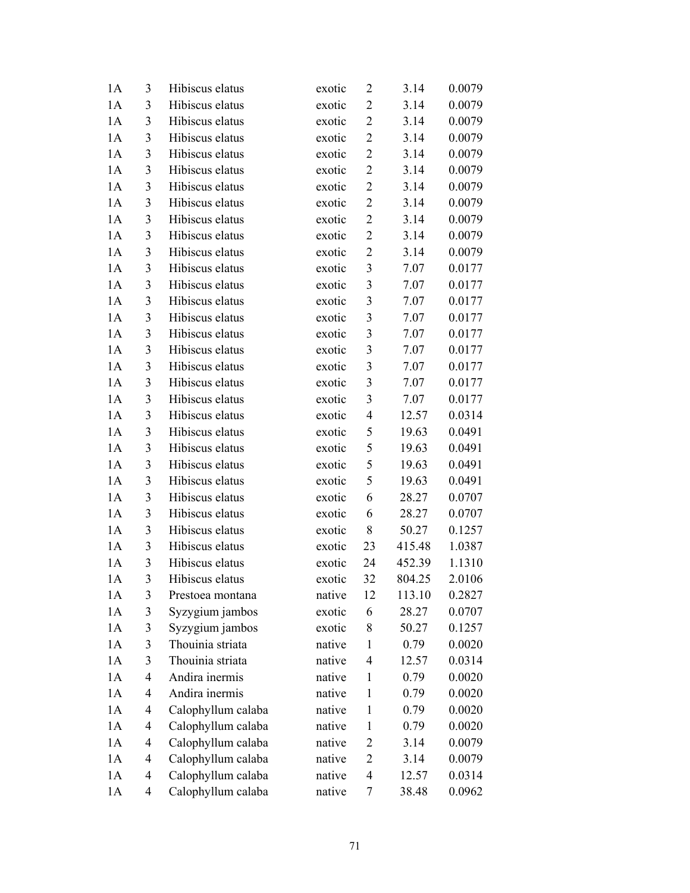| | | | | | | |
|---|---|---|---|---|---|---|
| 1A | 3 | Hibiscus elatus | exotic | 2 | 3.14 | 0.0079 |
| 1A | 3 | Hibiscus elatus | exotic | 2 | 3.14 | 0.0079 |
| 1A | 3 | Hibiscus elatus | exotic | 2 | 3.14 | 0.0079 |
| 1A | 3 | Hibiscus elatus | exotic | 2 | 3.14 | 0.0079 |
| 1A | 3 | Hibiscus elatus | exotic | 2 | 3.14 | 0.0079 |
| 1A | 3 | Hibiscus elatus | exotic | 2 | 3.14 | 0.0079 |
| 1A | 3 | Hibiscus elatus | exotic | 2 | 3.14 | 0.0079 |
| 1A | 3 | Hibiscus elatus | exotic | 2 | 3.14 | 0.0079 |
| 1A | 3 | Hibiscus elatus | exotic | 2 | 3.14 | 0.0079 |
| 1A | 3 | Hibiscus elatus | exotic | 2 | 3.14 | 0.0079 |
| 1A | 3 | Hibiscus elatus | exotic | 2 | 3.14 | 0.0079 |
| 1A | 3 | Hibiscus elatus | exotic | 3 | 7.07 | 0.0177 |
| 1A | 3 | Hibiscus elatus | exotic | 3 | 7.07 | 0.0177 |
| 1A | 3 | Hibiscus elatus | exotic | 3 | 7.07 | 0.0177 |
| 1A | 3 | Hibiscus elatus | exotic | 3 | 7.07 | 0.0177 |
| 1A | 3 | Hibiscus elatus | exotic | 3 | 7.07 | 0.0177 |
| 1A | 3 | Hibiscus elatus | exotic | 3 | 7.07 | 0.0177 |
| 1A | 3 | Hibiscus elatus | exotic | 3 | 7.07 | 0.0177 |
| 1A | 3 | Hibiscus elatus | exotic | 3 | 7.07 | 0.0177 |
| 1A | 3 | Hibiscus elatus | exotic | 3 | 7.07 | 0.0177 |
| 1A | 3 | Hibiscus elatus | exotic | 4 | 12.57 | 0.0314 |
| 1A | 3 | Hibiscus elatus | exotic | 5 | 19.63 | 0.0491 |
| 1A | 3 | Hibiscus elatus | exotic | 5 | 19.63 | 0.0491 |
| 1A | 3 | Hibiscus elatus | exotic | 5 | 19.63 | 0.0491 |
| 1A | 3 | Hibiscus elatus | exotic | 5 | 19.63 | 0.0491 |
| 1A | 3 | Hibiscus elatus | exotic | 6 | 28.27 | 0.0707 |
| 1A | 3 | Hibiscus elatus | exotic | 6 | 28.27 | 0.0707 |
| 1A | 3 | Hibiscus elatus | exotic | 8 | 50.27 | 0.1257 |
| 1A | 3 | Hibiscus elatus | exotic | 23 | 415.48 | 1.0387 |
| 1A | 3 | Hibiscus elatus | exotic | 24 | 452.39 | 1.1310 |
| 1A | 3 | Hibiscus elatus | exotic | 32 | 804.25 | 2.0106 |
| 1A | 3 | Prestoea montana | native | 12 | 113.10 | 0.2827 |
| 1A | 3 | Syzygium jambos | exotic | 6 | 28.27 | 0.0707 |
| 1A | 3 | Syzygium jambos | exotic | 8 | 50.27 | 0.1257 |
| 1A | 3 | Thouinia striata | native | 1 | 0.79 | 0.0020 |
| 1A | 3 | Thouinia striata | native | 4 | 12.57 | 0.0314 |
| 1A | 4 | Andira inermis | native | 1 | 0.79 | 0.0020 |
| 1A | 4 | Andira inermis | native | 1 | 0.79 | 0.0020 |
| 1A | 4 | Calophyllum calaba | native | 1 | 0.79 | 0.0020 |
| 1A | 4 | Calophyllum calaba | native | 1 | 0.79 | 0.0020 |
| 1A | 4 | Calophyllum calaba | native | 2 | 3.14 | 0.0079 |
| 1A | 4 | Calophyllum calaba | native | 2 | 3.14 | 0.0079 |
| 1A | 4 | Calophyllum calaba | native | 4 | 12.57 | 0.0314 |
| 1A | 4 | Calophyllum calaba | native | 7 | 38.48 | 0.0962 |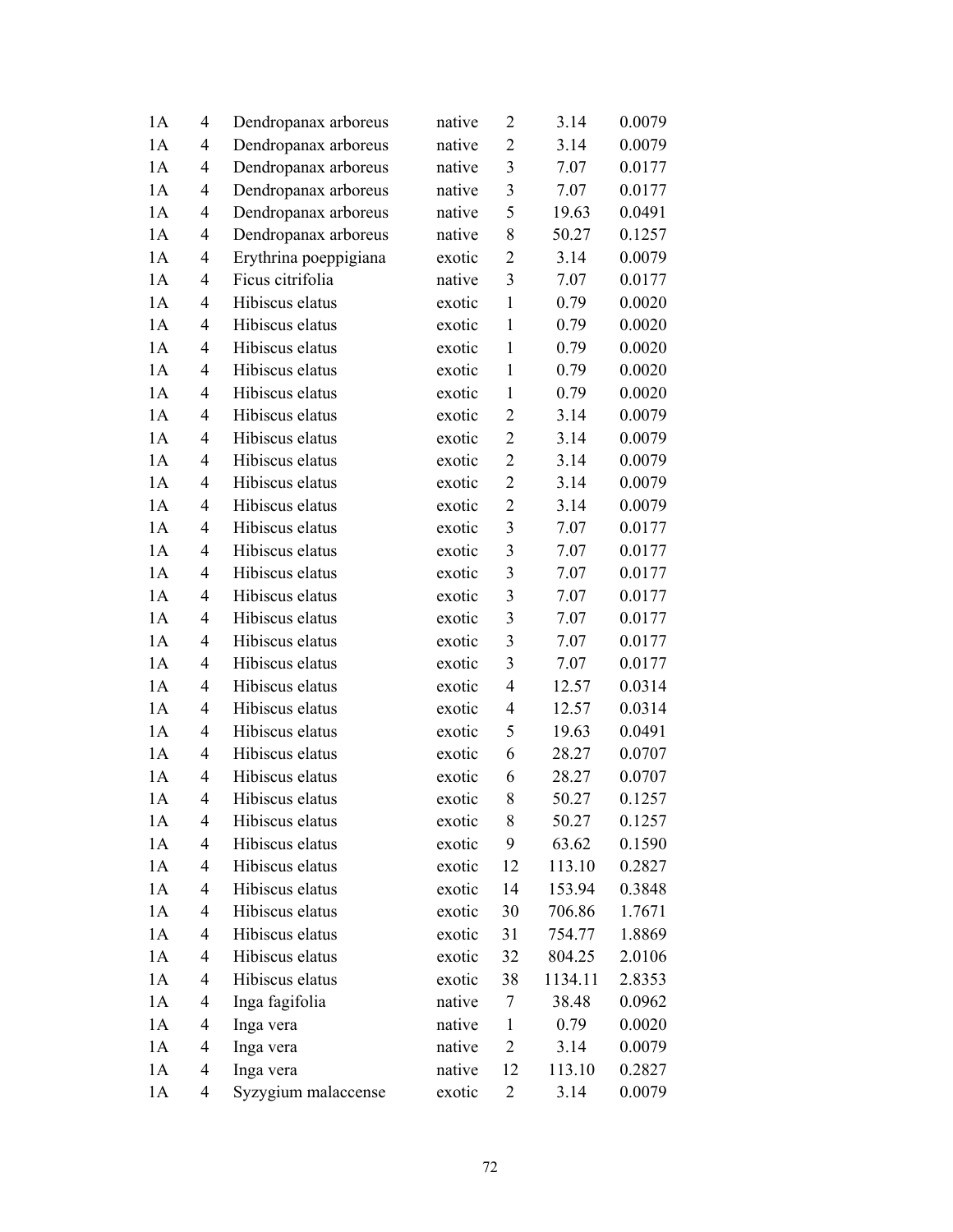| | | | | | | |
|---|---|---|---|---|---|---|
| 1A | 4 | Dendropanax arboreus | native | 2 | 3.14 | 0.0079 |
| 1A | 4 | Dendropanax arboreus | native | 2 | 3.14 | 0.0079 |
| 1A | 4 | Dendropanax arboreus | native | 3 | 7.07 | 0.0177 |
| 1A | 4 | Dendropanax arboreus | native | 3 | 7.07 | 0.0177 |
| 1A | 4 | Dendropanax arboreus | native | 5 | 19.63 | 0.0491 |
| 1A | 4 | Dendropanax arboreus | native | 8 | 50.27 | 0.1257 |
| 1A | 4 | Erythrina poeppigiana | exotic | 2 | 3.14 | 0.0079 |
| 1A | 4 | Ficus citrifolia | native | 3 | 7.07 | 0.0177 |
| 1A | 4 | Hibiscus elatus | exotic | 1 | 0.79 | 0.0020 |
| 1A | 4 | Hibiscus elatus | exotic | 1 | 0.79 | 0.0020 |
| 1A | 4 | Hibiscus elatus | exotic | 1 | 0.79 | 0.0020 |
| 1A | 4 | Hibiscus elatus | exotic | 1 | 0.79 | 0.0020 |
| 1A | 4 | Hibiscus elatus | exotic | 1 | 0.79 | 0.0020 |
| 1A | 4 | Hibiscus elatus | exotic | 2 | 3.14 | 0.0079 |
| 1A | 4 | Hibiscus elatus | exotic | 2 | 3.14 | 0.0079 |
| 1A | 4 | Hibiscus elatus | exotic | 2 | 3.14 | 0.0079 |
| 1A | 4 | Hibiscus elatus | exotic | 2 | 3.14 | 0.0079 |
| 1A | 4 | Hibiscus elatus | exotic | 2 | 3.14 | 0.0079 |
| 1A | 4 | Hibiscus elatus | exotic | 3 | 7.07 | 0.0177 |
| 1A | 4 | Hibiscus elatus | exotic | 3 | 7.07 | 0.0177 |
| 1A | 4 | Hibiscus elatus | exotic | 3 | 7.07 | 0.0177 |
| 1A | 4 | Hibiscus elatus | exotic | 3 | 7.07 | 0.0177 |
| 1A | 4 | Hibiscus elatus | exotic | 3 | 7.07 | 0.0177 |
| 1A | 4 | Hibiscus elatus | exotic | 3 | 7.07 | 0.0177 |
| 1A | 4 | Hibiscus elatus | exotic | 3 | 7.07 | 0.0177 |
| 1A | 4 | Hibiscus elatus | exotic | 4 | 12.57 | 0.0314 |
| 1A | 4 | Hibiscus elatus | exotic | 4 | 12.57 | 0.0314 |
| 1A | 4 | Hibiscus elatus | exotic | 5 | 19.63 | 0.0491 |
| 1A | 4 | Hibiscus elatus | exotic | 6 | 28.27 | 0.0707 |
| 1A | 4 | Hibiscus elatus | exotic | 6 | 28.27 | 0.0707 |
| 1A | 4 | Hibiscus elatus | exotic | 8 | 50.27 | 0.1257 |
| 1A | 4 | Hibiscus elatus | exotic | 8 | 50.27 | 0.1257 |
| 1A | 4 | Hibiscus elatus | exotic | 9 | 63.62 | 0.1590 |
| 1A | 4 | Hibiscus elatus | exotic | 12 | 113.10 | 0.2827 |
| 1A | 4 | Hibiscus elatus | exotic | 14 | 153.94 | 0.3848 |
| 1A | 4 | Hibiscus elatus | exotic | 30 | 706.86 | 1.7671 |
| 1A | 4 | Hibiscus elatus | exotic | 31 | 754.77 | 1.8869 |
| 1A | 4 | Hibiscus elatus | exotic | 32 | 804.25 | 2.0106 |
| 1A | 4 | Hibiscus elatus | exotic | 38 | 1134.11 | 2.8353 |
| 1A | 4 | Inga fagifolia | native | 7 | 38.48 | 0.0962 |
| 1A | 4 | Inga vera | native | 1 | 0.79 | 0.0020 |
| 1A | 4 | Inga vera | native | 2 | 3.14 | 0.0079 |
| 1A | 4 | Inga vera | native | 12 | 113.10 | 0.2827 |
| 1A | 4 | Syzygium malaccense | exotic | 2 | 3.14 | 0.0079 |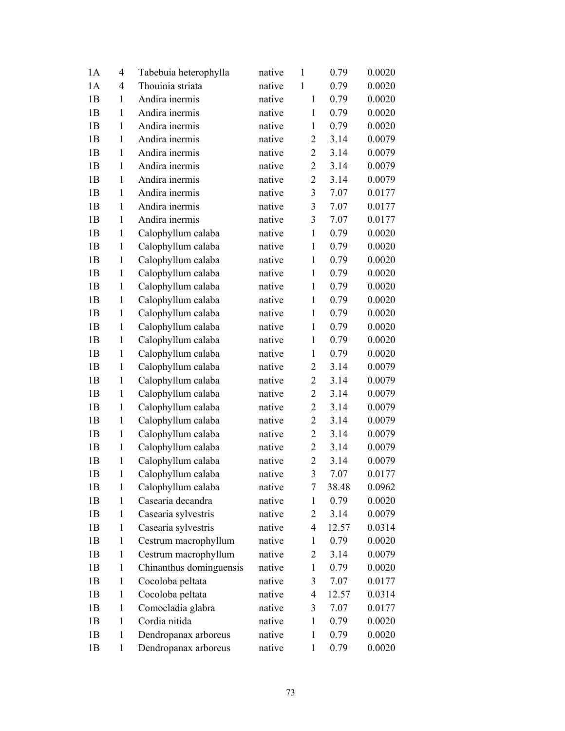| | | | | | | |
|---|---|---|---|---|---|---|
| 1A | 4 | Tabebuia heterophylla | native | 1 | 0.79 | 0.0020 |
| 1A | 4 | Thouinia striata | native | 1 | 0.79 | 0.0020 |
| 1B | 1 | Andira inermis | native | 1 | 0.79 | 0.0020 |
| 1B | 1 | Andira inermis | native | 1 | 0.79 | 0.0020 |
| 1B | 1 | Andira inermis | native | 1 | 0.79 | 0.0020 |
| 1B | 1 | Andira inermis | native | 2 | 3.14 | 0.0079 |
| 1B | 1 | Andira inermis | native | 2 | 3.14 | 0.0079 |
| 1B | 1 | Andira inermis | native | 2 | 3.14 | 0.0079 |
| 1B | 1 | Andira inermis | native | 2 | 3.14 | 0.0079 |
| 1B | 1 | Andira inermis | native | 3 | 7.07 | 0.0177 |
| 1B | 1 | Andira inermis | native | 3 | 7.07 | 0.0177 |
| 1B | 1 | Andira inermis | native | 3 | 7.07 | 0.0177 |
| 1B | 1 | Calophyllum calaba | native | 1 | 0.79 | 0.0020 |
| 1B | 1 | Calophyllum calaba | native | 1 | 0.79 | 0.0020 |
| 1B | 1 | Calophyllum calaba | native | 1 | 0.79 | 0.0020 |
| 1B | 1 | Calophyllum calaba | native | 1 | 0.79 | 0.0020 |
| 1B | 1 | Calophyllum calaba | native | 1 | 0.79 | 0.0020 |
| 1B | 1 | Calophyllum calaba | native | 1 | 0.79 | 0.0020 |
| 1B | 1 | Calophyllum calaba | native | 1 | 0.79 | 0.0020 |
| 1B | 1 | Calophyllum calaba | native | 1 | 0.79 | 0.0020 |
| 1B | 1 | Calophyllum calaba | native | 1 | 0.79 | 0.0020 |
| 1B | 1 | Calophyllum calaba | native | 1 | 0.79 | 0.0020 |
| 1B | 1 | Calophyllum calaba | native | 2 | 3.14 | 0.0079 |
| 1B | 1 | Calophyllum calaba | native | 2 | 3.14 | 0.0079 |
| 1B | 1 | Calophyllum calaba | native | 2 | 3.14 | 0.0079 |
| 1B | 1 | Calophyllum calaba | native | 2 | 3.14 | 0.0079 |
| 1B | 1 | Calophyllum calaba | native | 2 | 3.14 | 0.0079 |
| 1B | 1 | Calophyllum calaba | native | 2 | 3.14 | 0.0079 |
| 1B | 1 | Calophyllum calaba | native | 2 | 3.14 | 0.0079 |
| 1B | 1 | Calophyllum calaba | native | 2 | 3.14 | 0.0079 |
| 1B | 1 | Calophyllum calaba | native | 3 | 7.07 | 0.0177 |
| 1B | 1 | Calophyllum calaba | native | 7 | 38.48 | 0.0962 |
| 1B | 1 | Casearia decandra | native | 1 | 0.79 | 0.0020 |
| 1B | 1 | Casearia sylvestris | native | 2 | 3.14 | 0.0079 |
| 1B | 1 | Casearia sylvestris | native | 4 | 12.57 | 0.0314 |
| 1B | 1 | Cestrum macrophyllum | native | 1 | 0.79 | 0.0020 |
| 1B | 1 | Cestrum macrophyllum | native | 2 | 3.14 | 0.0079 |
| 1B | 1 | Chinanthus dominguensis | native | 1 | 0.79 | 0.0020 |
| 1B | 1 | Cocoloba peltata | native | 3 | 7.07 | 0.0177 |
| 1B | 1 | Cocoloba peltata | native | 4 | 12.57 | 0.0314 |
| 1B | 1 | Comocladia glabra | native | 3 | 7.07 | 0.0177 |
| 1B | 1 | Cordia nitida | native | 1 | 0.79 | 0.0020 |
| 1B | 1 | Dendropanax arboreus | native | 1 | 0.79 | 0.0020 |
| 1B | 1 | Dendropanax arboreus | native | 1 | 0.79 | 0.0020 |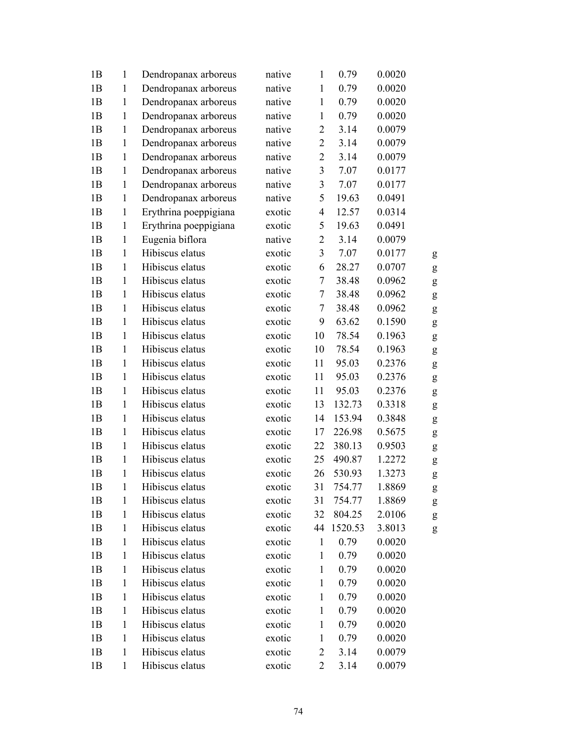| | | | | | | | |
|---|---|---|---|---|---|---|---|
| 1B | 1 | Dendropanax arboreus | native | 1 | 0.79 | 0.0020 | |
| 1B | 1 | Dendropanax arboreus | native | 1 | 0.79 | 0.0020 | |
| 1B | 1 | Dendropanax arboreus | native | 1 | 0.79 | 0.0020 | |
| 1B | 1 | Dendropanax arboreus | native | 1 | 0.79 | 0.0020 | |
| 1B | 1 | Dendropanax arboreus | native | 2 | 3.14 | 0.0079 | |
| 1B | 1 | Dendropanax arboreus | native | 2 | 3.14 | 0.0079 | |
| 1B | 1 | Dendropanax arboreus | native | 2 | 3.14 | 0.0079 | |
| 1B | 1 | Dendropanax arboreus | native | 3 | 7.07 | 0.0177 | |
| 1B | 1 | Dendropanax arboreus | native | 3 | 7.07 | 0.0177 | |
| 1B | 1 | Dendropanax arboreus | native | 5 | 19.63 | 0.0491 | |
| 1B | 1 | Erythrina poeppigiana | exotic | 4 | 12.57 | 0.0314 | |
| 1B | 1 | Erythrina poeppigiana | exotic | 5 | 19.63 | 0.0491 | |
| 1B | 1 | Eugenia biflora | native | 2 | 3.14 | 0.0079 | |
| 1B | 1 | Hibiscus elatus | exotic | 3 | 7.07 | 0.0177 | g |
| 1B | 1 | Hibiscus elatus | exotic | 6 | 28.27 | 0.0707 | g |
| 1B | 1 | Hibiscus elatus | exotic | 7 | 38.48 | 0.0962 | g |
| 1B | 1 | Hibiscus elatus | exotic | 7 | 38.48 | 0.0962 | g |
| 1B | 1 | Hibiscus elatus | exotic | 7 | 38.48 | 0.0962 | g |
| 1B | 1 | Hibiscus elatus | exotic | 9 | 63.62 | 0.1590 | g |
| 1B | 1 | Hibiscus elatus | exotic | 10 | 78.54 | 0.1963 | g |
| 1B | 1 | Hibiscus elatus | exotic | 10 | 78.54 | 0.1963 | g |
| 1B | 1 | Hibiscus elatus | exotic | 11 | 95.03 | 0.2376 | g |
| 1B | 1 | Hibiscus elatus | exotic | 11 | 95.03 | 0.2376 | g |
| 1B | 1 | Hibiscus elatus | exotic | 11 | 95.03 | 0.2376 | g |
| 1B | 1 | Hibiscus elatus | exotic | 13 | 132.73 | 0.3318 | g |
| 1B | 1 | Hibiscus elatus | exotic | 14 | 153.94 | 0.3848 | g |
| 1B | 1 | Hibiscus elatus | exotic | 17 | 226.98 | 0.5675 | g |
| 1B | 1 | Hibiscus elatus | exotic | 22 | 380.13 | 0.9503 | g |
| 1B | 1 | Hibiscus elatus | exotic | 25 | 490.87 | 1.2272 | g |
| 1B | 1 | Hibiscus elatus | exotic | 26 | 530.93 | 1.3273 | g |
| 1B | 1 | Hibiscus elatus | exotic | 31 | 754.77 | 1.8869 | g |
| 1B | 1 | Hibiscus elatus | exotic | 31 | 754.77 | 1.8869 | g |
| 1B | 1 | Hibiscus elatus | exotic | 32 | 804.25 | 2.0106 | g |
| 1B | 1 | Hibiscus elatus | exotic | 44 | 1520.53 | 3.8013 | g |
| 1B | 1 | Hibiscus elatus | exotic | 1 | 0.79 | 0.0020 | |
| 1B | 1 | Hibiscus elatus | exotic | 1 | 0.79 | 0.0020 | |
| 1B | 1 | Hibiscus elatus | exotic | 1 | 0.79 | 0.0020 | |
| 1B | 1 | Hibiscus elatus | exotic | 1 | 0.79 | 0.0020 | |
| 1B | 1 | Hibiscus elatus | exotic | 1 | 0.79 | 0.0020 | |
| 1B | 1 | Hibiscus elatus | exotic | 1 | 0.79 | 0.0020 | |
| 1B | 1 | Hibiscus elatus | exotic | 1 | 0.79 | 0.0020 | |
| 1B | 1 | Hibiscus elatus | exotic | 1 | 0.79 | 0.0020 | |
| 1B | 1 | Hibiscus elatus | exotic | 2 | 3.14 | 0.0079 | |
| 1B | 1 | Hibiscus elatus | exotic | 2 | 3.14 | 0.0079 | |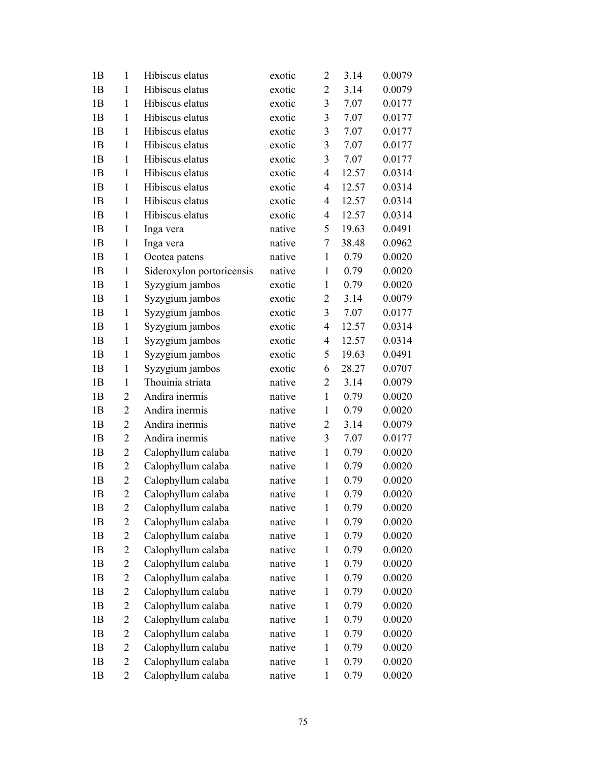| | | | | | | |
|---|---|---|---|---|---|---|
| 1B | 1 | Hibiscus elatus | exotic | 2 | 3.14 | 0.0079 |
| 1B | 1 | Hibiscus elatus | exotic | 2 | 3.14 | 0.0079 |
| 1B | 1 | Hibiscus elatus | exotic | 3 | 7.07 | 0.0177 |
| 1B | 1 | Hibiscus elatus | exotic | 3 | 7.07 | 0.0177 |
| 1B | 1 | Hibiscus elatus | exotic | 3 | 7.07 | 0.0177 |
| 1B | 1 | Hibiscus elatus | exotic | 3 | 7.07 | 0.0177 |
| 1B | 1 | Hibiscus elatus | exotic | 4 | 12.57 | 0.0314 |
| 1B | 1 | Hibiscus elatus | exotic | 4 | 12.57 | 0.0314 |
| 1B | 1 | Hibiscus elatus | exotic | 4 | 12.57 | 0.0314 |
| 1B | 1 | Hibiscus elatus | exotic | 4 | 12.57 | 0.0314 |
| 1B | 1 | Inga vera | native | 5 | 19.63 | 0.0491 |
| 1B | 1 | Inga vera | native | 7 | 38.48 | 0.0962 |
| 1B | 1 | Ocotea patens | native | 1 | 0.79 | 0.0020 |
| 1B | 1 | Sideroxylon portoricensis | native | 1 | 0.79 | 0.0020 |
| 1B | 1 | Syzygium jambos | exotic | 1 | 0.79 | 0.0020 |
| 1B | 1 | Syzygium jambos | exotic | 2 | 3.14 | 0.0079 |
| 1B | 1 | Syzygium jambos | exotic | 3 | 7.07 | 0.0177 |
| 1B | 1 | Syzygium jambos | exotic | 4 | 12.57 | 0.0314 |
| 1B | 1 | Syzygium jambos | exotic | 4 | 12.57 | 0.0314 |
| 1B | 1 | Syzygium jambos | exotic | 5 | 19.63 | 0.0491 |
| 1B | 1 | Syzygium jambos | exotic | 6 | 28.27 | 0.0707 |
| 1B | 1 | Thouinia striata | native | 2 | 3.14 | 0.0079 |
| 1B | 2 | Andira inermis | native | 1 | 0.79 | 0.0020 |
| 1B | 2 | Andira inermis | native | 1 | 0.79 | 0.0020 |
| 1B | 2 | Andira inermis | native | 2 | 3.14 | 0.0079 |
| 1B | 2 | Andira inermis | native | 3 | 7.07 | 0.0177 |
| 1B | 2 | Calophyllum calaba | native | 1 | 0.79 | 0.0020 |
| 1B | 2 | Calophyllum calaba | native | 1 | 0.79 | 0.0020 |
| 1B | 2 | Calophyllum calaba | native | 1 | 0.79 | 0.0020 |
| 1B | 2 | Calophyllum calaba | native | 1 | 0.79 | 0.0020 |
| 1B | 2 | Calophyllum calaba | native | 1 | 0.79 | 0.0020 |
| 1B | 2 | Calophyllum calaba | native | 1 | 0.79 | 0.0020 |
| 1B | 2 | Calophyllum calaba | native | 1 | 0.79 | 0.0020 |
| 1B | 2 | Calophyllum calaba | native | 1 | 0.79 | 0.0020 |
| 1B | 2 | Calophyllum calaba | native | 1 | 0.79 | 0.0020 |
| 1B | 2 | Calophyllum calaba | native | 1 | 0.79 | 0.0020 |
| 1B | 2 | Calophyllum calaba | native | 1 | 0.79 | 0.0020 |
| 1B | 2 | Calophyllum calaba | native | 1 | 0.79 | 0.0020 |
| 1B | 2 | Calophyllum calaba | native | 1 | 0.79 | 0.0020 |
| 1B | 2 | Calophyllum calaba | native | 1 | 0.79 | 0.0020 |
| 1B | 2 | Calophyllum calaba | native | 1 | 0.79 | 0.0020 |
| 1B | 2 | Calophyllum calaba | native | 1 | 0.79 | 0.0020 |
| 1B | 2 | Calophyllum calaba | native | 1 | 0.79 | 0.0020 |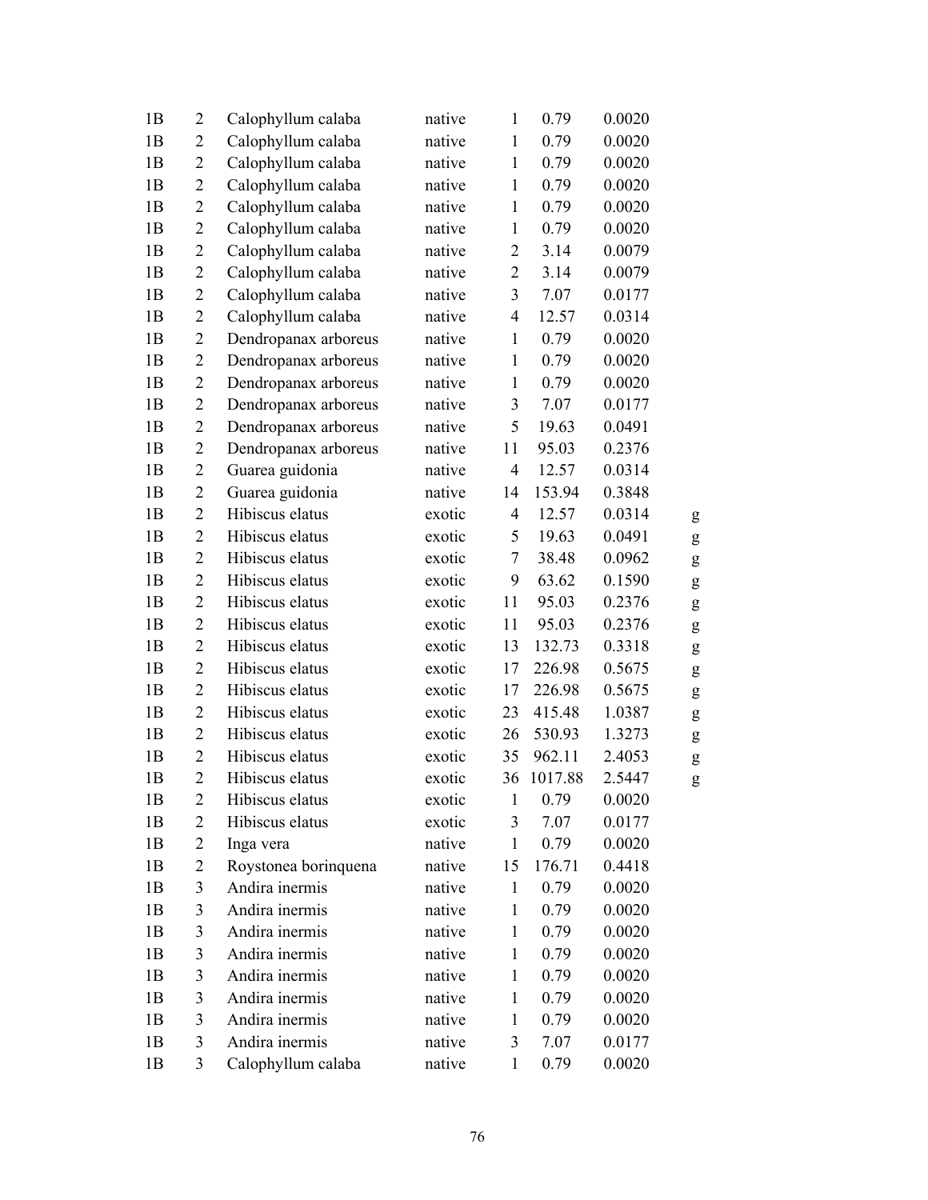| | | | | | | | |
|---|---|---|---|---|---|---|---|
| 1B | 2 | Calophyllum calaba | native | 1 | 0.79 | 0.0020 | |
| 1B | 2 | Calophyllum calaba | native | 1 | 0.79 | 0.0020 | |
| 1B | 2 | Calophyllum calaba | native | 1 | 0.79 | 0.0020 | |
| 1B | 2 | Calophyllum calaba | native | 1 | 0.79 | 0.0020 | |
| 1B | 2 | Calophyllum calaba | native | 1 | 0.79 | 0.0020 | |
| 1B | 2 | Calophyllum calaba | native | 1 | 0.79 | 0.0020 | |
| 1B | 2 | Calophyllum calaba | native | 2 | 3.14 | 0.0079 | |
| 1B | 2 | Calophyllum calaba | native | 2 | 3.14 | 0.0079 | |
| 1B | 2 | Calophyllum calaba | native | 3 | 7.07 | 0.0177 | |
| 1B | 2 | Calophyllum calaba | native | 4 | 12.57 | 0.0314 | |
| 1B | 2 | Dendropanax arboreus | native | 1 | 0.79 | 0.0020 | |
| 1B | 2 | Dendropanax arboreus | native | 1 | 0.79 | 0.0020 | |
| 1B | 2 | Dendropanax arboreus | native | 1 | 0.79 | 0.0020 | |
| 1B | 2 | Dendropanax arboreus | native | 3 | 7.07 | 0.0177 | |
| 1B | 2 | Dendropanax arboreus | native | 5 | 19.63 | 0.0491 | |
| 1B | 2 | Dendropanax arboreus | native | 11 | 95.03 | 0.2376 | |
| 1B | 2 | Guarea guidonia | native | 4 | 12.57 | 0.0314 | |
| 1B | 2 | Guarea guidonia | native | 14 | 153.94 | 0.3848 | |
| 1B | 2 | Hibiscus elatus | exotic | 4 | 12.57 | 0.0314 | g |
| 1B | 2 | Hibiscus elatus | exotic | 5 | 19.63 | 0.0491 | g |
| 1B | 2 | Hibiscus elatus | exotic | 7 | 38.48 | 0.0962 | g |
| 1B | 2 | Hibiscus elatus | exotic | 9 | 63.62 | 0.1590 | g |
| 1B | 2 | Hibiscus elatus | exotic | 11 | 95.03 | 0.2376 | g |
| 1B | 2 | Hibiscus elatus | exotic | 11 | 95.03 | 0.2376 | g |
| 1B | 2 | Hibiscus elatus | exotic | 13 | 132.73 | 0.3318 | g |
| 1B | 2 | Hibiscus elatus | exotic | 17 | 226.98 | 0.5675 | g |
| 1B | 2 | Hibiscus elatus | exotic | 17 | 226.98 | 0.5675 | g |
| 1B | 2 | Hibiscus elatus | exotic | 23 | 415.48 | 1.0387 | g |
| 1B | 2 | Hibiscus elatus | exotic | 26 | 530.93 | 1.3273 | g |
| 1B | 2 | Hibiscus elatus | exotic | 35 | 962.11 | 2.4053 | g |
| 1B | 2 | Hibiscus elatus | exotic | 36 | 1017.88 | 2.5447 | g |
| 1B | 2 | Hibiscus elatus | exotic | 1 | 0.79 | 0.0020 | |
| 1B | 2 | Hibiscus elatus | exotic | 3 | 7.07 | 0.0177 | |
| 1B | 2 | Inga vera | native | 1 | 0.79 | 0.0020 | |
| 1B | 2 | Roystonea borinquena | native | 15 | 176.71 | 0.4418 | |
| 1B | 3 | Andira inermis | native | 1 | 0.79 | 0.0020 | |
| 1B | 3 | Andira inermis | native | 1 | 0.79 | 0.0020 | |
| 1B | 3 | Andira inermis | native | 1 | 0.79 | 0.0020 | |
| 1B | 3 | Andira inermis | native | 1 | 0.79 | 0.0020 | |
| 1B | 3 | Andira inermis | native | 1 | 0.79 | 0.0020 | |
| 1B | 3 | Andira inermis | native | 1 | 0.79 | 0.0020 | |
| 1B | 3 | Andira inermis | native | 1 | 0.79 | 0.0020 | |
| 1B | 3 | Andira inermis | native | 3 | 7.07 | 0.0177 | |
| 1B | 3 | Calophyllum calaba | native | 1 | 0.79 | 0.0020 | |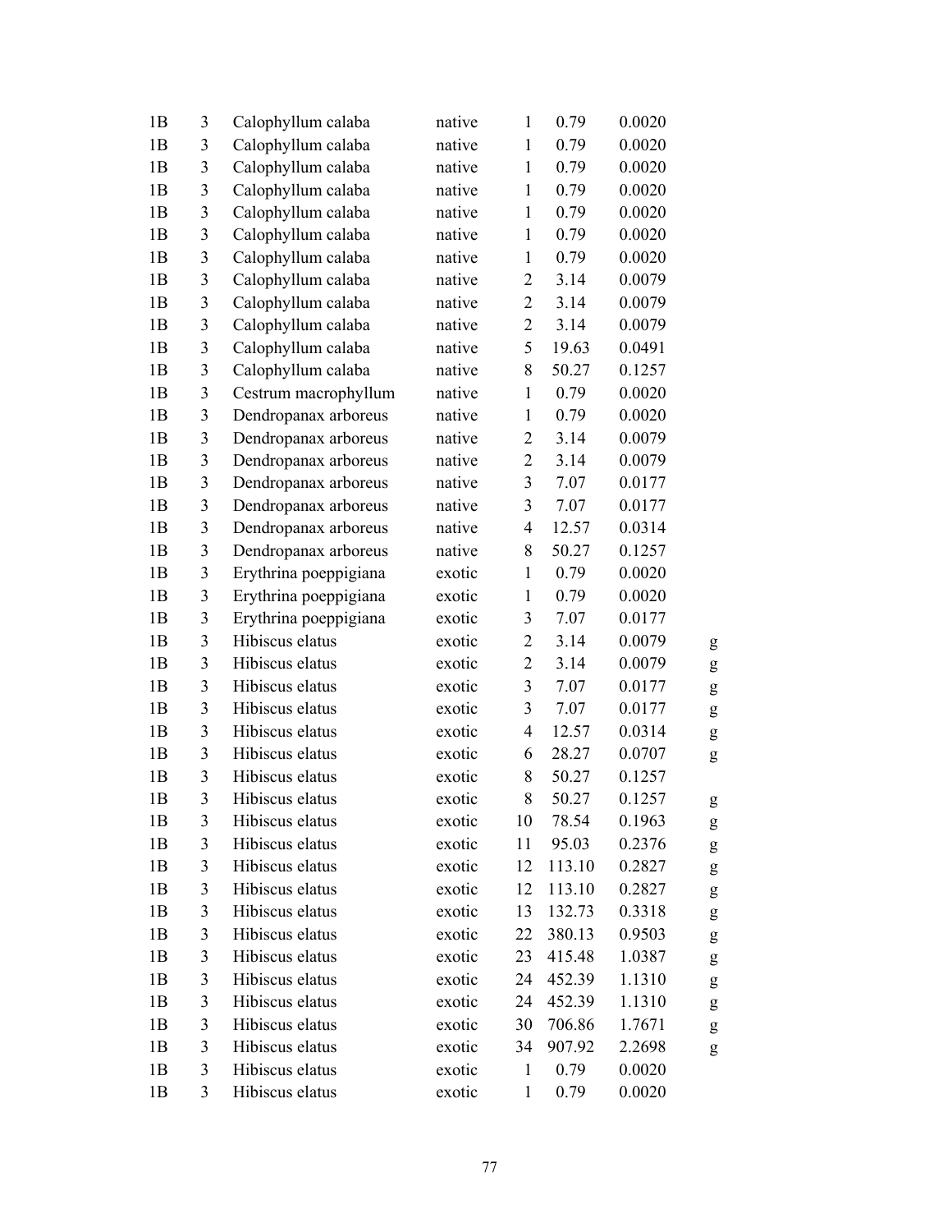| | | | | | | | |
|---|---|---|---|---|---|---|---|
| 1B | 3 | Calophyllum calaba | native | 1 | 0.79 | 0.0020 | |
| 1B | 3 | Calophyllum calaba | native | 1 | 0.79 | 0.0020 | |
| 1B | 3 | Calophyllum calaba | native | 1 | 0.79 | 0.0020 | |
| 1B | 3 | Calophyllum calaba | native | 1 | 0.79 | 0.0020 | |
| 1B | 3 | Calophyllum calaba | native | 1 | 0.79 | 0.0020 | |
| 1B | 3 | Calophyllum calaba | native | 1 | 0.79 | 0.0020 | |
| 1B | 3 | Calophyllum calaba | native | 1 | 0.79 | 0.0020 | |
| 1B | 3 | Calophyllum calaba | native | 2 | 3.14 | 0.0079 | |
| 1B | 3 | Calophyllum calaba | native | 2 | 3.14 | 0.0079 | |
| 1B | 3 | Calophyllum calaba | native | 2 | 3.14 | 0.0079 | |
| 1B | 3 | Calophyllum calaba | native | 5 | 19.63 | 0.0491 | |
| 1B | 3 | Calophyllum calaba | native | 8 | 50.27 | 0.1257 | |
| 1B | 3 | Cestrum macrophyllum | native | 1 | 0.79 | 0.0020 | |
| 1B | 3 | Dendropanax arboreus | native | 1 | 0.79 | 0.0020 | |
| 1B | 3 | Dendropanax arboreus | native | 2 | 3.14 | 0.0079 | |
| 1B | 3 | Dendropanax arboreus | native | 2 | 3.14 | 0.0079 | |
| 1B | 3 | Dendropanax arboreus | native | 3 | 7.07 | 0.0177 | |
| 1B | 3 | Dendropanax arboreus | native | 3 | 7.07 | 0.0177 | |
| 1B | 3 | Dendropanax arboreus | native | 4 | 12.57 | 0.0314 | |
| 1B | 3 | Dendropanax arboreus | native | 8 | 50.27 | 0.1257 | |
| 1B | 3 | Erythrina poeppigiana | exotic | 1 | 0.79 | 0.0020 | |
| 1B | 3 | Erythrina poeppigiana | exotic | 1 | 0.79 | 0.0020 | |
| 1B | 3 | Erythrina poeppigiana | exotic | 3 | 7.07 | 0.0177 | |
| 1B | 3 | Hibiscus elatus | exotic | 2 | 3.14 | 0.0079 | g |
| 1B | 3 | Hibiscus elatus | exotic | 2 | 3.14 | 0.0079 | g |
| 1B | 3 | Hibiscus elatus | exotic | 3 | 7.07 | 0.0177 | g |
| 1B | 3 | Hibiscus elatus | exotic | 3 | 7.07 | 0.0177 | g |
| 1B | 3 | Hibiscus elatus | exotic | 4 | 12.57 | 0.0314 | g |
| 1B | 3 | Hibiscus elatus | exotic | 6 | 28.27 | 0.0707 | g |
| 1B | 3 | Hibiscus elatus | exotic | 8 | 50.27 | 0.1257 | |
| 1B | 3 | Hibiscus elatus | exotic | 8 | 50.27 | 0.1257 | g |
| 1B | 3 | Hibiscus elatus | exotic | 10 | 78.54 | 0.1963 | g |
| 1B | 3 | Hibiscus elatus | exotic | 11 | 95.03 | 0.2376 | g |
| 1B | 3 | Hibiscus elatus | exotic | 12 | 113.10 | 0.2827 | g |
| 1B | 3 | Hibiscus elatus | exotic | 12 | 113.10 | 0.2827 | g |
| 1B | 3 | Hibiscus elatus | exotic | 13 | 132.73 | 0.3318 | g |
| 1B | 3 | Hibiscus elatus | exotic | 22 | 380.13 | 0.9503 | g |
| 1B | 3 | Hibiscus elatus | exotic | 23 | 415.48 | 1.0387 | g |
| 1B | 3 | Hibiscus elatus | exotic | 24 | 452.39 | 1.1310 | g |
| 1B | 3 | Hibiscus elatus | exotic | 24 | 452.39 | 1.1310 | g |
| 1B | 3 | Hibiscus elatus | exotic | 30 | 706.86 | 1.7671 | g |
| 1B | 3 | Hibiscus elatus | exotic | 34 | 907.92 | 2.2698 | g |
| 1B | 3 | Hibiscus elatus | exotic | 1 | 0.79 | 0.0020 | |
| 1B | 3 | Hibiscus elatus | exotic | 1 | 0.79 | 0.0020 | |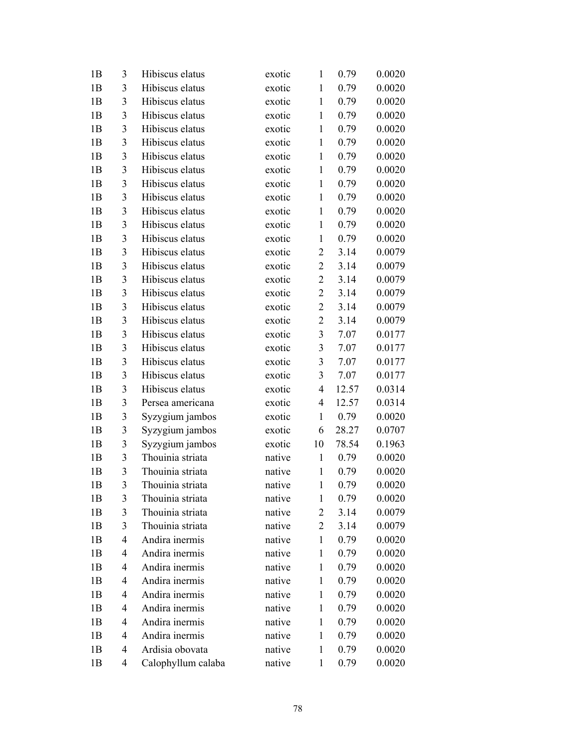| | | | | | | |
|---|---|---|---|---|---|---|
| 1B | 3 | Hibiscus elatus | exotic | 1 | 0.79 | 0.0020 |
| 1B | 3 | Hibiscus elatus | exotic | 1 | 0.79 | 0.0020 |
| 1B | 3 | Hibiscus elatus | exotic | 1 | 0.79 | 0.0020 |
| 1B | 3 | Hibiscus elatus | exotic | 1 | 0.79 | 0.0020 |
| 1B | 3 | Hibiscus elatus | exotic | 1 | 0.79 | 0.0020 |
| 1B | 3 | Hibiscus elatus | exotic | 1 | 0.79 | 0.0020 |
| 1B | 3 | Hibiscus elatus | exotic | 1 | 0.79 | 0.0020 |
| 1B | 3 | Hibiscus elatus | exotic | 1 | 0.79 | 0.0020 |
| 1B | 3 | Hibiscus elatus | exotic | 1 | 0.79 | 0.0020 |
| 1B | 3 | Hibiscus elatus | exotic | 1 | 0.79 | 0.0020 |
| 1B | 3 | Hibiscus elatus | exotic | 1 | 0.79 | 0.0020 |
| 1B | 3 | Hibiscus elatus | exotic | 1 | 0.79 | 0.0020 |
| 1B | 3 | Hibiscus elatus | exotic | 1 | 0.79 | 0.0020 |
| 1B | 3 | Hibiscus elatus | exotic | 2 | 3.14 | 0.0079 |
| 1B | 3 | Hibiscus elatus | exotic | 2 | 3.14 | 0.0079 |
| 1B | 3 | Hibiscus elatus | exotic | 2 | 3.14 | 0.0079 |
| 1B | 3 | Hibiscus elatus | exotic | 2 | 3.14 | 0.0079 |
| 1B | 3 | Hibiscus elatus | exotic | 2 | 3.14 | 0.0079 |
| 1B | 3 | Hibiscus elatus | exotic | 2 | 3.14 | 0.0079 |
| 1B | 3 | Hibiscus elatus | exotic | 3 | 7.07 | 0.0177 |
| 1B | 3 | Hibiscus elatus | exotic | 3 | 7.07 | 0.0177 |
| 1B | 3 | Hibiscus elatus | exotic | 3 | 7.07 | 0.0177 |
| 1B | 3 | Hibiscus elatus | exotic | 3 | 7.07 | 0.0177 |
| 1B | 3 | Hibiscus elatus | exotic | 4 | 12.57 | 0.0314 |
| 1B | 3 | Persea americana | exotic | 4 | 12.57 | 0.0314 |
| 1B | 3 | Syzygium jambos | exotic | 1 | 0.79 | 0.0020 |
| 1B | 3 | Syzygium jambos | exotic | 6 | 28.27 | 0.0707 |
| 1B | 3 | Syzygium jambos | exotic | 10 | 78.54 | 0.1963 |
| 1B | 3 | Thouinia striata | native | 1 | 0.79 | 0.0020 |
| 1B | 3 | Thouinia striata | native | 1 | 0.79 | 0.0020 |
| 1B | 3 | Thouinia striata | native | 1 | 0.79 | 0.0020 |
| 1B | 3 | Thouinia striata | native | 1 | 0.79 | 0.0020 |
| 1B | 3 | Thouinia striata | native | 2 | 3.14 | 0.0079 |
| 1B | 3 | Thouinia striata | native | 2 | 3.14 | 0.0079 |
| 1B | 4 | Andira inermis | native | 1 | 0.79 | 0.0020 |
| 1B | 4 | Andira inermis | native | 1 | 0.79 | 0.0020 |
| 1B | 4 | Andira inermis | native | 1 | 0.79 | 0.0020 |
| 1B | 4 | Andira inermis | native | 1 | 0.79 | 0.0020 |
| 1B | 4 | Andira inermis | native | 1 | 0.79 | 0.0020 |
| 1B | 4 | Andira inermis | native | 1 | 0.79 | 0.0020 |
| 1B | 4 | Andira inermis | native | 1 | 0.79 | 0.0020 |
| 1B | 4 | Andira inermis | native | 1 | 0.79 | 0.0020 |
| 1B | 4 | Ardisia obovata | native | 1 | 0.79 | 0.0020 |
| 1B | 4 | Calophyllum calaba | native | 1 | 0.79 | 0.0020 |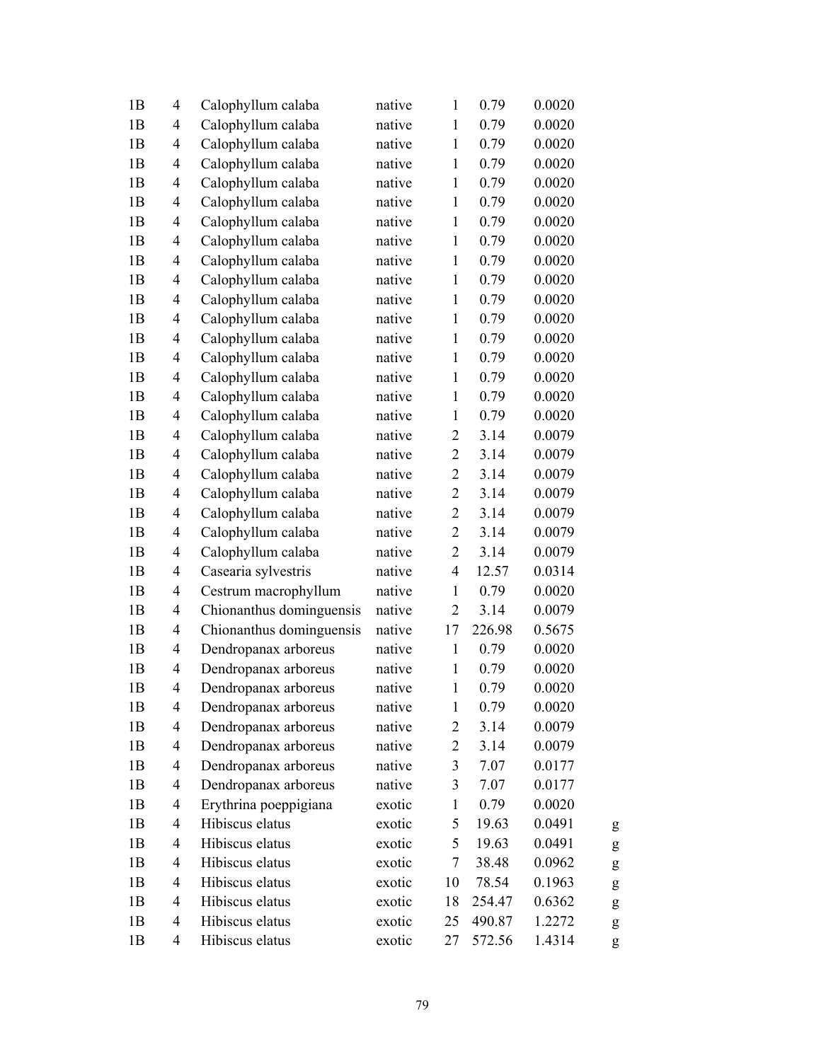| | | | | | | | |
|---|---|---|---|---|---|---|---|
| 1B | 4 | Calophyllum calaba | native | 1 | 0.79 | 0.0020 | |
| 1B | 4 | Calophyllum calaba | native | 1 | 0.79 | 0.0020 | |
| 1B | 4 | Calophyllum calaba | native | 1 | 0.79 | 0.0020 | |
| 1B | 4 | Calophyllum calaba | native | 1 | 0.79 | 0.0020 | |
| 1B | 4 | Calophyllum calaba | native | 1 | 0.79 | 0.0020 | |
| 1B | 4 | Calophyllum calaba | native | 1 | 0.79 | 0.0020 | |
| 1B | 4 | Calophyllum calaba | native | 1 | 0.79 | 0.0020 | |
| 1B | 4 | Calophyllum calaba | native | 1 | 0.79 | 0.0020 | |
| 1B | 4 | Calophyllum calaba | native | 1 | 0.79 | 0.0020 | |
| 1B | 4 | Calophyllum calaba | native | 1 | 0.79 | 0.0020 | |
| 1B | 4 | Calophyllum calaba | native | 1 | 0.79 | 0.0020 | |
| 1B | 4 | Calophyllum calaba | native | 1 | 0.79 | 0.0020 | |
| 1B | 4 | Calophyllum calaba | native | 1 | 0.79 | 0.0020 | |
| 1B | 4 | Calophyllum calaba | native | 1 | 0.79 | 0.0020 | |
| 1B | 4 | Calophyllum calaba | native | 1 | 0.79 | 0.0020 | |
| 1B | 4 | Calophyllum calaba | native | 1 | 0.79 | 0.0020 | |
| 1B | 4 | Calophyllum calaba | native | 1 | 0.79 | 0.0020 | |
| 1B | 4 | Calophyllum calaba | native | 2 | 3.14 | 0.0079 | |
| 1B | 4 | Calophyllum calaba | native | 2 | 3.14 | 0.0079 | |
| 1B | 4 | Calophyllum calaba | native | 2 | 3.14 | 0.0079 | |
| 1B | 4 | Calophyllum calaba | native | 2 | 3.14 | 0.0079 | |
| 1B | 4 | Calophyllum calaba | native | 2 | 3.14 | 0.0079 | |
| 1B | 4 | Calophyllum calaba | native | 2 | 3.14 | 0.0079 | |
| 1B | 4 | Calophyllum calaba | native | 2 | 3.14 | 0.0079 | |
| 1B | 4 | Casearia sylvestris | native | 4 | 12.57 | 0.0314 | |
| 1B | 4 | Cestrum macrophyllum | native | 1 | 0.79 | 0.0020 | |
| 1B | 4 | Chionanthus dominguensis | native | 2 | 3.14 | 0.0079 | |
| 1B | 4 | Chionanthus dominguensis | native | 17 | 226.98 | 0.5675 | |
| 1B | 4 | Dendropanax arboreus | native | 1 | 0.79 | 0.0020 | |
| 1B | 4 | Dendropanax arboreus | native | 1 | 0.79 | 0.0020 | |
| 1B | 4 | Dendropanax arboreus | native | 1 | 0.79 | 0.0020 | |
| 1B | 4 | Dendropanax arboreus | native | 1 | 0.79 | 0.0020 | |
| 1B | 4 | Dendropanax arboreus | native | 2 | 3.14 | 0.0079 | |
| 1B | 4 | Dendropanax arboreus | native | 2 | 3.14 | 0.0079 | |
| 1B | 4 | Dendropanax arboreus | native | 3 | 7.07 | 0.0177 | |
| 1B | 4 | Dendropanax arboreus | native | 3 | 7.07 | 0.0177 | |
| 1B | 4 | Erythrina poeppigiana | exotic | 1 | 0.79 | 0.0020 | |
| 1B | 4 | Hibiscus elatus | exotic | 5 | 19.63 | 0.0491 | g |
| 1B | 4 | Hibiscus elatus | exotic | 5 | 19.63 | 0.0491 | g |
| 1B | 4 | Hibiscus elatus | exotic | 7 | 38.48 | 0.0962 | g |
| 1B | 4 | Hibiscus elatus | exotic | 10 | 78.54 | 0.1963 | g |
| 1B | 4 | Hibiscus elatus | exotic | 18 | 254.47 | 0.6362 | g |
| 1B | 4 | Hibiscus elatus | exotic | 25 | 490.87 | 1.2272 | g |
| 1B | 4 | Hibiscus elatus | exotic | 27 | 572.56 | 1.4314 | g |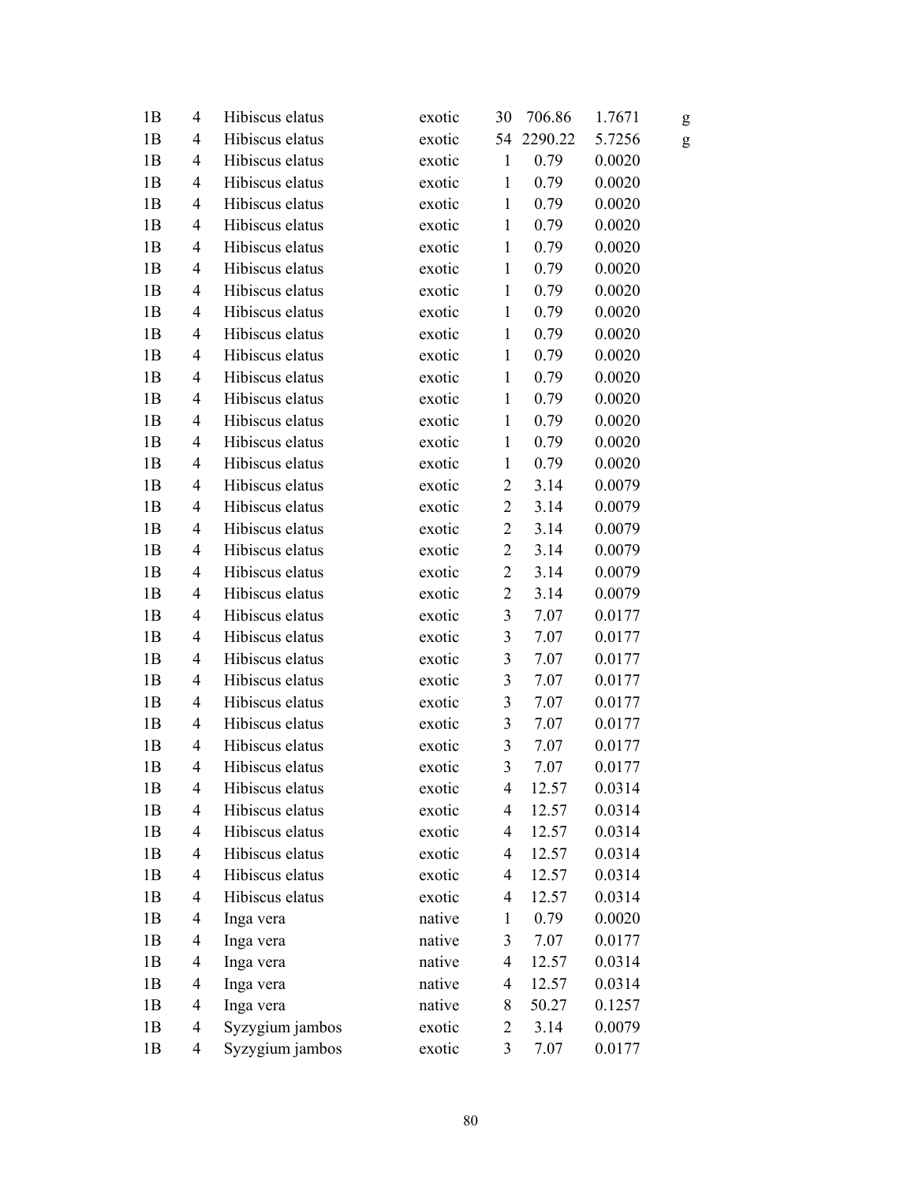| | | | | | | | |
|---|---|---|---|---|---|---|---|
| 1B | 4 | Hibiscus elatus | exotic | 30 | 706.86 | 1.7671 | g |
| 1B | 4 | Hibiscus elatus | exotic | 54 | 2290.22 | 5.7256 | g |
| 1B | 4 | Hibiscus elatus | exotic | 1 | 0.79 | 0.0020 | |
| 1B | 4 | Hibiscus elatus | exotic | 1 | 0.79 | 0.0020 | |
| 1B | 4 | Hibiscus elatus | exotic | 1 | 0.79 | 0.0020 | |
| 1B | 4 | Hibiscus elatus | exotic | 1 | 0.79 | 0.0020 | |
| 1B | 4 | Hibiscus elatus | exotic | 1 | 0.79 | 0.0020 | |
| 1B | 4 | Hibiscus elatus | exotic | 1 | 0.79 | 0.0020 | |
| 1B | 4 | Hibiscus elatus | exotic | 1 | 0.79 | 0.0020 | |
| 1B | 4 | Hibiscus elatus | exotic | 1 | 0.79 | 0.0020 | |
| 1B | 4 | Hibiscus elatus | exotic | 1 | 0.79 | 0.0020 | |
| 1B | 4 | Hibiscus elatus | exotic | 1 | 0.79 | 0.0020 | |
| 1B | 4 | Hibiscus elatus | exotic | 1 | 0.79 | 0.0020 | |
| 1B | 4 | Hibiscus elatus | exotic | 1 | 0.79 | 0.0020 | |
| 1B | 4 | Hibiscus elatus | exotic | 1 | 0.79 | 0.0020 | |
| 1B | 4 | Hibiscus elatus | exotic | 1 | 0.79 | 0.0020 | |
| 1B | 4 | Hibiscus elatus | exotic | 1 | 0.79 | 0.0020 | |
| 1B | 4 | Hibiscus elatus | exotic | 2 | 3.14 | 0.0079 | |
| 1B | 4 | Hibiscus elatus | exotic | 2 | 3.14 | 0.0079 | |
| 1B | 4 | Hibiscus elatus | exotic | 2 | 3.14 | 0.0079 | |
| 1B | 4 | Hibiscus elatus | exotic | 2 | 3.14 | 0.0079 | |
| 1B | 4 | Hibiscus elatus | exotic | 2 | 3.14 | 0.0079 | |
| 1B | 4 | Hibiscus elatus | exotic | 2 | 3.14 | 0.0079 | |
| 1B | 4 | Hibiscus elatus | exotic | 3 | 7.07 | 0.0177 | |
| 1B | 4 | Hibiscus elatus | exotic | 3 | 7.07 | 0.0177 | |
| 1B | 4 | Hibiscus elatus | exotic | 3 | 7.07 | 0.0177 | |
| 1B | 4 | Hibiscus elatus | exotic | 3 | 7.07 | 0.0177 | |
| 1B | 4 | Hibiscus elatus | exotic | 3 | 7.07 | 0.0177 | |
| 1B | 4 | Hibiscus elatus | exotic | 3 | 7.07 | 0.0177 | |
| 1B | 4 | Hibiscus elatus | exotic | 3 | 7.07 | 0.0177 | |
| 1B | 4 | Hibiscus elatus | exotic | 3 | 7.07 | 0.0177 | |
| 1B | 4 | Hibiscus elatus | exotic | 4 | 12.57 | 0.0314 | |
| 1B | 4 | Hibiscus elatus | exotic | 4 | 12.57 | 0.0314 | |
| 1B | 4 | Hibiscus elatus | exotic | 4 | 12.57 | 0.0314 | |
| 1B | 4 | Hibiscus elatus | exotic | 4 | 12.57 | 0.0314 | |
| 1B | 4 | Hibiscus elatus | exotic | 4 | 12.57 | 0.0314 | |
| 1B | 4 | Hibiscus elatus | exotic | 4 | 12.57 | 0.0314 | |
| 1B | 4 | Inga vera | native | 1 | 0.79 | 0.0020 | |
| 1B | 4 | Inga vera | native | 3 | 7.07 | 0.0177 | |
| 1B | 4 | Inga vera | native | 4 | 12.57 | 0.0314 | |
| 1B | 4 | Inga vera | native | 4 | 12.57 | 0.0314 | |
| 1B | 4 | Inga vera | native | 8 | 50.27 | 0.1257 | |
| 1B | 4 | Syzygium jambos | exotic | 2 | 3.14 | 0.0079 | |
| 1B | 4 | Syzygium jambos | exotic | 3 | 7.07 | 0.0177 | |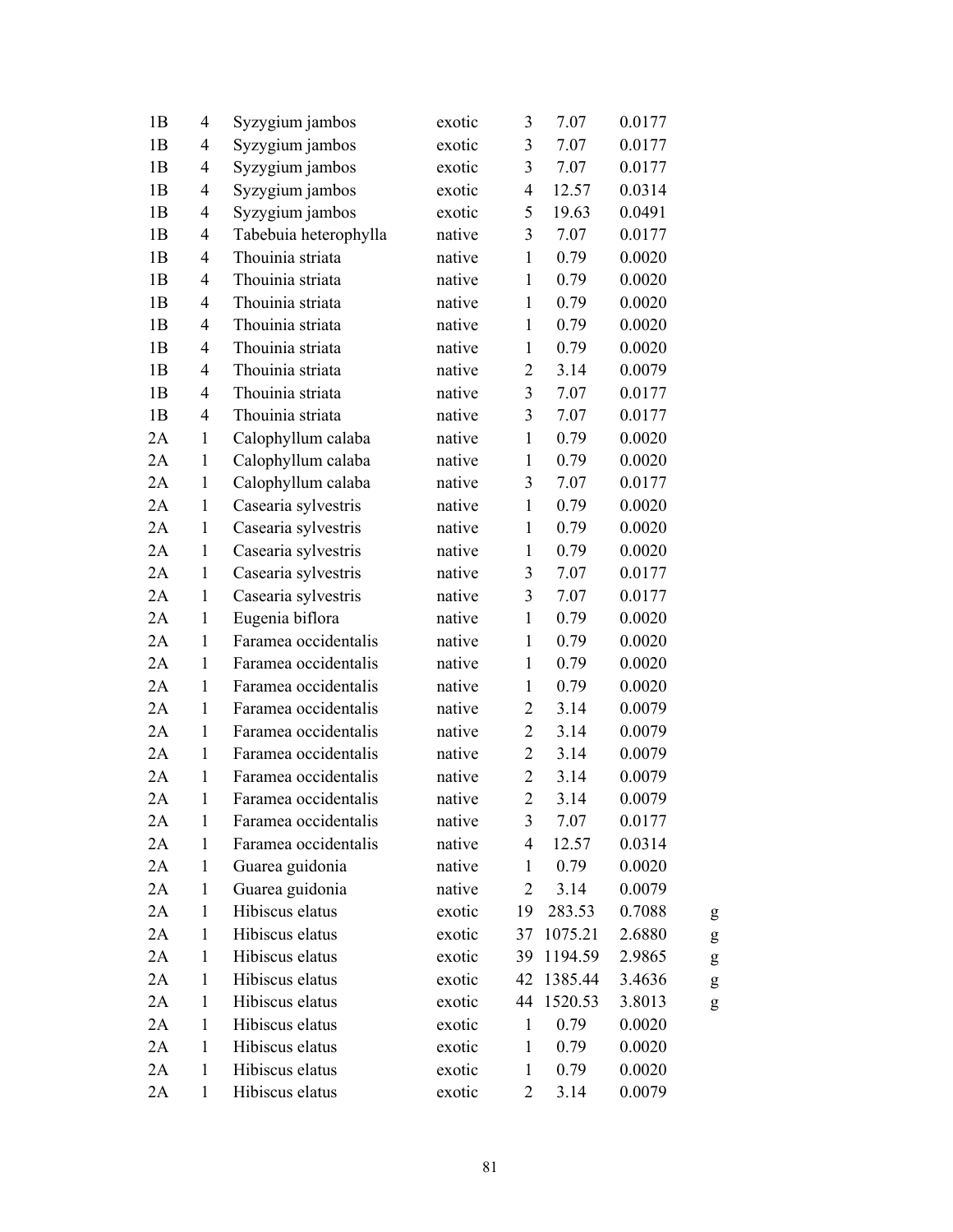| | | | | | | | |
|---|---|---|---|---|---|---|---|
| 1B | 4 | Syzygium jambos | exotic | 3 | 7.07 | 0.0177 | |
| 1B | 4 | Syzygium jambos | exotic | 3 | 7.07 | 0.0177 | |
| 1B | 4 | Syzygium jambos | exotic | 3 | 7.07 | 0.0177 | |
| 1B | 4 | Syzygium jambos | exotic | 4 | 12.57 | 0.0314 | |
| 1B | 4 | Syzygium jambos | exotic | 5 | 19.63 | 0.0491 | |
| 1B | 4 | Tabebuia heterophylla | native | 3 | 7.07 | 0.0177 | |
| 1B | 4 | Thouinia striata | native | 1 | 0.79 | 0.0020 | |
| 1B | 4 | Thouinia striata | native | 1 | 0.79 | 0.0020 | |
| 1B | 4 | Thouinia striata | native | 1 | 0.79 | 0.0020 | |
| 1B | 4 | Thouinia striata | native | 1 | 0.79 | 0.0020 | |
| 1B | 4 | Thouinia striata | native | 1 | 0.79 | 0.0020 | |
| 1B | 4 | Thouinia striata | native | 2 | 3.14 | 0.0079 | |
| 1B | 4 | Thouinia striata | native | 3 | 7.07 | 0.0177 | |
| 1B | 4 | Thouinia striata | native | 3 | 7.07 | 0.0177 | |
| 2A | 1 | Calophyllum calaba | native | 1 | 0.79 | 0.0020 | |
| 2A | 1 | Calophyllum calaba | native | 1 | 0.79 | 0.0020 | |
| 2A | 1 | Calophyllum calaba | native | 3 | 7.07 | 0.0177 | |
| 2A | 1 | Casearia sylvestris | native | 1 | 0.79 | 0.0020 | |
| 2A | 1 | Casearia sylvestris | native | 1 | 0.79 | 0.0020 | |
| 2A | 1 | Casearia sylvestris | native | 1 | 0.79 | 0.0020 | |
| 2A | 1 | Casearia sylvestris | native | 3 | 7.07 | 0.0177 | |
| 2A | 1 | Casearia sylvestris | native | 3 | 7.07 | 0.0177 | |
| 2A | 1 | Eugenia biflora | native | 1 | 0.79 | 0.0020 | |
| 2A | 1 | Faramea occidentalis | native | 1 | 0.79 | 0.0020 | |
| 2A | 1 | Faramea occidentalis | native | 1 | 0.79 | 0.0020 | |
| 2A | 1 | Faramea occidentalis | native | 1 | 0.79 | 0.0020 | |
| 2A | 1 | Faramea occidentalis | native | 2 | 3.14 | 0.0079 | |
| 2A | 1 | Faramea occidentalis | native | 2 | 3.14 | 0.0079 | |
| 2A | 1 | Faramea occidentalis | native | 2 | 3.14 | 0.0079 | |
| 2A | 1 | Faramea occidentalis | native | 2 | 3.14 | 0.0079 | |
| 2A | 1 | Faramea occidentalis | native | 2 | 3.14 | 0.0079 | |
| 2A | 1 | Faramea occidentalis | native | 3 | 7.07 | 0.0177 | |
| 2A | 1 | Faramea occidentalis | native | 4 | 12.57 | 0.0314 | |
| 2A | 1 | Guarea guidonia | native | 1 | 0.79 | 0.0020 | |
| 2A | 1 | Guarea guidonia | native | 2 | 3.14 | 0.0079 | |
| 2A | 1 | Hibiscus elatus | exotic | 19 | 283.53 | 0.7088 | g |
| 2A | 1 | Hibiscus elatus | exotic | 37 | 1075.21 | 2.6880 | g |
| 2A | 1 | Hibiscus elatus | exotic | 39 | 1194.59 | 2.9865 | g |
| 2A | 1 | Hibiscus elatus | exotic | 42 | 1385.44 | 3.4636 | g |
| 2A | 1 | Hibiscus elatus | exotic | 44 | 1520.53 | 3.8013 | g |
| 2A | 1 | Hibiscus elatus | exotic | 1 | 0.79 | 0.0020 | |
| 2A | 1 | Hibiscus elatus | exotic | 1 | 0.79 | 0.0020 | |
| 2A | 1 | Hibiscus elatus | exotic | 1 | 0.79 | 0.0020 | |
| 2A | 1 | Hibiscus elatus | exotic | 2 | 3.14 | 0.0079 | |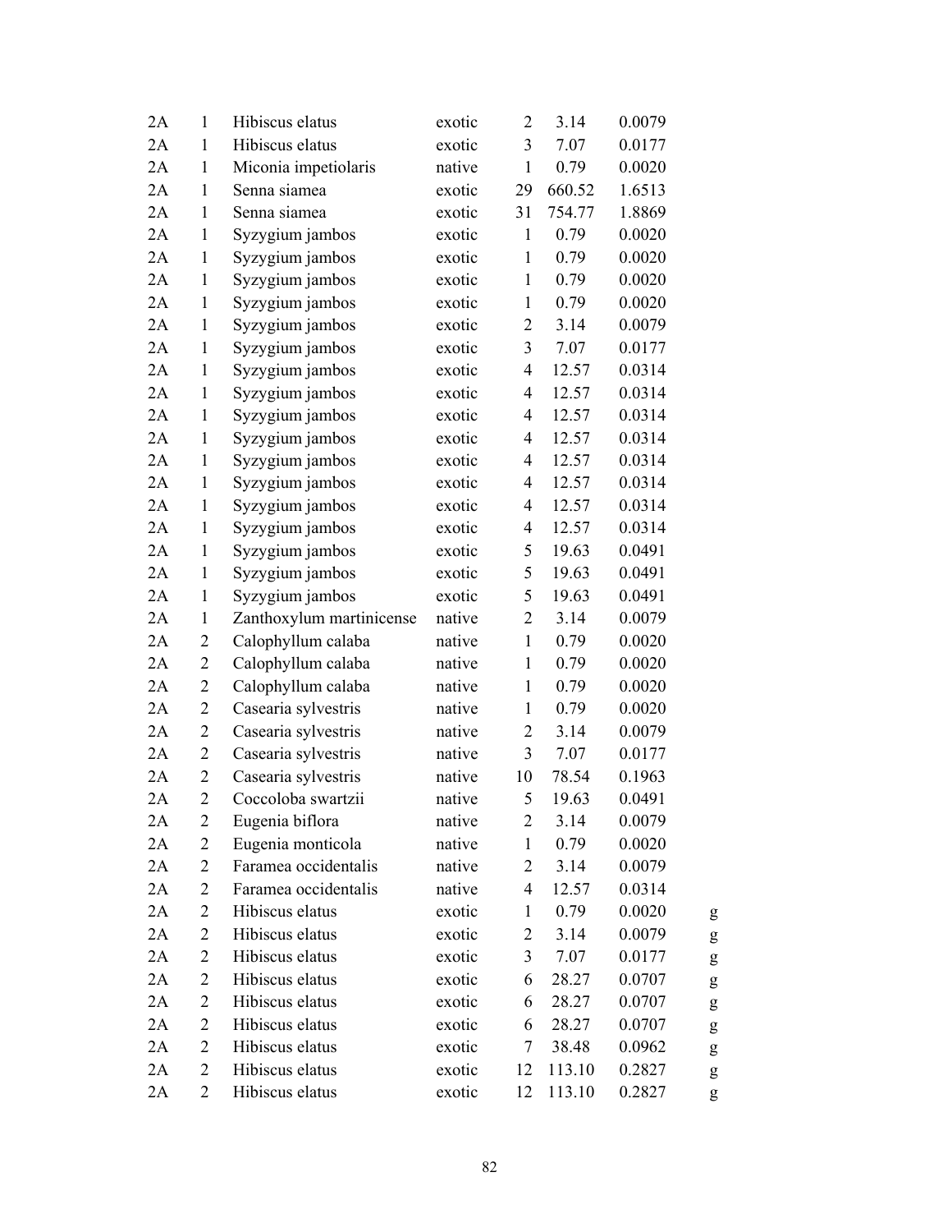| | | | | | | | |
|---|---|---|---|---|---|---|---|
| 2A | 1 | Hibiscus elatus | exotic | 2 | 3.14 | 0.0079 | |
| 2A | 1 | Hibiscus elatus | exotic | 3 | 7.07 | 0.0177 | |
| 2A | 1 | Miconia impetiolaris | native | 1 | 0.79 | 0.0020 | |
| 2A | 1 | Senna siamea | exotic | 29 | 660.52 | 1.6513 | |
| 2A | 1 | Senna siamea | exotic | 31 | 754.77 | 1.8869 | |
| 2A | 1 | Syzygium jambos | exotic | 1 | 0.79 | 0.0020 | |
| 2A | 1 | Syzygium jambos | exotic | 1 | 0.79 | 0.0020 | |
| 2A | 1 | Syzygium jambos | exotic | 1 | 0.79 | 0.0020 | |
| 2A | 1 | Syzygium jambos | exotic | 1 | 0.79 | 0.0020 | |
| 2A | 1 | Syzygium jambos | exotic | 2 | 3.14 | 0.0079 | |
| 2A | 1 | Syzygium jambos | exotic | 3 | 7.07 | 0.0177 | |
| 2A | 1 | Syzygium jambos | exotic | 4 | 12.57 | 0.0314 | |
| 2A | 1 | Syzygium jambos | exotic | 4 | 12.57 | 0.0314 | |
| 2A | 1 | Syzygium jambos | exotic | 4 | 12.57 | 0.0314 | |
| 2A | 1 | Syzygium jambos | exotic | 4 | 12.57 | 0.0314 | |
| 2A | 1 | Syzygium jambos | exotic | 4 | 12.57 | 0.0314 | |
| 2A | 1 | Syzygium jambos | exotic | 4 | 12.57 | 0.0314 | |
| 2A | 1 | Syzygium jambos | exotic | 4 | 12.57 | 0.0314 | |
| 2A | 1 | Syzygium jambos | exotic | 4 | 12.57 | 0.0314 | |
| 2A | 1 | Syzygium jambos | exotic | 5 | 19.63 | 0.0491 | |
| 2A | 1 | Syzygium jambos | exotic | 5 | 19.63 | 0.0491 | |
| 2A | 1 | Syzygium jambos | exotic | 5 | 19.63 | 0.0491 | |
| 2A | 1 | Zanthoxylum martinicense | native | 2 | 3.14 | 0.0079 | |
| 2A | 2 | Calophyllum calaba | native | 1 | 0.79 | 0.0020 | |
| 2A | 2 | Calophyllum calaba | native | 1 | 0.79 | 0.0020 | |
| 2A | 2 | Calophyllum calaba | native | 1 | 0.79 | 0.0020 | |
| 2A | 2 | Casearia sylvestris | native | 1 | 0.79 | 0.0020 | |
| 2A | 2 | Casearia sylvestris | native | 2 | 3.14 | 0.0079 | |
| 2A | 2 | Casearia sylvestris | native | 3 | 7.07 | 0.0177 | |
| 2A | 2 | Casearia sylvestris | native | 10 | 78.54 | 0.1963 | |
| 2A | 2 | Coccoloba swartzii | native | 5 | 19.63 | 0.0491 | |
| 2A | 2 | Eugenia biflora | native | 2 | 3.14 | 0.0079 | |
| 2A | 2 | Eugenia monticola | native | 1 | 0.79 | 0.0020 | |
| 2A | 2 | Faramea occidentalis | native | 2 | 3.14 | 0.0079 | |
| 2A | 2 | Faramea occidentalis | native | 4 | 12.57 | 0.0314 | |
| 2A | 2 | Hibiscus elatus | exotic | 1 | 0.79 | 0.0020 | g |
| 2A | 2 | Hibiscus elatus | exotic | 2 | 3.14 | 0.0079 | g |
| 2A | 2 | Hibiscus elatus | exotic | 3 | 7.07 | 0.0177 | g |
| 2A | 2 | Hibiscus elatus | exotic | 6 | 28.27 | 0.0707 | g |
| 2A | 2 | Hibiscus elatus | exotic | 6 | 28.27 | 0.0707 | g |
| 2A | 2 | Hibiscus elatus | exotic | 6 | 28.27 | 0.0707 | g |
| 2A | 2 | Hibiscus elatus | exotic | 7 | 38.48 | 0.0962 | g |
| 2A | 2 | Hibiscus elatus | exotic | 12 | 113.10 | 0.2827 | g |
| 2A | 2 | Hibiscus elatus | exotic | 12 | 113.10 | 0.2827 | g |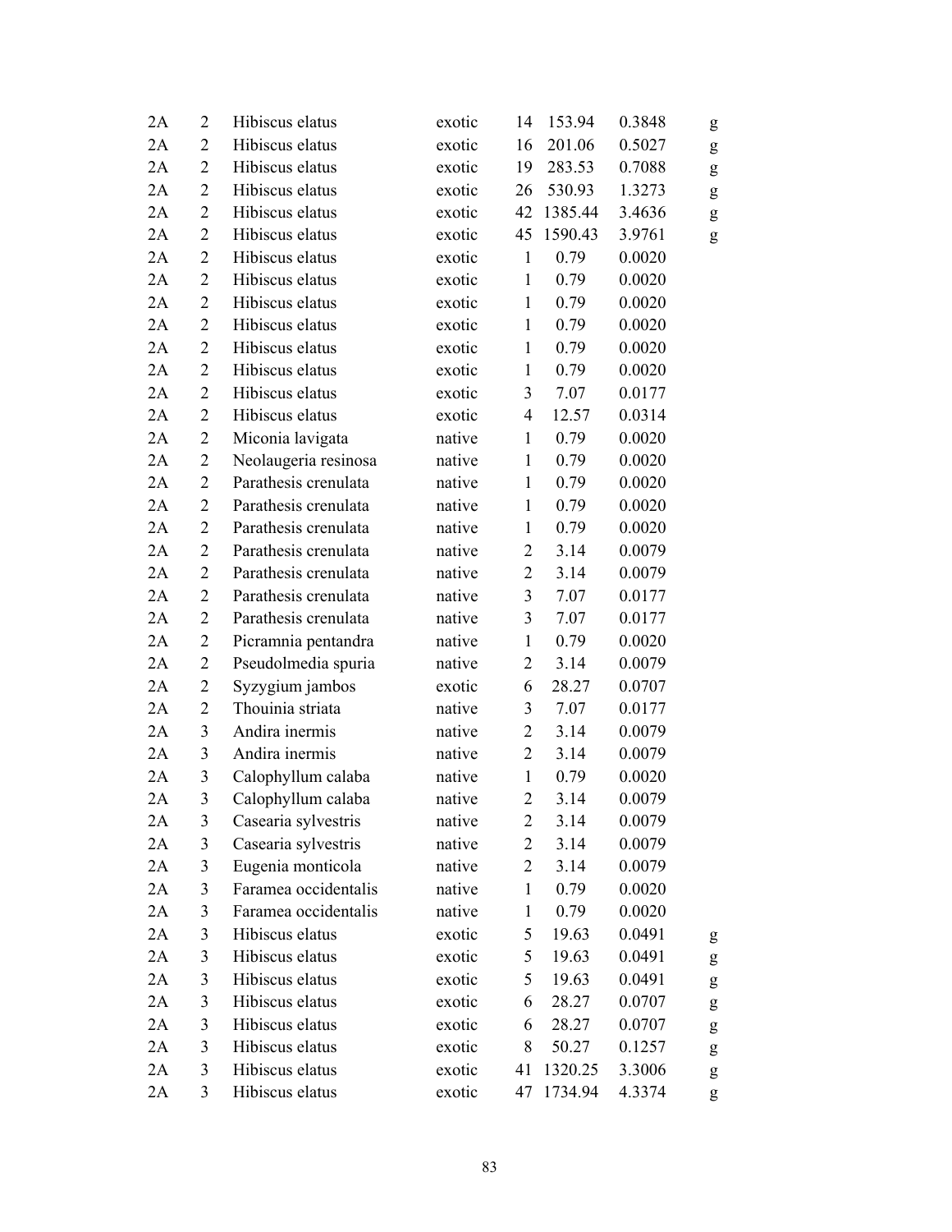| | | | | | | | |
|---|---|---|---|---|---|---|---|
| 2A | 2 | Hibiscus elatus | exotic | 14 | 153.94 | 0.3848 | g |
| 2A | 2 | Hibiscus elatus | exotic | 16 | 201.06 | 0.5027 | g |
| 2A | 2 | Hibiscus elatus | exotic | 19 | 283.53 | 0.7088 | g |
| 2A | 2 | Hibiscus elatus | exotic | 26 | 530.93 | 1.3273 | g |
| 2A | 2 | Hibiscus elatus | exotic | 42 | 1385.44 | 3.4636 | g |
| 2A | 2 | Hibiscus elatus | exotic | 45 | 1590.43 | 3.9761 | g |
| 2A | 2 | Hibiscus elatus | exotic | 1 | 0.79 | 0.0020 | |
| 2A | 2 | Hibiscus elatus | exotic | 1 | 0.79 | 0.0020 | |
| 2A | 2 | Hibiscus elatus | exotic | 1 | 0.79 | 0.0020 | |
| 2A | 2 | Hibiscus elatus | exotic | 1 | 0.79 | 0.0020 | |
| 2A | 2 | Hibiscus elatus | exotic | 1 | 0.79 | 0.0020 | |
| 2A | 2 | Hibiscus elatus | exotic | 1 | 0.79 | 0.0020 | |
| 2A | 2 | Hibiscus elatus | exotic | 3 | 7.07 | 0.0177 | |
| 2A | 2 | Hibiscus elatus | exotic | 4 | 12.57 | 0.0314 | |
| 2A | 2 | Miconia lavigata | native | 1 | 0.79 | 0.0020 | |
| 2A | 2 | Neolaugeria resinosa | native | 1 | 0.79 | 0.0020 | |
| 2A | 2 | Parathesis crenulata | native | 1 | 0.79 | 0.0020 | |
| 2A | 2 | Parathesis crenulata | native | 1 | 0.79 | 0.0020 | |
| 2A | 2 | Parathesis crenulata | native | 1 | 0.79 | 0.0020 | |
| 2A | 2 | Parathesis crenulata | native | 2 | 3.14 | 0.0079 | |
| 2A | 2 | Parathesis crenulata | native | 2 | 3.14 | 0.0079 | |
| 2A | 2 | Parathesis crenulata | native | 3 | 7.07 | 0.0177 | |
| 2A | 2 | Parathesis crenulata | native | 3 | 7.07 | 0.0177 | |
| 2A | 2 | Picramnia pentandra | native | 1 | 0.79 | 0.0020 | |
| 2A | 2 | Pseudolmedia spuria | native | 2 | 3.14 | 0.0079 | |
| 2A | 2 | Syzygium jambos | exotic | 6 | 28.27 | 0.0707 | |
| 2A | 2 | Thouinia striata | native | 3 | 7.07 | 0.0177 | |
| 2A | 3 | Andira inermis | native | 2 | 3.14 | 0.0079 | |
| 2A | 3 | Andira inermis | native | 2 | 3.14 | 0.0079 | |
| 2A | 3 | Calophyllum calaba | native | 1 | 0.79 | 0.0020 | |
| 2A | 3 | Calophyllum calaba | native | 2 | 3.14 | 0.0079 | |
| 2A | 3 | Casearia sylvestris | native | 2 | 3.14 | 0.0079 | |
| 2A | 3 | Casearia sylvestris | native | 2 | 3.14 | 0.0079 | |
| 2A | 3 | Eugenia monticola | native | 2 | 3.14 | 0.0079 | |
| 2A | 3 | Faramea occidentalis | native | 1 | 0.79 | 0.0020 | |
| 2A | 3 | Faramea occidentalis | native | 1 | 0.79 | 0.0020 | |
| 2A | 3 | Hibiscus elatus | exotic | 5 | 19.63 | 0.0491 | g |
| 2A | 3 | Hibiscus elatus | exotic | 5 | 19.63 | 0.0491 | g |
| 2A | 3 | Hibiscus elatus | exotic | 5 | 19.63 | 0.0491 | g |
| 2A | 3 | Hibiscus elatus | exotic | 6 | 28.27 | 0.0707 | g |
| 2A | 3 | Hibiscus elatus | exotic | 6 | 28.27 | 0.0707 | g |
| 2A | 3 | Hibiscus elatus | exotic | 8 | 50.27 | 0.1257 | g |
| 2A | 3 | Hibiscus elatus | exotic | 41 | 1320.25 | 3.3006 | g |
| 2A | 3 | Hibiscus elatus | exotic | 47 | 1734.94 | 4.3374 | g |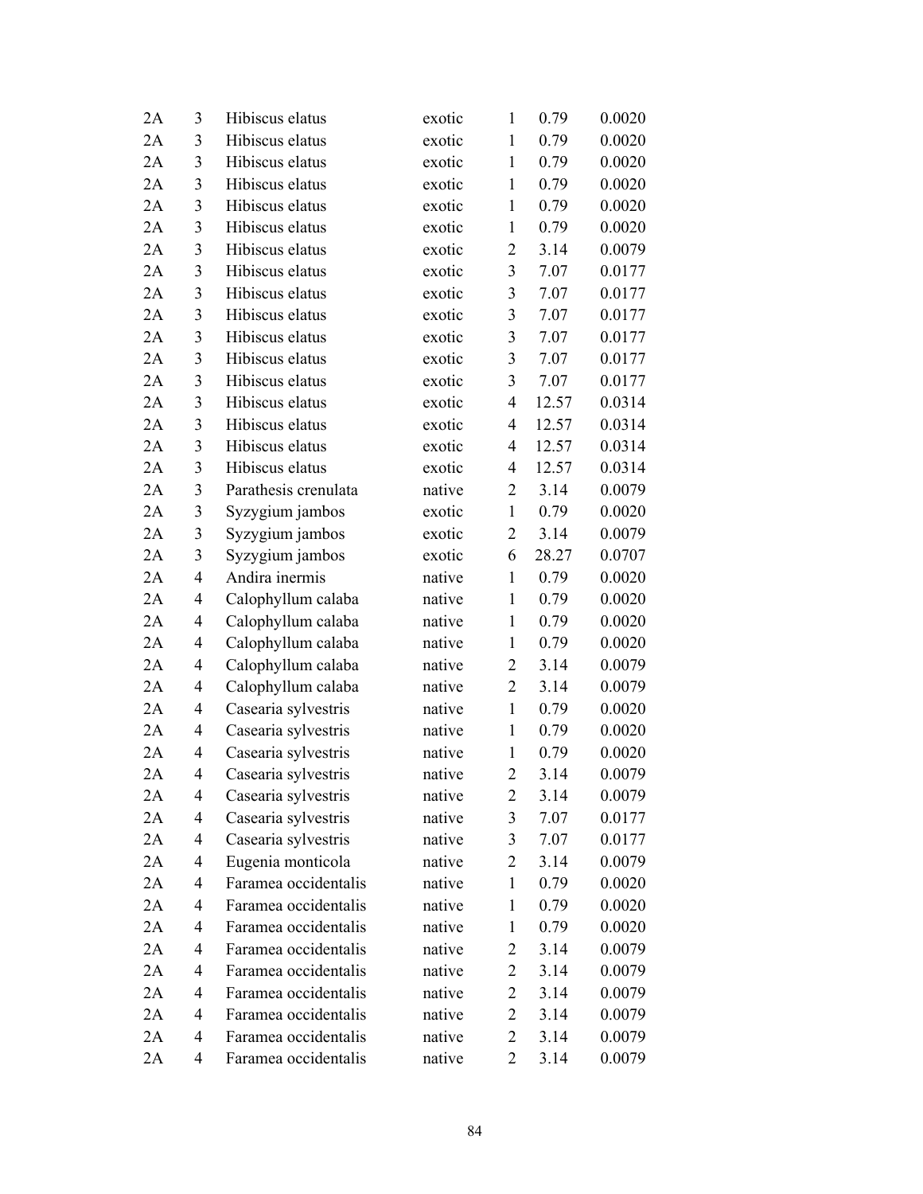| | | | | | | |
|---|---|---|---|---|---|---|
| 2A | 3 | Hibiscus elatus | exotic | 1 | 0.79 | 0.0020 |
| 2A | 3 | Hibiscus elatus | exotic | 1 | 0.79 | 0.0020 |
| 2A | 3 | Hibiscus elatus | exotic | 1 | 0.79 | 0.0020 |
| 2A | 3 | Hibiscus elatus | exotic | 1 | 0.79 | 0.0020 |
| 2A | 3 | Hibiscus elatus | exotic | 1 | 0.79 | 0.0020 |
| 2A | 3 | Hibiscus elatus | exotic | 1 | 0.79 | 0.0020 |
| 2A | 3 | Hibiscus elatus | exotic | 2 | 3.14 | 0.0079 |
| 2A | 3 | Hibiscus elatus | exotic | 3 | 7.07 | 0.0177 |
| 2A | 3 | Hibiscus elatus | exotic | 3 | 7.07 | 0.0177 |
| 2A | 3 | Hibiscus elatus | exotic | 3 | 7.07 | 0.0177 |
| 2A | 3 | Hibiscus elatus | exotic | 3 | 7.07 | 0.0177 |
| 2A | 3 | Hibiscus elatus | exotic | 3 | 7.07 | 0.0177 |
| 2A | 3 | Hibiscus elatus | exotic | 3 | 7.07 | 0.0177 |
| 2A | 3 | Hibiscus elatus | exotic | 4 | 12.57 | 0.0314 |
| 2A | 3 | Hibiscus elatus | exotic | 4 | 12.57 | 0.0314 |
| 2A | 3 | Hibiscus elatus | exotic | 4 | 12.57 | 0.0314 |
| 2A | 3 | Hibiscus elatus | exotic | 4 | 12.57 | 0.0314 |
| 2A | 3 | Parathesis crenulata | native | 2 | 3.14 | 0.0079 |
| 2A | 3 | Syzygium jambos | exotic | 1 | 0.79 | 0.0020 |
| 2A | 3 | Syzygium jambos | exotic | 2 | 3.14 | 0.0079 |
| 2A | 3 | Syzygium jambos | exotic | 6 | 28.27 | 0.0707 |
| 2A | 4 | Andira inermis | native | 1 | 0.79 | 0.0020 |
| 2A | 4 | Calophyllum calaba | native | 1 | 0.79 | 0.0020 |
| 2A | 4 | Calophyllum calaba | native | 1 | 0.79 | 0.0020 |
| 2A | 4 | Calophyllum calaba | native | 1 | 0.79 | 0.0020 |
| 2A | 4 | Calophyllum calaba | native | 2 | 3.14 | 0.0079 |
| 2A | 4 | Calophyllum calaba | native | 2 | 3.14 | 0.0079 |
| 2A | 4 | Casearia sylvestris | native | 1 | 0.79 | 0.0020 |
| 2A | 4 | Casearia sylvestris | native | 1 | 0.79 | 0.0020 |
| 2A | 4 | Casearia sylvestris | native | 1 | 0.79 | 0.0020 |
| 2A | 4 | Casearia sylvestris | native | 2 | 3.14 | 0.0079 |
| 2A | 4 | Casearia sylvestris | native | 2 | 3.14 | 0.0079 |
| 2A | 4 | Casearia sylvestris | native | 3 | 7.07 | 0.0177 |
| 2A | 4 | Casearia sylvestris | native | 3 | 7.07 | 0.0177 |
| 2A | 4 | Eugenia monticola | native | 2 | 3.14 | 0.0079 |
| 2A | 4 | Faramea occidentalis | native | 1 | 0.79 | 0.0020 |
| 2A | 4 | Faramea occidentalis | native | 1 | 0.79 | 0.0020 |
| 2A | 4 | Faramea occidentalis | native | 1 | 0.79 | 0.0020 |
| 2A | 4 | Faramea occidentalis | native | 2 | 3.14 | 0.0079 |
| 2A | 4 | Faramea occidentalis | native | 2 | 3.14 | 0.0079 |
| 2A | 4 | Faramea occidentalis | native | 2 | 3.14 | 0.0079 |
| 2A | 4 | Faramea occidentalis | native | 2 | 3.14 | 0.0079 |
| 2A | 4 | Faramea occidentalis | native | 2 | 3.14 | 0.0079 |
| 2A | 4 | Faramea occidentalis | native | 2 | 3.14 | 0.0079 |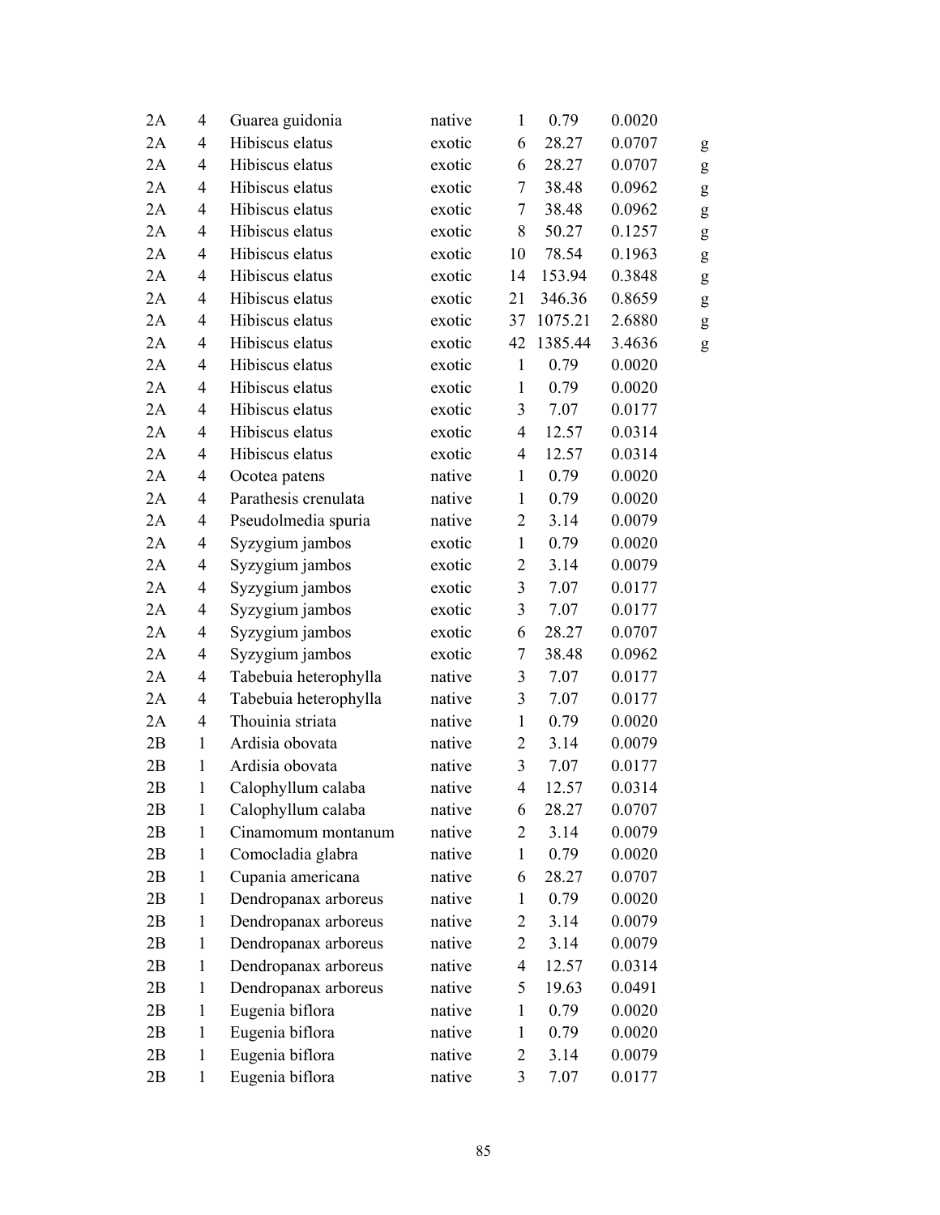| | | | | | | | |
|---|---|---|---|---|---|---|---|
| 2A | 4 | Guarea guidonia | native | 1 | 0.79 | 0.0020 | |
| 2A | 4 | Hibiscus elatus | exotic | 6 | 28.27 | 0.0707 | g |
| 2A | 4 | Hibiscus elatus | exotic | 6 | 28.27 | 0.0707 | g |
| 2A | 4 | Hibiscus elatus | exotic | 7 | 38.48 | 0.0962 | g |
| 2A | 4 | Hibiscus elatus | exotic | 7 | 38.48 | 0.0962 | g |
| 2A | 4 | Hibiscus elatus | exotic | 8 | 50.27 | 0.1257 | g |
| 2A | 4 | Hibiscus elatus | exotic | 10 | 78.54 | 0.1963 | g |
| 2A | 4 | Hibiscus elatus | exotic | 14 | 153.94 | 0.3848 | g |
| 2A | 4 | Hibiscus elatus | exotic | 21 | 346.36 | 0.8659 | g |
| 2A | 4 | Hibiscus elatus | exotic | 37 | 1075.21 | 2.6880 | g |
| 2A | 4 | Hibiscus elatus | exotic | 42 | 1385.44 | 3.4636 | g |
| 2A | 4 | Hibiscus elatus | exotic | 1 | 0.79 | 0.0020 | |
| 2A | 4 | Hibiscus elatus | exotic | 1 | 0.79 | 0.0020 | |
| 2A | 4 | Hibiscus elatus | exotic | 3 | 7.07 | 0.0177 | |
| 2A | 4 | Hibiscus elatus | exotic | 4 | 12.57 | 0.0314 | |
| 2A | 4 | Hibiscus elatus | exotic | 4 | 12.57 | 0.0314 | |
| 2A | 4 | Ocotea patens | native | 1 | 0.79 | 0.0020 | |
| 2A | 4 | Parathesis crenulata | native | 1 | 0.79 | 0.0020 | |
| 2A | 4 | Pseudolmedia spuria | native | 2 | 3.14 | 0.0079 | |
| 2A | 4 | Syzygium jambos | exotic | 1 | 0.79 | 0.0020 | |
| 2A | 4 | Syzygium jambos | exotic | 2 | 3.14 | 0.0079 | |
| 2A | 4 | Syzygium jambos | exotic | 3 | 7.07 | 0.0177 | |
| 2A | 4 | Syzygium jambos | exotic | 3 | 7.07 | 0.0177 | |
| 2A | 4 | Syzygium jambos | exotic | 6 | 28.27 | 0.0707 | |
| 2A | 4 | Syzygium jambos | exotic | 7 | 38.48 | 0.0962 | |
| 2A | 4 | Tabebuia heterophylla | native | 3 | 7.07 | 0.0177 | |
| 2A | 4 | Tabebuia heterophylla | native | 3 | 7.07 | 0.0177 | |
| 2A | 4 | Thouinia striata | native | 1 | 0.79 | 0.0020 | |
| 2B | 1 | Ardisia obovata | native | 2 | 3.14 | 0.0079 | |
| 2B | 1 | Ardisia obovata | native | 3 | 7.07 | 0.0177 | |
| 2B | 1 | Calophyllum calaba | native | 4 | 12.57 | 0.0314 | |
| 2B | 1 | Calophyllum calaba | native | 6 | 28.27 | 0.0707 | |
| 2B | 1 | Cinamomum montanum | native | 2 | 3.14 | 0.0079 | |
| 2B | 1 | Comocladia glabra | native | 1 | 0.79 | 0.0020 | |
| 2B | 1 | Cupania americana | native | 6 | 28.27 | 0.0707 | |
| 2B | 1 | Dendropanax arboreus | native | 1 | 0.79 | 0.0020 | |
| 2B | 1 | Dendropanax arboreus | native | 2 | 3.14 | 0.0079 | |
| 2B | 1 | Dendropanax arboreus | native | 2 | 3.14 | 0.0079 | |
| 2B | 1 | Dendropanax arboreus | native | 4 | 12.57 | 0.0314 | |
| 2B | 1 | Dendropanax arboreus | native | 5 | 19.63 | 0.0491 | |
| 2B | 1 | Eugenia biflora | native | 1 | 0.79 | 0.0020 | |
| 2B | 1 | Eugenia biflora | native | 1 | 0.79 | 0.0020 | |
| 2B | 1 | Eugenia biflora | native | 2 | 3.14 | 0.0079 | |
| 2B | 1 | Eugenia biflora | native | 3 | 7.07 | 0.0177 | |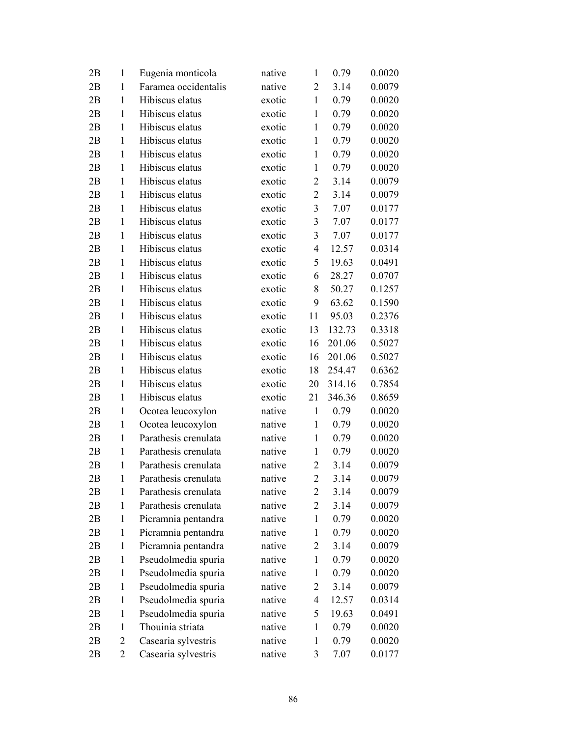| | | | | | | |
|---|---|---|---|---|---|---|
| 2B | 1 | Eugenia monticola | native | 1 | 0.79 | 0.0020 |
| 2B | 1 | Faramea occidentalis | native | 2 | 3.14 | 0.0079 |
| 2B | 1 | Hibiscus elatus | exotic | 1 | 0.79 | 0.0020 |
| 2B | 1 | Hibiscus elatus | exotic | 1 | 0.79 | 0.0020 |
| 2B | 1 | Hibiscus elatus | exotic | 1 | 0.79 | 0.0020 |
| 2B | 1 | Hibiscus elatus | exotic | 1 | 0.79 | 0.0020 |
| 2B | 1 | Hibiscus elatus | exotic | 1 | 0.79 | 0.0020 |
| 2B | 1 | Hibiscus elatus | exotic | 1 | 0.79 | 0.0020 |
| 2B | 1 | Hibiscus elatus | exotic | 2 | 3.14 | 0.0079 |
| 2B | 1 | Hibiscus elatus | exotic | 2 | 3.14 | 0.0079 |
| 2B | 1 | Hibiscus elatus | exotic | 3 | 7.07 | 0.0177 |
| 2B | 1 | Hibiscus elatus | exotic | 3 | 7.07 | 0.0177 |
| 2B | 1 | Hibiscus elatus | exotic | 3 | 7.07 | 0.0177 |
| 2B | 1 | Hibiscus elatus | exotic | 4 | 12.57 | 0.0314 |
| 2B | 1 | Hibiscus elatus | exotic | 5 | 19.63 | 0.0491 |
| 2B | 1 | Hibiscus elatus | exotic | 6 | 28.27 | 0.0707 |
| 2B | 1 | Hibiscus elatus | exotic | 8 | 50.27 | 0.1257 |
| 2B | 1 | Hibiscus elatus | exotic | 9 | 63.62 | 0.1590 |
| 2B | 1 | Hibiscus elatus | exotic | 11 | 95.03 | 0.2376 |
| 2B | 1 | Hibiscus elatus | exotic | 13 | 132.73 | 0.3318 |
| 2B | 1 | Hibiscus elatus | exotic | 16 | 201.06 | 0.5027 |
| 2B | 1 | Hibiscus elatus | exotic | 16 | 201.06 | 0.5027 |
| 2B | 1 | Hibiscus elatus | exotic | 18 | 254.47 | 0.6362 |
| 2B | 1 | Hibiscus elatus | exotic | 20 | 314.16 | 0.7854 |
| 2B | 1 | Hibiscus elatus | exotic | 21 | 346.36 | 0.8659 |
| 2B | 1 | Ocotea leucoxylon | native | 1 | 0.79 | 0.0020 |
| 2B | 1 | Ocotea leucoxylon | native | 1 | 0.79 | 0.0020 |
| 2B | 1 | Parathesis crenulata | native | 1 | 0.79 | 0.0020 |
| 2B | 1 | Parathesis crenulata | native | 1 | 0.79 | 0.0020 |
| 2B | 1 | Parathesis crenulata | native | 2 | 3.14 | 0.0079 |
| 2B | 1 | Parathesis crenulata | native | 2 | 3.14 | 0.0079 |
| 2B | 1 | Parathesis crenulata | native | 2 | 3.14 | 0.0079 |
| 2B | 1 | Parathesis crenulata | native | 2 | 3.14 | 0.0079 |
| 2B | 1 | Picramnia pentandra | native | 1 | 0.79 | 0.0020 |
| 2B | 1 | Picramnia pentandra | native | 1 | 0.79 | 0.0020 |
| 2B | 1 | Picramnia pentandra | native | 2 | 3.14 | 0.0079 |
| 2B | 1 | Pseudolmedia spuria | native | 1 | 0.79 | 0.0020 |
| 2B | 1 | Pseudolmedia spuria | native | 1 | 0.79 | 0.0020 |
| 2B | 1 | Pseudolmedia spuria | native | 2 | 3.14 | 0.0079 |
| 2B | 1 | Pseudolmedia spuria | native | 4 | 12.57 | 0.0314 |
| 2B | 1 | Pseudolmedia spuria | native | 5 | 19.63 | 0.0491 |
| 2B | 1 | Thouinia striata | native | 1 | 0.79 | 0.0020 |
| 2B | 2 | Casearia sylvestris | native | 1 | 0.79 | 0.0020 |
| 2B | 2 | Casearia sylvestris | native | 3 | 7.07 | 0.0177 |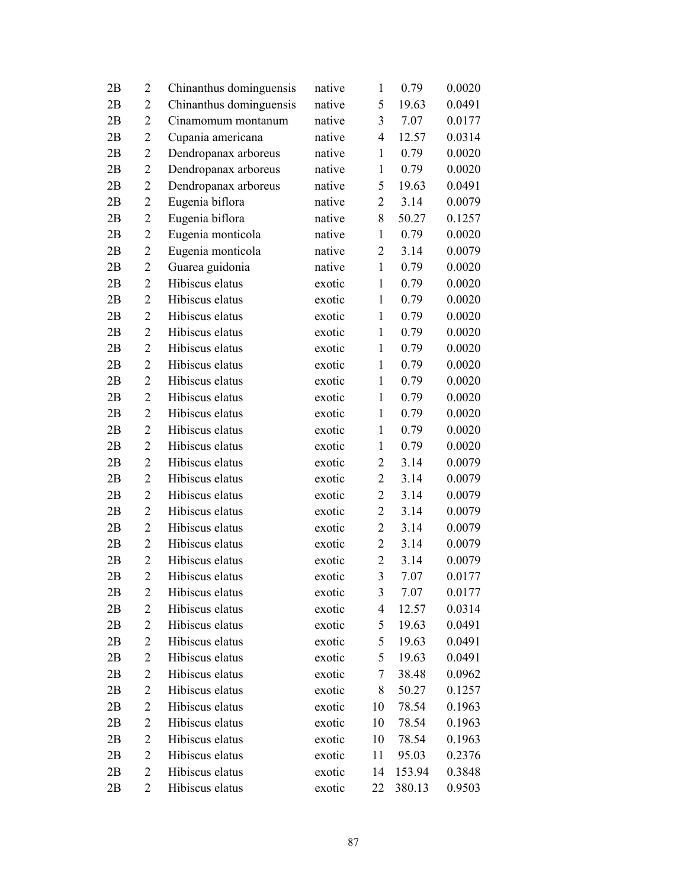| | | | | | | |
|---|---|---|---|---|---|---|
| 2B | 2 | Chinanthus dominguensis | native | 1 | 0.79 | 0.0020 |
| 2B | 2 | Chinanthus dominguensis | native | 5 | 19.63 | 0.0491 |
| 2B | 2 | Cinamomum montanum | native | 3 | 7.07 | 0.0177 |
| 2B | 2 | Cupania americana | native | 4 | 12.57 | 0.0314 |
| 2B | 2 | Dendropanax arboreus | native | 1 | 0.79 | 0.0020 |
| 2B | 2 | Dendropanax arboreus | native | 1 | 0.79 | 0.0020 |
| 2B | 2 | Dendropanax arboreus | native | 5 | 19.63 | 0.0491 |
| 2B | 2 | Eugenia biflora | native | 2 | 3.14 | 0.0079 |
| 2B | 2 | Eugenia biflora | native | 8 | 50.27 | 0.1257 |
| 2B | 2 | Eugenia monticola | native | 1 | 0.79 | 0.0020 |
| 2B | 2 | Eugenia monticola | native | 2 | 3.14 | 0.0079 |
| 2B | 2 | Guarea guidonia | native | 1 | 0.79 | 0.0020 |
| 2B | 2 | Hibiscus elatus | exotic | 1 | 0.79 | 0.0020 |
| 2B | 2 | Hibiscus elatus | exotic | 1 | 0.79 | 0.0020 |
| 2B | 2 | Hibiscus elatus | exotic | 1 | 0.79 | 0.0020 |
| 2B | 2 | Hibiscus elatus | exotic | 1 | 0.79 | 0.0020 |
| 2B | 2 | Hibiscus elatus | exotic | 1 | 0.79 | 0.0020 |
| 2B | 2 | Hibiscus elatus | exotic | 1 | 0.79 | 0.0020 |
| 2B | 2 | Hibiscus elatus | exotic | 1 | 0.79 | 0.0020 |
| 2B | 2 | Hibiscus elatus | exotic | 1 | 0.79 | 0.0020 |
| 2B | 2 | Hibiscus elatus | exotic | 1 | 0.79 | 0.0020 |
| 2B | 2 | Hibiscus elatus | exotic | 1 | 0.79 | 0.0020 |
| 2B | 2 | Hibiscus elatus | exotic | 1 | 0.79 | 0.0020 |
| 2B | 2 | Hibiscus elatus | exotic | 2 | 3.14 | 0.0079 |
| 2B | 2 | Hibiscus elatus | exotic | 2 | 3.14 | 0.0079 |
| 2B | 2 | Hibiscus elatus | exotic | 2 | 3.14 | 0.0079 |
| 2B | 2 | Hibiscus elatus | exotic | 2 | 3.14 | 0.0079 |
| 2B | 2 | Hibiscus elatus | exotic | 2 | 3.14 | 0.0079 |
| 2B | 2 | Hibiscus elatus | exotic | 2 | 3.14 | 0.0079 |
| 2B | 2 | Hibiscus elatus | exotic | 2 | 3.14 | 0.0079 |
| 2B | 2 | Hibiscus elatus | exotic | 3 | 7.07 | 0.0177 |
| 2B | 2 | Hibiscus elatus | exotic | 3 | 7.07 | 0.0177 |
| 2B | 2 | Hibiscus elatus | exotic | 4 | 12.57 | 0.0314 |
| 2B | 2 | Hibiscus elatus | exotic | 5 | 19.63 | 0.0491 |
| 2B | 2 | Hibiscus elatus | exotic | 5 | 19.63 | 0.0491 |
| 2B | 2 | Hibiscus elatus | exotic | 5 | 19.63 | 0.0491 |
| 2B | 2 | Hibiscus elatus | exotic | 7 | 38.48 | 0.0962 |
| 2B | 2 | Hibiscus elatus | exotic | 8 | 50.27 | 0.1257 |
| 2B | 2 | Hibiscus elatus | exotic | 10 | 78.54 | 0.1963 |
| 2B | 2 | Hibiscus elatus | exotic | 10 | 78.54 | 0.1963 |
| 2B | 2 | Hibiscus elatus | exotic | 10 | 78.54 | 0.1963 |
| 2B | 2 | Hibiscus elatus | exotic | 11 | 95.03 | 0.2376 |
| 2B | 2 | Hibiscus elatus | exotic | 14 | 153.94 | 0.3848 |
| 2B | 2 | Hibiscus elatus | exotic | 22 | 380.13 | 0.9503 |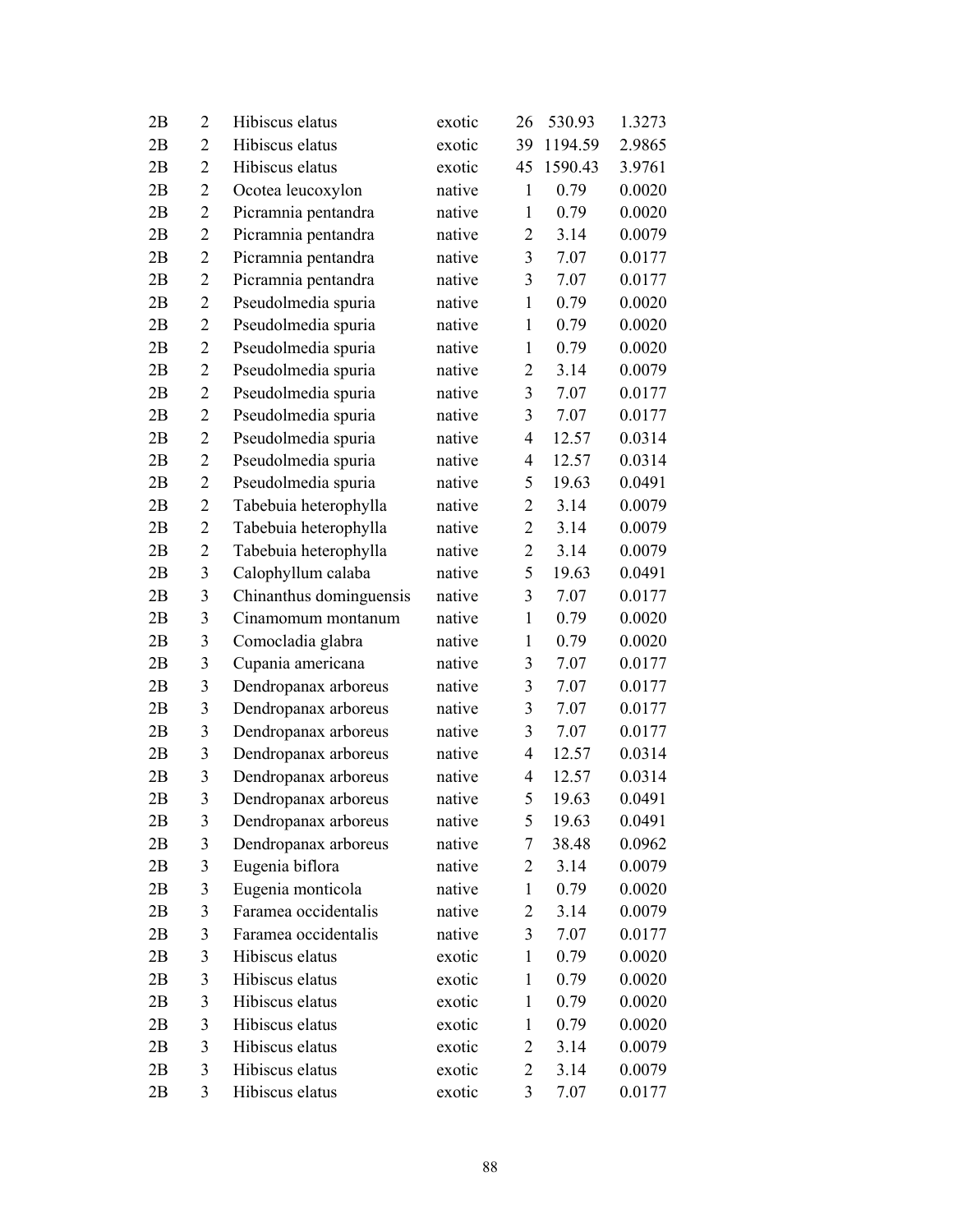| | | | | | | |
|---|---|---|---|---|---|---|
| 2B | 2 | Hibiscus elatus | exotic | 26 | 530.93 | 1.3273 |
| 2B | 2 | Hibiscus elatus | exotic | 39 | 1194.59 | 2.9865 |
| 2B | 2 | Hibiscus elatus | exotic | 45 | 1590.43 | 3.9761 |
| 2B | 2 | Ocotea leucoxylon | native | 1 | 0.79 | 0.0020 |
| 2B | 2 | Picramnia pentandra | native | 1 | 0.79 | 0.0020 |
| 2B | 2 | Picramnia pentandra | native | 2 | 3.14 | 0.0079 |
| 2B | 2 | Picramnia pentandra | native | 3 | 7.07 | 0.0177 |
| 2B | 2 | Picramnia pentandra | native | 3 | 7.07 | 0.0177 |
| 2B | 2 | Pseudolmedia spuria | native | 1 | 0.79 | 0.0020 |
| 2B | 2 | Pseudolmedia spuria | native | 1 | 0.79 | 0.0020 |
| 2B | 2 | Pseudolmedia spuria | native | 1 | 0.79 | 0.0020 |
| 2B | 2 | Pseudolmedia spuria | native | 2 | 3.14 | 0.0079 |
| 2B | 2 | Pseudolmedia spuria | native | 3 | 7.07 | 0.0177 |
| 2B | 2 | Pseudolmedia spuria | native | 3 | 7.07 | 0.0177 |
| 2B | 2 | Pseudolmedia spuria | native | 4 | 12.57 | 0.0314 |
| 2B | 2 | Pseudolmedia spuria | native | 4 | 12.57 | 0.0314 |
| 2B | 2 | Pseudolmedia spuria | native | 5 | 19.63 | 0.0491 |
| 2B | 2 | Tabebuia heterophylla | native | 2 | 3.14 | 0.0079 |
| 2B | 2 | Tabebuia heterophylla | native | 2 | 3.14 | 0.0079 |
| 2B | 2 | Tabebuia heterophylla | native | 2 | 3.14 | 0.0079 |
| 2B | 3 | Calophyllum calaba | native | 5 | 19.63 | 0.0491 |
| 2B | 3 | Chinanthus dominguensis | native | 3 | 7.07 | 0.0177 |
| 2B | 3 | Cinamomum montanum | native | 1 | 0.79 | 0.0020 |
| 2B | 3 | Comocladia glabra | native | 1 | 0.79 | 0.0020 |
| 2B | 3 | Cupania americana | native | 3 | 7.07 | 0.0177 |
| 2B | 3 | Dendropanax arboreus | native | 3 | 7.07 | 0.0177 |
| 2B | 3 | Dendropanax arboreus | native | 3 | 7.07 | 0.0177 |
| 2B | 3 | Dendropanax arboreus | native | 3 | 7.07 | 0.0177 |
| 2B | 3 | Dendropanax arboreus | native | 4 | 12.57 | 0.0314 |
| 2B | 3 | Dendropanax arboreus | native | 4 | 12.57 | 0.0314 |
| 2B | 3 | Dendropanax arboreus | native | 5 | 19.63 | 0.0491 |
| 2B | 3 | Dendropanax arboreus | native | 5 | 19.63 | 0.0491 |
| 2B | 3 | Dendropanax arboreus | native | 7 | 38.48 | 0.0962 |
| 2B | 3 | Eugenia biflora | native | 2 | 3.14 | 0.0079 |
| 2B | 3 | Eugenia monticola | native | 1 | 0.79 | 0.0020 |
| 2B | 3 | Faramea occidentalis | native | 2 | 3.14 | 0.0079 |
| 2B | 3 | Faramea occidentalis | native | 3 | 7.07 | 0.0177 |
| 2B | 3 | Hibiscus elatus | exotic | 1 | 0.79 | 0.0020 |
| 2B | 3 | Hibiscus elatus | exotic | 1 | 0.79 | 0.0020 |
| 2B | 3 | Hibiscus elatus | exotic | 1 | 0.79 | 0.0020 |
| 2B | 3 | Hibiscus elatus | exotic | 1 | 0.79 | 0.0020 |
| 2B | 3 | Hibiscus elatus | exotic | 2 | 3.14 | 0.0079 |
| 2B | 3 | Hibiscus elatus | exotic | 2 | 3.14 | 0.0079 |
| 2B | 3 | Hibiscus elatus | exotic | 3 | 7.07 | 0.0177 |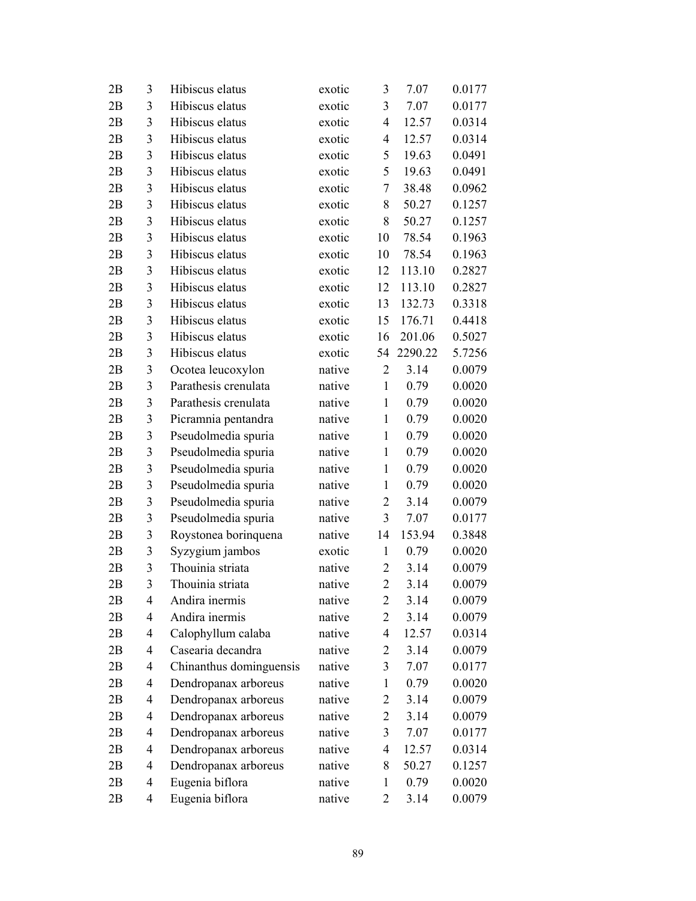| | | | | | | |
|---|---|---|---|---|---|---|
| 2B | 3 | Hibiscus elatus | exotic | 3 | 7.07 | 0.0177 |
| 2B | 3 | Hibiscus elatus | exotic | 3 | 7.07 | 0.0177 |
| 2B | 3 | Hibiscus elatus | exotic | 4 | 12.57 | 0.0314 |
| 2B | 3 | Hibiscus elatus | exotic | 4 | 12.57 | 0.0314 |
| 2B | 3 | Hibiscus elatus | exotic | 5 | 19.63 | 0.0491 |
| 2B | 3 | Hibiscus elatus | exotic | 5 | 19.63 | 0.0491 |
| 2B | 3 | Hibiscus elatus | exotic | 7 | 38.48 | 0.0962 |
| 2B | 3 | Hibiscus elatus | exotic | 8 | 50.27 | 0.1257 |
| 2B | 3 | Hibiscus elatus | exotic | 8 | 50.27 | 0.1257 |
| 2B | 3 | Hibiscus elatus | exotic | 10 | 78.54 | 0.1963 |
| 2B | 3 | Hibiscus elatus | exotic | 10 | 78.54 | 0.1963 |
| 2B | 3 | Hibiscus elatus | exotic | 12 | 113.10 | 0.2827 |
| 2B | 3 | Hibiscus elatus | exotic | 12 | 113.10 | 0.2827 |
| 2B | 3 | Hibiscus elatus | exotic | 13 | 132.73 | 0.3318 |
| 2B | 3 | Hibiscus elatus | exotic | 15 | 176.71 | 0.4418 |
| 2B | 3 | Hibiscus elatus | exotic | 16 | 201.06 | 0.5027 |
| 2B | 3 | Hibiscus elatus | exotic | 54 | 2290.22 | 5.7256 |
| 2B | 3 | Ocotea leucoxylon | native | 2 | 3.14 | 0.0079 |
| 2B | 3 | Parathesis crenulata | native | 1 | 0.79 | 0.0020 |
| 2B | 3 | Parathesis crenulata | native | 1 | 0.79 | 0.0020 |
| 2B | 3 | Picramnia pentandra | native | 1 | 0.79 | 0.0020 |
| 2B | 3 | Pseudolmedia spuria | native | 1 | 0.79 | 0.0020 |
| 2B | 3 | Pseudolmedia spuria | native | 1 | 0.79 | 0.0020 |
| 2B | 3 | Pseudolmedia spuria | native | 1 | 0.79 | 0.0020 |
| 2B | 3 | Pseudolmedia spuria | native | 1 | 0.79 | 0.0020 |
| 2B | 3 | Pseudolmedia spuria | native | 2 | 3.14 | 0.0079 |
| 2B | 3 | Pseudolmedia spuria | native | 3 | 7.07 | 0.0177 |
| 2B | 3 | Roystonea borinquena | native | 14 | 153.94 | 0.3848 |
| 2B | 3 | Syzygium jambos | exotic | 1 | 0.79 | 0.0020 |
| 2B | 3 | Thouinia striata | native | 2 | 3.14 | 0.0079 |
| 2B | 3 | Thouinia striata | native | 2 | 3.14 | 0.0079 |
| 2B | 4 | Andira inermis | native | 2 | 3.14 | 0.0079 |
| 2B | 4 | Andira inermis | native | 2 | 3.14 | 0.0079 |
| 2B | 4 | Calophyllum calaba | native | 4 | 12.57 | 0.0314 |
| 2B | 4 | Casearia decandra | native | 2 | 3.14 | 0.0079 |
| 2B | 4 | Chinanthus dominguensis | native | 3 | 7.07 | 0.0177 |
| 2B | 4 | Dendropanax arboreus | native | 1 | 0.79 | 0.0020 |
| 2B | 4 | Dendropanax arboreus | native | 2 | 3.14 | 0.0079 |
| 2B | 4 | Dendropanax arboreus | native | 2 | 3.14 | 0.0079 |
| 2B | 4 | Dendropanax arboreus | native | 3 | 7.07 | 0.0177 |
| 2B | 4 | Dendropanax arboreus | native | 4 | 12.57 | 0.0314 |
| 2B | 4 | Dendropanax arboreus | native | 8 | 50.27 | 0.1257 |
| 2B | 4 | Eugenia biflora | native | 1 | 0.79 | 0.0020 |
| 2B | 4 | Eugenia biflora | native | 2 | 3.14 | 0.0079 |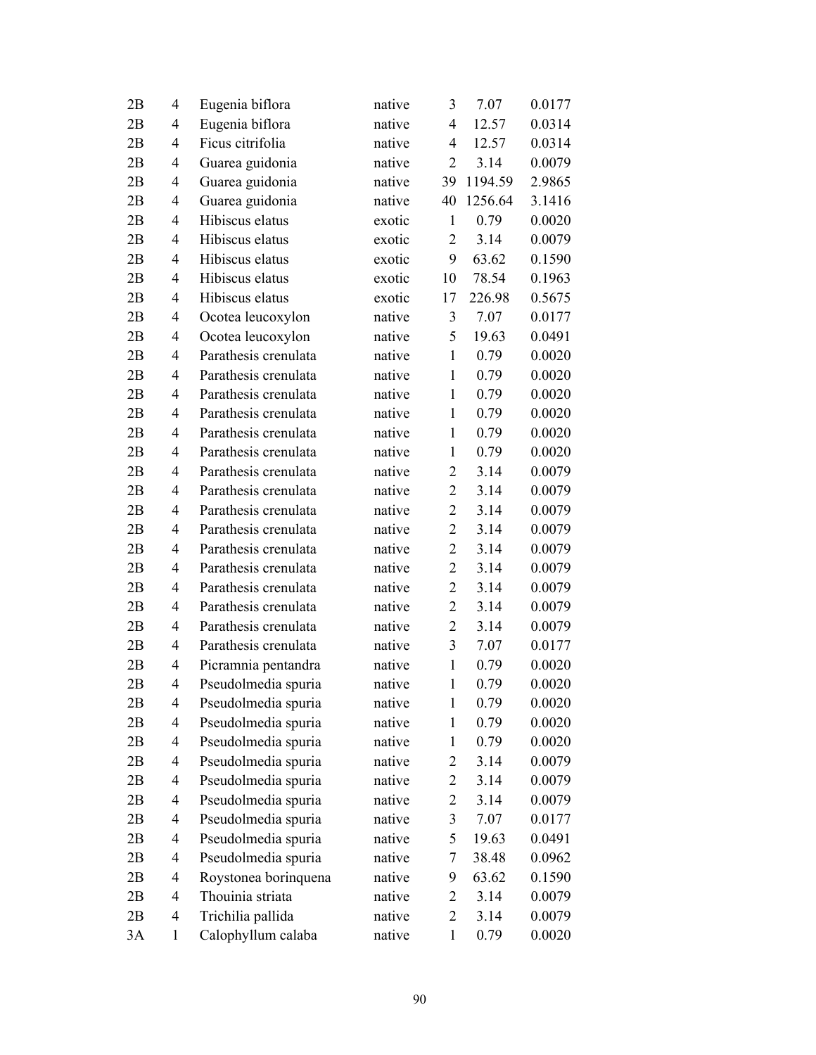| | | | | | | |
|---|---|---|---|---|---|---|
| 2B | 4 | Eugenia biflora | native | 3 | 7.07 | 0.0177 |
| 2B | 4 | Eugenia biflora | native | 4 | 12.57 | 0.0314 |
| 2B | 4 | Ficus citrifolia | native | 4 | 12.57 | 0.0314 |
| 2B | 4 | Guarea guidonia | native | 2 | 3.14 | 0.0079 |
| 2B | 4 | Guarea guidonia | native | 39 | 1194.59 | 2.9865 |
| 2B | 4 | Guarea guidonia | native | 40 | 1256.64 | 3.1416 |
| 2B | 4 | Hibiscus elatus | exotic | 1 | 0.79 | 0.0020 |
| 2B | 4 | Hibiscus elatus | exotic | 2 | 3.14 | 0.0079 |
| 2B | 4 | Hibiscus elatus | exotic | 9 | 63.62 | 0.1590 |
| 2B | 4 | Hibiscus elatus | exotic | 10 | 78.54 | 0.1963 |
| 2B | 4 | Hibiscus elatus | exotic | 17 | 226.98 | 0.5675 |
| 2B | 4 | Ocotea leucoxylon | native | 3 | 7.07 | 0.0177 |
| 2B | 4 | Ocotea leucoxylon | native | 5 | 19.63 | 0.0491 |
| 2B | 4 | Parathesis crenulata | native | 1 | 0.79 | 0.0020 |
| 2B | 4 | Parathesis crenulata | native | 1 | 0.79 | 0.0020 |
| 2B | 4 | Parathesis crenulata | native | 1 | 0.79 | 0.0020 |
| 2B | 4 | Parathesis crenulata | native | 1 | 0.79 | 0.0020 |
| 2B | 4 | Parathesis crenulata | native | 1 | 0.79 | 0.0020 |
| 2B | 4 | Parathesis crenulata | native | 1 | 0.79 | 0.0020 |
| 2B | 4 | Parathesis crenulata | native | 2 | 3.14 | 0.0079 |
| 2B | 4 | Parathesis crenulata | native | 2 | 3.14 | 0.0079 |
| 2B | 4 | Parathesis crenulata | native | 2 | 3.14 | 0.0079 |
| 2B | 4 | Parathesis crenulata | native | 2 | 3.14 | 0.0079 |
| 2B | 4 | Parathesis crenulata | native | 2 | 3.14 | 0.0079 |
| 2B | 4 | Parathesis crenulata | native | 2 | 3.14 | 0.0079 |
| 2B | 4 | Parathesis crenulata | native | 2 | 3.14 | 0.0079 |
| 2B | 4 | Parathesis crenulata | native | 2 | 3.14 | 0.0079 |
| 2B | 4 | Parathesis crenulata | native | 2 | 3.14 | 0.0079 |
| 2B | 4 | Parathesis crenulata | native | 3 | 7.07 | 0.0177 |
| 2B | 4 | Picramnia pentandra | native | 1 | 0.79 | 0.0020 |
| 2B | 4 | Pseudolmedia spuria | native | 1 | 0.79 | 0.0020 |
| 2B | 4 | Pseudolmedia spuria | native | 1 | 0.79 | 0.0020 |
| 2B | 4 | Pseudolmedia spuria | native | 1 | 0.79 | 0.0020 |
| 2B | 4 | Pseudolmedia spuria | native | 1 | 0.79 | 0.0020 |
| 2B | 4 | Pseudolmedia spuria | native | 2 | 3.14 | 0.0079 |
| 2B | 4 | Pseudolmedia spuria | native | 2 | 3.14 | 0.0079 |
| 2B | 4 | Pseudolmedia spuria | native | 2 | 3.14 | 0.0079 |
| 2B | 4 | Pseudolmedia spuria | native | 3 | 7.07 | 0.0177 |
| 2B | 4 | Pseudolmedia spuria | native | 5 | 19.63 | 0.0491 |
| 2B | 4 | Pseudolmedia spuria | native | 7 | 38.48 | 0.0962 |
| 2B | 4 | Roystonea borinquena | native | 9 | 63.62 | 0.1590 |
| 2B | 4 | Thouinia striata | native | 2 | 3.14 | 0.0079 |
| 2B | 4 | Trichilia pallida | native | 2 | 3.14 | 0.0079 |
| 3A | 1 | Calophyllum calaba | native | 1 | 0.79 | 0.0020 |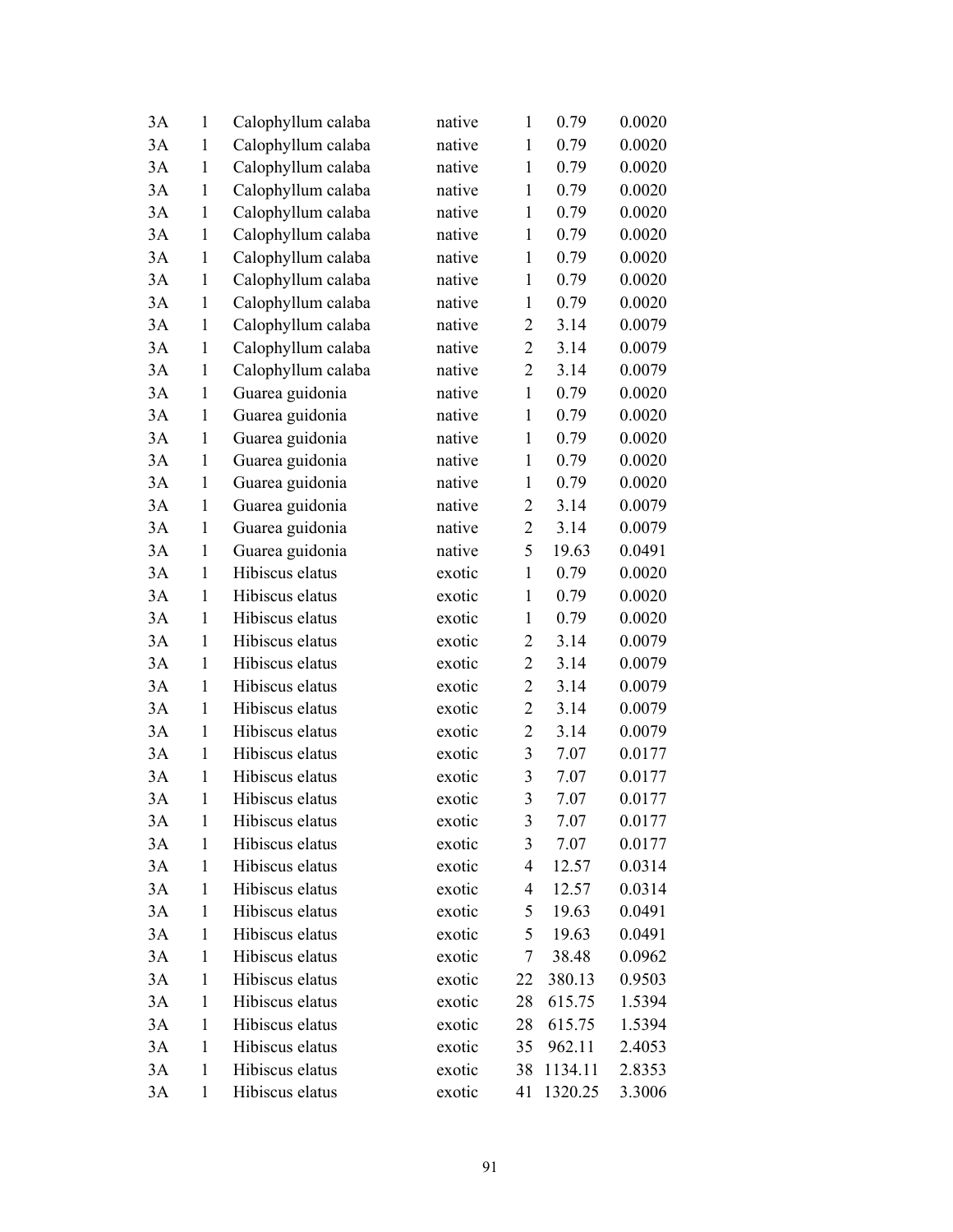| | | | | | | |
|---|---|---|---|---|---|---|
| 3A | 1 | Calophyllum calaba | native | 1 | 0.79 | 0.0020 |
| 3A | 1 | Calophyllum calaba | native | 1 | 0.79 | 0.0020 |
| 3A | 1 | Calophyllum calaba | native | 1 | 0.79 | 0.0020 |
| 3A | 1 | Calophyllum calaba | native | 1 | 0.79 | 0.0020 |
| 3A | 1 | Calophyllum calaba | native | 1 | 0.79 | 0.0020 |
| 3A | 1 | Calophyllum calaba | native | 1 | 0.79 | 0.0020 |
| 3A | 1 | Calophyllum calaba | native | 1 | 0.79 | 0.0020 |
| 3A | 1 | Calophyllum calaba | native | 1 | 0.79 | 0.0020 |
| 3A | 1 | Calophyllum calaba | native | 1 | 0.79 | 0.0020 |
| 3A | 1 | Calophyllum calaba | native | 2 | 3.14 | 0.0079 |
| 3A | 1 | Calophyllum calaba | native | 2 | 3.14 | 0.0079 |
| 3A | 1 | Calophyllum calaba | native | 2 | 3.14 | 0.0079 |
| 3A | 1 | Guarea guidonia | native | 1 | 0.79 | 0.0020 |
| 3A | 1 | Guarea guidonia | native | 1 | 0.79 | 0.0020 |
| 3A | 1 | Guarea guidonia | native | 1 | 0.79 | 0.0020 |
| 3A | 1 | Guarea guidonia | native | 1 | 0.79 | 0.0020 |
| 3A | 1 | Guarea guidonia | native | 1 | 0.79 | 0.0020 |
| 3A | 1 | Guarea guidonia | native | 2 | 3.14 | 0.0079 |
| 3A | 1 | Guarea guidonia | native | 2 | 3.14 | 0.0079 |
| 3A | 1 | Guarea guidonia | native | 5 | 19.63 | 0.0491 |
| 3A | 1 | Hibiscus elatus | exotic | 1 | 0.79 | 0.0020 |
| 3A | 1 | Hibiscus elatus | exotic | 1 | 0.79 | 0.0020 |
| 3A | 1 | Hibiscus elatus | exotic | 1 | 0.79 | 0.0020 |
| 3A | 1 | Hibiscus elatus | exotic | 2 | 3.14 | 0.0079 |
| 3A | 1 | Hibiscus elatus | exotic | 2 | 3.14 | 0.0079 |
| 3A | 1 | Hibiscus elatus | exotic | 2 | 3.14 | 0.0079 |
| 3A | 1 | Hibiscus elatus | exotic | 2 | 3.14 | 0.0079 |
| 3A | 1 | Hibiscus elatus | exotic | 2 | 3.14 | 0.0079 |
| 3A | 1 | Hibiscus elatus | exotic | 3 | 7.07 | 0.0177 |
| 3A | 1 | Hibiscus elatus | exotic | 3 | 7.07 | 0.0177 |
| 3A | 1 | Hibiscus elatus | exotic | 3 | 7.07 | 0.0177 |
| 3A | 1 | Hibiscus elatus | exotic | 3 | 7.07 | 0.0177 |
| 3A | 1 | Hibiscus elatus | exotic | 3 | 7.07 | 0.0177 |
| 3A | 1 | Hibiscus elatus | exotic | 4 | 12.57 | 0.0314 |
| 3A | 1 | Hibiscus elatus | exotic | 4 | 12.57 | 0.0314 |
| 3A | 1 | Hibiscus elatus | exotic | 5 | 19.63 | 0.0491 |
| 3A | 1 | Hibiscus elatus | exotic | 5 | 19.63 | 0.0491 |
| 3A | 1 | Hibiscus elatus | exotic | 7 | 38.48 | 0.0962 |
| 3A | 1 | Hibiscus elatus | exotic | 22 | 380.13 | 0.9503 |
| 3A | 1 | Hibiscus elatus | exotic | 28 | 615.75 | 1.5394 |
| 3A | 1 | Hibiscus elatus | exotic | 28 | 615.75 | 1.5394 |
| 3A | 1 | Hibiscus elatus | exotic | 35 | 962.11 | 2.4053 |
| 3A | 1 | Hibiscus elatus | exotic | 38 | 1134.11 | 2.8353 |
| 3A | 1 | Hibiscus elatus | exotic | 41 | 1320.25 | 3.3006 |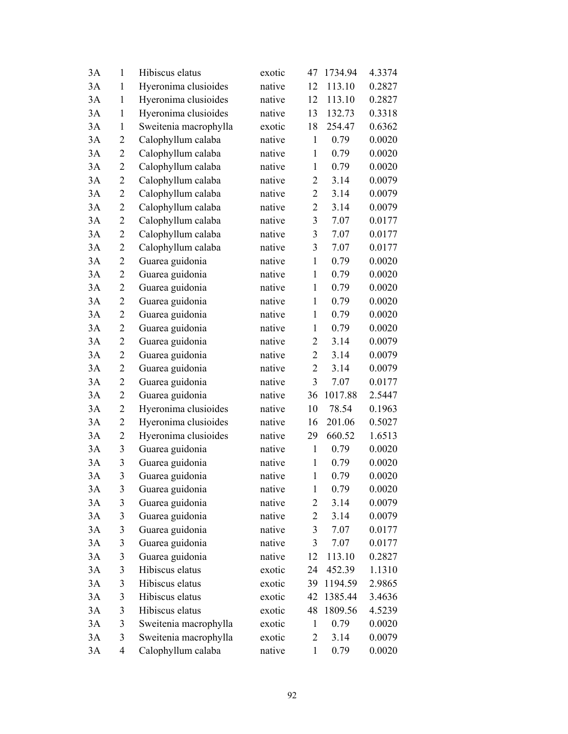| | | | | | | |
|---|---|---|---|---|---|---|
| 3A | 1 | Hibiscus elatus | exotic | 47 | 1734.94 | 4.3374 |
| 3A | 1 | Hyeronima clusioides | native | 12 | 113.10 | 0.2827 |
| 3A | 1 | Hyeronima clusioides | native | 12 | 113.10 | 0.2827 |
| 3A | 1 | Hyeronima clusioides | native | 13 | 132.73 | 0.3318 |
| 3A | 1 | Sweitenia macrophylla | exotic | 18 | 254.47 | 0.6362 |
| 3A | 2 | Calophyllum calaba | native | 1 | 0.79 | 0.0020 |
| 3A | 2 | Calophyllum calaba | native | 1 | 0.79 | 0.0020 |
| 3A | 2 | Calophyllum calaba | native | 1 | 0.79 | 0.0020 |
| 3A | 2 | Calophyllum calaba | native | 2 | 3.14 | 0.0079 |
| 3A | 2 | Calophyllum calaba | native | 2 | 3.14 | 0.0079 |
| 3A | 2 | Calophyllum calaba | native | 2 | 3.14 | 0.0079 |
| 3A | 2 | Calophyllum calaba | native | 3 | 7.07 | 0.0177 |
| 3A | 2 | Calophyllum calaba | native | 3 | 7.07 | 0.0177 |
| 3A | 2 | Calophyllum calaba | native | 3 | 7.07 | 0.0177 |
| 3A | 2 | Guarea guidonia | native | 1 | 0.79 | 0.0020 |
| 3A | 2 | Guarea guidonia | native | 1 | 0.79 | 0.0020 |
| 3A | 2 | Guarea guidonia | native | 1 | 0.79 | 0.0020 |
| 3A | 2 | Guarea guidonia | native | 1 | 0.79 | 0.0020 |
| 3A | 2 | Guarea guidonia | native | 1 | 0.79 | 0.0020 |
| 3A | 2 | Guarea guidonia | native | 1 | 0.79 | 0.0020 |
| 3A | 2 | Guarea guidonia | native | 2 | 3.14 | 0.0079 |
| 3A | 2 | Guarea guidonia | native | 2 | 3.14 | 0.0079 |
| 3A | 2 | Guarea guidonia | native | 2 | 3.14 | 0.0079 |
| 3A | 2 | Guarea guidonia | native | 3 | 7.07 | 0.0177 |
| 3A | 2 | Guarea guidonia | native | 36 | 1017.88 | 2.5447 |
| 3A | 2 | Hyeronima clusioides | native | 10 | 78.54 | 0.1963 |
| 3A | 2 | Hyeronima clusioides | native | 16 | 201.06 | 0.5027 |
| 3A | 2 | Hyeronima clusioides | native | 29 | 660.52 | 1.6513 |
| 3A | 3 | Guarea guidonia | native | 1 | 0.79 | 0.0020 |
| 3A | 3 | Guarea guidonia | native | 1 | 0.79 | 0.0020 |
| 3A | 3 | Guarea guidonia | native | 1 | 0.79 | 0.0020 |
| 3A | 3 | Guarea guidonia | native | 1 | 0.79 | 0.0020 |
| 3A | 3 | Guarea guidonia | native | 2 | 3.14 | 0.0079 |
| 3A | 3 | Guarea guidonia | native | 2 | 3.14 | 0.0079 |
| 3A | 3 | Guarea guidonia | native | 3 | 7.07 | 0.0177 |
| 3A | 3 | Guarea guidonia | native | 3 | 7.07 | 0.0177 |
| 3A | 3 | Guarea guidonia | native | 12 | 113.10 | 0.2827 |
| 3A | 3 | Hibiscus elatus | exotic | 24 | 452.39 | 1.1310 |
| 3A | 3 | Hibiscus elatus | exotic | 39 | 1194.59 | 2.9865 |
| 3A | 3 | Hibiscus elatus | exotic | 42 | 1385.44 | 3.4636 |
| 3A | 3 | Hibiscus elatus | exotic | 48 | 1809.56 | 4.5239 |
| 3A | 3 | Sweitenia macrophylla | exotic | 1 | 0.79 | 0.0020 |
| 3A | 3 | Sweitenia macrophylla | exotic | 2 | 3.14 | 0.0079 |
| 3A | 4 | Calophyllum calaba | native | 1 | 0.79 | 0.0020 |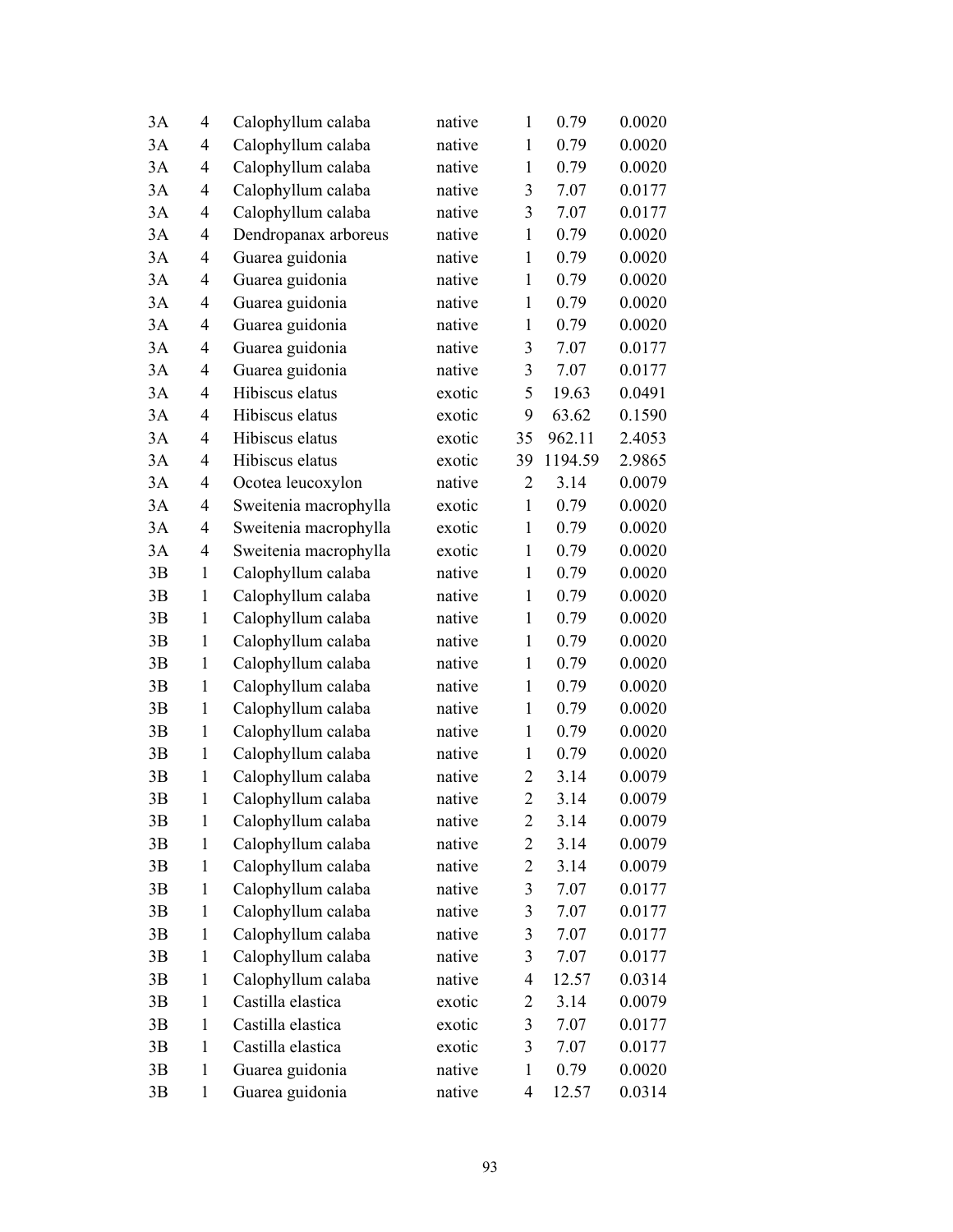| | | | | | | |
|---|---|---|---|---|---|---|
| 3A | 4 | Calophyllum calaba | native | 1 | 0.79 | 0.0020 |
| 3A | 4 | Calophyllum calaba | native | 1 | 0.79 | 0.0020 |
| 3A | 4 | Calophyllum calaba | native | 1 | 0.79 | 0.0020 |
| 3A | 4 | Calophyllum calaba | native | 3 | 7.07 | 0.0177 |
| 3A | 4 | Calophyllum calaba | native | 3 | 7.07 | 0.0177 |
| 3A | 4 | Dendropanax arboreus | native | 1 | 0.79 | 0.0020 |
| 3A | 4 | Guarea guidonia | native | 1 | 0.79 | 0.0020 |
| 3A | 4 | Guarea guidonia | native | 1 | 0.79 | 0.0020 |
| 3A | 4 | Guarea guidonia | native | 1 | 0.79 | 0.0020 |
| 3A | 4 | Guarea guidonia | native | 1 | 0.79 | 0.0020 |
| 3A | 4 | Guarea guidonia | native | 3 | 7.07 | 0.0177 |
| 3A | 4 | Guarea guidonia | native | 3 | 7.07 | 0.0177 |
| 3A | 4 | Hibiscus elatus | exotic | 5 | 19.63 | 0.0491 |
| 3A | 4 | Hibiscus elatus | exotic | 9 | 63.62 | 0.1590 |
| 3A | 4 | Hibiscus elatus | exotic | 35 | 962.11 | 2.4053 |
| 3A | 4 | Hibiscus elatus | exotic | 39 | 1194.59 | 2.9865 |
| 3A | 4 | Ocotea leucoxylon | native | 2 | 3.14 | 0.0079 |
| 3A | 4 | Sweitenia macrophylla | exotic | 1 | 0.79 | 0.0020 |
| 3A | 4 | Sweitenia macrophylla | exotic | 1 | 0.79 | 0.0020 |
| 3A | 4 | Sweitenia macrophylla | exotic | 1 | 0.79 | 0.0020 |
| 3B | 1 | Calophyllum calaba | native | 1 | 0.79 | 0.0020 |
| 3B | 1 | Calophyllum calaba | native | 1 | 0.79 | 0.0020 |
| 3B | 1 | Calophyllum calaba | native | 1 | 0.79 | 0.0020 |
| 3B | 1 | Calophyllum calaba | native | 1 | 0.79 | 0.0020 |
| 3B | 1 | Calophyllum calaba | native | 1 | 0.79 | 0.0020 |
| 3B | 1 | Calophyllum calaba | native | 1 | 0.79 | 0.0020 |
| 3B | 1 | Calophyllum calaba | native | 1 | 0.79 | 0.0020 |
| 3B | 1 | Calophyllum calaba | native | 1 | 0.79 | 0.0020 |
| 3B | 1 | Calophyllum calaba | native | 1 | 0.79 | 0.0020 |
| 3B | 1 | Calophyllum calaba | native | 2 | 3.14 | 0.0079 |
| 3B | 1 | Calophyllum calaba | native | 2 | 3.14 | 0.0079 |
| 3B | 1 | Calophyllum calaba | native | 2 | 3.14 | 0.0079 |
| 3B | 1 | Calophyllum calaba | native | 2 | 3.14 | 0.0079 |
| 3B | 1 | Calophyllum calaba | native | 2 | 3.14 | 0.0079 |
| 3B | 1 | Calophyllum calaba | native | 3 | 7.07 | 0.0177 |
| 3B | 1 | Calophyllum calaba | native | 3 | 7.07 | 0.0177 |
| 3B | 1 | Calophyllum calaba | native | 3 | 7.07 | 0.0177 |
| 3B | 1 | Calophyllum calaba | native | 3 | 7.07 | 0.0177 |
| 3B | 1 | Calophyllum calaba | native | 4 | 12.57 | 0.0314 |
| 3B | 1 | Castilla elastica | exotic | 2 | 3.14 | 0.0079 |
| 3B | 1 | Castilla elastica | exotic | 3 | 7.07 | 0.0177 |
| 3B | 1 | Castilla elastica | exotic | 3 | 7.07 | 0.0177 |
| 3B | 1 | Guarea guidonia | native | 1 | 0.79 | 0.0020 |
| 3B | 1 | Guarea guidonia | native | 4 | 12.57 | 0.0314 |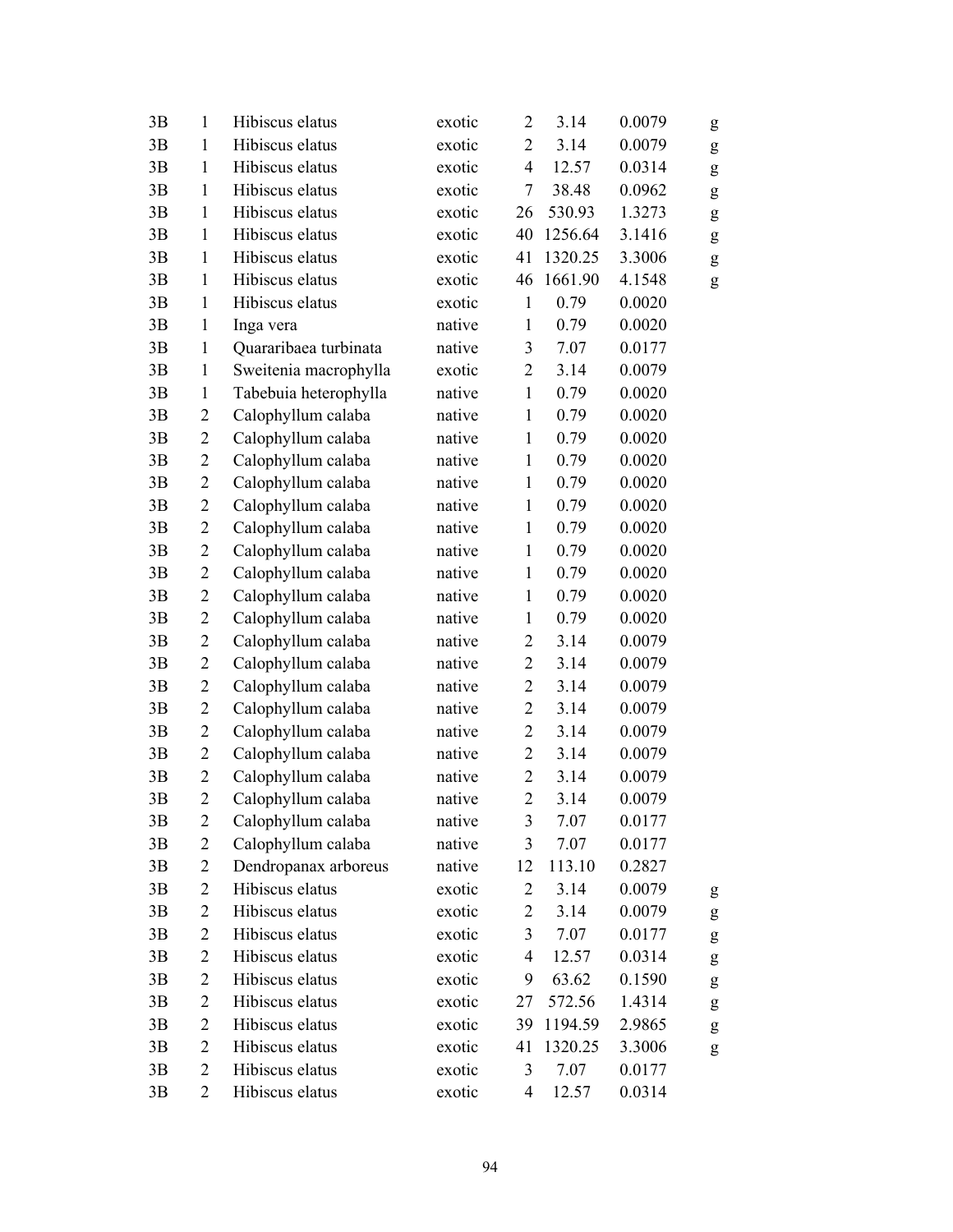| | | | | | | | |
|---|---|---|---|---|---|---|---|
| 3B | 1 | Hibiscus elatus | exotic | 2 | 3.14 | 0.0079 | g |
| 3B | 1 | Hibiscus elatus | exotic | 2 | 3.14 | 0.0079 | g |
| 3B | 1 | Hibiscus elatus | exotic | 4 | 12.57 | 0.0314 | g |
| 3B | 1 | Hibiscus elatus | exotic | 7 | 38.48 | 0.0962 | g |
| 3B | 1 | Hibiscus elatus | exotic | 26 | 530.93 | 1.3273 | g |
| 3B | 1 | Hibiscus elatus | exotic | 40 | 1256.64 | 3.1416 | g |
| 3B | 1 | Hibiscus elatus | exotic | 41 | 1320.25 | 3.3006 | g |
| 3B | 1 | Hibiscus elatus | exotic | 46 | 1661.90 | 4.1548 | g |
| 3B | 1 | Hibiscus elatus | exotic | 1 | 0.79 | 0.0020 | |
| 3B | 1 | Inga vera | native | 1 | 0.79 | 0.0020 | |
| 3B | 1 | Quararibaea turbinata | native | 3 | 7.07 | 0.0177 | |
| 3B | 1 | Sweitenia macrophylla | exotic | 2 | 3.14 | 0.0079 | |
| 3B | 1 | Tabebuia heterophylla | native | 1 | 0.79 | 0.0020 | |
| 3B | 2 | Calophyllum calaba | native | 1 | 0.79 | 0.0020 | |
| 3B | 2 | Calophyllum calaba | native | 1 | 0.79 | 0.0020 | |
| 3B | 2 | Calophyllum calaba | native | 1 | 0.79 | 0.0020 | |
| 3B | 2 | Calophyllum calaba | native | 1 | 0.79 | 0.0020 | |
| 3B | 2 | Calophyllum calaba | native | 1 | 0.79 | 0.0020 | |
| 3B | 2 | Calophyllum calaba | native | 1 | 0.79 | 0.0020 | |
| 3B | 2 | Calophyllum calaba | native | 1 | 0.79 | 0.0020 | |
| 3B | 2 | Calophyllum calaba | native | 1 | 0.79 | 0.0020 | |
| 3B | 2 | Calophyllum calaba | native | 1 | 0.79 | 0.0020 | |
| 3B | 2 | Calophyllum calaba | native | 1 | 0.79 | 0.0020 | |
| 3B | 2 | Calophyllum calaba | native | 2 | 3.14 | 0.0079 | |
| 3B | 2 | Calophyllum calaba | native | 2 | 3.14 | 0.0079 | |
| 3B | 2 | Calophyllum calaba | native | 2 | 3.14 | 0.0079 | |
| 3B | 2 | Calophyllum calaba | native | 2 | 3.14 | 0.0079 | |
| 3B | 2 | Calophyllum calaba | native | 2 | 3.14 | 0.0079 | |
| 3B | 2 | Calophyllum calaba | native | 2 | 3.14 | 0.0079 | |
| 3B | 2 | Calophyllum calaba | native | 2 | 3.14 | 0.0079 | |
| 3B | 2 | Calophyllum calaba | native | 2 | 3.14 | 0.0079 | |
| 3B | 2 | Calophyllum calaba | native | 3 | 7.07 | 0.0177 | |
| 3B | 2 | Calophyllum calaba | native | 3 | 7.07 | 0.0177 | |
| 3B | 2 | Dendropanax arboreus | native | 12 | 113.10 | 0.2827 | |
| 3B | 2 | Hibiscus elatus | exotic | 2 | 3.14 | 0.0079 | g |
| 3B | 2 | Hibiscus elatus | exotic | 2 | 3.14 | 0.0079 | g |
| 3B | 2 | Hibiscus elatus | exotic | 3 | 7.07 | 0.0177 | g |
| 3B | 2 | Hibiscus elatus | exotic | 4 | 12.57 | 0.0314 | g |
| 3B | 2 | Hibiscus elatus | exotic | 9 | 63.62 | 0.1590 | g |
| 3B | 2 | Hibiscus elatus | exotic | 27 | 572.56 | 1.4314 | g |
| 3B | 2 | Hibiscus elatus | exotic | 39 | 1194.59 | 2.9865 | g |
| 3B | 2 | Hibiscus elatus | exotic | 41 | 1320.25 | 3.3006 | g |
| 3B | 2 | Hibiscus elatus | exotic | 3 | 7.07 | 0.0177 | |
| 3B | 2 | Hibiscus elatus | exotic | 4 | 12.57 | 0.0314 | |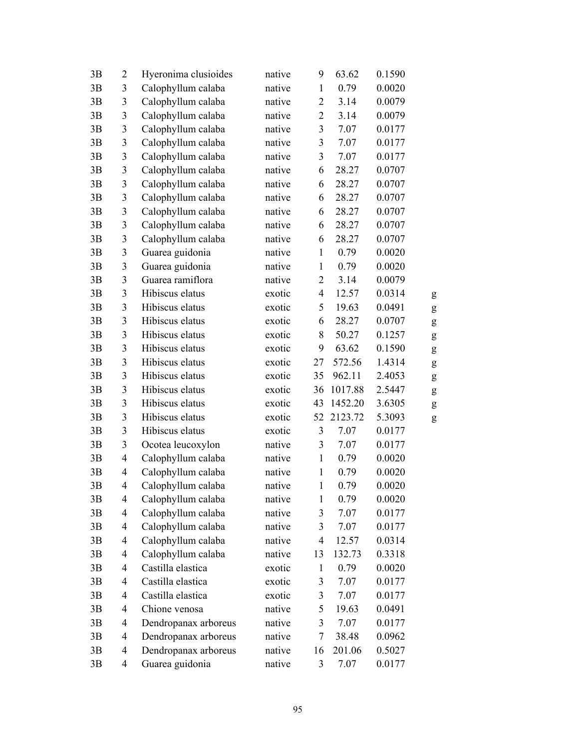| | | | | | | | |
|---|---|---|---|---|---|---|---|
| 3B | 2 | Hyeronima clusioides | native | 9 | 63.62 | 0.1590 | |
| 3B | 3 | Calophyllum calaba | native | 1 | 0.79 | 0.0020 | |
| 3B | 3 | Calophyllum calaba | native | 2 | 3.14 | 0.0079 | |
| 3B | 3 | Calophyllum calaba | native | 2 | 3.14 | 0.0079 | |
| 3B | 3 | Calophyllum calaba | native | 3 | 7.07 | 0.0177 | |
| 3B | 3 | Calophyllum calaba | native | 3 | 7.07 | 0.0177 | |
| 3B | 3 | Calophyllum calaba | native | 3 | 7.07 | 0.0177 | |
| 3B | 3 | Calophyllum calaba | native | 6 | 28.27 | 0.0707 | |
| 3B | 3 | Calophyllum calaba | native | 6 | 28.27 | 0.0707 | |
| 3B | 3 | Calophyllum calaba | native | 6 | 28.27 | 0.0707 | |
| 3B | 3 | Calophyllum calaba | native | 6 | 28.27 | 0.0707 | |
| 3B | 3 | Calophyllum calaba | native | 6 | 28.27 | 0.0707 | |
| 3B | 3 | Calophyllum calaba | native | 6 | 28.27 | 0.0707 | |
| 3B | 3 | Guarea guidonia | native | 1 | 0.79 | 0.0020 | |
| 3B | 3 | Guarea guidonia | native | 1 | 0.79 | 0.0020 | |
| 3B | 3 | Guarea ramiflora | native | 2 | 3.14 | 0.0079 | |
| 3B | 3 | Hibiscus elatus | exotic | 4 | 12.57 | 0.0314 | g |
| 3B | 3 | Hibiscus elatus | exotic | 5 | 19.63 | 0.0491 | g |
| 3B | 3 | Hibiscus elatus | exotic | 6 | 28.27 | 0.0707 | g |
| 3B | 3 | Hibiscus elatus | exotic | 8 | 50.27 | 0.1257 | g |
| 3B | 3 | Hibiscus elatus | exotic | 9 | 63.62 | 0.1590 | g |
| 3B | 3 | Hibiscus elatus | exotic | 27 | 572.56 | 1.4314 | g |
| 3B | 3 | Hibiscus elatus | exotic | 35 | 962.11 | 2.4053 | g |
| 3B | 3 | Hibiscus elatus | exotic | 36 | 1017.88 | 2.5447 | g |
| 3B | 3 | Hibiscus elatus | exotic | 43 | 1452.20 | 3.6305 | g |
| 3B | 3 | Hibiscus elatus | exotic | 52 | 2123.72 | 5.3093 | g |
| 3B | 3 | Hibiscus elatus | exotic | 3 | 7.07 | 0.0177 | |
| 3B | 3 | Ocotea leucoxylon | native | 3 | 7.07 | 0.0177 | |
| 3B | 4 | Calophyllum calaba | native | 1 | 0.79 | 0.0020 | |
| 3B | 4 | Calophyllum calaba | native | 1 | 0.79 | 0.0020 | |
| 3B | 4 | Calophyllum calaba | native | 1 | 0.79 | 0.0020 | |
| 3B | 4 | Calophyllum calaba | native | 1 | 0.79 | 0.0020 | |
| 3B | 4 | Calophyllum calaba | native | 3 | 7.07 | 0.0177 | |
| 3B | 4 | Calophyllum calaba | native | 3 | 7.07 | 0.0177 | |
| 3B | 4 | Calophyllum calaba | native | 4 | 12.57 | 0.0314 | |
| 3B | 4 | Calophyllum calaba | native | 13 | 132.73 | 0.3318 | |
| 3B | 4 | Castilla elastica | exotic | 1 | 0.79 | 0.0020 | |
| 3B | 4 | Castilla elastica | exotic | 3 | 7.07 | 0.0177 | |
| 3B | 4 | Castilla elastica | exotic | 3 | 7.07 | 0.0177 | |
| 3B | 4 | Chione venosa | native | 5 | 19.63 | 0.0491 | |
| 3B | 4 | Dendropanax arboreus | native | 3 | 7.07 | 0.0177 | |
| 3B | 4 | Dendropanax arboreus | native | 7 | 38.48 | 0.0962 | |
| 3B | 4 | Dendropanax arboreus | native | 16 | 201.06 | 0.5027 | |
| 3B | 4 | Guarea guidonia | native | 3 | 7.07 | 0.0177 | |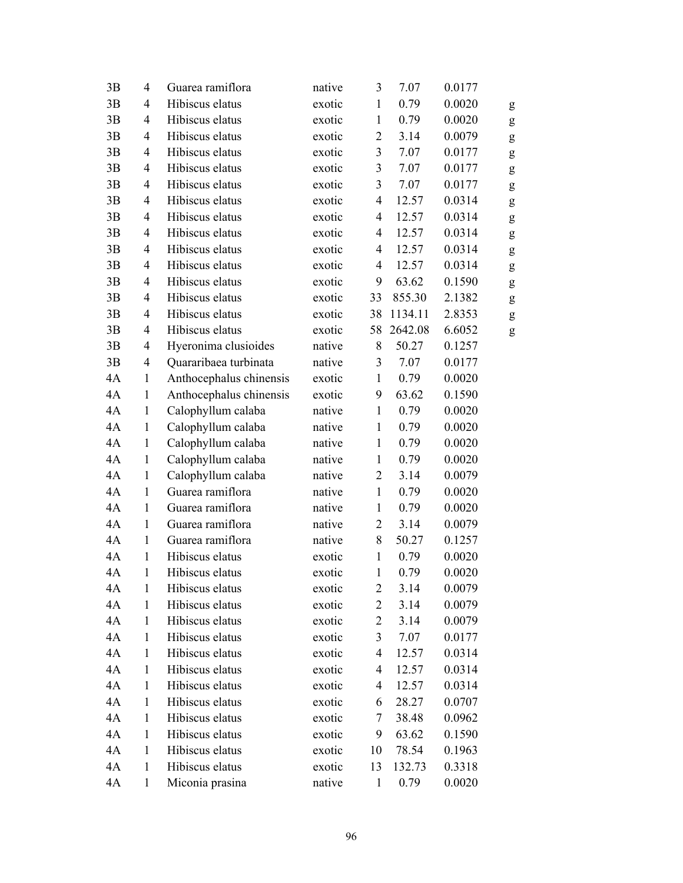| | | | | | | | |
|---|---|---|---|---|---|---|---|
| 3B | 4 | Guarea ramiflora | native | 3 | 7.07 | 0.0177 | |
| 3B | 4 | Hibiscus elatus | exotic | 1 | 0.79 | 0.0020 | g |
| 3B | 4 | Hibiscus elatus | exotic | 1 | 0.79 | 0.0020 | g |
| 3B | 4 | Hibiscus elatus | exotic | 2 | 3.14 | 0.0079 | g |
| 3B | 4 | Hibiscus elatus | exotic | 3 | 7.07 | 0.0177 | g |
| 3B | 4 | Hibiscus elatus | exotic | 3 | 7.07 | 0.0177 | g |
| 3B | 4 | Hibiscus elatus | exotic | 3 | 7.07 | 0.0177 | g |
| 3B | 4 | Hibiscus elatus | exotic | 4 | 12.57 | 0.0314 | g |
| 3B | 4 | Hibiscus elatus | exotic | 4 | 12.57 | 0.0314 | g |
| 3B | 4 | Hibiscus elatus | exotic | 4 | 12.57 | 0.0314 | g |
| 3B | 4 | Hibiscus elatus | exotic | 4 | 12.57 | 0.0314 | g |
| 3B | 4 | Hibiscus elatus | exotic | 4 | 12.57 | 0.0314 | g |
| 3B | 4 | Hibiscus elatus | exotic | 9 | 63.62 | 0.1590 | g |
| 3B | 4 | Hibiscus elatus | exotic | 33 | 855.30 | 2.1382 | g |
| 3B | 4 | Hibiscus elatus | exotic | 38 | 1134.11 | 2.8353 | g |
| 3B | 4 | Hibiscus elatus | exotic | 58 | 2642.08 | 6.6052 | g |
| 3B | 4 | Hyeronima clusioides | native | 8 | 50.27 | 0.1257 | |
| 3B | 4 | Quararibaea turbinata | native | 3 | 7.07 | 0.0177 | |
| 4A | 1 | Anthocephalus chinensis | exotic | 1 | 0.79 | 0.0020 | |
| 4A | 1 | Anthocephalus chinensis | exotic | 9 | 63.62 | 0.1590 | |
| 4A | 1 | Calophyllum calaba | native | 1 | 0.79 | 0.0020 | |
| 4A | 1 | Calophyllum calaba | native | 1 | 0.79 | 0.0020 | |
| 4A | 1 | Calophyllum calaba | native | 1 | 0.79 | 0.0020 | |
| 4A | 1 | Calophyllum calaba | native | 1 | 0.79 | 0.0020 | |
| 4A | 1 | Calophyllum calaba | native | 2 | 3.14 | 0.0079 | |
| 4A | 1 | Guarea ramiflora | native | 1 | 0.79 | 0.0020 | |
| 4A | 1 | Guarea ramiflora | native | 1 | 0.79 | 0.0020 | |
| 4A | 1 | Guarea ramiflora | native | 2 | 3.14 | 0.0079 | |
| 4A | 1 | Guarea ramiflora | native | 8 | 50.27 | 0.1257 | |
| 4A | 1 | Hibiscus elatus | exotic | 1 | 0.79 | 0.0020 | |
| 4A | 1 | Hibiscus elatus | exotic | 1 | 0.79 | 0.0020 | |
| 4A | 1 | Hibiscus elatus | exotic | 2 | 3.14 | 0.0079 | |
| 4A | 1 | Hibiscus elatus | exotic | 2 | 3.14 | 0.0079 | |
| 4A | 1 | Hibiscus elatus | exotic | 2 | 3.14 | 0.0079 | |
| 4A | 1 | Hibiscus elatus | exotic | 3 | 7.07 | 0.0177 | |
| 4A | 1 | Hibiscus elatus | exotic | 4 | 12.57 | 0.0314 | |
| 4A | 1 | Hibiscus elatus | exotic | 4 | 12.57 | 0.0314 | |
| 4A | 1 | Hibiscus elatus | exotic | 4 | 12.57 | 0.0314 | |
| 4A | 1 | Hibiscus elatus | exotic | 6 | 28.27 | 0.0707 | |
| 4A | 1 | Hibiscus elatus | exotic | 7 | 38.48 | 0.0962 | |
| 4A | 1 | Hibiscus elatus | exotic | 9 | 63.62 | 0.1590 | |
| 4A | 1 | Hibiscus elatus | exotic | 10 | 78.54 | 0.1963 | |
| 4A | 1 | Hibiscus elatus | exotic | 13 | 132.73 | 0.3318 | |
| 4A | 1 | Miconia prasina | native | 1 | 0.79 | 0.0020 | |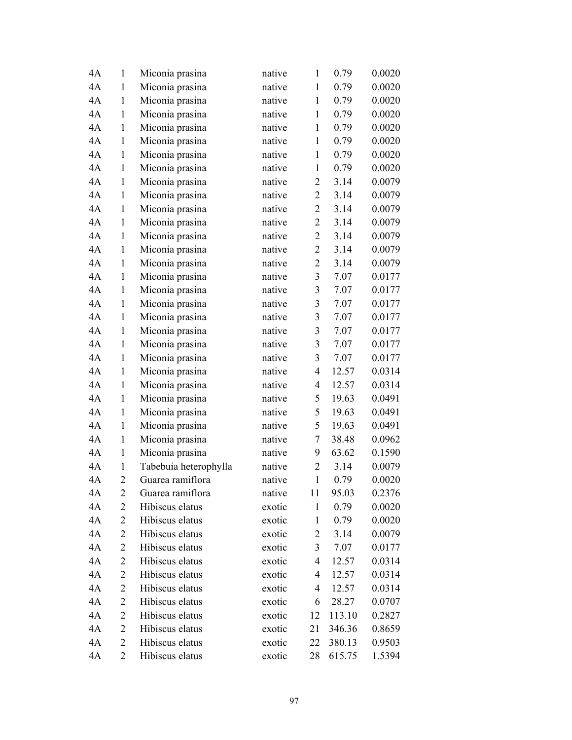| 4A | 1 | Miconia prasina | native | 1 | 0.79 | 0.0020 |
|---|---|---|---|---|---|---|
| 4A | 1 | Miconia prasina | native | 1 | 0.79 | 0.0020 |
| 4A | 1 | Miconia prasina | native | 1 | 0.79 | 0.0020 |
| 4A | 1 | Miconia prasina | native | 1 | 0.79 | 0.0020 |
| 4A | 1 | Miconia prasina | native | 1 | 0.79 | 0.0020 |
| 4A | 1 | Miconia prasina | native | 1 | 0.79 | 0.0020 |
| 4A | 1 | Miconia prasina | native | 1 | 0.79 | 0.0020 |
| 4A | 1 | Miconia prasina | native | 1 | 0.79 | 0.0020 |
| 4A | 1 | Miconia prasina | native | 2 | 3.14 | 0.0079 |
| 4A | 1 | Miconia prasina | native | 2 | 3.14 | 0.0079 |
| 4A | 1 | Miconia prasina | native | 2 | 3.14 | 0.0079 |
| 4A | 1 | Miconia prasina | native | 2 | 3.14 | 0.0079 |
| 4A | 1 | Miconia prasina | native | 2 | 3.14 | 0.0079 |
| 4A | 1 | Miconia prasina | native | 2 | 3.14 | 0.0079 |
| 4A | 1 | Miconia prasina | native | 2 | 3.14 | 0.0079 |
| 4A | 1 | Miconia prasina | native | 3 | 7.07 | 0.0177 |
| 4A | 1 | Miconia prasina | native | 3 | 7.07 | 0.0177 |
| 4A | 1 | Miconia prasina | native | 3 | 7.07 | 0.0177 |
| 4A | 1 | Miconia prasina | native | 3 | 7.07 | 0.0177 |
| 4A | 1 | Miconia prasina | native | 3 | 7.07 | 0.0177 |
| 4A | 1 | Miconia prasina | native | 3 | 7.07 | 0.0177 |
| 4A | 1 | Miconia prasina | native | 3 | 7.07 | 0.0177 |
| 4A | 1 | Miconia prasina | native | 4 | 12.57 | 0.0314 |
| 4A | 1 | Miconia prasina | native | 4 | 12.57 | 0.0314 |
| 4A | 1 | Miconia prasina | native | 5 | 19.63 | 0.0491 |
| 4A | 1 | Miconia prasina | native | 5 | 19.63 | 0.0491 |
| 4A | 1 | Miconia prasina | native | 5 | 19.63 | 0.0491 |
| 4A | 1 | Miconia prasina | native | 7 | 38.48 | 0.0962 |
| 4A | 1 | Miconia prasina | native | 9 | 63.62 | 0.1590 |
| 4A | 1 | Tabebuia heterophylla | native | 2 | 3.14 | 0.0079 |
| 4A | 2 | Guarea ramiflora | native | 1 | 0.79 | 0.0020 |
| 4A | 2 | Guarea ramiflora | native | 11 | 95.03 | 0.2376 |
| 4A | 2 | Hibiscus elatus | exotic | 1 | 0.79 | 0.0020 |
| 4A | 2 | Hibiscus elatus | exotic | 1 | 0.79 | 0.0020 |
| 4A | 2 | Hibiscus elatus | exotic | 2 | 3.14 | 0.0079 |
| 4A | 2 | Hibiscus elatus | exotic | 3 | 7.07 | 0.0177 |
| 4A | 2 | Hibiscus elatus | exotic | 4 | 12.57 | 0.0314 |
| 4A | 2 | Hibiscus elatus | exotic | 4 | 12.57 | 0.0314 |
| 4A | 2 | Hibiscus elatus | exotic | 4 | 12.57 | 0.0314 |
| 4A | 2 | Hibiscus elatus | exotic | 6 | 28.27 | 0.0707 |
| 4A | 2 | Hibiscus elatus | exotic | 12 | 113.10 | 0.2827 |
| 4A | 2 | Hibiscus elatus | exotic | 21 | 346.36 | 0.8659 |
| 4A | 2 | Hibiscus elatus | exotic | 22 | 380.13 | 0.9503 |
| 4A | 2 | Hibiscus elatus | exotic | 28 | 615.75 | 1.5394 |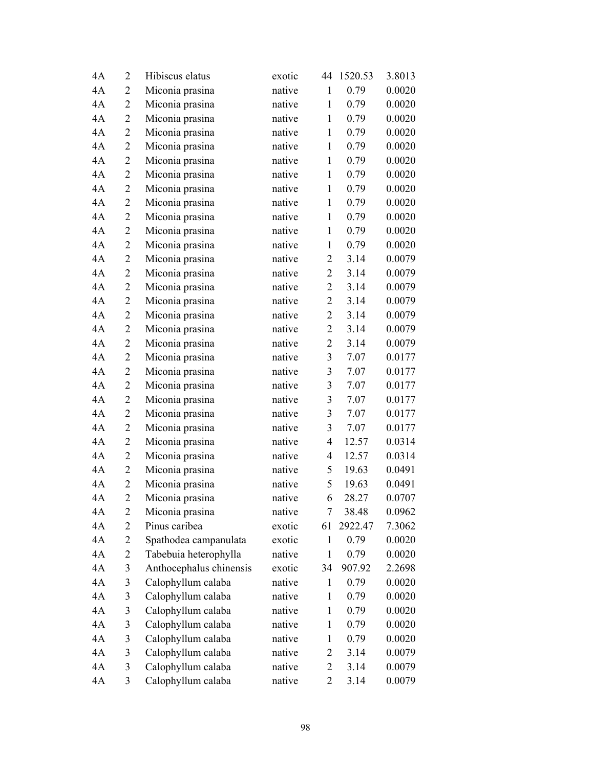| | | | | | | |
|---|---|---|---|---|---|---|
| 4A | 2 | Hibiscus elatus | exotic | 44 | 1520.53 | 3.8013 |
| 4A | 2 | Miconia prasina | native | 1 | 0.79 | 0.0020 |
| 4A | 2 | Miconia prasina | native | 1 | 0.79 | 0.0020 |
| 4A | 2 | Miconia prasina | native | 1 | 0.79 | 0.0020 |
| 4A | 2 | Miconia prasina | native | 1 | 0.79 | 0.0020 |
| 4A | 2 | Miconia prasina | native | 1 | 0.79 | 0.0020 |
| 4A | 2 | Miconia prasina | native | 1 | 0.79 | 0.0020 |
| 4A | 2 | Miconia prasina | native | 1 | 0.79 | 0.0020 |
| 4A | 2 | Miconia prasina | native | 1 | 0.79 | 0.0020 |
| 4A | 2 | Miconia prasina | native | 1 | 0.79 | 0.0020 |
| 4A | 2 | Miconia prasina | native | 1 | 0.79 | 0.0020 |
| 4A | 2 | Miconia prasina | native | 1 | 0.79 | 0.0020 |
| 4A | 2 | Miconia prasina | native | 2 | 3.14 | 0.0079 |
| 4A | 2 | Miconia prasina | native | 2 | 3.14 | 0.0079 |
| 4A | 2 | Miconia prasina | native | 2 | 3.14 | 0.0079 |
| 4A | 2 | Miconia prasina | native | 2 | 3.14 | 0.0079 |
| 4A | 2 | Miconia prasina | native | 2 | 3.14 | 0.0079 |
| 4A | 2 | Miconia prasina | native | 2 | 3.14 | 0.0079 |
| 4A | 2 | Miconia prasina | native | 2 | 3.14 | 0.0079 |
| 4A | 2 | Miconia prasina | native | 3 | 7.07 | 0.0177 |
| 4A | 2 | Miconia prasina | native | 3 | 7.07 | 0.0177 |
| 4A | 2 | Miconia prasina | native | 3 | 7.07 | 0.0177 |
| 4A | 2 | Miconia prasina | native | 3 | 7.07 | 0.0177 |
| 4A | 2 | Miconia prasina | native | 3 | 7.07 | 0.0177 |
| 4A | 2 | Miconia prasina | native | 3 | 7.07 | 0.0177 |
| 4A | 2 | Miconia prasina | native | 4 | 12.57 | 0.0314 |
| 4A | 2 | Miconia prasina | native | 4 | 12.57 | 0.0314 |
| 4A | 2 | Miconia prasina | native | 5 | 19.63 | 0.0491 |
| 4A | 2 | Miconia prasina | native | 5 | 19.63 | 0.0491 |
| 4A | 2 | Miconia prasina | native | 6 | 28.27 | 0.0707 |
| 4A | 2 | Miconia prasina | native | 7 | 38.48 | 0.0962 |
| 4A | 2 | Pinus caribea | exotic | 61 | 2922.47 | 7.3062 |
| 4A | 2 | Spathodea campanulata | exotic | 1 | 0.79 | 0.0020 |
| 4A | 2 | Tabebuia heterophylla | native | 1 | 0.79 | 0.0020 |
| 4A | 3 | Anthocephalus chinensis | exotic | 34 | 907.92 | 2.2698 |
| 4A | 3 | Calophyllum calaba | native | 1 | 0.79 | 0.0020 |
| 4A | 3 | Calophyllum calaba | native | 1 | 0.79 | 0.0020 |
| 4A | 3 | Calophyllum calaba | native | 1 | 0.79 | 0.0020 |
| 4A | 3 | Calophyllum calaba | native | 1 | 0.79 | 0.0020 |
| 4A | 3 | Calophyllum calaba | native | 1 | 0.79 | 0.0020 |
| 4A | 3 | Calophyllum calaba | native | 2 | 3.14 | 0.0079 |
| 4A | 3 | Calophyllum calaba | native | 2 | 3.14 | 0.0079 |
| 4A | 3 | Calophyllum calaba | native | 2 | 3.14 | 0.0079 |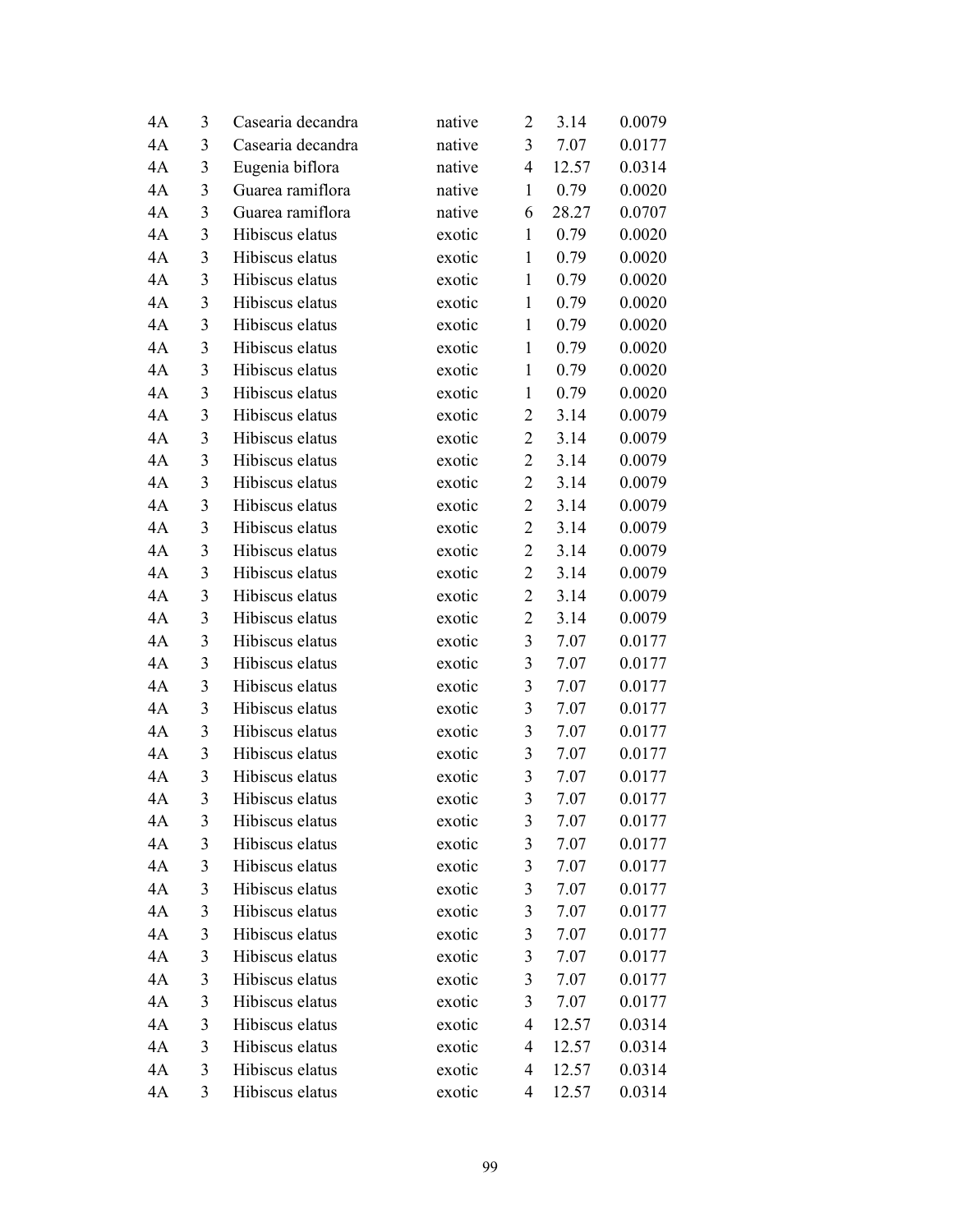| | | | | | | |
|---|---|---|---|---|---|---|
| 4A | 3 | Casearia decandra | native | 2 | 3.14 | 0.0079 |
| 4A | 3 | Casearia decandra | native | 3 | 7.07 | 0.0177 |
| 4A | 3 | Eugenia biflora | native | 4 | 12.57 | 0.0314 |
| 4A | 3 | Guarea ramiflora | native | 1 | 0.79 | 0.0020 |
| 4A | 3 | Guarea ramiflora | native | 6 | 28.27 | 0.0707 |
| 4A | 3 | Hibiscus elatus | exotic | 1 | 0.79 | 0.0020 |
| 4A | 3 | Hibiscus elatus | exotic | 1 | 0.79 | 0.0020 |
| 4A | 3 | Hibiscus elatus | exotic | 1 | 0.79 | 0.0020 |
| 4A | 3 | Hibiscus elatus | exotic | 1 | 0.79 | 0.0020 |
| 4A | 3 | Hibiscus elatus | exotic | 1 | 0.79 | 0.0020 |
| 4A | 3 | Hibiscus elatus | exotic | 1 | 0.79 | 0.0020 |
| 4A | 3 | Hibiscus elatus | exotic | 1 | 0.79 | 0.0020 |
| 4A | 3 | Hibiscus elatus | exotic | 1 | 0.79 | 0.0020 |
| 4A | 3 | Hibiscus elatus | exotic | 2 | 3.14 | 0.0079 |
| 4A | 3 | Hibiscus elatus | exotic | 2 | 3.14 | 0.0079 |
| 4A | 3 | Hibiscus elatus | exotic | 2 | 3.14 | 0.0079 |
| 4A | 3 | Hibiscus elatus | exotic | 2 | 3.14 | 0.0079 |
| 4A | 3 | Hibiscus elatus | exotic | 2 | 3.14 | 0.0079 |
| 4A | 3 | Hibiscus elatus | exotic | 2 | 3.14 | 0.0079 |
| 4A | 3 | Hibiscus elatus | exotic | 2 | 3.14 | 0.0079 |
| 4A | 3 | Hibiscus elatus | exotic | 2 | 3.14 | 0.0079 |
| 4A | 3 | Hibiscus elatus | exotic | 2 | 3.14 | 0.0079 |
| 4A | 3 | Hibiscus elatus | exotic | 2 | 3.14 | 0.0079 |
| 4A | 3 | Hibiscus elatus | exotic | 3 | 7.07 | 0.0177 |
| 4A | 3 | Hibiscus elatus | exotic | 3 | 7.07 | 0.0177 |
| 4A | 3 | Hibiscus elatus | exotic | 3 | 7.07 | 0.0177 |
| 4A | 3 | Hibiscus elatus | exotic | 3 | 7.07 | 0.0177 |
| 4A | 3 | Hibiscus elatus | exotic | 3 | 7.07 | 0.0177 |
| 4A | 3 | Hibiscus elatus | exotic | 3 | 7.07 | 0.0177 |
| 4A | 3 | Hibiscus elatus | exotic | 3 | 7.07 | 0.0177 |
| 4A | 3 | Hibiscus elatus | exotic | 3 | 7.07 | 0.0177 |
| 4A | 3 | Hibiscus elatus | exotic | 3 | 7.07 | 0.0177 |
| 4A | 3 | Hibiscus elatus | exotic | 3 | 7.07 | 0.0177 |
| 4A | 3 | Hibiscus elatus | exotic | 3 | 7.07 | 0.0177 |
| 4A | 3 | Hibiscus elatus | exotic | 3 | 7.07 | 0.0177 |
| 4A | 3 | Hibiscus elatus | exotic | 3 | 7.07 | 0.0177 |
| 4A | 3 | Hibiscus elatus | exotic | 3 | 7.07 | 0.0177 |
| 4A | 3 | Hibiscus elatus | exotic | 3 | 7.07 | 0.0177 |
| 4A | 3 | Hibiscus elatus | exotic | 3 | 7.07 | 0.0177 |
| 4A | 3 | Hibiscus elatus | exotic | 3 | 7.07 | 0.0177 |
| 4A | 3 | Hibiscus elatus | exotic | 4 | 12.57 | 0.0314 |
| 4A | 3 | Hibiscus elatus | exotic | 4 | 12.57 | 0.0314 |
| 4A | 3 | Hibiscus elatus | exotic | 4 | 12.57 | 0.0314 |
| 4A | 3 | Hibiscus elatus | exotic | 4 | 12.57 | 0.0314 |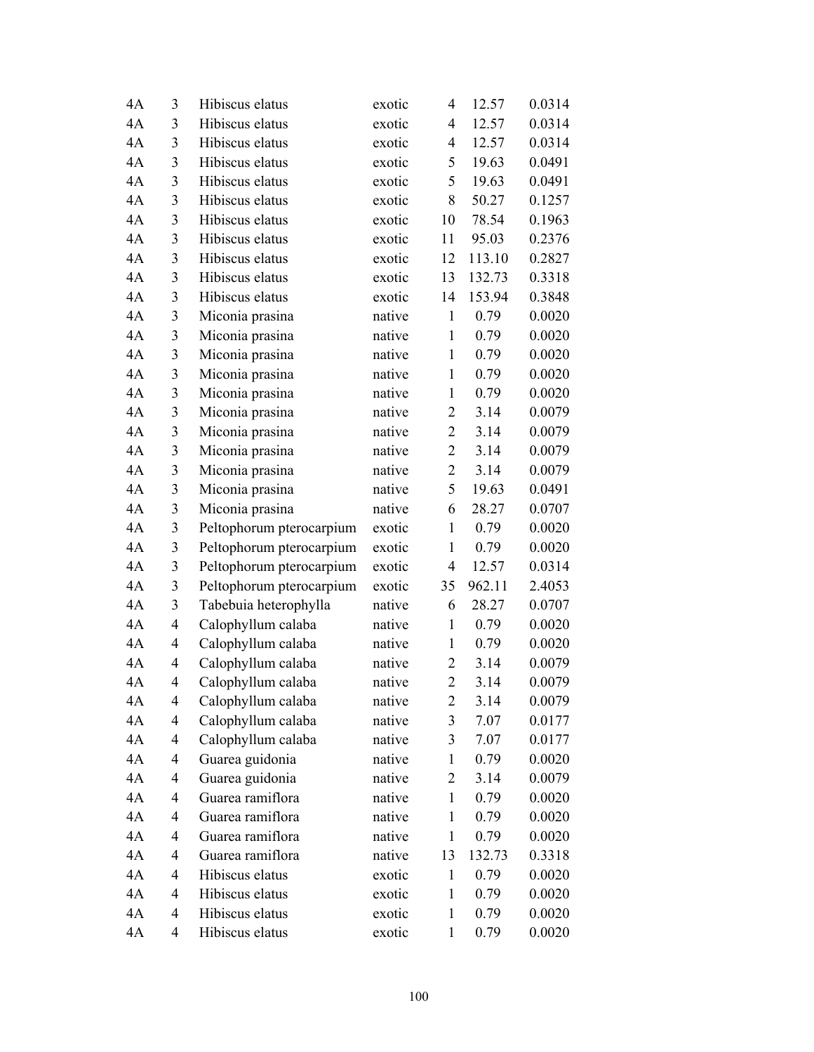| | | | | | | |
|---|---|---|---|---|---|---|
| 4A | 3 | Hibiscus elatus | exotic | 4 | 12.57 | 0.0314 |
| 4A | 3 | Hibiscus elatus | exotic | 4 | 12.57 | 0.0314 |
| 4A | 3 | Hibiscus elatus | exotic | 4 | 12.57 | 0.0314 |
| 4A | 3 | Hibiscus elatus | exotic | 5 | 19.63 | 0.0491 |
| 4A | 3 | Hibiscus elatus | exotic | 5 | 19.63 | 0.0491 |
| 4A | 3 | Hibiscus elatus | exotic | 8 | 50.27 | 0.1257 |
| 4A | 3 | Hibiscus elatus | exotic | 10 | 78.54 | 0.1963 |
| 4A | 3 | Hibiscus elatus | exotic | 11 | 95.03 | 0.2376 |
| 4A | 3 | Hibiscus elatus | exotic | 12 | 113.10 | 0.2827 |
| 4A | 3 | Hibiscus elatus | exotic | 13 | 132.73 | 0.3318 |
| 4A | 3 | Hibiscus elatus | exotic | 14 | 153.94 | 0.3848 |
| 4A | 3 | Miconia prasina | native | 1 | 0.79 | 0.0020 |
| 4A | 3 | Miconia prasina | native | 1 | 0.79 | 0.0020 |
| 4A | 3 | Miconia prasina | native | 1 | 0.79 | 0.0020 |
| 4A | 3 | Miconia prasina | native | 1 | 0.79 | 0.0020 |
| 4A | 3 | Miconia prasina | native | 1 | 0.79 | 0.0020 |
| 4A | 3 | Miconia prasina | native | 2 | 3.14 | 0.0079 |
| 4A | 3 | Miconia prasina | native | 2 | 3.14 | 0.0079 |
| 4A | 3 | Miconia prasina | native | 2 | 3.14 | 0.0079 |
| 4A | 3 | Miconia prasina | native | 2 | 3.14 | 0.0079 |
| 4A | 3 | Miconia prasina | native | 5 | 19.63 | 0.0491 |
| 4A | 3 | Miconia prasina | native | 6 | 28.27 | 0.0707 |
| 4A | 3 | Peltophorum pterocarpium | exotic | 1 | 0.79 | 0.0020 |
| 4A | 3 | Peltophorum pterocarpium | exotic | 1 | 0.79 | 0.0020 |
| 4A | 3 | Peltophorum pterocarpium | exotic | 4 | 12.57 | 0.0314 |
| 4A | 3 | Peltophorum pterocarpium | exotic | 35 | 962.11 | 2.4053 |
| 4A | 3 | Tabebuia heterophylla | native | 6 | 28.27 | 0.0707 |
| 4A | 4 | Calophyllum calaba | native | 1 | 0.79 | 0.0020 |
| 4A | 4 | Calophyllum calaba | native | 1 | 0.79 | 0.0020 |
| 4A | 4 | Calophyllum calaba | native | 2 | 3.14 | 0.0079 |
| 4A | 4 | Calophyllum calaba | native | 2 | 3.14 | 0.0079 |
| 4A | 4 | Calophyllum calaba | native | 2 | 3.14 | 0.0079 |
| 4A | 4 | Calophyllum calaba | native | 3 | 7.07 | 0.0177 |
| 4A | 4 | Calophyllum calaba | native | 3 | 7.07 | 0.0177 |
| 4A | 4 | Guarea guidonia | native | 1 | 0.79 | 0.0020 |
| 4A | 4 | Guarea guidonia | native | 2 | 3.14 | 0.0079 |
| 4A | 4 | Guarea ramiflora | native | 1 | 0.79 | 0.0020 |
| 4A | 4 | Guarea ramiflora | native | 1 | 0.79 | 0.0020 |
| 4A | 4 | Guarea ramiflora | native | 1 | 0.79 | 0.0020 |
| 4A | 4 | Guarea ramiflora | native | 13 | 132.73 | 0.3318 |
| 4A | 4 | Hibiscus elatus | exotic | 1 | 0.79 | 0.0020 |
| 4A | 4 | Hibiscus elatus | exotic | 1 | 0.79 | 0.0020 |
| 4A | 4 | Hibiscus elatus | exotic | 1 | 0.79 | 0.0020 |
| 4A | 4 | Hibiscus elatus | exotic | 1 | 0.79 | 0.0020 |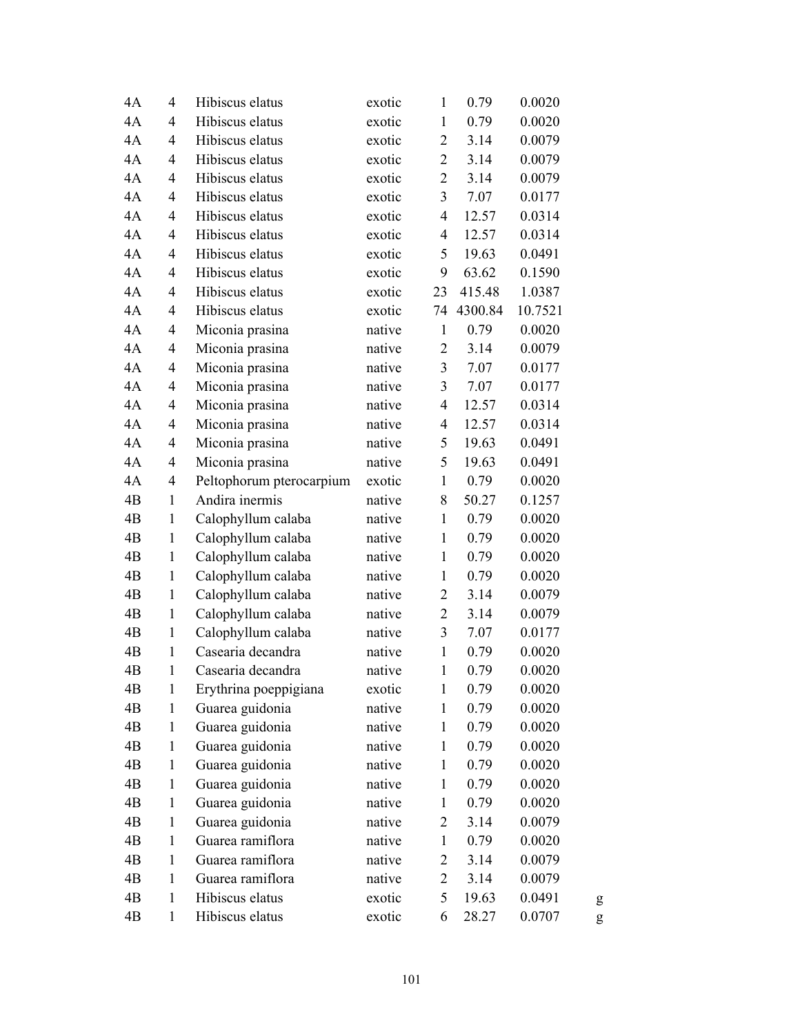| | | | | | | | |
|---|---|---|---|---|---|---|---|
| 4A | 4 | Hibiscus elatus | exotic | 1 | 0.79 | 0.0020 | |
| 4A | 4 | Hibiscus elatus | exotic | 1 | 0.79 | 0.0020 | |
| 4A | 4 | Hibiscus elatus | exotic | 2 | 3.14 | 0.0079 | |
| 4A | 4 | Hibiscus elatus | exotic | 2 | 3.14 | 0.0079 | |
| 4A | 4 | Hibiscus elatus | exotic | 2 | 3.14 | 0.0079 | |
| 4A | 4 | Hibiscus elatus | exotic | 3 | 7.07 | 0.0177 | |
| 4A | 4 | Hibiscus elatus | exotic | 4 | 12.57 | 0.0314 | |
| 4A | 4 | Hibiscus elatus | exotic | 4 | 12.57 | 0.0314 | |
| 4A | 4 | Hibiscus elatus | exotic | 5 | 19.63 | 0.0491 | |
| 4A | 4 | Hibiscus elatus | exotic | 9 | 63.62 | 0.1590 | |
| 4A | 4 | Hibiscus elatus | exotic | 23 | 415.48 | 1.0387 | |
| 4A | 4 | Hibiscus elatus | exotic | 74 | 4300.84 | 10.7521 | |
| 4A | 4 | Miconia prasina | native | 1 | 0.79 | 0.0020 | |
| 4A | 4 | Miconia prasina | native | 2 | 3.14 | 0.0079 | |
| 4A | 4 | Miconia prasina | native | 3 | 7.07 | 0.0177 | |
| 4A | 4 | Miconia prasina | native | 3 | 7.07 | 0.0177 | |
| 4A | 4 | Miconia prasina | native | 4 | 12.57 | 0.0314 | |
| 4A | 4 | Miconia prasina | native | 4 | 12.57 | 0.0314 | |
| 4A | 4 | Miconia prasina | native | 5 | 19.63 | 0.0491 | |
| 4A | 4 | Miconia prasina | native | 5 | 19.63 | 0.0491 | |
| 4A | 4 | Peltophorum pterocarpium | exotic | 1 | 0.79 | 0.0020 | |
| 4B | 1 | Andira inermis | native | 8 | 50.27 | 0.1257 | |
| 4B | 1 | Calophyllum calaba | native | 1 | 0.79 | 0.0020 | |
| 4B | 1 | Calophyllum calaba | native | 1 | 0.79 | 0.0020 | |
| 4B | 1 | Calophyllum calaba | native | 1 | 0.79 | 0.0020 | |
| 4B | 1 | Calophyllum calaba | native | 1 | 0.79 | 0.0020 | |
| 4B | 1 | Calophyllum calaba | native | 2 | 3.14 | 0.0079 | |
| 4B | 1 | Calophyllum calaba | native | 2 | 3.14 | 0.0079 | |
| 4B | 1 | Calophyllum calaba | native | 3 | 7.07 | 0.0177 | |
| 4B | 1 | Casearia decandra | native | 1 | 0.79 | 0.0020 | |
| 4B | 1 | Casearia decandra | native | 1 | 0.79 | 0.0020 | |
| 4B | 1 | Erythrina poeppigiana | exotic | 1 | 0.79 | 0.0020 | |
| 4B | 1 | Guarea guidonia | native | 1 | 0.79 | 0.0020 | |
| 4B | 1 | Guarea guidonia | native | 1 | 0.79 | 0.0020 | |
| 4B | 1 | Guarea guidonia | native | 1 | 0.79 | 0.0020 | |
| 4B | 1 | Guarea guidonia | native | 1 | 0.79 | 0.0020 | |
| 4B | 1 | Guarea guidonia | native | 1 | 0.79 | 0.0020 | |
| 4B | 1 | Guarea guidonia | native | 1 | 0.79 | 0.0020 | |
| 4B | 1 | Guarea guidonia | native | 2 | 3.14 | 0.0079 | |
| 4B | 1 | Guarea ramiflora | native | 1 | 0.79 | 0.0020 | |
| 4B | 1 | Guarea ramiflora | native | 2 | 3.14 | 0.0079 | |
| 4B | 1 | Guarea ramiflora | native | 2 | 3.14 | 0.0079 | |
| 4B | 1 | Hibiscus elatus | exotic | 5 | 19.63 | 0.0491 | g |
| 4B | 1 | Hibiscus elatus | exotic | 6 | 28.27 | 0.0707 | g |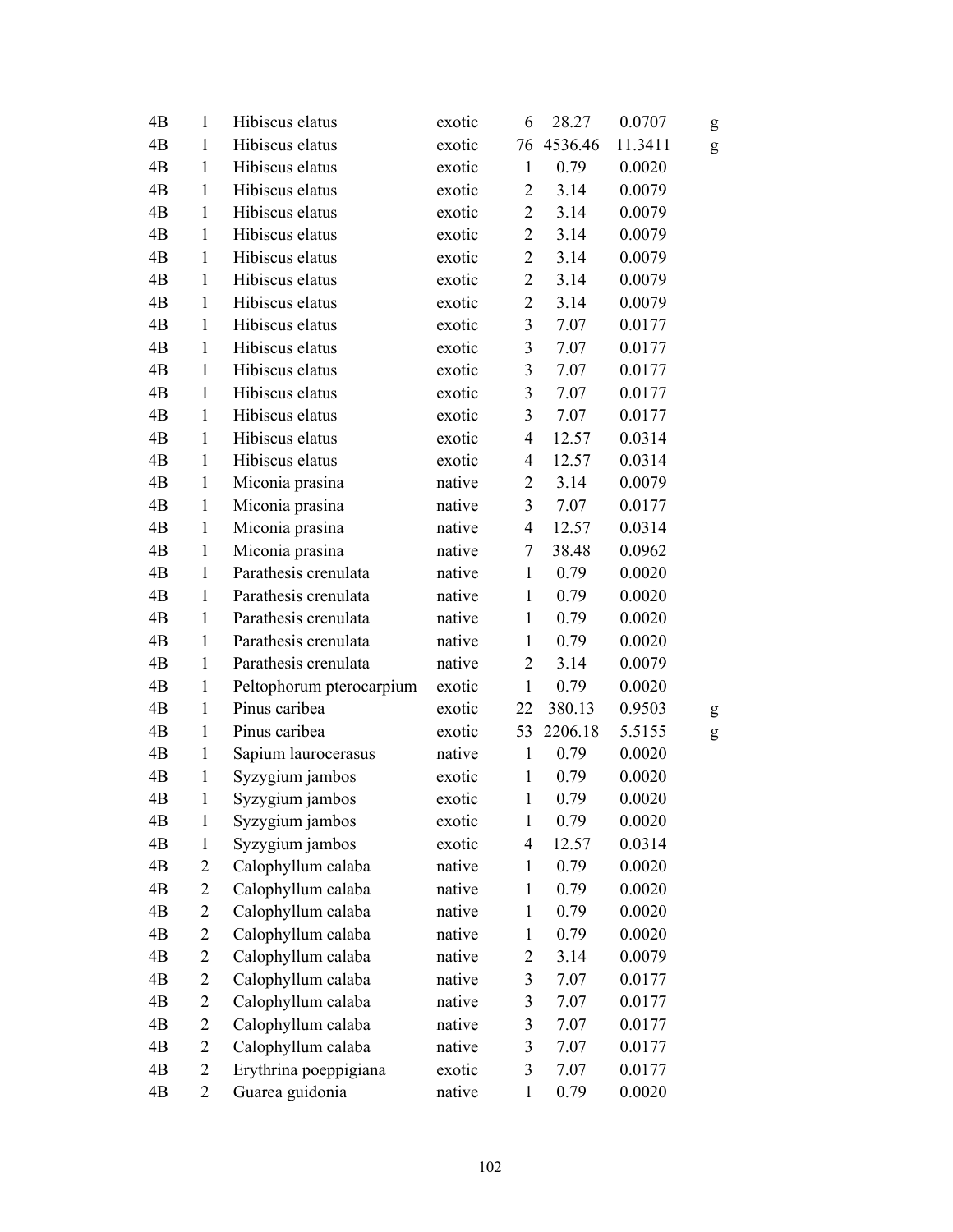| | | | | | | | |
|---|---|---|---|---|---|---|---|
| 4B | 1 | Hibiscus elatus | exotic | 6 | 28.27 | 0.0707 | g |
| 4B | 1 | Hibiscus elatus | exotic | 76 | 4536.46 | 11.3411 | g |
| 4B | 1 | Hibiscus elatus | exotic | 1 | 0.79 | 0.0020 | |
| 4B | 1 | Hibiscus elatus | exotic | 2 | 3.14 | 0.0079 | |
| 4B | 1 | Hibiscus elatus | exotic | 2 | 3.14 | 0.0079 | |
| 4B | 1 | Hibiscus elatus | exotic | 2 | 3.14 | 0.0079 | |
| 4B | 1 | Hibiscus elatus | exotic | 2 | 3.14 | 0.0079 | |
| 4B | 1 | Hibiscus elatus | exotic | 2 | 3.14 | 0.0079 | |
| 4B | 1 | Hibiscus elatus | exotic | 2 | 3.14 | 0.0079 | |
| 4B | 1 | Hibiscus elatus | exotic | 3 | 7.07 | 0.0177 | |
| 4B | 1 | Hibiscus elatus | exotic | 3 | 7.07 | 0.0177 | |
| 4B | 1 | Hibiscus elatus | exotic | 3 | 7.07 | 0.0177 | |
| 4B | 1 | Hibiscus elatus | exotic | 3 | 7.07 | 0.0177 | |
| 4B | 1 | Hibiscus elatus | exotic | 3 | 7.07 | 0.0177 | |
| 4B | 1 | Hibiscus elatus | exotic | 4 | 12.57 | 0.0314 | |
| 4B | 1 | Hibiscus elatus | exotic | 4 | 12.57 | 0.0314 | |
| 4B | 1 | Miconia prasina | native | 2 | 3.14 | 0.0079 | |
| 4B | 1 | Miconia prasina | native | 3 | 7.07 | 0.0177 | |
| 4B | 1 | Miconia prasina | native | 4 | 12.57 | 0.0314 | |
| 4B | 1 | Miconia prasina | native | 7 | 38.48 | 0.0962 | |
| 4B | 1 | Parathesis crenulata | native | 1 | 0.79 | 0.0020 | |
| 4B | 1 | Parathesis crenulata | native | 1 | 0.79 | 0.0020 | |
| 4B | 1 | Parathesis crenulata | native | 1 | 0.79 | 0.0020 | |
| 4B | 1 | Parathesis crenulata | native | 1 | 0.79 | 0.0020 | |
| 4B | 1 | Parathesis crenulata | native | 2 | 3.14 | 0.0079 | |
| 4B | 1 | Peltophorum pterocarpium | exotic | 1 | 0.79 | 0.0020 | |
| 4B | 1 | Pinus caribea | exotic | 22 | 380.13 | 0.9503 | g |
| 4B | 1 | Pinus caribea | exotic | 53 | 2206.18 | 5.5155 | g |
| 4B | 1 | Sapium laurocerasus | native | 1 | 0.79 | 0.0020 | |
| 4B | 1 | Syzygium jambos | exotic | 1 | 0.79 | 0.0020 | |
| 4B | 1 | Syzygium jambos | exotic | 1 | 0.79 | 0.0020 | |
| 4B | 1 | Syzygium jambos | exotic | 1 | 0.79 | 0.0020 | |
| 4B | 1 | Syzygium jambos | exotic | 4 | 12.57 | 0.0314 | |
| 4B | 2 | Calophyllum calaba | native | 1 | 0.79 | 0.0020 | |
| 4B | 2 | Calophyllum calaba | native | 1 | 0.79 | 0.0020 | |
| 4B | 2 | Calophyllum calaba | native | 1 | 0.79 | 0.0020 | |
| 4B | 2 | Calophyllum calaba | native | 1 | 0.79 | 0.0020 | |
| 4B | 2 | Calophyllum calaba | native | 2 | 3.14 | 0.0079 | |
| 4B | 2 | Calophyllum calaba | native | 3 | 7.07 | 0.0177 | |
| 4B | 2 | Calophyllum calaba | native | 3 | 7.07 | 0.0177 | |
| 4B | 2 | Calophyllum calaba | native | 3 | 7.07 | 0.0177 | |
| 4B | 2 | Calophyllum calaba | native | 3 | 7.07 | 0.0177 | |
| 4B | 2 | Erythrina poeppigiana | exotic | 3 | 7.07 | 0.0177 | |
| 4B | 2 | Guarea guidonia | native | 1 | 0.79 | 0.0020 | |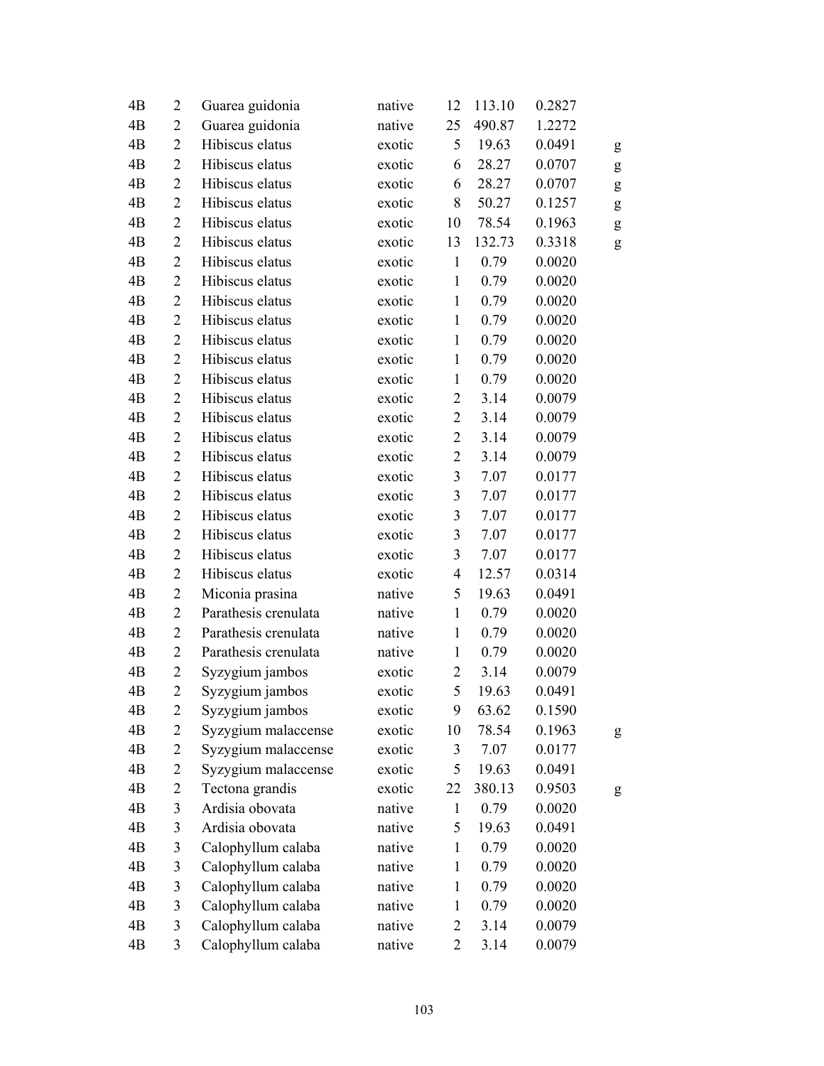| | | | | | | | |
|---|---|---|---|---|---|---|---|
| 4B | 2 | Guarea guidonia | native | 12 | 113.10 | 0.2827 | |
| 4B | 2 | Guarea guidonia | native | 25 | 490.87 | 1.2272 | |
| 4B | 2 | Hibiscus elatus | exotic | 5 | 19.63 | 0.0491 | g |
| 4B | 2 | Hibiscus elatus | exotic | 6 | 28.27 | 0.0707 | g |
| 4B | 2 | Hibiscus elatus | exotic | 6 | 28.27 | 0.0707 | g |
| 4B | 2 | Hibiscus elatus | exotic | 8 | 50.27 | 0.1257 | g |
| 4B | 2 | Hibiscus elatus | exotic | 10 | 78.54 | 0.1963 | g |
| 4B | 2 | Hibiscus elatus | exotic | 13 | 132.73 | 0.3318 | g |
| 4B | 2 | Hibiscus elatus | exotic | 1 | 0.79 | 0.0020 | |
| 4B | 2 | Hibiscus elatus | exotic | 1 | 0.79 | 0.0020 | |
| 4B | 2 | Hibiscus elatus | exotic | 1 | 0.79 | 0.0020 | |
| 4B | 2 | Hibiscus elatus | exotic | 1 | 0.79 | 0.0020 | |
| 4B | 2 | Hibiscus elatus | exotic | 1 | 0.79 | 0.0020 | |
| 4B | 2 | Hibiscus elatus | exotic | 1 | 0.79 | 0.0020 | |
| 4B | 2 | Hibiscus elatus | exotic | 1 | 0.79 | 0.0020 | |
| 4B | 2 | Hibiscus elatus | exotic | 2 | 3.14 | 0.0079 | |
| 4B | 2 | Hibiscus elatus | exotic | 2 | 3.14 | 0.0079 | |
| 4B | 2 | Hibiscus elatus | exotic | 2 | 3.14 | 0.0079 | |
| 4B | 2 | Hibiscus elatus | exotic | 2 | 3.14 | 0.0079 | |
| 4B | 2 | Hibiscus elatus | exotic | 3 | 7.07 | 0.0177 | |
| 4B | 2 | Hibiscus elatus | exotic | 3 | 7.07 | 0.0177 | |
| 4B | 2 | Hibiscus elatus | exotic | 3 | 7.07 | 0.0177 | |
| 4B | 2 | Hibiscus elatus | exotic | 3 | 7.07 | 0.0177 | |
| 4B | 2 | Hibiscus elatus | exotic | 3 | 7.07 | 0.0177 | |
| 4B | 2 | Hibiscus elatus | exotic | 4 | 12.57 | 0.0314 | |
| 4B | 2 | Miconia prasina | native | 5 | 19.63 | 0.0491 | |
| 4B | 2 | Parathesis crenulata | native | 1 | 0.79 | 0.0020 | |
| 4B | 2 | Parathesis crenulata | native | 1 | 0.79 | 0.0020 | |
| 4B | 2 | Parathesis crenulata | native | 1 | 0.79 | 0.0020 | |
| 4B | 2 | Syzygium jambos | exotic | 2 | 3.14 | 0.0079 | |
| 4B | 2 | Syzygium jambos | exotic | 5 | 19.63 | 0.0491 | |
| 4B | 2 | Syzygium jambos | exotic | 9 | 63.62 | 0.1590 | |
| 4B | 2 | Syzygium malaccense | exotic | 10 | 78.54 | 0.1963 | g |
| 4B | 2 | Syzygium malaccense | exotic | 3 | 7.07 | 0.0177 | |
| 4B | 2 | Syzygium malaccense | exotic | 5 | 19.63 | 0.0491 | |
| 4B | 2 | Tectona grandis | exotic | 22 | 380.13 | 0.9503 | g |
| 4B | 3 | Ardisia obovata | native | 1 | 0.79 | 0.0020 | |
| 4B | 3 | Ardisia obovata | native | 5 | 19.63 | 0.0491 | |
| 4B | 3 | Calophyllum calaba | native | 1 | 0.79 | 0.0020 | |
| 4B | 3 | Calophyllum calaba | native | 1 | 0.79 | 0.0020 | |
| 4B | 3 | Calophyllum calaba | native | 1 | 0.79 | 0.0020 | |
| 4B | 3 | Calophyllum calaba | native | 1 | 0.79 | 0.0020 | |
| 4B | 3 | Calophyllum calaba | native | 2 | 3.14 | 0.0079 | |
| 4B | 3 | Calophyllum calaba | native | 2 | 3.14 | 0.0079 | |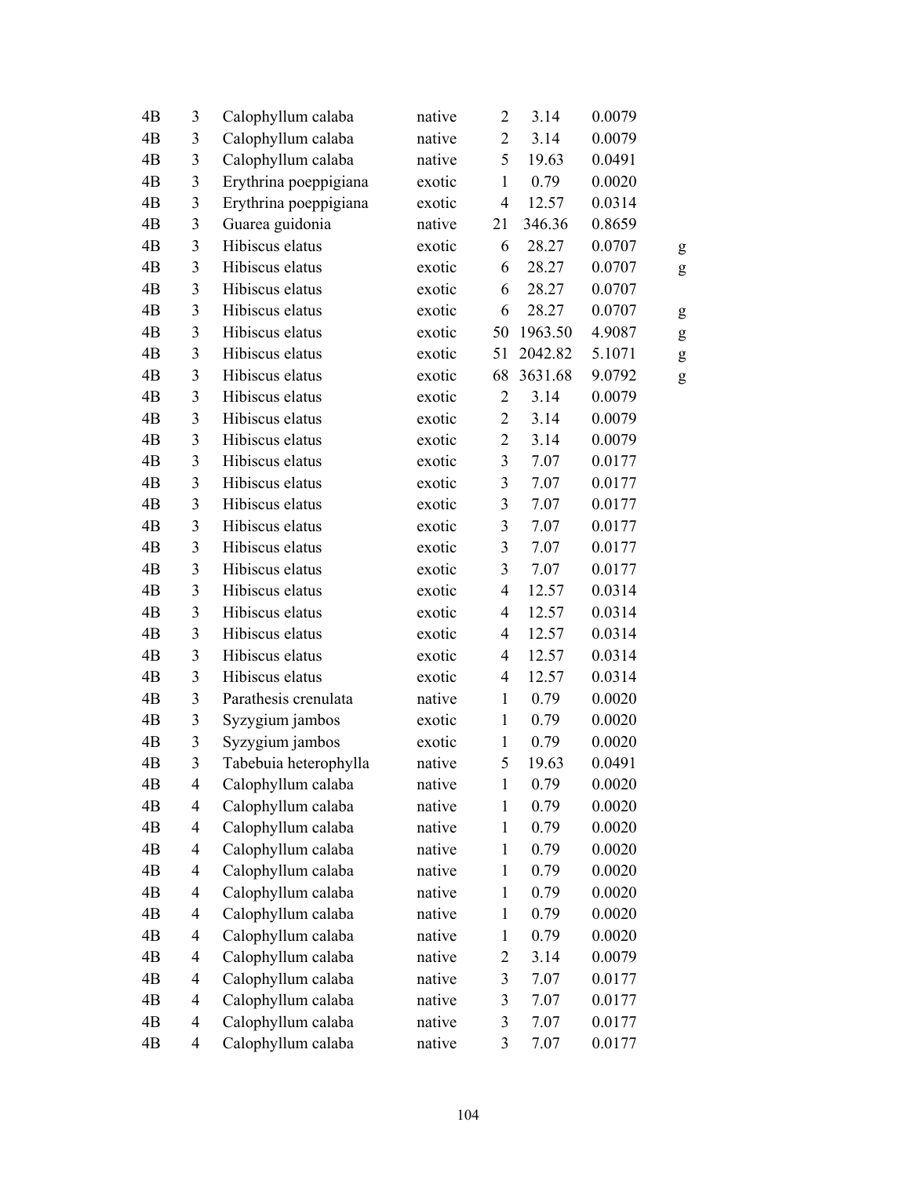| | | | | | | | |
|---|---|---|---|---|---|---|---|
| 4B | 3 | Calophyllum calaba | native | 2 | 3.14 | 0.0079 | |
| 4B | 3 | Calophyllum calaba | native | 2 | 3.14 | 0.0079 | |
| 4B | 3 | Calophyllum calaba | native | 5 | 19.63 | 0.0491 | |
| 4B | 3 | Erythrina poeppigiana | exotic | 1 | 0.79 | 0.0020 | |
| 4B | 3 | Erythrina poeppigiana | exotic | 4 | 12.57 | 0.0314 | |
| 4B | 3 | Guarea guidonia | native | 21 | 346.36 | 0.8659 | |
| 4B | 3 | Hibiscus elatus | exotic | 6 | 28.27 | 0.0707 | g |
| 4B | 3 | Hibiscus elatus | exotic | 6 | 28.27 | 0.0707 | g |
| 4B | 3 | Hibiscus elatus | exotic | 6 | 28.27 | 0.0707 | |
| 4B | 3 | Hibiscus elatus | exotic | 6 | 28.27 | 0.0707 | g |
| 4B | 3 | Hibiscus elatus | exotic | 50 | 1963.50 | 4.9087 | g |
| 4B | 3 | Hibiscus elatus | exotic | 51 | 2042.82 | 5.1071 | g |
| 4B | 3 | Hibiscus elatus | exotic | 68 | 3631.68 | 9.0792 | g |
| 4B | 3 | Hibiscus elatus | exotic | 2 | 3.14 | 0.0079 | |
| 4B | 3 | Hibiscus elatus | exotic | 2 | 3.14 | 0.0079 | |
| 4B | 3 | Hibiscus elatus | exotic | 2 | 3.14 | 0.0079 | |
| 4B | 3 | Hibiscus elatus | exotic | 3 | 7.07 | 0.0177 | |
| 4B | 3 | Hibiscus elatus | exotic | 3 | 7.07 | 0.0177 | |
| 4B | 3 | Hibiscus elatus | exotic | 3 | 7.07 | 0.0177 | |
| 4B | 3 | Hibiscus elatus | exotic | 3 | 7.07 | 0.0177 | |
| 4B | 3 | Hibiscus elatus | exotic | 3 | 7.07 | 0.0177 | |
| 4B | 3 | Hibiscus elatus | exotic | 3 | 7.07 | 0.0177 | |
| 4B | 3 | Hibiscus elatus | exotic | 4 | 12.57 | 0.0314 | |
| 4B | 3 | Hibiscus elatus | exotic | 4 | 12.57 | 0.0314 | |
| 4B | 3 | Hibiscus elatus | exotic | 4 | 12.57 | 0.0314 | |
| 4B | 3 | Hibiscus elatus | exotic | 4 | 12.57 | 0.0314 | |
| 4B | 3 | Hibiscus elatus | exotic | 4 | 12.57 | 0.0314 | |
| 4B | 3 | Parathesis crenulata | native | 1 | 0.79 | 0.0020 | |
| 4B | 3 | Syzygium jambos | exotic | 1 | 0.79 | 0.0020 | |
| 4B | 3 | Syzygium jambos | exotic | 1 | 0.79 | 0.0020 | |
| 4B | 3 | Tabebuia heterophylla | native | 5 | 19.63 | 0.0491 | |
| 4B | 4 | Calophyllum calaba | native | 1 | 0.79 | 0.0020 | |
| 4B | 4 | Calophyllum calaba | native | 1 | 0.79 | 0.0020 | |
| 4B | 4 | Calophyllum calaba | native | 1 | 0.79 | 0.0020 | |
| 4B | 4 | Calophyllum calaba | native | 1 | 0.79 | 0.0020 | |
| 4B | 4 | Calophyllum calaba | native | 1 | 0.79 | 0.0020 | |
| 4B | 4 | Calophyllum calaba | native | 1 | 0.79 | 0.0020 | |
| 4B | 4 | Calophyllum calaba | native | 1 | 0.79 | 0.0020 | |
| 4B | 4 | Calophyllum calaba | native | 1 | 0.79 | 0.0020 | |
| 4B | 4 | Calophyllum calaba | native | 2 | 3.14 | 0.0079 | |
| 4B | 4 | Calophyllum calaba | native | 3 | 7.07 | 0.0177 | |
| 4B | 4 | Calophyllum calaba | native | 3 | 7.07 | 0.0177 | |
| 4B | 4 | Calophyllum calaba | native | 3 | 7.07 | 0.0177 | |
| 4B | 4 | Calophyllum calaba | native | 3 | 7.07 | 0.0177 | |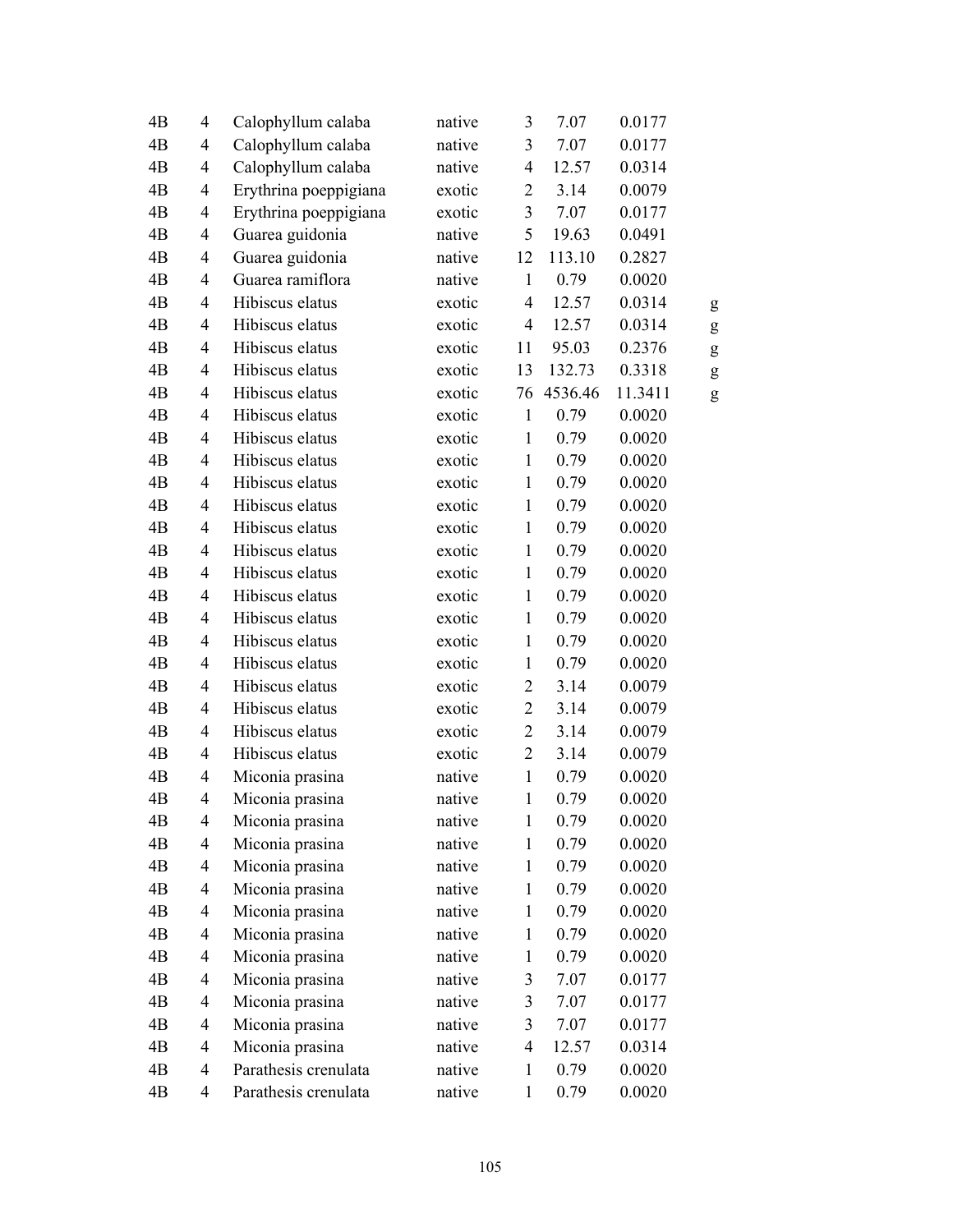| | | | | | | | |
|---|---|---|---|---|---|---|---|
| 4B | 4 | Calophyllum calaba | native | 3 | 7.07 | 0.0177 | |
| 4B | 4 | Calophyllum calaba | native | 3 | 7.07 | 0.0177 | |
| 4B | 4 | Calophyllum calaba | native | 4 | 12.57 | 0.0314 | |
| 4B | 4 | Erythrina poeppigiana | exotic | 2 | 3.14 | 0.0079 | |
| 4B | 4 | Erythrina poeppigiana | exotic | 3 | 7.07 | 0.0177 | |
| 4B | 4 | Guarea guidonia | native | 5 | 19.63 | 0.0491 | |
| 4B | 4 | Guarea guidonia | native | 12 | 113.10 | 0.2827 | |
| 4B | 4 | Guarea ramiflora | native | 1 | 0.79 | 0.0020 | |
| 4B | 4 | Hibiscus elatus | exotic | 4 | 12.57 | 0.0314 | g |
| 4B | 4 | Hibiscus elatus | exotic | 4 | 12.57 | 0.0314 | g |
| 4B | 4 | Hibiscus elatus | exotic | 11 | 95.03 | 0.2376 | g |
| 4B | 4 | Hibiscus elatus | exotic | 13 | 132.73 | 0.3318 | g |
| 4B | 4 | Hibiscus elatus | exotic | 76 | 4536.46 | 11.3411 | g |
| 4B | 4 | Hibiscus elatus | exotic | 1 | 0.79 | 0.0020 | |
| 4B | 4 | Hibiscus elatus | exotic | 1 | 0.79 | 0.0020 | |
| 4B | 4 | Hibiscus elatus | exotic | 1 | 0.79 | 0.0020 | |
| 4B | 4 | Hibiscus elatus | exotic | 1 | 0.79 | 0.0020 | |
| 4B | 4 | Hibiscus elatus | exotic | 1 | 0.79 | 0.0020 | |
| 4B | 4 | Hibiscus elatus | exotic | 1 | 0.79 | 0.0020 | |
| 4B | 4 | Hibiscus elatus | exotic | 1 | 0.79 | 0.0020 | |
| 4B | 4 | Hibiscus elatus | exotic | 1 | 0.79 | 0.0020 | |
| 4B | 4 | Hibiscus elatus | exotic | 1 | 0.79 | 0.0020 | |
| 4B | 4 | Hibiscus elatus | exotic | 1 | 0.79 | 0.0020 | |
| 4B | 4 | Hibiscus elatus | exotic | 1 | 0.79 | 0.0020 | |
| 4B | 4 | Hibiscus elatus | exotic | 1 | 0.79 | 0.0020 | |
| 4B | 4 | Hibiscus elatus | exotic | 2 | 3.14 | 0.0079 | |
| 4B | 4 | Hibiscus elatus | exotic | 2 | 3.14 | 0.0079 | |
| 4B | 4 | Hibiscus elatus | exotic | 2 | 3.14 | 0.0079 | |
| 4B | 4 | Hibiscus elatus | exotic | 2 | 3.14 | 0.0079 | |
| 4B | 4 | Miconia prasina | native | 1 | 0.79 | 0.0020 | |
| 4B | 4 | Miconia prasina | native | 1 | 0.79 | 0.0020 | |
| 4B | 4 | Miconia prasina | native | 1 | 0.79 | 0.0020 | |
| 4B | 4 | Miconia prasina | native | 1 | 0.79 | 0.0020 | |
| 4B | 4 | Miconia prasina | native | 1 | 0.79 | 0.0020 | |
| 4B | 4 | Miconia prasina | native | 1 | 0.79 | 0.0020 | |
| 4B | 4 | Miconia prasina | native | 1 | 0.79 | 0.0020 | |
| 4B | 4 | Miconia prasina | native | 1 | 0.79 | 0.0020 | |
| 4B | 4 | Miconia prasina | native | 1 | 0.79 | 0.0020 | |
| 4B | 4 | Miconia prasina | native | 3 | 7.07 | 0.0177 | |
| 4B | 4 | Miconia prasina | native | 3 | 7.07 | 0.0177 | |
| 4B | 4 | Miconia prasina | native | 3 | 7.07 | 0.0177 | |
| 4B | 4 | Miconia prasina | native | 4 | 12.57 | 0.0314 | |
| 4B | 4 | Parathesis crenulata | native | 1 | 0.79 | 0.0020 | |
| 4B | 4 | Parathesis crenulata | native | 1 | 0.79 | 0.0020 | |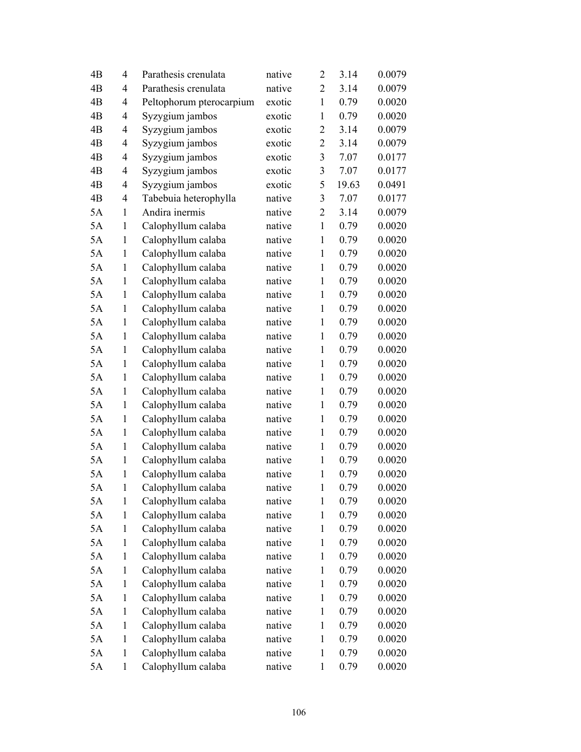| | | | | | | |
|---|---|---|---|---|---|---|
| 4B | 4 | Parathesis crenulata | native | 2 | 3.14 | 0.0079 |
| 4B | 4 | Parathesis crenulata | native | 2 | 3.14 | 0.0079 |
| 4B | 4 | Peltophorum pterocarpium | exotic | 1 | 0.79 | 0.0020 |
| 4B | 4 | Syzygium jambos | exotic | 1 | 0.79 | 0.0020 |
| 4B | 4 | Syzygium jambos | exotic | 2 | 3.14 | 0.0079 |
| 4B | 4 | Syzygium jambos | exotic | 2 | 3.14 | 0.0079 |
| 4B | 4 | Syzygium jambos | exotic | 3 | 7.07 | 0.0177 |
| 4B | 4 | Syzygium jambos | exotic | 3 | 7.07 | 0.0177 |
| 4B | 4 | Syzygium jambos | exotic | 5 | 19.63 | 0.0491 |
| 4B | 4 | Tabebuia heterophylla | native | 3 | 7.07 | 0.0177 |
| 5A | 1 | Andira inermis | native | 2 | 3.14 | 0.0079 |
| 5A | 1 | Calophyllum calaba | native | 1 | 0.79 | 0.0020 |
| 5A | 1 | Calophyllum calaba | native | 1 | 0.79 | 0.0020 |
| 5A | 1 | Calophyllum calaba | native | 1 | 0.79 | 0.0020 |
| 5A | 1 | Calophyllum calaba | native | 1 | 0.79 | 0.0020 |
| 5A | 1 | Calophyllum calaba | native | 1 | 0.79 | 0.0020 |
| 5A | 1 | Calophyllum calaba | native | 1 | 0.79 | 0.0020 |
| 5A | 1 | Calophyllum calaba | native | 1 | 0.79 | 0.0020 |
| 5A | 1 | Calophyllum calaba | native | 1 | 0.79 | 0.0020 |
| 5A | 1 | Calophyllum calaba | native | 1 | 0.79 | 0.0020 |
| 5A | 1 | Calophyllum calaba | native | 1 | 0.79 | 0.0020 |
| 5A | 1 | Calophyllum calaba | native | 1 | 0.79 | 0.0020 |
| 5A | 1 | Calophyllum calaba | native | 1 | 0.79 | 0.0020 |
| 5A | 1 | Calophyllum calaba | native | 1 | 0.79 | 0.0020 |
| 5A | 1 | Calophyllum calaba | native | 1 | 0.79 | 0.0020 |
| 5A | 1 | Calophyllum calaba | native | 1 | 0.79 | 0.0020 |
| 5A | 1 | Calophyllum calaba | native | 1 | 0.79 | 0.0020 |
| 5A | 1 | Calophyllum calaba | native | 1 | 0.79 | 0.0020 |
| 5A | 1 | Calophyllum calaba | native | 1 | 0.79 | 0.0020 |
| 5A | 1 | Calophyllum calaba | native | 1 | 0.79 | 0.0020 |
| 5A | 1 | Calophyllum calaba | native | 1 | 0.79 | 0.0020 |
| 5A | 1 | Calophyllum calaba | native | 1 | 0.79 | 0.0020 |
| 5A | 1 | Calophyllum calaba | native | 1 | 0.79 | 0.0020 |
| 5A | 1 | Calophyllum calaba | native | 1 | 0.79 | 0.0020 |
| 5A | 1 | Calophyllum calaba | native | 1 | 0.79 | 0.0020 |
| 5A | 1 | Calophyllum calaba | native | 1 | 0.79 | 0.0020 |
| 5A | 1 | Calophyllum calaba | native | 1 | 0.79 | 0.0020 |
| 5A | 1 | Calophyllum calaba | native | 1 | 0.79 | 0.0020 |
| 5A | 1 | Calophyllum calaba | native | 1 | 0.79 | 0.0020 |
| 5A | 1 | Calophyllum calaba | native | 1 | 0.79 | 0.0020 |
| 5A | 1 | Calophyllum calaba | native | 1 | 0.79 | 0.0020 |
| 5A | 1 | Calophyllum calaba | native | 1 | 0.79 | 0.0020 |
| 5A | 1 | Calophyllum calaba | native | 1 | 0.79 | 0.0020 |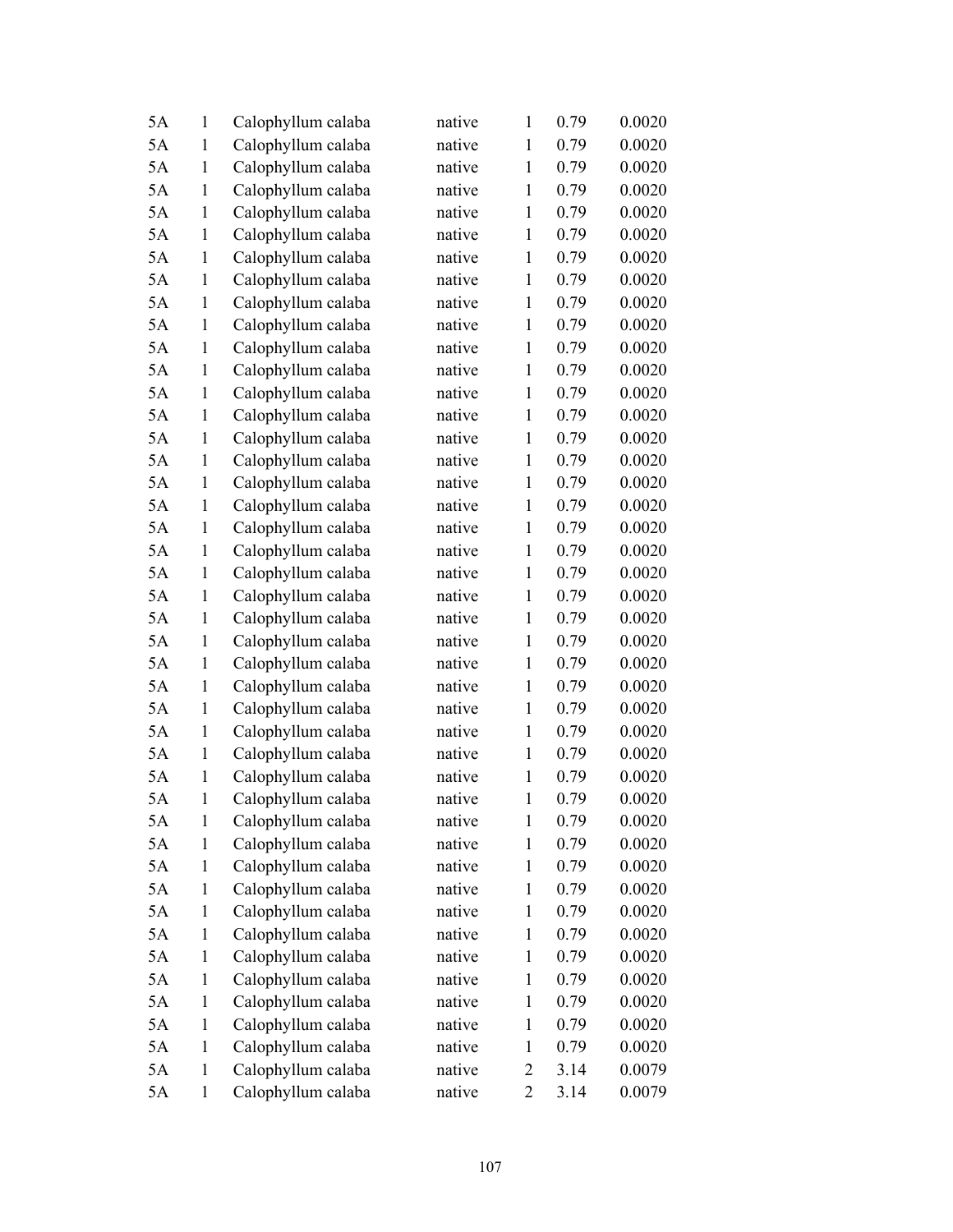| | | | | | | |
|---|---|---|---|---|---|---|
| 5A | 1 | Calophyllum calaba | native | 1 | 0.79 | 0.0020 |
| 5A | 1 | Calophyllum calaba | native | 1 | 0.79 | 0.0020 |
| 5A | 1 | Calophyllum calaba | native | 1 | 0.79 | 0.0020 |
| 5A | 1 | Calophyllum calaba | native | 1 | 0.79 | 0.0020 |
| 5A | 1 | Calophyllum calaba | native | 1 | 0.79 | 0.0020 |
| 5A | 1 | Calophyllum calaba | native | 1 | 0.79 | 0.0020 |
| 5A | 1 | Calophyllum calaba | native | 1 | 0.79 | 0.0020 |
| 5A | 1 | Calophyllum calaba | native | 1 | 0.79 | 0.0020 |
| 5A | 1 | Calophyllum calaba | native | 1 | 0.79 | 0.0020 |
| 5A | 1 | Calophyllum calaba | native | 1 | 0.79 | 0.0020 |
| 5A | 1 | Calophyllum calaba | native | 1 | 0.79 | 0.0020 |
| 5A | 1 | Calophyllum calaba | native | 1 | 0.79 | 0.0020 |
| 5A | 1 | Calophyllum calaba | native | 1 | 0.79 | 0.0020 |
| 5A | 1 | Calophyllum calaba | native | 1 | 0.79 | 0.0020 |
| 5A | 1 | Calophyllum calaba | native | 1 | 0.79 | 0.0020 |
| 5A | 1 | Calophyllum calaba | native | 1 | 0.79 | 0.0020 |
| 5A | 1 | Calophyllum calaba | native | 1 | 0.79 | 0.0020 |
| 5A | 1 | Calophyllum calaba | native | 1 | 0.79 | 0.0020 |
| 5A | 1 | Calophyllum calaba | native | 1 | 0.79 | 0.0020 |
| 5A | 1 | Calophyllum calaba | native | 1 | 0.79 | 0.0020 |
| 5A | 1 | Calophyllum calaba | native | 1 | 0.79 | 0.0020 |
| 5A | 1 | Calophyllum calaba | native | 1 | 0.79 | 0.0020 |
| 5A | 1 | Calophyllum calaba | native | 1 | 0.79 | 0.0020 |
| 5A | 1 | Calophyllum calaba | native | 1 | 0.79 | 0.0020 |
| 5A | 1 | Calophyllum calaba | native | 1 | 0.79 | 0.0020 |
| 5A | 1 | Calophyllum calaba | native | 1 | 0.79 | 0.0020 |
| 5A | 1 | Calophyllum calaba | native | 1 | 0.79 | 0.0020 |
| 5A | 1 | Calophyllum calaba | native | 1 | 0.79 | 0.0020 |
| 5A | 1 | Calophyllum calaba | native | 1 | 0.79 | 0.0020 |
| 5A | 1 | Calophyllum calaba | native | 1 | 0.79 | 0.0020 |
| 5A | 1 | Calophyllum calaba | native | 1 | 0.79 | 0.0020 |
| 5A | 1 | Calophyllum calaba | native | 1 | 0.79 | 0.0020 |
| 5A | 1 | Calophyllum calaba | native | 1 | 0.79 | 0.0020 |
| 5A | 1 | Calophyllum calaba | native | 1 | 0.79 | 0.0020 |
| 5A | 1 | Calophyllum calaba | native | 1 | 0.79 | 0.0020 |
| 5A | 1 | Calophyllum calaba | native | 1 | 0.79 | 0.0020 |
| 5A | 1 | Calophyllum calaba | native | 1 | 0.79 | 0.0020 |
| 5A | 1 | Calophyllum calaba | native | 1 | 0.79 | 0.0020 |
| 5A | 1 | Calophyllum calaba | native | 1 | 0.79 | 0.0020 |
| 5A | 1 | Calophyllum calaba | native | 1 | 0.79 | 0.0020 |
| 5A | 1 | Calophyllum calaba | native | 1 | 0.79 | 0.0020 |
| 5A | 1 | Calophyllum calaba | native | 2 | 3.14 | 0.0079 |
| 5A | 1 | Calophyllum calaba | native | 2 | 3.14 | 0.0079 |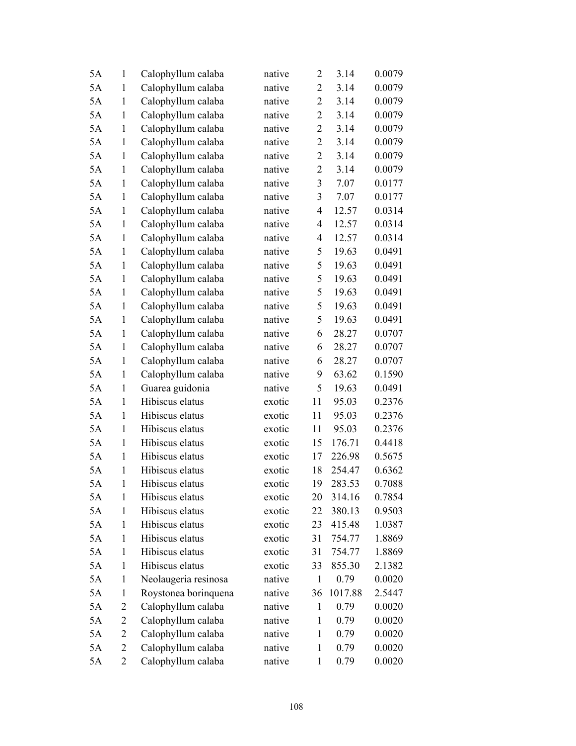|  |  |  |  |  |  |  |
|---|---|---|---|---|---|---|
| 5A | 1 | Calophyllum calaba | native | 2 | 3.14 | 0.0079 |
| 5A | 1 | Calophyllum calaba | native | 2 | 3.14 | 0.0079 |
| 5A | 1 | Calophyllum calaba | native | 2 | 3.14 | 0.0079 |
| 5A | 1 | Calophyllum calaba | native | 2 | 3.14 | 0.0079 |
| 5A | 1 | Calophyllum calaba | native | 2 | 3.14 | 0.0079 |
| 5A | 1 | Calophyllum calaba | native | 2 | 3.14 | 0.0079 |
| 5A | 1 | Calophyllum calaba | native | 2 | 3.14 | 0.0079 |
| 5A | 1 | Calophyllum calaba | native | 2 | 3.14 | 0.0079 |
| 5A | 1 | Calophyllum calaba | native | 3 | 7.07 | 0.0177 |
| 5A | 1 | Calophyllum calaba | native | 3 | 7.07 | 0.0177 |
| 5A | 1 | Calophyllum calaba | native | 4 | 12.57 | 0.0314 |
| 5A | 1 | Calophyllum calaba | native | 4 | 12.57 | 0.0314 |
| 5A | 1 | Calophyllum calaba | native | 4 | 12.57 | 0.0314 |
| 5A | 1 | Calophyllum calaba | native | 5 | 19.63 | 0.0491 |
| 5A | 1 | Calophyllum calaba | native | 5 | 19.63 | 0.0491 |
| 5A | 1 | Calophyllum calaba | native | 5 | 19.63 | 0.0491 |
| 5A | 1 | Calophyllum calaba | native | 5 | 19.63 | 0.0491 |
| 5A | 1 | Calophyllum calaba | native | 5 | 19.63 | 0.0491 |
| 5A | 1 | Calophyllum calaba | native | 5 | 19.63 | 0.0491 |
| 5A | 1 | Calophyllum calaba | native | 6 | 28.27 | 0.0707 |
| 5A | 1 | Calophyllum calaba | native | 6 | 28.27 | 0.0707 |
| 5A | 1 | Calophyllum calaba | native | 6 | 28.27 | 0.0707 |
| 5A | 1 | Calophyllum calaba | native | 9 | 63.62 | 0.1590 |
| 5A | 1 | Guarea guidonia | native | 5 | 19.63 | 0.0491 |
| 5A | 1 | Hibiscus elatus | exotic | 11 | 95.03 | 0.2376 |
| 5A | 1 | Hibiscus elatus | exotic | 11 | 95.03 | 0.2376 |
| 5A | 1 | Hibiscus elatus | exotic | 11 | 95.03 | 0.2376 |
| 5A | 1 | Hibiscus elatus | exotic | 15 | 176.71 | 0.4418 |
| 5A | 1 | Hibiscus elatus | exotic | 17 | 226.98 | 0.5675 |
| 5A | 1 | Hibiscus elatus | exotic | 18 | 254.47 | 0.6362 |
| 5A | 1 | Hibiscus elatus | exotic | 19 | 283.53 | 0.7088 |
| 5A | 1 | Hibiscus elatus | exotic | 20 | 314.16 | 0.7854 |
| 5A | 1 | Hibiscus elatus | exotic | 22 | 380.13 | 0.9503 |
| 5A | 1 | Hibiscus elatus | exotic | 23 | 415.48 | 1.0387 |
| 5A | 1 | Hibiscus elatus | exotic | 31 | 754.77 | 1.8869 |
| 5A | 1 | Hibiscus elatus | exotic | 31 | 754.77 | 1.8869 |
| 5A | 1 | Hibiscus elatus | exotic | 33 | 855.30 | 2.1382 |
| 5A | 1 | Neolaugeria resinosa | native | 1 | 0.79 | 0.0020 |
| 5A | 1 | Roystonea borinquena | native | 36 | 1017.88 | 2.5447 |
| 5A | 2 | Calophyllum calaba | native | 1 | 0.79 | 0.0020 |
| 5A | 2 | Calophyllum calaba | native | 1 | 0.79 | 0.0020 |
| 5A | 2 | Calophyllum calaba | native | 1 | 0.79 | 0.0020 |
| 5A | 2 | Calophyllum calaba | native | 1 | 0.79 | 0.0020 |
| 5A | 2 | Calophyllum calaba | native | 1 | 0.79 | 0.0020 |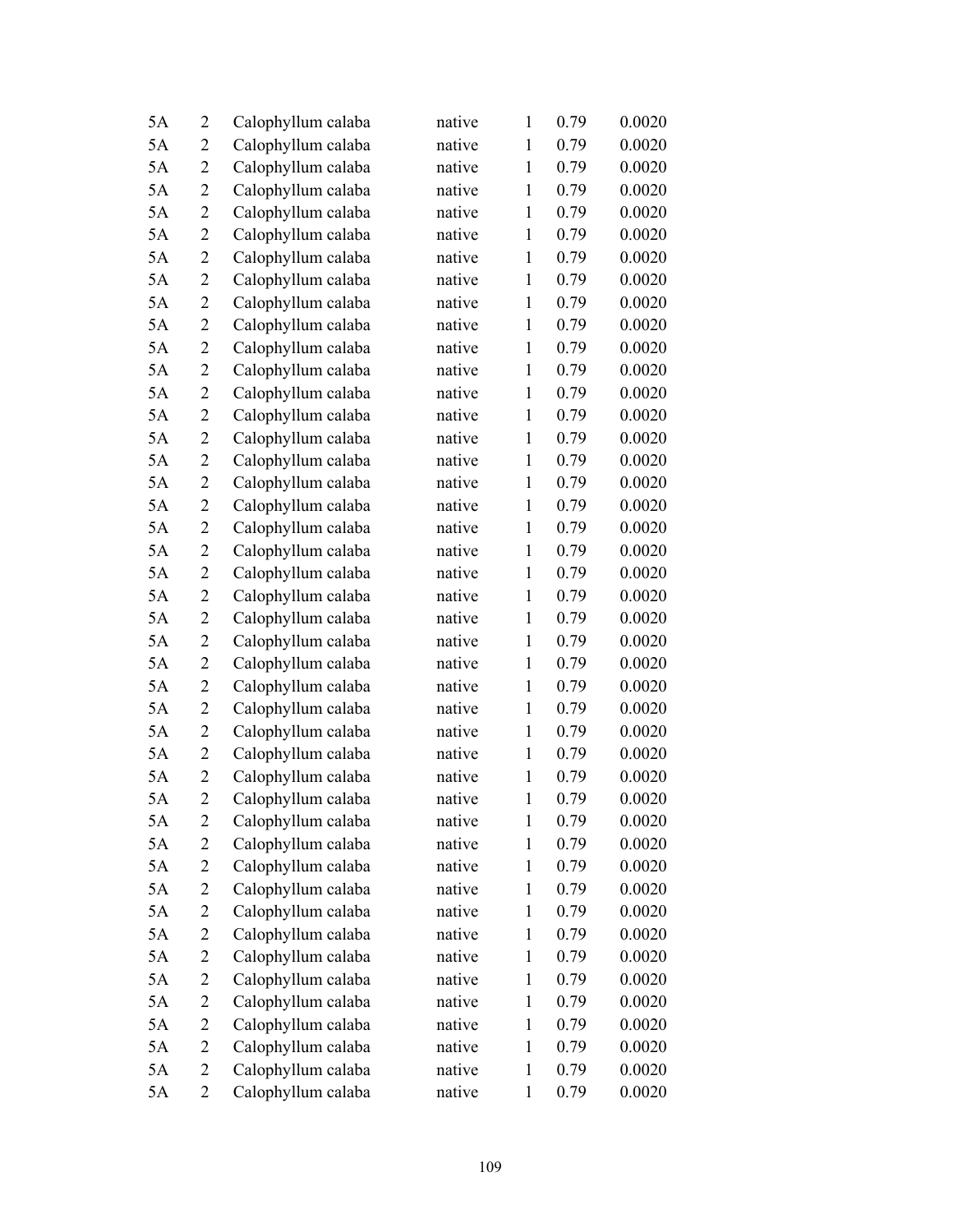| | | | | | | |
|---|---|---|---|---|---|---|
| 5A | 2 | Calophyllum calaba | native | 1 | 0.79 | 0.0020 |
| 5A | 2 | Calophyllum calaba | native | 1 | 0.79 | 0.0020 |
| 5A | 2 | Calophyllum calaba | native | 1 | 0.79 | 0.0020 |
| 5A | 2 | Calophyllum calaba | native | 1 | 0.79 | 0.0020 |
| 5A | 2 | Calophyllum calaba | native | 1 | 0.79 | 0.0020 |
| 5A | 2 | Calophyllum calaba | native | 1 | 0.79 | 0.0020 |
| 5A | 2 | Calophyllum calaba | native | 1 | 0.79 | 0.0020 |
| 5A | 2 | Calophyllum calaba | native | 1 | 0.79 | 0.0020 |
| 5A | 2 | Calophyllum calaba | native | 1 | 0.79 | 0.0020 |
| 5A | 2 | Calophyllum calaba | native | 1 | 0.79 | 0.0020 |
| 5A | 2 | Calophyllum calaba | native | 1 | 0.79 | 0.0020 |
| 5A | 2 | Calophyllum calaba | native | 1 | 0.79 | 0.0020 |
| 5A | 2 | Calophyllum calaba | native | 1 | 0.79 | 0.0020 |
| 5A | 2 | Calophyllum calaba | native | 1 | 0.79 | 0.0020 |
| 5A | 2 | Calophyllum calaba | native | 1 | 0.79 | 0.0020 |
| 5A | 2 | Calophyllum calaba | native | 1 | 0.79 | 0.0020 |
| 5A | 2 | Calophyllum calaba | native | 1 | 0.79 | 0.0020 |
| 5A | 2 | Calophyllum calaba | native | 1 | 0.79 | 0.0020 |
| 5A | 2 | Calophyllum calaba | native | 1 | 0.79 | 0.0020 |
| 5A | 2 | Calophyllum calaba | native | 1 | 0.79 | 0.0020 |
| 5A | 2 | Calophyllum calaba | native | 1 | 0.79 | 0.0020 |
| 5A | 2 | Calophyllum calaba | native | 1 | 0.79 | 0.0020 |
| 5A | 2 | Calophyllum calaba | native | 1 | 0.79 | 0.0020 |
| 5A | 2 | Calophyllum calaba | native | 1 | 0.79 | 0.0020 |
| 5A | 2 | Calophyllum calaba | native | 1 | 0.79 | 0.0020 |
| 5A | 2 | Calophyllum calaba | native | 1 | 0.79 | 0.0020 |
| 5A | 2 | Calophyllum calaba | native | 1 | 0.79 | 0.0020 |
| 5A | 2 | Calophyllum calaba | native | 1 | 0.79 | 0.0020 |
| 5A | 2 | Calophyllum calaba | native | 1 | 0.79 | 0.0020 |
| 5A | 2 | Calophyllum calaba | native | 1 | 0.79 | 0.0020 |
| 5A | 2 | Calophyllum calaba | native | 1 | 0.79 | 0.0020 |
| 5A | 2 | Calophyllum calaba | native | 1 | 0.79 | 0.0020 |
| 5A | 2 | Calophyllum calaba | native | 1 | 0.79 | 0.0020 |
| 5A | 2 | Calophyllum calaba | native | 1 | 0.79 | 0.0020 |
| 5A | 2 | Calophyllum calaba | native | 1 | 0.79 | 0.0020 |
| 5A | 2 | Calophyllum calaba | native | 1 | 0.79 | 0.0020 |
| 5A | 2 | Calophyllum calaba | native | 1 | 0.79 | 0.0020 |
| 5A | 2 | Calophyllum calaba | native | 1 | 0.79 | 0.0020 |
| 5A | 2 | Calophyllum calaba | native | 1 | 0.79 | 0.0020 |
| 5A | 2 | Calophyllum calaba | native | 1 | 0.79 | 0.0020 |
| 5A | 2 | Calophyllum calaba | native | 1 | 0.79 | 0.0020 |
| 5A | 2 | Calophyllum calaba | native | 1 | 0.79 | 0.0020 |
| 5A | 2 | Calophyllum calaba | native | 1 | 0.79 | 0.0020 |
| 5A | 2 | Calophyllum calaba | native | 1 | 0.79 | 0.0020 |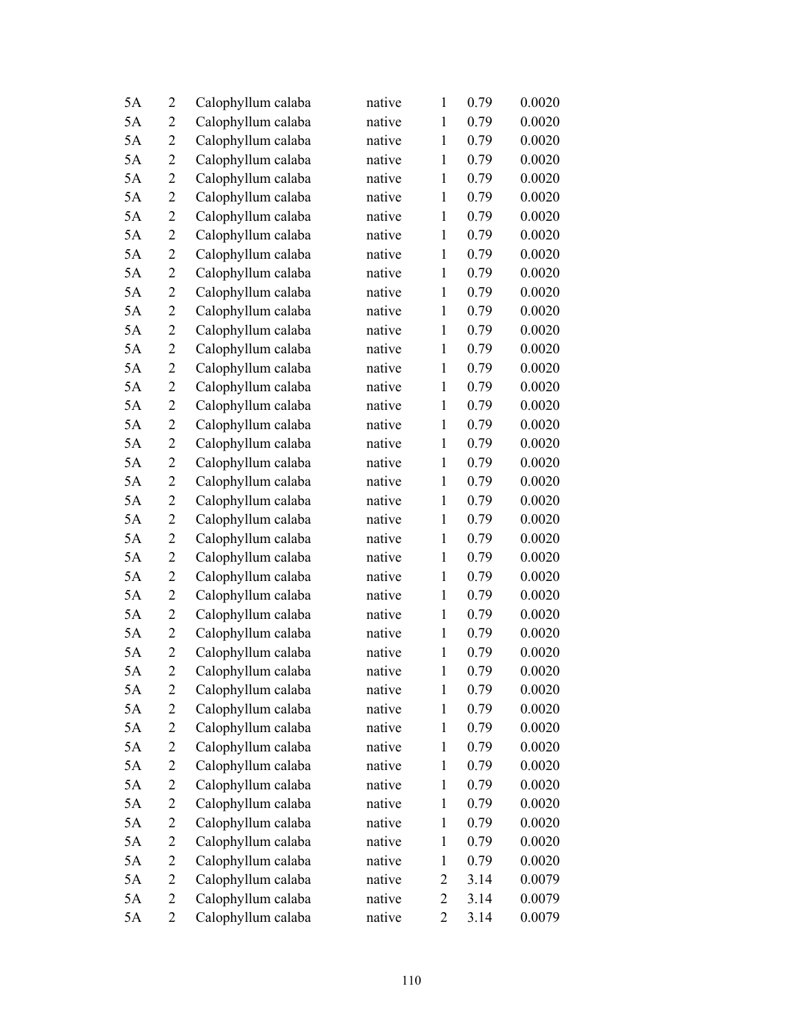| | | | | | | |
|---|---|---|---|---|---|---|
| 5A | 2 | Calophyllum calaba | native | 1 | 0.79 | 0.0020 |
| 5A | 2 | Calophyllum calaba | native | 1 | 0.79 | 0.0020 |
| 5A | 2 | Calophyllum calaba | native | 1 | 0.79 | 0.0020 |
| 5A | 2 | Calophyllum calaba | native | 1 | 0.79 | 0.0020 |
| 5A | 2 | Calophyllum calaba | native | 1 | 0.79 | 0.0020 |
| 5A | 2 | Calophyllum calaba | native | 1 | 0.79 | 0.0020 |
| 5A | 2 | Calophyllum calaba | native | 1 | 0.79 | 0.0020 |
| 5A | 2 | Calophyllum calaba | native | 1 | 0.79 | 0.0020 |
| 5A | 2 | Calophyllum calaba | native | 1 | 0.79 | 0.0020 |
| 5A | 2 | Calophyllum calaba | native | 1 | 0.79 | 0.0020 |
| 5A | 2 | Calophyllum calaba | native | 1 | 0.79 | 0.0020 |
| 5A | 2 | Calophyllum calaba | native | 1 | 0.79 | 0.0020 |
| 5A | 2 | Calophyllum calaba | native | 1 | 0.79 | 0.0020 |
| 5A | 2 | Calophyllum calaba | native | 1 | 0.79 | 0.0020 |
| 5A | 2 | Calophyllum calaba | native | 1 | 0.79 | 0.0020 |
| 5A | 2 | Calophyllum calaba | native | 1 | 0.79 | 0.0020 |
| 5A | 2 | Calophyllum calaba | native | 1 | 0.79 | 0.0020 |
| 5A | 2 | Calophyllum calaba | native | 1 | 0.79 | 0.0020 |
| 5A | 2 | Calophyllum calaba | native | 1 | 0.79 | 0.0020 |
| 5A | 2 | Calophyllum calaba | native | 1 | 0.79 | 0.0020 |
| 5A | 2 | Calophyllum calaba | native | 1 | 0.79 | 0.0020 |
| 5A | 2 | Calophyllum calaba | native | 1 | 0.79 | 0.0020 |
| 5A | 2 | Calophyllum calaba | native | 1 | 0.79 | 0.0020 |
| 5A | 2 | Calophyllum calaba | native | 1 | 0.79 | 0.0020 |
| 5A | 2 | Calophyllum calaba | native | 1 | 0.79 | 0.0020 |
| 5A | 2 | Calophyllum calaba | native | 1 | 0.79 | 0.0020 |
| 5A | 2 | Calophyllum calaba | native | 1 | 0.79 | 0.0020 |
| 5A | 2 | Calophyllum calaba | native | 1 | 0.79 | 0.0020 |
| 5A | 2 | Calophyllum calaba | native | 1 | 0.79 | 0.0020 |
| 5A | 2 | Calophyllum calaba | native | 1 | 0.79 | 0.0020 |
| 5A | 2 | Calophyllum calaba | native | 1 | 0.79 | 0.0020 |
| 5A | 2 | Calophyllum calaba | native | 1 | 0.79 | 0.0020 |
| 5A | 2 | Calophyllum calaba | native | 1 | 0.79 | 0.0020 |
| 5A | 2 | Calophyllum calaba | native | 1 | 0.79 | 0.0020 |
| 5A | 2 | Calophyllum calaba | native | 1 | 0.79 | 0.0020 |
| 5A | 2 | Calophyllum calaba | native | 1 | 0.79 | 0.0020 |
| 5A | 2 | Calophyllum calaba | native | 1 | 0.79 | 0.0020 |
| 5A | 2 | Calophyllum calaba | native | 1 | 0.79 | 0.0020 |
| 5A | 2 | Calophyllum calaba | native | 1 | 0.79 | 0.0020 |
| 5A | 2 | Calophyllum calaba | native | 1 | 0.79 | 0.0020 |
| 5A | 2 | Calophyllum calaba | native | 1 | 0.79 | 0.0020 |
| 5A | 2 | Calophyllum calaba | native | 2 | 3.14 | 0.0079 |
| 5A | 2 | Calophyllum calaba | native | 2 | 3.14 | 0.0079 |
| 5A | 2 | Calophyllum calaba | native | 2 | 3.14 | 0.0079 |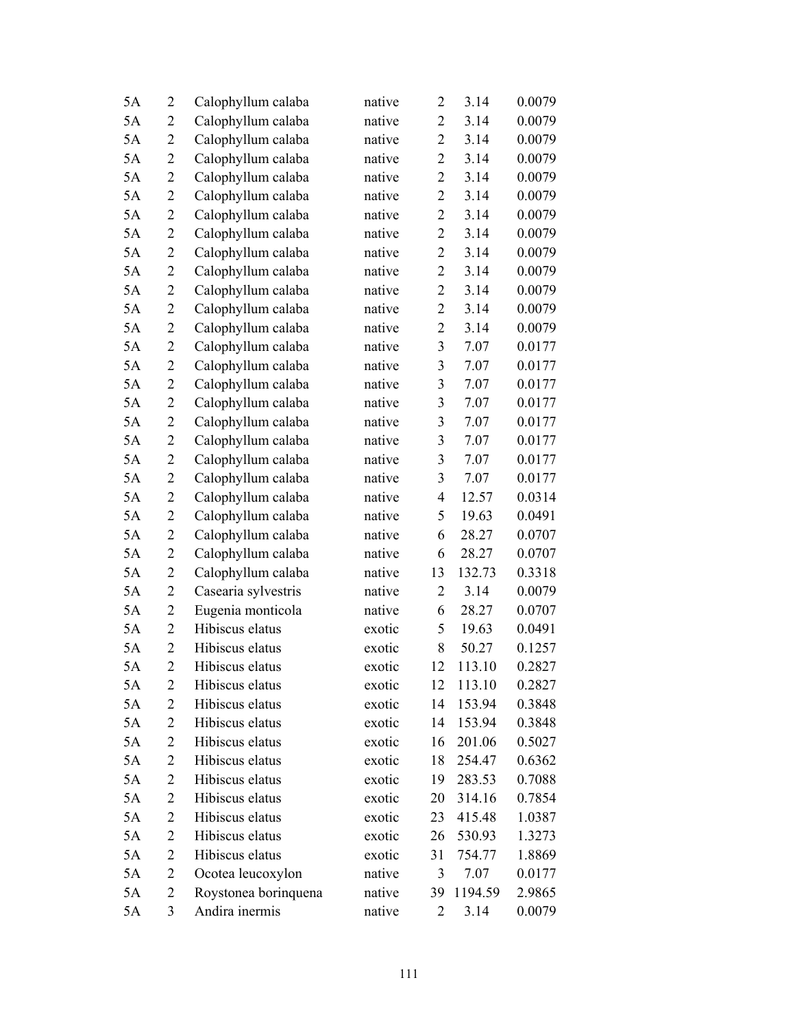| | | | | | | |
|---|---|---|---|---|---|---|
| 5A | 2 | Calophyllum calaba | native | 2 | 3.14 | 0.0079 |
| 5A | 2 | Calophyllum calaba | native | 2 | 3.14 | 0.0079 |
| 5A | 2 | Calophyllum calaba | native | 2 | 3.14 | 0.0079 |
| 5A | 2 | Calophyllum calaba | native | 2 | 3.14 | 0.0079 |
| 5A | 2 | Calophyllum calaba | native | 2 | 3.14 | 0.0079 |
| 5A | 2 | Calophyllum calaba | native | 2 | 3.14 | 0.0079 |
| 5A | 2 | Calophyllum calaba | native | 2 | 3.14 | 0.0079 |
| 5A | 2 | Calophyllum calaba | native | 2 | 3.14 | 0.0079 |
| 5A | 2 | Calophyllum calaba | native | 2 | 3.14 | 0.0079 |
| 5A | 2 | Calophyllum calaba | native | 2 | 3.14 | 0.0079 |
| 5A | 2 | Calophyllum calaba | native | 2 | 3.14 | 0.0079 |
| 5A | 2 | Calophyllum calaba | native | 2 | 3.14 | 0.0079 |
| 5A | 2 | Calophyllum calaba | native | 2 | 3.14 | 0.0079 |
| 5A | 2 | Calophyllum calaba | native | 3 | 7.07 | 0.0177 |
| 5A | 2 | Calophyllum calaba | native | 3 | 7.07 | 0.0177 |
| 5A | 2 | Calophyllum calaba | native | 3 | 7.07 | 0.0177 |
| 5A | 2 | Calophyllum calaba | native | 3 | 7.07 | 0.0177 |
| 5A | 2 | Calophyllum calaba | native | 3 | 7.07 | 0.0177 |
| 5A | 2 | Calophyllum calaba | native | 3 | 7.07 | 0.0177 |
| 5A | 2 | Calophyllum calaba | native | 3 | 7.07 | 0.0177 |
| 5A | 2 | Calophyllum calaba | native | 3 | 7.07 | 0.0177 |
| 5A | 2 | Calophyllum calaba | native | 4 | 12.57 | 0.0314 |
| 5A | 2 | Calophyllum calaba | native | 5 | 19.63 | 0.0491 |
| 5A | 2 | Calophyllum calaba | native | 6 | 28.27 | 0.0707 |
| 5A | 2 | Calophyllum calaba | native | 6 | 28.27 | 0.0707 |
| 5A | 2 | Calophyllum calaba | native | 13 | 132.73 | 0.3318 |
| 5A | 2 | Casearia sylvestris | native | 2 | 3.14 | 0.0079 |
| 5A | 2 | Eugenia monticola | native | 6 | 28.27 | 0.0707 |
| 5A | 2 | Hibiscus elatus | exotic | 5 | 19.63 | 0.0491 |
| 5A | 2 | Hibiscus elatus | exotic | 8 | 50.27 | 0.1257 |
| 5A | 2 | Hibiscus elatus | exotic | 12 | 113.10 | 0.2827 |
| 5A | 2 | Hibiscus elatus | exotic | 12 | 113.10 | 0.2827 |
| 5A | 2 | Hibiscus elatus | exotic | 14 | 153.94 | 0.3848 |
| 5A | 2 | Hibiscus elatus | exotic | 14 | 153.94 | 0.3848 |
| 5A | 2 | Hibiscus elatus | exotic | 16 | 201.06 | 0.5027 |
| 5A | 2 | Hibiscus elatus | exotic | 18 | 254.47 | 0.6362 |
| 5A | 2 | Hibiscus elatus | exotic | 19 | 283.53 | 0.7088 |
| 5A | 2 | Hibiscus elatus | exotic | 20 | 314.16 | 0.7854 |
| 5A | 2 | Hibiscus elatus | exotic | 23 | 415.48 | 1.0387 |
| 5A | 2 | Hibiscus elatus | exotic | 26 | 530.93 | 1.3273 |
| 5A | 2 | Hibiscus elatus | exotic | 31 | 754.77 | 1.8869 |
| 5A | 2 | Ocotea leucoxylon | native | 3 | 7.07 | 0.0177 |
| 5A | 2 | Roystonea borinquena | native | 39 | 1194.59 | 2.9865 |
| 5A | 3 | Andira inermis | native | 2 | 3.14 | 0.0079 |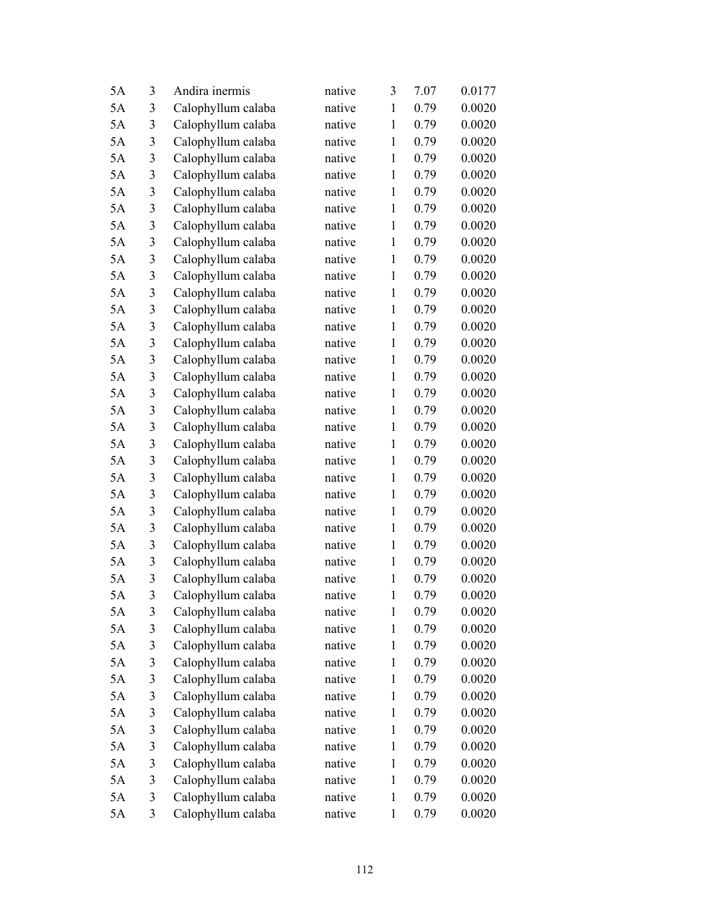| | | | | | | |
|---|---|---|---|---|---|---|
| 5A | 3 | Andira inermis | native | 3 | 7.07 | 0.0177 |
| 5A | 3 | Calophyllum calaba | native | 1 | 0.79 | 0.0020 |
| 5A | 3 | Calophyllum calaba | native | 1 | 0.79 | 0.0020 |
| 5A | 3 | Calophyllum calaba | native | 1 | 0.79 | 0.0020 |
| 5A | 3 | Calophyllum calaba | native | 1 | 0.79 | 0.0020 |
| 5A | 3 | Calophyllum calaba | native | 1 | 0.79 | 0.0020 |
| 5A | 3 | Calophyllum calaba | native | 1 | 0.79 | 0.0020 |
| 5A | 3 | Calophyllum calaba | native | 1 | 0.79 | 0.0020 |
| 5A | 3 | Calophyllum calaba | native | 1 | 0.79 | 0.0020 |
| 5A | 3 | Calophyllum calaba | native | 1 | 0.79 | 0.0020 |
| 5A | 3 | Calophyllum calaba | native | 1 | 0.79 | 0.0020 |
| 5A | 3 | Calophyllum calaba | native | 1 | 0.79 | 0.0020 |
| 5A | 3 | Calophyllum calaba | native | 1 | 0.79 | 0.0020 |
| 5A | 3 | Calophyllum calaba | native | 1 | 0.79 | 0.0020 |
| 5A | 3 | Calophyllum calaba | native | 1 | 0.79 | 0.0020 |
| 5A | 3 | Calophyllum calaba | native | 1 | 0.79 | 0.0020 |
| 5A | 3 | Calophyllum calaba | native | 1 | 0.79 | 0.0020 |
| 5A | 3 | Calophyllum calaba | native | 1 | 0.79 | 0.0020 |
| 5A | 3 | Calophyllum calaba | native | 1 | 0.79 | 0.0020 |
| 5A | 3 | Calophyllum calaba | native | 1 | 0.79 | 0.0020 |
| 5A | 3 | Calophyllum calaba | native | 1 | 0.79 | 0.0020 |
| 5A | 3 | Calophyllum calaba | native | 1 | 0.79 | 0.0020 |
| 5A | 3 | Calophyllum calaba | native | 1 | 0.79 | 0.0020 |
| 5A | 3 | Calophyllum calaba | native | 1 | 0.79 | 0.0020 |
| 5A | 3 | Calophyllum calaba | native | 1 | 0.79 | 0.0020 |
| 5A | 3 | Calophyllum calaba | native | 1 | 0.79 | 0.0020 |
| 5A | 3 | Calophyllum calaba | native | 1 | 0.79 | 0.0020 |
| 5A | 3 | Calophyllum calaba | native | 1 | 0.79 | 0.0020 |
| 5A | 3 | Calophyllum calaba | native | 1 | 0.79 | 0.0020 |
| 5A | 3 | Calophyllum calaba | native | 1 | 0.79 | 0.0020 |
| 5A | 3 | Calophyllum calaba | native | 1 | 0.79 | 0.0020 |
| 5A | 3 | Calophyllum calaba | native | 1 | 0.79 | 0.0020 |
| 5A | 3 | Calophyllum calaba | native | 1 | 0.79 | 0.0020 |
| 5A | 3 | Calophyllum calaba | native | 1 | 0.79 | 0.0020 |
| 5A | 3 | Calophyllum calaba | native | 1 | 0.79 | 0.0020 |
| 5A | 3 | Calophyllum calaba | native | 1 | 0.79 | 0.0020 |
| 5A | 3 | Calophyllum calaba | native | 1 | 0.79 | 0.0020 |
| 5A | 3 | Calophyllum calaba | native | 1 | 0.79 | 0.0020 |
| 5A | 3 | Calophyllum calaba | native | 1 | 0.79 | 0.0020 |
| 5A | 3 | Calophyllum calaba | native | 1 | 0.79 | 0.0020 |
| 5A | 3 | Calophyllum calaba | native | 1 | 0.79 | 0.0020 |
| 5A | 3 | Calophyllum calaba | native | 1 | 0.79 | 0.0020 |
| 5A | 3 | Calophyllum calaba | native | 1 | 0.79 | 0.0020 |
| 5A | 3 | Calophyllum calaba | native | 1 | 0.79 | 0.0020 |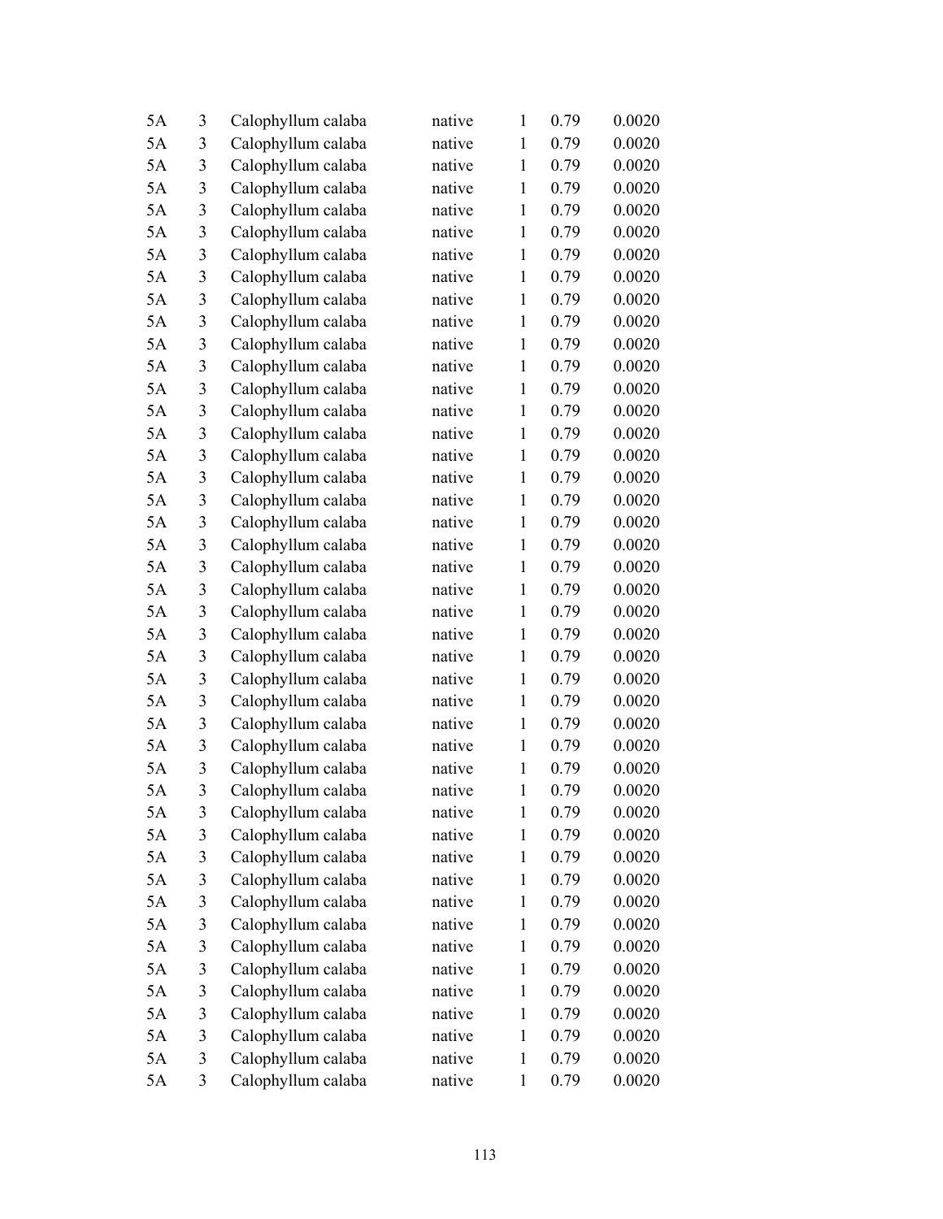| | | | | | | |
|---|---|---|---|---|---|---|
| 5A | 3 | Calophyllum calaba | native | 1 | 0.79 | 0.0020 |
| 5A | 3 | Calophyllum calaba | native | 1 | 0.79 | 0.0020 |
| 5A | 3 | Calophyllum calaba | native | 1 | 0.79 | 0.0020 |
| 5A | 3 | Calophyllum calaba | native | 1 | 0.79 | 0.0020 |
| 5A | 3 | Calophyllum calaba | native | 1 | 0.79 | 0.0020 |
| 5A | 3 | Calophyllum calaba | native | 1 | 0.79 | 0.0020 |
| 5A | 3 | Calophyllum calaba | native | 1 | 0.79 | 0.0020 |
| 5A | 3 | Calophyllum calaba | native | 1 | 0.79 | 0.0020 |
| 5A | 3 | Calophyllum calaba | native | 1 | 0.79 | 0.0020 |
| 5A | 3 | Calophyllum calaba | native | 1 | 0.79 | 0.0020 |
| 5A | 3 | Calophyllum calaba | native | 1 | 0.79 | 0.0020 |
| 5A | 3 | Calophyllum calaba | native | 1 | 0.79 | 0.0020 |
| 5A | 3 | Calophyllum calaba | native | 1 | 0.79 | 0.0020 |
| 5A | 3 | Calophyllum calaba | native | 1 | 0.79 | 0.0020 |
| 5A | 3 | Calophyllum calaba | native | 1 | 0.79 | 0.0020 |
| 5A | 3 | Calophyllum calaba | native | 1 | 0.79 | 0.0020 |
| 5A | 3 | Calophyllum calaba | native | 1 | 0.79 | 0.0020 |
| 5A | 3 | Calophyllum calaba | native | 1 | 0.79 | 0.0020 |
| 5A | 3 | Calophyllum calaba | native | 1 | 0.79 | 0.0020 |
| 5A | 3 | Calophyllum calaba | native | 1 | 0.79 | 0.0020 |
| 5A | 3 | Calophyllum calaba | native | 1 | 0.79 | 0.0020 |
| 5A | 3 | Calophyllum calaba | native | 1 | 0.79 | 0.0020 |
| 5A | 3 | Calophyllum calaba | native | 1 | 0.79 | 0.0020 |
| 5A | 3 | Calophyllum calaba | native | 1 | 0.79 | 0.0020 |
| 5A | 3 | Calophyllum calaba | native | 1 | 0.79 | 0.0020 |
| 5A | 3 | Calophyllum calaba | native | 1 | 0.79 | 0.0020 |
| 5A | 3 | Calophyllum calaba | native | 1 | 0.79 | 0.0020 |
| 5A | 3 | Calophyllum calaba | native | 1 | 0.79 | 0.0020 |
| 5A | 3 | Calophyllum calaba | native | 1 | 0.79 | 0.0020 |
| 5A | 3 | Calophyllum calaba | native | 1 | 0.79 | 0.0020 |
| 5A | 3 | Calophyllum calaba | native | 1 | 0.79 | 0.0020 |
| 5A | 3 | Calophyllum calaba | native | 1 | 0.79 | 0.0020 |
| 5A | 3 | Calophyllum calaba | native | 1 | 0.79 | 0.0020 |
| 5A | 3 | Calophyllum calaba | native | 1 | 0.79 | 0.0020 |
| 5A | 3 | Calophyllum calaba | native | 1 | 0.79 | 0.0020 |
| 5A | 3 | Calophyllum calaba | native | 1 | 0.79 | 0.0020 |
| 5A | 3 | Calophyllum calaba | native | 1 | 0.79 | 0.0020 |
| 5A | 3 | Calophyllum calaba | native | 1 | 0.79 | 0.0020 |
| 5A | 3 | Calophyllum calaba | native | 1 | 0.79 | 0.0020 |
| 5A | 3 | Calophyllum calaba | native | 1 | 0.79 | 0.0020 |
| 5A | 3 | Calophyllum calaba | native | 1 | 0.79 | 0.0020 |
| 5A | 3 | Calophyllum calaba | native | 1 | 0.79 | 0.0020 |
| 5A | 3 | Calophyllum calaba | native | 1 | 0.79 | 0.0020 |
| 5A | 3 | Calophyllum calaba | native | 1 | 0.79 | 0.0020 |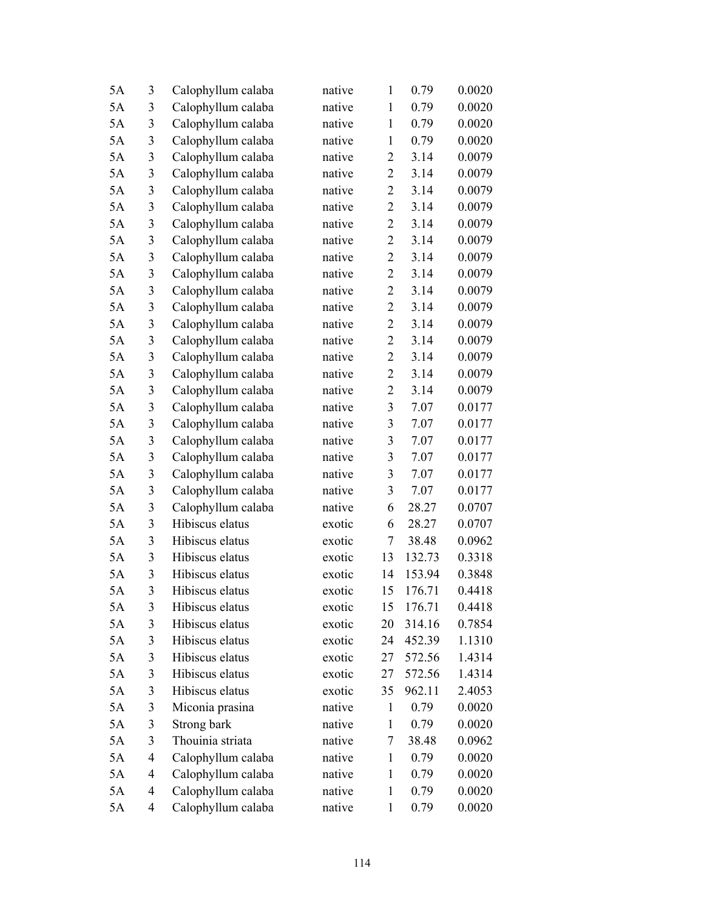| | | | | | | |
|---|---|---|---|---|---|---|
| 5A | 3 | Calophyllum calaba | native | 1 | 0.79 | 0.0020 |
| 5A | 3 | Calophyllum calaba | native | 1 | 0.79 | 0.0020 |
| 5A | 3 | Calophyllum calaba | native | 1 | 0.79 | 0.0020 |
| 5A | 3 | Calophyllum calaba | native | 1 | 0.79 | 0.0020 |
| 5A | 3 | Calophyllum calaba | native | 2 | 3.14 | 0.0079 |
| 5A | 3 | Calophyllum calaba | native | 2 | 3.14 | 0.0079 |
| 5A | 3 | Calophyllum calaba | native | 2 | 3.14 | 0.0079 |
| 5A | 3 | Calophyllum calaba | native | 2 | 3.14 | 0.0079 |
| 5A | 3 | Calophyllum calaba | native | 2 | 3.14 | 0.0079 |
| 5A | 3 | Calophyllum calaba | native | 2 | 3.14 | 0.0079 |
| 5A | 3 | Calophyllum calaba | native | 2 | 3.14 | 0.0079 |
| 5A | 3 | Calophyllum calaba | native | 2 | 3.14 | 0.0079 |
| 5A | 3 | Calophyllum calaba | native | 2 | 3.14 | 0.0079 |
| 5A | 3 | Calophyllum calaba | native | 2 | 3.14 | 0.0079 |
| 5A | 3 | Calophyllum calaba | native | 2 | 3.14 | 0.0079 |
| 5A | 3 | Calophyllum calaba | native | 2 | 3.14 | 0.0079 |
| 5A | 3 | Calophyllum calaba | native | 2 | 3.14 | 0.0079 |
| 5A | 3 | Calophyllum calaba | native | 2 | 3.14 | 0.0079 |
| 5A | 3 | Calophyllum calaba | native | 2 | 3.14 | 0.0079 |
| 5A | 3 | Calophyllum calaba | native | 3 | 7.07 | 0.0177 |
| 5A | 3 | Calophyllum calaba | native | 3 | 7.07 | 0.0177 |
| 5A | 3 | Calophyllum calaba | native | 3 | 7.07 | 0.0177 |
| 5A | 3 | Calophyllum calaba | native | 3 | 7.07 | 0.0177 |
| 5A | 3 | Calophyllum calaba | native | 3 | 7.07 | 0.0177 |
| 5A | 3 | Calophyllum calaba | native | 3 | 7.07 | 0.0177 |
| 5A | 3 | Calophyllum calaba | native | 6 | 28.27 | 0.0707 |
| 5A | 3 | Hibiscus elatus | exotic | 6 | 28.27 | 0.0707 |
| 5A | 3 | Hibiscus elatus | exotic | 7 | 38.48 | 0.0962 |
| 5A | 3 | Hibiscus elatus | exotic | 13 | 132.73 | 0.3318 |
| 5A | 3 | Hibiscus elatus | exotic | 14 | 153.94 | 0.3848 |
| 5A | 3 | Hibiscus elatus | exotic | 15 | 176.71 | 0.4418 |
| 5A | 3 | Hibiscus elatus | exotic | 15 | 176.71 | 0.4418 |
| 5A | 3 | Hibiscus elatus | exotic | 20 | 314.16 | 0.7854 |
| 5A | 3 | Hibiscus elatus | exotic | 24 | 452.39 | 1.1310 |
| 5A | 3 | Hibiscus elatus | exotic | 27 | 572.56 | 1.4314 |
| 5A | 3 | Hibiscus elatus | exotic | 27 | 572.56 | 1.4314 |
| 5A | 3 | Hibiscus elatus | exotic | 35 | 962.11 | 2.4053 |
| 5A | 3 | Miconia prasina | native | 1 | 0.79 | 0.0020 |
| 5A | 3 | Strong bark | native | 1 | 0.79 | 0.0020 |
| 5A | 3 | Thouinia striata | native | 7 | 38.48 | 0.0962 |
| 5A | 4 | Calophyllum calaba | native | 1 | 0.79 | 0.0020 |
| 5A | 4 | Calophyllum calaba | native | 1 | 0.79 | 0.0020 |
| 5A | 4 | Calophyllum calaba | native | 1 | 0.79 | 0.0020 |
| 5A | 4 | Calophyllum calaba | native | 1 | 0.79 | 0.0020 |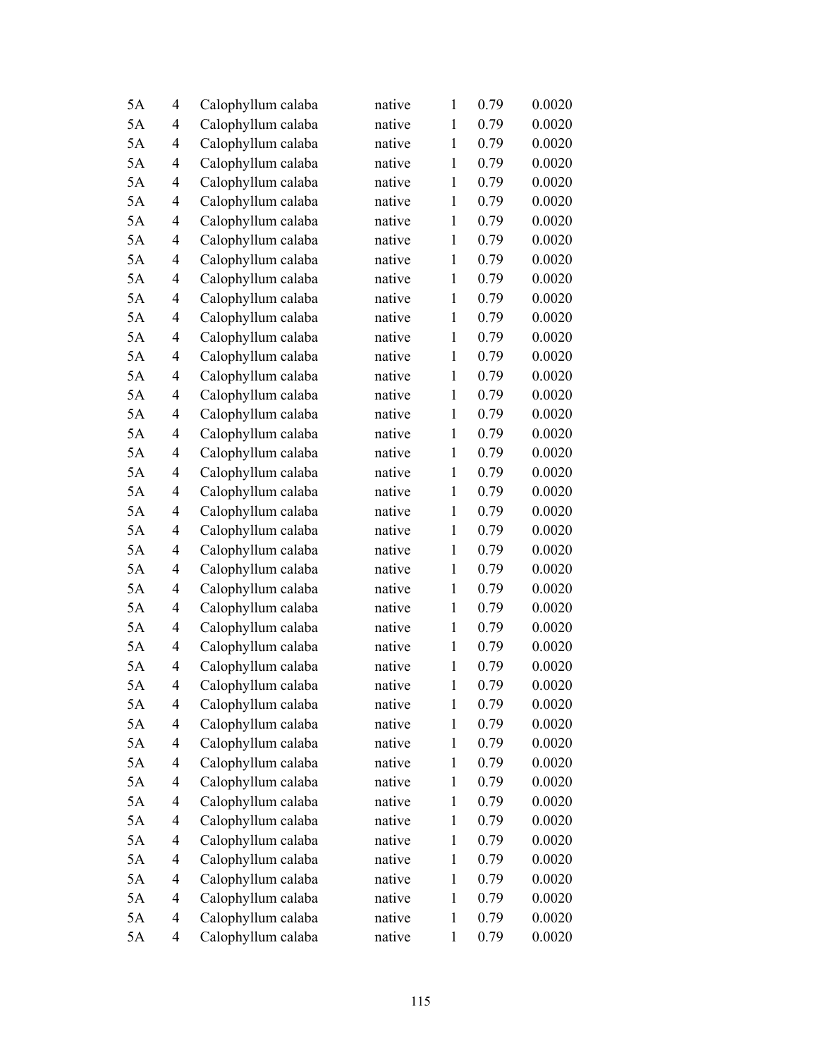| | | | | | | |
|---|---|---|---|---|---|---|
| 5A | 4 | Calophyllum calaba | native | 1 | 0.79 | 0.0020 |
| 5A | 4 | Calophyllum calaba | native | 1 | 0.79 | 0.0020 |
| 5A | 4 | Calophyllum calaba | native | 1 | 0.79 | 0.0020 |
| 5A | 4 | Calophyllum calaba | native | 1 | 0.79 | 0.0020 |
| 5A | 4 | Calophyllum calaba | native | 1 | 0.79 | 0.0020 |
| 5A | 4 | Calophyllum calaba | native | 1 | 0.79 | 0.0020 |
| 5A | 4 | Calophyllum calaba | native | 1 | 0.79 | 0.0020 |
| 5A | 4 | Calophyllum calaba | native | 1 | 0.79 | 0.0020 |
| 5A | 4 | Calophyllum calaba | native | 1 | 0.79 | 0.0020 |
| 5A | 4 | Calophyllum calaba | native | 1 | 0.79 | 0.0020 |
| 5A | 4 | Calophyllum calaba | native | 1 | 0.79 | 0.0020 |
| 5A | 4 | Calophyllum calaba | native | 1 | 0.79 | 0.0020 |
| 5A | 4 | Calophyllum calaba | native | 1 | 0.79 | 0.0020 |
| 5A | 4 | Calophyllum calaba | native | 1 | 0.79 | 0.0020 |
| 5A | 4 | Calophyllum calaba | native | 1 | 0.79 | 0.0020 |
| 5A | 4 | Calophyllum calaba | native | 1 | 0.79 | 0.0020 |
| 5A | 4 | Calophyllum calaba | native | 1 | 0.79 | 0.0020 |
| 5A | 4 | Calophyllum calaba | native | 1 | 0.79 | 0.0020 |
| 5A | 4 | Calophyllum calaba | native | 1 | 0.79 | 0.0020 |
| 5A | 4 | Calophyllum calaba | native | 1 | 0.79 | 0.0020 |
| 5A | 4 | Calophyllum calaba | native | 1 | 0.79 | 0.0020 |
| 5A | 4 | Calophyllum calaba | native | 1 | 0.79 | 0.0020 |
| 5A | 4 | Calophyllum calaba | native | 1 | 0.79 | 0.0020 |
| 5A | 4 | Calophyllum calaba | native | 1 | 0.79 | 0.0020 |
| 5A | 4 | Calophyllum calaba | native | 1 | 0.79 | 0.0020 |
| 5A | 4 | Calophyllum calaba | native | 1 | 0.79 | 0.0020 |
| 5A | 4 | Calophyllum calaba | native | 1 | 0.79 | 0.0020 |
| 5A | 4 | Calophyllum calaba | native | 1 | 0.79 | 0.0020 |
| 5A | 4 | Calophyllum calaba | native | 1 | 0.79 | 0.0020 |
| 5A | 4 | Calophyllum calaba | native | 1 | 0.79 | 0.0020 |
| 5A | 4 | Calophyllum calaba | native | 1 | 0.79 | 0.0020 |
| 5A | 4 | Calophyllum calaba | native | 1 | 0.79 | 0.0020 |
| 5A | 4 | Calophyllum calaba | native | 1 | 0.79 | 0.0020 |
| 5A | 4 | Calophyllum calaba | native | 1 | 0.79 | 0.0020 |
| 5A | 4 | Calophyllum calaba | native | 1 | 0.79 | 0.0020 |
| 5A | 4 | Calophyllum calaba | native | 1 | 0.79 | 0.0020 |
| 5A | 4 | Calophyllum calaba | native | 1 | 0.79 | 0.0020 |
| 5A | 4 | Calophyllum calaba | native | 1 | 0.79 | 0.0020 |
| 5A | 4 | Calophyllum calaba | native | 1 | 0.79 | 0.0020 |
| 5A | 4 | Calophyllum calaba | native | 1 | 0.79 | 0.0020 |
| 5A | 4 | Calophyllum calaba | native | 1 | 0.79 | 0.0020 |
| 5A | 4 | Calophyllum calaba | native | 1 | 0.79 | 0.0020 |
| 5A | 4 | Calophyllum calaba | native | 1 | 0.79 | 0.0020 |
| 5A | 4 | Calophyllum calaba | native | 1 | 0.79 | 0.0020 |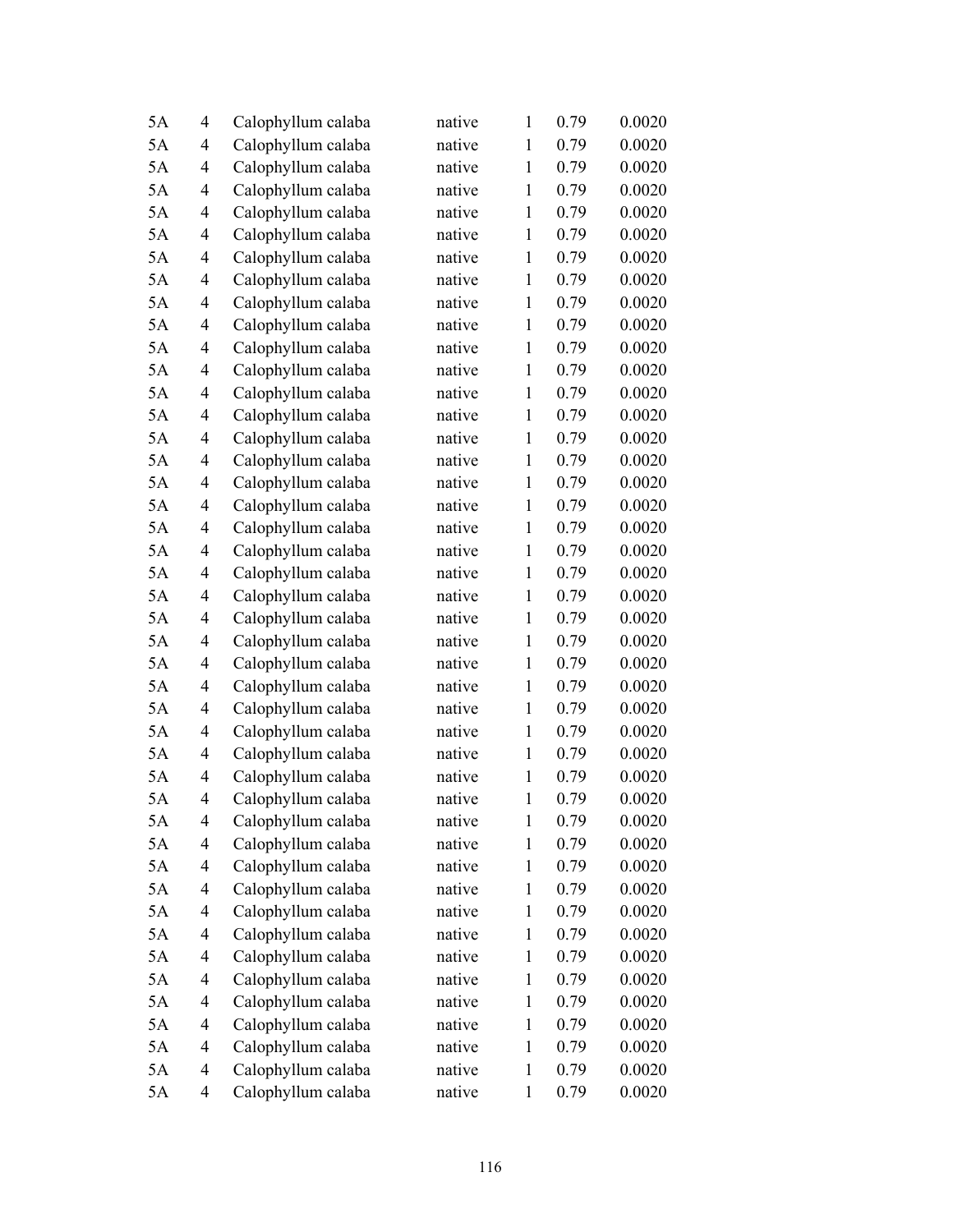| | | | | | | |
|---|---|---|---|---|---|---|
| 5A | 4 | Calophyllum calaba | native | 1 | 0.79 | 0.0020 |
| 5A | 4 | Calophyllum calaba | native | 1 | 0.79 | 0.0020 |
| 5A | 4 | Calophyllum calaba | native | 1 | 0.79 | 0.0020 |
| 5A | 4 | Calophyllum calaba | native | 1 | 0.79 | 0.0020 |
| 5A | 4 | Calophyllum calaba | native | 1 | 0.79 | 0.0020 |
| 5A | 4 | Calophyllum calaba | native | 1 | 0.79 | 0.0020 |
| 5A | 4 | Calophyllum calaba | native | 1 | 0.79 | 0.0020 |
| 5A | 4 | Calophyllum calaba | native | 1 | 0.79 | 0.0020 |
| 5A | 4 | Calophyllum calaba | native | 1 | 0.79 | 0.0020 |
| 5A | 4 | Calophyllum calaba | native | 1 | 0.79 | 0.0020 |
| 5A | 4 | Calophyllum calaba | native | 1 | 0.79 | 0.0020 |
| 5A | 4 | Calophyllum calaba | native | 1 | 0.79 | 0.0020 |
| 5A | 4 | Calophyllum calaba | native | 1 | 0.79 | 0.0020 |
| 5A | 4 | Calophyllum calaba | native | 1 | 0.79 | 0.0020 |
| 5A | 4 | Calophyllum calaba | native | 1 | 0.79 | 0.0020 |
| 5A | 4 | Calophyllum calaba | native | 1 | 0.79 | 0.0020 |
| 5A | 4 | Calophyllum calaba | native | 1 | 0.79 | 0.0020 |
| 5A | 4 | Calophyllum calaba | native | 1 | 0.79 | 0.0020 |
| 5A | 4 | Calophyllum calaba | native | 1 | 0.79 | 0.0020 |
| 5A | 4 | Calophyllum calaba | native | 1 | 0.79 | 0.0020 |
| 5A | 4 | Calophyllum calaba | native | 1 | 0.79 | 0.0020 |
| 5A | 4 | Calophyllum calaba | native | 1 | 0.79 | 0.0020 |
| 5A | 4 | Calophyllum calaba | native | 1 | 0.79 | 0.0020 |
| 5A | 4 | Calophyllum calaba | native | 1 | 0.79 | 0.0020 |
| 5A | 4 | Calophyllum calaba | native | 1 | 0.79 | 0.0020 |
| 5A | 4 | Calophyllum calaba | native | 1 | 0.79 | 0.0020 |
| 5A | 4 | Calophyllum calaba | native | 1 | 0.79 | 0.0020 |
| 5A | 4 | Calophyllum calaba | native | 1 | 0.79 | 0.0020 |
| 5A | 4 | Calophyllum calaba | native | 1 | 0.79 | 0.0020 |
| 5A | 4 | Calophyllum calaba | native | 1 | 0.79 | 0.0020 |
| 5A | 4 | Calophyllum calaba | native | 1 | 0.79 | 0.0020 |
| 5A | 4 | Calophyllum calaba | native | 1 | 0.79 | 0.0020 |
| 5A | 4 | Calophyllum calaba | native | 1 | 0.79 | 0.0020 |
| 5A | 4 | Calophyllum calaba | native | 1 | 0.79 | 0.0020 |
| 5A | 4 | Calophyllum calaba | native | 1 | 0.79 | 0.0020 |
| 5A | 4 | Calophyllum calaba | native | 1 | 0.79 | 0.0020 |
| 5A | 4 | Calophyllum calaba | native | 1 | 0.79 | 0.0020 |
| 5A | 4 | Calophyllum calaba | native | 1 | 0.79 | 0.0020 |
| 5A | 4 | Calophyllum calaba | native | 1 | 0.79 | 0.0020 |
| 5A | 4 | Calophyllum calaba | native | 1 | 0.79 | 0.0020 |
| 5A | 4 | Calophyllum calaba | native | 1 | 0.79 | 0.0020 |
| 5A | 4 | Calophyllum calaba | native | 1 | 0.79 | 0.0020 |
| 5A | 4 | Calophyllum calaba | native | 1 | 0.79 | 0.0020 |
| 5A | 4 | Calophyllum calaba | native | 1 | 0.79 | 0.0020 |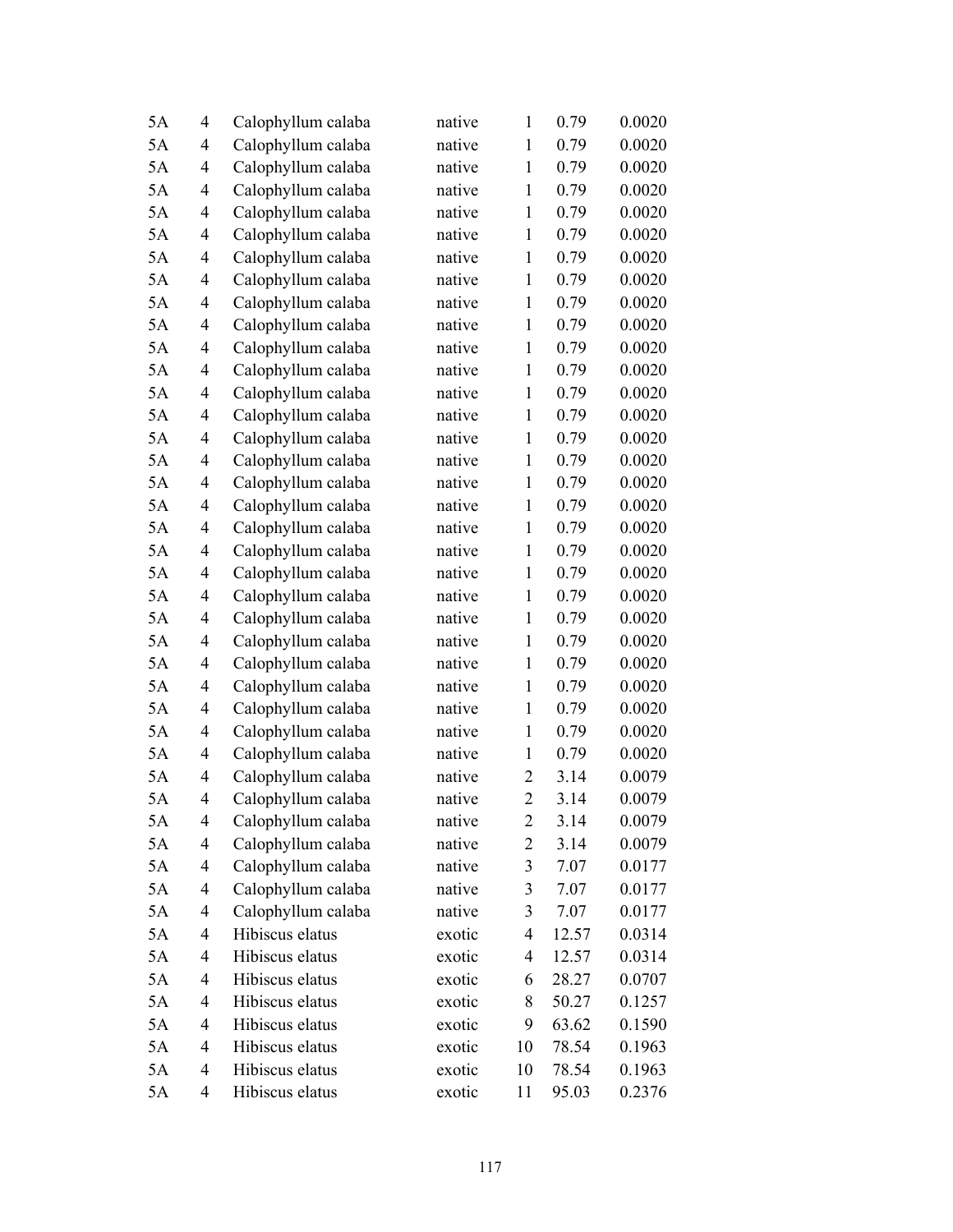| | | | | | | |
|---|---|---|---|---|---|---|
| 5A | 4 | Calophyllum calaba | native | 1 | 0.79 | 0.0020 |
| 5A | 4 | Calophyllum calaba | native | 1 | 0.79 | 0.0020 |
| 5A | 4 | Calophyllum calaba | native | 1 | 0.79 | 0.0020 |
| 5A | 4 | Calophyllum calaba | native | 1 | 0.79 | 0.0020 |
| 5A | 4 | Calophyllum calaba | native | 1 | 0.79 | 0.0020 |
| 5A | 4 | Calophyllum calaba | native | 1 | 0.79 | 0.0020 |
| 5A | 4 | Calophyllum calaba | native | 1 | 0.79 | 0.0020 |
| 5A | 4 | Calophyllum calaba | native | 1 | 0.79 | 0.0020 |
| 5A | 4 | Calophyllum calaba | native | 1 | 0.79 | 0.0020 |
| 5A | 4 | Calophyllum calaba | native | 1 | 0.79 | 0.0020 |
| 5A | 4 | Calophyllum calaba | native | 1 | 0.79 | 0.0020 |
| 5A | 4 | Calophyllum calaba | native | 1 | 0.79 | 0.0020 |
| 5A | 4 | Calophyllum calaba | native | 1 | 0.79 | 0.0020 |
| 5A | 4 | Calophyllum calaba | native | 1 | 0.79 | 0.0020 |
| 5A | 4 | Calophyllum calaba | native | 1 | 0.79 | 0.0020 |
| 5A | 4 | Calophyllum calaba | native | 1 | 0.79 | 0.0020 |
| 5A | 4 | Calophyllum calaba | native | 1 | 0.79 | 0.0020 |
| 5A | 4 | Calophyllum calaba | native | 1 | 0.79 | 0.0020 |
| 5A | 4 | Calophyllum calaba | native | 1 | 0.79 | 0.0020 |
| 5A | 4 | Calophyllum calaba | native | 1 | 0.79 | 0.0020 |
| 5A | 4 | Calophyllum calaba | native | 1 | 0.79 | 0.0020 |
| 5A | 4 | Calophyllum calaba | native | 1 | 0.79 | 0.0020 |
| 5A | 4 | Calophyllum calaba | native | 1 | 0.79 | 0.0020 |
| 5A | 4 | Calophyllum calaba | native | 1 | 0.79 | 0.0020 |
| 5A | 4 | Calophyllum calaba | native | 1 | 0.79 | 0.0020 |
| 5A | 4 | Calophyllum calaba | native | 1 | 0.79 | 0.0020 |
| 5A | 4 | Calophyllum calaba | native | 1 | 0.79 | 0.0020 |
| 5A | 4 | Calophyllum calaba | native | 1 | 0.79 | 0.0020 |
| 5A | 4 | Calophyllum calaba | native | 1 | 0.79 | 0.0020 |
| 5A | 4 | Calophyllum calaba | native | 2 | 3.14 | 0.0079 |
| 5A | 4 | Calophyllum calaba | native | 2 | 3.14 | 0.0079 |
| 5A | 4 | Calophyllum calaba | native | 2 | 3.14 | 0.0079 |
| 5A | 4 | Calophyllum calaba | native | 2 | 3.14 | 0.0079 |
| 5A | 4 | Calophyllum calaba | native | 3 | 7.07 | 0.0177 |
| 5A | 4 | Calophyllum calaba | native | 3 | 7.07 | 0.0177 |
| 5A | 4 | Calophyllum calaba | native | 3 | 7.07 | 0.0177 |
| 5A | 4 | Hibiscus elatus | exotic | 4 | 12.57 | 0.0314 |
| 5A | 4 | Hibiscus elatus | exotic | 4 | 12.57 | 0.0314 |
| 5A | 4 | Hibiscus elatus | exotic | 6 | 28.27 | 0.0707 |
| 5A | 4 | Hibiscus elatus | exotic | 8 | 50.27 | 0.1257 |
| 5A | 4 | Hibiscus elatus | exotic | 9 | 63.62 | 0.1590 |
| 5A | 4 | Hibiscus elatus | exotic | 10 | 78.54 | 0.1963 |
| 5A | 4 | Hibiscus elatus | exotic | 10 | 78.54 | 0.1963 |
| 5A | 4 | Hibiscus elatus | exotic | 11 | 95.03 | 0.2376 |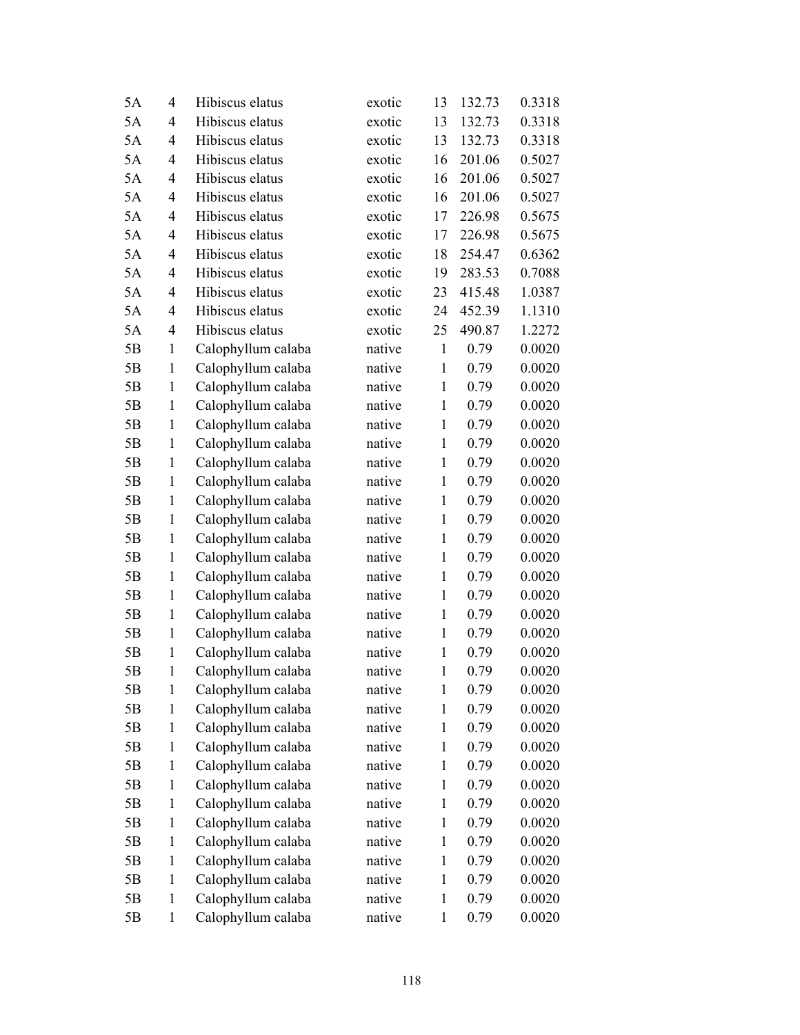| | | | | | | |
|---|---|---|---|---|---|---|
| 5A | 4 | Hibiscus elatus | exotic | 13 | 132.73 | 0.3318 |
| 5A | 4 | Hibiscus elatus | exotic | 13 | 132.73 | 0.3318 |
| 5A | 4 | Hibiscus elatus | exotic | 13 | 132.73 | 0.3318 |
| 5A | 4 | Hibiscus elatus | exotic | 16 | 201.06 | 0.5027 |
| 5A | 4 | Hibiscus elatus | exotic | 16 | 201.06 | 0.5027 |
| 5A | 4 | Hibiscus elatus | exotic | 16 | 201.06 | 0.5027 |
| 5A | 4 | Hibiscus elatus | exotic | 17 | 226.98 | 0.5675 |
| 5A | 4 | Hibiscus elatus | exotic | 17 | 226.98 | 0.5675 |
| 5A | 4 | Hibiscus elatus | exotic | 18 | 254.47 | 0.6362 |
| 5A | 4 | Hibiscus elatus | exotic | 19 | 283.53 | 0.7088 |
| 5A | 4 | Hibiscus elatus | exotic | 23 | 415.48 | 1.0387 |
| 5A | 4 | Hibiscus elatus | exotic | 24 | 452.39 | 1.1310 |
| 5A | 4 | Hibiscus elatus | exotic | 25 | 490.87 | 1.2272 |
| 5B | 1 | Calophyllum calaba | native | 1 | 0.79 | 0.0020 |
| 5B | 1 | Calophyllum calaba | native | 1 | 0.79 | 0.0020 |
| 5B | 1 | Calophyllum calaba | native | 1 | 0.79 | 0.0020 |
| 5B | 1 | Calophyllum calaba | native | 1 | 0.79 | 0.0020 |
| 5B | 1 | Calophyllum calaba | native | 1 | 0.79 | 0.0020 |
| 5B | 1 | Calophyllum calaba | native | 1 | 0.79 | 0.0020 |
| 5B | 1 | Calophyllum calaba | native | 1 | 0.79 | 0.0020 |
| 5B | 1 | Calophyllum calaba | native | 1 | 0.79 | 0.0020 |
| 5B | 1 | Calophyllum calaba | native | 1 | 0.79 | 0.0020 |
| 5B | 1 | Calophyllum calaba | native | 1 | 0.79 | 0.0020 |
| 5B | 1 | Calophyllum calaba | native | 1 | 0.79 | 0.0020 |
| 5B | 1 | Calophyllum calaba | native | 1 | 0.79 | 0.0020 |
| 5B | 1 | Calophyllum calaba | native | 1 | 0.79 | 0.0020 |
| 5B | 1 | Calophyllum calaba | native | 1 | 0.79 | 0.0020 |
| 5B | 1 | Calophyllum calaba | native | 1 | 0.79 | 0.0020 |
| 5B | 1 | Calophyllum calaba | native | 1 | 0.79 | 0.0020 |
| 5B | 1 | Calophyllum calaba | native | 1 | 0.79 | 0.0020 |
| 5B | 1 | Calophyllum calaba | native | 1 | 0.79 | 0.0020 |
| 5B | 1 | Calophyllum calaba | native | 1 | 0.79 | 0.0020 |
| 5B | 1 | Calophyllum calaba | native | 1 | 0.79 | 0.0020 |
| 5B | 1 | Calophyllum calaba | native | 1 | 0.79 | 0.0020 |
| 5B | 1 | Calophyllum calaba | native | 1 | 0.79 | 0.0020 |
| 5B | 1 | Calophyllum calaba | native | 1 | 0.79 | 0.0020 |
| 5B | 1 | Calophyllum calaba | native | 1 | 0.79 | 0.0020 |
| 5B | 1 | Calophyllum calaba | native | 1 | 0.79 | 0.0020 |
| 5B | 1 | Calophyllum calaba | native | 1 | 0.79 | 0.0020 |
| 5B | 1 | Calophyllum calaba | native | 1 | 0.79 | 0.0020 |
| 5B | 1 | Calophyllum calaba | native | 1 | 0.79 | 0.0020 |
| 5B | 1 | Calophyllum calaba | native | 1 | 0.79 | 0.0020 |
| 5B | 1 | Calophyllum calaba | native | 1 | 0.79 | 0.0020 |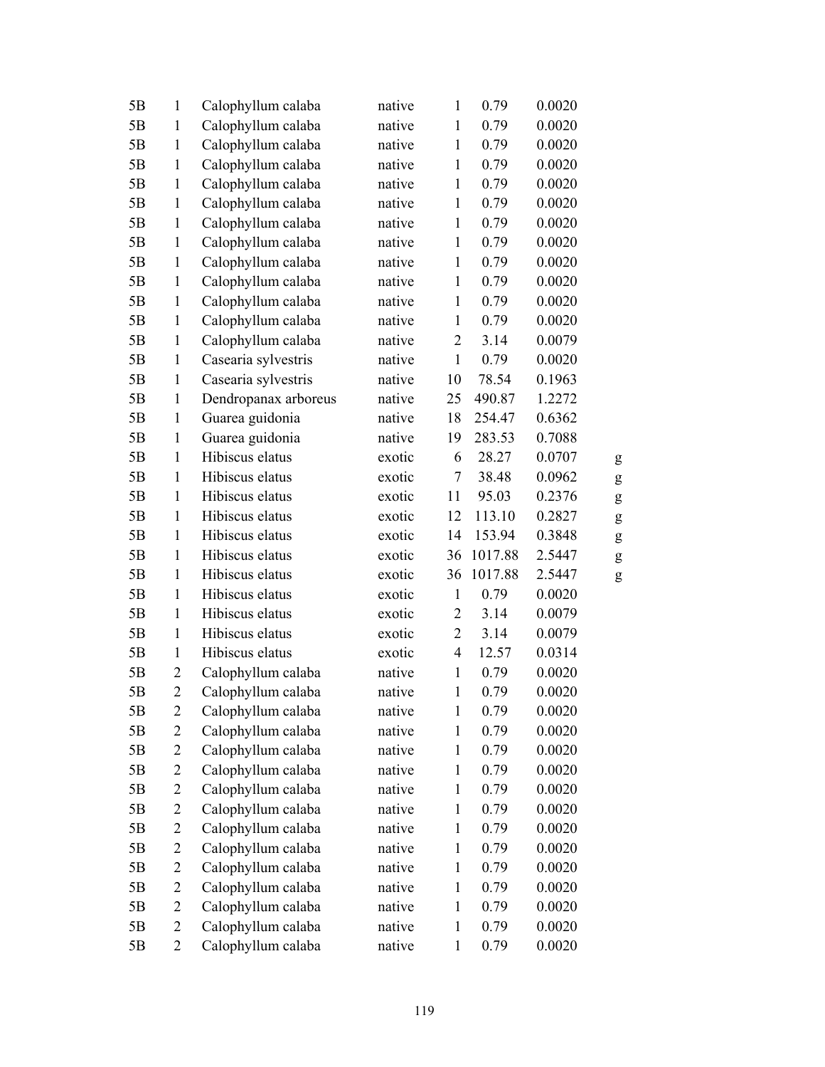| | | | | | | | |
|---|---|---|---|---|---|---|---|
| 5B | 1 | Calophyllum calaba | native | 1 | 0.79 | 0.0020 | |
| 5B | 1 | Calophyllum calaba | native | 1 | 0.79 | 0.0020 | |
| 5B | 1 | Calophyllum calaba | native | 1 | 0.79 | 0.0020 | |
| 5B | 1 | Calophyllum calaba | native | 1 | 0.79 | 0.0020 | |
| 5B | 1 | Calophyllum calaba | native | 1 | 0.79 | 0.0020 | |
| 5B | 1 | Calophyllum calaba | native | 1 | 0.79 | 0.0020 | |
| 5B | 1 | Calophyllum calaba | native | 1 | 0.79 | 0.0020 | |
| 5B | 1 | Calophyllum calaba | native | 1 | 0.79 | 0.0020 | |
| 5B | 1 | Calophyllum calaba | native | 1 | 0.79 | 0.0020 | |
| 5B | 1 | Calophyllum calaba | native | 1 | 0.79 | 0.0020 | |
| 5B | 1 | Calophyllum calaba | native | 1 | 0.79 | 0.0020 | |
| 5B | 1 | Calophyllum calaba | native | 1 | 0.79 | 0.0020 | |
| 5B | 1 | Calophyllum calaba | native | 2 | 3.14 | 0.0079 | |
| 5B | 1 | Casearia sylvestris | native | 1 | 0.79 | 0.0020 | |
| 5B | 1 | Casearia sylvestris | native | 10 | 78.54 | 0.1963 | |
| 5B | 1 | Dendropanax arboreus | native | 25 | 490.87 | 1.2272 | |
| 5B | 1 | Guarea guidonia | native | 18 | 254.47 | 0.6362 | |
| 5B | 1 | Guarea guidonia | native | 19 | 283.53 | 0.7088 | |
| 5B | 1 | Hibiscus elatus | exotic | 6 | 28.27 | 0.0707 | g |
| 5B | 1 | Hibiscus elatus | exotic | 7 | 38.48 | 0.0962 | g |
| 5B | 1 | Hibiscus elatus | exotic | 11 | 95.03 | 0.2376 | g |
| 5B | 1 | Hibiscus elatus | exotic | 12 | 113.10 | 0.2827 | g |
| 5B | 1 | Hibiscus elatus | exotic | 14 | 153.94 | 0.3848 | g |
| 5B | 1 | Hibiscus elatus | exotic | 36 | 1017.88 | 2.5447 | g |
| 5B | 1 | Hibiscus elatus | exotic | 36 | 1017.88 | 2.5447 | g |
| 5B | 1 | Hibiscus elatus | exotic | 1 | 0.79 | 0.0020 | |
| 5B | 1 | Hibiscus elatus | exotic | 2 | 3.14 | 0.0079 | |
| 5B | 1 | Hibiscus elatus | exotic | 2 | 3.14 | 0.0079 | |
| 5B | 1 | Hibiscus elatus | exotic | 4 | 12.57 | 0.0314 | |
| 5B | 2 | Calophyllum calaba | native | 1 | 0.79 | 0.0020 | |
| 5B | 2 | Calophyllum calaba | native | 1 | 0.79 | 0.0020 | |
| 5B | 2 | Calophyllum calaba | native | 1 | 0.79 | 0.0020 | |
| 5B | 2 | Calophyllum calaba | native | 1 | 0.79 | 0.0020 | |
| 5B | 2 | Calophyllum calaba | native | 1 | 0.79 | 0.0020 | |
| 5B | 2 | Calophyllum calaba | native | 1 | 0.79 | 0.0020 | |
| 5B | 2 | Calophyllum calaba | native | 1 | 0.79 | 0.0020 | |
| 5B | 2 | Calophyllum calaba | native | 1 | 0.79 | 0.0020 | |
| 5B | 2 | Calophyllum calaba | native | 1 | 0.79 | 0.0020 | |
| 5B | 2 | Calophyllum calaba | native | 1 | 0.79 | 0.0020 | |
| 5B | 2 | Calophyllum calaba | native | 1 | 0.79 | 0.0020 | |
| 5B | 2 | Calophyllum calaba | native | 1 | 0.79 | 0.0020 | |
| 5B | 2 | Calophyllum calaba | native | 1 | 0.79 | 0.0020 | |
| 5B | 2 | Calophyllum calaba | native | 1 | 0.79 | 0.0020 | |
| 5B | 2 | Calophyllum calaba | native | 1 | 0.79 | 0.0020 | |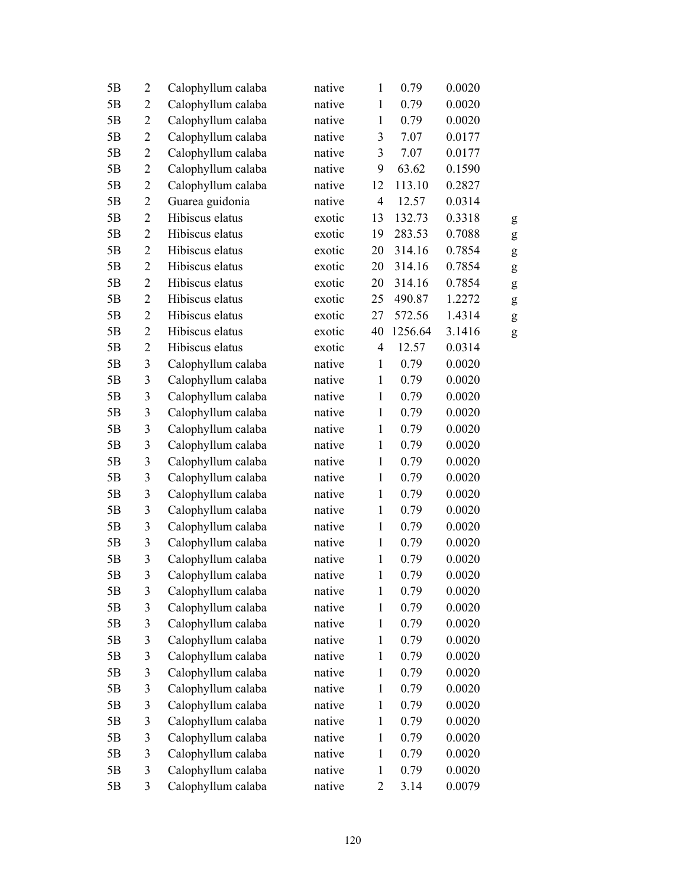| | | | | | | | |
|---|---|---|---|---|---|---|---|
| 5B | 2 | Calophyllum calaba | native | 1 | 0.79 | 0.0020 | |
| 5B | 2 | Calophyllum calaba | native | 1 | 0.79 | 0.0020 | |
| 5B | 2 | Calophyllum calaba | native | 1 | 0.79 | 0.0020 | |
| 5B | 2 | Calophyllum calaba | native | 3 | 7.07 | 0.0177 | |
| 5B | 2 | Calophyllum calaba | native | 3 | 7.07 | 0.0177 | |
| 5B | 2 | Calophyllum calaba | native | 9 | 63.62 | 0.1590 | |
| 5B | 2 | Calophyllum calaba | native | 12 | 113.10 | 0.2827 | |
| 5B | 2 | Guarea guidonia | native | 4 | 12.57 | 0.0314 | |
| 5B | 2 | Hibiscus elatus | exotic | 13 | 132.73 | 0.3318 | g |
| 5B | 2 | Hibiscus elatus | exotic | 19 | 283.53 | 0.7088 | g |
| 5B | 2 | Hibiscus elatus | exotic | 20 | 314.16 | 0.7854 | g |
| 5B | 2 | Hibiscus elatus | exotic | 20 | 314.16 | 0.7854 | g |
| 5B | 2 | Hibiscus elatus | exotic | 20 | 314.16 | 0.7854 | g |
| 5B | 2 | Hibiscus elatus | exotic | 25 | 490.87 | 1.2272 | g |
| 5B | 2 | Hibiscus elatus | exotic | 27 | 572.56 | 1.4314 | g |
| 5B | 2 | Hibiscus elatus | exotic | 40 | 1256.64 | 3.1416 | g |
| 5B | 2 | Hibiscus elatus | exotic | 4 | 12.57 | 0.0314 | |
| 5B | 3 | Calophyllum calaba | native | 1 | 0.79 | 0.0020 | |
| 5B | 3 | Calophyllum calaba | native | 1 | 0.79 | 0.0020 | |
| 5B | 3 | Calophyllum calaba | native | 1 | 0.79 | 0.0020 | |
| 5B | 3 | Calophyllum calaba | native | 1 | 0.79 | 0.0020 | |
| 5B | 3 | Calophyllum calaba | native | 1 | 0.79 | 0.0020 | |
| 5B | 3 | Calophyllum calaba | native | 1 | 0.79 | 0.0020 | |
| 5B | 3 | Calophyllum calaba | native | 1 | 0.79 | 0.0020 | |
| 5B | 3 | Calophyllum calaba | native | 1 | 0.79 | 0.0020 | |
| 5B | 3 | Calophyllum calaba | native | 1 | 0.79 | 0.0020 | |
| 5B | 3 | Calophyllum calaba | native | 1 | 0.79 | 0.0020 | |
| 5B | 3 | Calophyllum calaba | native | 1 | 0.79 | 0.0020 | |
| 5B | 3 | Calophyllum calaba | native | 1 | 0.79 | 0.0020 | |
| 5B | 3 | Calophyllum calaba | native | 1 | 0.79 | 0.0020 | |
| 5B | 3 | Calophyllum calaba | native | 1 | 0.79 | 0.0020 | |
| 5B | 3 | Calophyllum calaba | native | 1 | 0.79 | 0.0020 | |
| 5B | 3 | Calophyllum calaba | native | 1 | 0.79 | 0.0020 | |
| 5B | 3 | Calophyllum calaba | native | 1 | 0.79 | 0.0020 | |
| 5B | 3 | Calophyllum calaba | native | 1 | 0.79 | 0.0020 | |
| 5B | 3 | Calophyllum calaba | native | 1 | 0.79 | 0.0020 | |
| 5B | 3 | Calophyllum calaba | native | 1 | 0.79 | 0.0020 | |
| 5B | 3 | Calophyllum calaba | native | 1 | 0.79 | 0.0020 | |
| 5B | 3 | Calophyllum calaba | native | 1 | 0.79 | 0.0020 | |
| 5B | 3 | Calophyllum calaba | native | 1 | 0.79 | 0.0020 | |
| 5B | 3 | Calophyllum calaba | native | 1 | 0.79 | 0.0020 | |
| 5B | 3 | Calophyllum calaba | native | 1 | 0.79 | 0.0020 | |
| 5B | 3 | Calophyllum calaba | native | 1 | 0.79 | 0.0020 | |
| 5B | 3 | Calophyllum calaba | native | 2 | 3.14 | 0.0079 | |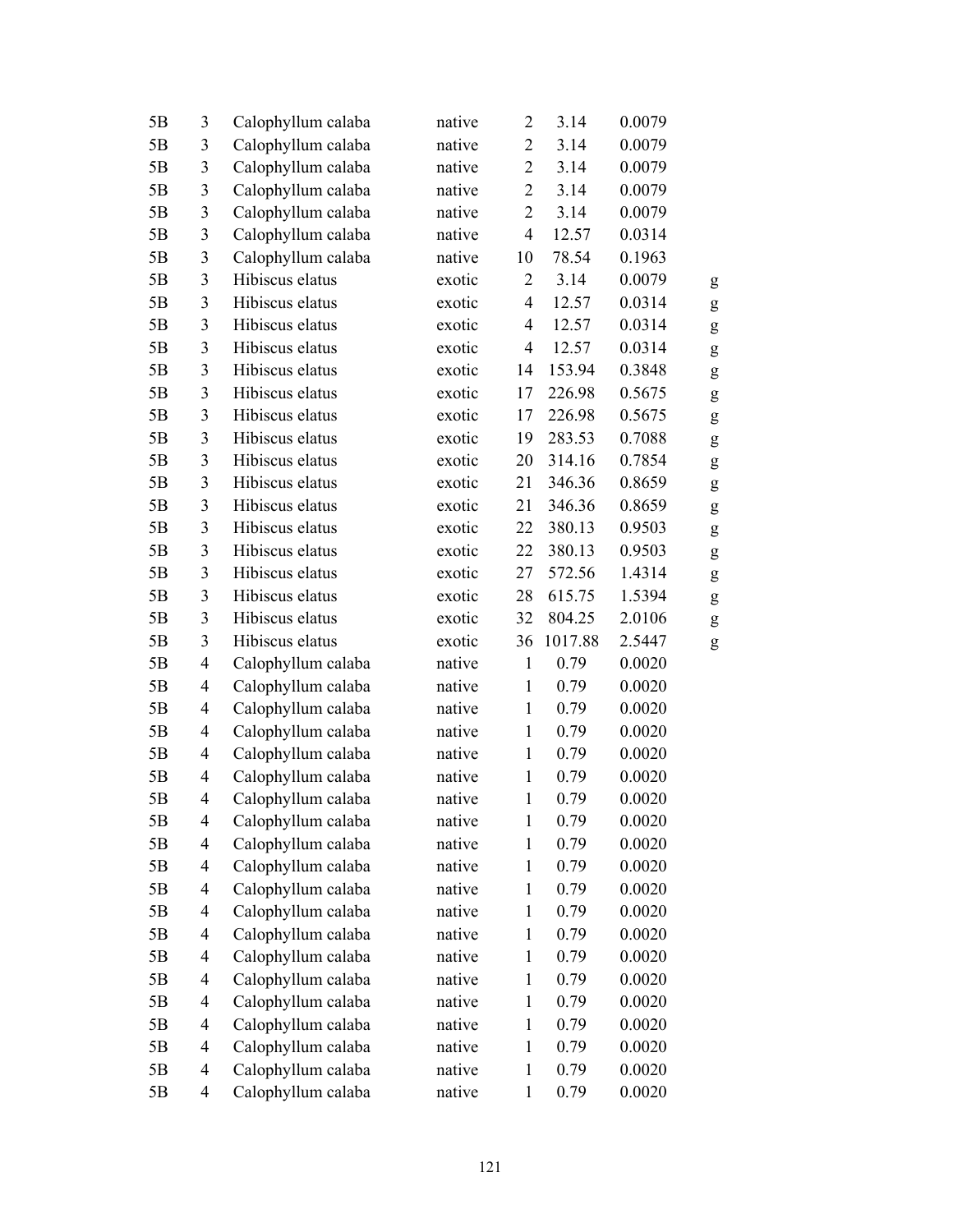| | | | | | | | |
|---|---|---|---|---|---|---|---|
| 5B | 3 | Calophyllum calaba | native | 2 | 3.14 | 0.0079 | |
| 5B | 3 | Calophyllum calaba | native | 2 | 3.14 | 0.0079 | |
| 5B | 3 | Calophyllum calaba | native | 2 | 3.14 | 0.0079 | |
| 5B | 3 | Calophyllum calaba | native | 2 | 3.14 | 0.0079 | |
| 5B | 3 | Calophyllum calaba | native | 2 | 3.14 | 0.0079 | |
| 5B | 3 | Calophyllum calaba | native | 4 | 12.57 | 0.0314 | |
| 5B | 3 | Calophyllum calaba | native | 10 | 78.54 | 0.1963 | |
| 5B | 3 | Hibiscus elatus | exotic | 2 | 3.14 | 0.0079 | g |
| 5B | 3 | Hibiscus elatus | exotic | 4 | 12.57 | 0.0314 | g |
| 5B | 3 | Hibiscus elatus | exotic | 4 | 12.57 | 0.0314 | g |
| 5B | 3 | Hibiscus elatus | exotic | 4 | 12.57 | 0.0314 | g |
| 5B | 3 | Hibiscus elatus | exotic | 14 | 153.94 | 0.3848 | g |
| 5B | 3 | Hibiscus elatus | exotic | 17 | 226.98 | 0.5675 | g |
| 5B | 3 | Hibiscus elatus | exotic | 17 | 226.98 | 0.5675 | g |
| 5B | 3 | Hibiscus elatus | exotic | 19 | 283.53 | 0.7088 | g |
| 5B | 3 | Hibiscus elatus | exotic | 20 | 314.16 | 0.7854 | g |
| 5B | 3 | Hibiscus elatus | exotic | 21 | 346.36 | 0.8659 | g |
| 5B | 3 | Hibiscus elatus | exotic | 21 | 346.36 | 0.8659 | g |
| 5B | 3 | Hibiscus elatus | exotic | 22 | 380.13 | 0.9503 | g |
| 5B | 3 | Hibiscus elatus | exotic | 22 | 380.13 | 0.9503 | g |
| 5B | 3 | Hibiscus elatus | exotic | 27 | 572.56 | 1.4314 | g |
| 5B | 3 | Hibiscus elatus | exotic | 28 | 615.75 | 1.5394 | g |
| 5B | 3 | Hibiscus elatus | exotic | 32 | 804.25 | 2.0106 | g |
| 5B | 3 | Hibiscus elatus | exotic | 36 | 1017.88 | 2.5447 | g |
| 5B | 4 | Calophyllum calaba | native | 1 | 0.79 | 0.0020 | |
| 5B | 4 | Calophyllum calaba | native | 1 | 0.79 | 0.0020 | |
| 5B | 4 | Calophyllum calaba | native | 1 | 0.79 | 0.0020 | |
| 5B | 4 | Calophyllum calaba | native | 1 | 0.79 | 0.0020 | |
| 5B | 4 | Calophyllum calaba | native | 1 | 0.79 | 0.0020 | |
| 5B | 4 | Calophyllum calaba | native | 1 | 0.79 | 0.0020 | |
| 5B | 4 | Calophyllum calaba | native | 1 | 0.79 | 0.0020 | |
| 5B | 4 | Calophyllum calaba | native | 1 | 0.79 | 0.0020 | |
| 5B | 4 | Calophyllum calaba | native | 1 | 0.79 | 0.0020 | |
| 5B | 4 | Calophyllum calaba | native | 1 | 0.79 | 0.0020 | |
| 5B | 4 | Calophyllum calaba | native | 1 | 0.79 | 0.0020 | |
| 5B | 4 | Calophyllum calaba | native | 1 | 0.79 | 0.0020 | |
| 5B | 4 | Calophyllum calaba | native | 1 | 0.79 | 0.0020 | |
| 5B | 4 | Calophyllum calaba | native | 1 | 0.79 | 0.0020 | |
| 5B | 4 | Calophyllum calaba | native | 1 | 0.79 | 0.0020 | |
| 5B | 4 | Calophyllum calaba | native | 1 | 0.79 | 0.0020 | |
| 5B | 4 | Calophyllum calaba | native | 1 | 0.79 | 0.0020 | |
| 5B | 4 | Calophyllum calaba | native | 1 | 0.79 | 0.0020 | |
| 5B | 4 | Calophyllum calaba | native | 1 | 0.79 | 0.0020 | |
| 5B | 4 | Calophyllum calaba | native | 1 | 0.79 | 0.0020 | |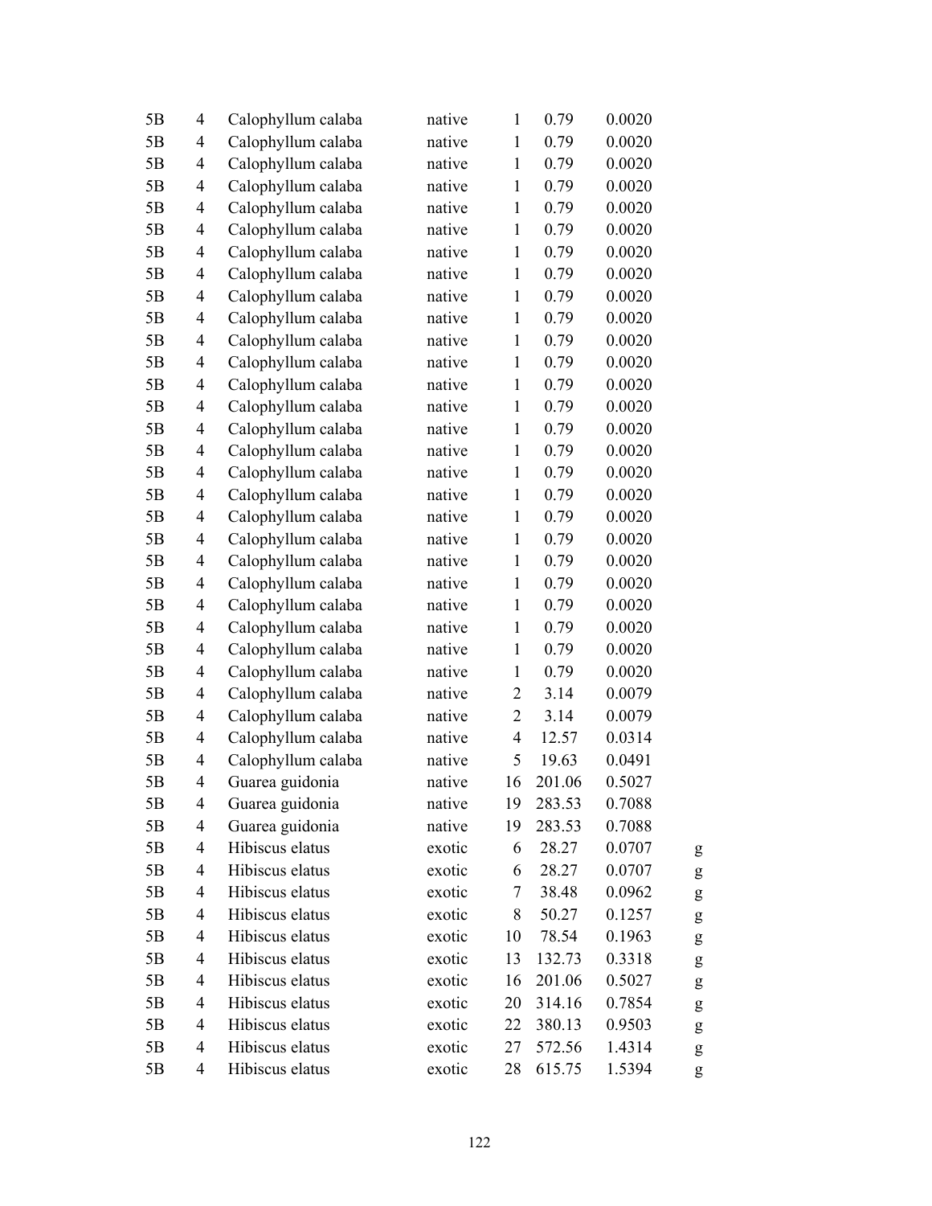| | | | | | | | |
|---|---|---|---|---|---|---|---|
| 5B | 4 | Calophyllum calaba | native | 1 | 0.79 | 0.0020 | |
| 5B | 4 | Calophyllum calaba | native | 1 | 0.79 | 0.0020 | |
| 5B | 4 | Calophyllum calaba | native | 1 | 0.79 | 0.0020 | |
| 5B | 4 | Calophyllum calaba | native | 1 | 0.79 | 0.0020 | |
| 5B | 4 | Calophyllum calaba | native | 1 | 0.79 | 0.0020 | |
| 5B | 4 | Calophyllum calaba | native | 1 | 0.79 | 0.0020 | |
| 5B | 4 | Calophyllum calaba | native | 1 | 0.79 | 0.0020 | |
| 5B | 4 | Calophyllum calaba | native | 1 | 0.79 | 0.0020 | |
| 5B | 4 | Calophyllum calaba | native | 1 | 0.79 | 0.0020 | |
| 5B | 4 | Calophyllum calaba | native | 1 | 0.79 | 0.0020 | |
| 5B | 4 | Calophyllum calaba | native | 1 | 0.79 | 0.0020 | |
| 5B | 4 | Calophyllum calaba | native | 1 | 0.79 | 0.0020 | |
| 5B | 4 | Calophyllum calaba | native | 1 | 0.79 | 0.0020 | |
| 5B | 4 | Calophyllum calaba | native | 1 | 0.79 | 0.0020 | |
| 5B | 4 | Calophyllum calaba | native | 1 | 0.79 | 0.0020 | |
| 5B | 4 | Calophyllum calaba | native | 1 | 0.79 | 0.0020 | |
| 5B | 4 | Calophyllum calaba | native | 1 | 0.79 | 0.0020 | |
| 5B | 4 | Calophyllum calaba | native | 1 | 0.79 | 0.0020 | |
| 5B | 4 | Calophyllum calaba | native | 1 | 0.79 | 0.0020 | |
| 5B | 4 | Calophyllum calaba | native | 1 | 0.79 | 0.0020 | |
| 5B | 4 | Calophyllum calaba | native | 1 | 0.79 | 0.0020 | |
| 5B | 4 | Calophyllum calaba | native | 1 | 0.79 | 0.0020 | |
| 5B | 4 | Calophyllum calaba | native | 1 | 0.79 | 0.0020 | |
| 5B | 4 | Calophyllum calaba | native | 1 | 0.79 | 0.0020 | |
| 5B | 4 | Calophyllum calaba | native | 1 | 0.79 | 0.0020 | |
| 5B | 4 | Calophyllum calaba | native | 2 | 3.14 | 0.0079 | |
| 5B | 4 | Calophyllum calaba | native | 2 | 3.14 | 0.0079 | |
| 5B | 4 | Calophyllum calaba | native | 4 | 12.57 | 0.0314 | |
| 5B | 4 | Calophyllum calaba | native | 5 | 19.63 | 0.0491 | |
| 5B | 4 | Guarea guidonia | native | 16 | 201.06 | 0.5027 | |
| 5B | 4 | Guarea guidonia | native | 19 | 283.53 | 0.7088 | |
| 5B | 4 | Guarea guidonia | native | 19 | 283.53 | 0.7088 | |
| 5B | 4 | Hibiscus elatus | exotic | 6 | 28.27 | 0.0707 | g |
| 5B | 4 | Hibiscus elatus | exotic | 6 | 28.27 | 0.0707 | g |
| 5B | 4 | Hibiscus elatus | exotic | 7 | 38.48 | 0.0962 | g |
| 5B | 4 | Hibiscus elatus | exotic | 8 | 50.27 | 0.1257 | g |
| 5B | 4 | Hibiscus elatus | exotic | 10 | 78.54 | 0.1963 | g |
| 5B | 4 | Hibiscus elatus | exotic | 13 | 132.73 | 0.3318 | g |
| 5B | 4 | Hibiscus elatus | exotic | 16 | 201.06 | 0.5027 | g |
| 5B | 4 | Hibiscus elatus | exotic | 20 | 314.16 | 0.7854 | g |
| 5B | 4 | Hibiscus elatus | exotic | 22 | 380.13 | 0.9503 | g |
| 5B | 4 | Hibiscus elatus | exotic | 27 | 572.56 | 1.4314 | g |
| 5B | 4 | Hibiscus elatus | exotic | 28 | 615.75 | 1.5394 | g |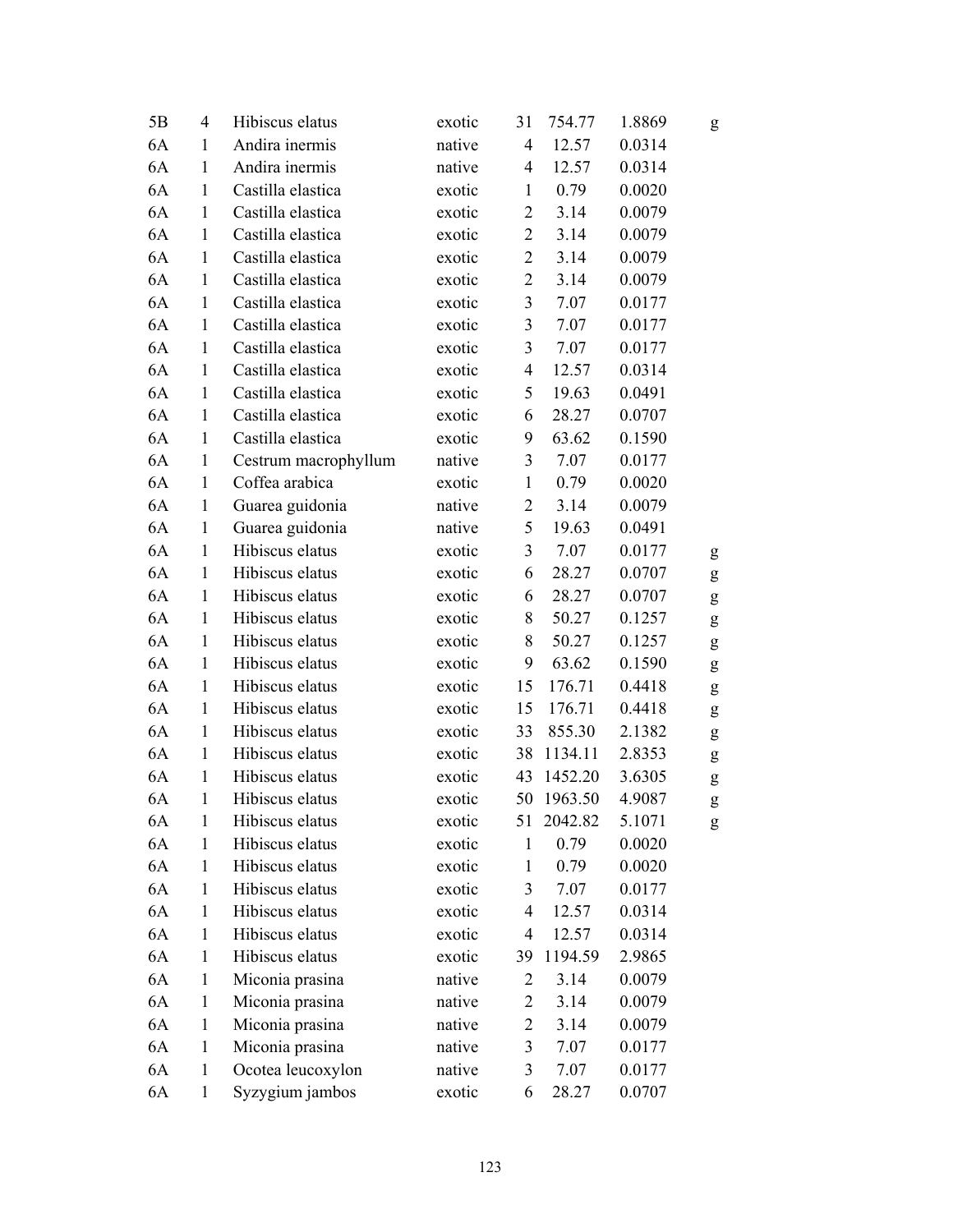| | | | | | | | |
|---|---|---|---|---|---|---|---|
| 5B | 4 | Hibiscus elatus | exotic | 31 | 754.77 | 1.8869 | g |
| 6A | 1 | Andira inermis | native | 4 | 12.57 | 0.0314 | |
| 6A | 1 | Andira inermis | native | 4 | 12.57 | 0.0314 | |
| 6A | 1 | Castilla elastica | exotic | 1 | 0.79 | 0.0020 | |
| 6A | 1 | Castilla elastica | exotic | 2 | 3.14 | 0.0079 | |
| 6A | 1 | Castilla elastica | exotic | 2 | 3.14 | 0.0079 | |
| 6A | 1 | Castilla elastica | exotic | 2 | 3.14 | 0.0079 | |
| 6A | 1 | Castilla elastica | exotic | 2 | 3.14 | 0.0079 | |
| 6A | 1 | Castilla elastica | exotic | 3 | 7.07 | 0.0177 | |
| 6A | 1 | Castilla elastica | exotic | 3 | 7.07 | 0.0177 | |
| 6A | 1 | Castilla elastica | exotic | 3 | 7.07 | 0.0177 | |
| 6A | 1 | Castilla elastica | exotic | 4 | 12.57 | 0.0314 | |
| 6A | 1 | Castilla elastica | exotic | 5 | 19.63 | 0.0491 | |
| 6A | 1 | Castilla elastica | exotic | 6 | 28.27 | 0.0707 | |
| 6A | 1 | Castilla elastica | exotic | 9 | 63.62 | 0.1590 | |
| 6A | 1 | Cestrum macrophyllum | native | 3 | 7.07 | 0.0177 | |
| 6A | 1 | Coffea arabica | exotic | 1 | 0.79 | 0.0020 | |
| 6A | 1 | Guarea guidonia | native | 2 | 3.14 | 0.0079 | |
| 6A | 1 | Guarea guidonia | native | 5 | 19.63 | 0.0491 | |
| 6A | 1 | Hibiscus elatus | exotic | 3 | 7.07 | 0.0177 | g |
| 6A | 1 | Hibiscus elatus | exotic | 6 | 28.27 | 0.0707 | g |
| 6A | 1 | Hibiscus elatus | exotic | 6 | 28.27 | 0.0707 | g |
| 6A | 1 | Hibiscus elatus | exotic | 8 | 50.27 | 0.1257 | g |
| 6A | 1 | Hibiscus elatus | exotic | 8 | 50.27 | 0.1257 | g |
| 6A | 1 | Hibiscus elatus | exotic | 9 | 63.62 | 0.1590 | g |
| 6A | 1 | Hibiscus elatus | exotic | 15 | 176.71 | 0.4418 | g |
| 6A | 1 | Hibiscus elatus | exotic | 15 | 176.71 | 0.4418 | g |
| 6A | 1 | Hibiscus elatus | exotic | 33 | 855.30 | 2.1382 | g |
| 6A | 1 | Hibiscus elatus | exotic | 38 | 1134.11 | 2.8353 | g |
| 6A | 1 | Hibiscus elatus | exotic | 43 | 1452.20 | 3.6305 | g |
| 6A | 1 | Hibiscus elatus | exotic | 50 | 1963.50 | 4.9087 | g |
| 6A | 1 | Hibiscus elatus | exotic | 51 | 2042.82 | 5.1071 | g |
| 6A | 1 | Hibiscus elatus | exotic | 1 | 0.79 | 0.0020 | |
| 6A | 1 | Hibiscus elatus | exotic | 1 | 0.79 | 0.0020 | |
| 6A | 1 | Hibiscus elatus | exotic | 3 | 7.07 | 0.0177 | |
| 6A | 1 | Hibiscus elatus | exotic | 4 | 12.57 | 0.0314 | |
| 6A | 1 | Hibiscus elatus | exotic | 4 | 12.57 | 0.0314 | |
| 6A | 1 | Hibiscus elatus | exotic | 39 | 1194.59 | 2.9865 | |
| 6A | 1 | Miconia prasina | native | 2 | 3.14 | 0.0079 | |
| 6A | 1 | Miconia prasina | native | 2 | 3.14 | 0.0079 | |
| 6A | 1 | Miconia prasina | native | 2 | 3.14 | 0.0079 | |
| 6A | 1 | Miconia prasina | native | 3 | 7.07 | 0.0177 | |
| 6A | 1 | Ocotea leucoxylon | native | 3 | 7.07 | 0.0177 | |
| 6A | 1 | Syzygium jambos | exotic | 6 | 28.27 | 0.0707 | |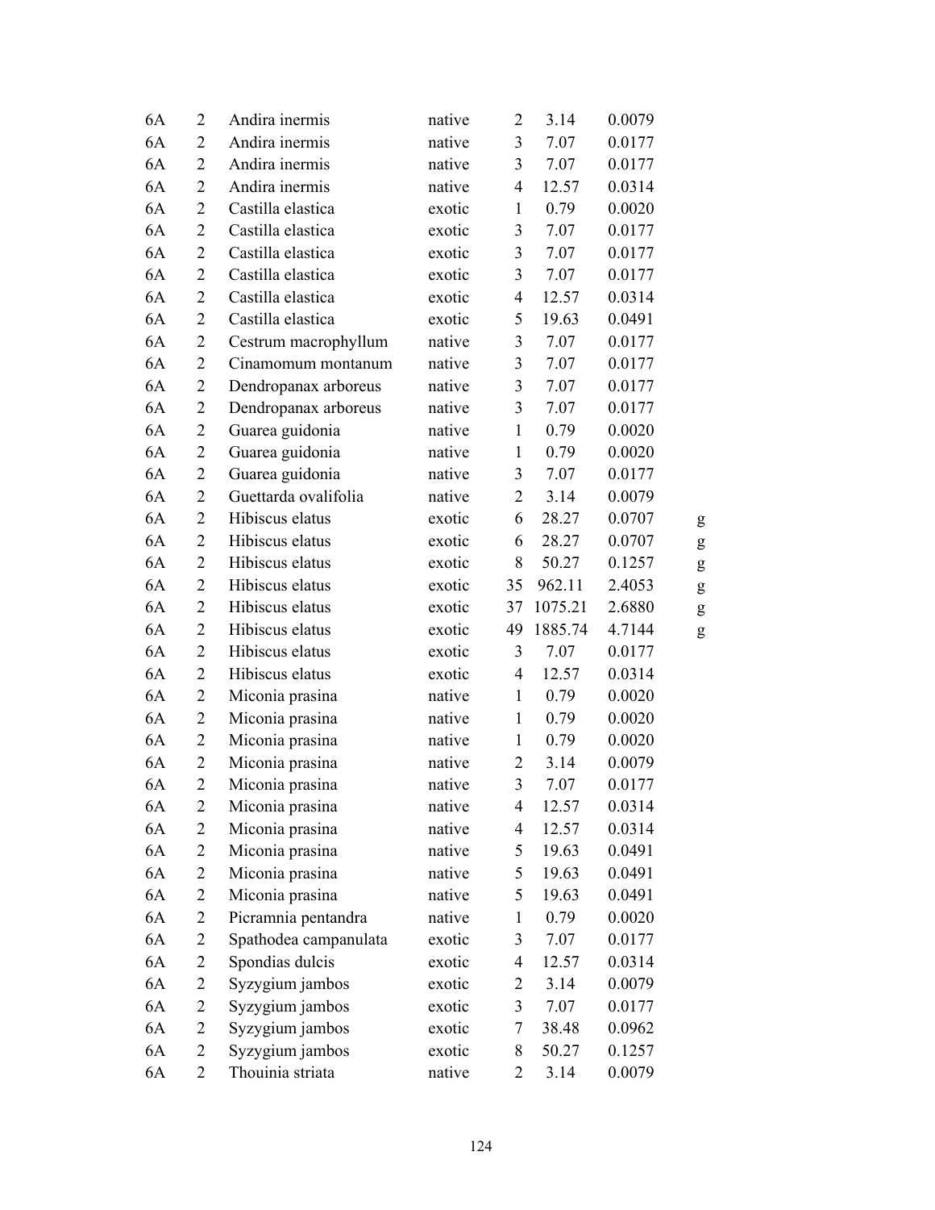| | | | | | | | |
|---|---|---|---|---|---|---|---|
| 6A | 2 | Andira inermis | native | 2 | 3.14 | 0.0079 | |
| 6A | 2 | Andira inermis | native | 3 | 7.07 | 0.0177 | |
| 6A | 2 | Andira inermis | native | 3 | 7.07 | 0.0177 | |
| 6A | 2 | Andira inermis | native | 4 | 12.57 | 0.0314 | |
| 6A | 2 | Castilla elastica | exotic | 1 | 0.79 | 0.0020 | |
| 6A | 2 | Castilla elastica | exotic | 3 | 7.07 | 0.0177 | |
| 6A | 2 | Castilla elastica | exotic | 3 | 7.07 | 0.0177 | |
| 6A | 2 | Castilla elastica | exotic | 3 | 7.07 | 0.0177 | |
| 6A | 2 | Castilla elastica | exotic | 4 | 12.57 | 0.0314 | |
| 6A | 2 | Castilla elastica | exotic | 5 | 19.63 | 0.0491 | |
| 6A | 2 | Cestrum macrophyllum | native | 3 | 7.07 | 0.0177 | |
| 6A | 2 | Cinamomum montanum | native | 3 | 7.07 | 0.0177 | |
| 6A | 2 | Dendropanax arboreus | native | 3 | 7.07 | 0.0177 | |
| 6A | 2 | Dendropanax arboreus | native | 3 | 7.07 | 0.0177 | |
| 6A | 2 | Guarea guidonia | native | 1 | 0.79 | 0.0020 | |
| 6A | 2 | Guarea guidonia | native | 1 | 0.79 | 0.0020 | |
| 6A | 2 | Guarea guidonia | native | 3 | 7.07 | 0.0177 | |
| 6A | 2 | Guettarda ovalifolia | native | 2 | 3.14 | 0.0079 | |
| 6A | 2 | Hibiscus elatus | exotic | 6 | 28.27 | 0.0707 | g |
| 6A | 2 | Hibiscus elatus | exotic | 6 | 28.27 | 0.0707 | g |
| 6A | 2 | Hibiscus elatus | exotic | 8 | 50.27 | 0.1257 | g |
| 6A | 2 | Hibiscus elatus | exotic | 35 | 962.11 | 2.4053 | g |
| 6A | 2 | Hibiscus elatus | exotic | 37 | 1075.21 | 2.6880 | g |
| 6A | 2 | Hibiscus elatus | exotic | 49 | 1885.74 | 4.7144 | g |
| 6A | 2 | Hibiscus elatus | exotic | 3 | 7.07 | 0.0177 | |
| 6A | 2 | Hibiscus elatus | exotic | 4 | 12.57 | 0.0314 | |
| 6A | 2 | Miconia prasina | native | 1 | 0.79 | 0.0020 | |
| 6A | 2 | Miconia prasina | native | 1 | 0.79 | 0.0020 | |
| 6A | 2 | Miconia prasina | native | 1 | 0.79 | 0.0020 | |
| 6A | 2 | Miconia prasina | native | 2 | 3.14 | 0.0079 | |
| 6A | 2 | Miconia prasina | native | 3 | 7.07 | 0.0177 | |
| 6A | 2 | Miconia prasina | native | 4 | 12.57 | 0.0314 | |
| 6A | 2 | Miconia prasina | native | 4 | 12.57 | 0.0314 | |
| 6A | 2 | Miconia prasina | native | 5 | 19.63 | 0.0491 | |
| 6A | 2 | Miconia prasina | native | 5 | 19.63 | 0.0491 | |
| 6A | 2 | Miconia prasina | native | 5 | 19.63 | 0.0491 | |
| 6A | 2 | Picramnia pentandra | native | 1 | 0.79 | 0.0020 | |
| 6A | 2 | Spathodea campanulata | exotic | 3 | 7.07 | 0.0177 | |
| 6A | 2 | Spondias dulcis | exotic | 4 | 12.57 | 0.0314 | |
| 6A | 2 | Syzygium jambos | exotic | 2 | 3.14 | 0.0079 | |
| 6A | 2 | Syzygium jambos | exotic | 3 | 7.07 | 0.0177 | |
| 6A | 2 | Syzygium jambos | exotic | 7 | 38.48 | 0.0962 | |
| 6A | 2 | Syzygium jambos | exotic | 8 | 50.27 | 0.1257 | |
| 6A | 2 | Thouinia striata | native | 2 | 3.14 | 0.0079 | |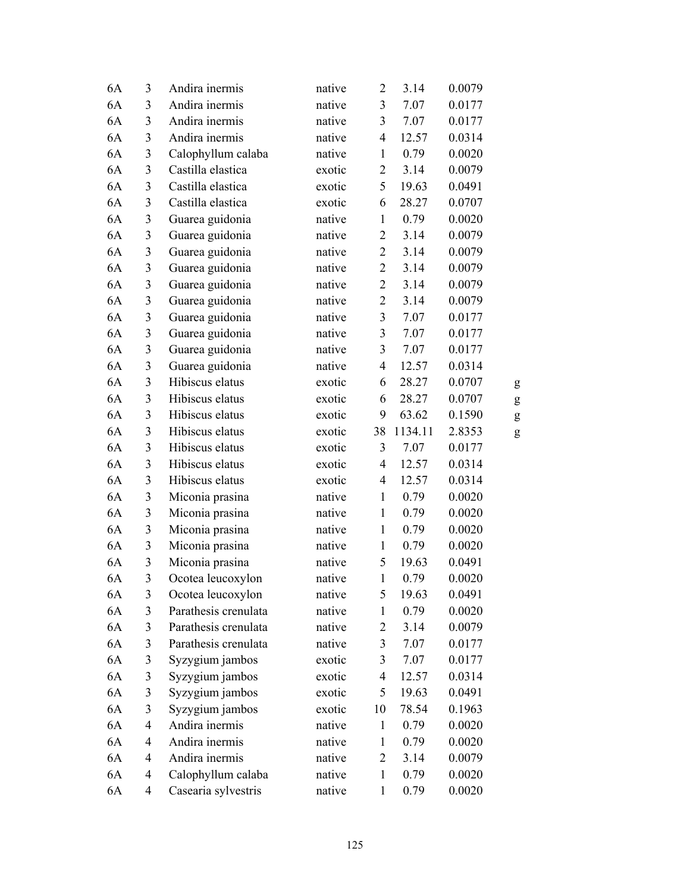| | | | | | | | |
|---|---|---|---|---|---|---|---|
| 6A | 3 | Andira inermis | native | 2 | 3.14 | 0.0079 | |
| 6A | 3 | Andira inermis | native | 3 | 7.07 | 0.0177 | |
| 6A | 3 | Andira inermis | native | 3 | 7.07 | 0.0177 | |
| 6A | 3 | Andira inermis | native | 4 | 12.57 | 0.0314 | |
| 6A | 3 | Calophyllum calaba | native | 1 | 0.79 | 0.0020 | |
| 6A | 3 | Castilla elastica | exotic | 2 | 3.14 | 0.0079 | |
| 6A | 3 | Castilla elastica | exotic | 5 | 19.63 | 0.0491 | |
| 6A | 3 | Castilla elastica | exotic | 6 | 28.27 | 0.0707 | |
| 6A | 3 | Guarea guidonia | native | 1 | 0.79 | 0.0020 | |
| 6A | 3 | Guarea guidonia | native | 2 | 3.14 | 0.0079 | |
| 6A | 3 | Guarea guidonia | native | 2 | 3.14 | 0.0079 | |
| 6A | 3 | Guarea guidonia | native | 2 | 3.14 | 0.0079 | |
| 6A | 3 | Guarea guidonia | native | 2 | 3.14 | 0.0079 | |
| 6A | 3 | Guarea guidonia | native | 2 | 3.14 | 0.0079 | |
| 6A | 3 | Guarea guidonia | native | 3 | 7.07 | 0.0177 | |
| 6A | 3 | Guarea guidonia | native | 3 | 7.07 | 0.0177 | |
| 6A | 3 | Guarea guidonia | native | 3 | 7.07 | 0.0177 | |
| 6A | 3 | Guarea guidonia | native | 4 | 12.57 | 0.0314 | |
| 6A | 3 | Hibiscus elatus | exotic | 6 | 28.27 | 0.0707 | g |
| 6A | 3 | Hibiscus elatus | exotic | 6 | 28.27 | 0.0707 | g |
| 6A | 3 | Hibiscus elatus | exotic | 9 | 63.62 | 0.1590 | g |
| 6A | 3 | Hibiscus elatus | exotic | 38 | 1134.11 | 2.8353 | g |
| 6A | 3 | Hibiscus elatus | exotic | 3 | 7.07 | 0.0177 | |
| 6A | 3 | Hibiscus elatus | exotic | 4 | 12.57 | 0.0314 | |
| 6A | 3 | Hibiscus elatus | exotic | 4 | 12.57 | 0.0314 | |
| 6A | 3 | Miconia prasina | native | 1 | 0.79 | 0.0020 | |
| 6A | 3 | Miconia prasina | native | 1 | 0.79 | 0.0020 | |
| 6A | 3 | Miconia prasina | native | 1 | 0.79 | 0.0020 | |
| 6A | 3 | Miconia prasina | native | 1 | 0.79 | 0.0020 | |
| 6A | 3 | Miconia prasina | native | 5 | 19.63 | 0.0491 | |
| 6A | 3 | Ocotea leucoxylon | native | 1 | 0.79 | 0.0020 | |
| 6A | 3 | Ocotea leucoxylon | native | 5 | 19.63 | 0.0491 | |
| 6A | 3 | Parathesis crenulata | native | 1 | 0.79 | 0.0020 | |
| 6A | 3 | Parathesis crenulata | native | 2 | 3.14 | 0.0079 | |
| 6A | 3 | Parathesis crenulata | native | 3 | 7.07 | 0.0177 | |
| 6A | 3 | Syzygium jambos | exotic | 3 | 7.07 | 0.0177 | |
| 6A | 3 | Syzygium jambos | exotic | 4 | 12.57 | 0.0314 | |
| 6A | 3 | Syzygium jambos | exotic | 5 | 19.63 | 0.0491 | |
| 6A | 3 | Syzygium jambos | exotic | 10 | 78.54 | 0.1963 | |
| 6A | 4 | Andira inermis | native | 1 | 0.79 | 0.0020 | |
| 6A | 4 | Andira inermis | native | 1 | 0.79 | 0.0020 | |
| 6A | 4 | Andira inermis | native | 2 | 3.14 | 0.0079 | |
| 6A | 4 | Calophyllum calaba | native | 1 | 0.79 | 0.0020 | |
| 6A | 4 | Casearia sylvestris | native | 1 | 0.79 | 0.0020 | |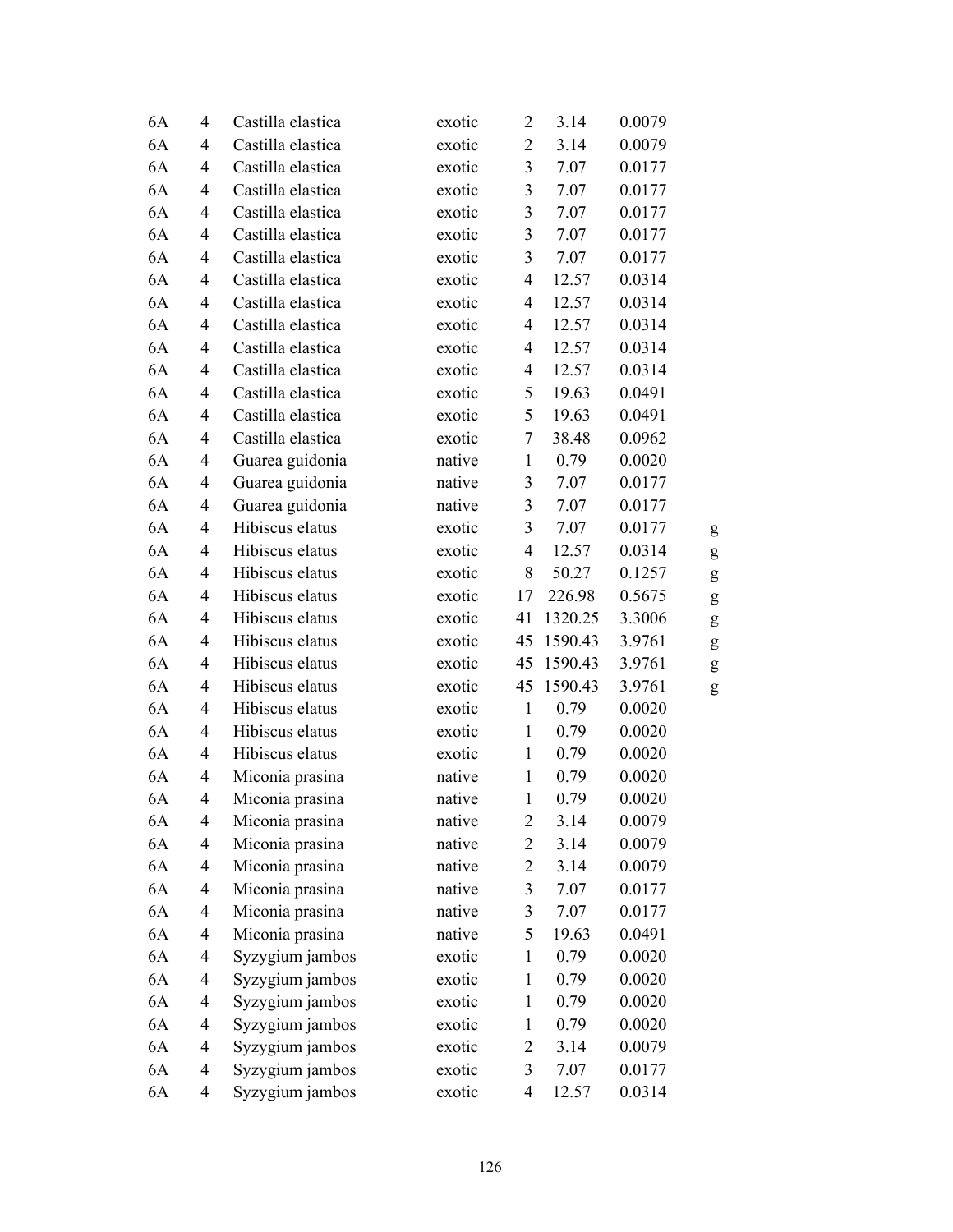| | | | | | | | |
|---|---|---|---|---|---|---|---|
| 6A | 4 | Castilla elastica | exotic | 2 | 3.14 | 0.0079 | |
| 6A | 4 | Castilla elastica | exotic | 2 | 3.14 | 0.0079 | |
| 6A | 4 | Castilla elastica | exotic | 3 | 7.07 | 0.0177 | |
| 6A | 4 | Castilla elastica | exotic | 3 | 7.07 | 0.0177 | |
| 6A | 4 | Castilla elastica | exotic | 3 | 7.07 | 0.0177 | |
| 6A | 4 | Castilla elastica | exotic | 3 | 7.07 | 0.0177 | |
| 6A | 4 | Castilla elastica | exotic | 4 | 12.57 | 0.0314 | |
| 6A | 4 | Castilla elastica | exotic | 4 | 12.57 | 0.0314 | |
| 6A | 4 | Castilla elastica | exotic | 4 | 12.57 | 0.0314 | |
| 6A | 4 | Castilla elastica | exotic | 4 | 12.57 | 0.0314 | |
| 6A | 4 | Castilla elastica | exotic | 4 | 12.57 | 0.0314 | |
| 6A | 4 | Castilla elastica | exotic | 5 | 19.63 | 0.0491 | |
| 6A | 4 | Castilla elastica | exotic | 5 | 19.63 | 0.0491 | |
| 6A | 4 | Castilla elastica | exotic | 7 | 38.48 | 0.0962 | |
| 6A | 4 | Guarea guidonia | native | 1 | 0.79 | 0.0020 | |
| 6A | 4 | Guarea guidonia | native | 3 | 7.07 | 0.0177 | |
| 6A | 4 | Guarea guidonia | native | 3 | 7.07 | 0.0177 | |
| 6A | 4 | Hibiscus elatus | exotic | 3 | 7.07 | 0.0177 | g |
| 6A | 4 | Hibiscus elatus | exotic | 4 | 12.57 | 0.0314 | g |
| 6A | 4 | Hibiscus elatus | exotic | 8 | 50.27 | 0.1257 | g |
| 6A | 4 | Hibiscus elatus | exotic | 17 | 226.98 | 0.5675 | g |
| 6A | 4 | Hibiscus elatus | exotic | 41 | 1320.25 | 3.3006 | g |
| 6A | 4 | Hibiscus elatus | exotic | 45 | 1590.43 | 3.9761 | g |
| 6A | 4 | Hibiscus elatus | exotic | 45 | 1590.43 | 3.9761 | g |
| 6A | 4 | Hibiscus elatus | exotic | 45 | 1590.43 | 3.9761 | g |
| 6A | 4 | Hibiscus elatus | exotic | 1 | 0.79 | 0.0020 | |
| 6A | 4 | Hibiscus elatus | exotic | 1 | 0.79 | 0.0020 | |
| 6A | 4 | Hibiscus elatus | exotic | 1 | 0.79 | 0.0020 | |
| 6A | 4 | Miconia prasina | native | 1 | 0.79 | 0.0020 | |
| 6A | 4 | Miconia prasina | native | 1 | 0.79 | 0.0020 | |
| 6A | 4 | Miconia prasina | native | 2 | 3.14 | 0.0079 | |
| 6A | 4 | Miconia prasina | native | 2 | 3.14 | 0.0079 | |
| 6A | 4 | Miconia prasina | native | 2 | 3.14 | 0.0079 | |
| 6A | 4 | Miconia prasina | native | 3 | 7.07 | 0.0177 | |
| 6A | 4 | Miconia prasina | native | 3 | 7.07 | 0.0177 | |
| 6A | 4 | Miconia prasina | native | 5 | 19.63 | 0.0491 | |
| 6A | 4 | Syzygium jambos | exotic | 1 | 0.79 | 0.0020 | |
| 6A | 4 | Syzygium jambos | exotic | 1 | 0.79 | 0.0020 | |
| 6A | 4 | Syzygium jambos | exotic | 1 | 0.79 | 0.0020 | |
| 6A | 4 | Syzygium jambos | exotic | 1 | 0.79 | 0.0020 | |
| 6A | 4 | Syzygium jambos | exotic | 2 | 3.14 | 0.0079 | |
| 6A | 4 | Syzygium jambos | exotic | 3 | 7.07 | 0.0177 | |
| 6A | 4 | Syzygium jambos | exotic | 4 | 12.57 | 0.0314 | |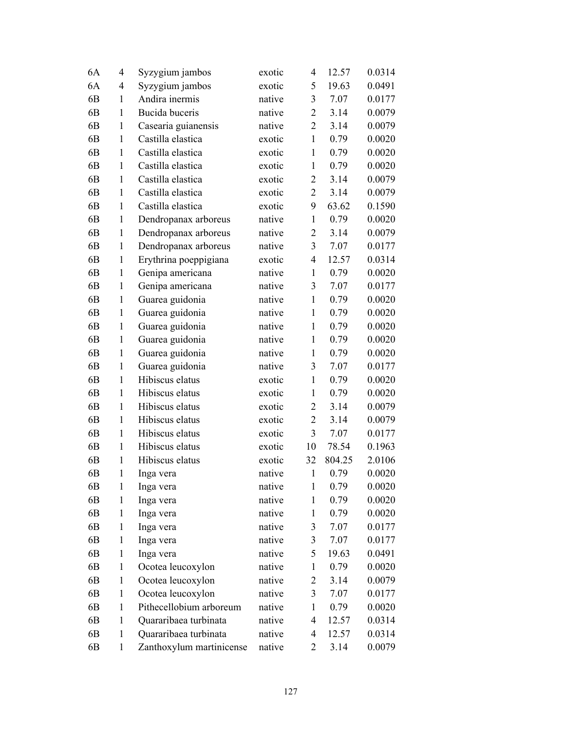| | | | | | | |
|---|---|---|---|---|---|---|
| 6A | 4 | Syzygium jambos | exotic | 4 | 12.57 | 0.0314 |
| 6A | 4 | Syzygium jambos | exotic | 5 | 19.63 | 0.0491 |
| 6B | 1 | Andira inermis | native | 3 | 7.07 | 0.0177 |
| 6B | 1 | Bucida buceris | native | 2 | 3.14 | 0.0079 |
| 6B | 1 | Casearia guianensis | native | 2 | 3.14 | 0.0079 |
| 6B | 1 | Castilla elastica | exotic | 1 | 0.79 | 0.0020 |
| 6B | 1 | Castilla elastica | exotic | 1 | 0.79 | 0.0020 |
| 6B | 1 | Castilla elastica | exotic | 1 | 0.79 | 0.0020 |
| 6B | 1 | Castilla elastica | exotic | 2 | 3.14 | 0.0079 |
| 6B | 1 | Castilla elastica | exotic | 2 | 3.14 | 0.0079 |
| 6B | 1 | Castilla elastica | exotic | 9 | 63.62 | 0.1590 |
| 6B | 1 | Dendropanax arboreus | native | 1 | 0.79 | 0.0020 |
| 6B | 1 | Dendropanax arboreus | native | 2 | 3.14 | 0.0079 |
| 6B | 1 | Dendropanax arboreus | native | 3 | 7.07 | 0.0177 |
| 6B | 1 | Erythrina poeppigiana | exotic | 4 | 12.57 | 0.0314 |
| 6B | 1 | Genipa americana | native | 1 | 0.79 | 0.0020 |
| 6B | 1 | Genipa americana | native | 3 | 7.07 | 0.0177 |
| 6B | 1 | Guarea guidonia | native | 1 | 0.79 | 0.0020 |
| 6B | 1 | Guarea guidonia | native | 1 | 0.79 | 0.0020 |
| 6B | 1 | Guarea guidonia | native | 1 | 0.79 | 0.0020 |
| 6B | 1 | Guarea guidonia | native | 1 | 0.79 | 0.0020 |
| 6B | 1 | Guarea guidonia | native | 1 | 0.79 | 0.0020 |
| 6B | 1 | Guarea guidonia | native | 3 | 7.07 | 0.0177 |
| 6B | 1 | Hibiscus elatus | exotic | 1 | 0.79 | 0.0020 |
| 6B | 1 | Hibiscus elatus | exotic | 1 | 0.79 | 0.0020 |
| 6B | 1 | Hibiscus elatus | exotic | 2 | 3.14 | 0.0079 |
| 6B | 1 | Hibiscus elatus | exotic | 2 | 3.14 | 0.0079 |
| 6B | 1 | Hibiscus elatus | exotic | 3 | 7.07 | 0.0177 |
| 6B | 1 | Hibiscus elatus | exotic | 10 | 78.54 | 0.1963 |
| 6B | 1 | Hibiscus elatus | exotic | 32 | 804.25 | 2.0106 |
| 6B | 1 | Inga vera | native | 1 | 0.79 | 0.0020 |
| 6B | 1 | Inga vera | native | 1 | 0.79 | 0.0020 |
| 6B | 1 | Inga vera | native | 1 | 0.79 | 0.0020 |
| 6B | 1 | Inga vera | native | 1 | 0.79 | 0.0020 |
| 6B | 1 | Inga vera | native | 3 | 7.07 | 0.0177 |
| 6B | 1 | Inga vera | native | 3 | 7.07 | 0.0177 |
| 6B | 1 | Inga vera | native | 5 | 19.63 | 0.0491 |
| 6B | 1 | Ocotea leucoxylon | native | 1 | 0.79 | 0.0020 |
| 6B | 1 | Ocotea leucoxylon | native | 2 | 3.14 | 0.0079 |
| 6B | 1 | Ocotea leucoxylon | native | 3 | 7.07 | 0.0177 |
| 6B | 1 | Pithecellobium arboreum | native | 1 | 0.79 | 0.0020 |
| 6B | 1 | Quararibaea turbinata | native | 4 | 12.57 | 0.0314 |
| 6B | 1 | Quararibaea turbinata | native | 4 | 12.57 | 0.0314 |
| 6B | 1 | Zanthoxylum martinicense | native | 2 | 3.14 | 0.0079 |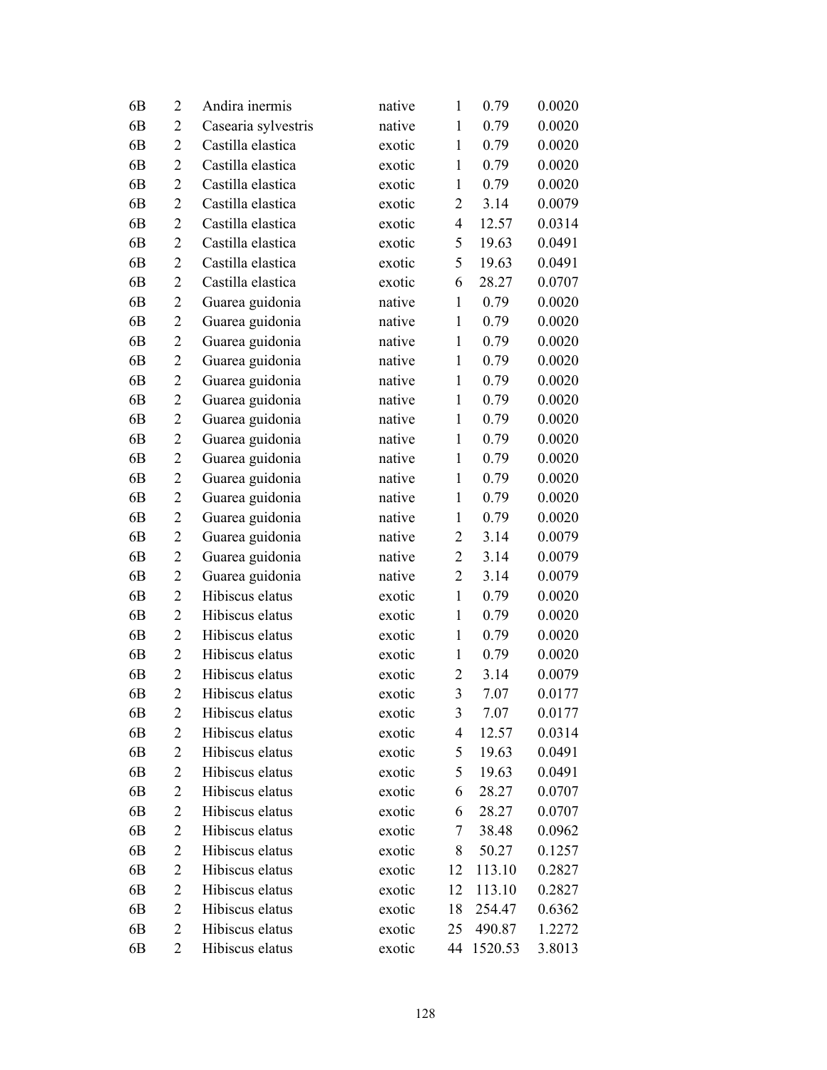| | | | | | | |
|---|---|---|---|---|---|---|
| 6B | 2 | Andira inermis | native | 1 | 0.79 | 0.0020 |
| 6B | 2 | Casearia sylvestris | native | 1 | 0.79 | 0.0020 |
| 6B | 2 | Castilla elastica | exotic | 1 | 0.79 | 0.0020 |
| 6B | 2 | Castilla elastica | exotic | 1 | 0.79 | 0.0020 |
| 6B | 2 | Castilla elastica | exotic | 1 | 0.79 | 0.0020 |
| 6B | 2 | Castilla elastica | exotic | 2 | 3.14 | 0.0079 |
| 6B | 2 | Castilla elastica | exotic | 4 | 12.57 | 0.0314 |
| 6B | 2 | Castilla elastica | exotic | 5 | 19.63 | 0.0491 |
| 6B | 2 | Castilla elastica | exotic | 5 | 19.63 | 0.0491 |
| 6B | 2 | Castilla elastica | exotic | 6 | 28.27 | 0.0707 |
| 6B | 2 | Guarea guidonia | native | 1 | 0.79 | 0.0020 |
| 6B | 2 | Guarea guidonia | native | 1 | 0.79 | 0.0020 |
| 6B | 2 | Guarea guidonia | native | 1 | 0.79 | 0.0020 |
| 6B | 2 | Guarea guidonia | native | 1 | 0.79 | 0.0020 |
| 6B | 2 | Guarea guidonia | native | 1 | 0.79 | 0.0020 |
| 6B | 2 | Guarea guidonia | native | 1 | 0.79 | 0.0020 |
| 6B | 2 | Guarea guidonia | native | 1 | 0.79 | 0.0020 |
| 6B | 2 | Guarea guidonia | native | 1 | 0.79 | 0.0020 |
| 6B | 2 | Guarea guidonia | native | 1 | 0.79 | 0.0020 |
| 6B | 2 | Guarea guidonia | native | 1 | 0.79 | 0.0020 |
| 6B | 2 | Guarea guidonia | native | 1 | 0.79 | 0.0020 |
| 6B | 2 | Guarea guidonia | native | 1 | 0.79 | 0.0020 |
| 6B | 2 | Guarea guidonia | native | 2 | 3.14 | 0.0079 |
| 6B | 2 | Guarea guidonia | native | 2 | 3.14 | 0.0079 |
| 6B | 2 | Guarea guidonia | native | 2 | 3.14 | 0.0079 |
| 6B | 2 | Hibiscus elatus | exotic | 1 | 0.79 | 0.0020 |
| 6B | 2 | Hibiscus elatus | exotic | 1 | 0.79 | 0.0020 |
| 6B | 2 | Hibiscus elatus | exotic | 1 | 0.79 | 0.0020 |
| 6B | 2 | Hibiscus elatus | exotic | 1 | 0.79 | 0.0020 |
| 6B | 2 | Hibiscus elatus | exotic | 2 | 3.14 | 0.0079 |
| 6B | 2 | Hibiscus elatus | exotic | 3 | 7.07 | 0.0177 |
| 6B | 2 | Hibiscus elatus | exotic | 3 | 7.07 | 0.0177 |
| 6B | 2 | Hibiscus elatus | exotic | 4 | 12.57 | 0.0314 |
| 6B | 2 | Hibiscus elatus | exotic | 5 | 19.63 | 0.0491 |
| 6B | 2 | Hibiscus elatus | exotic | 5 | 19.63 | 0.0491 |
| 6B | 2 | Hibiscus elatus | exotic | 6 | 28.27 | 0.0707 |
| 6B | 2 | Hibiscus elatus | exotic | 6 | 28.27 | 0.0707 |
| 6B | 2 | Hibiscus elatus | exotic | 7 | 38.48 | 0.0962 |
| 6B | 2 | Hibiscus elatus | exotic | 8 | 50.27 | 0.1257 |
| 6B | 2 | Hibiscus elatus | exotic | 12 | 113.10 | 0.2827 |
| 6B | 2 | Hibiscus elatus | exotic | 12 | 113.10 | 0.2827 |
| 6B | 2 | Hibiscus elatus | exotic | 18 | 254.47 | 0.6362 |
| 6B | 2 | Hibiscus elatus | exotic | 25 | 490.87 | 1.2272 |
| 6B | 2 | Hibiscus elatus | exotic | 44 | 1520.53 | 3.8013 |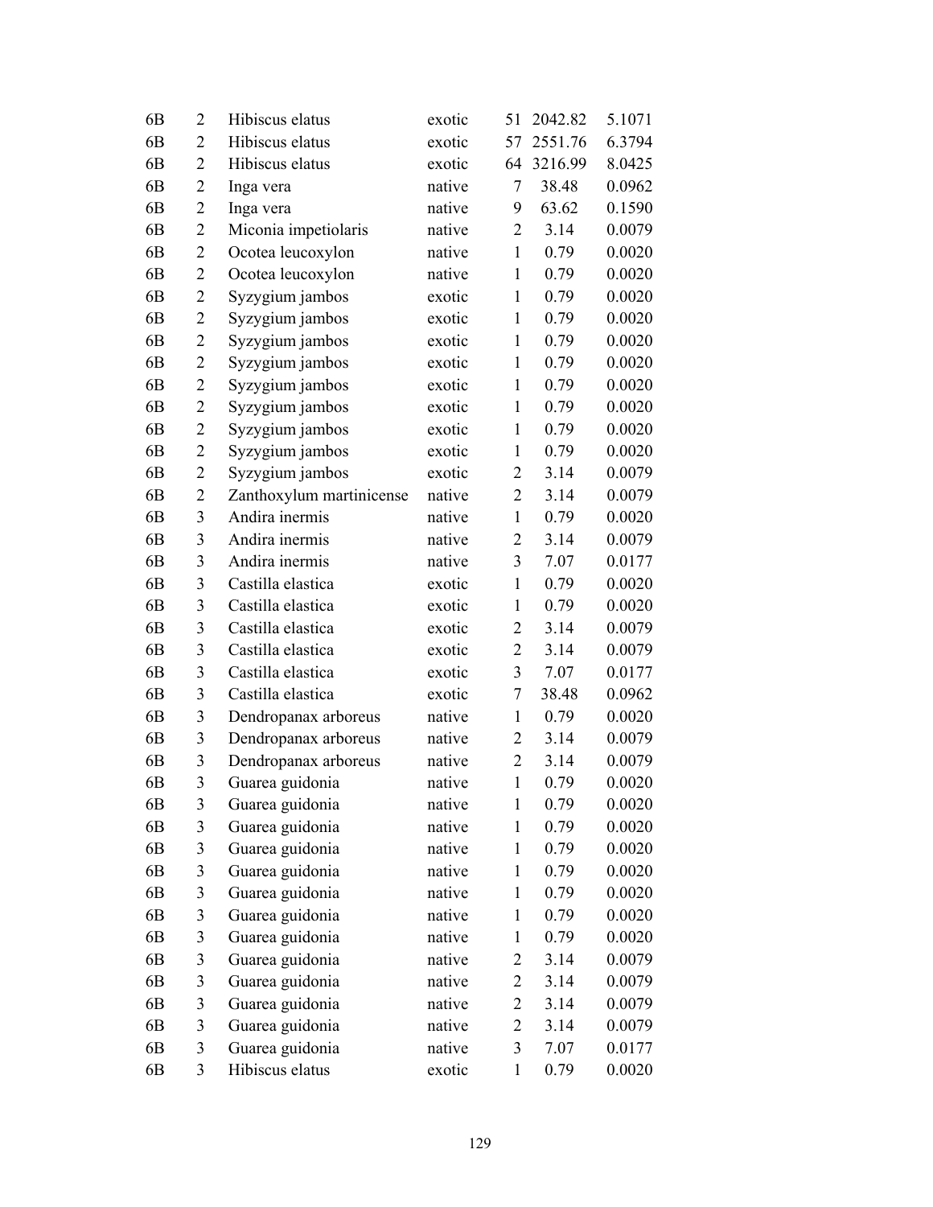| | | | | | | |
|---|---|---|---|---|---|---|
| 6B | 2 | Hibiscus elatus | exotic | 51 | 2042.82 | 5.1071 |
| 6B | 2 | Hibiscus elatus | exotic | 57 | 2551.76 | 6.3794 |
| 6B | 2 | Hibiscus elatus | exotic | 64 | 3216.99 | 8.0425 |
| 6B | 2 | Inga vera | native | 7 | 38.48 | 0.0962 |
| 6B | 2 | Inga vera | native | 9 | 63.62 | 0.1590 |
| 6B | 2 | Miconia impetiolaris | native | 2 | 3.14 | 0.0079 |
| 6B | 2 | Ocotea leucoxylon | native | 1 | 0.79 | 0.0020 |
| 6B | 2 | Ocotea leucoxylon | native | 1 | 0.79 | 0.0020 |
| 6B | 2 | Syzygium jambos | exotic | 1 | 0.79 | 0.0020 |
| 6B | 2 | Syzygium jambos | exotic | 1 | 0.79 | 0.0020 |
| 6B | 2 | Syzygium jambos | exotic | 1 | 0.79 | 0.0020 |
| 6B | 2 | Syzygium jambos | exotic | 1 | 0.79 | 0.0020 |
| 6B | 2 | Syzygium jambos | exotic | 1 | 0.79 | 0.0020 |
| 6B | 2 | Syzygium jambos | exotic | 1 | 0.79 | 0.0020 |
| 6B | 2 | Syzygium jambos | exotic | 1 | 0.79 | 0.0020 |
| 6B | 2 | Syzygium jambos | exotic | 1 | 0.79 | 0.0020 |
| 6B | 2 | Syzygium jambos | exotic | 2 | 3.14 | 0.0079 |
| 6B | 2 | Zanthoxylum martinicense | native | 2 | 3.14 | 0.0079 |
| 6B | 3 | Andira inermis | native | 1 | 0.79 | 0.0020 |
| 6B | 3 | Andira inermis | native | 2 | 3.14 | 0.0079 |
| 6B | 3 | Andira inermis | native | 3 | 7.07 | 0.0177 |
| 6B | 3 | Castilla elastica | exotic | 1 | 0.79 | 0.0020 |
| 6B | 3 | Castilla elastica | exotic | 1 | 0.79 | 0.0020 |
| 6B | 3 | Castilla elastica | exotic | 2 | 3.14 | 0.0079 |
| 6B | 3 | Castilla elastica | exotic | 2 | 3.14 | 0.0079 |
| 6B | 3 | Castilla elastica | exotic | 3 | 7.07 | 0.0177 |
| 6B | 3 | Castilla elastica | exotic | 7 | 38.48 | 0.0962 |
| 6B | 3 | Dendropanax arboreus | native | 1 | 0.79 | 0.0020 |
| 6B | 3 | Dendropanax arboreus | native | 2 | 3.14 | 0.0079 |
| 6B | 3 | Dendropanax arboreus | native | 2 | 3.14 | 0.0079 |
| 6B | 3 | Guarea guidonia | native | 1 | 0.79 | 0.0020 |
| 6B | 3 | Guarea guidonia | native | 1 | 0.79 | 0.0020 |
| 6B | 3 | Guarea guidonia | native | 1 | 0.79 | 0.0020 |
| 6B | 3 | Guarea guidonia | native | 1 | 0.79 | 0.0020 |
| 6B | 3 | Guarea guidonia | native | 1 | 0.79 | 0.0020 |
| 6B | 3 | Guarea guidonia | native | 1 | 0.79 | 0.0020 |
| 6B | 3 | Guarea guidonia | native | 1 | 0.79 | 0.0020 |
| 6B | 3 | Guarea guidonia | native | 1 | 0.79 | 0.0020 |
| 6B | 3 | Guarea guidonia | native | 2 | 3.14 | 0.0079 |
| 6B | 3 | Guarea guidonia | native | 2 | 3.14 | 0.0079 |
| 6B | 3 | Guarea guidonia | native | 2 | 3.14 | 0.0079 |
| 6B | 3 | Guarea guidonia | native | 2 | 3.14 | 0.0079 |
| 6B | 3 | Guarea guidonia | native | 3 | 7.07 | 0.0177 |
| 6B | 3 | Hibiscus elatus | exotic | 1 | 0.79 | 0.0020 |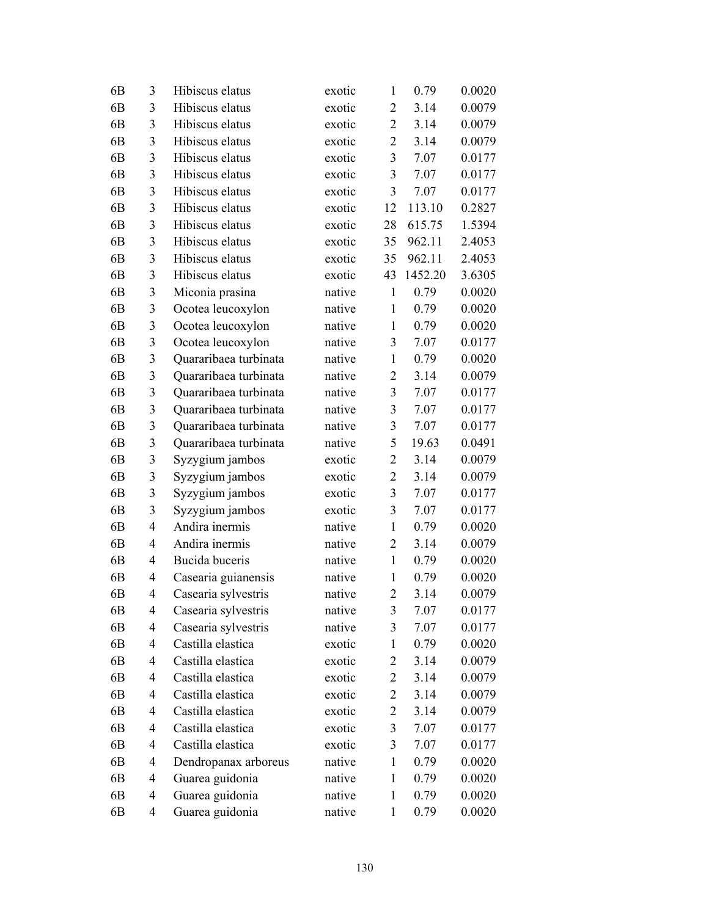| | | | | | | |
|---|---|---|---|---|---|---|
| 6B | 3 | Hibiscus elatus | exotic | 1 | 0.79 | 0.0020 |
| 6B | 3 | Hibiscus elatus | exotic | 2 | 3.14 | 0.0079 |
| 6B | 3 | Hibiscus elatus | exotic | 2 | 3.14 | 0.0079 |
| 6B | 3 | Hibiscus elatus | exotic | 2 | 3.14 | 0.0079 |
| 6B | 3 | Hibiscus elatus | exotic | 3 | 7.07 | 0.0177 |
| 6B | 3 | Hibiscus elatus | exotic | 3 | 7.07 | 0.0177 |
| 6B | 3 | Hibiscus elatus | exotic | 3 | 7.07 | 0.0177 |
| 6B | 3 | Hibiscus elatus | exotic | 12 | 113.10 | 0.2827 |
| 6B | 3 | Hibiscus elatus | exotic | 28 | 615.75 | 1.5394 |
| 6B | 3 | Hibiscus elatus | exotic | 35 | 962.11 | 2.4053 |
| 6B | 3 | Hibiscus elatus | exotic | 35 | 962.11 | 2.4053 |
| 6B | 3 | Hibiscus elatus | exotic | 43 | 1452.20 | 3.6305 |
| 6B | 3 | Miconia prasina | native | 1 | 0.79 | 0.0020 |
| 6B | 3 | Ocotea leucoxylon | native | 1 | 0.79 | 0.0020 |
| 6B | 3 | Ocotea leucoxylon | native | 1 | 0.79 | 0.0020 |
| 6B | 3 | Ocotea leucoxylon | native | 3 | 7.07 | 0.0177 |
| 6B | 3 | Quararibaea turbinata | native | 1 | 0.79 | 0.0020 |
| 6B | 3 | Quararibaea turbinata | native | 2 | 3.14 | 0.0079 |
| 6B | 3 | Quararibaea turbinata | native | 3 | 7.07 | 0.0177 |
| 6B | 3 | Quararibaea turbinata | native | 3 | 7.07 | 0.0177 |
| 6B | 3 | Quararibaea turbinata | native | 3 | 7.07 | 0.0177 |
| 6B | 3 | Quararibaea turbinata | native | 5 | 19.63 | 0.0491 |
| 6B | 3 | Syzygium jambos | exotic | 2 | 3.14 | 0.0079 |
| 6B | 3 | Syzygium jambos | exotic | 2 | 3.14 | 0.0079 |
| 6B | 3 | Syzygium jambos | exotic | 3 | 7.07 | 0.0177 |
| 6B | 3 | Syzygium jambos | exotic | 3 | 7.07 | 0.0177 |
| 6B | 4 | Andira inermis | native | 1 | 0.79 | 0.0020 |
| 6B | 4 | Andira inermis | native | 2 | 3.14 | 0.0079 |
| 6B | 4 | Bucida buceris | native | 1 | 0.79 | 0.0020 |
| 6B | 4 | Casearia guianensis | native | 1 | 0.79 | 0.0020 |
| 6B | 4 | Casearia sylvestris | native | 2 | 3.14 | 0.0079 |
| 6B | 4 | Casearia sylvestris | native | 3 | 7.07 | 0.0177 |
| 6B | 4 | Casearia sylvestris | native | 3 | 7.07 | 0.0177 |
| 6B | 4 | Castilla elastica | exotic | 1 | 0.79 | 0.0020 |
| 6B | 4 | Castilla elastica | exotic | 2 | 3.14 | 0.0079 |
| 6B | 4 | Castilla elastica | exotic | 2 | 3.14 | 0.0079 |
| 6B | 4 | Castilla elastica | exotic | 2 | 3.14 | 0.0079 |
| 6B | 4 | Castilla elastica | exotic | 2 | 3.14 | 0.0079 |
| 6B | 4 | Castilla elastica | exotic | 3 | 7.07 | 0.0177 |
| 6B | 4 | Castilla elastica | exotic | 3 | 7.07 | 0.0177 |
| 6B | 4 | Dendropanax arboreus | native | 1 | 0.79 | 0.0020 |
| 6B | 4 | Guarea guidonia | native | 1 | 0.79 | 0.0020 |
| 6B | 4 | Guarea guidonia | native | 1 | 0.79 | 0.0020 |
| 6B | 4 | Guarea guidonia | native | 1 | 0.79 | 0.0020 |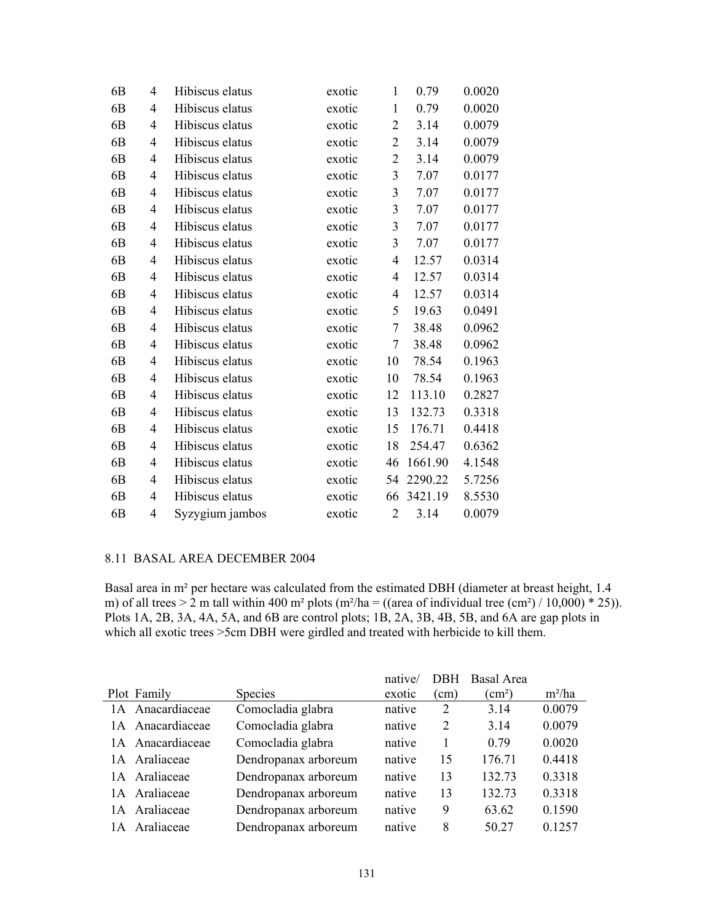| | | | | | | |
|---|---|---|---|---|---|---|
| 6B | 4 | Hibiscus elatus | exotic | 1 | 0.79 | 0.0020 |
| 6B | 4 | Hibiscus elatus | exotic | 1 | 0.79 | 0.0020 |
| 6B | 4 | Hibiscus elatus | exotic | 2 | 3.14 | 0.0079 |
| 6B | 4 | Hibiscus elatus | exotic | 2 | 3.14 | 0.0079 |
| 6B | 4 | Hibiscus elatus | exotic | 2 | 3.14 | 0.0079 |
| 6B | 4 | Hibiscus elatus | exotic | 3 | 7.07 | 0.0177 |
| 6B | 4 | Hibiscus elatus | exotic | 3 | 7.07 | 0.0177 |
| 6B | 4 | Hibiscus elatus | exotic | 3 | 7.07 | 0.0177 |
| 6B | 4 | Hibiscus elatus | exotic | 3 | 7.07 | 0.0177 |
| 6B | 4 | Hibiscus elatus | exotic | 3 | 7.07 | 0.0177 |
| 6B | 4 | Hibiscus elatus | exotic | 4 | 12.57 | 0.0314 |
| 6B | 4 | Hibiscus elatus | exotic | 4 | 12.57 | 0.0314 |
| 6B | 4 | Hibiscus elatus | exotic | 4 | 12.57 | 0.0314 |
| 6B | 4 | Hibiscus elatus | exotic | 5 | 19.63 | 0.0491 |
| 6B | 4 | Hibiscus elatus | exotic | 7 | 38.48 | 0.0962 |
| 6B | 4 | Hibiscus elatus | exotic | 7 | 38.48 | 0.0962 |
| 6B | 4 | Hibiscus elatus | exotic | 10 | 78.54 | 0.1963 |
| 6B | 4 | Hibiscus elatus | exotic | 10 | 78.54 | 0.1963 |
| 6B | 4 | Hibiscus elatus | exotic | 12 | 113.10 | 0.2827 |
| 6B | 4 | Hibiscus elatus | exotic | 13 | 132.73 | 0.3318 |
| 6B | 4 | Hibiscus elatus | exotic | 15 | 176.71 | 0.4418 |
| 6B | 4 | Hibiscus elatus | exotic | 18 | 254.47 | 0.6362 |
| 6B | 4 | Hibiscus elatus | exotic | 46 | 1661.90 | 4.1548 |
| 6B | 4 | Hibiscus elatus | exotic | 54 | 2290.22 | 5.7256 |
| 6B | 4 | Hibiscus elatus | exotic | 66 | 3421.19 | 8.5530 |
| 6B | 4 | Syzygium jambos | exotic | 2 | 3.14 | 0.0079 |

## 8.11 BASAL AREA DECEMBER 2004

Basal area in m² per hectare was calculated from the estimated DBH (diameter at breast height, 1.4 m) of all trees > 2 m tall within 400 m² plots (m²/ha = ((area of individual tree (cm²) / 10,000) * 25)). Plots 1A, 2B, 3A, 4A, 5A, and 6B are control plots; 1B, 2A, 3B, 4B, 5B, and 6A are gap plots in which all exotic trees >5cm DBH were girdled and treated with herbicide to kill them.

| Plot | Family | Species | native/ exotic | DBH (cm) | Basal Area (cm²) | m²/ha |
|---|---|---|---|---|---|---|
| 1A | Anacardiaceae | Comocladia glabra | native | 2 | 3.14 | 0.0079 |
| 1A | Anacardiaceae | Comocladia glabra | native | 2 | 3.14 | 0.0079 |
| 1A | Anacardiaceae | Comocladia glabra | native | 1 | 0.79 | 0.0020 |
| 1A | Araliaceae | Dendropanax arboreum | native | 15 | 176.71 | 0.4418 |
| 1A | Araliaceae | Dendropanax arboreum | native | 13 | 132.73 | 0.3318 |
| 1A | Araliaceae | Dendropanax arboreum | native | 13 | 132.73 | 0.3318 |
| 1A | Araliaceae | Dendropanax arboreum | native | 9 | 63.62 | 0.1590 |
| 1A | Araliaceae | Dendropanax arboreum | native | 8 | 50.27 | 0.1257 |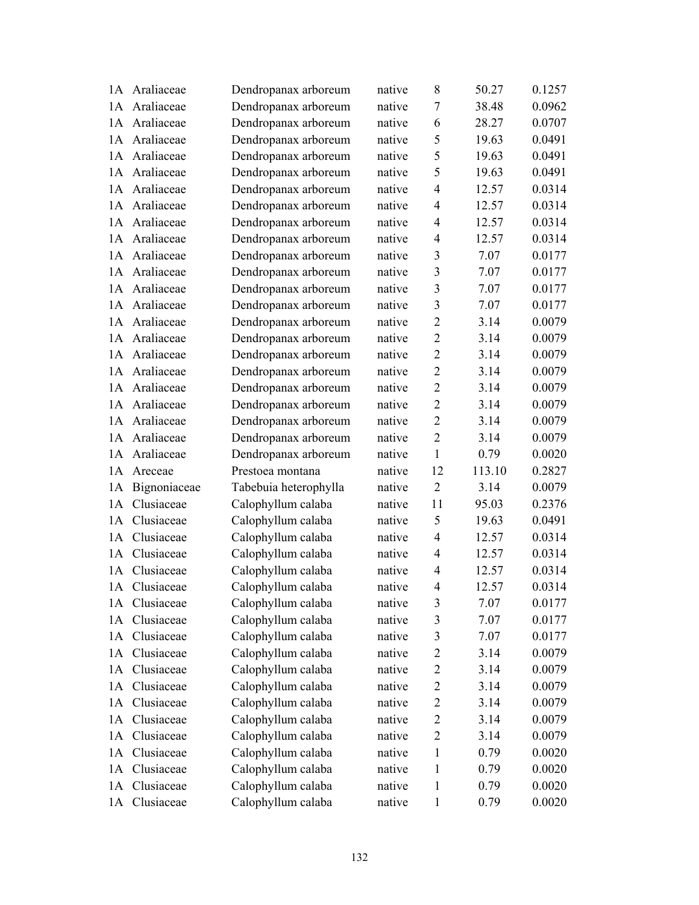| | | | | | | |
|---|---|---|---|---|---|---|
| 1A | Araliaceae | Dendropanax arboreum | native | 8 | 50.27 | 0.1257 |
| 1A | Araliaceae | Dendropanax arboreum | native | 7 | 38.48 | 0.0962 |
| 1A | Araliaceae | Dendropanax arboreum | native | 6 | 28.27 | 0.0707 |
| 1A | Araliaceae | Dendropanax arboreum | native | 5 | 19.63 | 0.0491 |
| 1A | Araliaceae | Dendropanax arboreum | native | 5 | 19.63 | 0.0491 |
| 1A | Araliaceae | Dendropanax arboreum | native | 5 | 19.63 | 0.0491 |
| 1A | Araliaceae | Dendropanax arboreum | native | 4 | 12.57 | 0.0314 |
| 1A | Araliaceae | Dendropanax arboreum | native | 4 | 12.57 | 0.0314 |
| 1A | Araliaceae | Dendropanax arboreum | native | 4 | 12.57 | 0.0314 |
| 1A | Araliaceae | Dendropanax arboreum | native | 4 | 12.57 | 0.0314 |
| 1A | Araliaceae | Dendropanax arboreum | native | 3 | 7.07 | 0.0177 |
| 1A | Araliaceae | Dendropanax arboreum | native | 3 | 7.07 | 0.0177 |
| 1A | Araliaceae | Dendropanax arboreum | native | 3 | 7.07 | 0.0177 |
| 1A | Araliaceae | Dendropanax arboreum | native | 3 | 7.07 | 0.0177 |
| 1A | Araliaceae | Dendropanax arboreum | native | 2 | 3.14 | 0.0079 |
| 1A | Araliaceae | Dendropanax arboreum | native | 2 | 3.14 | 0.0079 |
| 1A | Araliaceae | Dendropanax arboreum | native | 2 | 3.14 | 0.0079 |
| 1A | Araliaceae | Dendropanax arboreum | native | 2 | 3.14 | 0.0079 |
| 1A | Araliaceae | Dendropanax arboreum | native | 2 | 3.14 | 0.0079 |
| 1A | Araliaceae | Dendropanax arboreum | native | 2 | 3.14 | 0.0079 |
| 1A | Araliaceae | Dendropanax arboreum | native | 2 | 3.14 | 0.0079 |
| 1A | Araliaceae | Dendropanax arboreum | native | 2 | 3.14 | 0.0079 |
| 1A | Araliaceae | Dendropanax arboreum | native | 1 | 0.79 | 0.0020 |
| 1A | Areceae | Prestoea montana | native | 12 | 113.10 | 0.2827 |
| 1A | Bignoniaceae | Tabebuia heterophylla | native | 2 | 3.14 | 0.0079 |
| 1A | Clusiaceae | Calophyllum calaba | native | 11 | 95.03 | 0.2376 |
| 1A | Clusiaceae | Calophyllum calaba | native | 5 | 19.63 | 0.0491 |
| 1A | Clusiaceae | Calophyllum calaba | native | 4 | 12.57 | 0.0314 |
| 1A | Clusiaceae | Calophyllum calaba | native | 4 | 12.57 | 0.0314 |
| 1A | Clusiaceae | Calophyllum calaba | native | 4 | 12.57 | 0.0314 |
| 1A | Clusiaceae | Calophyllum calaba | native | 4 | 12.57 | 0.0314 |
| 1A | Clusiaceae | Calophyllum calaba | native | 3 | 7.07 | 0.0177 |
| 1A | Clusiaceae | Calophyllum calaba | native | 3 | 7.07 | 0.0177 |
| 1A | Clusiaceae | Calophyllum calaba | native | 3 | 7.07 | 0.0177 |
| 1A | Clusiaceae | Calophyllum calaba | native | 2 | 3.14 | 0.0079 |
| 1A | Clusiaceae | Calophyllum calaba | native | 2 | 3.14 | 0.0079 |
| 1A | Clusiaceae | Calophyllum calaba | native | 2 | 3.14 | 0.0079 |
| 1A | Clusiaceae | Calophyllum calaba | native | 2 | 3.14 | 0.0079 |
| 1A | Clusiaceae | Calophyllum calaba | native | 2 | 3.14 | 0.0079 |
| 1A | Clusiaceae | Calophyllum calaba | native | 2 | 3.14 | 0.0079 |
| 1A | Clusiaceae | Calophyllum calaba | native | 1 | 0.79 | 0.0020 |
| 1A | Clusiaceae | Calophyllum calaba | native | 1 | 0.79 | 0.0020 |
| 1A | Clusiaceae | Calophyllum calaba | native | 1 | 0.79 | 0.0020 |
| 1A | Clusiaceae | Calophyllum calaba | native | 1 | 0.79 | 0.0020 |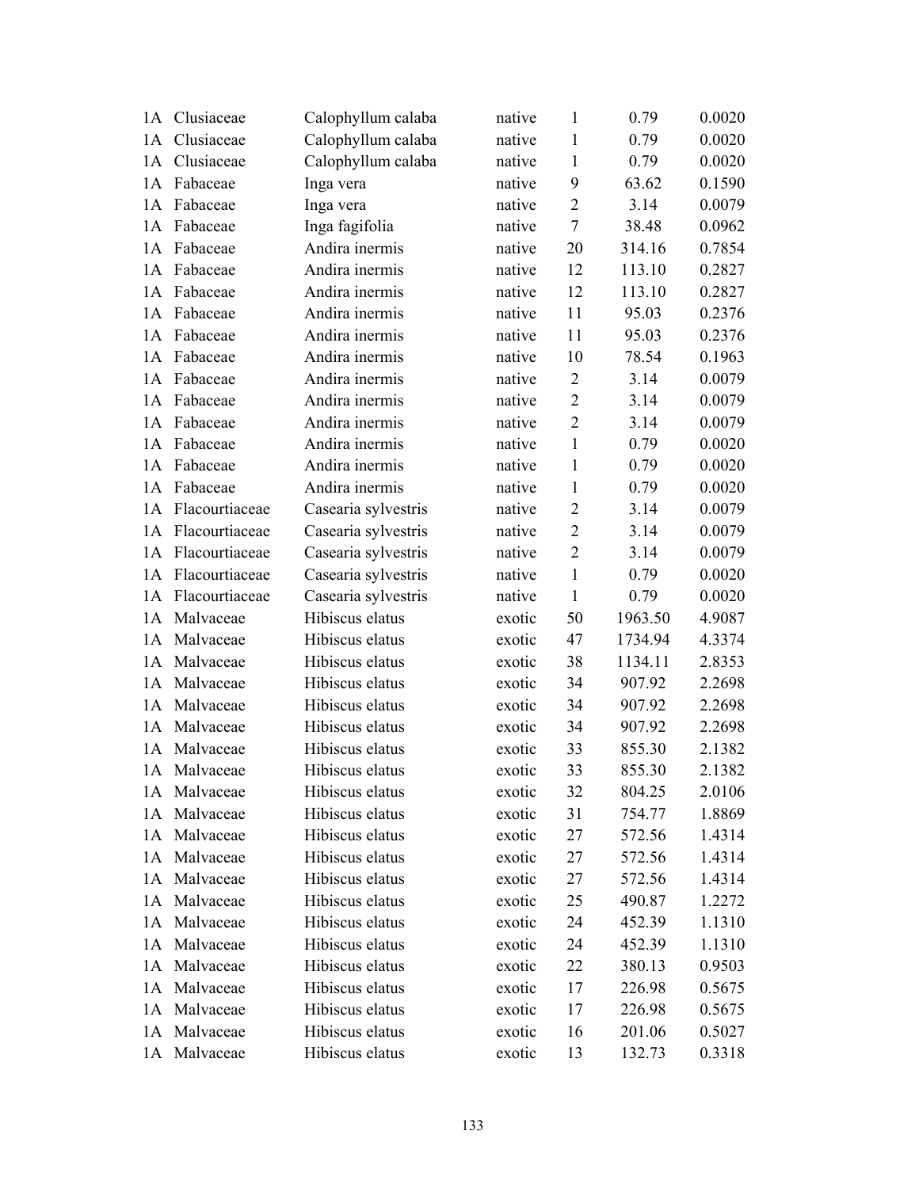| | | | | | | |
|---|---|---|---|---|---|---|
| 1A | Clusiaceae | Calophyllum calaba | native | 1 | 0.79 | 0.0020 |
| 1A | Clusiaceae | Calophyllum calaba | native | 1 | 0.79 | 0.0020 |
| 1A | Clusiaceae | Calophyllum calaba | native | 1 | 0.79 | 0.0020 |
| 1A | Fabaceae | Inga vera | native | 9 | 63.62 | 0.1590 |
| 1A | Fabaceae | Inga vera | native | 2 | 3.14 | 0.0079 |
| 1A | Fabaceae | Inga fagifolia | native | 7 | 38.48 | 0.0962 |
| 1A | Fabaceae | Andira inermis | native | 20 | 314.16 | 0.7854 |
| 1A | Fabaceae | Andira inermis | native | 12 | 113.10 | 0.2827 |
| 1A | Fabaceae | Andira inermis | native | 12 | 113.10 | 0.2827 |
| 1A | Fabaceae | Andira inermis | native | 11 | 95.03 | 0.2376 |
| 1A | Fabaceae | Andira inermis | native | 11 | 95.03 | 0.2376 |
| 1A | Fabaceae | Andira inermis | native | 10 | 78.54 | 0.1963 |
| 1A | Fabaceae | Andira inermis | native | 2 | 3.14 | 0.0079 |
| 1A | Fabaceae | Andira inermis | native | 2 | 3.14 | 0.0079 |
| 1A | Fabaceae | Andira inermis | native | 2 | 3.14 | 0.0079 |
| 1A | Fabaceae | Andira inermis | native | 1 | 0.79 | 0.0020 |
| 1A | Fabaceae | Andira inermis | native | 1 | 0.79 | 0.0020 |
| 1A | Fabaceae | Andira inermis | native | 1 | 0.79 | 0.0020 |
| 1A | Flacourtiaceae | Casearia sylvestris | native | 2 | 3.14 | 0.0079 |
| 1A | Flacourtiaceae | Casearia sylvestris | native | 2 | 3.14 | 0.0079 |
| 1A | Flacourtiaceae | Casearia sylvestris | native | 2 | 3.14 | 0.0079 |
| 1A | Flacourtiaceae | Casearia sylvestris | native | 1 | 0.79 | 0.0020 |
| 1A | Flacourtiaceae | Casearia sylvestris | native | 1 | 0.79 | 0.0020 |
| 1A | Malvaceae | Hibiscus elatus | exotic | 50 | 1963.50 | 4.9087 |
| 1A | Malvaceae | Hibiscus elatus | exotic | 47 | 1734.94 | 4.3374 |
| 1A | Malvaceae | Hibiscus elatus | exotic | 38 | 1134.11 | 2.8353 |
| 1A | Malvaceae | Hibiscus elatus | exotic | 34 | 907.92 | 2.2698 |
| 1A | Malvaceae | Hibiscus elatus | exotic | 34 | 907.92 | 2.2698 |
| 1A | Malvaceae | Hibiscus elatus | exotic | 34 | 907.92 | 2.2698 |
| 1A | Malvaceae | Hibiscus elatus | exotic | 33 | 855.30 | 2.1382 |
| 1A | Malvaceae | Hibiscus elatus | exotic | 33 | 855.30 | 2.1382 |
| 1A | Malvaceae | Hibiscus elatus | exotic | 32 | 804.25 | 2.0106 |
| 1A | Malvaceae | Hibiscus elatus | exotic | 31 | 754.77 | 1.8869 |
| 1A | Malvaceae | Hibiscus elatus | exotic | 27 | 572.56 | 1.4314 |
| 1A | Malvaceae | Hibiscus elatus | exotic | 27 | 572.56 | 1.4314 |
| 1A | Malvaceae | Hibiscus elatus | exotic | 27 | 572.56 | 1.4314 |
| 1A | Malvaceae | Hibiscus elatus | exotic | 25 | 490.87 | 1.2272 |
| 1A | Malvaceae | Hibiscus elatus | exotic | 24 | 452.39 | 1.1310 |
| 1A | Malvaceae | Hibiscus elatus | exotic | 24 | 452.39 | 1.1310 |
| 1A | Malvaceae | Hibiscus elatus | exotic | 22 | 380.13 | 0.9503 |
| 1A | Malvaceae | Hibiscus elatus | exotic | 17 | 226.98 | 0.5675 |
| 1A | Malvaceae | Hibiscus elatus | exotic | 17 | 226.98 | 0.5675 |
| 1A | Malvaceae | Hibiscus elatus | exotic | 16 | 201.06 | 0.5027 |
| 1A | Malvaceae | Hibiscus elatus | exotic | 13 | 132.73 | 0.3318 |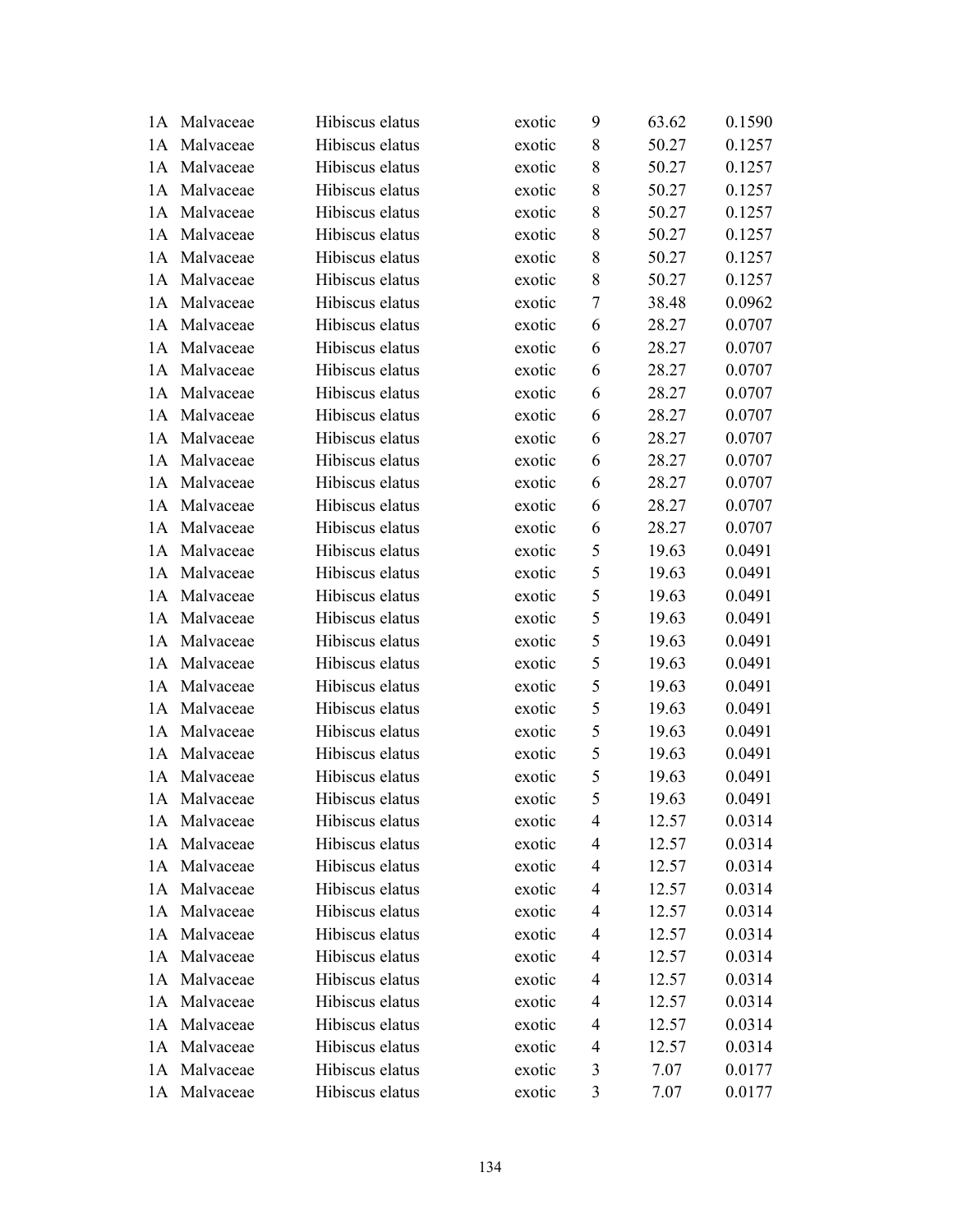| | | | | | | |
|---|---|---|---|---|---|---|
| 1A | Malvaceae | Hibiscus elatus | exotic | 9 | 63.62 | 0.1590 |
| 1A | Malvaceae | Hibiscus elatus | exotic | 8 | 50.27 | 0.1257 |
| 1A | Malvaceae | Hibiscus elatus | exotic | 8 | 50.27 | 0.1257 |
| 1A | Malvaceae | Hibiscus elatus | exotic | 8 | 50.27 | 0.1257 |
| 1A | Malvaceae | Hibiscus elatus | exotic | 8 | 50.27 | 0.1257 |
| 1A | Malvaceae | Hibiscus elatus | exotic | 8 | 50.27 | 0.1257 |
| 1A | Malvaceae | Hibiscus elatus | exotic | 8 | 50.27 | 0.1257 |
| 1A | Malvaceae | Hibiscus elatus | exotic | 8 | 50.27 | 0.1257 |
| 1A | Malvaceae | Hibiscus elatus | exotic | 7 | 38.48 | 0.0962 |
| 1A | Malvaceae | Hibiscus elatus | exotic | 6 | 28.27 | 0.0707 |
| 1A | Malvaceae | Hibiscus elatus | exotic | 6 | 28.27 | 0.0707 |
| 1A | Malvaceae | Hibiscus elatus | exotic | 6 | 28.27 | 0.0707 |
| 1A | Malvaceae | Hibiscus elatus | exotic | 6 | 28.27 | 0.0707 |
| 1A | Malvaceae | Hibiscus elatus | exotic | 6 | 28.27 | 0.0707 |
| 1A | Malvaceae | Hibiscus elatus | exotic | 6 | 28.27 | 0.0707 |
| 1A | Malvaceae | Hibiscus elatus | exotic | 6 | 28.27 | 0.0707 |
| 1A | Malvaceae | Hibiscus elatus | exotic | 6 | 28.27 | 0.0707 |
| 1A | Malvaceae | Hibiscus elatus | exotic | 6 | 28.27 | 0.0707 |
| 1A | Malvaceae | Hibiscus elatus | exotic | 6 | 28.27 | 0.0707 |
| 1A | Malvaceae | Hibiscus elatus | exotic | 5 | 19.63 | 0.0491 |
| 1A | Malvaceae | Hibiscus elatus | exotic | 5 | 19.63 | 0.0491 |
| 1A | Malvaceae | Hibiscus elatus | exotic | 5 | 19.63 | 0.0491 |
| 1A | Malvaceae | Hibiscus elatus | exotic | 5 | 19.63 | 0.0491 |
| 1A | Malvaceae | Hibiscus elatus | exotic | 5 | 19.63 | 0.0491 |
| 1A | Malvaceae | Hibiscus elatus | exotic | 5 | 19.63 | 0.0491 |
| 1A | Malvaceae | Hibiscus elatus | exotic | 5 | 19.63 | 0.0491 |
| 1A | Malvaceae | Hibiscus elatus | exotic | 5 | 19.63 | 0.0491 |
| 1A | Malvaceae | Hibiscus elatus | exotic | 5 | 19.63 | 0.0491 |
| 1A | Malvaceae | Hibiscus elatus | exotic | 5 | 19.63 | 0.0491 |
| 1A | Malvaceae | Hibiscus elatus | exotic | 5 | 19.63 | 0.0491 |
| 1A | Malvaceae | Hibiscus elatus | exotic | 5 | 19.63 | 0.0491 |
| 1A | Malvaceae | Hibiscus elatus | exotic | 4 | 12.57 | 0.0314 |
| 1A | Malvaceae | Hibiscus elatus | exotic | 4 | 12.57 | 0.0314 |
| 1A | Malvaceae | Hibiscus elatus | exotic | 4 | 12.57 | 0.0314 |
| 1A | Malvaceae | Hibiscus elatus | exotic | 4 | 12.57 | 0.0314 |
| 1A | Malvaceae | Hibiscus elatus | exotic | 4 | 12.57 | 0.0314 |
| 1A | Malvaceae | Hibiscus elatus | exotic | 4 | 12.57 | 0.0314 |
| 1A | Malvaceae | Hibiscus elatus | exotic | 4 | 12.57 | 0.0314 |
| 1A | Malvaceae | Hibiscus elatus | exotic | 4 | 12.57 | 0.0314 |
| 1A | Malvaceae | Hibiscus elatus | exotic | 4 | 12.57 | 0.0314 |
| 1A | Malvaceae | Hibiscus elatus | exotic | 4 | 12.57 | 0.0314 |
| 1A | Malvaceae | Hibiscus elatus | exotic | 4 | 12.57 | 0.0314 |
| 1A | Malvaceae | Hibiscus elatus | exotic | 3 | 7.07 | 0.0177 |
| 1A | Malvaceae | Hibiscus elatus | exotic | 3 | 7.07 | 0.0177 |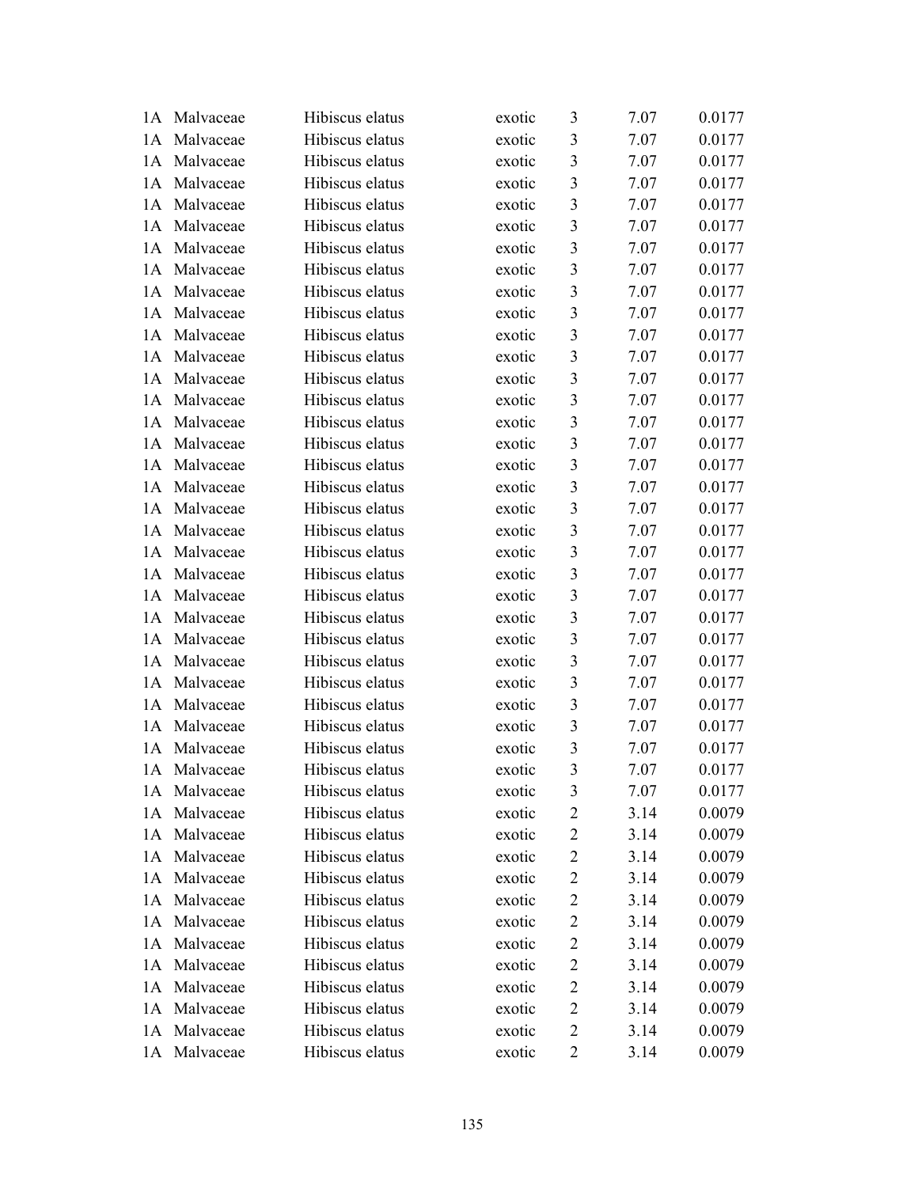| | | | | | | |
|---|---|---|---|---|---|---|
| 1A | Malvaceae | Hibiscus elatus | exotic | 3 | 7.07 | 0.0177 |
| 1A | Malvaceae | Hibiscus elatus | exotic | 3 | 7.07 | 0.0177 |
| 1A | Malvaceae | Hibiscus elatus | exotic | 3 | 7.07 | 0.0177 |
| 1A | Malvaceae | Hibiscus elatus | exotic | 3 | 7.07 | 0.0177 |
| 1A | Malvaceae | Hibiscus elatus | exotic | 3 | 7.07 | 0.0177 |
| 1A | Malvaceae | Hibiscus elatus | exotic | 3 | 7.07 | 0.0177 |
| 1A | Malvaceae | Hibiscus elatus | exotic | 3 | 7.07 | 0.0177 |
| 1A | Malvaceae | Hibiscus elatus | exotic | 3 | 7.07 | 0.0177 |
| 1A | Malvaceae | Hibiscus elatus | exotic | 3 | 7.07 | 0.0177 |
| 1A | Malvaceae | Hibiscus elatus | exotic | 3 | 7.07 | 0.0177 |
| 1A | Malvaceae | Hibiscus elatus | exotic | 3 | 7.07 | 0.0177 |
| 1A | Malvaceae | Hibiscus elatus | exotic | 3 | 7.07 | 0.0177 |
| 1A | Malvaceae | Hibiscus elatus | exotic | 3 | 7.07 | 0.0177 |
| 1A | Malvaceae | Hibiscus elatus | exotic | 3 | 7.07 | 0.0177 |
| 1A | Malvaceae | Hibiscus elatus | exotic | 3 | 7.07 | 0.0177 |
| 1A | Malvaceae | Hibiscus elatus | exotic | 3 | 7.07 | 0.0177 |
| 1A | Malvaceae | Hibiscus elatus | exotic | 3 | 7.07 | 0.0177 |
| 1A | Malvaceae | Hibiscus elatus | exotic | 3 | 7.07 | 0.0177 |
| 1A | Malvaceae | Hibiscus elatus | exotic | 3 | 7.07 | 0.0177 |
| 1A | Malvaceae | Hibiscus elatus | exotic | 3 | 7.07 | 0.0177 |
| 1A | Malvaceae | Hibiscus elatus | exotic | 3 | 7.07 | 0.0177 |
| 1A | Malvaceae | Hibiscus elatus | exotic | 3 | 7.07 | 0.0177 |
| 1A | Malvaceae | Hibiscus elatus | exotic | 3 | 7.07 | 0.0177 |
| 1A | Malvaceae | Hibiscus elatus | exotic | 3 | 7.07 | 0.0177 |
| 1A | Malvaceae | Hibiscus elatus | exotic | 3 | 7.07 | 0.0177 |
| 1A | Malvaceae | Hibiscus elatus | exotic | 3 | 7.07 | 0.0177 |
| 1A | Malvaceae | Hibiscus elatus | exotic | 3 | 7.07 | 0.0177 |
| 1A | Malvaceae | Hibiscus elatus | exotic | 3 | 7.07 | 0.0177 |
| 1A | Malvaceae | Hibiscus elatus | exotic | 3 | 7.07 | 0.0177 |
| 1A | Malvaceae | Hibiscus elatus | exotic | 3 | 7.07 | 0.0177 |
| 1A | Malvaceae | Hibiscus elatus | exotic | 3 | 7.07 | 0.0177 |
| 1A | Malvaceae | Hibiscus elatus | exotic | 3 | 7.07 | 0.0177 |
| 1A | Malvaceae | Hibiscus elatus | exotic | 2 | 3.14 | 0.0079 |
| 1A | Malvaceae | Hibiscus elatus | exotic | 2 | 3.14 | 0.0079 |
| 1A | Malvaceae | Hibiscus elatus | exotic | 2 | 3.14 | 0.0079 |
| 1A | Malvaceae | Hibiscus elatus | exotic | 2 | 3.14 | 0.0079 |
| 1A | Malvaceae | Hibiscus elatus | exotic | 2 | 3.14 | 0.0079 |
| 1A | Malvaceae | Hibiscus elatus | exotic | 2 | 3.14 | 0.0079 |
| 1A | Malvaceae | Hibiscus elatus | exotic | 2 | 3.14 | 0.0079 |
| 1A | Malvaceae | Hibiscus elatus | exotic | 2 | 3.14 | 0.0079 |
| 1A | Malvaceae | Hibiscus elatus | exotic | 2 | 3.14 | 0.0079 |
| 1A | Malvaceae | Hibiscus elatus | exotic | 2 | 3.14 | 0.0079 |
| 1A | Malvaceae | Hibiscus elatus | exotic | 2 | 3.14 | 0.0079 |
| 1A | Malvaceae | Hibiscus elatus | exotic | 2 | 3.14 | 0.0079 |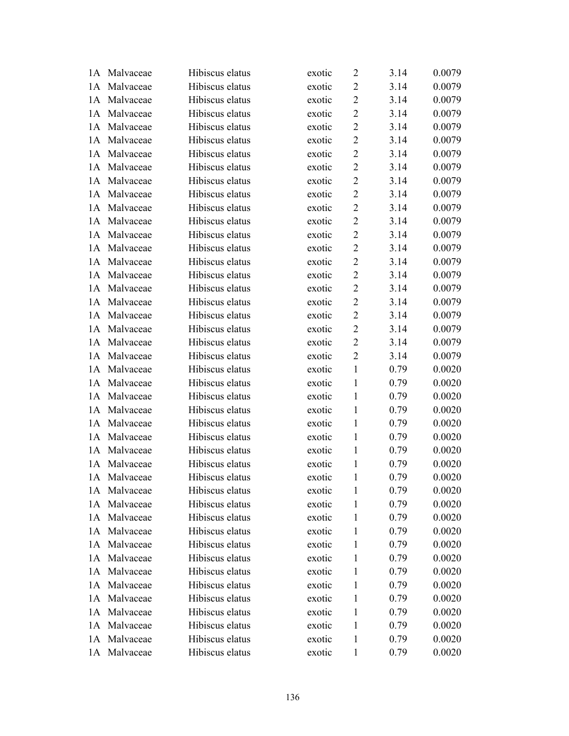| | | | | | | |
|---|---|---|---|---|---|---|
| 1A | Malvaceae | Hibiscus elatus | exotic | 2 | 3.14 | 0.0079 |
| 1A | Malvaceae | Hibiscus elatus | exotic | 2 | 3.14 | 0.0079 |
| 1A | Malvaceae | Hibiscus elatus | exotic | 2 | 3.14 | 0.0079 |
| 1A | Malvaceae | Hibiscus elatus | exotic | 2 | 3.14 | 0.0079 |
| 1A | Malvaceae | Hibiscus elatus | exotic | 2 | 3.14 | 0.0079 |
| 1A | Malvaceae | Hibiscus elatus | exotic | 2 | 3.14 | 0.0079 |
| 1A | Malvaceae | Hibiscus elatus | exotic | 2 | 3.14 | 0.0079 |
| 1A | Malvaceae | Hibiscus elatus | exotic | 2 | 3.14 | 0.0079 |
| 1A | Malvaceae | Hibiscus elatus | exotic | 2 | 3.14 | 0.0079 |
| 1A | Malvaceae | Hibiscus elatus | exotic | 2 | 3.14 | 0.0079 |
| 1A | Malvaceae | Hibiscus elatus | exotic | 2 | 3.14 | 0.0079 |
| 1A | Malvaceae | Hibiscus elatus | exotic | 2 | 3.14 | 0.0079 |
| 1A | Malvaceae | Hibiscus elatus | exotic | 2 | 3.14 | 0.0079 |
| 1A | Malvaceae | Hibiscus elatus | exotic | 2 | 3.14 | 0.0079 |
| 1A | Malvaceae | Hibiscus elatus | exotic | 2 | 3.14 | 0.0079 |
| 1A | Malvaceae | Hibiscus elatus | exotic | 2 | 3.14 | 0.0079 |
| 1A | Malvaceae | Hibiscus elatus | exotic | 2 | 3.14 | 0.0079 |
| 1A | Malvaceae | Hibiscus elatus | exotic | 2 | 3.14 | 0.0079 |
| 1A | Malvaceae | Hibiscus elatus | exotic | 2 | 3.14 | 0.0079 |
| 1A | Malvaceae | Hibiscus elatus | exotic | 2 | 3.14 | 0.0079 |
| 1A | Malvaceae | Hibiscus elatus | exotic | 2 | 3.14 | 0.0079 |
| 1A | Malvaceae | Hibiscus elatus | exotic | 2 | 3.14 | 0.0079 |
| 1A | Malvaceae | Hibiscus elatus | exotic | 1 | 0.79 | 0.0020 |
| 1A | Malvaceae | Hibiscus elatus | exotic | 1 | 0.79 | 0.0020 |
| 1A | Malvaceae | Hibiscus elatus | exotic | 1 | 0.79 | 0.0020 |
| 1A | Malvaceae | Hibiscus elatus | exotic | 1 | 0.79 | 0.0020 |
| 1A | Malvaceae | Hibiscus elatus | exotic | 1 | 0.79 | 0.0020 |
| 1A | Malvaceae | Hibiscus elatus | exotic | 1 | 0.79 | 0.0020 |
| 1A | Malvaceae | Hibiscus elatus | exotic | 1 | 0.79 | 0.0020 |
| 1A | Malvaceae | Hibiscus elatus | exotic | 1 | 0.79 | 0.0020 |
| 1A | Malvaceae | Hibiscus elatus | exotic | 1 | 0.79 | 0.0020 |
| 1A | Malvaceae | Hibiscus elatus | exotic | 1 | 0.79 | 0.0020 |
| 1A | Malvaceae | Hibiscus elatus | exotic | 1 | 0.79 | 0.0020 |
| 1A | Malvaceae | Hibiscus elatus | exotic | 1 | 0.79 | 0.0020 |
| 1A | Malvaceae | Hibiscus elatus | exotic | 1 | 0.79 | 0.0020 |
| 1A | Malvaceae | Hibiscus elatus | exotic | 1 | 0.79 | 0.0020 |
| 1A | Malvaceae | Hibiscus elatus | exotic | 1 | 0.79 | 0.0020 |
| 1A | Malvaceae | Hibiscus elatus | exotic | 1 | 0.79 | 0.0020 |
| 1A | Malvaceae | Hibiscus elatus | exotic | 1 | 0.79 | 0.0020 |
| 1A | Malvaceae | Hibiscus elatus | exotic | 1 | 0.79 | 0.0020 |
| 1A | Malvaceae | Hibiscus elatus | exotic | 1 | 0.79 | 0.0020 |
| 1A | Malvaceae | Hibiscus elatus | exotic | 1 | 0.79 | 0.0020 |
| 1A | Malvaceae | Hibiscus elatus | exotic | 1 | 0.79 | 0.0020 |
| 1A | Malvaceae | Hibiscus elatus | exotic | 1 | 0.79 | 0.0020 |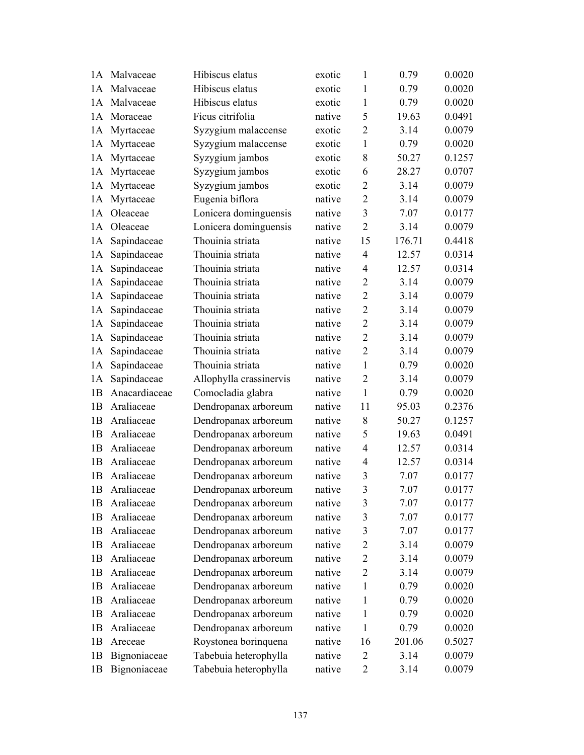| | | | | | | |
|---|---|---|---|---|---|---|
| 1A | Malvaceae | Hibiscus elatus | exotic | 1 | 0.79 | 0.0020 |
| 1A | Malvaceae | Hibiscus elatus | exotic | 1 | 0.79 | 0.0020 |
| 1A | Malvaceae | Hibiscus elatus | exotic | 1 | 0.79 | 0.0020 |
| 1A | Moraceae | Ficus citrifolia | native | 5 | 19.63 | 0.0491 |
| 1A | Myrtaceae | Syzygium malaccense | exotic | 2 | 3.14 | 0.0079 |
| 1A | Myrtaceae | Syzygium malaccense | exotic | 1 | 0.79 | 0.0020 |
| 1A | Myrtaceae | Syzygium jambos | exotic | 8 | 50.27 | 0.1257 |
| 1A | Myrtaceae | Syzygium jambos | exotic | 6 | 28.27 | 0.0707 |
| 1A | Myrtaceae | Syzygium jambos | exotic | 2 | 3.14 | 0.0079 |
| 1A | Myrtaceae | Eugenia biflora | native | 2 | 3.14 | 0.0079 |
| 1A | Oleaceae | Lonicera dominguensis | native | 3 | 7.07 | 0.0177 |
| 1A | Oleaceae | Lonicera dominguensis | native | 2 | 3.14 | 0.0079 |
| 1A | Sapindaceae | Thouinia striata | native | 15 | 176.71 | 0.4418 |
| 1A | Sapindaceae | Thouinia striata | native | 4 | 12.57 | 0.0314 |
| 1A | Sapindaceae | Thouinia striata | native | 4 | 12.57 | 0.0314 |
| 1A | Sapindaceae | Thouinia striata | native | 2 | 3.14 | 0.0079 |
| 1A | Sapindaceae | Thouinia striata | native | 2 | 3.14 | 0.0079 |
| 1A | Sapindaceae | Thouinia striata | native | 2 | 3.14 | 0.0079 |
| 1A | Sapindaceae | Thouinia striata | native | 2 | 3.14 | 0.0079 |
| 1A | Sapindaceae | Thouinia striata | native | 2 | 3.14 | 0.0079 |
| 1A | Sapindaceae | Thouinia striata | native | 2 | 3.14 | 0.0079 |
| 1A | Sapindaceae | Thouinia striata | native | 1 | 0.79 | 0.0020 |
| 1A | Sapindaceae | Allophylla crassinervis | native | 2 | 3.14 | 0.0079 |
| 1B | Anacardiaceae | Comocladia glabra | native | 1 | 0.79 | 0.0020 |
| 1B | Araliaceae | Dendropanax arboreum | native | 11 | 95.03 | 0.2376 |
| 1B | Araliaceae | Dendropanax arboreum | native | 8 | 50.27 | 0.1257 |
| 1B | Araliaceae | Dendropanax arboreum | native | 5 | 19.63 | 0.0491 |
| 1B | Araliaceae | Dendropanax arboreum | native | 4 | 12.57 | 0.0314 |
| 1B | Araliaceae | Dendropanax arboreum | native | 4 | 12.57 | 0.0314 |
| 1B | Araliaceae | Dendropanax arboreum | native | 3 | 7.07 | 0.0177 |
| 1B | Araliaceae | Dendropanax arboreum | native | 3 | 7.07 | 0.0177 |
| 1B | Araliaceae | Dendropanax arboreum | native | 3 | 7.07 | 0.0177 |
| 1B | Araliaceae | Dendropanax arboreum | native | 3 | 7.07 | 0.0177 |
| 1B | Araliaceae | Dendropanax arboreum | native | 3 | 7.07 | 0.0177 |
| 1B | Araliaceae | Dendropanax arboreum | native | 2 | 3.14 | 0.0079 |
| 1B | Araliaceae | Dendropanax arboreum | native | 2 | 3.14 | 0.0079 |
| 1B | Araliaceae | Dendropanax arboreum | native | 2 | 3.14 | 0.0079 |
| 1B | Araliaceae | Dendropanax arboreum | native | 1 | 0.79 | 0.0020 |
| 1B | Araliaceae | Dendropanax arboreum | native | 1 | 0.79 | 0.0020 |
| 1B | Araliaceae | Dendropanax arboreum | native | 1 | 0.79 | 0.0020 |
| 1B | Araliaceae | Dendropanax arboreum | native | 1 | 0.79 | 0.0020 |
| 1B | Areceae | Roystonea borinquena | native | 16 | 201.06 | 0.5027 |
| 1B | Bignoniaceae | Tabebuia heterophylla | native | 2 | 3.14 | 0.0079 |
| 1B | Bignoniaceae | Tabebuia heterophylla | native | 2 | 3.14 | 0.0079 |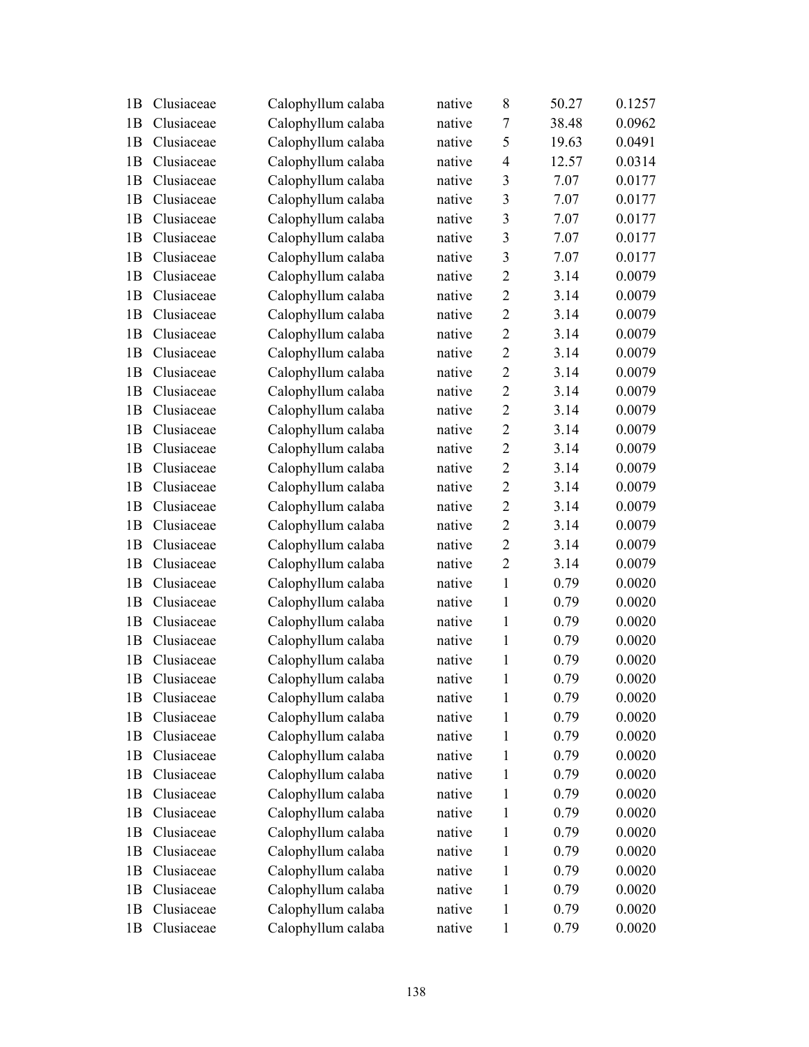| | | | | | | |
|---|---|---|---|---|---|---|
| 1B | Clusiaceae | Calophyllum calaba | native | 8 | 50.27 | 0.1257 |
| 1B | Clusiaceae | Calophyllum calaba | native | 7 | 38.48 | 0.0962 |
| 1B | Clusiaceae | Calophyllum calaba | native | 5 | 19.63 | 0.0491 |
| 1B | Clusiaceae | Calophyllum calaba | native | 4 | 12.57 | 0.0314 |
| 1B | Clusiaceae | Calophyllum calaba | native | 3 | 7.07 | 0.0177 |
| 1B | Clusiaceae | Calophyllum calaba | native | 3 | 7.07 | 0.0177 |
| 1B | Clusiaceae | Calophyllum calaba | native | 3 | 7.07 | 0.0177 |
| 1B | Clusiaceae | Calophyllum calaba | native | 3 | 7.07 | 0.0177 |
| 1B | Clusiaceae | Calophyllum calaba | native | 3 | 7.07 | 0.0177 |
| 1B | Clusiaceae | Calophyllum calaba | native | 2 | 3.14 | 0.0079 |
| 1B | Clusiaceae | Calophyllum calaba | native | 2 | 3.14 | 0.0079 |
| 1B | Clusiaceae | Calophyllum calaba | native | 2 | 3.14 | 0.0079 |
| 1B | Clusiaceae | Calophyllum calaba | native | 2 | 3.14 | 0.0079 |
| 1B | Clusiaceae | Calophyllum calaba | native | 2 | 3.14 | 0.0079 |
| 1B | Clusiaceae | Calophyllum calaba | native | 2 | 3.14 | 0.0079 |
| 1B | Clusiaceae | Calophyllum calaba | native | 2 | 3.14 | 0.0079 |
| 1B | Clusiaceae | Calophyllum calaba | native | 2 | 3.14 | 0.0079 |
| 1B | Clusiaceae | Calophyllum calaba | native | 2 | 3.14 | 0.0079 |
| 1B | Clusiaceae | Calophyllum calaba | native | 2 | 3.14 | 0.0079 |
| 1B | Clusiaceae | Calophyllum calaba | native | 2 | 3.14 | 0.0079 |
| 1B | Clusiaceae | Calophyllum calaba | native | 2 | 3.14 | 0.0079 |
| 1B | Clusiaceae | Calophyllum calaba | native | 2 | 3.14 | 0.0079 |
| 1B | Clusiaceae | Calophyllum calaba | native | 2 | 3.14 | 0.0079 |
| 1B | Clusiaceae | Calophyllum calaba | native | 2 | 3.14 | 0.0079 |
| 1B | Clusiaceae | Calophyllum calaba | native | 2 | 3.14 | 0.0079 |
| 1B | Clusiaceae | Calophyllum calaba | native | 1 | 0.79 | 0.0020 |
| 1B | Clusiaceae | Calophyllum calaba | native | 1 | 0.79 | 0.0020 |
| 1B | Clusiaceae | Calophyllum calaba | native | 1 | 0.79 | 0.0020 |
| 1B | Clusiaceae | Calophyllum calaba | native | 1 | 0.79 | 0.0020 |
| 1B | Clusiaceae | Calophyllum calaba | native | 1 | 0.79 | 0.0020 |
| 1B | Clusiaceae | Calophyllum calaba | native | 1 | 0.79 | 0.0020 |
| 1B | Clusiaceae | Calophyllum calaba | native | 1 | 0.79 | 0.0020 |
| 1B | Clusiaceae | Calophyllum calaba | native | 1 | 0.79 | 0.0020 |
| 1B | Clusiaceae | Calophyllum calaba | native | 1 | 0.79 | 0.0020 |
| 1B | Clusiaceae | Calophyllum calaba | native | 1 | 0.79 | 0.0020 |
| 1B | Clusiaceae | Calophyllum calaba | native | 1 | 0.79 | 0.0020 |
| 1B | Clusiaceae | Calophyllum calaba | native | 1 | 0.79 | 0.0020 |
| 1B | Clusiaceae | Calophyllum calaba | native | 1 | 0.79 | 0.0020 |
| 1B | Clusiaceae | Calophyllum calaba | native | 1 | 0.79 | 0.0020 |
| 1B | Clusiaceae | Calophyllum calaba | native | 1 | 0.79 | 0.0020 |
| 1B | Clusiaceae | Calophyllum calaba | native | 1 | 0.79 | 0.0020 |
| 1B | Clusiaceae | Calophyllum calaba | native | 1 | 0.79 | 0.0020 |
| 1B | Clusiaceae | Calophyllum calaba | native | 1 | 0.79 | 0.0020 |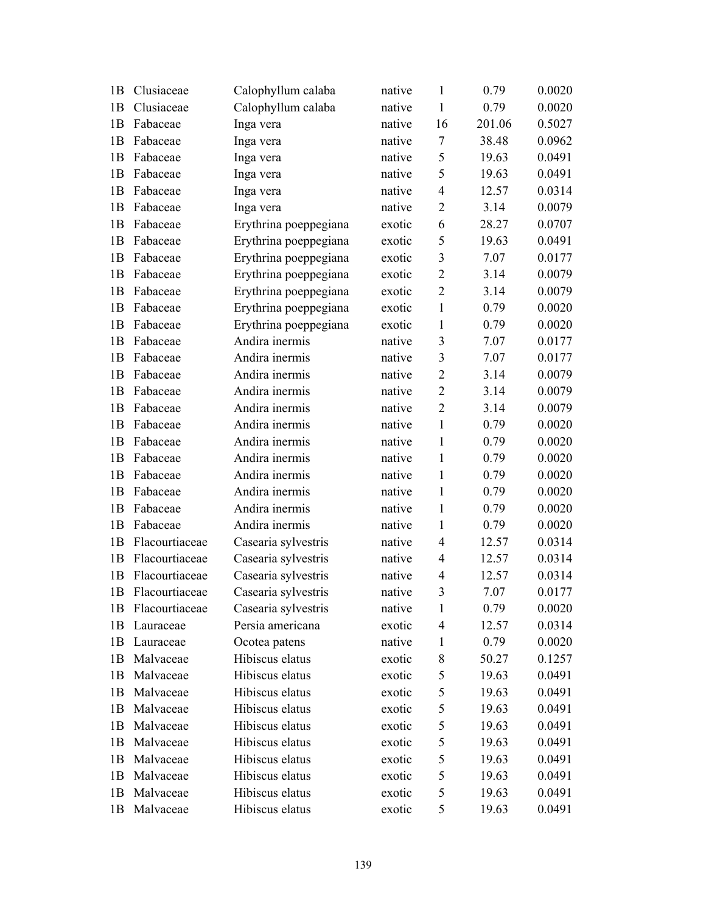| | | | | | | |
|---|---|---|---|---|---|---|
| 1B | Clusiaceae | Calophyllum calaba | native | 1 | 0.79 | 0.0020 |
| 1B | Clusiaceae | Calophyllum calaba | native | 1 | 0.79 | 0.0020 |
| 1B | Fabaceae | Inga vera | native | 16 | 201.06 | 0.5027 |
| 1B | Fabaceae | Inga vera | native | 7 | 38.48 | 0.0962 |
| 1B | Fabaceae | Inga vera | native | 5 | 19.63 | 0.0491 |
| 1B | Fabaceae | Inga vera | native | 5 | 19.63 | 0.0491 |
| 1B | Fabaceae | Inga vera | native | 4 | 12.57 | 0.0314 |
| 1B | Fabaceae | Inga vera | native | 2 | 3.14 | 0.0079 |
| 1B | Fabaceae | Erythrina poeppegiana | exotic | 6 | 28.27 | 0.0707 |
| 1B | Fabaceae | Erythrina poeppegiana | exotic | 5 | 19.63 | 0.0491 |
| 1B | Fabaceae | Erythrina poeppegiana | exotic | 3 | 7.07 | 0.0177 |
| 1B | Fabaceae | Erythrina poeppegiana | exotic | 2 | 3.14 | 0.0079 |
| 1B | Fabaceae | Erythrina poeppegiana | exotic | 2 | 3.14 | 0.0079 |
| 1B | Fabaceae | Erythrina poeppegiana | exotic | 1 | 0.79 | 0.0020 |
| 1B | Fabaceae | Erythrina poeppegiana | exotic | 1 | 0.79 | 0.0020 |
| 1B | Fabaceae | Andira inermis | native | 3 | 7.07 | 0.0177 |
| 1B | Fabaceae | Andira inermis | native | 3 | 7.07 | 0.0177 |
| 1B | Fabaceae | Andira inermis | native | 2 | 3.14 | 0.0079 |
| 1B | Fabaceae | Andira inermis | native | 2 | 3.14 | 0.0079 |
| 1B | Fabaceae | Andira inermis | native | 2 | 3.14 | 0.0079 |
| 1B | Fabaceae | Andira inermis | native | 1 | 0.79 | 0.0020 |
| 1B | Fabaceae | Andira inermis | native | 1 | 0.79 | 0.0020 |
| 1B | Fabaceae | Andira inermis | native | 1 | 0.79 | 0.0020 |
| 1B | Fabaceae | Andira inermis | native | 1 | 0.79 | 0.0020 |
| 1B | Fabaceae | Andira inermis | native | 1 | 0.79 | 0.0020 |
| 1B | Fabaceae | Andira inermis | native | 1 | 0.79 | 0.0020 |
| 1B | Fabaceae | Andira inermis | native | 1 | 0.79 | 0.0020 |
| 1B | Flacourtiaceae | Casearia sylvestris | native | 4 | 12.57 | 0.0314 |
| 1B | Flacourtiaceae | Casearia sylvestris | native | 4 | 12.57 | 0.0314 |
| 1B | Flacourtiaceae | Casearia sylvestris | native | 4 | 12.57 | 0.0314 |
| 1B | Flacourtiaceae | Casearia sylvestris | native | 3 | 7.07 | 0.0177 |
| 1B | Flacourtiaceae | Casearia sylvestris | native | 1 | 0.79 | 0.0020 |
| 1B | Lauraceae | Persia americana | exotic | 4 | 12.57 | 0.0314 |
| 1B | Lauraceae | Ocotea patens | native | 1 | 0.79 | 0.0020 |
| 1B | Malvaceae | Hibiscus elatus | exotic | 8 | 50.27 | 0.1257 |
| 1B | Malvaceae | Hibiscus elatus | exotic | 5 | 19.63 | 0.0491 |
| 1B | Malvaceae | Hibiscus elatus | exotic | 5 | 19.63 | 0.0491 |
| 1B | Malvaceae | Hibiscus elatus | exotic | 5 | 19.63 | 0.0491 |
| 1B | Malvaceae | Hibiscus elatus | exotic | 5 | 19.63 | 0.0491 |
| 1B | Malvaceae | Hibiscus elatus | exotic | 5 | 19.63 | 0.0491 |
| 1B | Malvaceae | Hibiscus elatus | exotic | 5 | 19.63 | 0.0491 |
| 1B | Malvaceae | Hibiscus elatus | exotic | 5 | 19.63 | 0.0491 |
| 1B | Malvaceae | Hibiscus elatus | exotic | 5 | 19.63 | 0.0491 |
| 1B | Malvaceae | Hibiscus elatus | exotic | 5 | 19.63 | 0.0491 |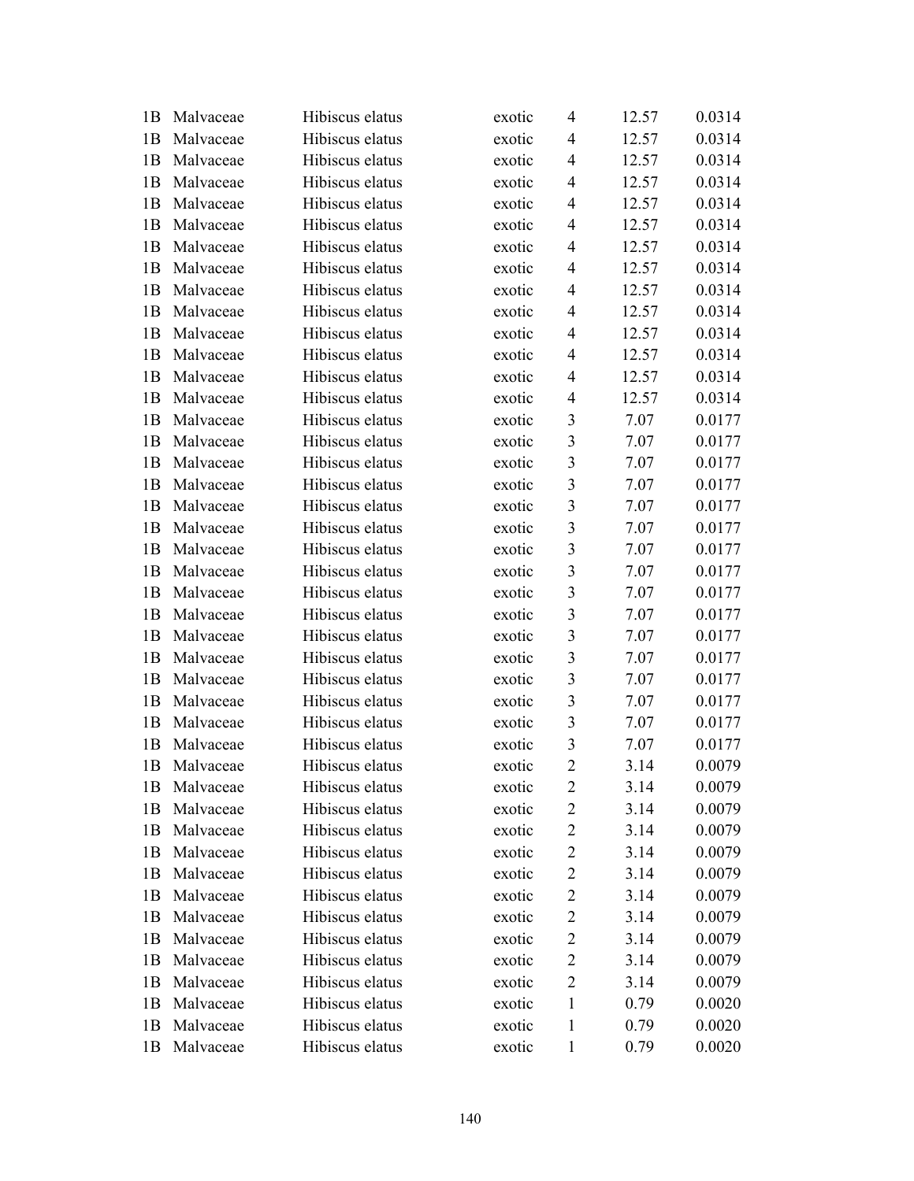| | | | | | | |
|---|---|---|---|---|---|---|
| 1B | Malvaceae | Hibiscus elatus | exotic | 4 | 12.57 | 0.0314 |
| 1B | Malvaceae | Hibiscus elatus | exotic | 4 | 12.57 | 0.0314 |
| 1B | Malvaceae | Hibiscus elatus | exotic | 4 | 12.57 | 0.0314 |
| 1B | Malvaceae | Hibiscus elatus | exotic | 4 | 12.57 | 0.0314 |
| 1B | Malvaceae | Hibiscus elatus | exotic | 4 | 12.57 | 0.0314 |
| 1B | Malvaceae | Hibiscus elatus | exotic | 4 | 12.57 | 0.0314 |
| 1B | Malvaceae | Hibiscus elatus | exotic | 4 | 12.57 | 0.0314 |
| 1B | Malvaceae | Hibiscus elatus | exotic | 4 | 12.57 | 0.0314 |
| 1B | Malvaceae | Hibiscus elatus | exotic | 4 | 12.57 | 0.0314 |
| 1B | Malvaceae | Hibiscus elatus | exotic | 4 | 12.57 | 0.0314 |
| 1B | Malvaceae | Hibiscus elatus | exotic | 4 | 12.57 | 0.0314 |
| 1B | Malvaceae | Hibiscus elatus | exotic | 4 | 12.57 | 0.0314 |
| 1B | Malvaceae | Hibiscus elatus | exotic | 4 | 12.57 | 0.0314 |
| 1B | Malvaceae | Hibiscus elatus | exotic | 4 | 12.57 | 0.0314 |
| 1B | Malvaceae | Hibiscus elatus | exotic | 3 | 7.07 | 0.0177 |
| 1B | Malvaceae | Hibiscus elatus | exotic | 3 | 7.07 | 0.0177 |
| 1B | Malvaceae | Hibiscus elatus | exotic | 3 | 7.07 | 0.0177 |
| 1B | Malvaceae | Hibiscus elatus | exotic | 3 | 7.07 | 0.0177 |
| 1B | Malvaceae | Hibiscus elatus | exotic | 3 | 7.07 | 0.0177 |
| 1B | Malvaceae | Hibiscus elatus | exotic | 3 | 7.07 | 0.0177 |
| 1B | Malvaceae | Hibiscus elatus | exotic | 3 | 7.07 | 0.0177 |
| 1B | Malvaceae | Hibiscus elatus | exotic | 3 | 7.07 | 0.0177 |
| 1B | Malvaceae | Hibiscus elatus | exotic | 3 | 7.07 | 0.0177 |
| 1B | Malvaceae | Hibiscus elatus | exotic | 3 | 7.07 | 0.0177 |
| 1B | Malvaceae | Hibiscus elatus | exotic | 3 | 7.07 | 0.0177 |
| 1B | Malvaceae | Hibiscus elatus | exotic | 3 | 7.07 | 0.0177 |
| 1B | Malvaceae | Hibiscus elatus | exotic | 3 | 7.07 | 0.0177 |
| 1B | Malvaceae | Hibiscus elatus | exotic | 3 | 7.07 | 0.0177 |
| 1B | Malvaceae | Hibiscus elatus | exotic | 3 | 7.07 | 0.0177 |
| 1B | Malvaceae | Hibiscus elatus | exotic | 2 | 3.14 | 0.0079 |
| 1B | Malvaceae | Hibiscus elatus | exotic | 2 | 3.14 | 0.0079 |
| 1B | Malvaceae | Hibiscus elatus | exotic | 2 | 3.14 | 0.0079 |
| 1B | Malvaceae | Hibiscus elatus | exotic | 2 | 3.14 | 0.0079 |
| 1B | Malvaceae | Hibiscus elatus | exotic | 2 | 3.14 | 0.0079 |
| 1B | Malvaceae | Hibiscus elatus | exotic | 2 | 3.14 | 0.0079 |
| 1B | Malvaceae | Hibiscus elatus | exotic | 2 | 3.14 | 0.0079 |
| 1B | Malvaceae | Hibiscus elatus | exotic | 2 | 3.14 | 0.0079 |
| 1B | Malvaceae | Hibiscus elatus | exotic | 2 | 3.14 | 0.0079 |
| 1B | Malvaceae | Hibiscus elatus | exotic | 2 | 3.14 | 0.0079 |
| 1B | Malvaceae | Hibiscus elatus | exotic | 2 | 3.14 | 0.0079 |
| 1B | Malvaceae | Hibiscus elatus | exotic | 1 | 0.79 | 0.0020 |
| 1B | Malvaceae | Hibiscus elatus | exotic | 1 | 0.79 | 0.0020 |
| 1B | Malvaceae | Hibiscus elatus | exotic | 1 | 0.79 | 0.0020 |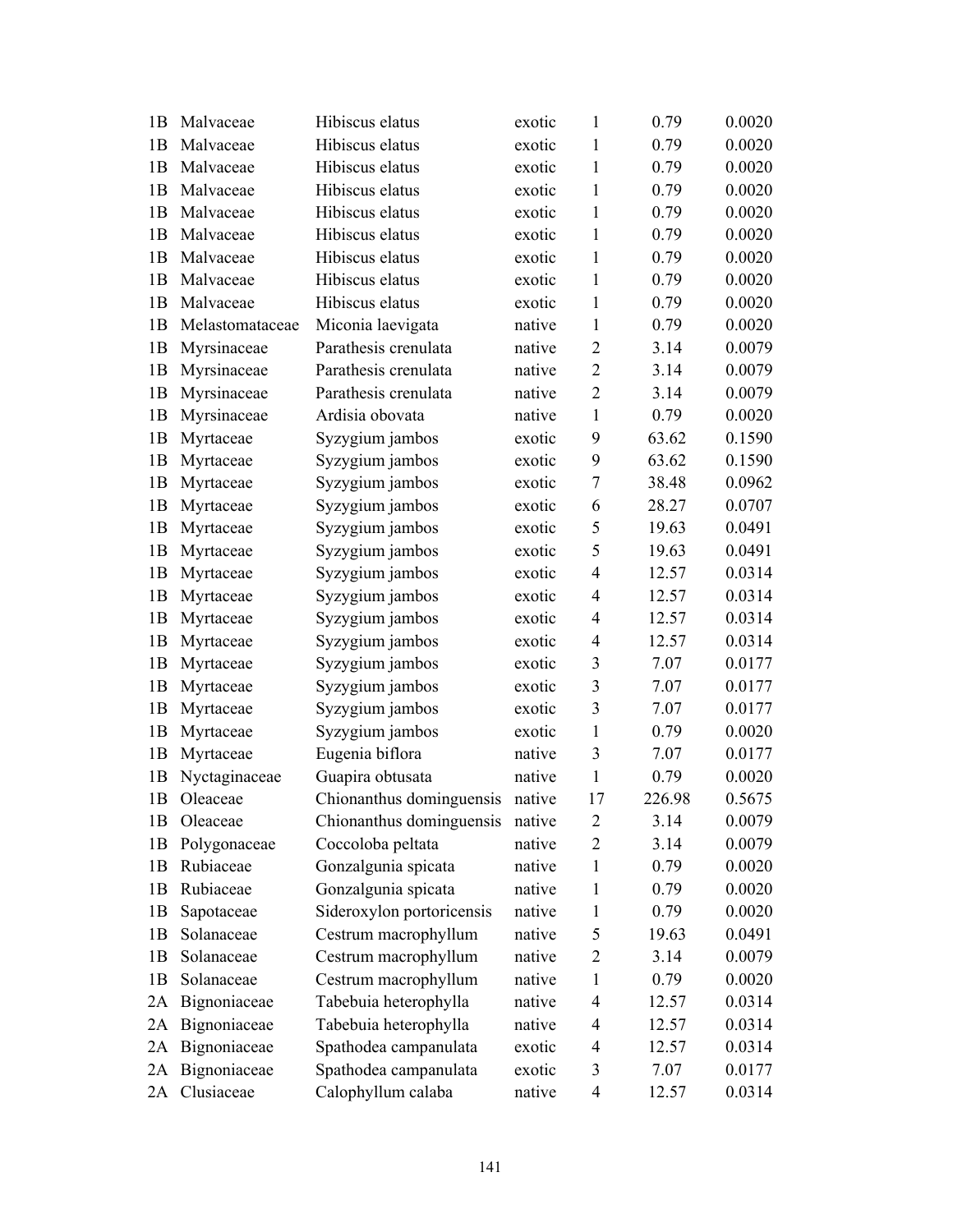| | | | | | | |
|---|---|---|---|---|---|---|
| 1B | Malvaceae | Hibiscus elatus | exotic | 1 | 0.79 | 0.0020 |
| 1B | Malvaceae | Hibiscus elatus | exotic | 1 | 0.79 | 0.0020 |
| 1B | Malvaceae | Hibiscus elatus | exotic | 1 | 0.79 | 0.0020 |
| 1B | Malvaceae | Hibiscus elatus | exotic | 1 | 0.79 | 0.0020 |
| 1B | Malvaceae | Hibiscus elatus | exotic | 1 | 0.79 | 0.0020 |
| 1B | Malvaceae | Hibiscus elatus | exotic | 1 | 0.79 | 0.0020 |
| 1B | Malvaceae | Hibiscus elatus | exotic | 1 | 0.79 | 0.0020 |
| 1B | Malvaceae | Hibiscus elatus | exotic | 1 | 0.79 | 0.0020 |
| 1B | Malvaceae | Hibiscus elatus | exotic | 1 | 0.79 | 0.0020 |
| 1B | Melastomataceae | Miconia laevigata | native | 1 | 0.79 | 0.0020 |
| 1B | Myrsinaceae | Parathesis crenulata | native | 2 | 3.14 | 0.0079 |
| 1B | Myrsinaceae | Parathesis crenulata | native | 2 | 3.14 | 0.0079 |
| 1B | Myrsinaceae | Parathesis crenulata | native | 2 | 3.14 | 0.0079 |
| 1B | Myrsinaceae | Ardisia obovata | native | 1 | 0.79 | 0.0020 |
| 1B | Myrtaceae | Syzygium jambos | exotic | 9 | 63.62 | 0.1590 |
| 1B | Myrtaceae | Syzygium jambos | exotic | 9 | 63.62 | 0.1590 |
| 1B | Myrtaceae | Syzygium jambos | exotic | 7 | 38.48 | 0.0962 |
| 1B | Myrtaceae | Syzygium jambos | exotic | 6 | 28.27 | 0.0707 |
| 1B | Myrtaceae | Syzygium jambos | exotic | 5 | 19.63 | 0.0491 |
| 1B | Myrtaceae | Syzygium jambos | exotic | 5 | 19.63 | 0.0491 |
| 1B | Myrtaceae | Syzygium jambos | exotic | 4 | 12.57 | 0.0314 |
| 1B | Myrtaceae | Syzygium jambos | exotic | 4 | 12.57 | 0.0314 |
| 1B | Myrtaceae | Syzygium jambos | exotic | 4 | 12.57 | 0.0314 |
| 1B | Myrtaceae | Syzygium jambos | exotic | 4 | 12.57 | 0.0314 |
| 1B | Myrtaceae | Syzygium jambos | exotic | 3 | 7.07 | 0.0177 |
| 1B | Myrtaceae | Syzygium jambos | exotic | 3 | 7.07 | 0.0177 |
| 1B | Myrtaceae | Syzygium jambos | exotic | 3 | 7.07 | 0.0177 |
| 1B | Myrtaceae | Syzygium jambos | exotic | 1 | 0.79 | 0.0020 |
| 1B | Myrtaceae | Eugenia biflora | native | 3 | 7.07 | 0.0177 |
| 1B | Nyctaginaceae | Guapira obtusata | native | 1 | 0.79 | 0.0020 |
| 1B | Oleaceae | Chionanthus dominguensis | native | 17 | 226.98 | 0.5675 |
| 1B | Oleaceae | Chionanthus dominguensis | native | 2 | 3.14 | 0.0079 |
| 1B | Polygonaceae | Coccoloba peltata | native | 2 | 3.14 | 0.0079 |
| 1B | Rubiaceae | Gonzalgunia spicata | native | 1 | 0.79 | 0.0020 |
| 1B | Rubiaceae | Gonzalgunia spicata | native | 1 | 0.79 | 0.0020 |
| 1B | Sapotaceae | Sideroxylon portoricensis | native | 1 | 0.79 | 0.0020 |
| 1B | Solanaceae | Cestrum macrophyllum | native | 5 | 19.63 | 0.0491 |
| 1B | Solanaceae | Cestrum macrophyllum | native | 2 | 3.14 | 0.0079 |
| 1B | Solanaceae | Cestrum macrophyllum | native | 1 | 0.79 | 0.0020 |
| 2A | Bignoniaceae | Tabebuia heterophylla | native | 4 | 12.57 | 0.0314 |
| 2A | Bignoniaceae | Tabebuia heterophylla | native | 4 | 12.57 | 0.0314 |
| 2A | Bignoniaceae | Spathodea campanulata | exotic | 4 | 12.57 | 0.0314 |
| 2A | Bignoniaceae | Spathodea campanulata | exotic | 3 | 7.07 | 0.0177 |
| 2A | Clusiaceae | Calophyllum calaba | native | 4 | 12.57 | 0.0314 |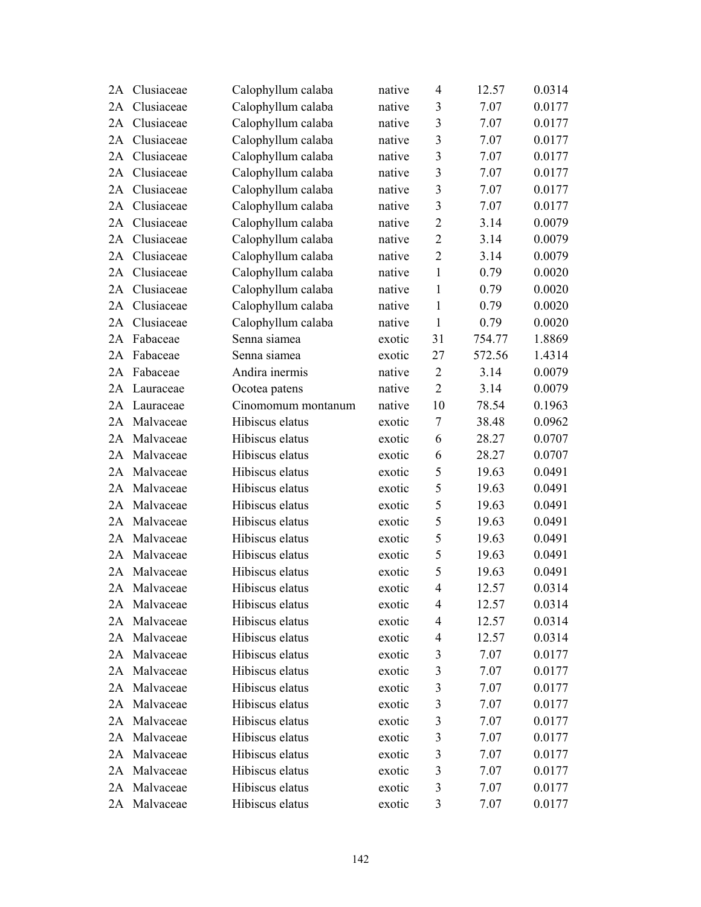| | | | | | | |
|---|---|---|---|---|---|---|
| 2A | Clusiaceae | Calophyllum calaba | native | 4 | 12.57 | 0.0314 |
| 2A | Clusiaceae | Calophyllum calaba | native | 3 | 7.07 | 0.0177 |
| 2A | Clusiaceae | Calophyllum calaba | native | 3 | 7.07 | 0.0177 |
| 2A | Clusiaceae | Calophyllum calaba | native | 3 | 7.07 | 0.0177 |
| 2A | Clusiaceae | Calophyllum calaba | native | 3 | 7.07 | 0.0177 |
| 2A | Clusiaceae | Calophyllum calaba | native | 3 | 7.07 | 0.0177 |
| 2A | Clusiaceae | Calophyllum calaba | native | 3 | 7.07 | 0.0177 |
| 2A | Clusiaceae | Calophyllum calaba | native | 3 | 7.07 | 0.0177 |
| 2A | Clusiaceae | Calophyllum calaba | native | 2 | 3.14 | 0.0079 |
| 2A | Clusiaceae | Calophyllum calaba | native | 2 | 3.14 | 0.0079 |
| 2A | Clusiaceae | Calophyllum calaba | native | 2 | 3.14 | 0.0079 |
| 2A | Clusiaceae | Calophyllum calaba | native | 1 | 0.79 | 0.0020 |
| 2A | Clusiaceae | Calophyllum calaba | native | 1 | 0.79 | 0.0020 |
| 2A | Clusiaceae | Calophyllum calaba | native | 1 | 0.79 | 0.0020 |
| 2A | Clusiaceae | Calophyllum calaba | native | 1 | 0.79 | 0.0020 |
| 2A | Fabaceae | Senna siamea | exotic | 31 | 754.77 | 1.8869 |
| 2A | Fabaceae | Senna siamea | exotic | 27 | 572.56 | 1.4314 |
| 2A | Fabaceae | Andira inermis | native | 2 | 3.14 | 0.0079 |
| 2A | Lauraceae | Ocotea patens | native | 2 | 3.14 | 0.0079 |
| 2A | Lauraceae | Cinomomum montanum | native | 10 | 78.54 | 0.1963 |
| 2A | Malvaceae | Hibiscus elatus | exotic | 7 | 38.48 | 0.0962 |
| 2A | Malvaceae | Hibiscus elatus | exotic | 6 | 28.27 | 0.0707 |
| 2A | Malvaceae | Hibiscus elatus | exotic | 6 | 28.27 | 0.0707 |
| 2A | Malvaceae | Hibiscus elatus | exotic | 5 | 19.63 | 0.0491 |
| 2A | Malvaceae | Hibiscus elatus | exotic | 5 | 19.63 | 0.0491 |
| 2A | Malvaceae | Hibiscus elatus | exotic | 5 | 19.63 | 0.0491 |
| 2A | Malvaceae | Hibiscus elatus | exotic | 5 | 19.63 | 0.0491 |
| 2A | Malvaceae | Hibiscus elatus | exotic | 5 | 19.63 | 0.0491 |
| 2A | Malvaceae | Hibiscus elatus | exotic | 5 | 19.63 | 0.0491 |
| 2A | Malvaceae | Hibiscus elatus | exotic | 5 | 19.63 | 0.0491 |
| 2A | Malvaceae | Hibiscus elatus | exotic | 4 | 12.57 | 0.0314 |
| 2A | Malvaceae | Hibiscus elatus | exotic | 4 | 12.57 | 0.0314 |
| 2A | Malvaceae | Hibiscus elatus | exotic | 4 | 12.57 | 0.0314 |
| 2A | Malvaceae | Hibiscus elatus | exotic | 4 | 12.57 | 0.0314 |
| 2A | Malvaceae | Hibiscus elatus | exotic | 3 | 7.07 | 0.0177 |
| 2A | Malvaceae | Hibiscus elatus | exotic | 3 | 7.07 | 0.0177 |
| 2A | Malvaceae | Hibiscus elatus | exotic | 3 | 7.07 | 0.0177 |
| 2A | Malvaceae | Hibiscus elatus | exotic | 3 | 7.07 | 0.0177 |
| 2A | Malvaceae | Hibiscus elatus | exotic | 3 | 7.07 | 0.0177 |
| 2A | Malvaceae | Hibiscus elatus | exotic | 3 | 7.07 | 0.0177 |
| 2A | Malvaceae | Hibiscus elatus | exotic | 3 | 7.07 | 0.0177 |
| 2A | Malvaceae | Hibiscus elatus | exotic | 3 | 7.07 | 0.0177 |
| 2A | Malvaceae | Hibiscus elatus | exotic | 3 | 7.07 | 0.0177 |
| 2A | Malvaceae | Hibiscus elatus | exotic | 3 | 7.07 | 0.0177 |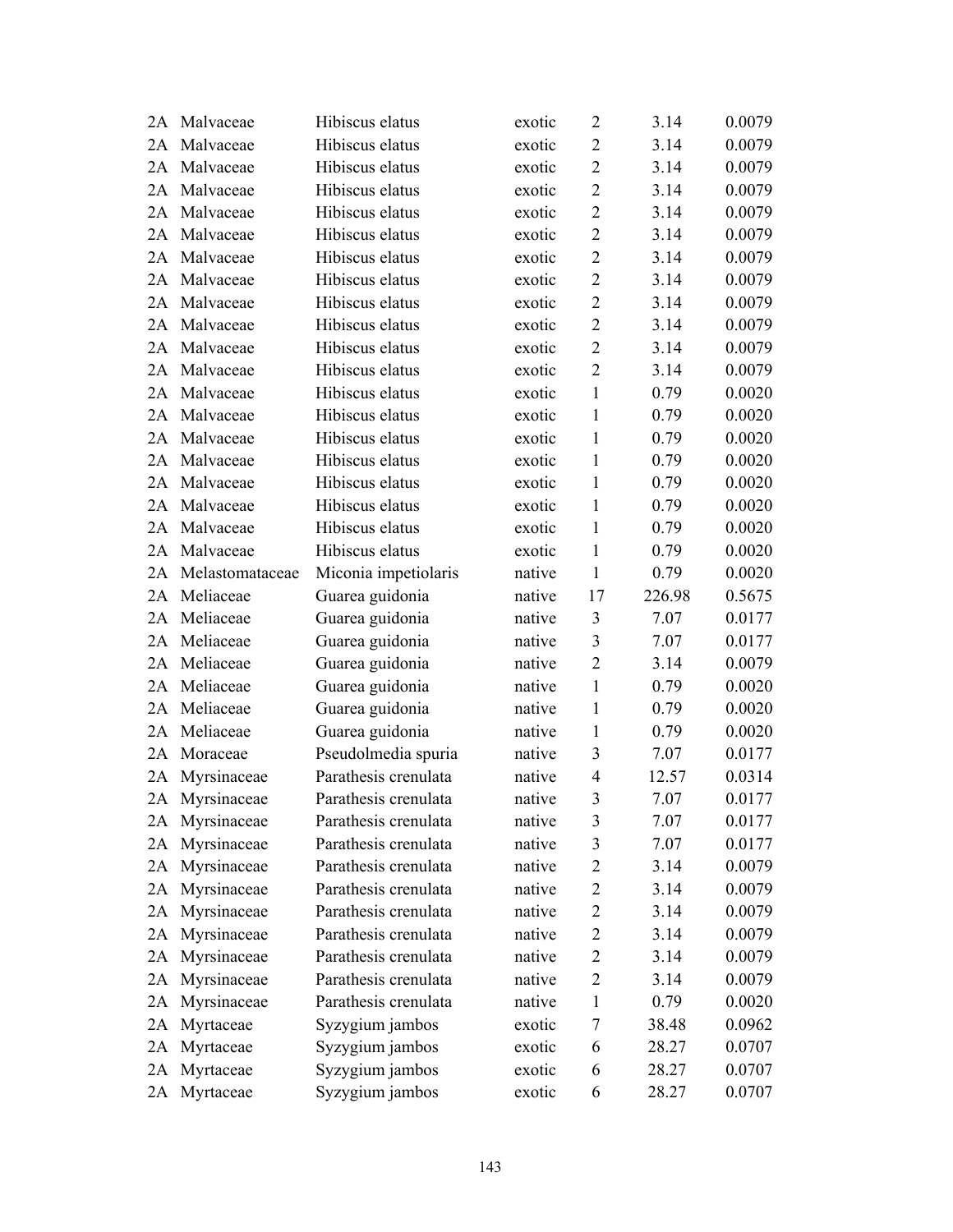| | | | | | | |
|---|---|---|---|---|---|---|
| 2A | Malvaceae | Hibiscus elatus | exotic | 2 | 3.14 | 0.0079 |
| 2A | Malvaceae | Hibiscus elatus | exotic | 2 | 3.14 | 0.0079 |
| 2A | Malvaceae | Hibiscus elatus | exotic | 2 | 3.14 | 0.0079 |
| 2A | Malvaceae | Hibiscus elatus | exotic | 2 | 3.14 | 0.0079 |
| 2A | Malvaceae | Hibiscus elatus | exotic | 2 | 3.14 | 0.0079 |
| 2A | Malvaceae | Hibiscus elatus | exotic | 2 | 3.14 | 0.0079 |
| 2A | Malvaceae | Hibiscus elatus | exotic | 2 | 3.14 | 0.0079 |
| 2A | Malvaceae | Hibiscus elatus | exotic | 2 | 3.14 | 0.0079 |
| 2A | Malvaceae | Hibiscus elatus | exotic | 2 | 3.14 | 0.0079 |
| 2A | Malvaceae | Hibiscus elatus | exotic | 2 | 3.14 | 0.0079 |
| 2A | Malvaceae | Hibiscus elatus | exotic | 2 | 3.14 | 0.0079 |
| 2A | Malvaceae | Hibiscus elatus | exotic | 2 | 3.14 | 0.0079 |
| 2A | Malvaceae | Hibiscus elatus | exotic | 1 | 0.79 | 0.0020 |
| 2A | Malvaceae | Hibiscus elatus | exotic | 1 | 0.79 | 0.0020 |
| 2A | Malvaceae | Hibiscus elatus | exotic | 1 | 0.79 | 0.0020 |
| 2A | Malvaceae | Hibiscus elatus | exotic | 1 | 0.79 | 0.0020 |
| 2A | Malvaceae | Hibiscus elatus | exotic | 1 | 0.79 | 0.0020 |
| 2A | Malvaceae | Hibiscus elatus | exotic | 1 | 0.79 | 0.0020 |
| 2A | Malvaceae | Hibiscus elatus | exotic | 1 | 0.79 | 0.0020 |
| 2A | Malvaceae | Hibiscus elatus | exotic | 1 | 0.79 | 0.0020 |
| 2A | Melastomataceae | Miconia impetiolaris | native | 1 | 0.79 | 0.0020 |
| 2A | Meliaceae | Guarea guidonia | native | 17 | 226.98 | 0.5675 |
| 2A | Meliaceae | Guarea guidonia | native | 3 | 7.07 | 0.0177 |
| 2A | Meliaceae | Guarea guidonia | native | 3 | 7.07 | 0.0177 |
| 2A | Meliaceae | Guarea guidonia | native | 2 | 3.14 | 0.0079 |
| 2A | Meliaceae | Guarea guidonia | native | 1 | 0.79 | 0.0020 |
| 2A | Meliaceae | Guarea guidonia | native | 1 | 0.79 | 0.0020 |
| 2A | Meliaceae | Guarea guidonia | native | 1 | 0.79 | 0.0020 |
| 2A | Moraceae | Pseudolmedia spuria | native | 3 | 7.07 | 0.0177 |
| 2A | Myrsinaceae | Parathesis crenulata | native | 4 | 12.57 | 0.0314 |
| 2A | Myrsinaceae | Parathesis crenulata | native | 3 | 7.07 | 0.0177 |
| 2A | Myrsinaceae | Parathesis crenulata | native | 3 | 7.07 | 0.0177 |
| 2A | Myrsinaceae | Parathesis crenulata | native | 3 | 7.07 | 0.0177 |
| 2A | Myrsinaceae | Parathesis crenulata | native | 2 | 3.14 | 0.0079 |
| 2A | Myrsinaceae | Parathesis crenulata | native | 2 | 3.14 | 0.0079 |
| 2A | Myrsinaceae | Parathesis crenulata | native | 2 | 3.14 | 0.0079 |
| 2A | Myrsinaceae | Parathesis crenulata | native | 2 | 3.14 | 0.0079 |
| 2A | Myrsinaceae | Parathesis crenulata | native | 2 | 3.14 | 0.0079 |
| 2A | Myrsinaceae | Parathesis crenulata | native | 2 | 3.14 | 0.0079 |
| 2A | Myrsinaceae | Parathesis crenulata | native | 1 | 0.79 | 0.0020 |
| 2A | Myrtaceae | Syzygium jambos | exotic | 7 | 38.48 | 0.0962 |
| 2A | Myrtaceae | Syzygium jambos | exotic | 6 | 28.27 | 0.0707 |
| 2A | Myrtaceae | Syzygium jambos | exotic | 6 | 28.27 | 0.0707 |
| 2A | Myrtaceae | Syzygium jambos | exotic | 6 | 28.27 | 0.0707 |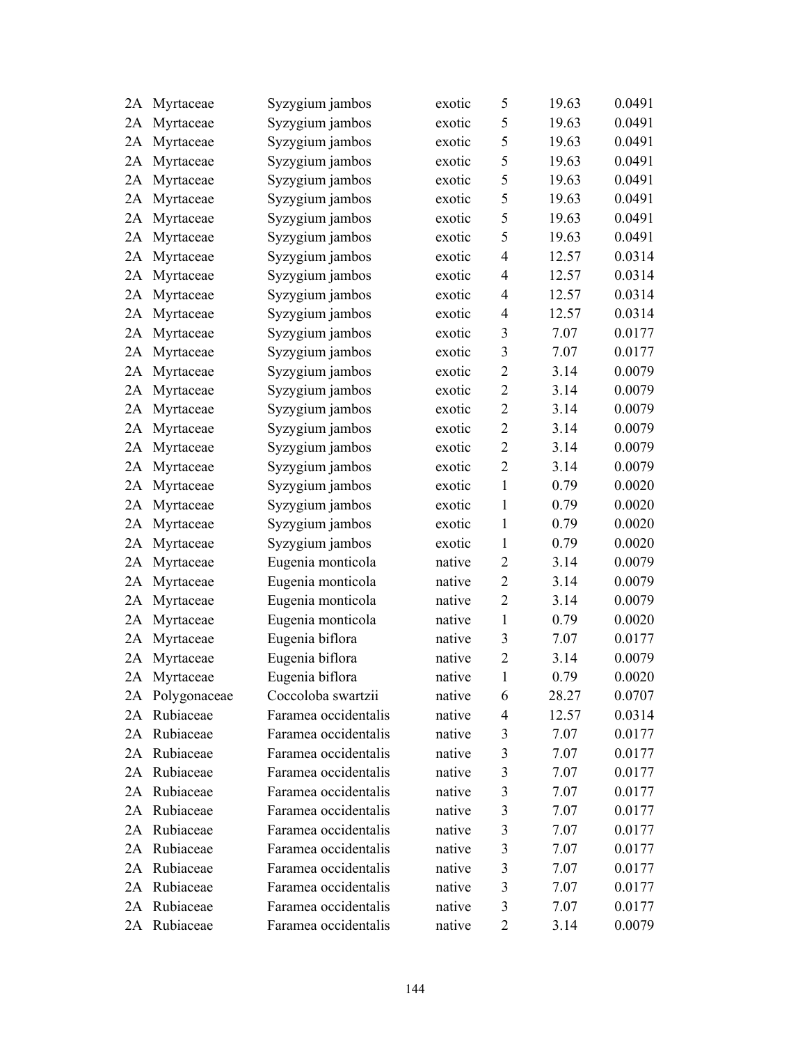| | | | | | | |
|---|---|---|---|---|---|---|
| 2A | Myrtaceae | Syzygium jambos | exotic | 5 | 19.63 | 0.0491 |
| 2A | Myrtaceae | Syzygium jambos | exotic | 5 | 19.63 | 0.0491 |
| 2A | Myrtaceae | Syzygium jambos | exotic | 5 | 19.63 | 0.0491 |
| 2A | Myrtaceae | Syzygium jambos | exotic | 5 | 19.63 | 0.0491 |
| 2A | Myrtaceae | Syzygium jambos | exotic | 5 | 19.63 | 0.0491 |
| 2A | Myrtaceae | Syzygium jambos | exotic | 5 | 19.63 | 0.0491 |
| 2A | Myrtaceae | Syzygium jambos | exotic | 5 | 19.63 | 0.0491 |
| 2A | Myrtaceae | Syzygium jambos | exotic | 5 | 19.63 | 0.0491 |
| 2A | Myrtaceae | Syzygium jambos | exotic | 4 | 12.57 | 0.0314 |
| 2A | Myrtaceae | Syzygium jambos | exotic | 4 | 12.57 | 0.0314 |
| 2A | Myrtaceae | Syzygium jambos | exotic | 4 | 12.57 | 0.0314 |
| 2A | Myrtaceae | Syzygium jambos | exotic | 4 | 12.57 | 0.0314 |
| 2A | Myrtaceae | Syzygium jambos | exotic | 3 | 7.07 | 0.0177 |
| 2A | Myrtaceae | Syzygium jambos | exotic | 3 | 7.07 | 0.0177 |
| 2A | Myrtaceae | Syzygium jambos | exotic | 2 | 3.14 | 0.0079 |
| 2A | Myrtaceae | Syzygium jambos | exotic | 2 | 3.14 | 0.0079 |
| 2A | Myrtaceae | Syzygium jambos | exotic | 2 | 3.14 | 0.0079 |
| 2A | Myrtaceae | Syzygium jambos | exotic | 2 | 3.14 | 0.0079 |
| 2A | Myrtaceae | Syzygium jambos | exotic | 2 | 3.14 | 0.0079 |
| 2A | Myrtaceae | Syzygium jambos | exotic | 2 | 3.14 | 0.0079 |
| 2A | Myrtaceae | Syzygium jambos | exotic | 1 | 0.79 | 0.0020 |
| 2A | Myrtaceae | Syzygium jambos | exotic | 1 | 0.79 | 0.0020 |
| 2A | Myrtaceae | Syzygium jambos | exotic | 1 | 0.79 | 0.0020 |
| 2A | Myrtaceae | Syzygium jambos | exotic | 1 | 0.79 | 0.0020 |
| 2A | Myrtaceae | Eugenia monticola | native | 2 | 3.14 | 0.0079 |
| 2A | Myrtaceae | Eugenia monticola | native | 2 | 3.14 | 0.0079 |
| 2A | Myrtaceae | Eugenia monticola | native | 2 | 3.14 | 0.0079 |
| 2A | Myrtaceae | Eugenia monticola | native | 1 | 0.79 | 0.0020 |
| 2A | Myrtaceae | Eugenia biflora | native | 3 | 7.07 | 0.0177 |
| 2A | Myrtaceae | Eugenia biflora | native | 2 | 3.14 | 0.0079 |
| 2A | Myrtaceae | Eugenia biflora | native | 1 | 0.79 | 0.0020 |
| 2A | Polygonaceae | Coccoloba swartzii | native | 6 | 28.27 | 0.0707 |
| 2A | Rubiaceae | Faramea occidentalis | native | 4 | 12.57 | 0.0314 |
| 2A | Rubiaceae | Faramea occidentalis | native | 3 | 7.07 | 0.0177 |
| 2A | Rubiaceae | Faramea occidentalis | native | 3 | 7.07 | 0.0177 |
| 2A | Rubiaceae | Faramea occidentalis | native | 3 | 7.07 | 0.0177 |
| 2A | Rubiaceae | Faramea occidentalis | native | 3 | 7.07 | 0.0177 |
| 2A | Rubiaceae | Faramea occidentalis | native | 3 | 7.07 | 0.0177 |
| 2A | Rubiaceae | Faramea occidentalis | native | 3 | 7.07 | 0.0177 |
| 2A | Rubiaceae | Faramea occidentalis | native | 3 | 7.07 | 0.0177 |
| 2A | Rubiaceae | Faramea occidentalis | native | 3 | 7.07 | 0.0177 |
| 2A | Rubiaceae | Faramea occidentalis | native | 3 | 7.07 | 0.0177 |
| 2A | Rubiaceae | Faramea occidentalis | native | 3 | 7.07 | 0.0177 |
| 2A | Rubiaceae | Faramea occidentalis | native | 2 | 3.14 | 0.0079 |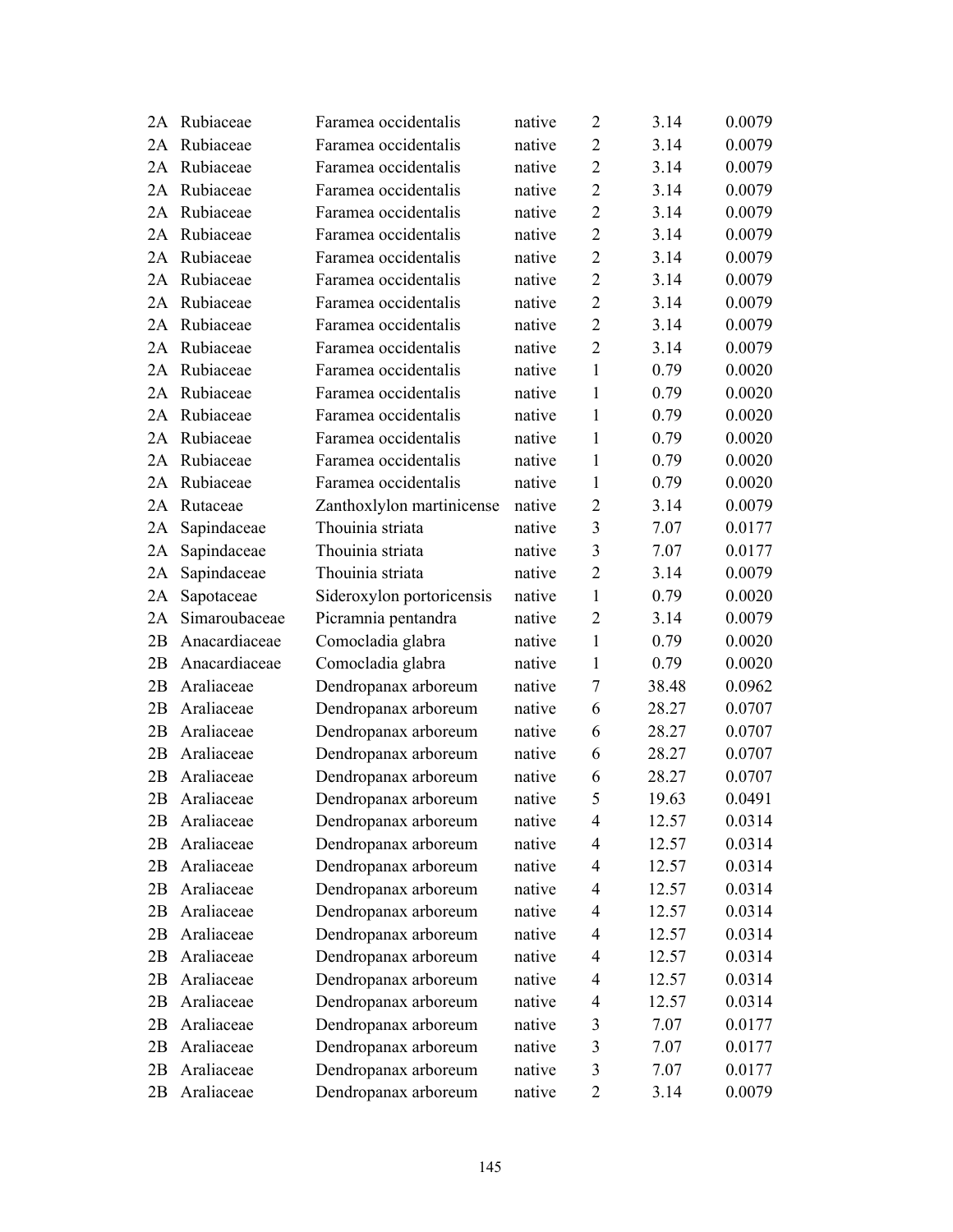| | | | | | | |
|---|---|---|---|---|---|---|
| 2A | Rubiaceae | Faramea occidentalis | native | 2 | 3.14 | 0.0079 |
| 2A | Rubiaceae | Faramea occidentalis | native | 2 | 3.14 | 0.0079 |
| 2A | Rubiaceae | Faramea occidentalis | native | 2 | 3.14 | 0.0079 |
| 2A | Rubiaceae | Faramea occidentalis | native | 2 | 3.14 | 0.0079 |
| 2A | Rubiaceae | Faramea occidentalis | native | 2 | 3.14 | 0.0079 |
| 2A | Rubiaceae | Faramea occidentalis | native | 2 | 3.14 | 0.0079 |
| 2A | Rubiaceae | Faramea occidentalis | native | 2 | 3.14 | 0.0079 |
| 2A | Rubiaceae | Faramea occidentalis | native | 2 | 3.14 | 0.0079 |
| 2A | Rubiaceae | Faramea occidentalis | native | 2 | 3.14 | 0.0079 |
| 2A | Rubiaceae | Faramea occidentalis | native | 2 | 3.14 | 0.0079 |
| 2A | Rubiaceae | Faramea occidentalis | native | 2 | 3.14 | 0.0079 |
| 2A | Rubiaceae | Faramea occidentalis | native | 1 | 0.79 | 0.0020 |
| 2A | Rubiaceae | Faramea occidentalis | native | 1 | 0.79 | 0.0020 |
| 2A | Rubiaceae | Faramea occidentalis | native | 1 | 0.79 | 0.0020 |
| 2A | Rubiaceae | Faramea occidentalis | native | 1 | 0.79 | 0.0020 |
| 2A | Rubiaceae | Faramea occidentalis | native | 1 | 0.79 | 0.0020 |
| 2A | Rubiaceae | Faramea occidentalis | native | 1 | 0.79 | 0.0020 |
| 2A | Rutaceae | Zanthoxlylon martinicense | native | 2 | 3.14 | 0.0079 |
| 2A | Sapindaceae | Thouinia striata | native | 3 | 7.07 | 0.0177 |
| 2A | Sapindaceae | Thouinia striata | native | 3 | 7.07 | 0.0177 |
| 2A | Sapindaceae | Thouinia striata | native | 2 | 3.14 | 0.0079 |
| 2A | Sapotaceae | Sideroxylon portoricensis | native | 1 | 0.79 | 0.0020 |
| 2A | Simaroubaceae | Picramnia pentandra | native | 2 | 3.14 | 0.0079 |
| 2B | Anacardiaceae | Comocladia glabra | native | 1 | 0.79 | 0.0020 |
| 2B | Anacardiaceae | Comocladia glabra | native | 1 | 0.79 | 0.0020 |
| 2B | Araliaceae | Dendropanax arboreum | native | 7 | 38.48 | 0.0962 |
| 2B | Araliaceae | Dendropanax arboreum | native | 6 | 28.27 | 0.0707 |
| 2B | Araliaceae | Dendropanax arboreum | native | 6 | 28.27 | 0.0707 |
| 2B | Araliaceae | Dendropanax arboreum | native | 6 | 28.27 | 0.0707 |
| 2B | Araliaceae | Dendropanax arboreum | native | 6 | 28.27 | 0.0707 |
| 2B | Araliaceae | Dendropanax arboreum | native | 5 | 19.63 | 0.0491 |
| 2B | Araliaceae | Dendropanax arboreum | native | 4 | 12.57 | 0.0314 |
| 2B | Araliaceae | Dendropanax arboreum | native | 4 | 12.57 | 0.0314 |
| 2B | Araliaceae | Dendropanax arboreum | native | 4 | 12.57 | 0.0314 |
| 2B | Araliaceae | Dendropanax arboreum | native | 4 | 12.57 | 0.0314 |
| 2B | Araliaceae | Dendropanax arboreum | native | 4 | 12.57 | 0.0314 |
| 2B | Araliaceae | Dendropanax arboreum | native | 4 | 12.57 | 0.0314 |
| 2B | Araliaceae | Dendropanax arboreum | native | 4 | 12.57 | 0.0314 |
| 2B | Araliaceae | Dendropanax arboreum | native | 4 | 12.57 | 0.0314 |
| 2B | Araliaceae | Dendropanax arboreum | native | 4 | 12.57 | 0.0314 |
| 2B | Araliaceae | Dendropanax arboreum | native | 3 | 7.07 | 0.0177 |
| 2B | Araliaceae | Dendropanax arboreum | native | 3 | 7.07 | 0.0177 |
| 2B | Araliaceae | Dendropanax arboreum | native | 3 | 7.07 | 0.0177 |
| 2B | Araliaceae | Dendropanax arboreum | native | 2 | 3.14 | 0.0079 |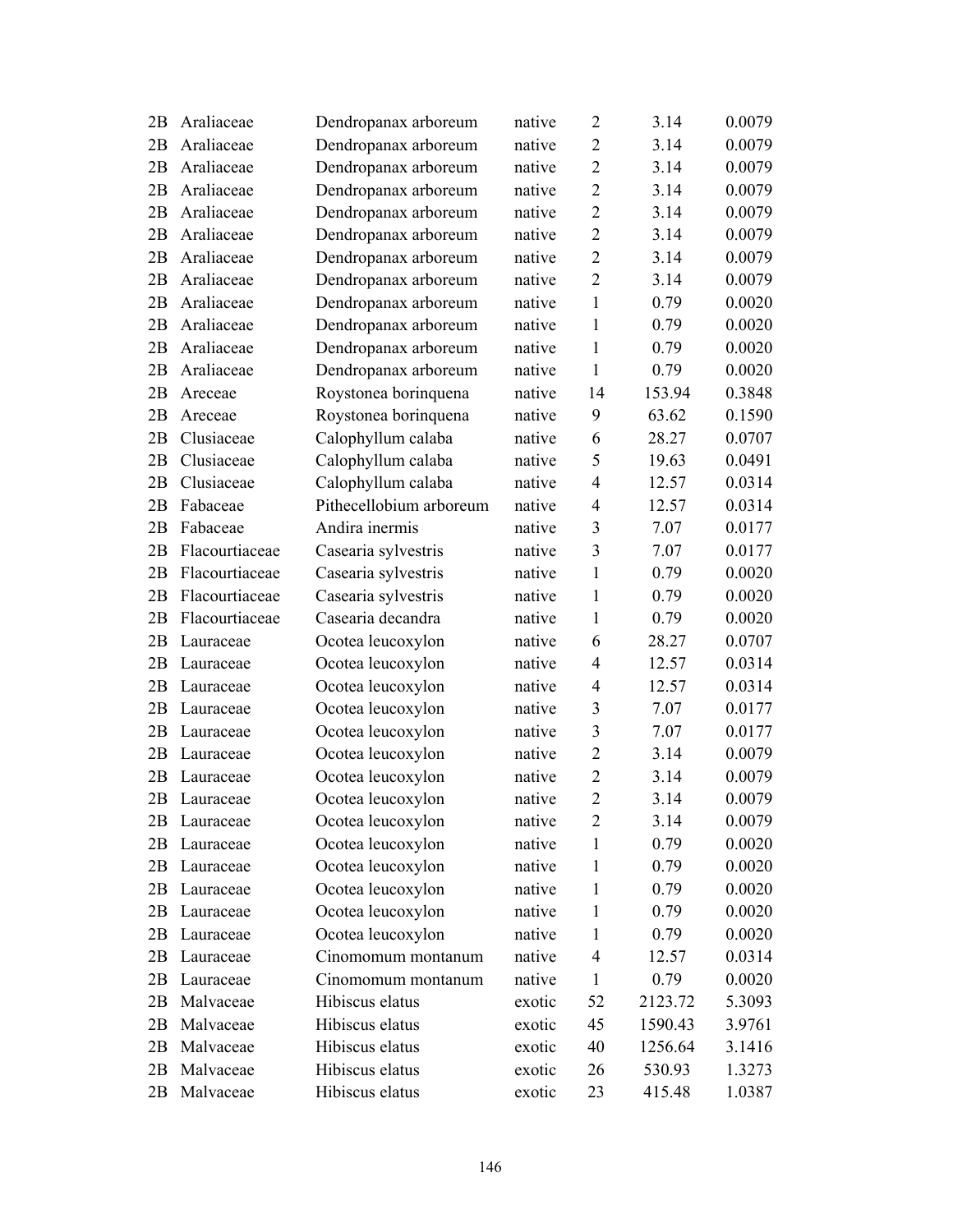| | | | | | | |
|---|---|---|---|---|---|---|
| 2B | Araliaceae | Dendropanax arboreum | native | 2 | 3.14 | 0.0079 |
| 2B | Araliaceae | Dendropanax arboreum | native | 2 | 3.14 | 0.0079 |
| 2B | Araliaceae | Dendropanax arboreum | native | 2 | 3.14 | 0.0079 |
| 2B | Araliaceae | Dendropanax arboreum | native | 2 | 3.14 | 0.0079 |
| 2B | Araliaceae | Dendropanax arboreum | native | 2 | 3.14 | 0.0079 |
| 2B | Araliaceae | Dendropanax arboreum | native | 2 | 3.14 | 0.0079 |
| 2B | Araliaceae | Dendropanax arboreum | native | 2 | 3.14 | 0.0079 |
| 2B | Araliaceae | Dendropanax arboreum | native | 2 | 3.14 | 0.0079 |
| 2B | Araliaceae | Dendropanax arboreum | native | 1 | 0.79 | 0.0020 |
| 2B | Araliaceae | Dendropanax arboreum | native | 1 | 0.79 | 0.0020 |
| 2B | Araliaceae | Dendropanax arboreum | native | 1 | 0.79 | 0.0020 |
| 2B | Araliaceae | Dendropanax arboreum | native | 1 | 0.79 | 0.0020 |
| 2B | Areceae | Roystonea borinquena | native | 14 | 153.94 | 0.3848 |
| 2B | Areceae | Roystonea borinquena | native | 9 | 63.62 | 0.1590 |
| 2B | Clusiaceae | Calophyllum calaba | native | 6 | 28.27 | 0.0707 |
| 2B | Clusiaceae | Calophyllum calaba | native | 5 | 19.63 | 0.0491 |
| 2B | Clusiaceae | Calophyllum calaba | native | 4 | 12.57 | 0.0314 |
| 2B | Fabaceae | Pithecellobium arboreum | native | 4 | 12.57 | 0.0314 |
| 2B | Fabaceae | Andira inermis | native | 3 | 7.07 | 0.0177 |
| 2B | Flacourtiaceae | Casearia sylvestris | native | 3 | 7.07 | 0.0177 |
| 2B | Flacourtiaceae | Casearia sylvestris | native | 1 | 0.79 | 0.0020 |
| 2B | Flacourtiaceae | Casearia sylvestris | native | 1 | 0.79 | 0.0020 |
| 2B | Flacourtiaceae | Casearia decandra | native | 1 | 0.79 | 0.0020 |
| 2B | Lauraceae | Ocotea leucoxylon | native | 6 | 28.27 | 0.0707 |
| 2B | Lauraceae | Ocotea leucoxylon | native | 4 | 12.57 | 0.0314 |
| 2B | Lauraceae | Ocotea leucoxylon | native | 4 | 12.57 | 0.0314 |
| 2B | Lauraceae | Ocotea leucoxylon | native | 3 | 7.07 | 0.0177 |
| 2B | Lauraceae | Ocotea leucoxylon | native | 3 | 7.07 | 0.0177 |
| 2B | Lauraceae | Ocotea leucoxylon | native | 2 | 3.14 | 0.0079 |
| 2B | Lauraceae | Ocotea leucoxylon | native | 2 | 3.14 | 0.0079 |
| 2B | Lauraceae | Ocotea leucoxylon | native | 2 | 3.14 | 0.0079 |
| 2B | Lauraceae | Ocotea leucoxylon | native | 2 | 3.14 | 0.0079 |
| 2B | Lauraceae | Ocotea leucoxylon | native | 1 | 0.79 | 0.0020 |
| 2B | Lauraceae | Ocotea leucoxylon | native | 1 | 0.79 | 0.0020 |
| 2B | Lauraceae | Ocotea leucoxylon | native | 1 | 0.79 | 0.0020 |
| 2B | Lauraceae | Ocotea leucoxylon | native | 1 | 0.79 | 0.0020 |
| 2B | Lauraceae | Ocotea leucoxylon | native | 1 | 0.79 | 0.0020 |
| 2B | Lauraceae | Cinomomum montanum | native | 4 | 12.57 | 0.0314 |
| 2B | Lauraceae | Cinomomum montanum | native | 1 | 0.79 | 0.0020 |
| 2B | Malvaceae | Hibiscus elatus | exotic | 52 | 2123.72 | 5.3093 |
| 2B | Malvaceae | Hibiscus elatus | exotic | 45 | 1590.43 | 3.9761 |
| 2B | Malvaceae | Hibiscus elatus | exotic | 40 | 1256.64 | 3.1416 |
| 2B | Malvaceae | Hibiscus elatus | exotic | 26 | 530.93 | 1.3273 |
| 2B | Malvaceae | Hibiscus elatus | exotic | 23 | 415.48 | 1.0387 |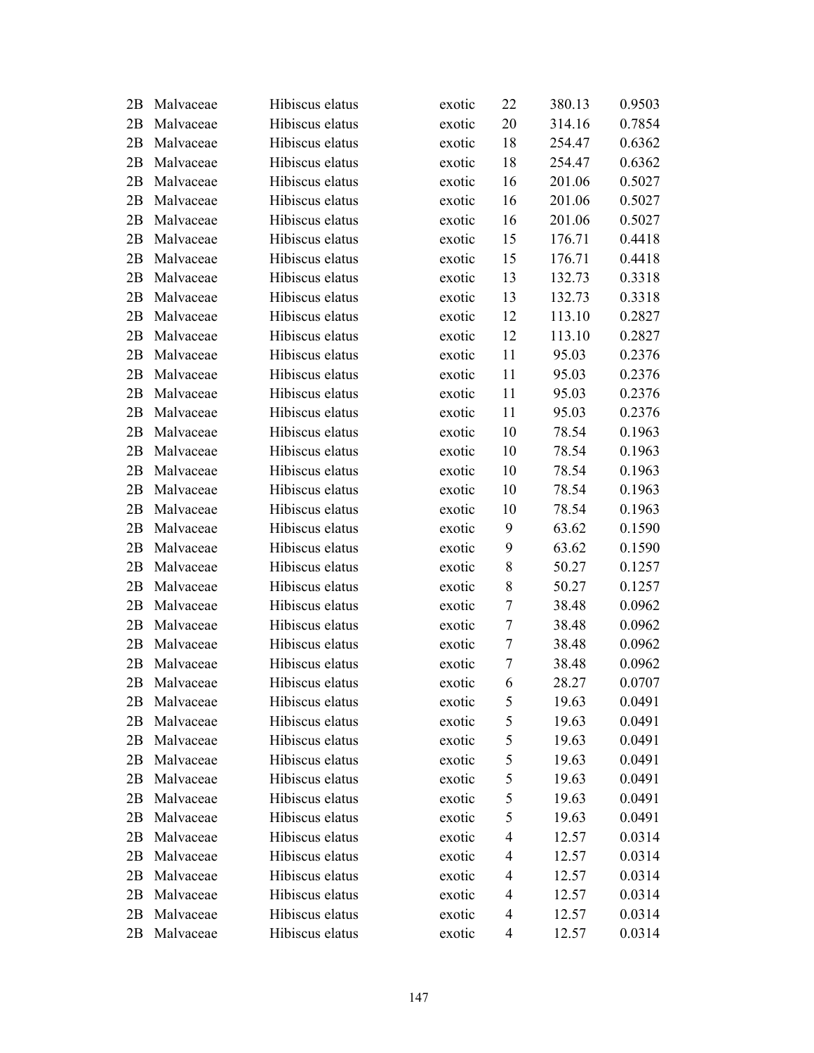| | | | | | | |
|---|---|---|---|---|---|---|
| 2B | Malvaceae | Hibiscus elatus | exotic | 22 | 380.13 | 0.9503 |
| 2B | Malvaceae | Hibiscus elatus | exotic | 20 | 314.16 | 0.7854 |
| 2B | Malvaceae | Hibiscus elatus | exotic | 18 | 254.47 | 0.6362 |
| 2B | Malvaceae | Hibiscus elatus | exotic | 18 | 254.47 | 0.6362 |
| 2B | Malvaceae | Hibiscus elatus | exotic | 16 | 201.06 | 0.5027 |
| 2B | Malvaceae | Hibiscus elatus | exotic | 16 | 201.06 | 0.5027 |
| 2B | Malvaceae | Hibiscus elatus | exotic | 16 | 201.06 | 0.5027 |
| 2B | Malvaceae | Hibiscus elatus | exotic | 15 | 176.71 | 0.4418 |
| 2B | Malvaceae | Hibiscus elatus | exotic | 15 | 176.71 | 0.4418 |
| 2B | Malvaceae | Hibiscus elatus | exotic | 13 | 132.73 | 0.3318 |
| 2B | Malvaceae | Hibiscus elatus | exotic | 13 | 132.73 | 0.3318 |
| 2B | Malvaceae | Hibiscus elatus | exotic | 12 | 113.10 | 0.2827 |
| 2B | Malvaceae | Hibiscus elatus | exotic | 12 | 113.10 | 0.2827 |
| 2B | Malvaceae | Hibiscus elatus | exotic | 11 | 95.03 | 0.2376 |
| 2B | Malvaceae | Hibiscus elatus | exotic | 11 | 95.03 | 0.2376 |
| 2B | Malvaceae | Hibiscus elatus | exotic | 11 | 95.03 | 0.2376 |
| 2B | Malvaceae | Hibiscus elatus | exotic | 11 | 95.03 | 0.2376 |
| 2B | Malvaceae | Hibiscus elatus | exotic | 10 | 78.54 | 0.1963 |
| 2B | Malvaceae | Hibiscus elatus | exotic | 10 | 78.54 | 0.1963 |
| 2B | Malvaceae | Hibiscus elatus | exotic | 10 | 78.54 | 0.1963 |
| 2B | Malvaceae | Hibiscus elatus | exotic | 10 | 78.54 | 0.1963 |
| 2B | Malvaceae | Hibiscus elatus | exotic | 10 | 78.54 | 0.1963 |
| 2B | Malvaceae | Hibiscus elatus | exotic | 9 | 63.62 | 0.1590 |
| 2B | Malvaceae | Hibiscus elatus | exotic | 9 | 63.62 | 0.1590 |
| 2B | Malvaceae | Hibiscus elatus | exotic | 8 | 50.27 | 0.1257 |
| 2B | Malvaceae | Hibiscus elatus | exotic | 8 | 50.27 | 0.1257 |
| 2B | Malvaceae | Hibiscus elatus | exotic | 7 | 38.48 | 0.0962 |
| 2B | Malvaceae | Hibiscus elatus | exotic | 7 | 38.48 | 0.0962 |
| 2B | Malvaceae | Hibiscus elatus | exotic | 7 | 38.48 | 0.0962 |
| 2B | Malvaceae | Hibiscus elatus | exotic | 7 | 38.48 | 0.0962 |
| 2B | Malvaceae | Hibiscus elatus | exotic | 6 | 28.27 | 0.0707 |
| 2B | Malvaceae | Hibiscus elatus | exotic | 5 | 19.63 | 0.0491 |
| 2B | Malvaceae | Hibiscus elatus | exotic | 5 | 19.63 | 0.0491 |
| 2B | Malvaceae | Hibiscus elatus | exotic | 5 | 19.63 | 0.0491 |
| 2B | Malvaceae | Hibiscus elatus | exotic | 5 | 19.63 | 0.0491 |
| 2B | Malvaceae | Hibiscus elatus | exotic | 5 | 19.63 | 0.0491 |
| 2B | Malvaceae | Hibiscus elatus | exotic | 5 | 19.63 | 0.0491 |
| 2B | Malvaceae | Hibiscus elatus | exotic | 5 | 19.63 | 0.0491 |
| 2B | Malvaceae | Hibiscus elatus | exotic | 4 | 12.57 | 0.0314 |
| 2B | Malvaceae | Hibiscus elatus | exotic | 4 | 12.57 | 0.0314 |
| 2B | Malvaceae | Hibiscus elatus | exotic | 4 | 12.57 | 0.0314 |
| 2B | Malvaceae | Hibiscus elatus | exotic | 4 | 12.57 | 0.0314 |
| 2B | Malvaceae | Hibiscus elatus | exotic | 4 | 12.57 | 0.0314 |
| 2B | Malvaceae | Hibiscus elatus | exotic | 4 | 12.57 | 0.0314 |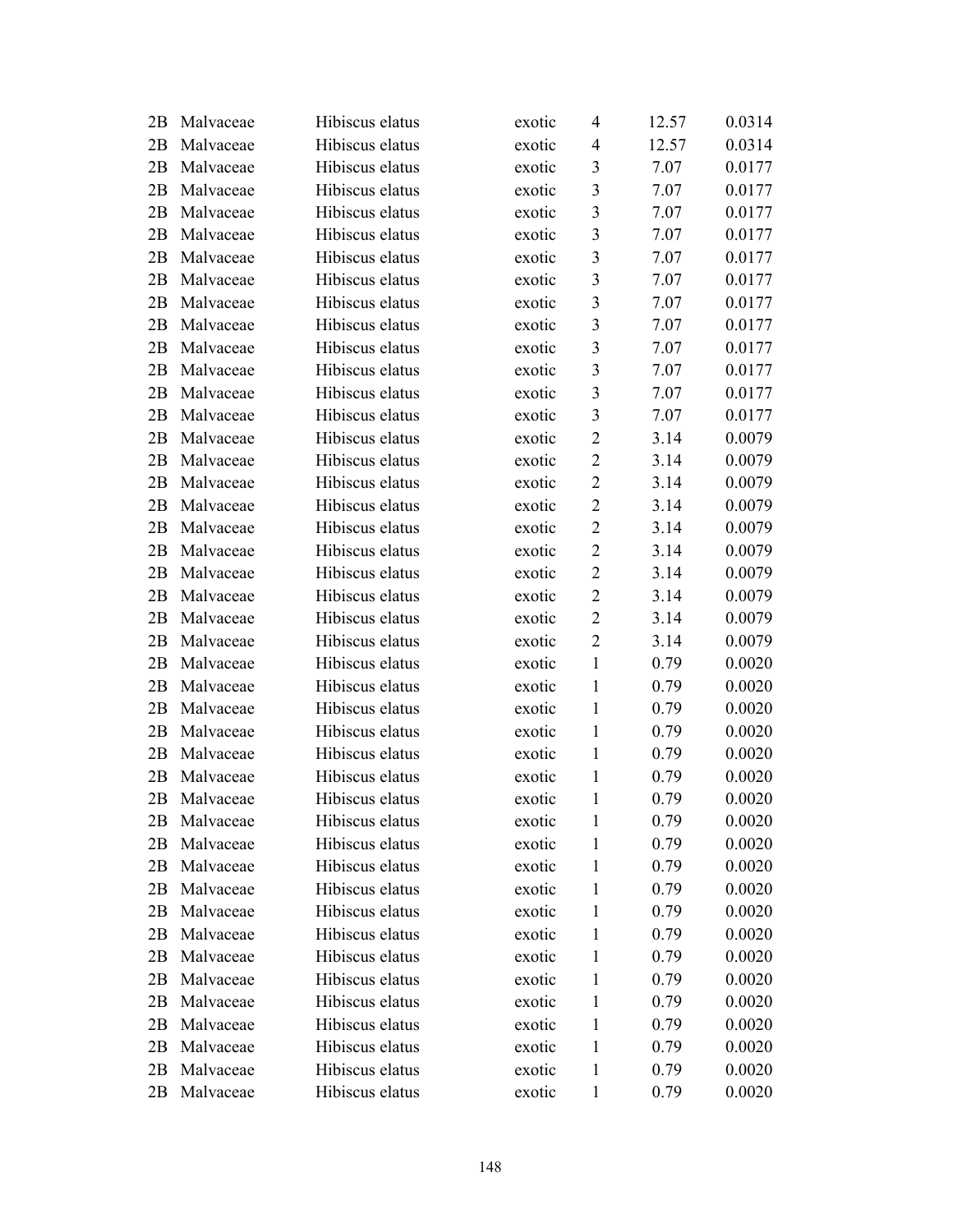| | | | | | | |
|---|---|---|---|---|---|---|
| 2B | Malvaceae | Hibiscus elatus | exotic | 4 | 12.57 | 0.0314 |
| 2B | Malvaceae | Hibiscus elatus | exotic | 4 | 12.57 | 0.0314 |
| 2B | Malvaceae | Hibiscus elatus | exotic | 3 | 7.07 | 0.0177 |
| 2B | Malvaceae | Hibiscus elatus | exotic | 3 | 7.07 | 0.0177 |
| 2B | Malvaceae | Hibiscus elatus | exotic | 3 | 7.07 | 0.0177 |
| 2B | Malvaceae | Hibiscus elatus | exotic | 3 | 7.07 | 0.0177 |
| 2B | Malvaceae | Hibiscus elatus | exotic | 3 | 7.07 | 0.0177 |
| 2B | Malvaceae | Hibiscus elatus | exotic | 3 | 7.07 | 0.0177 |
| 2B | Malvaceae | Hibiscus elatus | exotic | 3 | 7.07 | 0.0177 |
| 2B | Malvaceae | Hibiscus elatus | exotic | 3 | 7.07 | 0.0177 |
| 2B | Malvaceae | Hibiscus elatus | exotic | 3 | 7.07 | 0.0177 |
| 2B | Malvaceae | Hibiscus elatus | exotic | 3 | 7.07 | 0.0177 |
| 2B | Malvaceae | Hibiscus elatus | exotic | 3 | 7.07 | 0.0177 |
| 2B | Malvaceae | Hibiscus elatus | exotic | 3 | 7.07 | 0.0177 |
| 2B | Malvaceae | Hibiscus elatus | exotic | 2 | 3.14 | 0.0079 |
| 2B | Malvaceae | Hibiscus elatus | exotic | 2 | 3.14 | 0.0079 |
| 2B | Malvaceae | Hibiscus elatus | exotic | 2 | 3.14 | 0.0079 |
| 2B | Malvaceae | Hibiscus elatus | exotic | 2 | 3.14 | 0.0079 |
| 2B | Malvaceae | Hibiscus elatus | exotic | 2 | 3.14 | 0.0079 |
| 2B | Malvaceae | Hibiscus elatus | exotic | 2 | 3.14 | 0.0079 |
| 2B | Malvaceae | Hibiscus elatus | exotic | 2 | 3.14 | 0.0079 |
| 2B | Malvaceae | Hibiscus elatus | exotic | 2 | 3.14 | 0.0079 |
| 2B | Malvaceae | Hibiscus elatus | exotic | 2 | 3.14 | 0.0079 |
| 2B | Malvaceae | Hibiscus elatus | exotic | 2 | 3.14 | 0.0079 |
| 2B | Malvaceae | Hibiscus elatus | exotic | 1 | 0.79 | 0.0020 |
| 2B | Malvaceae | Hibiscus elatus | exotic | 1 | 0.79 | 0.0020 |
| 2B | Malvaceae | Hibiscus elatus | exotic | 1 | 0.79 | 0.0020 |
| 2B | Malvaceae | Hibiscus elatus | exotic | 1 | 0.79 | 0.0020 |
| 2B | Malvaceae | Hibiscus elatus | exotic | 1 | 0.79 | 0.0020 |
| 2B | Malvaceae | Hibiscus elatus | exotic | 1 | 0.79 | 0.0020 |
| 2B | Malvaceae | Hibiscus elatus | exotic | 1 | 0.79 | 0.0020 |
| 2B | Malvaceae | Hibiscus elatus | exotic | 1 | 0.79 | 0.0020 |
| 2B | Malvaceae | Hibiscus elatus | exotic | 1 | 0.79 | 0.0020 |
| 2B | Malvaceae | Hibiscus elatus | exotic | 1 | 0.79 | 0.0020 |
| 2B | Malvaceae | Hibiscus elatus | exotic | 1 | 0.79 | 0.0020 |
| 2B | Malvaceae | Hibiscus elatus | exotic | 1 | 0.79 | 0.0020 |
| 2B | Malvaceae | Hibiscus elatus | exotic | 1 | 0.79 | 0.0020 |
| 2B | Malvaceae | Hibiscus elatus | exotic | 1 | 0.79 | 0.0020 |
| 2B | Malvaceae | Hibiscus elatus | exotic | 1 | 0.79 | 0.0020 |
| 2B | Malvaceae | Hibiscus elatus | exotic | 1 | 0.79 | 0.0020 |
| 2B | Malvaceae | Hibiscus elatus | exotic | 1 | 0.79 | 0.0020 |
| 2B | Malvaceae | Hibiscus elatus | exotic | 1 | 0.79 | 0.0020 |
| 2B | Malvaceae | Hibiscus elatus | exotic | 1 | 0.79 | 0.0020 |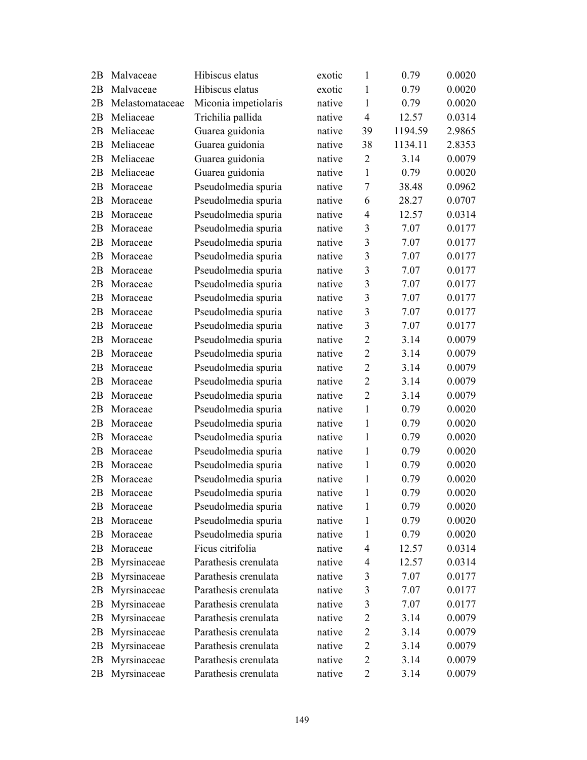| | | | | | | |
|---|---|---|---|---|---|---|
| 2B | Malvaceae | Hibiscus elatus | exotic | 1 | 0.79 | 0.0020 |
| 2B | Malvaceae | Hibiscus elatus | exotic | 1 | 0.79 | 0.0020 |
| 2B | Melastomataceae | Miconia impetiolaris | native | 1 | 0.79 | 0.0020 |
| 2B | Meliaceae | Trichilia pallida | native | 4 | 12.57 | 0.0314 |
| 2B | Meliaceae | Guarea guidonia | native | 39 | 1194.59 | 2.9865 |
| 2B | Meliaceae | Guarea guidonia | native | 38 | 1134.11 | 2.8353 |
| 2B | Meliaceae | Guarea guidonia | native | 2 | 3.14 | 0.0079 |
| 2B | Meliaceae | Guarea guidonia | native | 1 | 0.79 | 0.0020 |
| 2B | Moraceae | Pseudolmedia spuria | native | 7 | 38.48 | 0.0962 |
| 2B | Moraceae | Pseudolmedia spuria | native | 6 | 28.27 | 0.0707 |
| 2B | Moraceae | Pseudolmedia spuria | native | 4 | 12.57 | 0.0314 |
| 2B | Moraceae | Pseudolmedia spuria | native | 3 | 7.07 | 0.0177 |
| 2B | Moraceae | Pseudolmedia spuria | native | 3 | 7.07 | 0.0177 |
| 2B | Moraceae | Pseudolmedia spuria | native | 3 | 7.07 | 0.0177 |
| 2B | Moraceae | Pseudolmedia spuria | native | 3 | 7.07 | 0.0177 |
| 2B | Moraceae | Pseudolmedia spuria | native | 3 | 7.07 | 0.0177 |
| 2B | Moraceae | Pseudolmedia spuria | native | 3 | 7.07 | 0.0177 |
| 2B | Moraceae | Pseudolmedia spuria | native | 3 | 7.07 | 0.0177 |
| 2B | Moraceae | Pseudolmedia spuria | native | 3 | 7.07 | 0.0177 |
| 2B | Moraceae | Pseudolmedia spuria | native | 2 | 3.14 | 0.0079 |
| 2B | Moraceae | Pseudolmedia spuria | native | 2 | 3.14 | 0.0079 |
| 2B | Moraceae | Pseudolmedia spuria | native | 2 | 3.14 | 0.0079 |
| 2B | Moraceae | Pseudolmedia spuria | native | 2 | 3.14 | 0.0079 |
| 2B | Moraceae | Pseudolmedia spuria | native | 2 | 3.14 | 0.0079 |
| 2B | Moraceae | Pseudolmedia spuria | native | 1 | 0.79 | 0.0020 |
| 2B | Moraceae | Pseudolmedia spuria | native | 1 | 0.79 | 0.0020 |
| 2B | Moraceae | Pseudolmedia spuria | native | 1 | 0.79 | 0.0020 |
| 2B | Moraceae | Pseudolmedia spuria | native | 1 | 0.79 | 0.0020 |
| 2B | Moraceae | Pseudolmedia spuria | native | 1 | 0.79 | 0.0020 |
| 2B | Moraceae | Pseudolmedia spuria | native | 1 | 0.79 | 0.0020 |
| 2B | Moraceae | Pseudolmedia spuria | native | 1 | 0.79 | 0.0020 |
| 2B | Moraceae | Pseudolmedia spuria | native | 1 | 0.79 | 0.0020 |
| 2B | Moraceae | Pseudolmedia spuria | native | 1 | 0.79 | 0.0020 |
| 2B | Moraceae | Pseudolmedia spuria | native | 1 | 0.79 | 0.0020 |
| 2B | Moraceae | Ficus citrifolia | native | 4 | 12.57 | 0.0314 |
| 2B | Myrsinaceae | Parathesis crenulata | native | 4 | 12.57 | 0.0314 |
| 2B | Myrsinaceae | Parathesis crenulata | native | 3 | 7.07 | 0.0177 |
| 2B | Myrsinaceae | Parathesis crenulata | native | 3 | 7.07 | 0.0177 |
| 2B | Myrsinaceae | Parathesis crenulata | native | 3 | 7.07 | 0.0177 |
| 2B | Myrsinaceae | Parathesis crenulata | native | 2 | 3.14 | 0.0079 |
| 2B | Myrsinaceae | Parathesis crenulata | native | 2 | 3.14 | 0.0079 |
| 2B | Myrsinaceae | Parathesis crenulata | native | 2 | 3.14 | 0.0079 |
| 2B | Myrsinaceae | Parathesis crenulata | native | 2 | 3.14 | 0.0079 |
| 2B | Myrsinaceae | Parathesis crenulata | native | 2 | 3.14 | 0.0079 |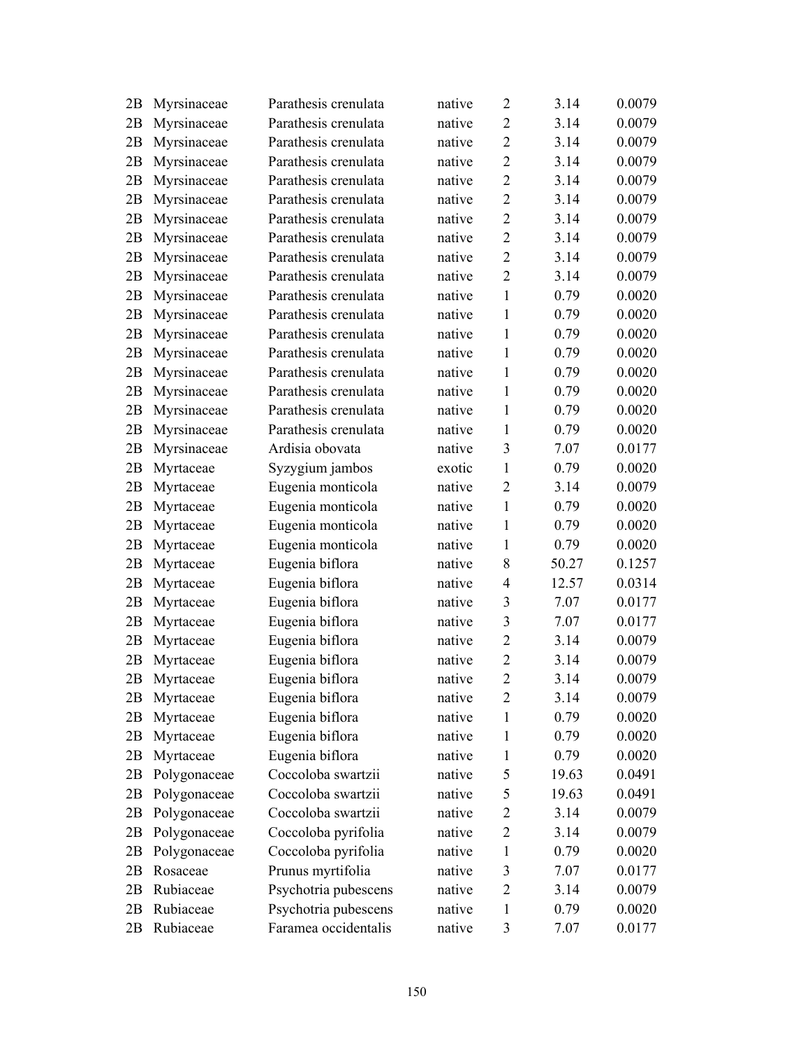| | | | | | | |
|---|---|---|---|---|---|---|
| 2B | Myrsinaceae | Parathesis crenulata | native | 2 | 3.14 | 0.0079 |
| 2B | Myrsinaceae | Parathesis crenulata | native | 2 | 3.14 | 0.0079 |
| 2B | Myrsinaceae | Parathesis crenulata | native | 2 | 3.14 | 0.0079 |
| 2B | Myrsinaceae | Parathesis crenulata | native | 2 | 3.14 | 0.0079 |
| 2B | Myrsinaceae | Parathesis crenulata | native | 2 | 3.14 | 0.0079 |
| 2B | Myrsinaceae | Parathesis crenulata | native | 2 | 3.14 | 0.0079 |
| 2B | Myrsinaceae | Parathesis crenulata | native | 2 | 3.14 | 0.0079 |
| 2B | Myrsinaceae | Parathesis crenulata | native | 2 | 3.14 | 0.0079 |
| 2B | Myrsinaceae | Parathesis crenulata | native | 2 | 3.14 | 0.0079 |
| 2B | Myrsinaceae | Parathesis crenulata | native | 2 | 3.14 | 0.0079 |
| 2B | Myrsinaceae | Parathesis crenulata | native | 1 | 0.79 | 0.0020 |
| 2B | Myrsinaceae | Parathesis crenulata | native | 1 | 0.79 | 0.0020 |
| 2B | Myrsinaceae | Parathesis crenulata | native | 1 | 0.79 | 0.0020 |
| 2B | Myrsinaceae | Parathesis crenulata | native | 1 | 0.79 | 0.0020 |
| 2B | Myrsinaceae | Parathesis crenulata | native | 1 | 0.79 | 0.0020 |
| 2B | Myrsinaceae | Parathesis crenulata | native | 1 | 0.79 | 0.0020 |
| 2B | Myrsinaceae | Parathesis crenulata | native | 1 | 0.79 | 0.0020 |
| 2B | Myrsinaceae | Parathesis crenulata | native | 1 | 0.79 | 0.0020 |
| 2B | Myrsinaceae | Ardisia obovata | native | 3 | 7.07 | 0.0177 |
| 2B | Myrtaceae | Syzygium jambos | exotic | 1 | 0.79 | 0.0020 |
| 2B | Myrtaceae | Eugenia monticola | native | 2 | 3.14 | 0.0079 |
| 2B | Myrtaceae | Eugenia monticola | native | 1 | 0.79 | 0.0020 |
| 2B | Myrtaceae | Eugenia monticola | native | 1 | 0.79 | 0.0020 |
| 2B | Myrtaceae | Eugenia monticola | native | 1 | 0.79 | 0.0020 |
| 2B | Myrtaceae | Eugenia biflora | native | 8 | 50.27 | 0.1257 |
| 2B | Myrtaceae | Eugenia biflora | native | 4 | 12.57 | 0.0314 |
| 2B | Myrtaceae | Eugenia biflora | native | 3 | 7.07 | 0.0177 |
| 2B | Myrtaceae | Eugenia biflora | native | 3 | 7.07 | 0.0177 |
| 2B | Myrtaceae | Eugenia biflora | native | 2 | 3.14 | 0.0079 |
| 2B | Myrtaceae | Eugenia biflora | native | 2 | 3.14 | 0.0079 |
| 2B | Myrtaceae | Eugenia biflora | native | 2 | 3.14 | 0.0079 |
| 2B | Myrtaceae | Eugenia biflora | native | 2 | 3.14 | 0.0079 |
| 2B | Myrtaceae | Eugenia biflora | native | 1 | 0.79 | 0.0020 |
| 2B | Myrtaceae | Eugenia biflora | native | 1 | 0.79 | 0.0020 |
| 2B | Myrtaceae | Eugenia biflora | native | 1 | 0.79 | 0.0020 |
| 2B | Polygonaceae | Coccoloba swartzii | native | 5 | 19.63 | 0.0491 |
| 2B | Polygonaceae | Coccoloba swartzii | native | 5 | 19.63 | 0.0491 |
| 2B | Polygonaceae | Coccoloba swartzii | native | 2 | 3.14 | 0.0079 |
| 2B | Polygonaceae | Coccoloba pyrifolia | native | 2 | 3.14 | 0.0079 |
| 2B | Polygonaceae | Coccoloba pyrifolia | native | 1 | 0.79 | 0.0020 |
| 2B | Rosaceae | Prunus myrtifolia | native | 3 | 7.07 | 0.0177 |
| 2B | Rubiaceae | Psychotria pubescens | native | 2 | 3.14 | 0.0079 |
| 2B | Rubiaceae | Psychotria pubescens | native | 1 | 0.79 | 0.0020 |
| 2B | Rubiaceae | Faramea occidentalis | native | 3 | 7.07 | 0.0177 |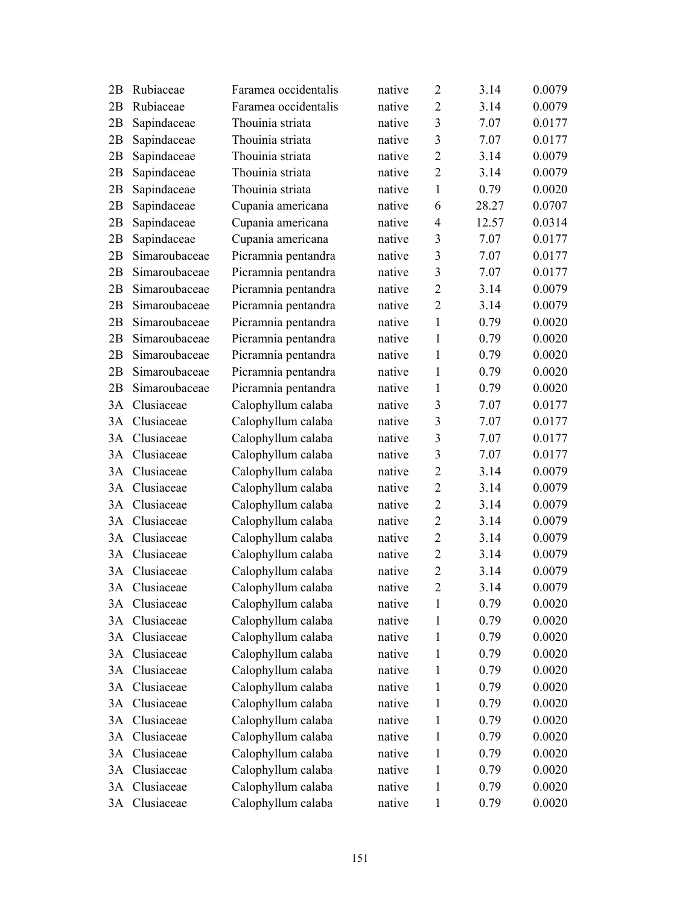| | | | | | | |
|---|---|---|---|---|---|---|
| 2B | Rubiaceae | Faramea occidentalis | native | 2 | 3.14 | 0.0079 |
| 2B | Rubiaceae | Faramea occidentalis | native | 2 | 3.14 | 0.0079 |
| 2B | Sapindaceae | Thouinia striata | native | 3 | 7.07 | 0.0177 |
| 2B | Sapindaceae | Thouinia striata | native | 3 | 7.07 | 0.0177 |
| 2B | Sapindaceae | Thouinia striata | native | 2 | 3.14 | 0.0079 |
| 2B | Sapindaceae | Thouinia striata | native | 2 | 3.14 | 0.0079 |
| 2B | Sapindaceae | Thouinia striata | native | 1 | 0.79 | 0.0020 |
| 2B | Sapindaceae | Cupania americana | native | 6 | 28.27 | 0.0707 |
| 2B | Sapindaceae | Cupania americana | native | 4 | 12.57 | 0.0314 |
| 2B | Sapindaceae | Cupania americana | native | 3 | 7.07 | 0.0177 |
| 2B | Simaroubaceae | Picramnia pentandra | native | 3 | 7.07 | 0.0177 |
| 2B | Simaroubaceae | Picramnia pentandra | native | 3 | 7.07 | 0.0177 |
| 2B | Simaroubaceae | Picramnia pentandra | native | 2 | 3.14 | 0.0079 |
| 2B | Simaroubaceae | Picramnia pentandra | native | 2 | 3.14 | 0.0079 |
| 2B | Simaroubaceae | Picramnia pentandra | native | 1 | 0.79 | 0.0020 |
| 2B | Simaroubaceae | Picramnia pentandra | native | 1 | 0.79 | 0.0020 |
| 2B | Simaroubaceae | Picramnia pentandra | native | 1 | 0.79 | 0.0020 |
| 2B | Simaroubaceae | Picramnia pentandra | native | 1 | 0.79 | 0.0020 |
| 2B | Simaroubaceae | Picramnia pentandra | native | 1 | 0.79 | 0.0020 |
| 3A | Clusiaceae | Calophyllum calaba | native | 3 | 7.07 | 0.0177 |
| 3A | Clusiaceae | Calophyllum calaba | native | 3 | 7.07 | 0.0177 |
| 3A | Clusiaceae | Calophyllum calaba | native | 3 | 7.07 | 0.0177 |
| 3A | Clusiaceae | Calophyllum calaba | native | 3 | 7.07 | 0.0177 |
| 3A | Clusiaceae | Calophyllum calaba | native | 2 | 3.14 | 0.0079 |
| 3A | Clusiaceae | Calophyllum calaba | native | 2 | 3.14 | 0.0079 |
| 3A | Clusiaceae | Calophyllum calaba | native | 2 | 3.14 | 0.0079 |
| 3A | Clusiaceae | Calophyllum calaba | native | 2 | 3.14 | 0.0079 |
| 3A | Clusiaceae | Calophyllum calaba | native | 2 | 3.14 | 0.0079 |
| 3A | Clusiaceae | Calophyllum calaba | native | 2 | 3.14 | 0.0079 |
| 3A | Clusiaceae | Calophyllum calaba | native | 2 | 3.14 | 0.0079 |
| 3A | Clusiaceae | Calophyllum calaba | native | 2 | 3.14 | 0.0079 |
| 3A | Clusiaceae | Calophyllum calaba | native | 1 | 0.79 | 0.0020 |
| 3A | Clusiaceae | Calophyllum calaba | native | 1 | 0.79 | 0.0020 |
| 3A | Clusiaceae | Calophyllum calaba | native | 1 | 0.79 | 0.0020 |
| 3A | Clusiaceae | Calophyllum calaba | native | 1 | 0.79 | 0.0020 |
| 3A | Clusiaceae | Calophyllum calaba | native | 1 | 0.79 | 0.0020 |
| 3A | Clusiaceae | Calophyllum calaba | native | 1 | 0.79 | 0.0020 |
| 3A | Clusiaceae | Calophyllum calaba | native | 1 | 0.79 | 0.0020 |
| 3A | Clusiaceae | Calophyllum calaba | native | 1 | 0.79 | 0.0020 |
| 3A | Clusiaceae | Calophyllum calaba | native | 1 | 0.79 | 0.0020 |
| 3A | Clusiaceae | Calophyllum calaba | native | 1 | 0.79 | 0.0020 |
| 3A | Clusiaceae | Calophyllum calaba | native | 1 | 0.79 | 0.0020 |
| 3A | Clusiaceae | Calophyllum calaba | native | 1 | 0.79 | 0.0020 |
| 3A | Clusiaceae | Calophyllum calaba | native | 1 | 0.79 | 0.0020 |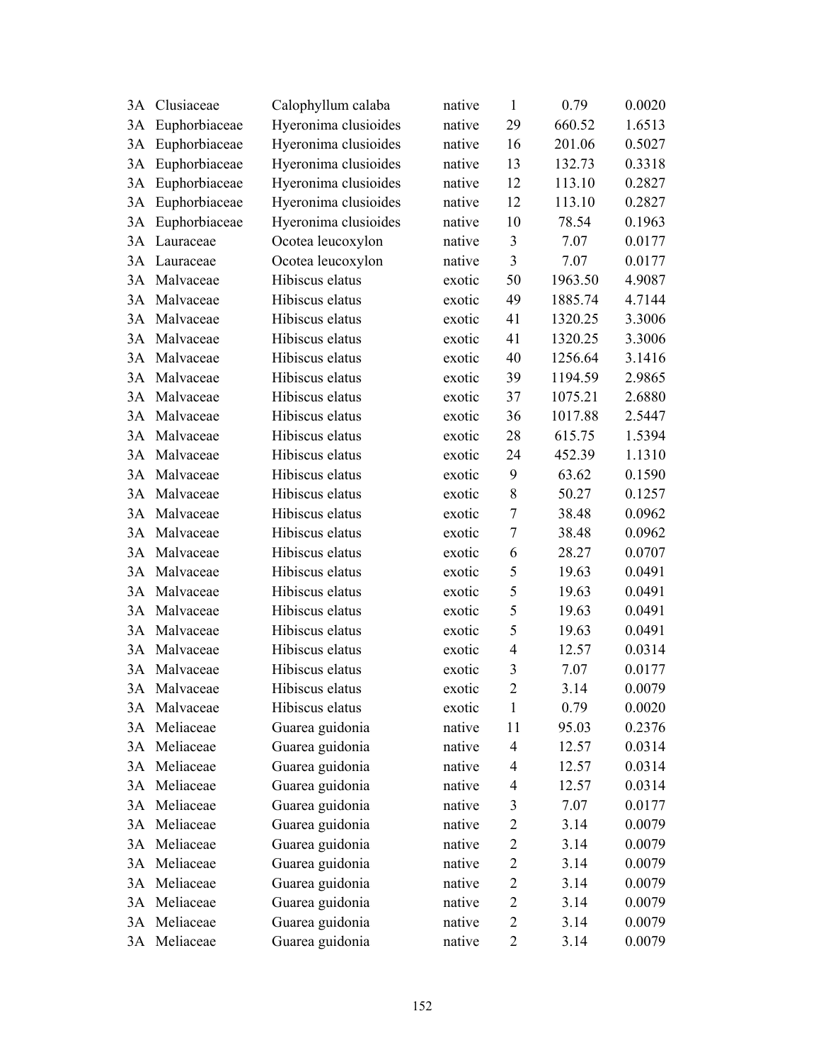| | | | | | | |
|---|---|---|---|---|---|---|
| 3A | Clusiaceae | Calophyllum calaba | native | 1 | 0.79 | 0.0020 |
| 3A | Euphorbiaceae | Hyeronima clusioides | native | 29 | 660.52 | 1.6513 |
| 3A | Euphorbiaceae | Hyeronima clusioides | native | 16 | 201.06 | 0.5027 |
| 3A | Euphorbiaceae | Hyeronima clusioides | native | 13 | 132.73 | 0.3318 |
| 3A | Euphorbiaceae | Hyeronima clusioides | native | 12 | 113.10 | 0.2827 |
| 3A | Euphorbiaceae | Hyeronima clusioides | native | 12 | 113.10 | 0.2827 |
| 3A | Euphorbiaceae | Hyeronima clusioides | native | 10 | 78.54 | 0.1963 |
| 3A | Lauraceae | Ocotea leucoxylon | native | 3 | 7.07 | 0.0177 |
| 3A | Lauraceae | Ocotea leucoxylon | native | 3 | 7.07 | 0.0177 |
| 3A | Malvaceae | Hibiscus elatus | exotic | 50 | 1963.50 | 4.9087 |
| 3A | Malvaceae | Hibiscus elatus | exotic | 49 | 1885.74 | 4.7144 |
| 3A | Malvaceae | Hibiscus elatus | exotic | 41 | 1320.25 | 3.3006 |
| 3A | Malvaceae | Hibiscus elatus | exotic | 41 | 1320.25 | 3.3006 |
| 3A | Malvaceae | Hibiscus elatus | exotic | 40 | 1256.64 | 3.1416 |
| 3A | Malvaceae | Hibiscus elatus | exotic | 39 | 1194.59 | 2.9865 |
| 3A | Malvaceae | Hibiscus elatus | exotic | 37 | 1075.21 | 2.6880 |
| 3A | Malvaceae | Hibiscus elatus | exotic | 36 | 1017.88 | 2.5447 |
| 3A | Malvaceae | Hibiscus elatus | exotic | 28 | 615.75 | 1.5394 |
| 3A | Malvaceae | Hibiscus elatus | exotic | 24 | 452.39 | 1.1310 |
| 3A | Malvaceae | Hibiscus elatus | exotic | 9 | 63.62 | 0.1590 |
| 3A | Malvaceae | Hibiscus elatus | exotic | 8 | 50.27 | 0.1257 |
| 3A | Malvaceae | Hibiscus elatus | exotic | 7 | 38.48 | 0.0962 |
| 3A | Malvaceae | Hibiscus elatus | exotic | 7 | 38.48 | 0.0962 |
| 3A | Malvaceae | Hibiscus elatus | exotic | 6 | 28.27 | 0.0707 |
| 3A | Malvaceae | Hibiscus elatus | exotic | 5 | 19.63 | 0.0491 |
| 3A | Malvaceae | Hibiscus elatus | exotic | 5 | 19.63 | 0.0491 |
| 3A | Malvaceae | Hibiscus elatus | exotic | 5 | 19.63 | 0.0491 |
| 3A | Malvaceae | Hibiscus elatus | exotic | 5 | 19.63 | 0.0491 |
| 3A | Malvaceae | Hibiscus elatus | exotic | 4 | 12.57 | 0.0314 |
| 3A | Malvaceae | Hibiscus elatus | exotic | 3 | 7.07 | 0.0177 |
| 3A | Malvaceae | Hibiscus elatus | exotic | 2 | 3.14 | 0.0079 |
| 3A | Malvaceae | Hibiscus elatus | exotic | 1 | 0.79 | 0.0020 |
| 3A | Meliaceae | Guarea guidonia | native | 11 | 95.03 | 0.2376 |
| 3A | Meliaceae | Guarea guidonia | native | 4 | 12.57 | 0.0314 |
| 3A | Meliaceae | Guarea guidonia | native | 4 | 12.57 | 0.0314 |
| 3A | Meliaceae | Guarea guidonia | native | 4 | 12.57 | 0.0314 |
| 3A | Meliaceae | Guarea guidonia | native | 3 | 7.07 | 0.0177 |
| 3A | Meliaceae | Guarea guidonia | native | 2 | 3.14 | 0.0079 |
| 3A | Meliaceae | Guarea guidonia | native | 2 | 3.14 | 0.0079 |
| 3A | Meliaceae | Guarea guidonia | native | 2 | 3.14 | 0.0079 |
| 3A | Meliaceae | Guarea guidonia | native | 2 | 3.14 | 0.0079 |
| 3A | Meliaceae | Guarea guidonia | native | 2 | 3.14 | 0.0079 |
| 3A | Meliaceae | Guarea guidonia | native | 2 | 3.14 | 0.0079 |
| 3A | Meliaceae | Guarea guidonia | native | 2 | 3.14 | 0.0079 |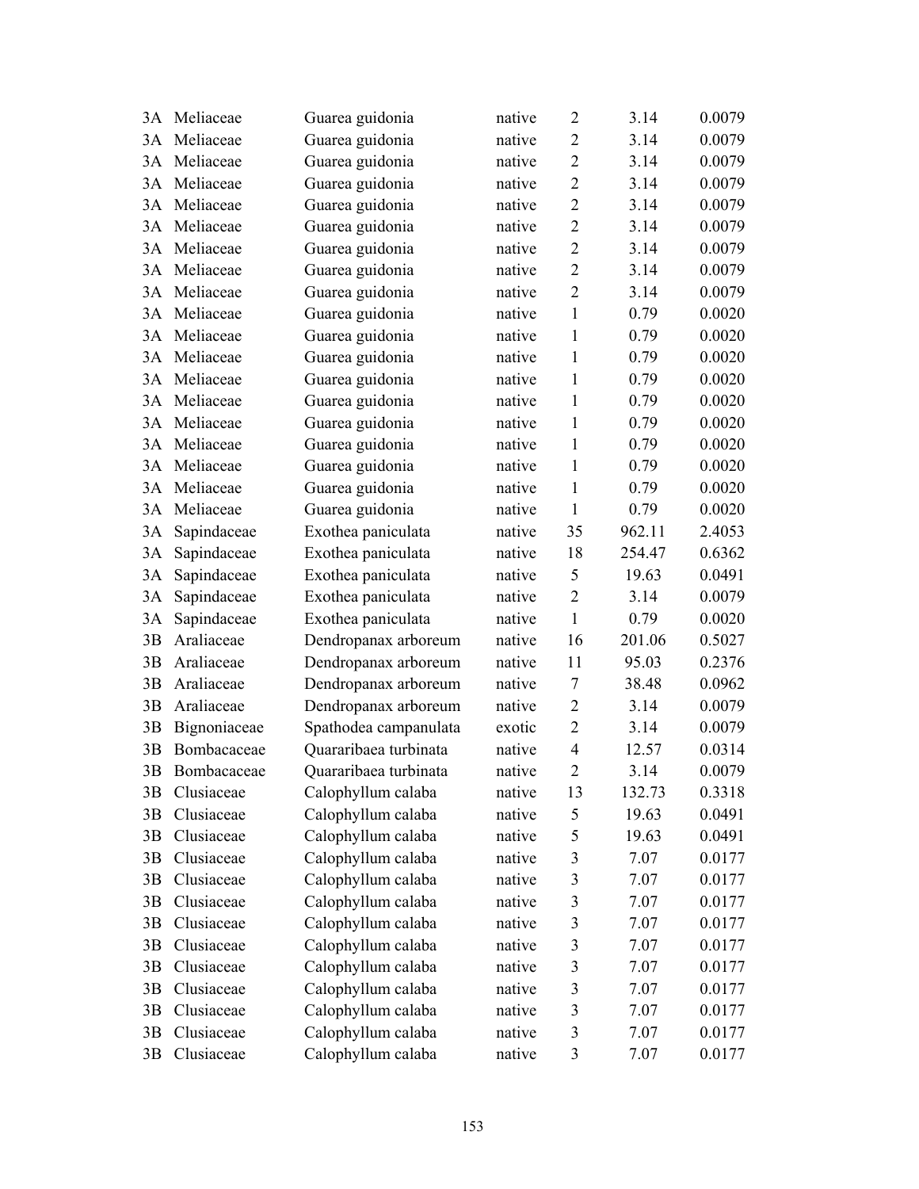| | | | | | | |
|---|---|---|---|---|---|---|
| 3A | Meliaceae | Guarea guidonia | native | 2 | 3.14 | 0.0079 |
| 3A | Meliaceae | Guarea guidonia | native | 2 | 3.14 | 0.0079 |
| 3A | Meliaceae | Guarea guidonia | native | 2 | 3.14 | 0.0079 |
| 3A | Meliaceae | Guarea guidonia | native | 2 | 3.14 | 0.0079 |
| 3A | Meliaceae | Guarea guidonia | native | 2 | 3.14 | 0.0079 |
| 3A | Meliaceae | Guarea guidonia | native | 2 | 3.14 | 0.0079 |
| 3A | Meliaceae | Guarea guidonia | native | 2 | 3.14 | 0.0079 |
| 3A | Meliaceae | Guarea guidonia | native | 2 | 3.14 | 0.0079 |
| 3A | Meliaceae | Guarea guidonia | native | 2 | 3.14 | 0.0079 |
| 3A | Meliaceae | Guarea guidonia | native | 1 | 0.79 | 0.0020 |
| 3A | Meliaceae | Guarea guidonia | native | 1 | 0.79 | 0.0020 |
| 3A | Meliaceae | Guarea guidonia | native | 1 | 0.79 | 0.0020 |
| 3A | Meliaceae | Guarea guidonia | native | 1 | 0.79 | 0.0020 |
| 3A | Meliaceae | Guarea guidonia | native | 1 | 0.79 | 0.0020 |
| 3A | Meliaceae | Guarea guidonia | native | 1 | 0.79 | 0.0020 |
| 3A | Meliaceae | Guarea guidonia | native | 1 | 0.79 | 0.0020 |
| 3A | Meliaceae | Guarea guidonia | native | 1 | 0.79 | 0.0020 |
| 3A | Meliaceae | Guarea guidonia | native | 1 | 0.79 | 0.0020 |
| 3A | Meliaceae | Guarea guidonia | native | 1 | 0.79 | 0.0020 |
| 3A | Sapindaceae | Exothea paniculata | native | 35 | 962.11 | 2.4053 |
| 3A | Sapindaceae | Exothea paniculata | native | 18 | 254.47 | 0.6362 |
| 3A | Sapindaceae | Exothea paniculata | native | 5 | 19.63 | 0.0491 |
| 3A | Sapindaceae | Exothea paniculata | native | 2 | 3.14 | 0.0079 |
| 3A | Sapindaceae | Exothea paniculata | native | 1 | 0.79 | 0.0020 |
| 3B | Araliaceae | Dendropanax arboreum | native | 16 | 201.06 | 0.5027 |
| 3B | Araliaceae | Dendropanax arboreum | native | 11 | 95.03 | 0.2376 |
| 3B | Araliaceae | Dendropanax arboreum | native | 7 | 38.48 | 0.0962 |
| 3B | Araliaceae | Dendropanax arboreum | native | 2 | 3.14 | 0.0079 |
| 3B | Bignoniaceae | Spathodea campanulata | exotic | 2 | 3.14 | 0.0079 |
| 3B | Bombacaceae | Quararibaea turbinata | native | 4 | 12.57 | 0.0314 |
| 3B | Bombacaceae | Quararibaea turbinata | native | 2 | 3.14 | 0.0079 |
| 3B | Clusiaceae | Calophyllum calaba | native | 13 | 132.73 | 0.3318 |
| 3B | Clusiaceae | Calophyllum calaba | native | 5 | 19.63 | 0.0491 |
| 3B | Clusiaceae | Calophyllum calaba | native | 5 | 19.63 | 0.0491 |
| 3B | Clusiaceae | Calophyllum calaba | native | 3 | 7.07 | 0.0177 |
| 3B | Clusiaceae | Calophyllum calaba | native | 3 | 7.07 | 0.0177 |
| 3B | Clusiaceae | Calophyllum calaba | native | 3 | 7.07 | 0.0177 |
| 3B | Clusiaceae | Calophyllum calaba | native | 3 | 7.07 | 0.0177 |
| 3B | Clusiaceae | Calophyllum calaba | native | 3 | 7.07 | 0.0177 |
| 3B | Clusiaceae | Calophyllum calaba | native | 3 | 7.07 | 0.0177 |
| 3B | Clusiaceae | Calophyllum calaba | native | 3 | 7.07 | 0.0177 |
| 3B | Clusiaceae | Calophyllum calaba | native | 3 | 7.07 | 0.0177 |
| 3B | Clusiaceae | Calophyllum calaba | native | 3 | 7.07 | 0.0177 |
| 3B | Clusiaceae | Calophyllum calaba | native | 3 | 7.07 | 0.0177 |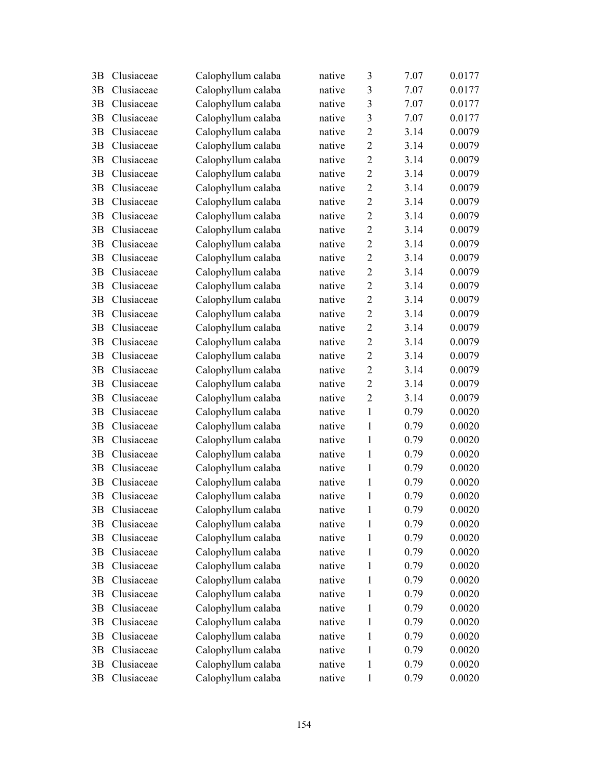| | | | | | | |
|---|---|---|---|---|---|---|
| 3B | Clusiaceae | Calophyllum calaba | native | 3 | 7.07 | 0.0177 |
| 3B | Clusiaceae | Calophyllum calaba | native | 3 | 7.07 | 0.0177 |
| 3B | Clusiaceae | Calophyllum calaba | native | 3 | 7.07 | 0.0177 |
| 3B | Clusiaceae | Calophyllum calaba | native | 3 | 7.07 | 0.0177 |
| 3B | Clusiaceae | Calophyllum calaba | native | 2 | 3.14 | 0.0079 |
| 3B | Clusiaceae | Calophyllum calaba | native | 2 | 3.14 | 0.0079 |
| 3B | Clusiaceae | Calophyllum calaba | native | 2 | 3.14 | 0.0079 |
| 3B | Clusiaceae | Calophyllum calaba | native | 2 | 3.14 | 0.0079 |
| 3B | Clusiaceae | Calophyllum calaba | native | 2 | 3.14 | 0.0079 |
| 3B | Clusiaceae | Calophyllum calaba | native | 2 | 3.14 | 0.0079 |
| 3B | Clusiaceae | Calophyllum calaba | native | 2 | 3.14 | 0.0079 |
| 3B | Clusiaceae | Calophyllum calaba | native | 2 | 3.14 | 0.0079 |
| 3B | Clusiaceae | Calophyllum calaba | native | 2 | 3.14 | 0.0079 |
| 3B | Clusiaceae | Calophyllum calaba | native | 2 | 3.14 | 0.0079 |
| 3B | Clusiaceae | Calophyllum calaba | native | 2 | 3.14 | 0.0079 |
| 3B | Clusiaceae | Calophyllum calaba | native | 2 | 3.14 | 0.0079 |
| 3B | Clusiaceae | Calophyllum calaba | native | 2 | 3.14 | 0.0079 |
| 3B | Clusiaceae | Calophyllum calaba | native | 2 | 3.14 | 0.0079 |
| 3B | Clusiaceae | Calophyllum calaba | native | 2 | 3.14 | 0.0079 |
| 3B | Clusiaceae | Calophyllum calaba | native | 2 | 3.14 | 0.0079 |
| 3B | Clusiaceae | Calophyllum calaba | native | 2 | 3.14 | 0.0079 |
| 3B | Clusiaceae | Calophyllum calaba | native | 2 | 3.14 | 0.0079 |
| 3B | Clusiaceae | Calophyllum calaba | native | 2 | 3.14 | 0.0079 |
| 3B | Clusiaceae | Calophyllum calaba | native | 2 | 3.14 | 0.0079 |
| 3B | Clusiaceae | Calophyllum calaba | native | 1 | 0.79 | 0.0020 |
| 3B | Clusiaceae | Calophyllum calaba | native | 1 | 0.79 | 0.0020 |
| 3B | Clusiaceae | Calophyllum calaba | native | 1 | 0.79 | 0.0020 |
| 3B | Clusiaceae | Calophyllum calaba | native | 1 | 0.79 | 0.0020 |
| 3B | Clusiaceae | Calophyllum calaba | native | 1 | 0.79 | 0.0020 |
| 3B | Clusiaceae | Calophyllum calaba | native | 1 | 0.79 | 0.0020 |
| 3B | Clusiaceae | Calophyllum calaba | native | 1 | 0.79 | 0.0020 |
| 3B | Clusiaceae | Calophyllum calaba | native | 1 | 0.79 | 0.0020 |
| 3B | Clusiaceae | Calophyllum calaba | native | 1 | 0.79 | 0.0020 |
| 3B | Clusiaceae | Calophyllum calaba | native | 1 | 0.79 | 0.0020 |
| 3B | Clusiaceae | Calophyllum calaba | native | 1 | 0.79 | 0.0020 |
| 3B | Clusiaceae | Calophyllum calaba | native | 1 | 0.79 | 0.0020 |
| 3B | Clusiaceae | Calophyllum calaba | native | 1 | 0.79 | 0.0020 |
| 3B | Clusiaceae | Calophyllum calaba | native | 1 | 0.79 | 0.0020 |
| 3B | Clusiaceae | Calophyllum calaba | native | 1 | 0.79 | 0.0020 |
| 3B | Clusiaceae | Calophyllum calaba | native | 1 | 0.79 | 0.0020 |
| 3B | Clusiaceae | Calophyllum calaba | native | 1 | 0.79 | 0.0020 |
| 3B | Clusiaceae | Calophyllum calaba | native | 1 | 0.79 | 0.0020 |
| 3B | Clusiaceae | Calophyllum calaba | native | 1 | 0.79 | 0.0020 |
| 3B | Clusiaceae | Calophyllum calaba | native | 1 | 0.79 | 0.0020 |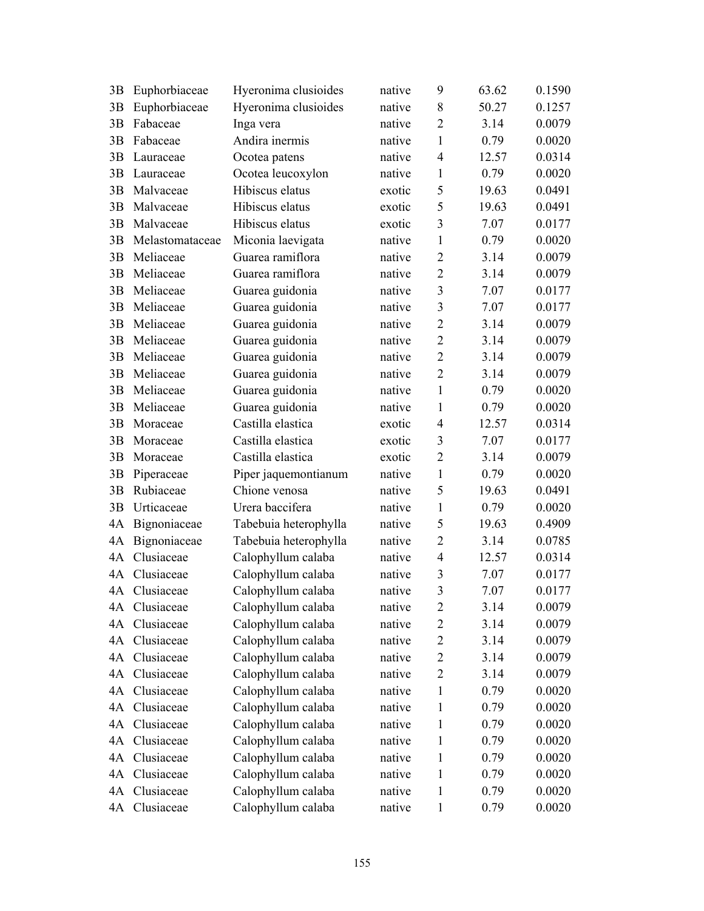| | | | | | | |
|---|---|---|---|---|---|---|
| 3B | Euphorbiaceae | Hyeronima clusioides | native | 9 | 63.62 | 0.1590 |
| 3B | Euphorbiaceae | Hyeronima clusioides | native | 8 | 50.27 | 0.1257 |
| 3B | Fabaceae | Inga vera | native | 2 | 3.14 | 0.0079 |
| 3B | Fabaceae | Andira inermis | native | 1 | 0.79 | 0.0020 |
| 3B | Lauraceae | Ocotea patens | native | 4 | 12.57 | 0.0314 |
| 3B | Lauraceae | Ocotea leucoxylon | native | 1 | 0.79 | 0.0020 |
| 3B | Malvaceae | Hibiscus elatus | exotic | 5 | 19.63 | 0.0491 |
| 3B | Malvaceae | Hibiscus elatus | exotic | 5 | 19.63 | 0.0491 |
| 3B | Malvaceae | Hibiscus elatus | exotic | 3 | 7.07 | 0.0177 |
| 3B | Melastomataceae | Miconia laevigata | native | 1 | 0.79 | 0.0020 |
| 3B | Meliaceae | Guarea ramiflora | native | 2 | 3.14 | 0.0079 |
| 3B | Meliaceae | Guarea ramiflora | native | 2 | 3.14 | 0.0079 |
| 3B | Meliaceae | Guarea guidonia | native | 3 | 7.07 | 0.0177 |
| 3B | Meliaceae | Guarea guidonia | native | 3 | 7.07 | 0.0177 |
| 3B | Meliaceae | Guarea guidonia | native | 2 | 3.14 | 0.0079 |
| 3B | Meliaceae | Guarea guidonia | native | 2 | 3.14 | 0.0079 |
| 3B | Meliaceae | Guarea guidonia | native | 2 | 3.14 | 0.0079 |
| 3B | Meliaceae | Guarea guidonia | native | 2 | 3.14 | 0.0079 |
| 3B | Meliaceae | Guarea guidonia | native | 1 | 0.79 | 0.0020 |
| 3B | Meliaceae | Guarea guidonia | native | 1 | 0.79 | 0.0020 |
| 3B | Moraceae | Castilla elastica | exotic | 4 | 12.57 | 0.0314 |
| 3B | Moraceae | Castilla elastica | exotic | 3 | 7.07 | 0.0177 |
| 3B | Moraceae | Castilla elastica | exotic | 2 | 3.14 | 0.0079 |
| 3B | Piperaceae | Piper jaquemontianum | native | 1 | 0.79 | 0.0020 |
| 3B | Rubiaceae | Chione venosa | native | 5 | 19.63 | 0.0491 |
| 3B | Urticaceae | Urera baccifera | native | 1 | 0.79 | 0.0020 |
| 4A | Bignoniaceae | Tabebuia heterophylla | native | 5 | 19.63 | 0.4909 |
| 4A | Bignoniaceae | Tabebuia heterophylla | native | 2 | 3.14 | 0.0785 |
| 4A | Clusiaceae | Calophyllum calaba | native | 4 | 12.57 | 0.0314 |
| 4A | Clusiaceae | Calophyllum calaba | native | 3 | 7.07 | 0.0177 |
| 4A | Clusiaceae | Calophyllum calaba | native | 3 | 7.07 | 0.0177 |
| 4A | Clusiaceae | Calophyllum calaba | native | 2 | 3.14 | 0.0079 |
| 4A | Clusiaceae | Calophyllum calaba | native | 2 | 3.14 | 0.0079 |
| 4A | Clusiaceae | Calophyllum calaba | native | 2 | 3.14 | 0.0079 |
| 4A | Clusiaceae | Calophyllum calaba | native | 2 | 3.14 | 0.0079 |
| 4A | Clusiaceae | Calophyllum calaba | native | 2 | 3.14 | 0.0079 |
| 4A | Clusiaceae | Calophyllum calaba | native | 1 | 0.79 | 0.0020 |
| 4A | Clusiaceae | Calophyllum calaba | native | 1 | 0.79 | 0.0020 |
| 4A | Clusiaceae | Calophyllum calaba | native | 1 | 0.79 | 0.0020 |
| 4A | Clusiaceae | Calophyllum calaba | native | 1 | 0.79 | 0.0020 |
| 4A | Clusiaceae | Calophyllum calaba | native | 1 | 0.79 | 0.0020 |
| 4A | Clusiaceae | Calophyllum calaba | native | 1 | 0.79 | 0.0020 |
| 4A | Clusiaceae | Calophyllum calaba | native | 1 | 0.79 | 0.0020 |
| 4A | Clusiaceae | Calophyllum calaba | native | 1 | 0.79 | 0.0020 |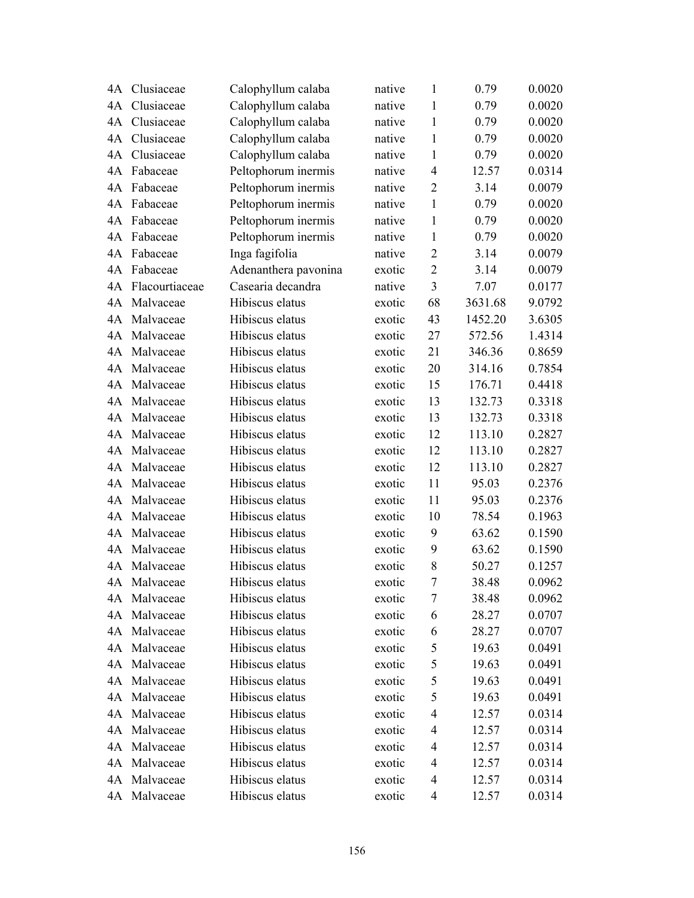| | | | | | | |
|---|---|---|---|---|---|---|
| 4A | Clusiaceae | Calophyllum calaba | native | 1 | 0.79 | 0.0020 |
| 4A | Clusiaceae | Calophyllum calaba | native | 1 | 0.79 | 0.0020 |
| 4A | Clusiaceae | Calophyllum calaba | native | 1 | 0.79 | 0.0020 |
| 4A | Clusiaceae | Calophyllum calaba | native | 1 | 0.79 | 0.0020 |
| 4A | Clusiaceae | Calophyllum calaba | native | 1 | 0.79 | 0.0020 |
| 4A | Fabaceae | Peltophorum inermis | native | 4 | 12.57 | 0.0314 |
| 4A | Fabaceae | Peltophorum inermis | native | 2 | 3.14 | 0.0079 |
| 4A | Fabaceae | Peltophorum inermis | native | 1 | 0.79 | 0.0020 |
| 4A | Fabaceae | Peltophorum inermis | native | 1 | 0.79 | 0.0020 |
| 4A | Fabaceae | Peltophorum inermis | native | 1 | 0.79 | 0.0020 |
| 4A | Fabaceae | Inga fagifolia | native | 2 | 3.14 | 0.0079 |
| 4A | Fabaceae | Adenanthera pavonina | exotic | 2 | 3.14 | 0.0079 |
| 4A | Flacourtiaceae | Casearia decandra | native | 3 | 7.07 | 0.0177 |
| 4A | Malvaceae | Hibiscus elatus | exotic | 68 | 3631.68 | 9.0792 |
| 4A | Malvaceae | Hibiscus elatus | exotic | 43 | 1452.20 | 3.6305 |
| 4A | Malvaceae | Hibiscus elatus | exotic | 27 | 572.56 | 1.4314 |
| 4A | Malvaceae | Hibiscus elatus | exotic | 21 | 346.36 | 0.8659 |
| 4A | Malvaceae | Hibiscus elatus | exotic | 20 | 314.16 | 0.7854 |
| 4A | Malvaceae | Hibiscus elatus | exotic | 15 | 176.71 | 0.4418 |
| 4A | Malvaceae | Hibiscus elatus | exotic | 13 | 132.73 | 0.3318 |
| 4A | Malvaceae | Hibiscus elatus | exotic | 13 | 132.73 | 0.3318 |
| 4A | Malvaceae | Hibiscus elatus | exotic | 12 | 113.10 | 0.2827 |
| 4A | Malvaceae | Hibiscus elatus | exotic | 12 | 113.10 | 0.2827 |
| 4A | Malvaceae | Hibiscus elatus | exotic | 12 | 113.10 | 0.2827 |
| 4A | Malvaceae | Hibiscus elatus | exotic | 11 | 95.03 | 0.2376 |
| 4A | Malvaceae | Hibiscus elatus | exotic | 11 | 95.03 | 0.2376 |
| 4A | Malvaceae | Hibiscus elatus | exotic | 10 | 78.54 | 0.1963 |
| 4A | Malvaceae | Hibiscus elatus | exotic | 9 | 63.62 | 0.1590 |
| 4A | Malvaceae | Hibiscus elatus | exotic | 9 | 63.62 | 0.1590 |
| 4A | Malvaceae | Hibiscus elatus | exotic | 8 | 50.27 | 0.1257 |
| 4A | Malvaceae | Hibiscus elatus | exotic | 7 | 38.48 | 0.0962 |
| 4A | Malvaceae | Hibiscus elatus | exotic | 7 | 38.48 | 0.0962 |
| 4A | Malvaceae | Hibiscus elatus | exotic | 6 | 28.27 | 0.0707 |
| 4A | Malvaceae | Hibiscus elatus | exotic | 6 | 28.27 | 0.0707 |
| 4A | Malvaceae | Hibiscus elatus | exotic | 5 | 19.63 | 0.0491 |
| 4A | Malvaceae | Hibiscus elatus | exotic | 5 | 19.63 | 0.0491 |
| 4A | Malvaceae | Hibiscus elatus | exotic | 5 | 19.63 | 0.0491 |
| 4A | Malvaceae | Hibiscus elatus | exotic | 5 | 19.63 | 0.0491 |
| 4A | Malvaceae | Hibiscus elatus | exotic | 4 | 12.57 | 0.0314 |
| 4A | Malvaceae | Hibiscus elatus | exotic | 4 | 12.57 | 0.0314 |
| 4A | Malvaceae | Hibiscus elatus | exotic | 4 | 12.57 | 0.0314 |
| 4A | Malvaceae | Hibiscus elatus | exotic | 4 | 12.57 | 0.0314 |
| 4A | Malvaceae | Hibiscus elatus | exotic | 4 | 12.57 | 0.0314 |
| 4A | Malvaceae | Hibiscus elatus | exotic | 4 | 12.57 | 0.0314 |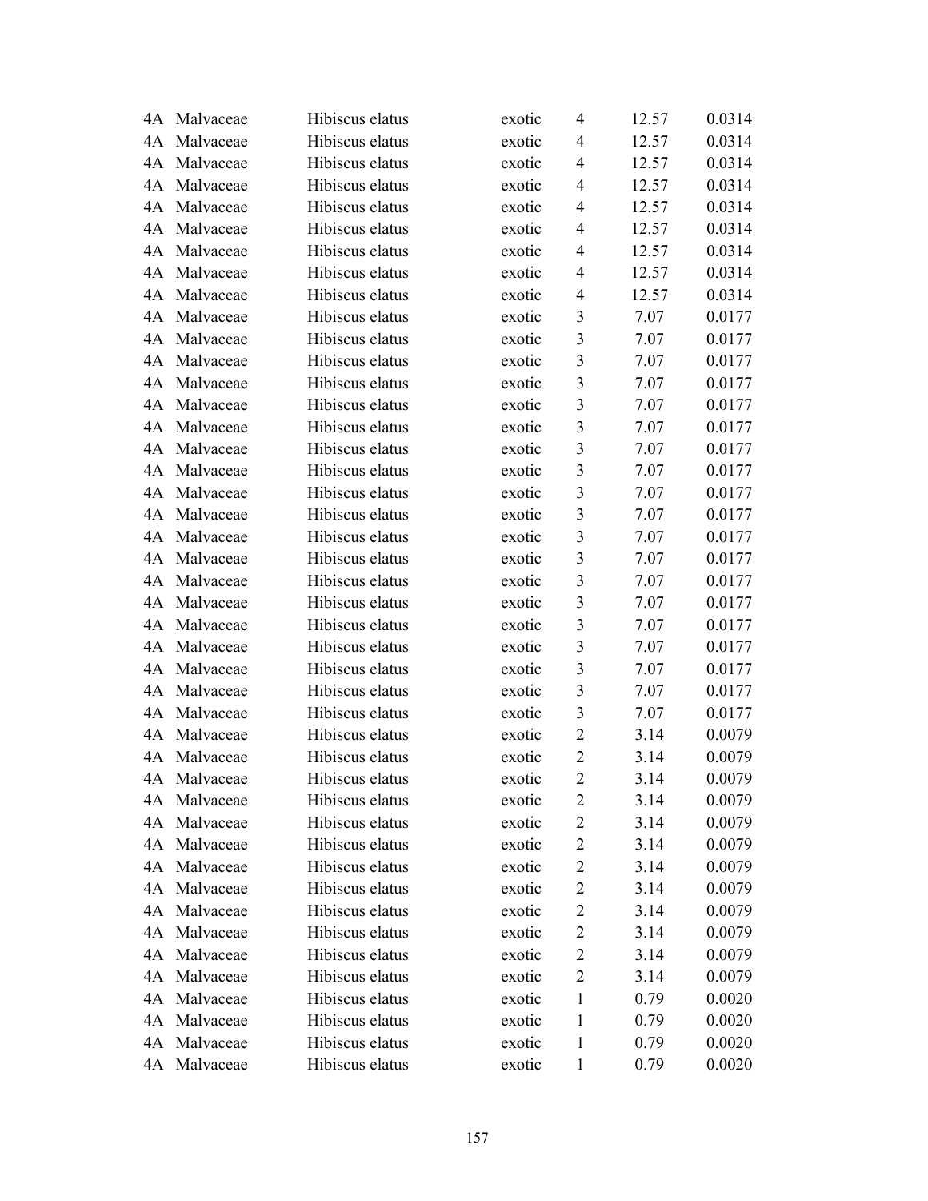| | | | | | | |
|---|---|---|---|---|---|---|
| 4A | Malvaceae | Hibiscus elatus | exotic | 4 | 12.57 | 0.0314 |
| 4A | Malvaceae | Hibiscus elatus | exotic | 4 | 12.57 | 0.0314 |
| 4A | Malvaceae | Hibiscus elatus | exotic | 4 | 12.57 | 0.0314 |
| 4A | Malvaceae | Hibiscus elatus | exotic | 4 | 12.57 | 0.0314 |
| 4A | Malvaceae | Hibiscus elatus | exotic | 4 | 12.57 | 0.0314 |
| 4A | Malvaceae | Hibiscus elatus | exotic | 4 | 12.57 | 0.0314 |
| 4A | Malvaceae | Hibiscus elatus | exotic | 4 | 12.57 | 0.0314 |
| 4A | Malvaceae | Hibiscus elatus | exotic | 4 | 12.57 | 0.0314 |
| 4A | Malvaceae | Hibiscus elatus | exotic | 4 | 12.57 | 0.0314 |
| 4A | Malvaceae | Hibiscus elatus | exotic | 3 | 7.07 | 0.0177 |
| 4A | Malvaceae | Hibiscus elatus | exotic | 3 | 7.07 | 0.0177 |
| 4A | Malvaceae | Hibiscus elatus | exotic | 3 | 7.07 | 0.0177 |
| 4A | Malvaceae | Hibiscus elatus | exotic | 3 | 7.07 | 0.0177 |
| 4A | Malvaceae | Hibiscus elatus | exotic | 3 | 7.07 | 0.0177 |
| 4A | Malvaceae | Hibiscus elatus | exotic | 3 | 7.07 | 0.0177 |
| 4A | Malvaceae | Hibiscus elatus | exotic | 3 | 7.07 | 0.0177 |
| 4A | Malvaceae | Hibiscus elatus | exotic | 3 | 7.07 | 0.0177 |
| 4A | Malvaceae | Hibiscus elatus | exotic | 3 | 7.07 | 0.0177 |
| 4A | Malvaceae | Hibiscus elatus | exotic | 3 | 7.07 | 0.0177 |
| 4A | Malvaceae | Hibiscus elatus | exotic | 3 | 7.07 | 0.0177 |
| 4A | Malvaceae | Hibiscus elatus | exotic | 3 | 7.07 | 0.0177 |
| 4A | Malvaceae | Hibiscus elatus | exotic | 3 | 7.07 | 0.0177 |
| 4A | Malvaceae | Hibiscus elatus | exotic | 3 | 7.07 | 0.0177 |
| 4A | Malvaceae | Hibiscus elatus | exotic | 3 | 7.07 | 0.0177 |
| 4A | Malvaceae | Hibiscus elatus | exotic | 3 | 7.07 | 0.0177 |
| 4A | Malvaceae | Hibiscus elatus | exotic | 3 | 7.07 | 0.0177 |
| 4A | Malvaceae | Hibiscus elatus | exotic | 3 | 7.07 | 0.0177 |
| 4A | Malvaceae | Hibiscus elatus | exotic | 2 | 3.14 | 0.0079 |
| 4A | Malvaceae | Hibiscus elatus | exotic | 2 | 3.14 | 0.0079 |
| 4A | Malvaceae | Hibiscus elatus | exotic | 2 | 3.14 | 0.0079 |
| 4A | Malvaceae | Hibiscus elatus | exotic | 2 | 3.14 | 0.0079 |
| 4A | Malvaceae | Hibiscus elatus | exotic | 2 | 3.14 | 0.0079 |
| 4A | Malvaceae | Hibiscus elatus | exotic | 2 | 3.14 | 0.0079 |
| 4A | Malvaceae | Hibiscus elatus | exotic | 2 | 3.14 | 0.0079 |
| 4A | Malvaceae | Hibiscus elatus | exotic | 2 | 3.14 | 0.0079 |
| 4A | Malvaceae | Hibiscus elatus | exotic | 2 | 3.14 | 0.0079 |
| 4A | Malvaceae | Hibiscus elatus | exotic | 2 | 3.14 | 0.0079 |
| 4A | Malvaceae | Hibiscus elatus | exotic | 2 | 3.14 | 0.0079 |
| 4A | Malvaceae | Hibiscus elatus | exotic | 2 | 3.14 | 0.0079 |
| 4A | Malvaceae | Hibiscus elatus | exotic | 1 | 0.79 | 0.0020 |
| 4A | Malvaceae | Hibiscus elatus | exotic | 1 | 0.79 | 0.0020 |
| 4A | Malvaceae | Hibiscus elatus | exotic | 1 | 0.79 | 0.0020 |
| 4A | Malvaceae | Hibiscus elatus | exotic | 1 | 0.79 | 0.0020 |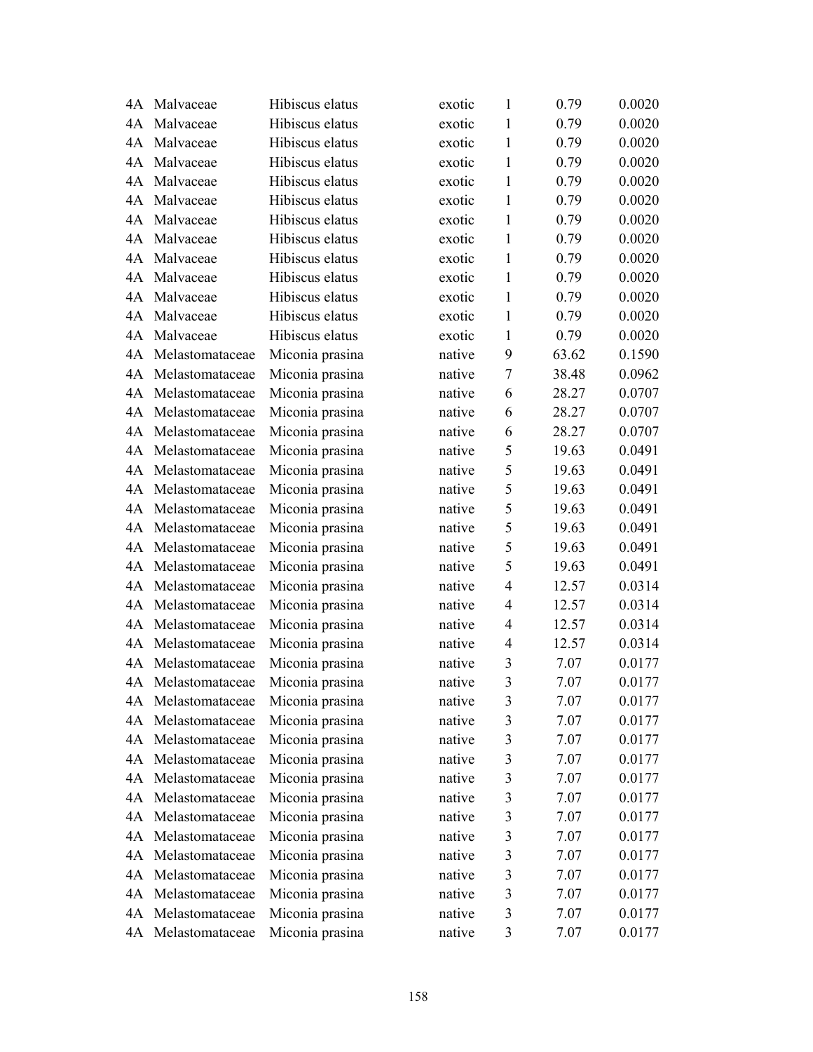| | | | | | | |
|---|---|---|---|---|---|---|
| 4A | Malvaceae | Hibiscus elatus | exotic | 1 | 0.79 | 0.0020 |
| 4A | Malvaceae | Hibiscus elatus | exotic | 1 | 0.79 | 0.0020 |
| 4A | Malvaceae | Hibiscus elatus | exotic | 1 | 0.79 | 0.0020 |
| 4A | Malvaceae | Hibiscus elatus | exotic | 1 | 0.79 | 0.0020 |
| 4A | Malvaceae | Hibiscus elatus | exotic | 1 | 0.79 | 0.0020 |
| 4A | Malvaceae | Hibiscus elatus | exotic | 1 | 0.79 | 0.0020 |
| 4A | Malvaceae | Hibiscus elatus | exotic | 1 | 0.79 | 0.0020 |
| 4A | Malvaceae | Hibiscus elatus | exotic | 1 | 0.79 | 0.0020 |
| 4A | Malvaceae | Hibiscus elatus | exotic | 1 | 0.79 | 0.0020 |
| 4A | Malvaceae | Hibiscus elatus | exotic | 1 | 0.79 | 0.0020 |
| 4A | Malvaceae | Hibiscus elatus | exotic | 1 | 0.79 | 0.0020 |
| 4A | Malvaceae | Hibiscus elatus | exotic | 1 | 0.79 | 0.0020 |
| 4A | Malvaceae | Hibiscus elatus | exotic | 1 | 0.79 | 0.0020 |
| 4A | Melastomataceae | Miconia prasina | native | 9 | 63.62 | 0.1590 |
| 4A | Melastomataceae | Miconia prasina | native | 7 | 38.48 | 0.0962 |
| 4A | Melastomataceae | Miconia prasina | native | 6 | 28.27 | 0.0707 |
| 4A | Melastomataceae | Miconia prasina | native | 6 | 28.27 | 0.0707 |
| 4A | Melastomataceae | Miconia prasina | native | 6 | 28.27 | 0.0707 |
| 4A | Melastomataceae | Miconia prasina | native | 5 | 19.63 | 0.0491 |
| 4A | Melastomataceae | Miconia prasina | native | 5 | 19.63 | 0.0491 |
| 4A | Melastomataceae | Miconia prasina | native | 5 | 19.63 | 0.0491 |
| 4A | Melastomataceae | Miconia prasina | native | 5 | 19.63 | 0.0491 |
| 4A | Melastomataceae | Miconia prasina | native | 5 | 19.63 | 0.0491 |
| 4A | Melastomataceae | Miconia prasina | native | 5 | 19.63 | 0.0491 |
| 4A | Melastomataceae | Miconia prasina | native | 5 | 19.63 | 0.0491 |
| 4A | Melastomataceae | Miconia prasina | native | 4 | 12.57 | 0.0314 |
| 4A | Melastomataceae | Miconia prasina | native | 4 | 12.57 | 0.0314 |
| 4A | Melastomataceae | Miconia prasina | native | 4 | 12.57 | 0.0314 |
| 4A | Melastomataceae | Miconia prasina | native | 4 | 12.57 | 0.0314 |
| 4A | Melastomataceae | Miconia prasina | native | 3 | 7.07 | 0.0177 |
| 4A | Melastomataceae | Miconia prasina | native | 3 | 7.07 | 0.0177 |
| 4A | Melastomataceae | Miconia prasina | native | 3 | 7.07 | 0.0177 |
| 4A | Melastomataceae | Miconia prasina | native | 3 | 7.07 | 0.0177 |
| 4A | Melastomataceae | Miconia prasina | native | 3 | 7.07 | 0.0177 |
| 4A | Melastomataceae | Miconia prasina | native | 3 | 7.07 | 0.0177 |
| 4A | Melastomataceae | Miconia prasina | native | 3 | 7.07 | 0.0177 |
| 4A | Melastomataceae | Miconia prasina | native | 3 | 7.07 | 0.0177 |
| 4A | Melastomataceae | Miconia prasina | native | 3 | 7.07 | 0.0177 |
| 4A | Melastomataceae | Miconia prasina | native | 3 | 7.07 | 0.0177 |
| 4A | Melastomataceae | Miconia prasina | native | 3 | 7.07 | 0.0177 |
| 4A | Melastomataceae | Miconia prasina | native | 3 | 7.07 | 0.0177 |
| 4A | Melastomataceae | Miconia prasina | native | 3 | 7.07 | 0.0177 |
| 4A | Melastomataceae | Miconia prasina | native | 3 | 7.07 | 0.0177 |
| 4A | Melastomataceae | Miconia prasina | native | 3 | 7.07 | 0.0177 |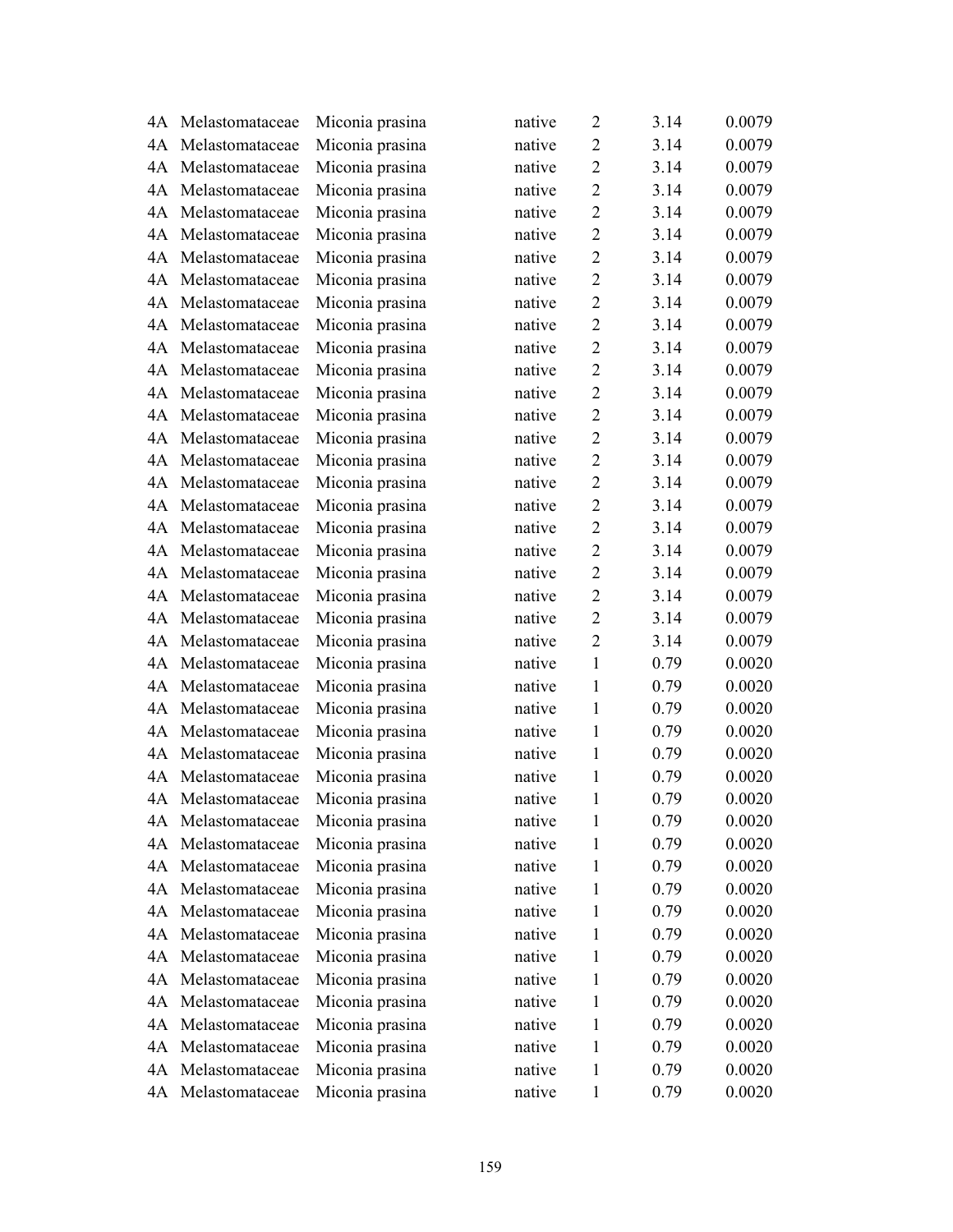| | | | | | | |
|---|---|---|---|---|---|---|
| 4A | Melastomataceae | Miconia prasina | native | 2 | 3.14 | 0.0079 |
| 4A | Melastomataceae | Miconia prasina | native | 2 | 3.14 | 0.0079 |
| 4A | Melastomataceae | Miconia prasina | native | 2 | 3.14 | 0.0079 |
| 4A | Melastomataceae | Miconia prasina | native | 2 | 3.14 | 0.0079 |
| 4A | Melastomataceae | Miconia prasina | native | 2 | 3.14 | 0.0079 |
| 4A | Melastomataceae | Miconia prasina | native | 2 | 3.14 | 0.0079 |
| 4A | Melastomataceae | Miconia prasina | native | 2 | 3.14 | 0.0079 |
| 4A | Melastomataceae | Miconia prasina | native | 2 | 3.14 | 0.0079 |
| 4A | Melastomataceae | Miconia prasina | native | 2 | 3.14 | 0.0079 |
| 4A | Melastomataceae | Miconia prasina | native | 2 | 3.14 | 0.0079 |
| 4A | Melastomataceae | Miconia prasina | native | 2 | 3.14 | 0.0079 |
| 4A | Melastomataceae | Miconia prasina | native | 2 | 3.14 | 0.0079 |
| 4A | Melastomataceae | Miconia prasina | native | 2 | 3.14 | 0.0079 |
| 4A | Melastomataceae | Miconia prasina | native | 2 | 3.14 | 0.0079 |
| 4A | Melastomataceae | Miconia prasina | native | 2 | 3.14 | 0.0079 |
| 4A | Melastomataceae | Miconia prasina | native | 2 | 3.14 | 0.0079 |
| 4A | Melastomataceae | Miconia prasina | native | 2 | 3.14 | 0.0079 |
| 4A | Melastomataceae | Miconia prasina | native | 2 | 3.14 | 0.0079 |
| 4A | Melastomataceae | Miconia prasina | native | 2 | 3.14 | 0.0079 |
| 4A | Melastomataceae | Miconia prasina | native | 2 | 3.14 | 0.0079 |
| 4A | Melastomataceae | Miconia prasina | native | 2 | 3.14 | 0.0079 |
| 4A | Melastomataceae | Miconia prasina | native | 2 | 3.14 | 0.0079 |
| 4A | Melastomataceae | Miconia prasina | native | 2 | 3.14 | 0.0079 |
| 4A | Melastomataceae | Miconia prasina | native | 2 | 3.14 | 0.0079 |
| 4A | Melastomataceae | Miconia prasina | native | 1 | 0.79 | 0.0020 |
| 4A | Melastomataceae | Miconia prasina | native | 1 | 0.79 | 0.0020 |
| 4A | Melastomataceae | Miconia prasina | native | 1 | 0.79 | 0.0020 |
| 4A | Melastomataceae | Miconia prasina | native | 1 | 0.79 | 0.0020 |
| 4A | Melastomataceae | Miconia prasina | native | 1 | 0.79 | 0.0020 |
| 4A | Melastomataceae | Miconia prasina | native | 1 | 0.79 | 0.0020 |
| 4A | Melastomataceae | Miconia prasina | native | 1 | 0.79 | 0.0020 |
| 4A | Melastomataceae | Miconia prasina | native | 1 | 0.79 | 0.0020 |
| 4A | Melastomataceae | Miconia prasina | native | 1 | 0.79 | 0.0020 |
| 4A | Melastomataceae | Miconia prasina | native | 1 | 0.79 | 0.0020 |
| 4A | Melastomataceae | Miconia prasina | native | 1 | 0.79 | 0.0020 |
| 4A | Melastomataceae | Miconia prasina | native | 1 | 0.79 | 0.0020 |
| 4A | Melastomataceae | Miconia prasina | native | 1 | 0.79 | 0.0020 |
| 4A | Melastomataceae | Miconia prasina | native | 1 | 0.79 | 0.0020 |
| 4A | Melastomataceae | Miconia prasina | native | 1 | 0.79 | 0.0020 |
| 4A | Melastomataceae | Miconia prasina | native | 1 | 0.79 | 0.0020 |
| 4A | Melastomataceae | Miconia prasina | native | 1 | 0.79 | 0.0020 |
| 4A | Melastomataceae | Miconia prasina | native | 1 | 0.79 | 0.0020 |
| 4A | Melastomataceae | Miconia prasina | native | 1 | 0.79 | 0.0020 |
| 4A | Melastomataceae | Miconia prasina | native | 1 | 0.79 | 0.0020 |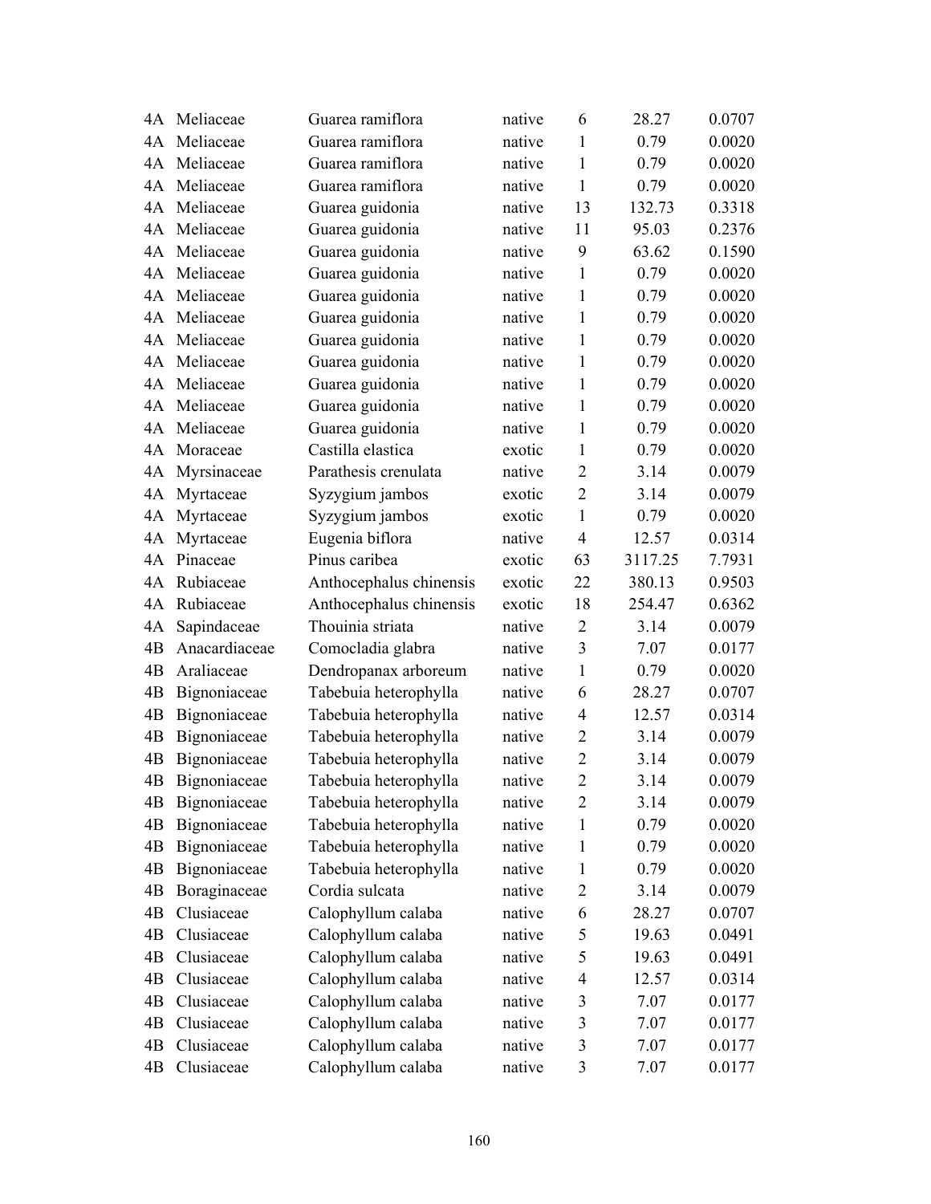| | | | | | | |
|---|---|---|---|---|---|---|
| 4A | Meliaceae | Guarea ramiflora | native | 6 | 28.27 | 0.0707 |
| 4A | Meliaceae | Guarea ramiflora | native | 1 | 0.79 | 0.0020 |
| 4A | Meliaceae | Guarea ramiflora | native | 1 | 0.79 | 0.0020 |
| 4A | Meliaceae | Guarea ramiflora | native | 1 | 0.79 | 0.0020 |
| 4A | Meliaceae | Guarea guidonia | native | 13 | 132.73 | 0.3318 |
| 4A | Meliaceae | Guarea guidonia | native | 11 | 95.03 | 0.2376 |
| 4A | Meliaceae | Guarea guidonia | native | 9 | 63.62 | 0.1590 |
| 4A | Meliaceae | Guarea guidonia | native | 1 | 0.79 | 0.0020 |
| 4A | Meliaceae | Guarea guidonia | native | 1 | 0.79 | 0.0020 |
| 4A | Meliaceae | Guarea guidonia | native | 1 | 0.79 | 0.0020 |
| 4A | Meliaceae | Guarea guidonia | native | 1 | 0.79 | 0.0020 |
| 4A | Meliaceae | Guarea guidonia | native | 1 | 0.79 | 0.0020 |
| 4A | Meliaceae | Guarea guidonia | native | 1 | 0.79 | 0.0020 |
| 4A | Meliaceae | Guarea guidonia | native | 1 | 0.79 | 0.0020 |
| 4A | Meliaceae | Guarea guidonia | native | 1 | 0.79 | 0.0020 |
| 4A | Moraceae | Castilla elastica | exotic | 1 | 0.79 | 0.0020 |
| 4A | Myrsinaceae | Parathesis crenulata | native | 2 | 3.14 | 0.0079 |
| 4A | Myrtaceae | Syzygium jambos | exotic | 2 | 3.14 | 0.0079 |
| 4A | Myrtaceae | Syzygium jambos | exotic | 1 | 0.79 | 0.0020 |
| 4A | Myrtaceae | Eugenia biflora | native | 4 | 12.57 | 0.0314 |
| 4A | Pinaceae | Pinus caribea | exotic | 63 | 3117.25 | 7.7931 |
| 4A | Rubiaceae | Anthocephalus chinensis | exotic | 22 | 380.13 | 0.9503 |
| 4A | Rubiaceae | Anthocephalus chinensis | exotic | 18 | 254.47 | 0.6362 |
| 4A | Sapindaceae | Thouinia striata | native | 2 | 3.14 | 0.0079 |
| 4B | Anacardiaceae | Comocladia glabra | native | 3 | 7.07 | 0.0177 |
| 4B | Araliaceae | Dendropanax arboreum | native | 1 | 0.79 | 0.0020 |
| 4B | Bignoniaceae | Tabebuia heterophylla | native | 6 | 28.27 | 0.0707 |
| 4B | Bignoniaceae | Tabebuia heterophylla | native | 4 | 12.57 | 0.0314 |
| 4B | Bignoniaceae | Tabebuia heterophylla | native | 2 | 3.14 | 0.0079 |
| 4B | Bignoniaceae | Tabebuia heterophylla | native | 2 | 3.14 | 0.0079 |
| 4B | Bignoniaceae | Tabebuia heterophylla | native | 2 | 3.14 | 0.0079 |
| 4B | Bignoniaceae | Tabebuia heterophylla | native | 2 | 3.14 | 0.0079 |
| 4B | Bignoniaceae | Tabebuia heterophylla | native | 1 | 0.79 | 0.0020 |
| 4B | Bignoniaceae | Tabebuia heterophylla | native | 1 | 0.79 | 0.0020 |
| 4B | Bignoniaceae | Tabebuia heterophylla | native | 1 | 0.79 | 0.0020 |
| 4B | Boraginaceae | Cordia sulcata | native | 2 | 3.14 | 0.0079 |
| 4B | Clusiaceae | Calophyllum calaba | native | 6 | 28.27 | 0.0707 |
| 4B | Clusiaceae | Calophyllum calaba | native | 5 | 19.63 | 0.0491 |
| 4B | Clusiaceae | Calophyllum calaba | native | 5 | 19.63 | 0.0491 |
| 4B | Clusiaceae | Calophyllum calaba | native | 4 | 12.57 | 0.0314 |
| 4B | Clusiaceae | Calophyllum calaba | native | 3 | 7.07 | 0.0177 |
| 4B | Clusiaceae | Calophyllum calaba | native | 3 | 7.07 | 0.0177 |
| 4B | Clusiaceae | Calophyllum calaba | native | 3 | 7.07 | 0.0177 |
| 4B | Clusiaceae | Calophyllum calaba | native | 3 | 7.07 | 0.0177 |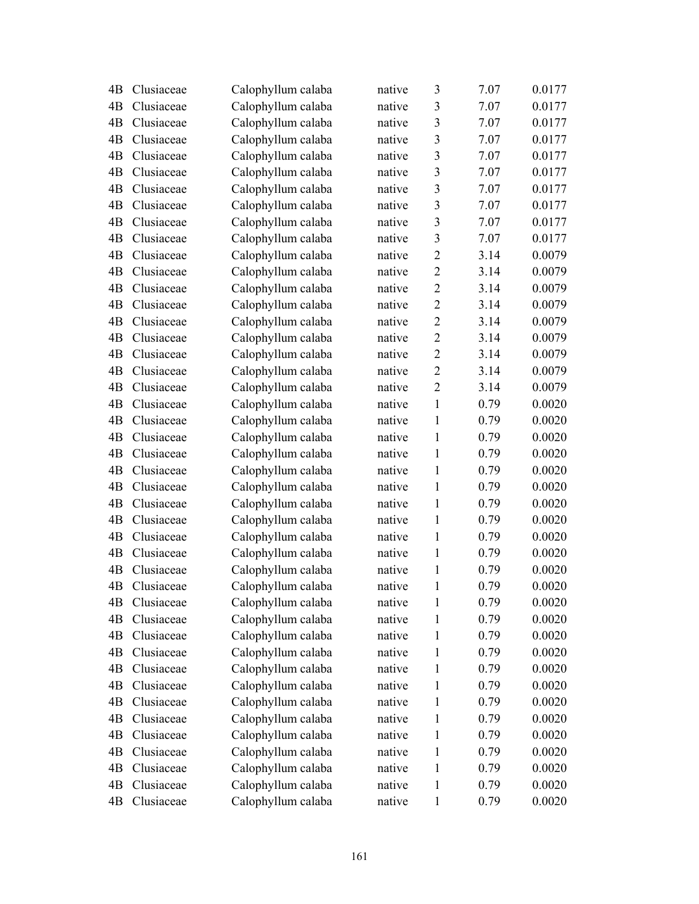| 4B | Clusiaceae | Calophyllum calaba | native | 3 | 7.07 | 0.0177 |
|---|---|---|---|---|---|---|
| 4B | Clusiaceae | Calophyllum calaba | native | 3 | 7.07 | 0.0177 |
| 4B | Clusiaceae | Calophyllum calaba | native | 3 | 7.07 | 0.0177 |
| 4B | Clusiaceae | Calophyllum calaba | native | 3 | 7.07 | 0.0177 |
| 4B | Clusiaceae | Calophyllum calaba | native | 3 | 7.07 | 0.0177 |
| 4B | Clusiaceae | Calophyllum calaba | native | 3 | 7.07 | 0.0177 |
| 4B | Clusiaceae | Calophyllum calaba | native | 3 | 7.07 | 0.0177 |
| 4B | Clusiaceae | Calophyllum calaba | native | 3 | 7.07 | 0.0177 |
| 4B | Clusiaceae | Calophyllum calaba | native | 3 | 7.07 | 0.0177 |
| 4B | Clusiaceae | Calophyllum calaba | native | 3 | 7.07 | 0.0177 |
| 4B | Clusiaceae | Calophyllum calaba | native | 2 | 3.14 | 0.0079 |
| 4B | Clusiaceae | Calophyllum calaba | native | 2 | 3.14 | 0.0079 |
| 4B | Clusiaceae | Calophyllum calaba | native | 2 | 3.14 | 0.0079 |
| 4B | Clusiaceae | Calophyllum calaba | native | 2 | 3.14 | 0.0079 |
| 4B | Clusiaceae | Calophyllum calaba | native | 2 | 3.14 | 0.0079 |
| 4B | Clusiaceae | Calophyllum calaba | native | 2 | 3.14 | 0.0079 |
| 4B | Clusiaceae | Calophyllum calaba | native | 2 | 3.14 | 0.0079 |
| 4B | Clusiaceae | Calophyllum calaba | native | 2 | 3.14 | 0.0079 |
| 4B | Clusiaceae | Calophyllum calaba | native | 2 | 3.14 | 0.0079 |
| 4B | Clusiaceae | Calophyllum calaba | native | 1 | 0.79 | 0.0020 |
| 4B | Clusiaceae | Calophyllum calaba | native | 1 | 0.79 | 0.0020 |
| 4B | Clusiaceae | Calophyllum calaba | native | 1 | 0.79 | 0.0020 |
| 4B | Clusiaceae | Calophyllum calaba | native | 1 | 0.79 | 0.0020 |
| 4B | Clusiaceae | Calophyllum calaba | native | 1 | 0.79 | 0.0020 |
| 4B | Clusiaceae | Calophyllum calaba | native | 1 | 0.79 | 0.0020 |
| 4B | Clusiaceae | Calophyllum calaba | native | 1 | 0.79 | 0.0020 |
| 4B | Clusiaceae | Calophyllum calaba | native | 1 | 0.79 | 0.0020 |
| 4B | Clusiaceae | Calophyllum calaba | native | 1 | 0.79 | 0.0020 |
| 4B | Clusiaceae | Calophyllum calaba | native | 1 | 0.79 | 0.0020 |
| 4B | Clusiaceae | Calophyllum calaba | native | 1 | 0.79 | 0.0020 |
| 4B | Clusiaceae | Calophyllum calaba | native | 1 | 0.79 | 0.0020 |
| 4B | Clusiaceae | Calophyllum calaba | native | 1 | 0.79 | 0.0020 |
| 4B | Clusiaceae | Calophyllum calaba | native | 1 | 0.79 | 0.0020 |
| 4B | Clusiaceae | Calophyllum calaba | native | 1 | 0.79 | 0.0020 |
| 4B | Clusiaceae | Calophyllum calaba | native | 1 | 0.79 | 0.0020 |
| 4B | Clusiaceae | Calophyllum calaba | native | 1 | 0.79 | 0.0020 |
| 4B | Clusiaceae | Calophyllum calaba | native | 1 | 0.79 | 0.0020 |
| 4B | Clusiaceae | Calophyllum calaba | native | 1 | 0.79 | 0.0020 |
| 4B | Clusiaceae | Calophyllum calaba | native | 1 | 0.79 | 0.0020 |
| 4B | Clusiaceae | Calophyllum calaba | native | 1 | 0.79 | 0.0020 |
| 4B | Clusiaceae | Calophyllum calaba | native | 1 | 0.79 | 0.0020 |
| 4B | Clusiaceae | Calophyllum calaba | native | 1 | 0.79 | 0.0020 |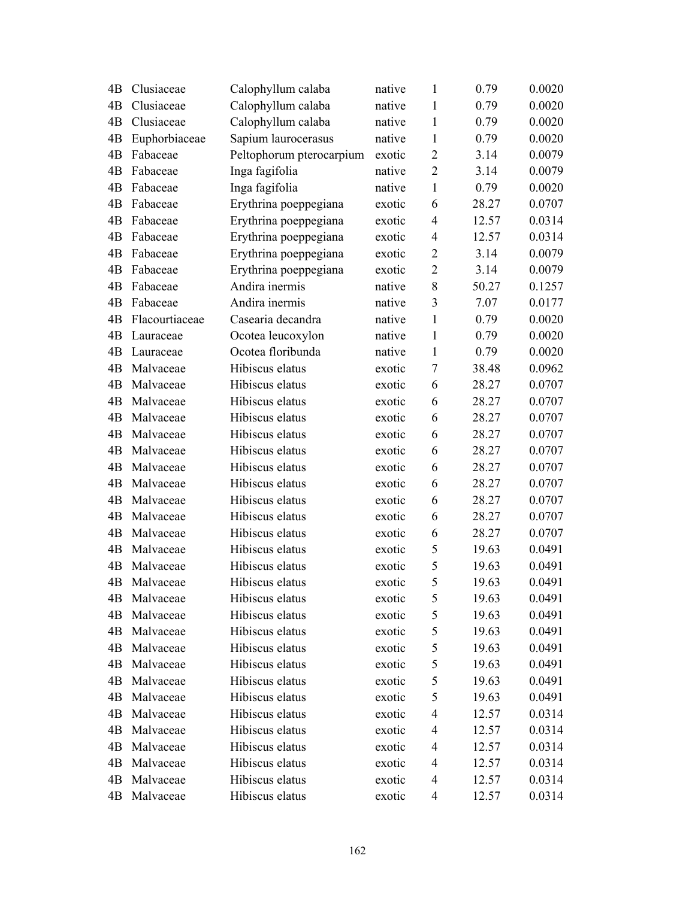| | | | | | | |
|---|---|---|---|---|---|---|
| 4B | Clusiaceae | Calophyllum calaba | native | 1 | 0.79 | 0.0020 |
| 4B | Clusiaceae | Calophyllum calaba | native | 1 | 0.79 | 0.0020 |
| 4B | Clusiaceae | Calophyllum calaba | native | 1 | 0.79 | 0.0020 |
| 4B | Euphorbiaceae | Sapium laurocerasus | native | 1 | 0.79 | 0.0020 |
| 4B | Fabaceae | Peltophorum pterocarpium | exotic | 2 | 3.14 | 0.0079 |
| 4B | Fabaceae | Inga fagifolia | native | 2 | 3.14 | 0.0079 |
| 4B | Fabaceae | Inga fagifolia | native | 1 | 0.79 | 0.0020 |
| 4B | Fabaceae | Erythrina poeppegiana | exotic | 6 | 28.27 | 0.0707 |
| 4B | Fabaceae | Erythrina poeppegiana | exotic | 4 | 12.57 | 0.0314 |
| 4B | Fabaceae | Erythrina poeppegiana | exotic | 4 | 12.57 | 0.0314 |
| 4B | Fabaceae | Erythrina poeppegiana | exotic | 2 | 3.14 | 0.0079 |
| 4B | Fabaceae | Erythrina poeppegiana | exotic | 2 | 3.14 | 0.0079 |
| 4B | Fabaceae | Andira inermis | native | 8 | 50.27 | 0.1257 |
| 4B | Fabaceae | Andira inermis | native | 3 | 7.07 | 0.0177 |
| 4B | Flacourtiaceae | Casearia decandra | native | 1 | 0.79 | 0.0020 |
| 4B | Lauraceae | Ocotea leucoxylon | native | 1 | 0.79 | 0.0020 |
| 4B | Lauraceae | Ocotea floribunda | native | 1 | 0.79 | 0.0020 |
| 4B | Malvaceae | Hibiscus elatus | exotic | 7 | 38.48 | 0.0962 |
| 4B | Malvaceae | Hibiscus elatus | exotic | 6 | 28.27 | 0.0707 |
| 4B | Malvaceae | Hibiscus elatus | exotic | 6 | 28.27 | 0.0707 |
| 4B | Malvaceae | Hibiscus elatus | exotic | 6 | 28.27 | 0.0707 |
| 4B | Malvaceae | Hibiscus elatus | exotic | 6 | 28.27 | 0.0707 |
| 4B | Malvaceae | Hibiscus elatus | exotic | 6 | 28.27 | 0.0707 |
| 4B | Malvaceae | Hibiscus elatus | exotic | 6 | 28.27 | 0.0707 |
| 4B | Malvaceae | Hibiscus elatus | exotic | 6 | 28.27 | 0.0707 |
| 4B | Malvaceae | Hibiscus elatus | exotic | 6 | 28.27 | 0.0707 |
| 4B | Malvaceae | Hibiscus elatus | exotic | 6 | 28.27 | 0.0707 |
| 4B | Malvaceae | Hibiscus elatus | exotic | 6 | 28.27 | 0.0707 |
| 4B | Malvaceae | Hibiscus elatus | exotic | 5 | 19.63 | 0.0491 |
| 4B | Malvaceae | Hibiscus elatus | exotic | 5 | 19.63 | 0.0491 |
| 4B | Malvaceae | Hibiscus elatus | exotic | 5 | 19.63 | 0.0491 |
| 4B | Malvaceae | Hibiscus elatus | exotic | 5 | 19.63 | 0.0491 |
| 4B | Malvaceae | Hibiscus elatus | exotic | 5 | 19.63 | 0.0491 |
| 4B | Malvaceae | Hibiscus elatus | exotic | 5 | 19.63 | 0.0491 |
| 4B | Malvaceae | Hibiscus elatus | exotic | 5 | 19.63 | 0.0491 |
| 4B | Malvaceae | Hibiscus elatus | exotic | 5 | 19.63 | 0.0491 |
| 4B | Malvaceae | Hibiscus elatus | exotic | 5 | 19.63 | 0.0491 |
| 4B | Malvaceae | Hibiscus elatus | exotic | 5 | 19.63 | 0.0491 |
| 4B | Malvaceae | Hibiscus elatus | exotic | 4 | 12.57 | 0.0314 |
| 4B | Malvaceae | Hibiscus elatus | exotic | 4 | 12.57 | 0.0314 |
| 4B | Malvaceae | Hibiscus elatus | exotic | 4 | 12.57 | 0.0314 |
| 4B | Malvaceae | Hibiscus elatus | exotic | 4 | 12.57 | 0.0314 |
| 4B | Malvaceae | Hibiscus elatus | exotic | 4 | 12.57 | 0.0314 |
| 4B | Malvaceae | Hibiscus elatus | exotic | 4 | 12.57 | 0.0314 |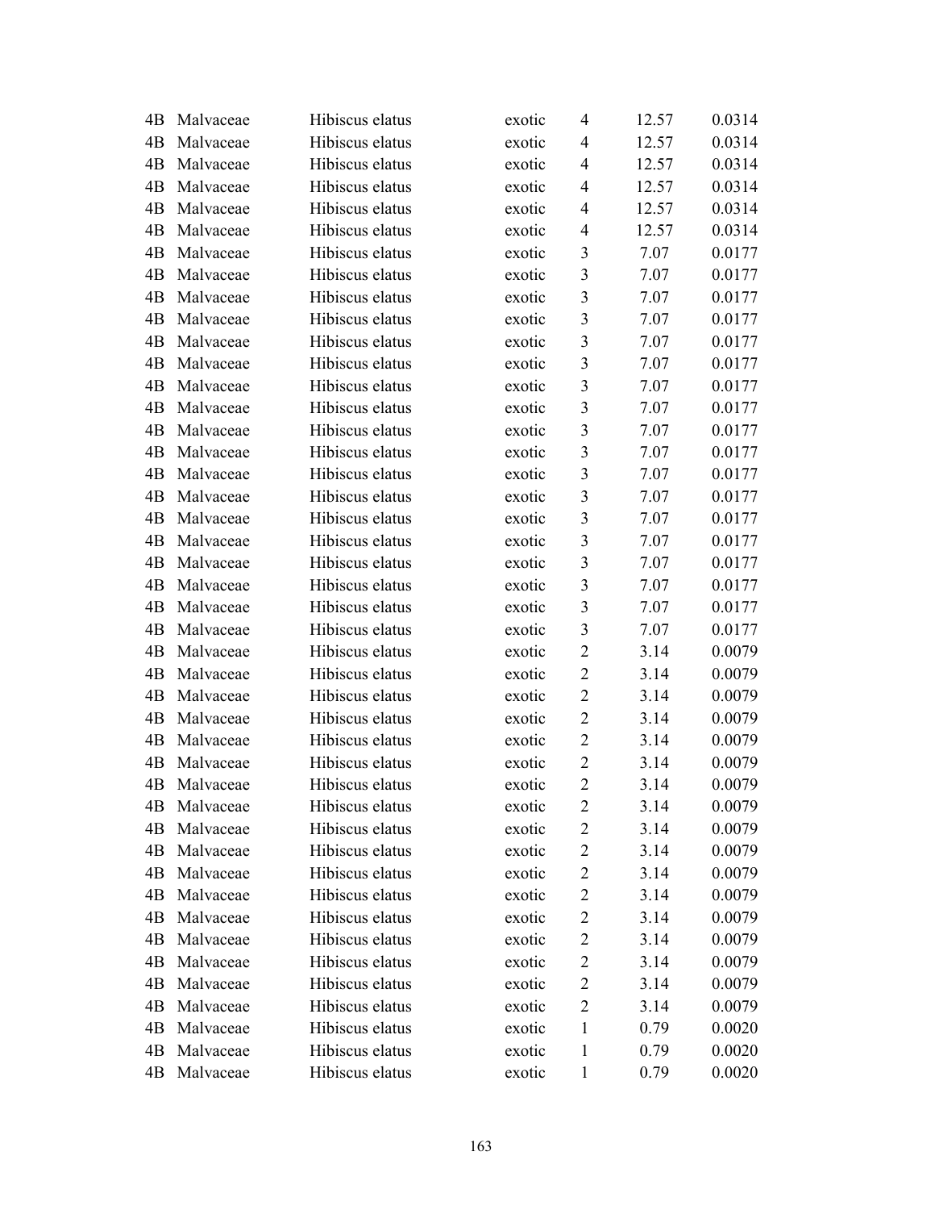| | | | | | | |
|---|---|---|---|---|---|---|
| 4B | Malvaceae | Hibiscus elatus | exotic | 4 | 12.57 | 0.0314 |
| 4B | Malvaceae | Hibiscus elatus | exotic | 4 | 12.57 | 0.0314 |
| 4B | Malvaceae | Hibiscus elatus | exotic | 4 | 12.57 | 0.0314 |
| 4B | Malvaceae | Hibiscus elatus | exotic | 4 | 12.57 | 0.0314 |
| 4B | Malvaceae | Hibiscus elatus | exotic | 4 | 12.57 | 0.0314 |
| 4B | Malvaceae | Hibiscus elatus | exotic | 4 | 12.57 | 0.0314 |
| 4B | Malvaceae | Hibiscus elatus | exotic | 3 | 7.07 | 0.0177 |
| 4B | Malvaceae | Hibiscus elatus | exotic | 3 | 7.07 | 0.0177 |
| 4B | Malvaceae | Hibiscus elatus | exotic | 3 | 7.07 | 0.0177 |
| 4B | Malvaceae | Hibiscus elatus | exotic | 3 | 7.07 | 0.0177 |
| 4B | Malvaceae | Hibiscus elatus | exotic | 3 | 7.07 | 0.0177 |
| 4B | Malvaceae | Hibiscus elatus | exotic | 3 | 7.07 | 0.0177 |
| 4B | Malvaceae | Hibiscus elatus | exotic | 3 | 7.07 | 0.0177 |
| 4B | Malvaceae | Hibiscus elatus | exotic | 3 | 7.07 | 0.0177 |
| 4B | Malvaceae | Hibiscus elatus | exotic | 3 | 7.07 | 0.0177 |
| 4B | Malvaceae | Hibiscus elatus | exotic | 3 | 7.07 | 0.0177 |
| 4B | Malvaceae | Hibiscus elatus | exotic | 3 | 7.07 | 0.0177 |
| 4B | Malvaceae | Hibiscus elatus | exotic | 3 | 7.07 | 0.0177 |
| 4B | Malvaceae | Hibiscus elatus | exotic | 3 | 7.07 | 0.0177 |
| 4B | Malvaceae | Hibiscus elatus | exotic | 3 | 7.07 | 0.0177 |
| 4B | Malvaceae | Hibiscus elatus | exotic | 3 | 7.07 | 0.0177 |
| 4B | Malvaceae | Hibiscus elatus | exotic | 3 | 7.07 | 0.0177 |
| 4B | Malvaceae | Hibiscus elatus | exotic | 3 | 7.07 | 0.0177 |
| 4B | Malvaceae | Hibiscus elatus | exotic | 3 | 7.07 | 0.0177 |
| 4B | Malvaceae | Hibiscus elatus | exotic | 2 | 3.14 | 0.0079 |
| 4B | Malvaceae | Hibiscus elatus | exotic | 2 | 3.14 | 0.0079 |
| 4B | Malvaceae | Hibiscus elatus | exotic | 2 | 3.14 | 0.0079 |
| 4B | Malvaceae | Hibiscus elatus | exotic | 2 | 3.14 | 0.0079 |
| 4B | Malvaceae | Hibiscus elatus | exotic | 2 | 3.14 | 0.0079 |
| 4B | Malvaceae | Hibiscus elatus | exotic | 2 | 3.14 | 0.0079 |
| 4B | Malvaceae | Hibiscus elatus | exotic | 2 | 3.14 | 0.0079 |
| 4B | Malvaceae | Hibiscus elatus | exotic | 2 | 3.14 | 0.0079 |
| 4B | Malvaceae | Hibiscus elatus | exotic | 2 | 3.14 | 0.0079 |
| 4B | Malvaceae | Hibiscus elatus | exotic | 2 | 3.14 | 0.0079 |
| 4B | Malvaceae | Hibiscus elatus | exotic | 2 | 3.14 | 0.0079 |
| 4B | Malvaceae | Hibiscus elatus | exotic | 2 | 3.14 | 0.0079 |
| 4B | Malvaceae | Hibiscus elatus | exotic | 2 | 3.14 | 0.0079 |
| 4B | Malvaceae | Hibiscus elatus | exotic | 2 | 3.14 | 0.0079 |
| 4B | Malvaceae | Hibiscus elatus | exotic | 2 | 3.14 | 0.0079 |
| 4B | Malvaceae | Hibiscus elatus | exotic | 2 | 3.14 | 0.0079 |
| 4B | Malvaceae | Hibiscus elatus | exotic | 2 | 3.14 | 0.0079 |
| 4B | Malvaceae | Hibiscus elatus | exotic | 1 | 0.79 | 0.0020 |
| 4B | Malvaceae | Hibiscus elatus | exotic | 1 | 0.79 | 0.0020 |
| 4B | Malvaceae | Hibiscus elatus | exotic | 1 | 0.79 | 0.0020 |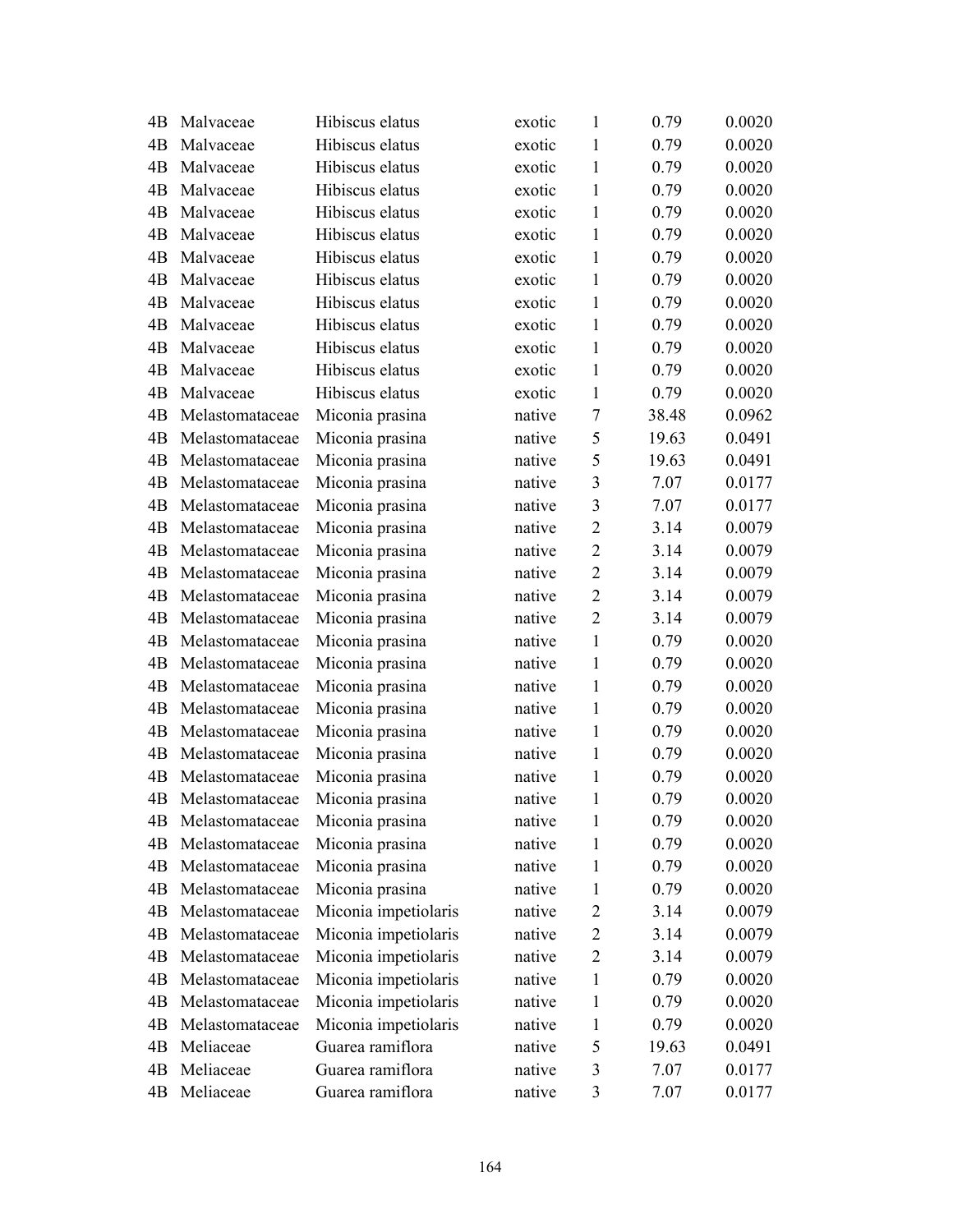| | | | | | | |
|---|---|---|---|---|---|---|
| 4B | Malvaceae | Hibiscus elatus | exotic | 1 | 0.79 | 0.0020 |
| 4B | Malvaceae | Hibiscus elatus | exotic | 1 | 0.79 | 0.0020 |
| 4B | Malvaceae | Hibiscus elatus | exotic | 1 | 0.79 | 0.0020 |
| 4B | Malvaceae | Hibiscus elatus | exotic | 1 | 0.79 | 0.0020 |
| 4B | Malvaceae | Hibiscus elatus | exotic | 1 | 0.79 | 0.0020 |
| 4B | Malvaceae | Hibiscus elatus | exotic | 1 | 0.79 | 0.0020 |
| 4B | Malvaceae | Hibiscus elatus | exotic | 1 | 0.79 | 0.0020 |
| 4B | Malvaceae | Hibiscus elatus | exotic | 1 | 0.79 | 0.0020 |
| 4B | Malvaceae | Hibiscus elatus | exotic | 1 | 0.79 | 0.0020 |
| 4B | Malvaceae | Hibiscus elatus | exotic | 1 | 0.79 | 0.0020 |
| 4B | Malvaceae | Hibiscus elatus | exotic | 1 | 0.79 | 0.0020 |
| 4B | Malvaceae | Hibiscus elatus | exotic | 1 | 0.79 | 0.0020 |
| 4B | Malvaceae | Hibiscus elatus | exotic | 1 | 0.79 | 0.0020 |
| 4B | Melastomataceae | Miconia prasina | native | 7 | 38.48 | 0.0962 |
| 4B | Melastomataceae | Miconia prasina | native | 5 | 19.63 | 0.0491 |
| 4B | Melastomataceae | Miconia prasina | native | 5 | 19.63 | 0.0491 |
| 4B | Melastomataceae | Miconia prasina | native | 3 | 7.07 | 0.0177 |
| 4B | Melastomataceae | Miconia prasina | native | 3 | 7.07 | 0.0177 |
| 4B | Melastomataceae | Miconia prasina | native | 2 | 3.14 | 0.0079 |
| 4B | Melastomataceae | Miconia prasina | native | 2 | 3.14 | 0.0079 |
| 4B | Melastomataceae | Miconia prasina | native | 2 | 3.14 | 0.0079 |
| 4B | Melastomataceae | Miconia prasina | native | 2 | 3.14 | 0.0079 |
| 4B | Melastomataceae | Miconia prasina | native | 2 | 3.14 | 0.0079 |
| 4B | Melastomataceae | Miconia prasina | native | 1 | 0.79 | 0.0020 |
| 4B | Melastomataceae | Miconia prasina | native | 1 | 0.79 | 0.0020 |
| 4B | Melastomataceae | Miconia prasina | native | 1 | 0.79 | 0.0020 |
| 4B | Melastomataceae | Miconia prasina | native | 1 | 0.79 | 0.0020 |
| 4B | Melastomataceae | Miconia prasina | native | 1 | 0.79 | 0.0020 |
| 4B | Melastomataceae | Miconia prasina | native | 1 | 0.79 | 0.0020 |
| 4B | Melastomataceae | Miconia prasina | native | 1 | 0.79 | 0.0020 |
| 4B | Melastomataceae | Miconia prasina | native | 1 | 0.79 | 0.0020 |
| 4B | Melastomataceae | Miconia prasina | native | 1 | 0.79 | 0.0020 |
| 4B | Melastomataceae | Miconia prasina | native | 1 | 0.79 | 0.0020 |
| 4B | Melastomataceae | Miconia prasina | native | 1 | 0.79 | 0.0020 |
| 4B | Melastomataceae | Miconia prasina | native | 1 | 0.79 | 0.0020 |
| 4B | Melastomataceae | Miconia impetiolaris | native | 2 | 3.14 | 0.0079 |
| 4B | Melastomataceae | Miconia impetiolaris | native | 2 | 3.14 | 0.0079 |
| 4B | Melastomataceae | Miconia impetiolaris | native | 2 | 3.14 | 0.0079 |
| 4B | Melastomataceae | Miconia impetiolaris | native | 1 | 0.79 | 0.0020 |
| 4B | Melastomataceae | Miconia impetiolaris | native | 1 | 0.79 | 0.0020 |
| 4B | Melastomataceae | Miconia impetiolaris | native | 1 | 0.79 | 0.0020 |
| 4B | Meliaceae | Guarea ramiflora | native | 5 | 19.63 | 0.0491 |
| 4B | Meliaceae | Guarea ramiflora | native | 3 | 7.07 | 0.0177 |
| 4B | Meliaceae | Guarea ramiflora | native | 3 | 7.07 | 0.0177 |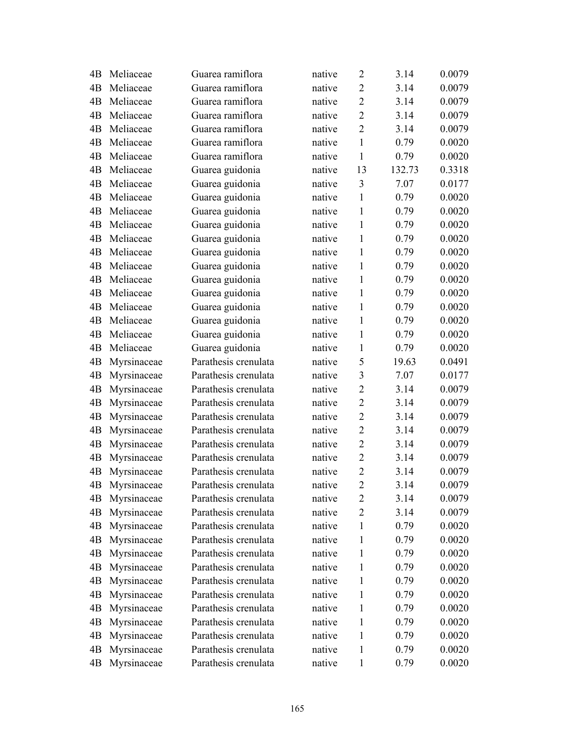| | | | | | | |
|---|---|---|---|---|---|---|
| 4B | Meliaceae | Guarea ramiflora | native | 2 | 3.14 | 0.0079 |
| 4B | Meliaceae | Guarea ramiflora | native | 2 | 3.14 | 0.0079 |
| 4B | Meliaceae | Guarea ramiflora | native | 2 | 3.14 | 0.0079 |
| 4B | Meliaceae | Guarea ramiflora | native | 2 | 3.14 | 0.0079 |
| 4B | Meliaceae | Guarea ramiflora | native | 2 | 3.14 | 0.0079 |
| 4B | Meliaceae | Guarea ramiflora | native | 1 | 0.79 | 0.0020 |
| 4B | Meliaceae | Guarea ramiflora | native | 1 | 0.79 | 0.0020 |
| 4B | Meliaceae | Guarea guidonia | native | 13 | 132.73 | 0.3318 |
| 4B | Meliaceae | Guarea guidonia | native | 3 | 7.07 | 0.0177 |
| 4B | Meliaceae | Guarea guidonia | native | 1 | 0.79 | 0.0020 |
| 4B | Meliaceae | Guarea guidonia | native | 1 | 0.79 | 0.0020 |
| 4B | Meliaceae | Guarea guidonia | native | 1 | 0.79 | 0.0020 |
| 4B | Meliaceae | Guarea guidonia | native | 1 | 0.79 | 0.0020 |
| 4B | Meliaceae | Guarea guidonia | native | 1 | 0.79 | 0.0020 |
| 4B | Meliaceae | Guarea guidonia | native | 1 | 0.79 | 0.0020 |
| 4B | Meliaceae | Guarea guidonia | native | 1 | 0.79 | 0.0020 |
| 4B | Meliaceae | Guarea guidonia | native | 1 | 0.79 | 0.0020 |
| 4B | Meliaceae | Guarea guidonia | native | 1 | 0.79 | 0.0020 |
| 4B | Meliaceae | Guarea guidonia | native | 1 | 0.79 | 0.0020 |
| 4B | Meliaceae | Guarea guidonia | native | 1 | 0.79 | 0.0020 |
| 4B | Meliaceae | Guarea guidonia | native | 1 | 0.79 | 0.0020 |
| 4B | Myrsinaceae | Parathesis crenulata | native | 5 | 19.63 | 0.0491 |
| 4B | Myrsinaceae | Parathesis crenulata | native | 3 | 7.07 | 0.0177 |
| 4B | Myrsinaceae | Parathesis crenulata | native | 2 | 3.14 | 0.0079 |
| 4B | Myrsinaceae | Parathesis crenulata | native | 2 | 3.14 | 0.0079 |
| 4B | Myrsinaceae | Parathesis crenulata | native | 2 | 3.14 | 0.0079 |
| 4B | Myrsinaceae | Parathesis crenulata | native | 2 | 3.14 | 0.0079 |
| 4B | Myrsinaceae | Parathesis crenulata | native | 2 | 3.14 | 0.0079 |
| 4B | Myrsinaceae | Parathesis crenulata | native | 2 | 3.14 | 0.0079 |
| 4B | Myrsinaceae | Parathesis crenulata | native | 2 | 3.14 | 0.0079 |
| 4B | Myrsinaceae | Parathesis crenulata | native | 2 | 3.14 | 0.0079 |
| 4B | Myrsinaceae | Parathesis crenulata | native | 2 | 3.14 | 0.0079 |
| 4B | Myrsinaceae | Parathesis crenulata | native | 2 | 3.14 | 0.0079 |
| 4B | Myrsinaceae | Parathesis crenulata | native | 1 | 0.79 | 0.0020 |
| 4B | Myrsinaceae | Parathesis crenulata | native | 1 | 0.79 | 0.0020 |
| 4B | Myrsinaceae | Parathesis crenulata | native | 1 | 0.79 | 0.0020 |
| 4B | Myrsinaceae | Parathesis crenulata | native | 1 | 0.79 | 0.0020 |
| 4B | Myrsinaceae | Parathesis crenulata | native | 1 | 0.79 | 0.0020 |
| 4B | Myrsinaceae | Parathesis crenulata | native | 1 | 0.79 | 0.0020 |
| 4B | Myrsinaceae | Parathesis crenulata | native | 1 | 0.79 | 0.0020 |
| 4B | Myrsinaceae | Parathesis crenulata | native | 1 | 0.79 | 0.0020 |
| 4B | Myrsinaceae | Parathesis crenulata | native | 1 | 0.79 | 0.0020 |
| 4B | Myrsinaceae | Parathesis crenulata | native | 1 | 0.79 | 0.0020 |
| 4B | Myrsinaceae | Parathesis crenulata | native | 1 | 0.79 | 0.0020 |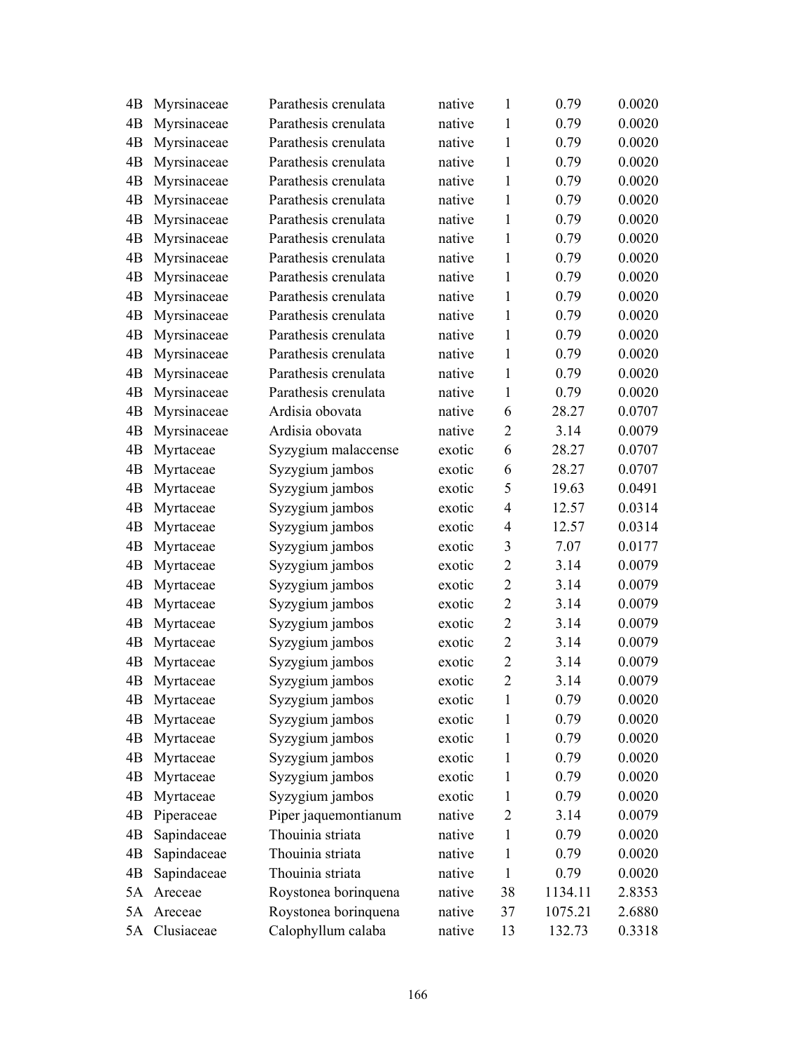| | | | | | | |
|---|---|---|---|---|---|---|
| 4B | Myrsinaceae | Parathesis crenulata | native | 1 | 0.79 | 0.0020 |
| 4B | Myrsinaceae | Parathesis crenulata | native | 1 | 0.79 | 0.0020 |
| 4B | Myrsinaceae | Parathesis crenulata | native | 1 | 0.79 | 0.0020 |
| 4B | Myrsinaceae | Parathesis crenulata | native | 1 | 0.79 | 0.0020 |
| 4B | Myrsinaceae | Parathesis crenulata | native | 1 | 0.79 | 0.0020 |
| 4B | Myrsinaceae | Parathesis crenulata | native | 1 | 0.79 | 0.0020 |
| 4B | Myrsinaceae | Parathesis crenulata | native | 1 | 0.79 | 0.0020 |
| 4B | Myrsinaceae | Parathesis crenulata | native | 1 | 0.79 | 0.0020 |
| 4B | Myrsinaceae | Parathesis crenulata | native | 1 | 0.79 | 0.0020 |
| 4B | Myrsinaceae | Parathesis crenulata | native | 1 | 0.79 | 0.0020 |
| 4B | Myrsinaceae | Parathesis crenulata | native | 1 | 0.79 | 0.0020 |
| 4B | Myrsinaceae | Parathesis crenulata | native | 1 | 0.79 | 0.0020 |
| 4B | Myrsinaceae | Parathesis crenulata | native | 1 | 0.79 | 0.0020 |
| 4B | Myrsinaceae | Parathesis crenulata | native | 1 | 0.79 | 0.0020 |
| 4B | Myrsinaceae | Parathesis crenulata | native | 1 | 0.79 | 0.0020 |
| 4B | Myrsinaceae | Parathesis crenulata | native | 1 | 0.79 | 0.0020 |
| 4B | Myrsinaceae | Ardisia obovata | native | 6 | 28.27 | 0.0707 |
| 4B | Myrsinaceae | Ardisia obovata | native | 2 | 3.14 | 0.0079 |
| 4B | Myrtaceae | Syzygium malaccense | exotic | 6 | 28.27 | 0.0707 |
| 4B | Myrtaceae | Syzygium jambos | exotic | 6 | 28.27 | 0.0707 |
| 4B | Myrtaceae | Syzygium jambos | exotic | 5 | 19.63 | 0.0491 |
| 4B | Myrtaceae | Syzygium jambos | exotic | 4 | 12.57 | 0.0314 |
| 4B | Myrtaceae | Syzygium jambos | exotic | 4 | 12.57 | 0.0314 |
| 4B | Myrtaceae | Syzygium jambos | exotic | 3 | 7.07 | 0.0177 |
| 4B | Myrtaceae | Syzygium jambos | exotic | 2 | 3.14 | 0.0079 |
| 4B | Myrtaceae | Syzygium jambos | exotic | 2 | 3.14 | 0.0079 |
| 4B | Myrtaceae | Syzygium jambos | exotic | 2 | 3.14 | 0.0079 |
| 4B | Myrtaceae | Syzygium jambos | exotic | 2 | 3.14 | 0.0079 |
| 4B | Myrtaceae | Syzygium jambos | exotic | 2 | 3.14 | 0.0079 |
| 4B | Myrtaceae | Syzygium jambos | exotic | 2 | 3.14 | 0.0079 |
| 4B | Myrtaceae | Syzygium jambos | exotic | 2 | 3.14 | 0.0079 |
| 4B | Myrtaceae | Syzygium jambos | exotic | 1 | 0.79 | 0.0020 |
| 4B | Myrtaceae | Syzygium jambos | exotic | 1 | 0.79 | 0.0020 |
| 4B | Myrtaceae | Syzygium jambos | exotic | 1 | 0.79 | 0.0020 |
| 4B | Myrtaceae | Syzygium jambos | exotic | 1 | 0.79 | 0.0020 |
| 4B | Myrtaceae | Syzygium jambos | exotic | 1 | 0.79 | 0.0020 |
| 4B | Myrtaceae | Syzygium jambos | exotic | 1 | 0.79 | 0.0020 |
| 4B | Piperaceae | Piper jaquemontianum | native | 2 | 3.14 | 0.0079 |
| 4B | Sapindaceae | Thouinia striata | native | 1 | 0.79 | 0.0020 |
| 4B | Sapindaceae | Thouinia striata | native | 1 | 0.79 | 0.0020 |
| 4B | Sapindaceae | Thouinia striata | native | 1 | 0.79 | 0.0020 |
| 5A | Areceae | Roystonea borinquena | native | 38 | 1134.11 | 2.8353 |
| 5A | Areceae | Roystonea borinquena | native | 37 | 1075.21 | 2.6880 |
| 5A | Clusiaceae | Calophyllum calaba | native | 13 | 132.73 | 0.3318 |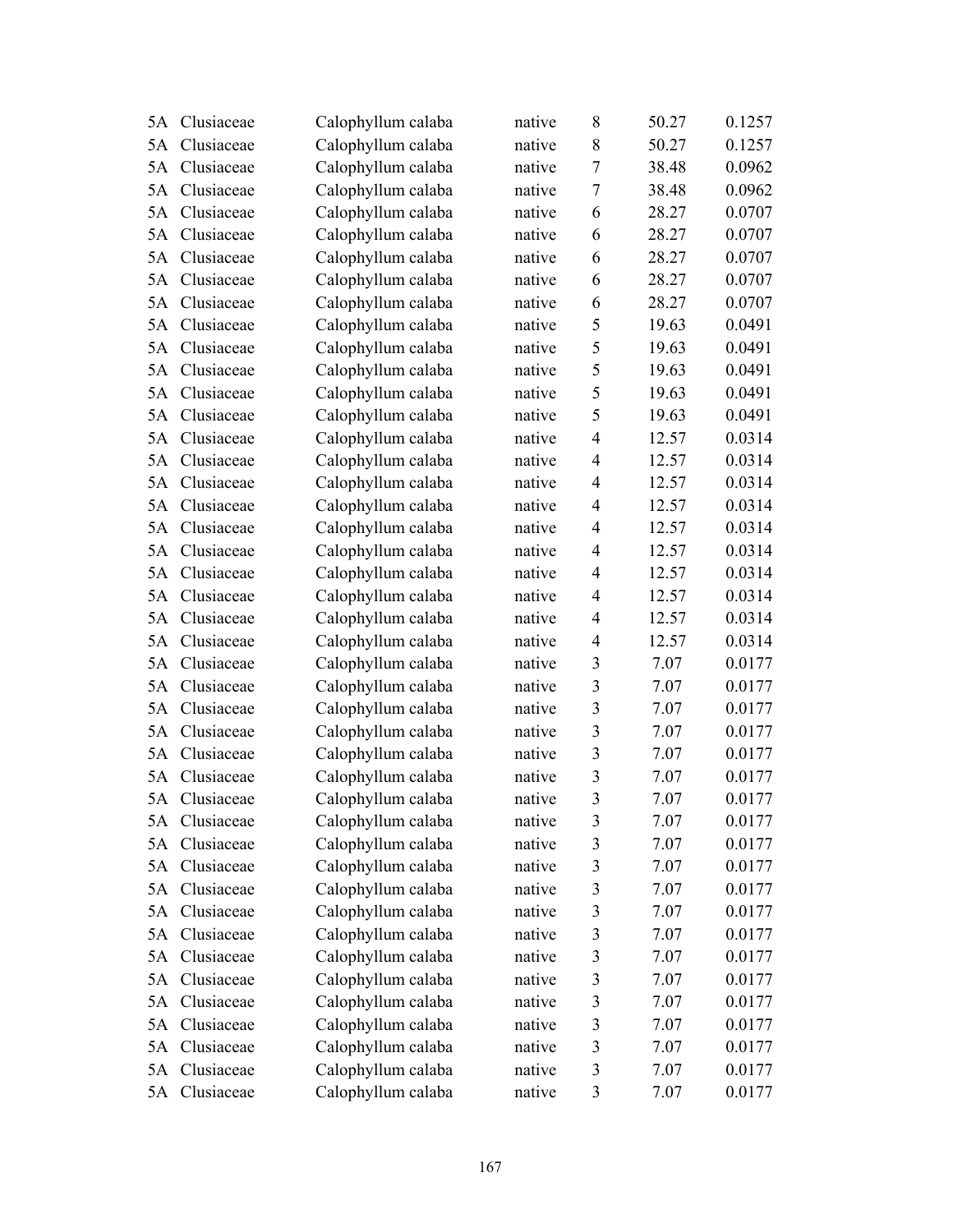| | | | | | | |
|---|---|---|---|---|---|---|
| 5A | Clusiaceae | Calophyllum calaba | native | 8 | 50.27 | 0.1257 |
| 5A | Clusiaceae | Calophyllum calaba | native | 8 | 50.27 | 0.1257 |
| 5A | Clusiaceae | Calophyllum calaba | native | 7 | 38.48 | 0.0962 |
| 5A | Clusiaceae | Calophyllum calaba | native | 7 | 38.48 | 0.0962 |
| 5A | Clusiaceae | Calophyllum calaba | native | 6 | 28.27 | 0.0707 |
| 5A | Clusiaceae | Calophyllum calaba | native | 6 | 28.27 | 0.0707 |
| 5A | Clusiaceae | Calophyllum calaba | native | 6 | 28.27 | 0.0707 |
| 5A | Clusiaceae | Calophyllum calaba | native | 6 | 28.27 | 0.0707 |
| 5A | Clusiaceae | Calophyllum calaba | native | 6 | 28.27 | 0.0707 |
| 5A | Clusiaceae | Calophyllum calaba | native | 5 | 19.63 | 0.0491 |
| 5A | Clusiaceae | Calophyllum calaba | native | 5 | 19.63 | 0.0491 |
| 5A | Clusiaceae | Calophyllum calaba | native | 5 | 19.63 | 0.0491 |
| 5A | Clusiaceae | Calophyllum calaba | native | 5 | 19.63 | 0.0491 |
| 5A | Clusiaceae | Calophyllum calaba | native | 5 | 19.63 | 0.0491 |
| 5A | Clusiaceae | Calophyllum calaba | native | 4 | 12.57 | 0.0314 |
| 5A | Clusiaceae | Calophyllum calaba | native | 4 | 12.57 | 0.0314 |
| 5A | Clusiaceae | Calophyllum calaba | native | 4 | 12.57 | 0.0314 |
| 5A | Clusiaceae | Calophyllum calaba | native | 4 | 12.57 | 0.0314 |
| 5A | Clusiaceae | Calophyllum calaba | native | 4 | 12.57 | 0.0314 |
| 5A | Clusiaceae | Calophyllum calaba | native | 4 | 12.57 | 0.0314 |
| 5A | Clusiaceae | Calophyllum calaba | native | 4 | 12.57 | 0.0314 |
| 5A | Clusiaceae | Calophyllum calaba | native | 4 | 12.57 | 0.0314 |
| 5A | Clusiaceae | Calophyllum calaba | native | 4 | 12.57 | 0.0314 |
| 5A | Clusiaceae | Calophyllum calaba | native | 4 | 12.57 | 0.0314 |
| 5A | Clusiaceae | Calophyllum calaba | native | 3 | 7.07 | 0.0177 |
| 5A | Clusiaceae | Calophyllum calaba | native | 3 | 7.07 | 0.0177 |
| 5A | Clusiaceae | Calophyllum calaba | native | 3 | 7.07 | 0.0177 |
| 5A | Clusiaceae | Calophyllum calaba | native | 3 | 7.07 | 0.0177 |
| 5A | Clusiaceae | Calophyllum calaba | native | 3 | 7.07 | 0.0177 |
| 5A | Clusiaceae | Calophyllum calaba | native | 3 | 7.07 | 0.0177 |
| 5A | Clusiaceae | Calophyllum calaba | native | 3 | 7.07 | 0.0177 |
| 5A | Clusiaceae | Calophyllum calaba | native | 3 | 7.07 | 0.0177 |
| 5A | Clusiaceae | Calophyllum calaba | native | 3 | 7.07 | 0.0177 |
| 5A | Clusiaceae | Calophyllum calaba | native | 3 | 7.07 | 0.0177 |
| 5A | Clusiaceae | Calophyllum calaba | native | 3 | 7.07 | 0.0177 |
| 5A | Clusiaceae | Calophyllum calaba | native | 3 | 7.07 | 0.0177 |
| 5A | Clusiaceae | Calophyllum calaba | native | 3 | 7.07 | 0.0177 |
| 5A | Clusiaceae | Calophyllum calaba | native | 3 | 7.07 | 0.0177 |
| 5A | Clusiaceae | Calophyllum calaba | native | 3 | 7.07 | 0.0177 |
| 5A | Clusiaceae | Calophyllum calaba | native | 3 | 7.07 | 0.0177 |
| 5A | Clusiaceae | Calophyllum calaba | native | 3 | 7.07 | 0.0177 |
| 5A | Clusiaceae | Calophyllum calaba | native | 3 | 7.07 | 0.0177 |
| 5A | Clusiaceae | Calophyllum calaba | native | 3 | 7.07 | 0.0177 |
| 5A | Clusiaceae | Calophyllum calaba | native | 3 | 7.07 | 0.0177 |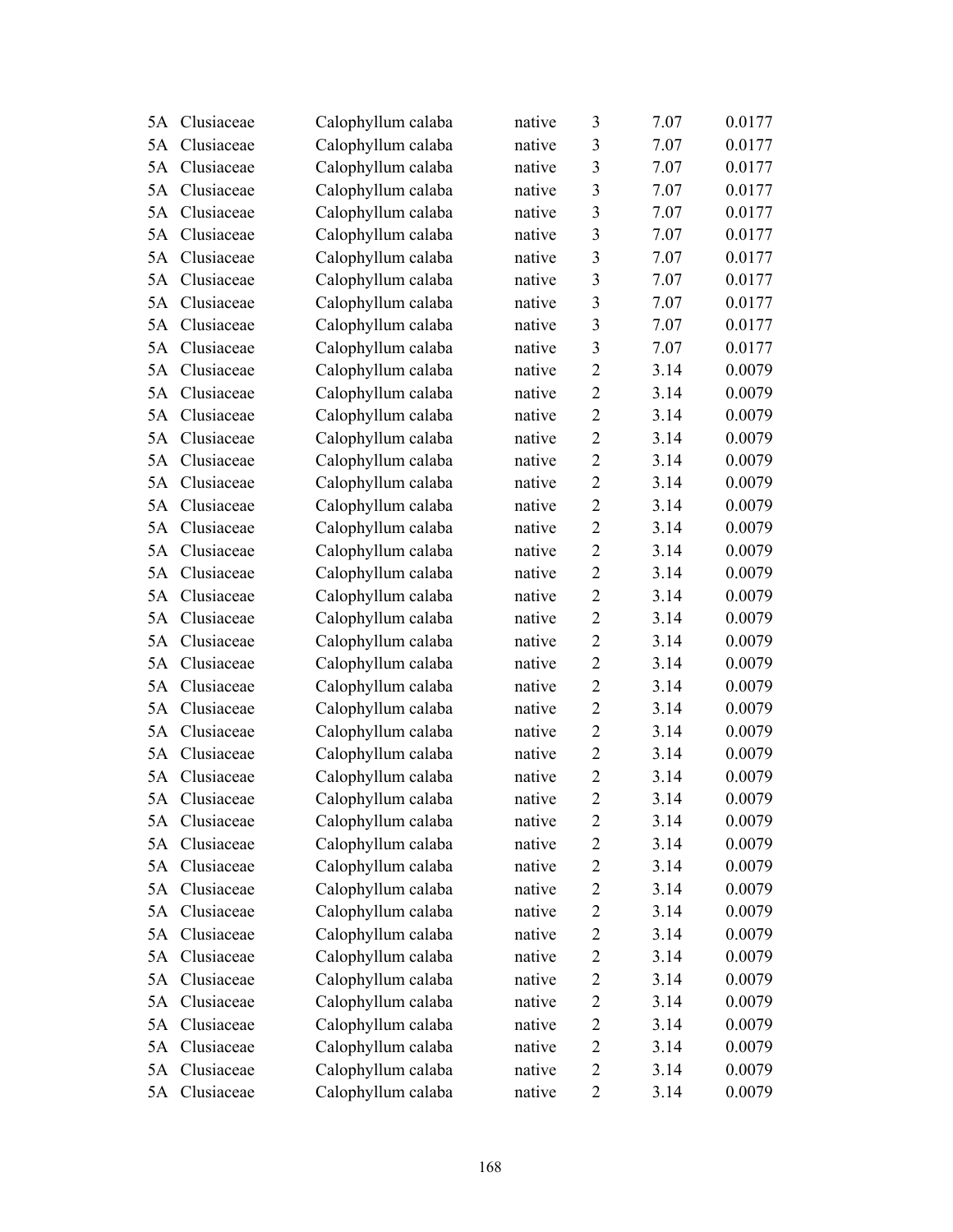| | | | | | | |
|---|---|---|---|---|---|---|
| 5A | Clusiaceae | Calophyllum calaba | native | 3 | 7.07 | 0.0177 |
| 5A | Clusiaceae | Calophyllum calaba | native | 3 | 7.07 | 0.0177 |
| 5A | Clusiaceae | Calophyllum calaba | native | 3 | 7.07 | 0.0177 |
| 5A | Clusiaceae | Calophyllum calaba | native | 3 | 7.07 | 0.0177 |
| 5A | Clusiaceae | Calophyllum calaba | native | 3 | 7.07 | 0.0177 |
| 5A | Clusiaceae | Calophyllum calaba | native | 3 | 7.07 | 0.0177 |
| 5A | Clusiaceae | Calophyllum calaba | native | 3 | 7.07 | 0.0177 |
| 5A | Clusiaceae | Calophyllum calaba | native | 3 | 7.07 | 0.0177 |
| 5A | Clusiaceae | Calophyllum calaba | native | 3 | 7.07 | 0.0177 |
| 5A | Clusiaceae | Calophyllum calaba | native | 3 | 7.07 | 0.0177 |
| 5A | Clusiaceae | Calophyllum calaba | native | 3 | 7.07 | 0.0177 |
| 5A | Clusiaceae | Calophyllum calaba | native | 2 | 3.14 | 0.0079 |
| 5A | Clusiaceae | Calophyllum calaba | native | 2 | 3.14 | 0.0079 |
| 5A | Clusiaceae | Calophyllum calaba | native | 2 | 3.14 | 0.0079 |
| 5A | Clusiaceae | Calophyllum calaba | native | 2 | 3.14 | 0.0079 |
| 5A | Clusiaceae | Calophyllum calaba | native | 2 | 3.14 | 0.0079 |
| 5A | Clusiaceae | Calophyllum calaba | native | 2 | 3.14 | 0.0079 |
| 5A | Clusiaceae | Calophyllum calaba | native | 2 | 3.14 | 0.0079 |
| 5A | Clusiaceae | Calophyllum calaba | native | 2 | 3.14 | 0.0079 |
| 5A | Clusiaceae | Calophyllum calaba | native | 2 | 3.14 | 0.0079 |
| 5A | Clusiaceae | Calophyllum calaba | native | 2 | 3.14 | 0.0079 |
| 5A | Clusiaceae | Calophyllum calaba | native | 2 | 3.14 | 0.0079 |
| 5A | Clusiaceae | Calophyllum calaba | native | 2 | 3.14 | 0.0079 |
| 5A | Clusiaceae | Calophyllum calaba | native | 2 | 3.14 | 0.0079 |
| 5A | Clusiaceae | Calophyllum calaba | native | 2 | 3.14 | 0.0079 |
| 5A | Clusiaceae | Calophyllum calaba | native | 2 | 3.14 | 0.0079 |
| 5A | Clusiaceae | Calophyllum calaba | native | 2 | 3.14 | 0.0079 |
| 5A | Clusiaceae | Calophyllum calaba | native | 2 | 3.14 | 0.0079 |
| 5A | Clusiaceae | Calophyllum calaba | native | 2 | 3.14 | 0.0079 |
| 5A | Clusiaceae | Calophyllum calaba | native | 2 | 3.14 | 0.0079 |
| 5A | Clusiaceae | Calophyllum calaba | native | 2 | 3.14 | 0.0079 |
| 5A | Clusiaceae | Calophyllum calaba | native | 2 | 3.14 | 0.0079 |
| 5A | Clusiaceae | Calophyllum calaba | native | 2 | 3.14 | 0.0079 |
| 5A | Clusiaceae | Calophyllum calaba | native | 2 | 3.14 | 0.0079 |
| 5A | Clusiaceae | Calophyllum calaba | native | 2 | 3.14 | 0.0079 |
| 5A | Clusiaceae | Calophyllum calaba | native | 2 | 3.14 | 0.0079 |
| 5A | Clusiaceae | Calophyllum calaba | native | 2 | 3.14 | 0.0079 |
| 5A | Clusiaceae | Calophyllum calaba | native | 2 | 3.14 | 0.0079 |
| 5A | Clusiaceae | Calophyllum calaba | native | 2 | 3.14 | 0.0079 |
| 5A | Clusiaceae | Calophyllum calaba | native | 2 | 3.14 | 0.0079 |
| 5A | Clusiaceae | Calophyllum calaba | native | 2 | 3.14 | 0.0079 |
| 5A | Clusiaceae | Calophyllum calaba | native | 2 | 3.14 | 0.0079 |
| 5A | Clusiaceae | Calophyllum calaba | native | 2 | 3.14 | 0.0079 |
| 5A | Clusiaceae | Calophyllum calaba | native | 2 | 3.14 | 0.0079 |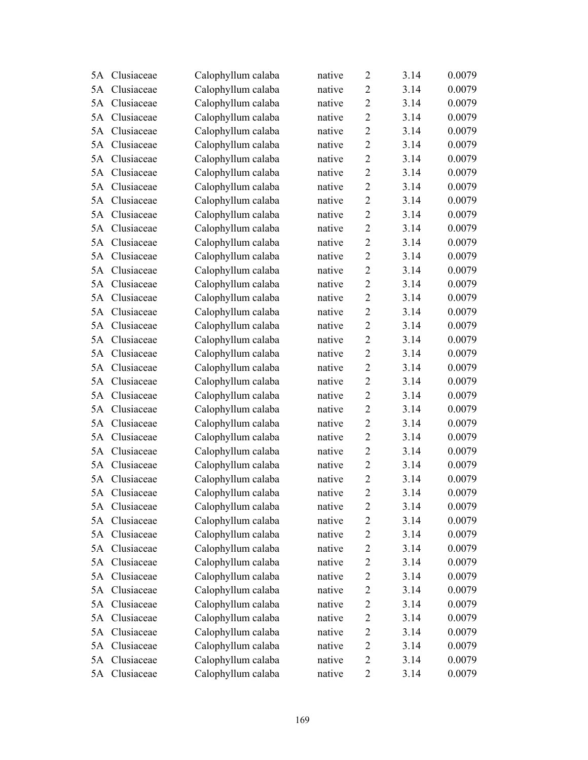| 5A | Clusiaceae | Calophyllum calaba | native | 2 | 3.14 | 0.0079 |
|---|---|---|---|---|---|---|
| 5A | Clusiaceae | Calophyllum calaba | native | 2 | 3.14 | 0.0079 |
| 5A | Clusiaceae | Calophyllum calaba | native | 2 | 3.14 | 0.0079 |
| 5A | Clusiaceae | Calophyllum calaba | native | 2 | 3.14 | 0.0079 |
| 5A | Clusiaceae | Calophyllum calaba | native | 2 | 3.14 | 0.0079 |
| 5A | Clusiaceae | Calophyllum calaba | native | 2 | 3.14 | 0.0079 |
| 5A | Clusiaceae | Calophyllum calaba | native | 2 | 3.14 | 0.0079 |
| 5A | Clusiaceae | Calophyllum calaba | native | 2 | 3.14 | 0.0079 |
| 5A | Clusiaceae | Calophyllum calaba | native | 2 | 3.14 | 0.0079 |
| 5A | Clusiaceae | Calophyllum calaba | native | 2 | 3.14 | 0.0079 |
| 5A | Clusiaceae | Calophyllum calaba | native | 2 | 3.14 | 0.0079 |
| 5A | Clusiaceae | Calophyllum calaba | native | 2 | 3.14 | 0.0079 |
| 5A | Clusiaceae | Calophyllum calaba | native | 2 | 3.14 | 0.0079 |
| 5A | Clusiaceae | Calophyllum calaba | native | 2 | 3.14 | 0.0079 |
| 5A | Clusiaceae | Calophyllum calaba | native | 2 | 3.14 | 0.0079 |
| 5A | Clusiaceae | Calophyllum calaba | native | 2 | 3.14 | 0.0079 |
| 5A | Clusiaceae | Calophyllum calaba | native | 2 | 3.14 | 0.0079 |
| 5A | Clusiaceae | Calophyllum calaba | native | 2 | 3.14 | 0.0079 |
| 5A | Clusiaceae | Calophyllum calaba | native | 2 | 3.14 | 0.0079 |
| 5A | Clusiaceae | Calophyllum calaba | native | 2 | 3.14 | 0.0079 |
| 5A | Clusiaceae | Calophyllum calaba | native | 2 | 3.14 | 0.0079 |
| 5A | Clusiaceae | Calophyllum calaba | native | 2 | 3.14 | 0.0079 |
| 5A | Clusiaceae | Calophyllum calaba | native | 2 | 3.14 | 0.0079 |
| 5A | Clusiaceae | Calophyllum calaba | native | 2 | 3.14 | 0.0079 |
| 5A | Clusiaceae | Calophyllum calaba | native | 2 | 3.14 | 0.0079 |
| 5A | Clusiaceae | Calophyllum calaba | native | 2 | 3.14 | 0.0079 |
| 5A | Clusiaceae | Calophyllum calaba | native | 2 | 3.14 | 0.0079 |
| 5A | Clusiaceae | Calophyllum calaba | native | 2 | 3.14 | 0.0079 |
| 5A | Clusiaceae | Calophyllum calaba | native | 2 | 3.14 | 0.0079 |
| 5A | Clusiaceae | Calophyllum calaba | native | 2 | 3.14 | 0.0079 |
| 5A | Clusiaceae | Calophyllum calaba | native | 2 | 3.14 | 0.0079 |
| 5A | Clusiaceae | Calophyllum calaba | native | 2 | 3.14 | 0.0079 |
| 5A | Clusiaceae | Calophyllum calaba | native | 2 | 3.14 | 0.0079 |
| 5A | Clusiaceae | Calophyllum calaba | native | 2 | 3.14 | 0.0079 |
| 5A | Clusiaceae | Calophyllum calaba | native | 2 | 3.14 | 0.0079 |
| 5A | Clusiaceae | Calophyllum calaba | native | 2 | 3.14 | 0.0079 |
| 5A | Clusiaceae | Calophyllum calaba | native | 2 | 3.14 | 0.0079 |
| 5A | Clusiaceae | Calophyllum calaba | native | 2 | 3.14 | 0.0079 |
| 5A | Clusiaceae | Calophyllum calaba | native | 2 | 3.14 | 0.0079 |
| 5A | Clusiaceae | Calophyllum calaba | native | 2 | 3.14 | 0.0079 |
| 5A | Clusiaceae | Calophyllum calaba | native | 2 | 3.14 | 0.0079 |
| 5A | Clusiaceae | Calophyllum calaba | native | 2 | 3.14 | 0.0079 |
| 5A | Clusiaceae | Calophyllum calaba | native | 2 | 3.14 | 0.0079 |
| 5A | Clusiaceae | Calophyllum calaba | native | 2 | 3.14 | 0.0079 |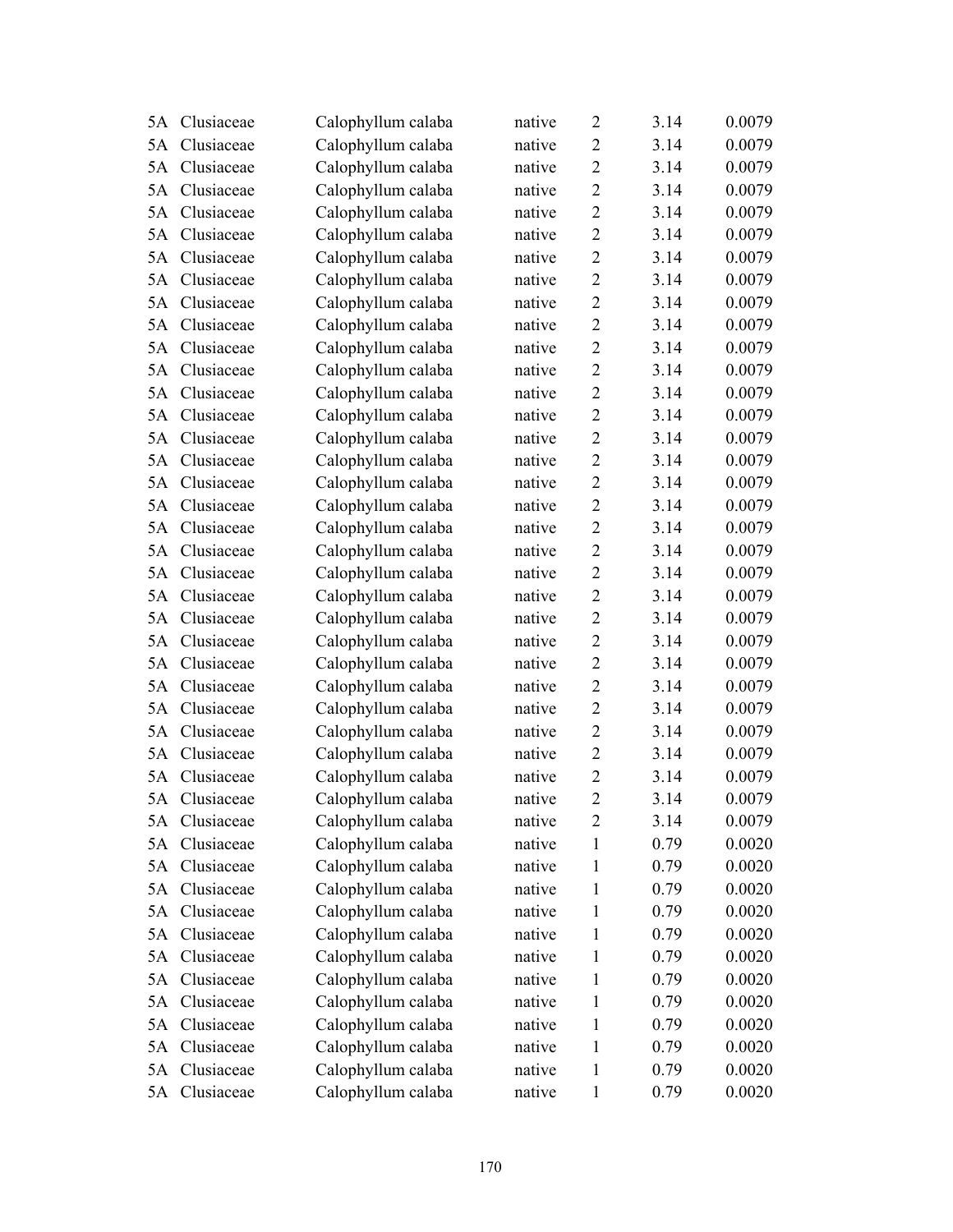| | | | | | | |
|---|---|---|---|---|---|---|
| 5A | Clusiaceae | Calophyllum calaba | native | 2 | 3.14 | 0.0079 |
| 5A | Clusiaceae | Calophyllum calaba | native | 2 | 3.14 | 0.0079 |
| 5A | Clusiaceae | Calophyllum calaba | native | 2 | 3.14 | 0.0079 |
| 5A | Clusiaceae | Calophyllum calaba | native | 2 | 3.14 | 0.0079 |
| 5A | Clusiaceae | Calophyllum calaba | native | 2 | 3.14 | 0.0079 |
| 5A | Clusiaceae | Calophyllum calaba | native | 2 | 3.14 | 0.0079 |
| 5A | Clusiaceae | Calophyllum calaba | native | 2 | 3.14 | 0.0079 |
| 5A | Clusiaceae | Calophyllum calaba | native | 2 | 3.14 | 0.0079 |
| 5A | Clusiaceae | Calophyllum calaba | native | 2 | 3.14 | 0.0079 |
| 5A | Clusiaceae | Calophyllum calaba | native | 2 | 3.14 | 0.0079 |
| 5A | Clusiaceae | Calophyllum calaba | native | 2 | 3.14 | 0.0079 |
| 5A | Clusiaceae | Calophyllum calaba | native | 2 | 3.14 | 0.0079 |
| 5A | Clusiaceae | Calophyllum calaba | native | 2 | 3.14 | 0.0079 |
| 5A | Clusiaceae | Calophyllum calaba | native | 2 | 3.14 | 0.0079 |
| 5A | Clusiaceae | Calophyllum calaba | native | 2 | 3.14 | 0.0079 |
| 5A | Clusiaceae | Calophyllum calaba | native | 2 | 3.14 | 0.0079 |
| 5A | Clusiaceae | Calophyllum calaba | native | 2 | 3.14 | 0.0079 |
| 5A | Clusiaceae | Calophyllum calaba | native | 2 | 3.14 | 0.0079 |
| 5A | Clusiaceae | Calophyllum calaba | native | 2 | 3.14 | 0.0079 |
| 5A | Clusiaceae | Calophyllum calaba | native | 2 | 3.14 | 0.0079 |
| 5A | Clusiaceae | Calophyllum calaba | native | 2 | 3.14 | 0.0079 |
| 5A | Clusiaceae | Calophyllum calaba | native | 2 | 3.14 | 0.0079 |
| 5A | Clusiaceae | Calophyllum calaba | native | 2 | 3.14 | 0.0079 |
| 5A | Clusiaceae | Calophyllum calaba | native | 2 | 3.14 | 0.0079 |
| 5A | Clusiaceae | Calophyllum calaba | native | 2 | 3.14 | 0.0079 |
| 5A | Clusiaceae | Calophyllum calaba | native | 2 | 3.14 | 0.0079 |
| 5A | Clusiaceae | Calophyllum calaba | native | 2 | 3.14 | 0.0079 |
| 5A | Clusiaceae | Calophyllum calaba | native | 2 | 3.14 | 0.0079 |
| 5A | Clusiaceae | Calophyllum calaba | native | 2 | 3.14 | 0.0079 |
| 5A | Clusiaceae | Calophyllum calaba | native | 2 | 3.14 | 0.0079 |
| 5A | Clusiaceae | Calophyllum calaba | native | 2 | 3.14 | 0.0079 |
| 5A | Clusiaceae | Calophyllum calaba | native | 2 | 3.14 | 0.0079 |
| 5A | Clusiaceae | Calophyllum calaba | native | 1 | 0.79 | 0.0020 |
| 5A | Clusiaceae | Calophyllum calaba | native | 1 | 0.79 | 0.0020 |
| 5A | Clusiaceae | Calophyllum calaba | native | 1 | 0.79 | 0.0020 |
| 5A | Clusiaceae | Calophyllum calaba | native | 1 | 0.79 | 0.0020 |
| 5A | Clusiaceae | Calophyllum calaba | native | 1 | 0.79 | 0.0020 |
| 5A | Clusiaceae | Calophyllum calaba | native | 1 | 0.79 | 0.0020 |
| 5A | Clusiaceae | Calophyllum calaba | native | 1 | 0.79 | 0.0020 |
| 5A | Clusiaceae | Calophyllum calaba | native | 1 | 0.79 | 0.0020 |
| 5A | Clusiaceae | Calophyllum calaba | native | 1 | 0.79 | 0.0020 |
| 5A | Clusiaceae | Calophyllum calaba | native | 1 | 0.79 | 0.0020 |
| 5A | Clusiaceae | Calophyllum calaba | native | 1 | 0.79 | 0.0020 |
| 5A | Clusiaceae | Calophyllum calaba | native | 1 | 0.79 | 0.0020 |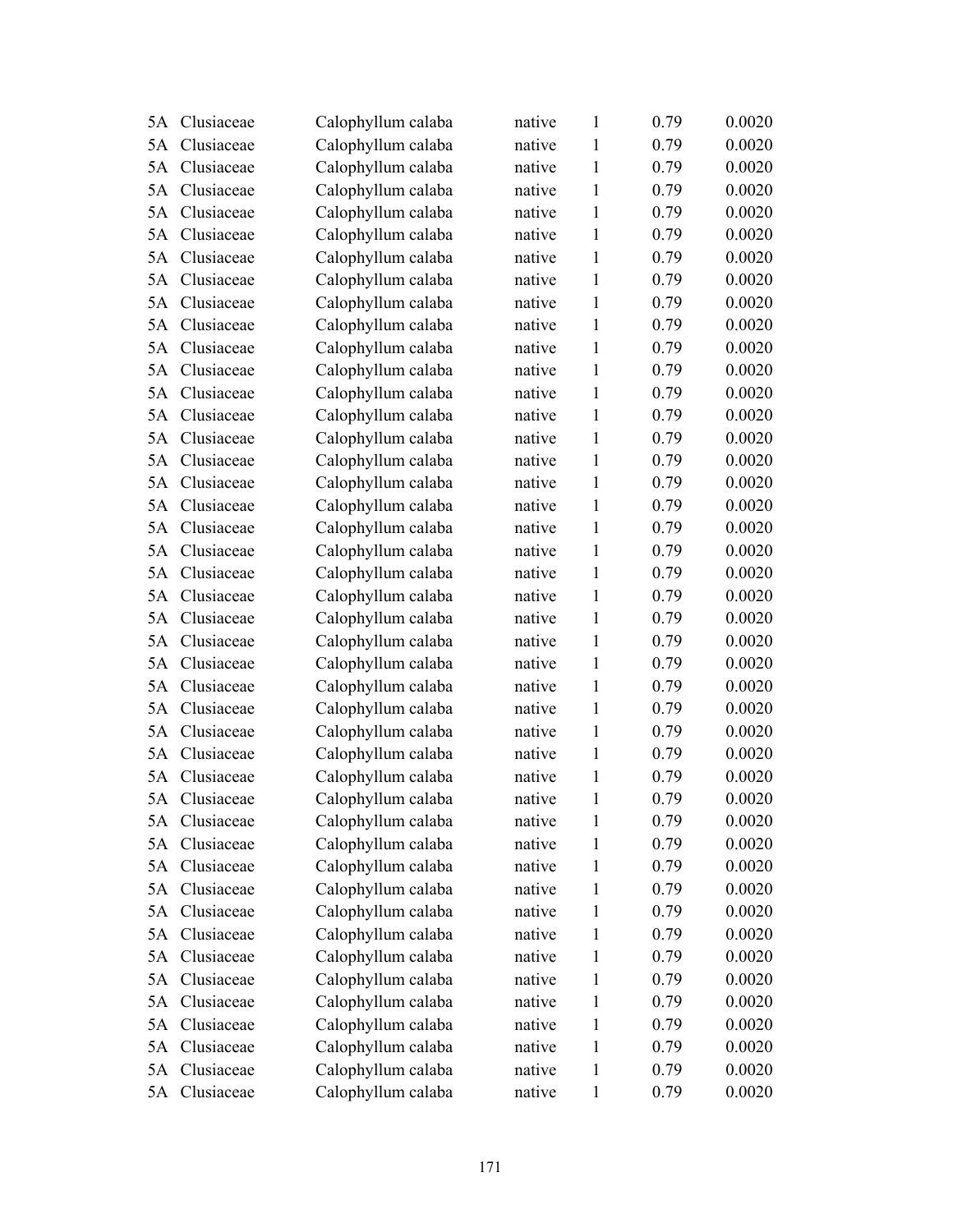| | | | | | | |
|---|---|---|---|---|---|---|
| 5A | Clusiaceae | Calophyllum calaba | native | 1 | 0.79 | 0.0020 |
| 5A | Clusiaceae | Calophyllum calaba | native | 1 | 0.79 | 0.0020 |
| 5A | Clusiaceae | Calophyllum calaba | native | 1 | 0.79 | 0.0020 |
| 5A | Clusiaceae | Calophyllum calaba | native | 1 | 0.79 | 0.0020 |
| 5A | Clusiaceae | Calophyllum calaba | native | 1 | 0.79 | 0.0020 |
| 5A | Clusiaceae | Calophyllum calaba | native | 1 | 0.79 | 0.0020 |
| 5A | Clusiaceae | Calophyllum calaba | native | 1 | 0.79 | 0.0020 |
| 5A | Clusiaceae | Calophyllum calaba | native | 1 | 0.79 | 0.0020 |
| 5A | Clusiaceae | Calophyllum calaba | native | 1 | 0.79 | 0.0020 |
| 5A | Clusiaceae | Calophyllum calaba | native | 1 | 0.79 | 0.0020 |
| 5A | Clusiaceae | Calophyllum calaba | native | 1 | 0.79 | 0.0020 |
| 5A | Clusiaceae | Calophyllum calaba | native | 1 | 0.79 | 0.0020 |
| 5A | Clusiaceae | Calophyllum calaba | native | 1 | 0.79 | 0.0020 |
| 5A | Clusiaceae | Calophyllum calaba | native | 1 | 0.79 | 0.0020 |
| 5A | Clusiaceae | Calophyllum calaba | native | 1 | 0.79 | 0.0020 |
| 5A | Clusiaceae | Calophyllum calaba | native | 1 | 0.79 | 0.0020 |
| 5A | Clusiaceae | Calophyllum calaba | native | 1 | 0.79 | 0.0020 |
| 5A | Clusiaceae | Calophyllum calaba | native | 1 | 0.79 | 0.0020 |
| 5A | Clusiaceae | Calophyllum calaba | native | 1 | 0.79 | 0.0020 |
| 5A | Clusiaceae | Calophyllum calaba | native | 1 | 0.79 | 0.0020 |
| 5A | Clusiaceae | Calophyllum calaba | native | 1 | 0.79 | 0.0020 |
| 5A | Clusiaceae | Calophyllum calaba | native | 1 | 0.79 | 0.0020 |
| 5A | Clusiaceae | Calophyllum calaba | native | 1 | 0.79 | 0.0020 |
| 5A | Clusiaceae | Calophyllum calaba | native | 1 | 0.79 | 0.0020 |
| 5A | Clusiaceae | Calophyllum calaba | native | 1 | 0.79 | 0.0020 |
| 5A | Clusiaceae | Calophyllum calaba | native | 1 | 0.79 | 0.0020 |
| 5A | Clusiaceae | Calophyllum calaba | native | 1 | 0.79 | 0.0020 |
| 5A | Clusiaceae | Calophyllum calaba | native | 1 | 0.79 | 0.0020 |
| 5A | Clusiaceae | Calophyllum calaba | native | 1 | 0.79 | 0.0020 |
| 5A | Clusiaceae | Calophyllum calaba | native | 1 | 0.79 | 0.0020 |
| 5A | Clusiaceae | Calophyllum calaba | native | 1 | 0.79 | 0.0020 |
| 5A | Clusiaceae | Calophyllum calaba | native | 1 | 0.79 | 0.0020 |
| 5A | Clusiaceae | Calophyllum calaba | native | 1 | 0.79 | 0.0020 |
| 5A | Clusiaceae | Calophyllum calaba | native | 1 | 0.79 | 0.0020 |
| 5A | Clusiaceae | Calophyllum calaba | native | 1 | 0.79 | 0.0020 |
| 5A | Clusiaceae | Calophyllum calaba | native | 1 | 0.79 | 0.0020 |
| 5A | Clusiaceae | Calophyllum calaba | native | 1 | 0.79 | 0.0020 |
| 5A | Clusiaceae | Calophyllum calaba | native | 1 | 0.79 | 0.0020 |
| 5A | Clusiaceae | Calophyllum calaba | native | 1 | 0.79 | 0.0020 |
| 5A | Clusiaceae | Calophyllum calaba | native | 1 | 0.79 | 0.0020 |
| 5A | Clusiaceae | Calophyllum calaba | native | 1 | 0.79 | 0.0020 |
| 5A | Clusiaceae | Calophyllum calaba | native | 1 | 0.79 | 0.0020 |
| 5A | Clusiaceae | Calophyllum calaba | native | 1 | 0.79 | 0.0020 |
| 5A | Clusiaceae | Calophyllum calaba | native | 1 | 0.79 | 0.0020 |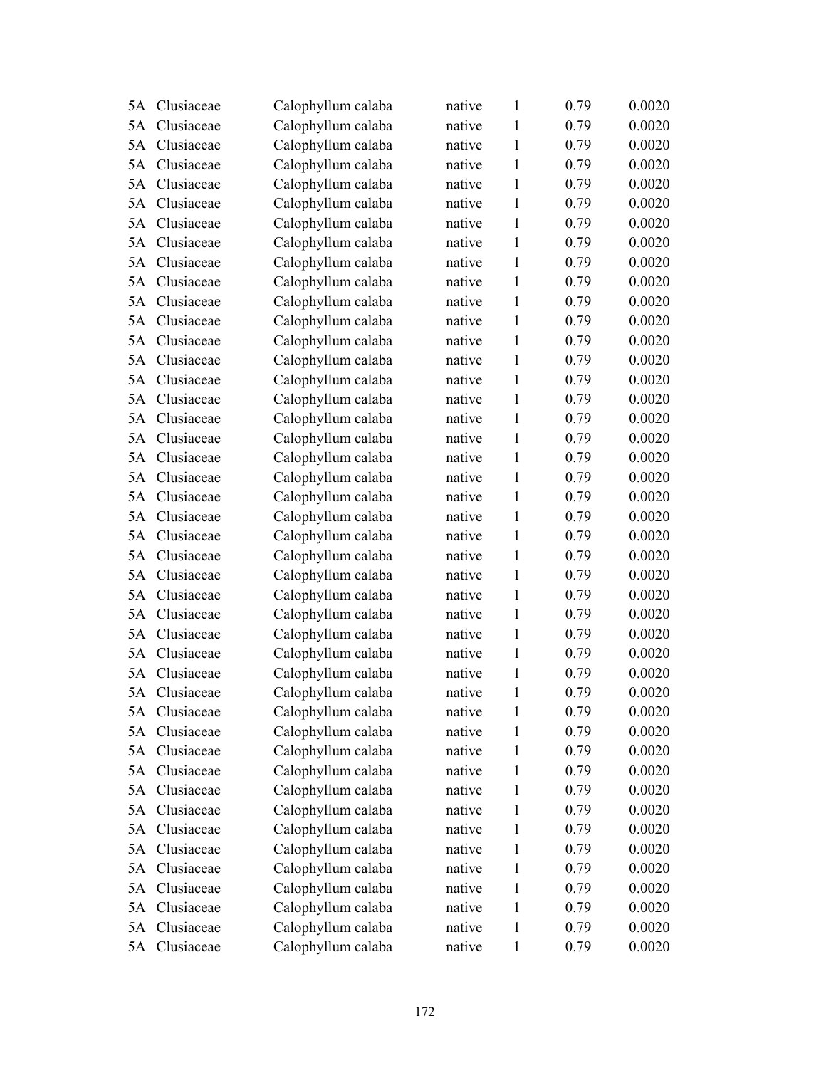| | | | | | | |
|---|---|---|---|---|---|---|
| 5A | Clusiaceae | Calophyllum calaba | native | 1 | 0.79 | 0.0020 |
| 5A | Clusiaceae | Calophyllum calaba | native | 1 | 0.79 | 0.0020 |
| 5A | Clusiaceae | Calophyllum calaba | native | 1 | 0.79 | 0.0020 |
| 5A | Clusiaceae | Calophyllum calaba | native | 1 | 0.79 | 0.0020 |
| 5A | Clusiaceae | Calophyllum calaba | native | 1 | 0.79 | 0.0020 |
| 5A | Clusiaceae | Calophyllum calaba | native | 1 | 0.79 | 0.0020 |
| 5A | Clusiaceae | Calophyllum calaba | native | 1 | 0.79 | 0.0020 |
| 5A | Clusiaceae | Calophyllum calaba | native | 1 | 0.79 | 0.0020 |
| 5A | Clusiaceae | Calophyllum calaba | native | 1 | 0.79 | 0.0020 |
| 5A | Clusiaceae | Calophyllum calaba | native | 1 | 0.79 | 0.0020 |
| 5A | Clusiaceae | Calophyllum calaba | native | 1 | 0.79 | 0.0020 |
| 5A | Clusiaceae | Calophyllum calaba | native | 1 | 0.79 | 0.0020 |
| 5A | Clusiaceae | Calophyllum calaba | native | 1 | 0.79 | 0.0020 |
| 5A | Clusiaceae | Calophyllum calaba | native | 1 | 0.79 | 0.0020 |
| 5A | Clusiaceae | Calophyllum calaba | native | 1 | 0.79 | 0.0020 |
| 5A | Clusiaceae | Calophyllum calaba | native | 1 | 0.79 | 0.0020 |
| 5A | Clusiaceae | Calophyllum calaba | native | 1 | 0.79 | 0.0020 |
| 5A | Clusiaceae | Calophyllum calaba | native | 1 | 0.79 | 0.0020 |
| 5A | Clusiaceae | Calophyllum calaba | native | 1 | 0.79 | 0.0020 |
| 5A | Clusiaceae | Calophyllum calaba | native | 1 | 0.79 | 0.0020 |
| 5A | Clusiaceae | Calophyllum calaba | native | 1 | 0.79 | 0.0020 |
| 5A | Clusiaceae | Calophyllum calaba | native | 1 | 0.79 | 0.0020 |
| 5A | Clusiaceae | Calophyllum calaba | native | 1 | 0.79 | 0.0020 |
| 5A | Clusiaceae | Calophyllum calaba | native | 1 | 0.79 | 0.0020 |
| 5A | Clusiaceae | Calophyllum calaba | native | 1 | 0.79 | 0.0020 |
| 5A | Clusiaceae | Calophyllum calaba | native | 1 | 0.79 | 0.0020 |
| 5A | Clusiaceae | Calophyllum calaba | native | 1 | 0.79 | 0.0020 |
| 5A | Clusiaceae | Calophyllum calaba | native | 1 | 0.79 | 0.0020 |
| 5A | Clusiaceae | Calophyllum calaba | native | 1 | 0.79 | 0.0020 |
| 5A | Clusiaceae | Calophyllum calaba | native | 1 | 0.79 | 0.0020 |
| 5A | Clusiaceae | Calophyllum calaba | native | 1 | 0.79 | 0.0020 |
| 5A | Clusiaceae | Calophyllum calaba | native | 1 | 0.79 | 0.0020 |
| 5A | Clusiaceae | Calophyllum calaba | native | 1 | 0.79 | 0.0020 |
| 5A | Clusiaceae | Calophyllum calaba | native | 1 | 0.79 | 0.0020 |
| 5A | Clusiaceae | Calophyllum calaba | native | 1 | 0.79 | 0.0020 |
| 5A | Clusiaceae | Calophyllum calaba | native | 1 | 0.79 | 0.0020 |
| 5A | Clusiaceae | Calophyllum calaba | native | 1 | 0.79 | 0.0020 |
| 5A | Clusiaceae | Calophyllum calaba | native | 1 | 0.79 | 0.0020 |
| 5A | Clusiaceae | Calophyllum calaba | native | 1 | 0.79 | 0.0020 |
| 5A | Clusiaceae | Calophyllum calaba | native | 1 | 0.79 | 0.0020 |
| 5A | Clusiaceae | Calophyllum calaba | native | 1 | 0.79 | 0.0020 |
| 5A | Clusiaceae | Calophyllum calaba | native | 1 | 0.79 | 0.0020 |
| 5A | Clusiaceae | Calophyllum calaba | native | 1 | 0.79 | 0.0020 |
| 5A | Clusiaceae | Calophyllum calaba | native | 1 | 0.79 | 0.0020 |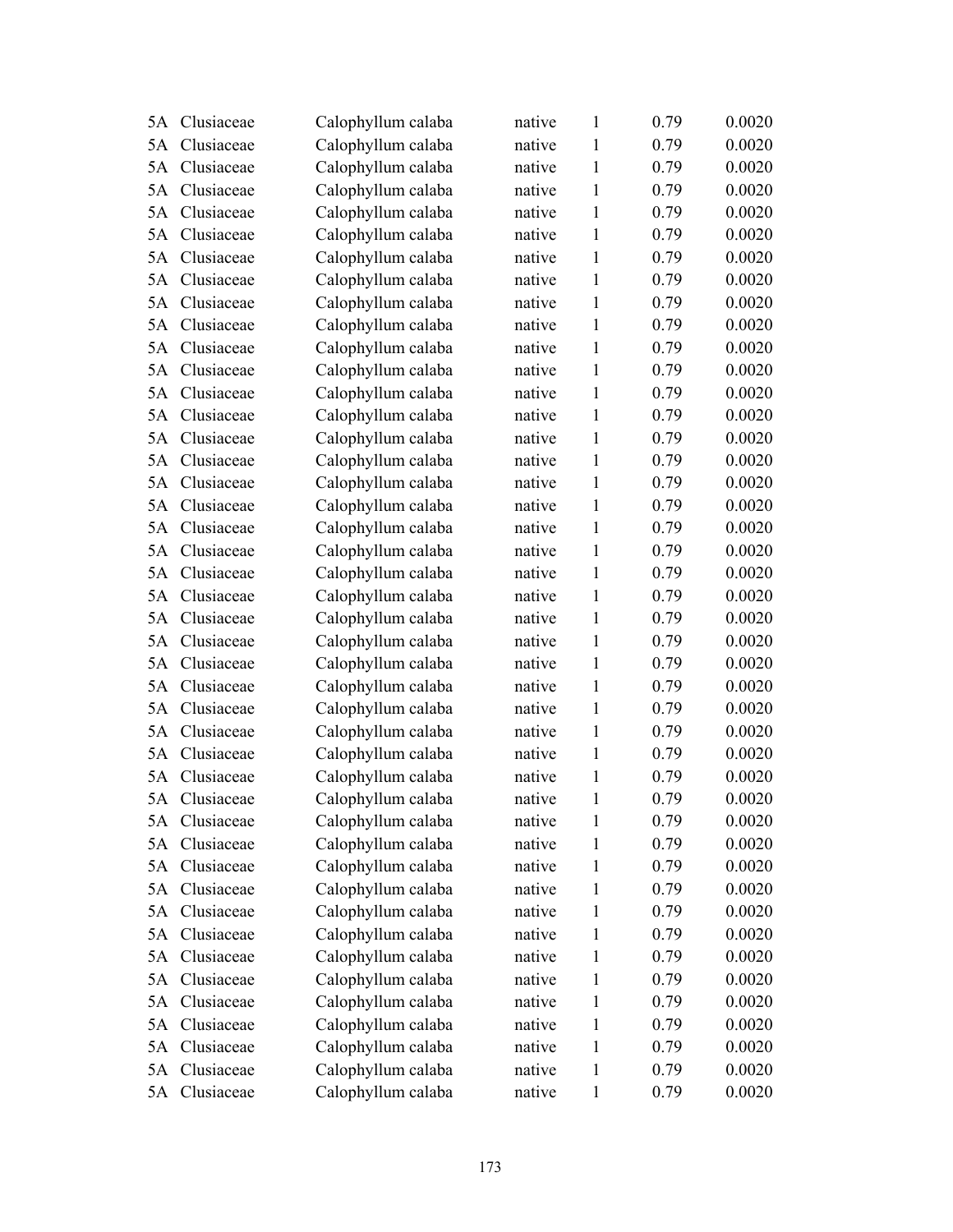| | | | | | | |
|---|---|---|---|---|---|---|
| 5A | Clusiaceae | Calophyllum calaba | native | 1 | 0.79 | 0.0020 |
| 5A | Clusiaceae | Calophyllum calaba | native | 1 | 0.79 | 0.0020 |
| 5A | Clusiaceae | Calophyllum calaba | native | 1 | 0.79 | 0.0020 |
| 5A | Clusiaceae | Calophyllum calaba | native | 1 | 0.79 | 0.0020 |
| 5A | Clusiaceae | Calophyllum calaba | native | 1 | 0.79 | 0.0020 |
| 5A | Clusiaceae | Calophyllum calaba | native | 1 | 0.79 | 0.0020 |
| 5A | Clusiaceae | Calophyllum calaba | native | 1 | 0.79 | 0.0020 |
| 5A | Clusiaceae | Calophyllum calaba | native | 1 | 0.79 | 0.0020 |
| 5A | Clusiaceae | Calophyllum calaba | native | 1 | 0.79 | 0.0020 |
| 5A | Clusiaceae | Calophyllum calaba | native | 1 | 0.79 | 0.0020 |
| 5A | Clusiaceae | Calophyllum calaba | native | 1 | 0.79 | 0.0020 |
| 5A | Clusiaceae | Calophyllum calaba | native | 1 | 0.79 | 0.0020 |
| 5A | Clusiaceae | Calophyllum calaba | native | 1 | 0.79 | 0.0020 |
| 5A | Clusiaceae | Calophyllum calaba | native | 1 | 0.79 | 0.0020 |
| 5A | Clusiaceae | Calophyllum calaba | native | 1 | 0.79 | 0.0020 |
| 5A | Clusiaceae | Calophyllum calaba | native | 1 | 0.79 | 0.0020 |
| 5A | Clusiaceae | Calophyllum calaba | native | 1 | 0.79 | 0.0020 |
| 5A | Clusiaceae | Calophyllum calaba | native | 1 | 0.79 | 0.0020 |
| 5A | Clusiaceae | Calophyllum calaba | native | 1 | 0.79 | 0.0020 |
| 5A | Clusiaceae | Calophyllum calaba | native | 1 | 0.79 | 0.0020 |
| 5A | Clusiaceae | Calophyllum calaba | native | 1 | 0.79 | 0.0020 |
| 5A | Clusiaceae | Calophyllum calaba | native | 1 | 0.79 | 0.0020 |
| 5A | Clusiaceae | Calophyllum calaba | native | 1 | 0.79 | 0.0020 |
| 5A | Clusiaceae | Calophyllum calaba | native | 1 | 0.79 | 0.0020 |
| 5A | Clusiaceae | Calophyllum calaba | native | 1 | 0.79 | 0.0020 |
| 5A | Clusiaceae | Calophyllum calaba | native | 1 | 0.79 | 0.0020 |
| 5A | Clusiaceae | Calophyllum calaba | native | 1 | 0.79 | 0.0020 |
| 5A | Clusiaceae | Calophyllum calaba | native | 1 | 0.79 | 0.0020 |
| 5A | Clusiaceae | Calophyllum calaba | native | 1 | 0.79 | 0.0020 |
| 5A | Clusiaceae | Calophyllum calaba | native | 1 | 0.79 | 0.0020 |
| 5A | Clusiaceae | Calophyllum calaba | native | 1 | 0.79 | 0.0020 |
| 5A | Clusiaceae | Calophyllum calaba | native | 1 | 0.79 | 0.0020 |
| 5A | Clusiaceae | Calophyllum calaba | native | 1 | 0.79 | 0.0020 |
| 5A | Clusiaceae | Calophyllum calaba | native | 1 | 0.79 | 0.0020 |
| 5A | Clusiaceae | Calophyllum calaba | native | 1 | 0.79 | 0.0020 |
| 5A | Clusiaceae | Calophyllum calaba | native | 1 | 0.79 | 0.0020 |
| 5A | Clusiaceae | Calophyllum calaba | native | 1 | 0.79 | 0.0020 |
| 5A | Clusiaceae | Calophyllum calaba | native | 1 | 0.79 | 0.0020 |
| 5A | Clusiaceae | Calophyllum calaba | native | 1 | 0.79 | 0.0020 |
| 5A | Clusiaceae | Calophyllum calaba | native | 1 | 0.79 | 0.0020 |
| 5A | Clusiaceae | Calophyllum calaba | native | 1 | 0.79 | 0.0020 |
| 5A | Clusiaceae | Calophyllum calaba | native | 1 | 0.79 | 0.0020 |
| 5A | Clusiaceae | Calophyllum calaba | native | 1 | 0.79 | 0.0020 |
| 5A | Clusiaceae | Calophyllum calaba | native | 1 | 0.79 | 0.0020 |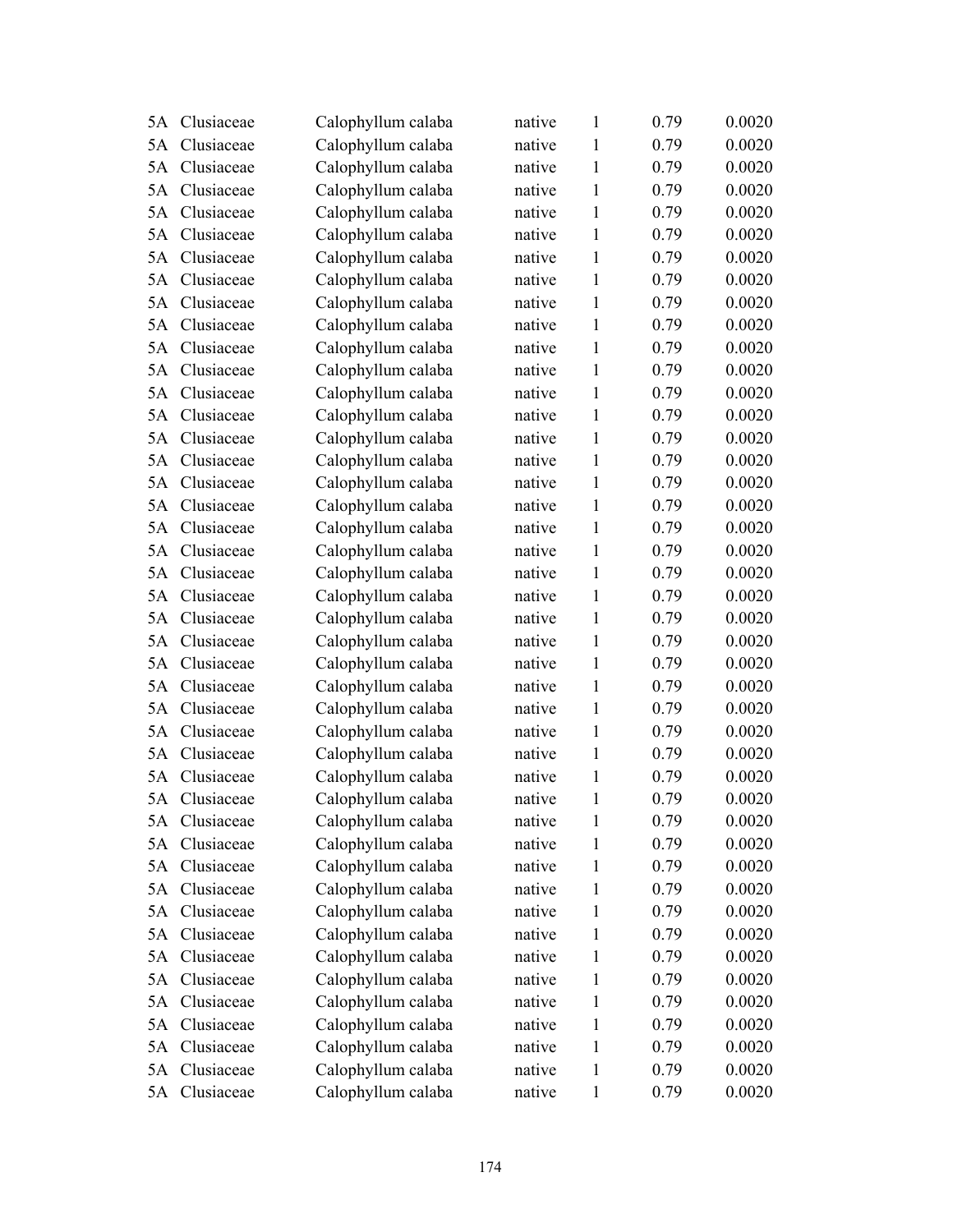| | | | | | | |
|---|---|---|---|---|---|---|
| 5A | Clusiaceae | Calophyllum calaba | native | 1 | 0.79 | 0.0020 |
| 5A | Clusiaceae | Calophyllum calaba | native | 1 | 0.79 | 0.0020 |
| 5A | Clusiaceae | Calophyllum calaba | native | 1 | 0.79 | 0.0020 |
| 5A | Clusiaceae | Calophyllum calaba | native | 1 | 0.79 | 0.0020 |
| 5A | Clusiaceae | Calophyllum calaba | native | 1 | 0.79 | 0.0020 |
| 5A | Clusiaceae | Calophyllum calaba | native | 1 | 0.79 | 0.0020 |
| 5A | Clusiaceae | Calophyllum calaba | native | 1 | 0.79 | 0.0020 |
| 5A | Clusiaceae | Calophyllum calaba | native | 1 | 0.79 | 0.0020 |
| 5A | Clusiaceae | Calophyllum calaba | native | 1 | 0.79 | 0.0020 |
| 5A | Clusiaceae | Calophyllum calaba | native | 1 | 0.79 | 0.0020 |
| 5A | Clusiaceae | Calophyllum calaba | native | 1 | 0.79 | 0.0020 |
| 5A | Clusiaceae | Calophyllum calaba | native | 1 | 0.79 | 0.0020 |
| 5A | Clusiaceae | Calophyllum calaba | native | 1 | 0.79 | 0.0020 |
| 5A | Clusiaceae | Calophyllum calaba | native | 1 | 0.79 | 0.0020 |
| 5A | Clusiaceae | Calophyllum calaba | native | 1 | 0.79 | 0.0020 |
| 5A | Clusiaceae | Calophyllum calaba | native | 1 | 0.79 | 0.0020 |
| 5A | Clusiaceae | Calophyllum calaba | native | 1 | 0.79 | 0.0020 |
| 5A | Clusiaceae | Calophyllum calaba | native | 1 | 0.79 | 0.0020 |
| 5A | Clusiaceae | Calophyllum calaba | native | 1 | 0.79 | 0.0020 |
| 5A | Clusiaceae | Calophyllum calaba | native | 1 | 0.79 | 0.0020 |
| 5A | Clusiaceae | Calophyllum calaba | native | 1 | 0.79 | 0.0020 |
| 5A | Clusiaceae | Calophyllum calaba | native | 1 | 0.79 | 0.0020 |
| 5A | Clusiaceae | Calophyllum calaba | native | 1 | 0.79 | 0.0020 |
| 5A | Clusiaceae | Calophyllum calaba | native | 1 | 0.79 | 0.0020 |
| 5A | Clusiaceae | Calophyllum calaba | native | 1 | 0.79 | 0.0020 |
| 5A | Clusiaceae | Calophyllum calaba | native | 1 | 0.79 | 0.0020 |
| 5A | Clusiaceae | Calophyllum calaba | native | 1 | 0.79 | 0.0020 |
| 5A | Clusiaceae | Calophyllum calaba | native | 1 | 0.79 | 0.0020 |
| 5A | Clusiaceae | Calophyllum calaba | native | 1 | 0.79 | 0.0020 |
| 5A | Clusiaceae | Calophyllum calaba | native | 1 | 0.79 | 0.0020 |
| 5A | Clusiaceae | Calophyllum calaba | native | 1 | 0.79 | 0.0020 |
| 5A | Clusiaceae | Calophyllum calaba | native | 1 | 0.79 | 0.0020 |
| 5A | Clusiaceae | Calophyllum calaba | native | 1 | 0.79 | 0.0020 |
| 5A | Clusiaceae | Calophyllum calaba | native | 1 | 0.79 | 0.0020 |
| 5A | Clusiaceae | Calophyllum calaba | native | 1 | 0.79 | 0.0020 |
| 5A | Clusiaceae | Calophyllum calaba | native | 1 | 0.79 | 0.0020 |
| 5A | Clusiaceae | Calophyllum calaba | native | 1 | 0.79 | 0.0020 |
| 5A | Clusiaceae | Calophyllum calaba | native | 1 | 0.79 | 0.0020 |
| 5A | Clusiaceae | Calophyllum calaba | native | 1 | 0.79 | 0.0020 |
| 5A | Clusiaceae | Calophyllum calaba | native | 1 | 0.79 | 0.0020 |
| 5A | Clusiaceae | Calophyllum calaba | native | 1 | 0.79 | 0.0020 |
| 5A | Clusiaceae | Calophyllum calaba | native | 1 | 0.79 | 0.0020 |
| 5A | Clusiaceae | Calophyllum calaba | native | 1 | 0.79 | 0.0020 |
| 5A | Clusiaceae | Calophyllum calaba | native | 1 | 0.79 | 0.0020 |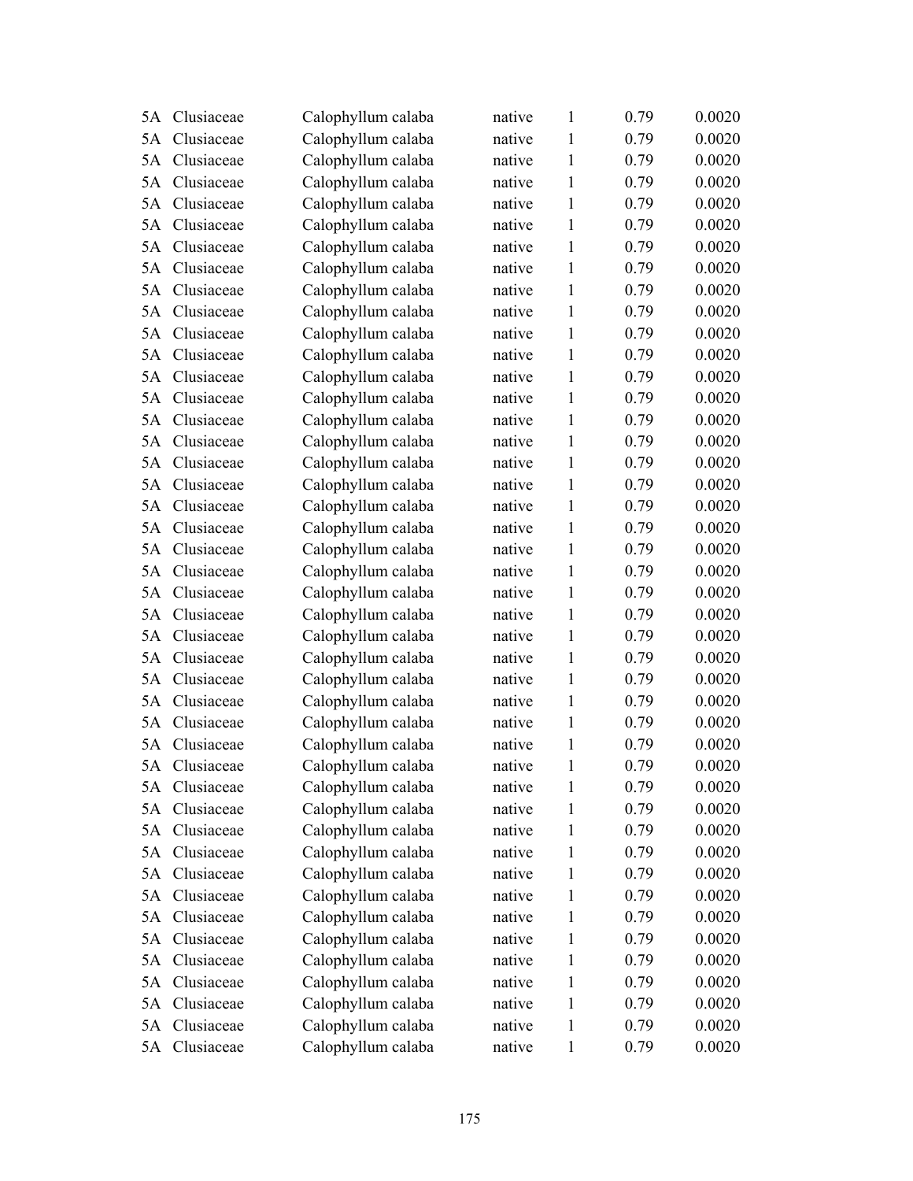| | | | | | | |
|---|---|---|---|---|---|---|
| 5A | Clusiaceae | Calophyllum calaba | native | 1 | 0.79 | 0.0020 |
| 5A | Clusiaceae | Calophyllum calaba | native | 1 | 0.79 | 0.0020 |
| 5A | Clusiaceae | Calophyllum calaba | native | 1 | 0.79 | 0.0020 |
| 5A | Clusiaceae | Calophyllum calaba | native | 1 | 0.79 | 0.0020 |
| 5A | Clusiaceae | Calophyllum calaba | native | 1 | 0.79 | 0.0020 |
| 5A | Clusiaceae | Calophyllum calaba | native | 1 | 0.79 | 0.0020 |
| 5A | Clusiaceae | Calophyllum calaba | native | 1 | 0.79 | 0.0020 |
| 5A | Clusiaceae | Calophyllum calaba | native | 1 | 0.79 | 0.0020 |
| 5A | Clusiaceae | Calophyllum calaba | native | 1 | 0.79 | 0.0020 |
| 5A | Clusiaceae | Calophyllum calaba | native | 1 | 0.79 | 0.0020 |
| 5A | Clusiaceae | Calophyllum calaba | native | 1 | 0.79 | 0.0020 |
| 5A | Clusiaceae | Calophyllum calaba | native | 1 | 0.79 | 0.0020 |
| 5A | Clusiaceae | Calophyllum calaba | native | 1 | 0.79 | 0.0020 |
| 5A | Clusiaceae | Calophyllum calaba | native | 1 | 0.79 | 0.0020 |
| 5A | Clusiaceae | Calophyllum calaba | native | 1 | 0.79 | 0.0020 |
| 5A | Clusiaceae | Calophyllum calaba | native | 1 | 0.79 | 0.0020 |
| 5A | Clusiaceae | Calophyllum calaba | native | 1 | 0.79 | 0.0020 |
| 5A | Clusiaceae | Calophyllum calaba | native | 1 | 0.79 | 0.0020 |
| 5A | Clusiaceae | Calophyllum calaba | native | 1 | 0.79 | 0.0020 |
| 5A | Clusiaceae | Calophyllum calaba | native | 1 | 0.79 | 0.0020 |
| 5A | Clusiaceae | Calophyllum calaba | native | 1 | 0.79 | 0.0020 |
| 5A | Clusiaceae | Calophyllum calaba | native | 1 | 0.79 | 0.0020 |
| 5A | Clusiaceae | Calophyllum calaba | native | 1 | 0.79 | 0.0020 |
| 5A | Clusiaceae | Calophyllum calaba | native | 1 | 0.79 | 0.0020 |
| 5A | Clusiaceae | Calophyllum calaba | native | 1 | 0.79 | 0.0020 |
| 5A | Clusiaceae | Calophyllum calaba | native | 1 | 0.79 | 0.0020 |
| 5A | Clusiaceae | Calophyllum calaba | native | 1 | 0.79 | 0.0020 |
| 5A | Clusiaceae | Calophyllum calaba | native | 1 | 0.79 | 0.0020 |
| 5A | Clusiaceae | Calophyllum calaba | native | 1 | 0.79 | 0.0020 |
| 5A | Clusiaceae | Calophyllum calaba | native | 1 | 0.79 | 0.0020 |
| 5A | Clusiaceae | Calophyllum calaba | native | 1 | 0.79 | 0.0020 |
| 5A | Clusiaceae | Calophyllum calaba | native | 1 | 0.79 | 0.0020 |
| 5A | Clusiaceae | Calophyllum calaba | native | 1 | 0.79 | 0.0020 |
| 5A | Clusiaceae | Calophyllum calaba | native | 1 | 0.79 | 0.0020 |
| 5A | Clusiaceae | Calophyllum calaba | native | 1 | 0.79 | 0.0020 |
| 5A | Clusiaceae | Calophyllum calaba | native | 1 | 0.79 | 0.0020 |
| 5A | Clusiaceae | Calophyllum calaba | native | 1 | 0.79 | 0.0020 |
| 5A | Clusiaceae | Calophyllum calaba | native | 1 | 0.79 | 0.0020 |
| 5A | Clusiaceae | Calophyllum calaba | native | 1 | 0.79 | 0.0020 |
| 5A | Clusiaceae | Calophyllum calaba | native | 1 | 0.79 | 0.0020 |
| 5A | Clusiaceae | Calophyllum calaba | native | 1 | 0.79 | 0.0020 |
| 5A | Clusiaceae | Calophyllum calaba | native | 1 | 0.79 | 0.0020 |
| 5A | Clusiaceae | Calophyllum calaba | native | 1 | 0.79 | 0.0020 |
| 5A | Clusiaceae | Calophyllum calaba | native | 1 | 0.79 | 0.0020 |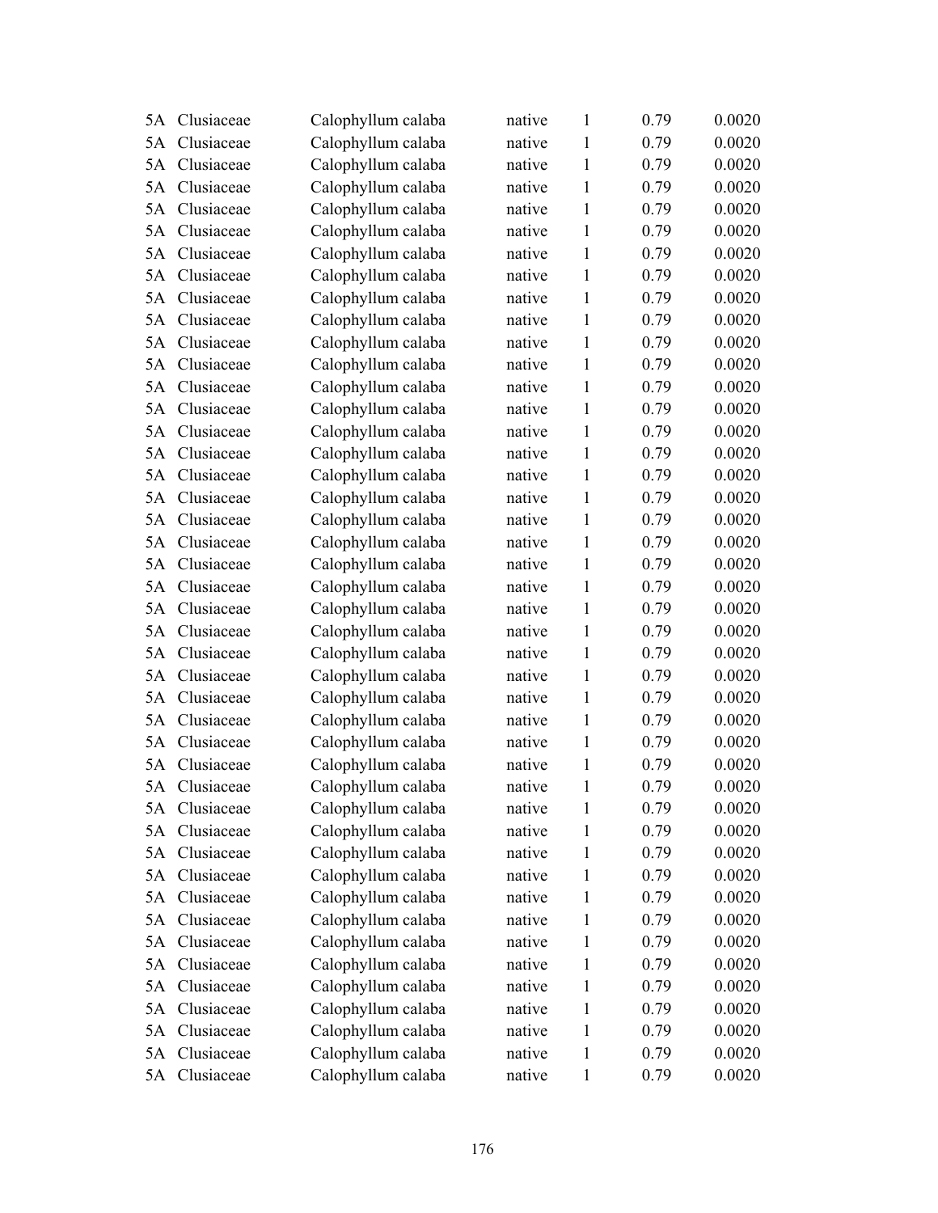| | | | | | | |
|---|---|---|---|---|---|---|
| 5A | Clusiaceae | Calophyllum calaba | native | 1 | 0.79 | 0.0020 |
| 5A | Clusiaceae | Calophyllum calaba | native | 1 | 0.79 | 0.0020 |
| 5A | Clusiaceae | Calophyllum calaba | native | 1 | 0.79 | 0.0020 |
| 5A | Clusiaceae | Calophyllum calaba | native | 1 | 0.79 | 0.0020 |
| 5A | Clusiaceae | Calophyllum calaba | native | 1 | 0.79 | 0.0020 |
| 5A | Clusiaceae | Calophyllum calaba | native | 1 | 0.79 | 0.0020 |
| 5A | Clusiaceae | Calophyllum calaba | native | 1 | 0.79 | 0.0020 |
| 5A | Clusiaceae | Calophyllum calaba | native | 1 | 0.79 | 0.0020 |
| 5A | Clusiaceae | Calophyllum calaba | native | 1 | 0.79 | 0.0020 |
| 5A | Clusiaceae | Calophyllum calaba | native | 1 | 0.79 | 0.0020 |
| 5A | Clusiaceae | Calophyllum calaba | native | 1 | 0.79 | 0.0020 |
| 5A | Clusiaceae | Calophyllum calaba | native | 1 | 0.79 | 0.0020 |
| 5A | Clusiaceae | Calophyllum calaba | native | 1 | 0.79 | 0.0020 |
| 5A | Clusiaceae | Calophyllum calaba | native | 1 | 0.79 | 0.0020 |
| 5A | Clusiaceae | Calophyllum calaba | native | 1 | 0.79 | 0.0020 |
| 5A | Clusiaceae | Calophyllum calaba | native | 1 | 0.79 | 0.0020 |
| 5A | Clusiaceae | Calophyllum calaba | native | 1 | 0.79 | 0.0020 |
| 5A | Clusiaceae | Calophyllum calaba | native | 1 | 0.79 | 0.0020 |
| 5A | Clusiaceae | Calophyllum calaba | native | 1 | 0.79 | 0.0020 |
| 5A | Clusiaceae | Calophyllum calaba | native | 1 | 0.79 | 0.0020 |
| 5A | Clusiaceae | Calophyllum calaba | native | 1 | 0.79 | 0.0020 |
| 5A | Clusiaceae | Calophyllum calaba | native | 1 | 0.79 | 0.0020 |
| 5A | Clusiaceae | Calophyllum calaba | native | 1 | 0.79 | 0.0020 |
| 5A | Clusiaceae | Calophyllum calaba | native | 1 | 0.79 | 0.0020 |
| 5A | Clusiaceae | Calophyllum calaba | native | 1 | 0.79 | 0.0020 |
| 5A | Clusiaceae | Calophyllum calaba | native | 1 | 0.79 | 0.0020 |
| 5A | Clusiaceae | Calophyllum calaba | native | 1 | 0.79 | 0.0020 |
| 5A | Clusiaceae | Calophyllum calaba | native | 1 | 0.79 | 0.0020 |
| 5A | Clusiaceae | Calophyllum calaba | native | 1 | 0.79 | 0.0020 |
| 5A | Clusiaceae | Calophyllum calaba | native | 1 | 0.79 | 0.0020 |
| 5A | Clusiaceae | Calophyllum calaba | native | 1 | 0.79 | 0.0020 |
| 5A | Clusiaceae | Calophyllum calaba | native | 1 | 0.79 | 0.0020 |
| 5A | Clusiaceae | Calophyllum calaba | native | 1 | 0.79 | 0.0020 |
| 5A | Clusiaceae | Calophyllum calaba | native | 1 | 0.79 | 0.0020 |
| 5A | Clusiaceae | Calophyllum calaba | native | 1 | 0.79 | 0.0020 |
| 5A | Clusiaceae | Calophyllum calaba | native | 1 | 0.79 | 0.0020 |
| 5A | Clusiaceae | Calophyllum calaba | native | 1 | 0.79 | 0.0020 |
| 5A | Clusiaceae | Calophyllum calaba | native | 1 | 0.79 | 0.0020 |
| 5A | Clusiaceae | Calophyllum calaba | native | 1 | 0.79 | 0.0020 |
| 5A | Clusiaceae | Calophyllum calaba | native | 1 | 0.79 | 0.0020 |
| 5A | Clusiaceae | Calophyllum calaba | native | 1 | 0.79 | 0.0020 |
| 5A | Clusiaceae | Calophyllum calaba | native | 1 | 0.79 | 0.0020 |
| 5A | Clusiaceae | Calophyllum calaba | native | 1 | 0.79 | 0.0020 |
| 5A | Clusiaceae | Calophyllum calaba | native | 1 | 0.79 | 0.0020 |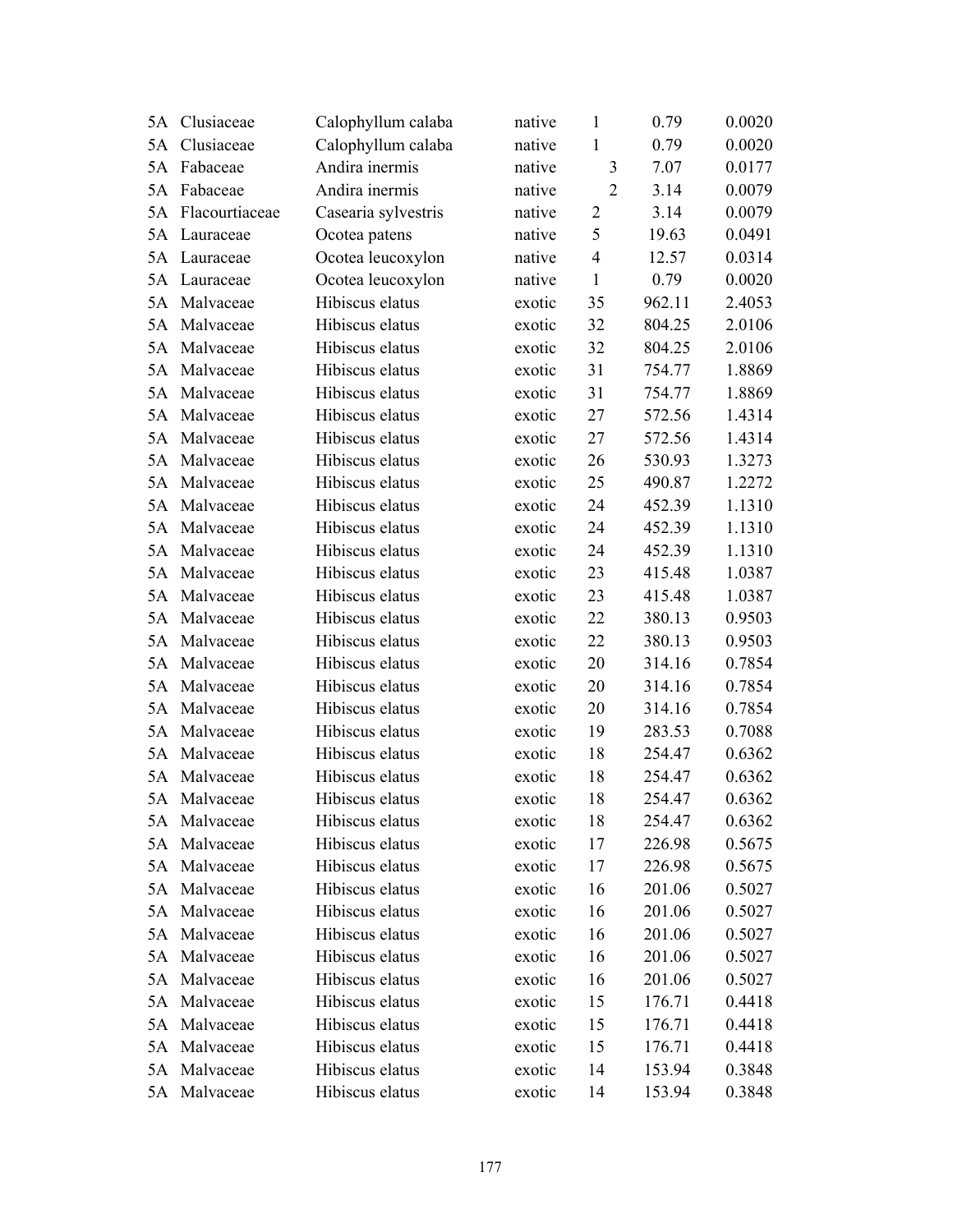| | | | | | | |
|---|---|---|---|---|---|---|
| 5A | Clusiaceae | Calophyllum calaba | native | 1 | 0.79 | 0.0020 |
| 5A | Clusiaceae | Calophyllum calaba | native | 1 | 0.79 | 0.0020 |
| 5A | Fabaceae | Andira inermis | native | 3 | 7.07 | 0.0177 |
| 5A | Fabaceae | Andira inermis | native | 2 | 3.14 | 0.0079 |
| 5A | Flacourtiaceae | Casearia sylvestris | native | 2 | 3.14 | 0.0079 |
| 5A | Lauraceae | Ocotea patens | native | 5 | 19.63 | 0.0491 |
| 5A | Lauraceae | Ocotea leucoxylon | native | 4 | 12.57 | 0.0314 |
| 5A | Lauraceae | Ocotea leucoxylon | native | 1 | 0.79 | 0.0020 |
| 5A | Malvaceae | Hibiscus elatus | exotic | 35 | 962.11 | 2.4053 |
| 5A | Malvaceae | Hibiscus elatus | exotic | 32 | 804.25 | 2.0106 |
| 5A | Malvaceae | Hibiscus elatus | exotic | 32 | 804.25 | 2.0106 |
| 5A | Malvaceae | Hibiscus elatus | exotic | 31 | 754.77 | 1.8869 |
| 5A | Malvaceae | Hibiscus elatus | exotic | 31 | 754.77 | 1.8869 |
| 5A | Malvaceae | Hibiscus elatus | exotic | 27 | 572.56 | 1.4314 |
| 5A | Malvaceae | Hibiscus elatus | exotic | 27 | 572.56 | 1.4314 |
| 5A | Malvaceae | Hibiscus elatus | exotic | 26 | 530.93 | 1.3273 |
| 5A | Malvaceae | Hibiscus elatus | exotic | 25 | 490.87 | 1.2272 |
| 5A | Malvaceae | Hibiscus elatus | exotic | 24 | 452.39 | 1.1310 |
| 5A | Malvaceae | Hibiscus elatus | exotic | 24 | 452.39 | 1.1310 |
| 5A | Malvaceae | Hibiscus elatus | exotic | 24 | 452.39 | 1.1310 |
| 5A | Malvaceae | Hibiscus elatus | exotic | 23 | 415.48 | 1.0387 |
| 5A | Malvaceae | Hibiscus elatus | exotic | 23 | 415.48 | 1.0387 |
| 5A | Malvaceae | Hibiscus elatus | exotic | 22 | 380.13 | 0.9503 |
| 5A | Malvaceae | Hibiscus elatus | exotic | 22 | 380.13 | 0.9503 |
| 5A | Malvaceae | Hibiscus elatus | exotic | 20 | 314.16 | 0.7854 |
| 5A | Malvaceae | Hibiscus elatus | exotic | 20 | 314.16 | 0.7854 |
| 5A | Malvaceae | Hibiscus elatus | exotic | 20 | 314.16 | 0.7854 |
| 5A | Malvaceae | Hibiscus elatus | exotic | 19 | 283.53 | 0.7088 |
| 5A | Malvaceae | Hibiscus elatus | exotic | 18 | 254.47 | 0.6362 |
| 5A | Malvaceae | Hibiscus elatus | exotic | 18 | 254.47 | 0.6362 |
| 5A | Malvaceae | Hibiscus elatus | exotic | 18 | 254.47 | 0.6362 |
| 5A | Malvaceae | Hibiscus elatus | exotic | 18 | 254.47 | 0.6362 |
| 5A | Malvaceae | Hibiscus elatus | exotic | 17 | 226.98 | 0.5675 |
| 5A | Malvaceae | Hibiscus elatus | exotic | 17 | 226.98 | 0.5675 |
| 5A | Malvaceae | Hibiscus elatus | exotic | 16 | 201.06 | 0.5027 |
| 5A | Malvaceae | Hibiscus elatus | exotic | 16 | 201.06 | 0.5027 |
| 5A | Malvaceae | Hibiscus elatus | exotic | 16 | 201.06 | 0.5027 |
| 5A | Malvaceae | Hibiscus elatus | exotic | 16 | 201.06 | 0.5027 |
| 5A | Malvaceae | Hibiscus elatus | exotic | 16 | 201.06 | 0.5027 |
| 5A | Malvaceae | Hibiscus elatus | exotic | 15 | 176.71 | 0.4418 |
| 5A | Malvaceae | Hibiscus elatus | exotic | 15 | 176.71 | 0.4418 |
| 5A | Malvaceae | Hibiscus elatus | exotic | 15 | 176.71 | 0.4418 |
| 5A | Malvaceae | Hibiscus elatus | exotic | 14 | 153.94 | 0.3848 |
| 5A | Malvaceae | Hibiscus elatus | exotic | 14 | 153.94 | 0.3848 |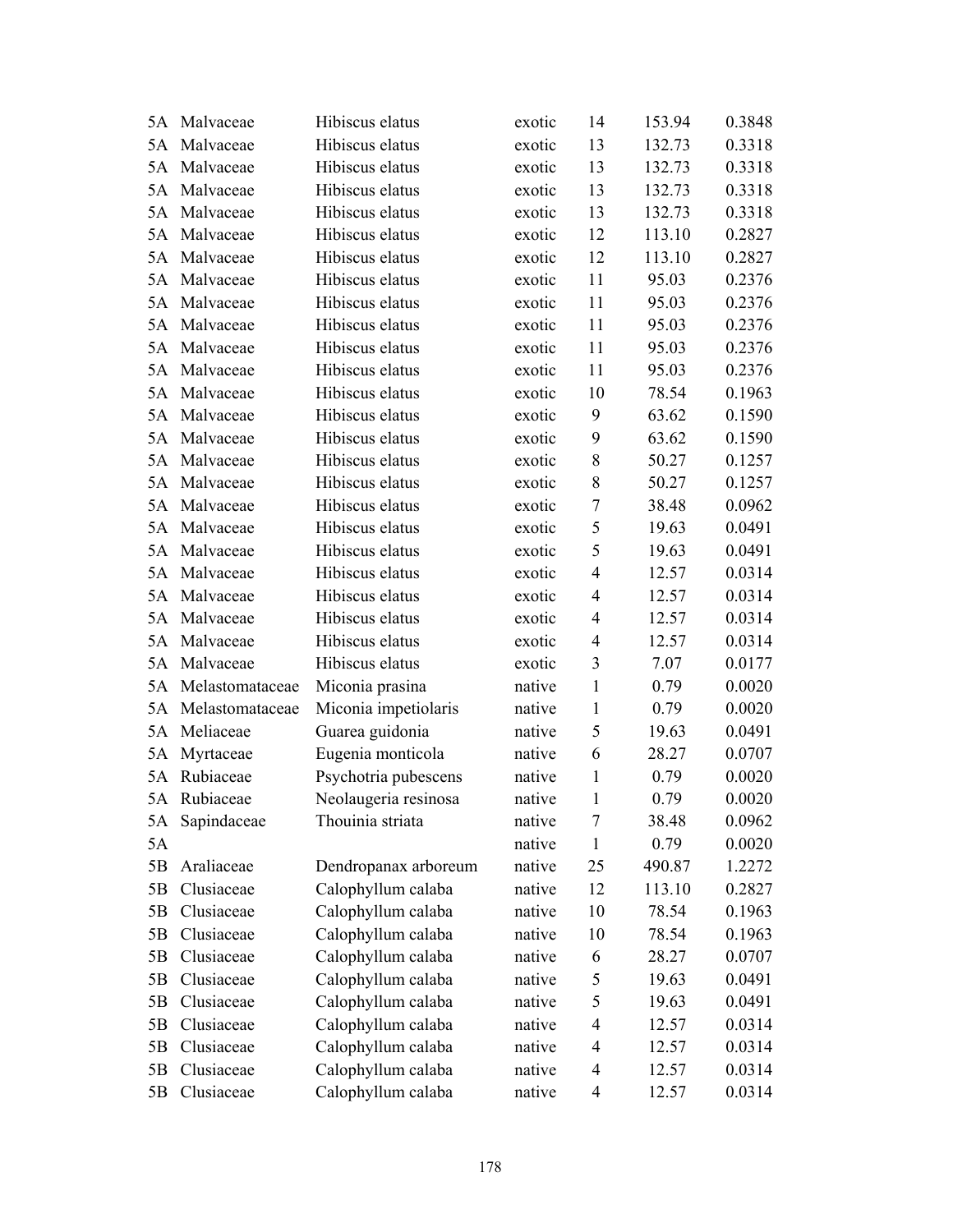| | | | | | | |
|---|---|---|---|---|---|---|
| 5A | Malvaceae | Hibiscus elatus | exotic | 14 | 153.94 | 0.3848 |
| 5A | Malvaceae | Hibiscus elatus | exotic | 13 | 132.73 | 0.3318 |
| 5A | Malvaceae | Hibiscus elatus | exotic | 13 | 132.73 | 0.3318 |
| 5A | Malvaceae | Hibiscus elatus | exotic | 13 | 132.73 | 0.3318 |
| 5A | Malvaceae | Hibiscus elatus | exotic | 13 | 132.73 | 0.3318 |
| 5A | Malvaceae | Hibiscus elatus | exotic | 12 | 113.10 | 0.2827 |
| 5A | Malvaceae | Hibiscus elatus | exotic | 12 | 113.10 | 0.2827 |
| 5A | Malvaceae | Hibiscus elatus | exotic | 11 | 95.03 | 0.2376 |
| 5A | Malvaceae | Hibiscus elatus | exotic | 11 | 95.03 | 0.2376 |
| 5A | Malvaceae | Hibiscus elatus | exotic | 11 | 95.03 | 0.2376 |
| 5A | Malvaceae | Hibiscus elatus | exotic | 11 | 95.03 | 0.2376 |
| 5A | Malvaceae | Hibiscus elatus | exotic | 11 | 95.03 | 0.2376 |
| 5A | Malvaceae | Hibiscus elatus | exotic | 10 | 78.54 | 0.1963 |
| 5A | Malvaceae | Hibiscus elatus | exotic | 9 | 63.62 | 0.1590 |
| 5A | Malvaceae | Hibiscus elatus | exotic | 9 | 63.62 | 0.1590 |
| 5A | Malvaceae | Hibiscus elatus | exotic | 8 | 50.27 | 0.1257 |
| 5A | Malvaceae | Hibiscus elatus | exotic | 8 | 50.27 | 0.1257 |
| 5A | Malvaceae | Hibiscus elatus | exotic | 7 | 38.48 | 0.0962 |
| 5A | Malvaceae | Hibiscus elatus | exotic | 5 | 19.63 | 0.0491 |
| 5A | Malvaceae | Hibiscus elatus | exotic | 5 | 19.63 | 0.0491 |
| 5A | Malvaceae | Hibiscus elatus | exotic | 4 | 12.57 | 0.0314 |
| 5A | Malvaceae | Hibiscus elatus | exotic | 4 | 12.57 | 0.0314 |
| 5A | Malvaceae | Hibiscus elatus | exotic | 4 | 12.57 | 0.0314 |
| 5A | Malvaceae | Hibiscus elatus | exotic | 4 | 12.57 | 0.0314 |
| 5A | Malvaceae | Hibiscus elatus | exotic | 3 | 7.07 | 0.0177 |
| 5A | Melastomataceae | Miconia prasina | native | 1 | 0.79 | 0.0020 |
| 5A | Melastomataceae | Miconia impetiolaris | native | 1 | 0.79 | 0.0020 |
| 5A | Meliaceae | Guarea guidonia | native | 5 | 19.63 | 0.0491 |
| 5A | Myrtaceae | Eugenia monticola | native | 6 | 28.27 | 0.0707 |
| 5A | Rubiaceae | Psychotria pubescens | native | 1 | 0.79 | 0.0020 |
| 5A | Rubiaceae | Neolaugeria resinosa | native | 1 | 0.79 | 0.0020 |
| 5A | Sapindaceae | Thouinia striata | native | 7 | 38.48 | 0.0962 |
| 5A | | | native | 1 | 0.79 | 0.0020 |
| 5B | Araliaceae | Dendropanax arboreum | native | 25 | 490.87 | 1.2272 |
| 5B | Clusiaceae | Calophyllum calaba | native | 12 | 113.10 | 0.2827 |
| 5B | Clusiaceae | Calophyllum calaba | native | 10 | 78.54 | 0.1963 |
| 5B | Clusiaceae | Calophyllum calaba | native | 10 | 78.54 | 0.1963 |
| 5B | Clusiaceae | Calophyllum calaba | native | 6 | 28.27 | 0.0707 |
| 5B | Clusiaceae | Calophyllum calaba | native | 5 | 19.63 | 0.0491 |
| 5B | Clusiaceae | Calophyllum calaba | native | 5 | 19.63 | 0.0491 |
| 5B | Clusiaceae | Calophyllum calaba | native | 4 | 12.57 | 0.0314 |
| 5B | Clusiaceae | Calophyllum calaba | native | 4 | 12.57 | 0.0314 |
| 5B | Clusiaceae | Calophyllum calaba | native | 4 | 12.57 | 0.0314 |
| 5B | Clusiaceae | Calophyllum calaba | native | 4 | 12.57 | 0.0314 |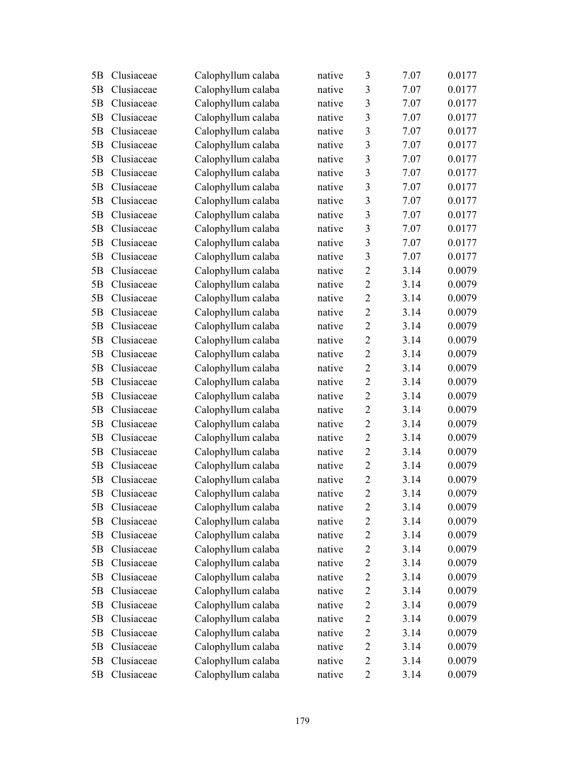| | | | | | | |
|---|---|---|---|---|---|---|
| 5B | Clusiaceae | Calophyllum calaba | native | 3 | 7.07 | 0.0177 |
| 5B | Clusiaceae | Calophyllum calaba | native | 3 | 7.07 | 0.0177 |
| 5B | Clusiaceae | Calophyllum calaba | native | 3 | 7.07 | 0.0177 |
| 5B | Clusiaceae | Calophyllum calaba | native | 3 | 7.07 | 0.0177 |
| 5B | Clusiaceae | Calophyllum calaba | native | 3 | 7.07 | 0.0177 |
| 5B | Clusiaceae | Calophyllum calaba | native | 3 | 7.07 | 0.0177 |
| 5B | Clusiaceae | Calophyllum calaba | native | 3 | 7.07 | 0.0177 |
| 5B | Clusiaceae | Calophyllum calaba | native | 3 | 7.07 | 0.0177 |
| 5B | Clusiaceae | Calophyllum calaba | native | 3 | 7.07 | 0.0177 |
| 5B | Clusiaceae | Calophyllum calaba | native | 3 | 7.07 | 0.0177 |
| 5B | Clusiaceae | Calophyllum calaba | native | 3 | 7.07 | 0.0177 |
| 5B | Clusiaceae | Calophyllum calaba | native | 3 | 7.07 | 0.0177 |
| 5B | Clusiaceae | Calophyllum calaba | native | 3 | 7.07 | 0.0177 |
| 5B | Clusiaceae | Calophyllum calaba | native | 3 | 7.07 | 0.0177 |
| 5B | Clusiaceae | Calophyllum calaba | native | 2 | 3.14 | 0.0079 |
| 5B | Clusiaceae | Calophyllum calaba | native | 2 | 3.14 | 0.0079 |
| 5B | Clusiaceae | Calophyllum calaba | native | 2 | 3.14 | 0.0079 |
| 5B | Clusiaceae | Calophyllum calaba | native | 2 | 3.14 | 0.0079 |
| 5B | Clusiaceae | Calophyllum calaba | native | 2 | 3.14 | 0.0079 |
| 5B | Clusiaceae | Calophyllum calaba | native | 2 | 3.14 | 0.0079 |
| 5B | Clusiaceae | Calophyllum calaba | native | 2 | 3.14 | 0.0079 |
| 5B | Clusiaceae | Calophyllum calaba | native | 2 | 3.14 | 0.0079 |
| 5B | Clusiaceae | Calophyllum calaba | native | 2 | 3.14 | 0.0079 |
| 5B | Clusiaceae | Calophyllum calaba | native | 2 | 3.14 | 0.0079 |
| 5B | Clusiaceae | Calophyllum calaba | native | 2 | 3.14 | 0.0079 |
| 5B | Clusiaceae | Calophyllum calaba | native | 2 | 3.14 | 0.0079 |
| 5B | Clusiaceae | Calophyllum calaba | native | 2 | 3.14 | 0.0079 |
| 5B | Clusiaceae | Calophyllum calaba | native | 2 | 3.14 | 0.0079 |
| 5B | Clusiaceae | Calophyllum calaba | native | 2 | 3.14 | 0.0079 |
| 5B | Clusiaceae | Calophyllum calaba | native | 2 | 3.14 | 0.0079 |
| 5B | Clusiaceae | Calophyllum calaba | native | 2 | 3.14 | 0.0079 |
| 5B | Clusiaceae | Calophyllum calaba | native | 2 | 3.14 | 0.0079 |
| 5B | Clusiaceae | Calophyllum calaba | native | 2 | 3.14 | 0.0079 |
| 5B | Clusiaceae | Calophyllum calaba | native | 2 | 3.14 | 0.0079 |
| 5B | Clusiaceae | Calophyllum calaba | native | 2 | 3.14 | 0.0079 |
| 5B | Clusiaceae | Calophyllum calaba | native | 2 | 3.14 | 0.0079 |
| 5B | Clusiaceae | Calophyllum calaba | native | 2 | 3.14 | 0.0079 |
| 5B | Clusiaceae | Calophyllum calaba | native | 2 | 3.14 | 0.0079 |
| 5B | Clusiaceae | Calophyllum calaba | native | 2 | 3.14 | 0.0079 |
| 5B | Clusiaceae | Calophyllum calaba | native | 2 | 3.14 | 0.0079 |
| 5B | Clusiaceae | Calophyllum calaba | native | 2 | 3.14 | 0.0079 |
| 5B | Clusiaceae | Calophyllum calaba | native | 2 | 3.14 | 0.0079 |
| 5B | Clusiaceae | Calophyllum calaba | native | 2 | 3.14 | 0.0079 |
| 5B | Clusiaceae | Calophyllum calaba | native | 2 | 3.14 | 0.0079 |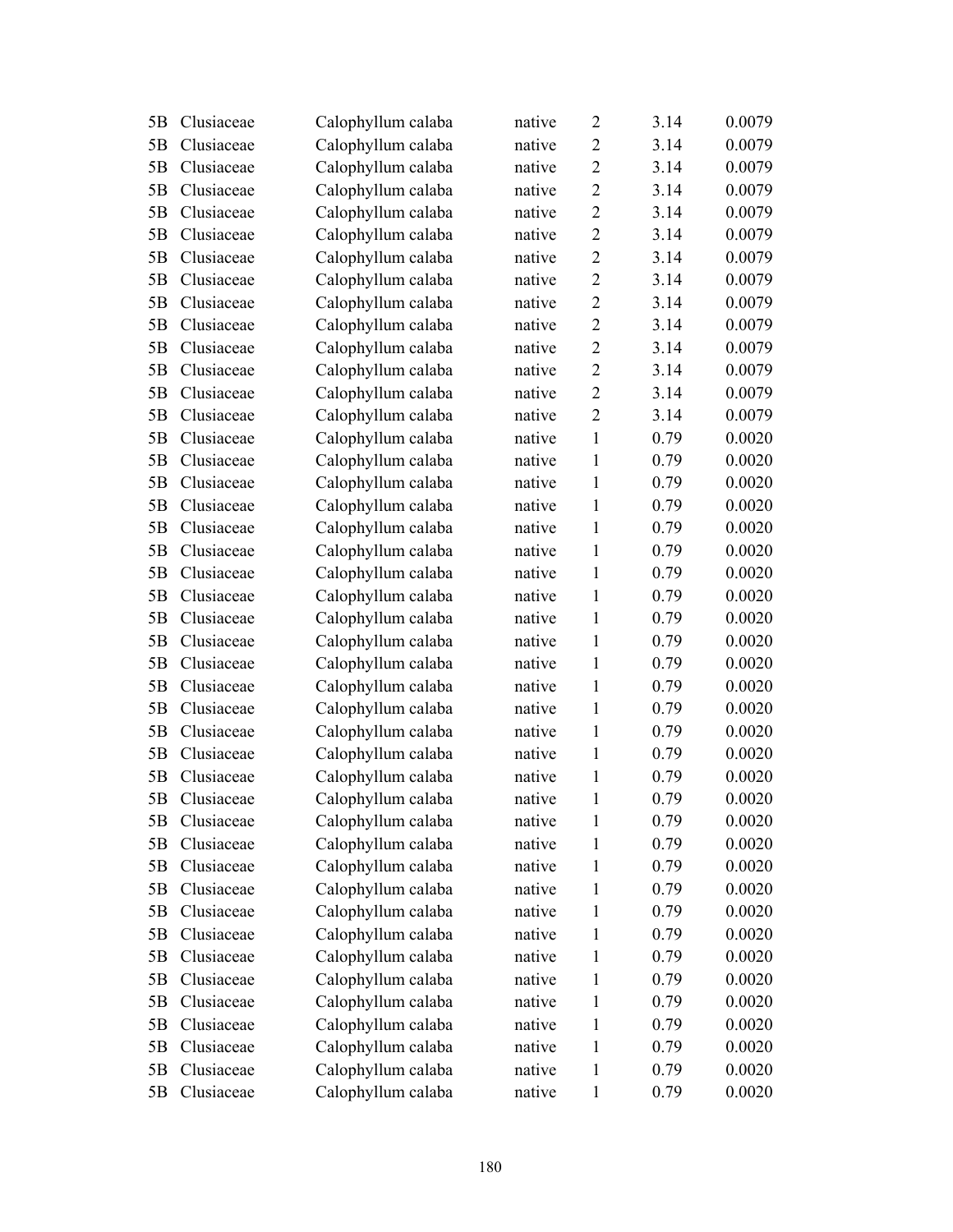| | | | | | | |
|---|---|---|---|---|---|---|
| 5B | Clusiaceae | Calophyllum calaba | native | 2 | 3.14 | 0.0079 |
| 5B | Clusiaceae | Calophyllum calaba | native | 2 | 3.14 | 0.0079 |
| 5B | Clusiaceae | Calophyllum calaba | native | 2 | 3.14 | 0.0079 |
| 5B | Clusiaceae | Calophyllum calaba | native | 2 | 3.14 | 0.0079 |
| 5B | Clusiaceae | Calophyllum calaba | native | 2 | 3.14 | 0.0079 |
| 5B | Clusiaceae | Calophyllum calaba | native | 2 | 3.14 | 0.0079 |
| 5B | Clusiaceae | Calophyllum calaba | native | 2 | 3.14 | 0.0079 |
| 5B | Clusiaceae | Calophyllum calaba | native | 2 | 3.14 | 0.0079 |
| 5B | Clusiaceae | Calophyllum calaba | native | 2 | 3.14 | 0.0079 |
| 5B | Clusiaceae | Calophyllum calaba | native | 2 | 3.14 | 0.0079 |
| 5B | Clusiaceae | Calophyllum calaba | native | 2 | 3.14 | 0.0079 |
| 5B | Clusiaceae | Calophyllum calaba | native | 2 | 3.14 | 0.0079 |
| 5B | Clusiaceae | Calophyllum calaba | native | 2 | 3.14 | 0.0079 |
| 5B | Clusiaceae | Calophyllum calaba | native | 2 | 3.14 | 0.0079 |
| 5B | Clusiaceae | Calophyllum calaba | native | 1 | 0.79 | 0.0020 |
| 5B | Clusiaceae | Calophyllum calaba | native | 1 | 0.79 | 0.0020 |
| 5B | Clusiaceae | Calophyllum calaba | native | 1 | 0.79 | 0.0020 |
| 5B | Clusiaceae | Calophyllum calaba | native | 1 | 0.79 | 0.0020 |
| 5B | Clusiaceae | Calophyllum calaba | native | 1 | 0.79 | 0.0020 |
| 5B | Clusiaceae | Calophyllum calaba | native | 1 | 0.79 | 0.0020 |
| 5B | Clusiaceae | Calophyllum calaba | native | 1 | 0.79 | 0.0020 |
| 5B | Clusiaceae | Calophyllum calaba | native | 1 | 0.79 | 0.0020 |
| 5B | Clusiaceae | Calophyllum calaba | native | 1 | 0.79 | 0.0020 |
| 5B | Clusiaceae | Calophyllum calaba | native | 1 | 0.79 | 0.0020 |
| 5B | Clusiaceae | Calophyllum calaba | native | 1 | 0.79 | 0.0020 |
| 5B | Clusiaceae | Calophyllum calaba | native | 1 | 0.79 | 0.0020 |
| 5B | Clusiaceae | Calophyllum calaba | native | 1 | 0.79 | 0.0020 |
| 5B | Clusiaceae | Calophyllum calaba | native | 1 | 0.79 | 0.0020 |
| 5B | Clusiaceae | Calophyllum calaba | native | 1 | 0.79 | 0.0020 |
| 5B | Clusiaceae | Calophyllum calaba | native | 1 | 0.79 | 0.0020 |
| 5B | Clusiaceae | Calophyllum calaba | native | 1 | 0.79 | 0.0020 |
| 5B | Clusiaceae | Calophyllum calaba | native | 1 | 0.79 | 0.0020 |
| 5B | Clusiaceae | Calophyllum calaba | native | 1 | 0.79 | 0.0020 |
| 5B | Clusiaceae | Calophyllum calaba | native | 1 | 0.79 | 0.0020 |
| 5B | Clusiaceae | Calophyllum calaba | native | 1 | 0.79 | 0.0020 |
| 5B | Clusiaceae | Calophyllum calaba | native | 1 | 0.79 | 0.0020 |
| 5B | Clusiaceae | Calophyllum calaba | native | 1 | 0.79 | 0.0020 |
| 5B | Clusiaceae | Calophyllum calaba | native | 1 | 0.79 | 0.0020 |
| 5B | Clusiaceae | Calophyllum calaba | native | 1 | 0.79 | 0.0020 |
| 5B | Clusiaceae | Calophyllum calaba | native | 1 | 0.79 | 0.0020 |
| 5B | Clusiaceae | Calophyllum calaba | native | 1 | 0.79 | 0.0020 |
| 5B | Clusiaceae | Calophyllum calaba | native | 1 | 0.79 | 0.0020 |
| 5B | Clusiaceae | Calophyllum calaba | native | 1 | 0.79 | 0.0020 |
| 5B | Clusiaceae | Calophyllum calaba | native | 1 | 0.79 | 0.0020 |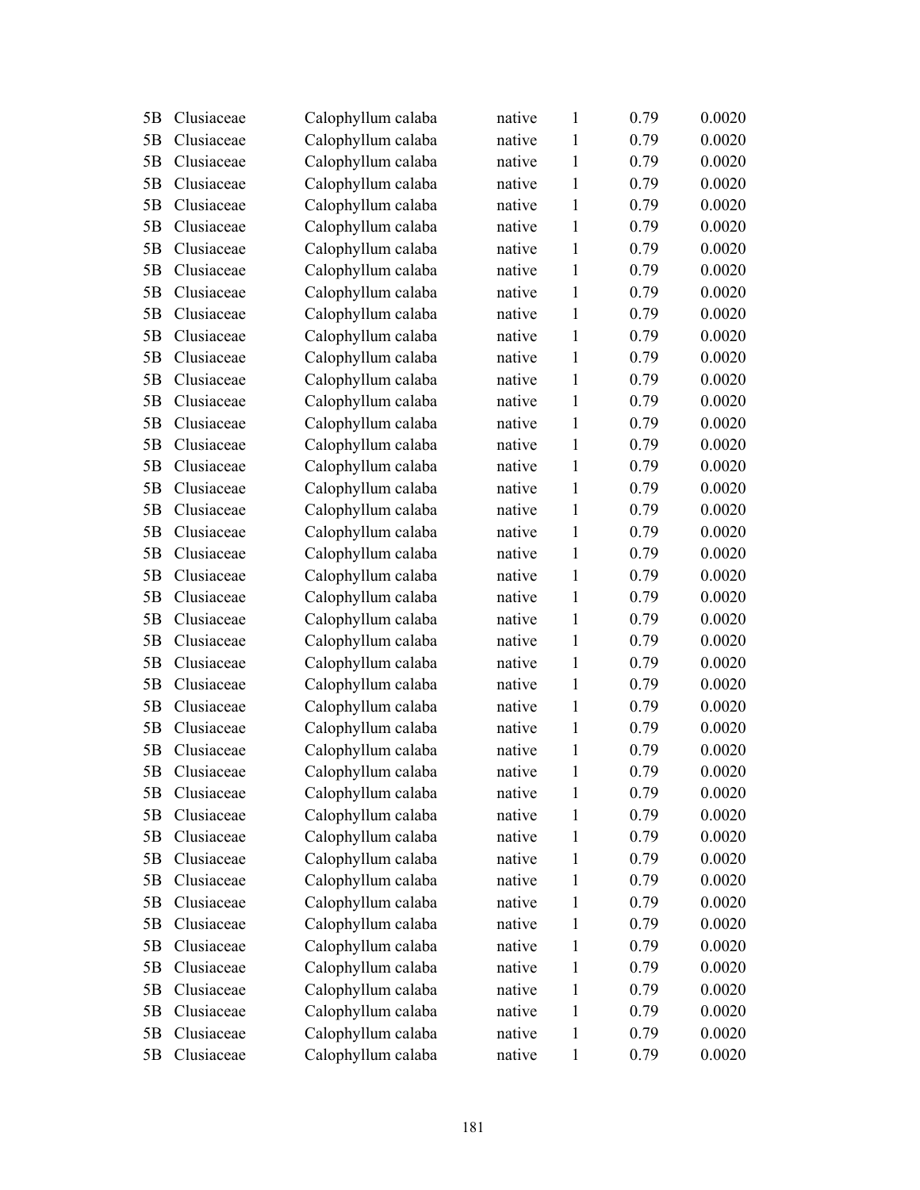| | | | | | | |
|---|---|---|---|---|---|---|
| 5B | Clusiaceae | Calophyllum calaba | native | 1 | 0.79 | 0.0020 |
| 5B | Clusiaceae | Calophyllum calaba | native | 1 | 0.79 | 0.0020 |
| 5B | Clusiaceae | Calophyllum calaba | native | 1 | 0.79 | 0.0020 |
| 5B | Clusiaceae | Calophyllum calaba | native | 1 | 0.79 | 0.0020 |
| 5B | Clusiaceae | Calophyllum calaba | native | 1 | 0.79 | 0.0020 |
| 5B | Clusiaceae | Calophyllum calaba | native | 1 | 0.79 | 0.0020 |
| 5B | Clusiaceae | Calophyllum calaba | native | 1 | 0.79 | 0.0020 |
| 5B | Clusiaceae | Calophyllum calaba | native | 1 | 0.79 | 0.0020 |
| 5B | Clusiaceae | Calophyllum calaba | native | 1 | 0.79 | 0.0020 |
| 5B | Clusiaceae | Calophyllum calaba | native | 1 | 0.79 | 0.0020 |
| 5B | Clusiaceae | Calophyllum calaba | native | 1 | 0.79 | 0.0020 |
| 5B | Clusiaceae | Calophyllum calaba | native | 1 | 0.79 | 0.0020 |
| 5B | Clusiaceae | Calophyllum calaba | native | 1 | 0.79 | 0.0020 |
| 5B | Clusiaceae | Calophyllum calaba | native | 1 | 0.79 | 0.0020 |
| 5B | Clusiaceae | Calophyllum calaba | native | 1 | 0.79 | 0.0020 |
| 5B | Clusiaceae | Calophyllum calaba | native | 1 | 0.79 | 0.0020 |
| 5B | Clusiaceae | Calophyllum calaba | native | 1 | 0.79 | 0.0020 |
| 5B | Clusiaceae | Calophyllum calaba | native | 1 | 0.79 | 0.0020 |
| 5B | Clusiaceae | Calophyllum calaba | native | 1 | 0.79 | 0.0020 |
| 5B | Clusiaceae | Calophyllum calaba | native | 1 | 0.79 | 0.0020 |
| 5B | Clusiaceae | Calophyllum calaba | native | 1 | 0.79 | 0.0020 |
| 5B | Clusiaceae | Calophyllum calaba | native | 1 | 0.79 | 0.0020 |
| 5B | Clusiaceae | Calophyllum calaba | native | 1 | 0.79 | 0.0020 |
| 5B | Clusiaceae | Calophyllum calaba | native | 1 | 0.79 | 0.0020 |
| 5B | Clusiaceae | Calophyllum calaba | native | 1 | 0.79 | 0.0020 |
| 5B | Clusiaceae | Calophyllum calaba | native | 1 | 0.79 | 0.0020 |
| 5B | Clusiaceae | Calophyllum calaba | native | 1 | 0.79 | 0.0020 |
| 5B | Clusiaceae | Calophyllum calaba | native | 1 | 0.79 | 0.0020 |
| 5B | Clusiaceae | Calophyllum calaba | native | 1 | 0.79 | 0.0020 |
| 5B | Clusiaceae | Calophyllum calaba | native | 1 | 0.79 | 0.0020 |
| 5B | Clusiaceae | Calophyllum calaba | native | 1 | 0.79 | 0.0020 |
| 5B | Clusiaceae | Calophyllum calaba | native | 1 | 0.79 | 0.0020 |
| 5B | Clusiaceae | Calophyllum calaba | native | 1 | 0.79 | 0.0020 |
| 5B | Clusiaceae | Calophyllum calaba | native | 1 | 0.79 | 0.0020 |
| 5B | Clusiaceae | Calophyllum calaba | native | 1 | 0.79 | 0.0020 |
| 5B | Clusiaceae | Calophyllum calaba | native | 1 | 0.79 | 0.0020 |
| 5B | Clusiaceae | Calophyllum calaba | native | 1 | 0.79 | 0.0020 |
| 5B | Clusiaceae | Calophyllum calaba | native | 1 | 0.79 | 0.0020 |
| 5B | Clusiaceae | Calophyllum calaba | native | 1 | 0.79 | 0.0020 |
| 5B | Clusiaceae | Calophyllum calaba | native | 1 | 0.79 | 0.0020 |
| 5B | Clusiaceae | Calophyllum calaba | native | 1 | 0.79 | 0.0020 |
| 5B | Clusiaceae | Calophyllum calaba | native | 1 | 0.79 | 0.0020 |
| 5B | Clusiaceae | Calophyllum calaba | native | 1 | 0.79 | 0.0020 |
| 5B | Clusiaceae | Calophyllum calaba | native | 1 | 0.79 | 0.0020 |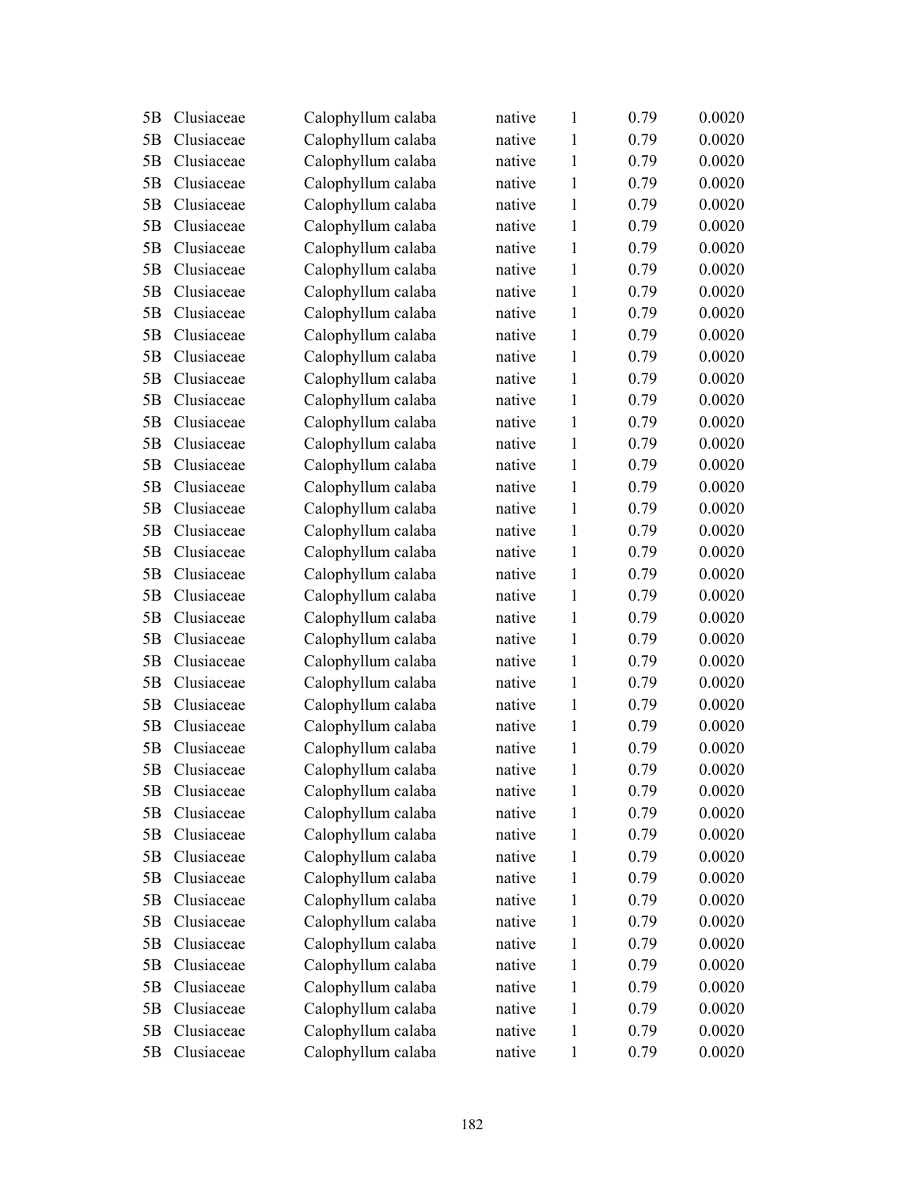| 5B | Clusiaceae | Calophyllum calaba | native | 1 | 0.79 | 0.0020 |
|---|---|---|---|---|---|---|
| 5B | Clusiaceae | Calophyllum calaba | native | 1 | 0.79 | 0.0020 |
| 5B | Clusiaceae | Calophyllum calaba | native | 1 | 0.79 | 0.0020 |
| 5B | Clusiaceae | Calophyllum calaba | native | 1 | 0.79 | 0.0020 |
| 5B | Clusiaceae | Calophyllum calaba | native | 1 | 0.79 | 0.0020 |
| 5B | Clusiaceae | Calophyllum calaba | native | 1 | 0.79 | 0.0020 |
| 5B | Clusiaceae | Calophyllum calaba | native | 1 | 0.79 | 0.0020 |
| 5B | Clusiaceae | Calophyllum calaba | native | 1 | 0.79 | 0.0020 |
| 5B | Clusiaceae | Calophyllum calaba | native | 1 | 0.79 | 0.0020 |
| 5B | Clusiaceae | Calophyllum calaba | native | 1 | 0.79 | 0.0020 |
| 5B | Clusiaceae | Calophyllum calaba | native | 1 | 0.79 | 0.0020 |
| 5B | Clusiaceae | Calophyllum calaba | native | 1 | 0.79 | 0.0020 |
| 5B | Clusiaceae | Calophyllum calaba | native | 1 | 0.79 | 0.0020 |
| 5B | Clusiaceae | Calophyllum calaba | native | 1 | 0.79 | 0.0020 |
| 5B | Clusiaceae | Calophyllum calaba | native | 1 | 0.79 | 0.0020 |
| 5B | Clusiaceae | Calophyllum calaba | native | 1 | 0.79 | 0.0020 |
| 5B | Clusiaceae | Calophyllum calaba | native | 1 | 0.79 | 0.0020 |
| 5B | Clusiaceae | Calophyllum calaba | native | 1 | 0.79 | 0.0020 |
| 5B | Clusiaceae | Calophyllum calaba | native | 1 | 0.79 | 0.0020 |
| 5B | Clusiaceae | Calophyllum calaba | native | 1 | 0.79 | 0.0020 |
| 5B | Clusiaceae | Calophyllum calaba | native | 1 | 0.79 | 0.0020 |
| 5B | Clusiaceae | Calophyllum calaba | native | 1 | 0.79 | 0.0020 |
| 5B | Clusiaceae | Calophyllum calaba | native | 1 | 0.79 | 0.0020 |
| 5B | Clusiaceae | Calophyllum calaba | native | 1 | 0.79 | 0.0020 |
| 5B | Clusiaceae | Calophyllum calaba | native | 1 | 0.79 | 0.0020 |
| 5B | Clusiaceae | Calophyllum calaba | native | 1 | 0.79 | 0.0020 |
| 5B | Clusiaceae | Calophyllum calaba | native | 1 | 0.79 | 0.0020 |
| 5B | Clusiaceae | Calophyllum calaba | native | 1 | 0.79 | 0.0020 |
| 5B | Clusiaceae | Calophyllum calaba | native | 1 | 0.79 | 0.0020 |
| 5B | Clusiaceae | Calophyllum calaba | native | 1 | 0.79 | 0.0020 |
| 5B | Clusiaceae | Calophyllum calaba | native | 1 | 0.79 | 0.0020 |
| 5B | Clusiaceae | Calophyllum calaba | native | 1 | 0.79 | 0.0020 |
| 5B | Clusiaceae | Calophyllum calaba | native | 1 | 0.79 | 0.0020 |
| 5B | Clusiaceae | Calophyllum calaba | native | 1 | 0.79 | 0.0020 |
| 5B | Clusiaceae | Calophyllum calaba | native | 1 | 0.79 | 0.0020 |
| 5B | Clusiaceae | Calophyllum calaba | native | 1 | 0.79 | 0.0020 |
| 5B | Clusiaceae | Calophyllum calaba | native | 1 | 0.79 | 0.0020 |
| 5B | Clusiaceae | Calophyllum calaba | native | 1 | 0.79 | 0.0020 |
| 5B | Clusiaceae | Calophyllum calaba | native | 1 | 0.79 | 0.0020 |
| 5B | Clusiaceae | Calophyllum calaba | native | 1 | 0.79 | 0.0020 |
| 5B | Clusiaceae | Calophyllum calaba | native | 1 | 0.79 | 0.0020 |
| 5B | Clusiaceae | Calophyllum calaba | native | 1 | 0.79 | 0.0020 |
| 5B | Clusiaceae | Calophyllum calaba | native | 1 | 0.79 | 0.0020 |
| 5B | Clusiaceae | Calophyllum calaba | native | 1 | 0.79 | 0.0020 |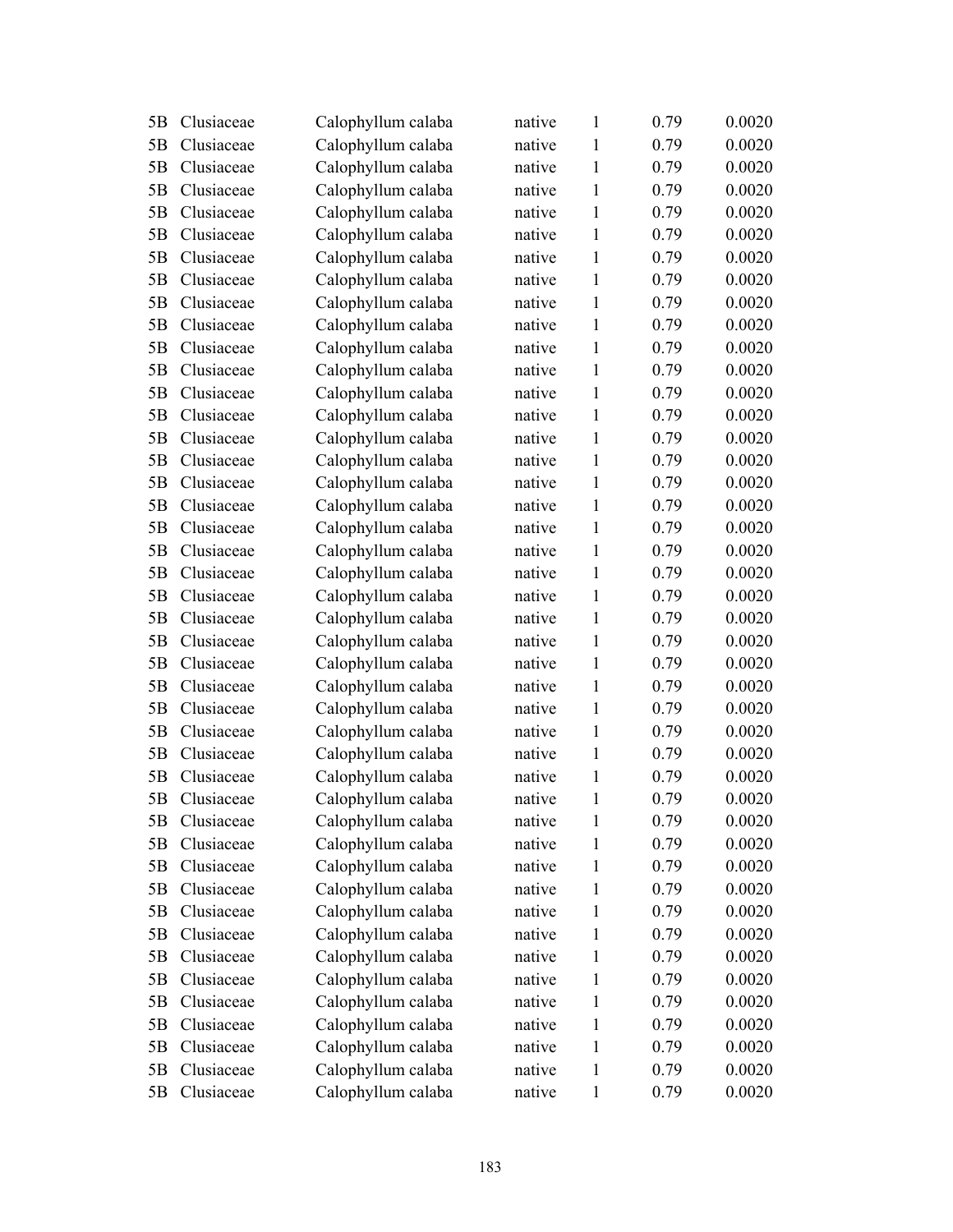| | | | | | | |
|---|---|---|---|---|---|---|
| 5B | Clusiaceae | Calophyllum calaba | native | 1 | 0.79 | 0.0020 |
| 5B | Clusiaceae | Calophyllum calaba | native | 1 | 0.79 | 0.0020 |
| 5B | Clusiaceae | Calophyllum calaba | native | 1 | 0.79 | 0.0020 |
| 5B | Clusiaceae | Calophyllum calaba | native | 1 | 0.79 | 0.0020 |
| 5B | Clusiaceae | Calophyllum calaba | native | 1 | 0.79 | 0.0020 |
| 5B | Clusiaceae | Calophyllum calaba | native | 1 | 0.79 | 0.0020 |
| 5B | Clusiaceae | Calophyllum calaba | native | 1 | 0.79 | 0.0020 |
| 5B | Clusiaceae | Calophyllum calaba | native | 1 | 0.79 | 0.0020 |
| 5B | Clusiaceae | Calophyllum calaba | native | 1 | 0.79 | 0.0020 |
| 5B | Clusiaceae | Calophyllum calaba | native | 1 | 0.79 | 0.0020 |
| 5B | Clusiaceae | Calophyllum calaba | native | 1 | 0.79 | 0.0020 |
| 5B | Clusiaceae | Calophyllum calaba | native | 1 | 0.79 | 0.0020 |
| 5B | Clusiaceae | Calophyllum calaba | native | 1 | 0.79 | 0.0020 |
| 5B | Clusiaceae | Calophyllum calaba | native | 1 | 0.79 | 0.0020 |
| 5B | Clusiaceae | Calophyllum calaba | native | 1 | 0.79 | 0.0020 |
| 5B | Clusiaceae | Calophyllum calaba | native | 1 | 0.79 | 0.0020 |
| 5B | Clusiaceae | Calophyllum calaba | native | 1 | 0.79 | 0.0020 |
| 5B | Clusiaceae | Calophyllum calaba | native | 1 | 0.79 | 0.0020 |
| 5B | Clusiaceae | Calophyllum calaba | native | 1 | 0.79 | 0.0020 |
| 5B | Clusiaceae | Calophyllum calaba | native | 1 | 0.79 | 0.0020 |
| 5B | Clusiaceae | Calophyllum calaba | native | 1 | 0.79 | 0.0020 |
| 5B | Clusiaceae | Calophyllum calaba | native | 1 | 0.79 | 0.0020 |
| 5B | Clusiaceae | Calophyllum calaba | native | 1 | 0.79 | 0.0020 |
| 5B | Clusiaceae | Calophyllum calaba | native | 1 | 0.79 | 0.0020 |
| 5B | Clusiaceae | Calophyllum calaba | native | 1 | 0.79 | 0.0020 |
| 5B | Clusiaceae | Calophyllum calaba | native | 1 | 0.79 | 0.0020 |
| 5B | Clusiaceae | Calophyllum calaba | native | 1 | 0.79 | 0.0020 |
| 5B | Clusiaceae | Calophyllum calaba | native | 1 | 0.79 | 0.0020 |
| 5B | Clusiaceae | Calophyllum calaba | native | 1 | 0.79 | 0.0020 |
| 5B | Clusiaceae | Calophyllum calaba | native | 1 | 0.79 | 0.0020 |
| 5B | Clusiaceae | Calophyllum calaba | native | 1 | 0.79 | 0.0020 |
| 5B | Clusiaceae | Calophyllum calaba | native | 1 | 0.79 | 0.0020 |
| 5B | Clusiaceae | Calophyllum calaba | native | 1 | 0.79 | 0.0020 |
| 5B | Clusiaceae | Calophyllum calaba | native | 1 | 0.79 | 0.0020 |
| 5B | Clusiaceae | Calophyllum calaba | native | 1 | 0.79 | 0.0020 |
| 5B | Clusiaceae | Calophyllum calaba | native | 1 | 0.79 | 0.0020 |
| 5B | Clusiaceae | Calophyllum calaba | native | 1 | 0.79 | 0.0020 |
| 5B | Clusiaceae | Calophyllum calaba | native | 1 | 0.79 | 0.0020 |
| 5B | Clusiaceae | Calophyllum calaba | native | 1 | 0.79 | 0.0020 |
| 5B | Clusiaceae | Calophyllum calaba | native | 1 | 0.79 | 0.0020 |
| 5B | Clusiaceae | Calophyllum calaba | native | 1 | 0.79 | 0.0020 |
| 5B | Clusiaceae | Calophyllum calaba | native | 1 | 0.79 | 0.0020 |
| 5B | Clusiaceae | Calophyllum calaba | native | 1 | 0.79 | 0.0020 |
| 5B | Clusiaceae | Calophyllum calaba | native | 1 | 0.79 | 0.0020 |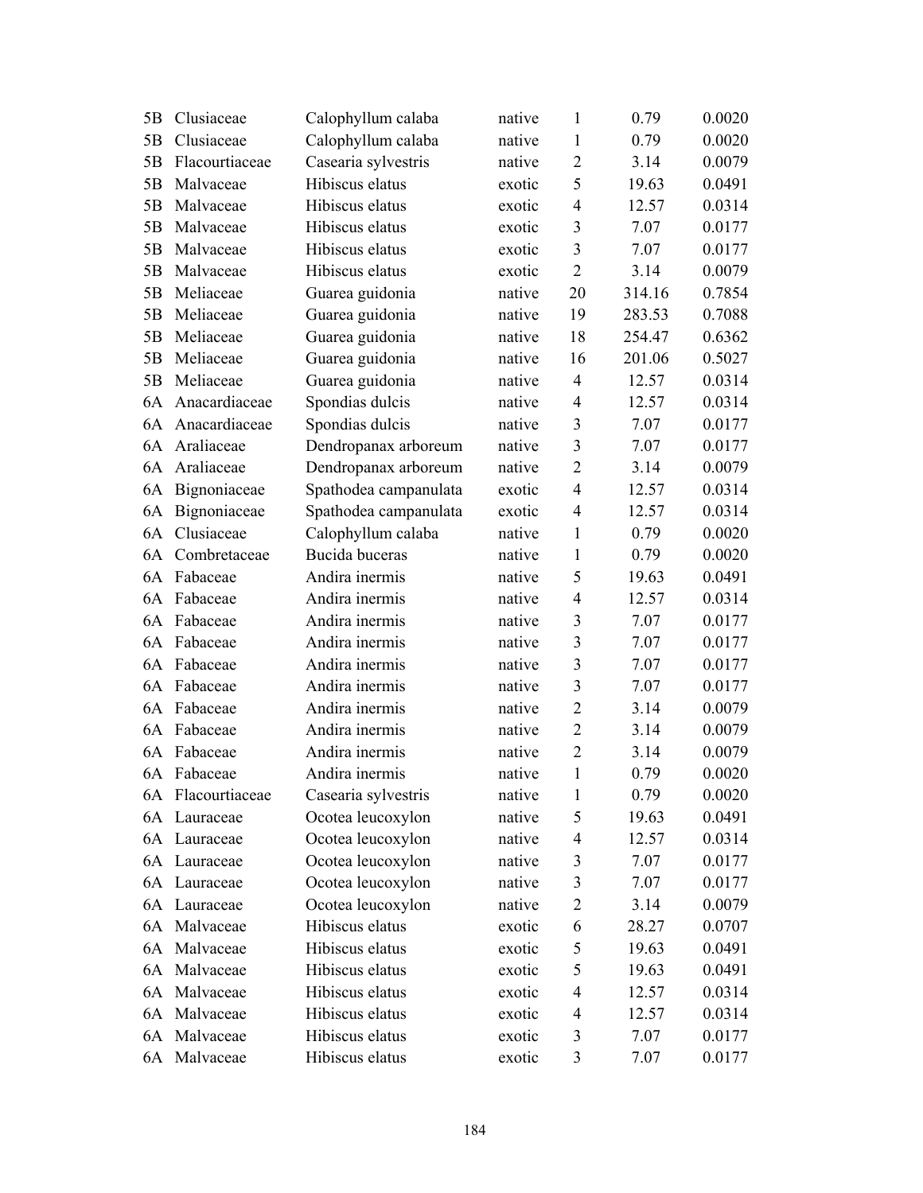| | | | | | | |
|---|---|---|---|---|---|---|
| 5B | Clusiaceae | Calophyllum calaba | native | 1 | 0.79 | 0.0020 |
| 5B | Clusiaceae | Calophyllum calaba | native | 1 | 0.79 | 0.0020 |
| 5B | Flacourtiaceae | Casearia sylvestris | native | 2 | 3.14 | 0.0079 |
| 5B | Malvaceae | Hibiscus elatus | exotic | 5 | 19.63 | 0.0491 |
| 5B | Malvaceae | Hibiscus elatus | exotic | 4 | 12.57 | 0.0314 |
| 5B | Malvaceae | Hibiscus elatus | exotic | 3 | 7.07 | 0.0177 |
| 5B | Malvaceae | Hibiscus elatus | exotic | 3 | 7.07 | 0.0177 |
| 5B | Malvaceae | Hibiscus elatus | exotic | 2 | 3.14 | 0.0079 |
| 5B | Meliaceae | Guarea guidonia | native | 20 | 314.16 | 0.7854 |
| 5B | Meliaceae | Guarea guidonia | native | 19 | 283.53 | 0.7088 |
| 5B | Meliaceae | Guarea guidonia | native | 18 | 254.47 | 0.6362 |
| 5B | Meliaceae | Guarea guidonia | native | 16 | 201.06 | 0.5027 |
| 5B | Meliaceae | Guarea guidonia | native | 4 | 12.57 | 0.0314 |
| 6A | Anacardiaceae | Spondias dulcis | native | 4 | 12.57 | 0.0314 |
| 6A | Anacardiaceae | Spondias dulcis | native | 3 | 7.07 | 0.0177 |
| 6A | Araliaceae | Dendropanax arboreum | native | 3 | 7.07 | 0.0177 |
| 6A | Araliaceae | Dendropanax arboreum | native | 2 | 3.14 | 0.0079 |
| 6A | Bignoniaceae | Spathodea campanulata | exotic | 4 | 12.57 | 0.0314 |
| 6A | Bignoniaceae | Spathodea campanulata | exotic | 4 | 12.57 | 0.0314 |
| 6A | Clusiaceae | Calophyllum calaba | native | 1 | 0.79 | 0.0020 |
| 6A | Combretaceae | Bucida buceras | native | 1 | 0.79 | 0.0020 |
| 6A | Fabaceae | Andira inermis | native | 5 | 19.63 | 0.0491 |
| 6A | Fabaceae | Andira inermis | native | 4 | 12.57 | 0.0314 |
| 6A | Fabaceae | Andira inermis | native | 3 | 7.07 | 0.0177 |
| 6A | Fabaceae | Andira inermis | native | 3 | 7.07 | 0.0177 |
| 6A | Fabaceae | Andira inermis | native | 3 | 7.07 | 0.0177 |
| 6A | Fabaceae | Andira inermis | native | 3 | 7.07 | 0.0177 |
| 6A | Fabaceae | Andira inermis | native | 2 | 3.14 | 0.0079 |
| 6A | Fabaceae | Andira inermis | native | 2 | 3.14 | 0.0079 |
| 6A | Fabaceae | Andira inermis | native | 2 | 3.14 | 0.0079 |
| 6A | Fabaceae | Andira inermis | native | 1 | 0.79 | 0.0020 |
| 6A | Flacourtiaceae | Casearia sylvestris | native | 1 | 0.79 | 0.0020 |
| 6A | Lauraceae | Ocotea leucoxylon | native | 5 | 19.63 | 0.0491 |
| 6A | Lauraceae | Ocotea leucoxylon | native | 4 | 12.57 | 0.0314 |
| 6A | Lauraceae | Ocotea leucoxylon | native | 3 | 7.07 | 0.0177 |
| 6A | Lauraceae | Ocotea leucoxylon | native | 3 | 7.07 | 0.0177 |
| 6A | Lauraceae | Ocotea leucoxylon | native | 2 | 3.14 | 0.0079 |
| 6A | Malvaceae | Hibiscus elatus | exotic | 6 | 28.27 | 0.0707 |
| 6A | Malvaceae | Hibiscus elatus | exotic | 5 | 19.63 | 0.0491 |
| 6A | Malvaceae | Hibiscus elatus | exotic | 5 | 19.63 | 0.0491 |
| 6A | Malvaceae | Hibiscus elatus | exotic | 4 | 12.57 | 0.0314 |
| 6A | Malvaceae | Hibiscus elatus | exotic | 4 | 12.57 | 0.0314 |
| 6A | Malvaceae | Hibiscus elatus | exotic | 3 | 7.07 | 0.0177 |
| 6A | Malvaceae | Hibiscus elatus | exotic | 3 | 7.07 | 0.0177 |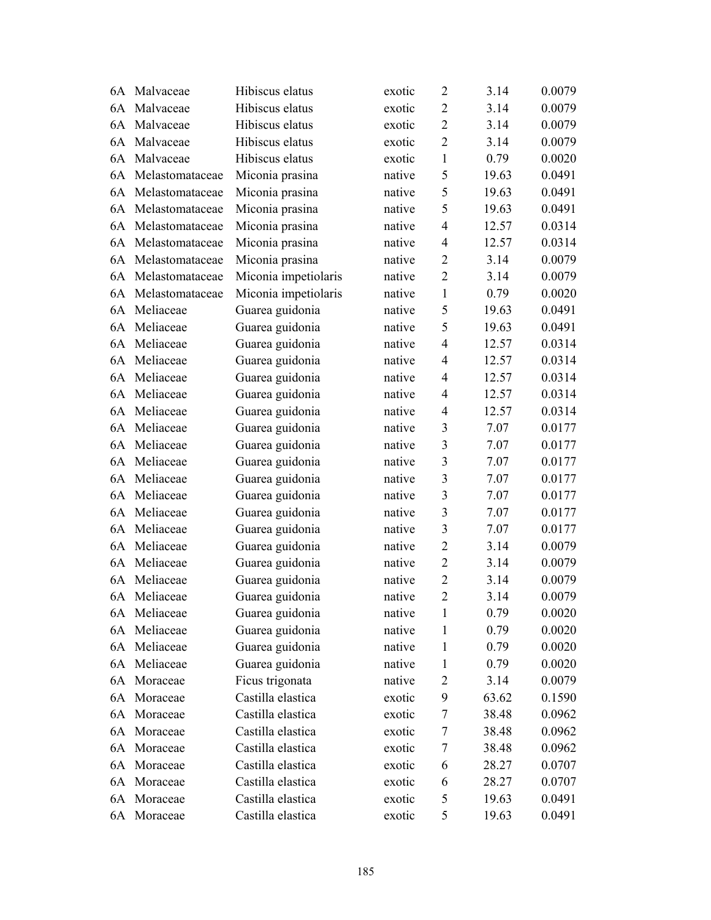| | | | | | | |
|---|---|---|---|---|---|---|
| 6A | Malvaceae | Hibiscus elatus | exotic | 2 | 3.14 | 0.0079 |
| 6A | Malvaceae | Hibiscus elatus | exotic | 2 | 3.14 | 0.0079 |
| 6A | Malvaceae | Hibiscus elatus | exotic | 2 | 3.14 | 0.0079 |
| 6A | Malvaceae | Hibiscus elatus | exotic | 2 | 3.14 | 0.0079 |
| 6A | Malvaceae | Hibiscus elatus | exotic | 1 | 0.79 | 0.0020 |
| 6A | Melastomataceae | Miconia prasina | native | 5 | 19.63 | 0.0491 |
| 6A | Melastomataceae | Miconia prasina | native | 5 | 19.63 | 0.0491 |
| 6A | Melastomataceae | Miconia prasina | native | 5 | 19.63 | 0.0491 |
| 6A | Melastomataceae | Miconia prasina | native | 4 | 12.57 | 0.0314 |
| 6A | Melastomataceae | Miconia prasina | native | 4 | 12.57 | 0.0314 |
| 6A | Melastomataceae | Miconia prasina | native | 2 | 3.14 | 0.0079 |
| 6A | Melastomataceae | Miconia impetiolaris | native | 2 | 3.14 | 0.0079 |
| 6A | Melastomataceae | Miconia impetiolaris | native | 1 | 0.79 | 0.0020 |
| 6A | Meliaceae | Guarea guidonia | native | 5 | 19.63 | 0.0491 |
| 6A | Meliaceae | Guarea guidonia | native | 5 | 19.63 | 0.0491 |
| 6A | Meliaceae | Guarea guidonia | native | 4 | 12.57 | 0.0314 |
| 6A | Meliaceae | Guarea guidonia | native | 4 | 12.57 | 0.0314 |
| 6A | Meliaceae | Guarea guidonia | native | 4 | 12.57 | 0.0314 |
| 6A | Meliaceae | Guarea guidonia | native | 4 | 12.57 | 0.0314 |
| 6A | Meliaceae | Guarea guidonia | native | 4 | 12.57 | 0.0314 |
| 6A | Meliaceae | Guarea guidonia | native | 3 | 7.07 | 0.0177 |
| 6A | Meliaceae | Guarea guidonia | native | 3 | 7.07 | 0.0177 |
| 6A | Meliaceae | Guarea guidonia | native | 3 | 7.07 | 0.0177 |
| 6A | Meliaceae | Guarea guidonia | native | 3 | 7.07 | 0.0177 |
| 6A | Meliaceae | Guarea guidonia | native | 3 | 7.07 | 0.0177 |
| 6A | Meliaceae | Guarea guidonia | native | 3 | 7.07 | 0.0177 |
| 6A | Meliaceae | Guarea guidonia | native | 3 | 7.07 | 0.0177 |
| 6A | Meliaceae | Guarea guidonia | native | 2 | 3.14 | 0.0079 |
| 6A | Meliaceae | Guarea guidonia | native | 2 | 3.14 | 0.0079 |
| 6A | Meliaceae | Guarea guidonia | native | 2 | 3.14 | 0.0079 |
| 6A | Meliaceae | Guarea guidonia | native | 2 | 3.14 | 0.0079 |
| 6A | Meliaceae | Guarea guidonia | native | 1 | 0.79 | 0.0020 |
| 6A | Meliaceae | Guarea guidonia | native | 1 | 0.79 | 0.0020 |
| 6A | Meliaceae | Guarea guidonia | native | 1 | 0.79 | 0.0020 |
| 6A | Meliaceae | Guarea guidonia | native | 1 | 0.79 | 0.0020 |
| 6A | Moraceae | Ficus trigonata | native | 2 | 3.14 | 0.0079 |
| 6A | Moraceae | Castilla elastica | exotic | 9 | 63.62 | 0.1590 |
| 6A | Moraceae | Castilla elastica | exotic | 7 | 38.48 | 0.0962 |
| 6A | Moraceae | Castilla elastica | exotic | 7 | 38.48 | 0.0962 |
| 6A | Moraceae | Castilla elastica | exotic | 7 | 38.48 | 0.0962 |
| 6A | Moraceae | Castilla elastica | exotic | 6 | 28.27 | 0.0707 |
| 6A | Moraceae | Castilla elastica | exotic | 6 | 28.27 | 0.0707 |
| 6A | Moraceae | Castilla elastica | exotic | 5 | 19.63 | 0.0491 |
| 6A | Moraceae | Castilla elastica | exotic | 5 | 19.63 | 0.0491 |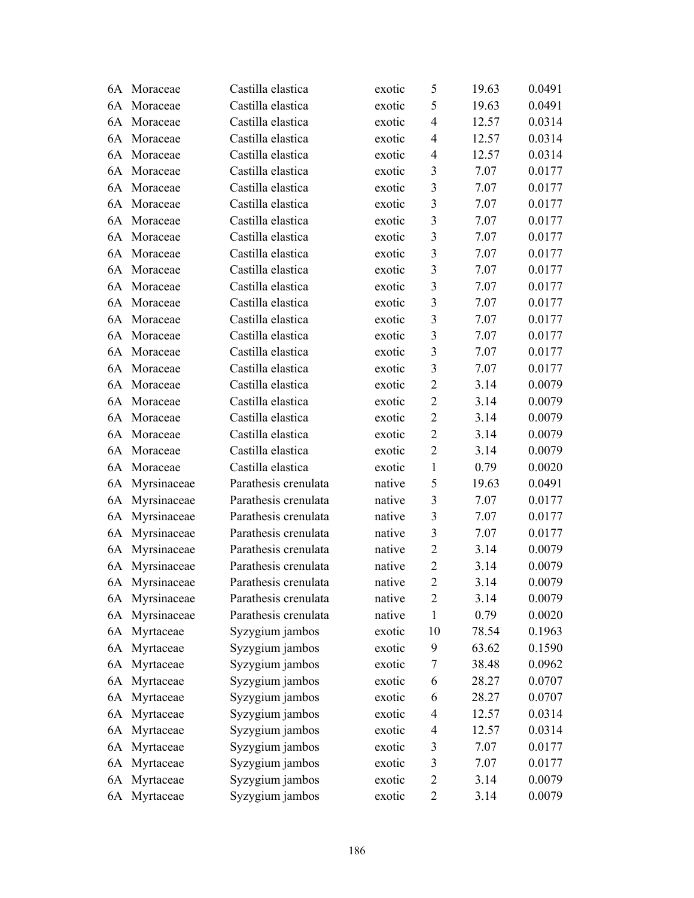| | | | | | | |
|---|---|---|---|---|---|---|
| 6A | Moraceae | Castilla elastica | exotic | 5 | 19.63 | 0.0491 |
| 6A | Moraceae | Castilla elastica | exotic | 5 | 19.63 | 0.0491 |
| 6A | Moraceae | Castilla elastica | exotic | 4 | 12.57 | 0.0314 |
| 6A | Moraceae | Castilla elastica | exotic | 4 | 12.57 | 0.0314 |
| 6A | Moraceae | Castilla elastica | exotic | 4 | 12.57 | 0.0314 |
| 6A | Moraceae | Castilla elastica | exotic | 3 | 7.07 | 0.0177 |
| 6A | Moraceae | Castilla elastica | exotic | 3 | 7.07 | 0.0177 |
| 6A | Moraceae | Castilla elastica | exotic | 3 | 7.07 | 0.0177 |
| 6A | Moraceae | Castilla elastica | exotic | 3 | 7.07 | 0.0177 |
| 6A | Moraceae | Castilla elastica | exotic | 3 | 7.07 | 0.0177 |
| 6A | Moraceae | Castilla elastica | exotic | 3 | 7.07 | 0.0177 |
| 6A | Moraceae | Castilla elastica | exotic | 3 | 7.07 | 0.0177 |
| 6A | Moraceae | Castilla elastica | exotic | 3 | 7.07 | 0.0177 |
| 6A | Moraceae | Castilla elastica | exotic | 3 | 7.07 | 0.0177 |
| 6A | Moraceae | Castilla elastica | exotic | 3 | 7.07 | 0.0177 |
| 6A | Moraceae | Castilla elastica | exotic | 3 | 7.07 | 0.0177 |
| 6A | Moraceae | Castilla elastica | exotic | 3 | 7.07 | 0.0177 |
| 6A | Moraceae | Castilla elastica | exotic | 3 | 7.07 | 0.0177 |
| 6A | Moraceae | Castilla elastica | exotic | 2 | 3.14 | 0.0079 |
| 6A | Moraceae | Castilla elastica | exotic | 2 | 3.14 | 0.0079 |
| 6A | Moraceae | Castilla elastica | exotic | 2 | 3.14 | 0.0079 |
| 6A | Moraceae | Castilla elastica | exotic | 2 | 3.14 | 0.0079 |
| 6A | Moraceae | Castilla elastica | exotic | 2 | 3.14 | 0.0079 |
| 6A | Moraceae | Castilla elastica | exotic | 1 | 0.79 | 0.0020 |
| 6A | Myrsinaceae | Parathesis crenulata | native | 5 | 19.63 | 0.0491 |
| 6A | Myrsinaceae | Parathesis crenulata | native | 3 | 7.07 | 0.0177 |
| 6A | Myrsinaceae | Parathesis crenulata | native | 3 | 7.07 | 0.0177 |
| 6A | Myrsinaceae | Parathesis crenulata | native | 3 | 7.07 | 0.0177 |
| 6A | Myrsinaceae | Parathesis crenulata | native | 2 | 3.14 | 0.0079 |
| 6A | Myrsinaceae | Parathesis crenulata | native | 2 | 3.14 | 0.0079 |
| 6A | Myrsinaceae | Parathesis crenulata | native | 2 | 3.14 | 0.0079 |
| 6A | Myrsinaceae | Parathesis crenulata | native | 2 | 3.14 | 0.0079 |
| 6A | Myrsinaceae | Parathesis crenulata | native | 1 | 0.79 | 0.0020 |
| 6A | Myrtaceae | Syzygium jambos | exotic | 10 | 78.54 | 0.1963 |
| 6A | Myrtaceae | Syzygium jambos | exotic | 9 | 63.62 | 0.1590 |
| 6A | Myrtaceae | Syzygium jambos | exotic | 7 | 38.48 | 0.0962 |
| 6A | Myrtaceae | Syzygium jambos | exotic | 6 | 28.27 | 0.0707 |
| 6A | Myrtaceae | Syzygium jambos | exotic | 6 | 28.27 | 0.0707 |
| 6A | Myrtaceae | Syzygium jambos | exotic | 4 | 12.57 | 0.0314 |
| 6A | Myrtaceae | Syzygium jambos | exotic | 4 | 12.57 | 0.0314 |
| 6A | Myrtaceae | Syzygium jambos | exotic | 3 | 7.07 | 0.0177 |
| 6A | Myrtaceae | Syzygium jambos | exotic | 3 | 7.07 | 0.0177 |
| 6A | Myrtaceae | Syzygium jambos | exotic | 2 | 3.14 | 0.0079 |
| 6A | Myrtaceae | Syzygium jambos | exotic | 2 | 3.14 | 0.0079 |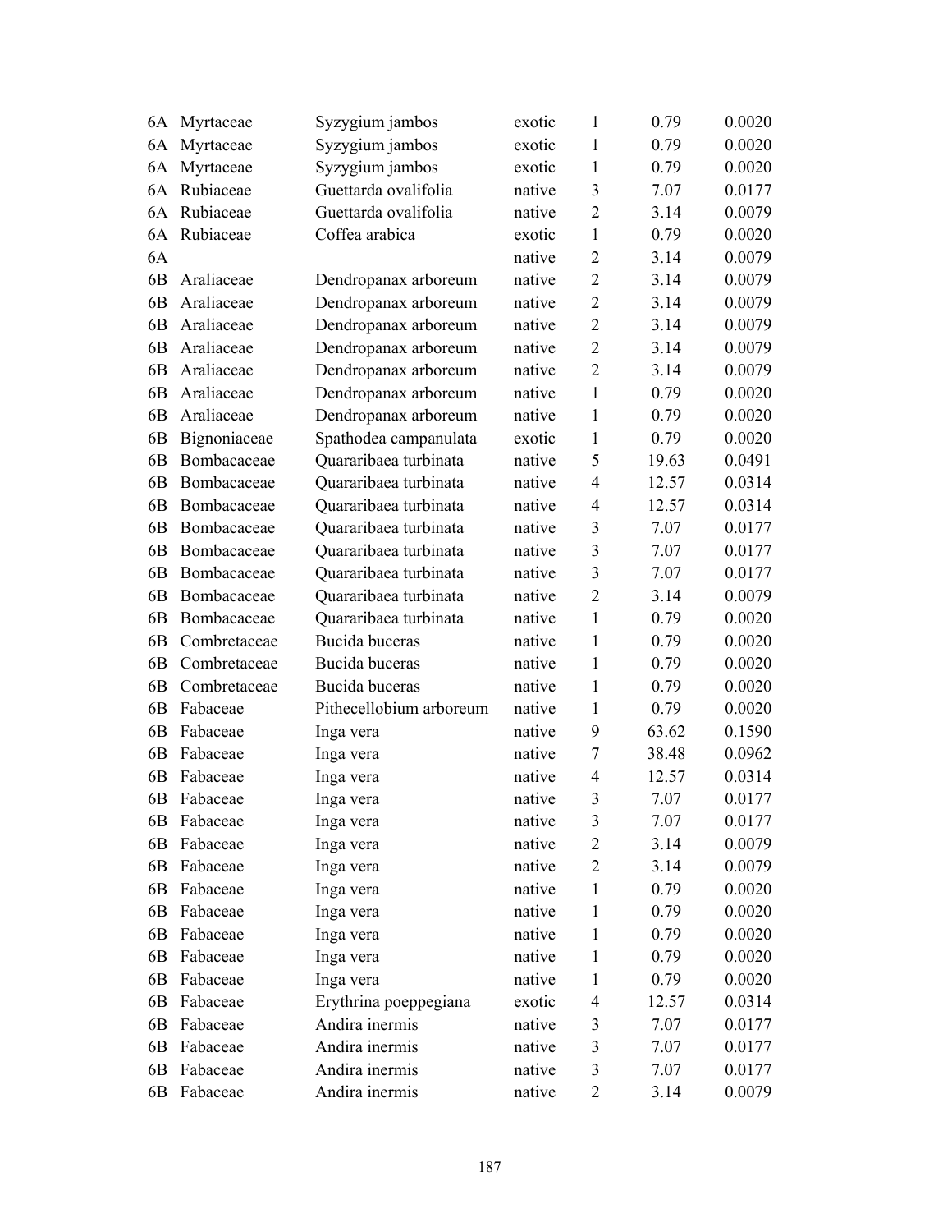| | | | | | | |
|---|---|---|---|---|---|---|
| 6A | Myrtaceae | Syzygium jambos | exotic | 1 | 0.79 | 0.0020 |
| 6A | Myrtaceae | Syzygium jambos | exotic | 1 | 0.79 | 0.0020 |
| 6A | Myrtaceae | Syzygium jambos | exotic | 1 | 0.79 | 0.0020 |
| 6A | Rubiaceae | Guettarda ovalifolia | native | 3 | 7.07 | 0.0177 |
| 6A | Rubiaceae | Guettarda ovalifolia | native | 2 | 3.14 | 0.0079 |
| 6A | Rubiaceae | Coffea arabica | exotic | 1 | 0.79 | 0.0020 |
| 6A | | | native | 2 | 3.14 | 0.0079 |
| 6B | Araliaceae | Dendropanax arboreum | native | 2 | 3.14 | 0.0079 |
| 6B | Araliaceae | Dendropanax arboreum | native | 2 | 3.14 | 0.0079 |
| 6B | Araliaceae | Dendropanax arboreum | native | 2 | 3.14 | 0.0079 |
| 6B | Araliaceae | Dendropanax arboreum | native | 2 | 3.14 | 0.0079 |
| 6B | Araliaceae | Dendropanax arboreum | native | 2 | 3.14 | 0.0079 |
| 6B | Araliaceae | Dendropanax arboreum | native | 1 | 0.79 | 0.0020 |
| 6B | Araliaceae | Dendropanax arboreum | native | 1 | 0.79 | 0.0020 |
| 6B | Bignoniaceae | Spathodea campanulata | exotic | 1 | 0.79 | 0.0020 |
| 6B | Bombacaceae | Quararibaea turbinata | native | 5 | 19.63 | 0.0491 |
| 6B | Bombacaceae | Quararibaea turbinata | native | 4 | 12.57 | 0.0314 |
| 6B | Bombacaceae | Quararibaea turbinata | native | 4 | 12.57 | 0.0314 |
| 6B | Bombacaceae | Quararibaea turbinata | native | 3 | 7.07 | 0.0177 |
| 6B | Bombacaceae | Quararibaea turbinata | native | 3 | 7.07 | 0.0177 |
| 6B | Bombacaceae | Quararibaea turbinata | native | 3 | 7.07 | 0.0177 |
| 6B | Bombacaceae | Quararibaea turbinata | native | 2 | 3.14 | 0.0079 |
| 6B | Bombacaceae | Quararibaea turbinata | native | 1 | 0.79 | 0.0020 |
| 6B | Combretaceae | Bucida buceras | native | 1 | 0.79 | 0.0020 |
| 6B | Combretaceae | Bucida buceras | native | 1 | 0.79 | 0.0020 |
| 6B | Combretaceae | Bucida buceras | native | 1 | 0.79 | 0.0020 |
| 6B | Fabaceae | Pithecellobium arboreum | native | 1 | 0.79 | 0.0020 |
| 6B | Fabaceae | Inga vera | native | 9 | 63.62 | 0.1590 |
| 6B | Fabaceae | Inga vera | native | 7 | 38.48 | 0.0962 |
| 6B | Fabaceae | Inga vera | native | 4 | 12.57 | 0.0314 |
| 6B | Fabaceae | Inga vera | native | 3 | 7.07 | 0.0177 |
| 6B | Fabaceae | Inga vera | native | 3 | 7.07 | 0.0177 |
| 6B | Fabaceae | Inga vera | native | 2 | 3.14 | 0.0079 |
| 6B | Fabaceae | Inga vera | native | 2 | 3.14 | 0.0079 |
| 6B | Fabaceae | Inga vera | native | 1 | 0.79 | 0.0020 |
| 6B | Fabaceae | Inga vera | native | 1 | 0.79 | 0.0020 |
| 6B | Fabaceae | Inga vera | native | 1 | 0.79 | 0.0020 |
| 6B | Fabaceae | Inga vera | native | 1 | 0.79 | 0.0020 |
| 6B | Fabaceae | Inga vera | native | 1 | 0.79 | 0.0020 |
| 6B | Fabaceae | Erythrina poeppegiana | exotic | 4 | 12.57 | 0.0314 |
| 6B | Fabaceae | Andira inermis | native | 3 | 7.07 | 0.0177 |
| 6B | Fabaceae | Andira inermis | native | 3 | 7.07 | 0.0177 |
| 6B | Fabaceae | Andira inermis | native | 3 | 7.07 | 0.0177 |
| 6B | Fabaceae | Andira inermis | native | 2 | 3.14 | 0.0079 |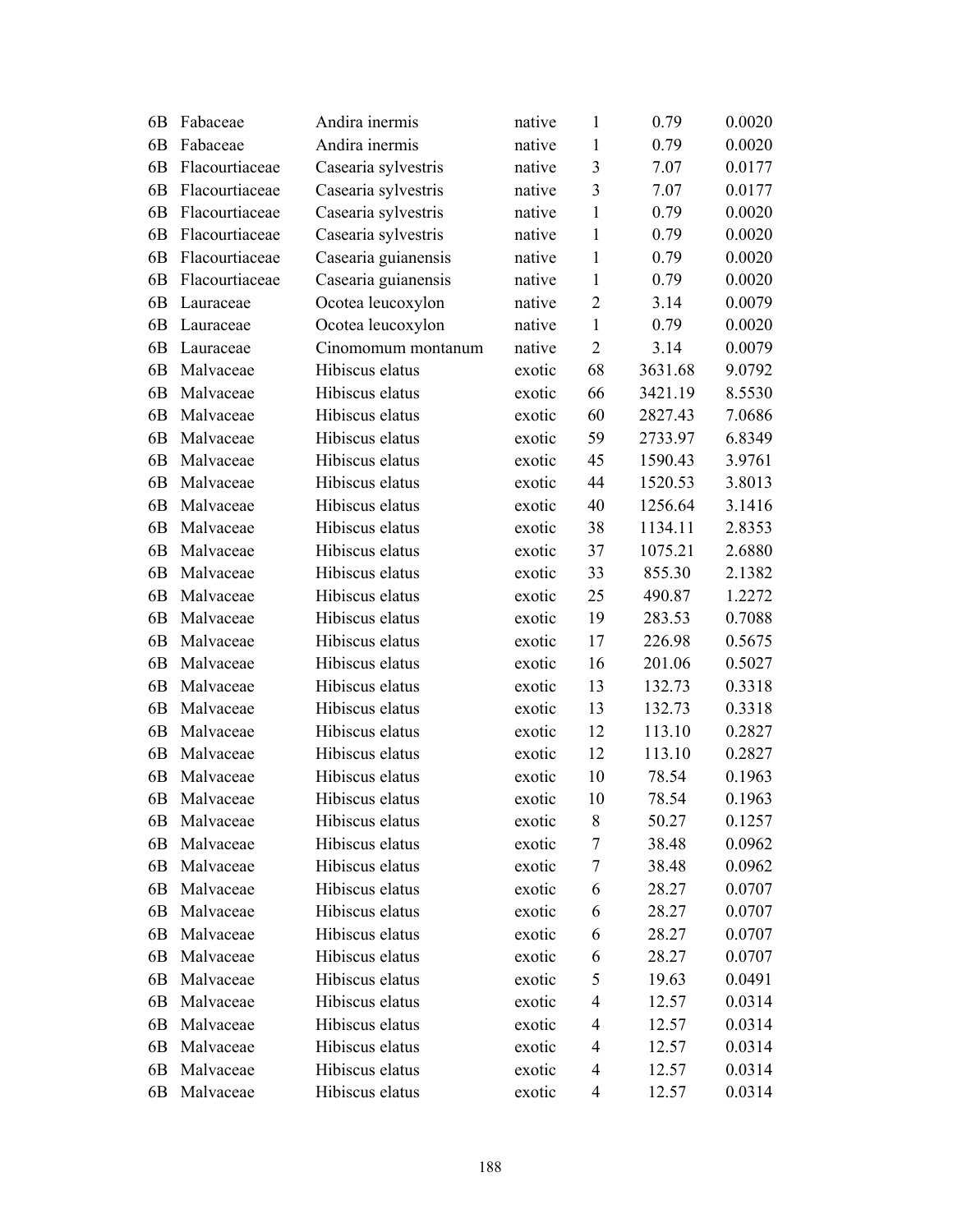| | | | | | | |
|---|---|---|---|---|---|---|
| 6B | Fabaceae | Andira inermis | native | 1 | 0.79 | 0.0020 |
| 6B | Fabaceae | Andira inermis | native | 1 | 0.79 | 0.0020 |
| 6B | Flacourtiaceae | Casearia sylvestris | native | 3 | 7.07 | 0.0177 |
| 6B | Flacourtiaceae | Casearia sylvestris | native | 3 | 7.07 | 0.0177 |
| 6B | Flacourtiaceae | Casearia sylvestris | native | 1 | 0.79 | 0.0020 |
| 6B | Flacourtiaceae | Casearia sylvestris | native | 1 | 0.79 | 0.0020 |
| 6B | Flacourtiaceae | Casearia guianensis | native | 1 | 0.79 | 0.0020 |
| 6B | Flacourtiaceae | Casearia guianensis | native | 1 | 0.79 | 0.0020 |
| 6B | Lauraceae | Ocotea leucoxylon | native | 2 | 3.14 | 0.0079 |
| 6B | Lauraceae | Ocotea leucoxylon | native | 1 | 0.79 | 0.0020 |
| 6B | Lauraceae | Cinomomum montanum | native | 2 | 3.14 | 0.0079 |
| 6B | Malvaceae | Hibiscus elatus | exotic | 68 | 3631.68 | 9.0792 |
| 6B | Malvaceae | Hibiscus elatus | exotic | 66 | 3421.19 | 8.5530 |
| 6B | Malvaceae | Hibiscus elatus | exotic | 60 | 2827.43 | 7.0686 |
| 6B | Malvaceae | Hibiscus elatus | exotic | 59 | 2733.97 | 6.8349 |
| 6B | Malvaceae | Hibiscus elatus | exotic | 45 | 1590.43 | 3.9761 |
| 6B | Malvaceae | Hibiscus elatus | exotic | 44 | 1520.53 | 3.8013 |
| 6B | Malvaceae | Hibiscus elatus | exotic | 40 | 1256.64 | 3.1416 |
| 6B | Malvaceae | Hibiscus elatus | exotic | 38 | 1134.11 | 2.8353 |
| 6B | Malvaceae | Hibiscus elatus | exotic | 37 | 1075.21 | 2.6880 |
| 6B | Malvaceae | Hibiscus elatus | exotic | 33 | 855.30 | 2.1382 |
| 6B | Malvaceae | Hibiscus elatus | exotic | 25 | 490.87 | 1.2272 |
| 6B | Malvaceae | Hibiscus elatus | exotic | 19 | 283.53 | 0.7088 |
| 6B | Malvaceae | Hibiscus elatus | exotic | 17 | 226.98 | 0.5675 |
| 6B | Malvaceae | Hibiscus elatus | exotic | 16 | 201.06 | 0.5027 |
| 6B | Malvaceae | Hibiscus elatus | exotic | 13 | 132.73 | 0.3318 |
| 6B | Malvaceae | Hibiscus elatus | exotic | 13 | 132.73 | 0.3318 |
| 6B | Malvaceae | Hibiscus elatus | exotic | 12 | 113.10 | 0.2827 |
| 6B | Malvaceae | Hibiscus elatus | exotic | 12 | 113.10 | 0.2827 |
| 6B | Malvaceae | Hibiscus elatus | exotic | 10 | 78.54 | 0.1963 |
| 6B | Malvaceae | Hibiscus elatus | exotic | 10 | 78.54 | 0.1963 |
| 6B | Malvaceae | Hibiscus elatus | exotic | 8 | 50.27 | 0.1257 |
| 6B | Malvaceae | Hibiscus elatus | exotic | 7 | 38.48 | 0.0962 |
| 6B | Malvaceae | Hibiscus elatus | exotic | 7 | 38.48 | 0.0962 |
| 6B | Malvaceae | Hibiscus elatus | exotic | 6 | 28.27 | 0.0707 |
| 6B | Malvaceae | Hibiscus elatus | exotic | 6 | 28.27 | 0.0707 |
| 6B | Malvaceae | Hibiscus elatus | exotic | 6 | 28.27 | 0.0707 |
| 6B | Malvaceae | Hibiscus elatus | exotic | 6 | 28.27 | 0.0707 |
| 6B | Malvaceae | Hibiscus elatus | exotic | 5 | 19.63 | 0.0491 |
| 6B | Malvaceae | Hibiscus elatus | exotic | 4 | 12.57 | 0.0314 |
| 6B | Malvaceae | Hibiscus elatus | exotic | 4 | 12.57 | 0.0314 |
| 6B | Malvaceae | Hibiscus elatus | exotic | 4 | 12.57 | 0.0314 |
| 6B | Malvaceae | Hibiscus elatus | exotic | 4 | 12.57 | 0.0314 |
| 6B | Malvaceae | Hibiscus elatus | exotic | 4 | 12.57 | 0.0314 |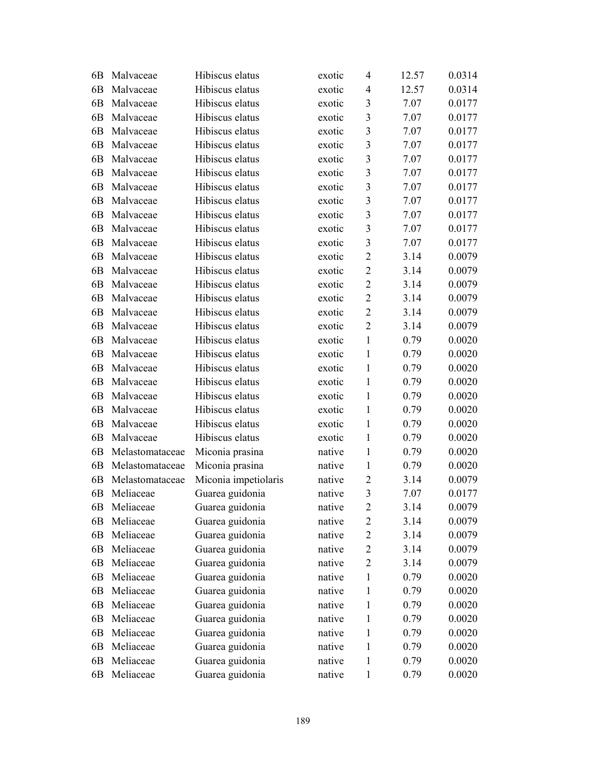| | | | | | | |
|---|---|---|---|---|---|---|
| 6B | Malvaceae | Hibiscus elatus | exotic | 4 | 12.57 | 0.0314 |
| 6B | Malvaceae | Hibiscus elatus | exotic | 4 | 12.57 | 0.0314 |
| 6B | Malvaceae | Hibiscus elatus | exotic | 3 | 7.07 | 0.0177 |
| 6B | Malvaceae | Hibiscus elatus | exotic | 3 | 7.07 | 0.0177 |
| 6B | Malvaceae | Hibiscus elatus | exotic | 3 | 7.07 | 0.0177 |
| 6B | Malvaceae | Hibiscus elatus | exotic | 3 | 7.07 | 0.0177 |
| 6B | Malvaceae | Hibiscus elatus | exotic | 3 | 7.07 | 0.0177 |
| 6B | Malvaceae | Hibiscus elatus | exotic | 3 | 7.07 | 0.0177 |
| 6B | Malvaceae | Hibiscus elatus | exotic | 3 | 7.07 | 0.0177 |
| 6B | Malvaceae | Hibiscus elatus | exotic | 3 | 7.07 | 0.0177 |
| 6B | Malvaceae | Hibiscus elatus | exotic | 3 | 7.07 | 0.0177 |
| 6B | Malvaceae | Hibiscus elatus | exotic | 3 | 7.07 | 0.0177 |
| 6B | Malvaceae | Hibiscus elatus | exotic | 2 | 3.14 | 0.0079 |
| 6B | Malvaceae | Hibiscus elatus | exotic | 2 | 3.14 | 0.0079 |
| 6B | Malvaceae | Hibiscus elatus | exotic | 2 | 3.14 | 0.0079 |
| 6B | Malvaceae | Hibiscus elatus | exotic | 2 | 3.14 | 0.0079 |
| 6B | Malvaceae | Hibiscus elatus | exotic | 2 | 3.14 | 0.0079 |
| 6B | Malvaceae | Hibiscus elatus | exotic | 2 | 3.14 | 0.0079 |
| 6B | Malvaceae | Hibiscus elatus | exotic | 1 | 0.79 | 0.0020 |
| 6B | Malvaceae | Hibiscus elatus | exotic | 1 | 0.79 | 0.0020 |
| 6B | Malvaceae | Hibiscus elatus | exotic | 1 | 0.79 | 0.0020 |
| 6B | Malvaceae | Hibiscus elatus | exotic | 1 | 0.79 | 0.0020 |
| 6B | Malvaceae | Hibiscus elatus | exotic | 1 | 0.79 | 0.0020 |
| 6B | Malvaceae | Hibiscus elatus | exotic | 1 | 0.79 | 0.0020 |
| 6B | Malvaceae | Hibiscus elatus | exotic | 1 | 0.79 | 0.0020 |
| 6B | Malvaceae | Hibiscus elatus | exotic | 1 | 0.79 | 0.0020 |
| 6B | Melastomataceae | Miconia prasina | native | 1 | 0.79 | 0.0020 |
| 6B | Melastomataceae | Miconia prasina | native | 1 | 0.79 | 0.0020 |
| 6B | Melastomataceae | Miconia impetiolaris | native | 2 | 3.14 | 0.0079 |
| 6B | Meliaceae | Guarea guidonia | native | 3 | 7.07 | 0.0177 |
| 6B | Meliaceae | Guarea guidonia | native | 2 | 3.14 | 0.0079 |
| 6B | Meliaceae | Guarea guidonia | native | 2 | 3.14 | 0.0079 |
| 6B | Meliaceae | Guarea guidonia | native | 2 | 3.14 | 0.0079 |
| 6B | Meliaceae | Guarea guidonia | native | 2 | 3.14 | 0.0079 |
| 6B | Meliaceae | Guarea guidonia | native | 2 | 3.14 | 0.0079 |
| 6B | Meliaceae | Guarea guidonia | native | 1 | 0.79 | 0.0020 |
| 6B | Meliaceae | Guarea guidonia | native | 1 | 0.79 | 0.0020 |
| 6B | Meliaceae | Guarea guidonia | native | 1 | 0.79 | 0.0020 |
| 6B | Meliaceae | Guarea guidonia | native | 1 | 0.79 | 0.0020 |
| 6B | Meliaceae | Guarea guidonia | native | 1 | 0.79 | 0.0020 |
| 6B | Meliaceae | Guarea guidonia | native | 1 | 0.79 | 0.0020 |
| 6B | Meliaceae | Guarea guidonia | native | 1 | 0.79 | 0.0020 |
| 6B | Meliaceae | Guarea guidonia | native | 1 | 0.79 | 0.0020 |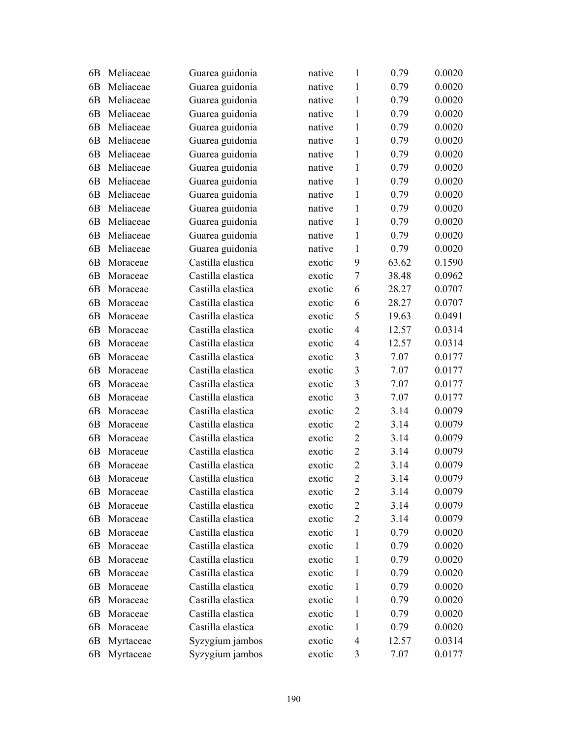| | | | | | | |
|---|---|---|---|---|---|---|
| 6B | Meliaceae | Guarea guidonia | native | 1 | 0.79 | 0.0020 |
| 6B | Meliaceae | Guarea guidonia | native | 1 | 0.79 | 0.0020 |
| 6B | Meliaceae | Guarea guidonia | native | 1 | 0.79 | 0.0020 |
| 6B | Meliaceae | Guarea guidonia | native | 1 | 0.79 | 0.0020 |
| 6B | Meliaceae | Guarea guidonia | native | 1 | 0.79 | 0.0020 |
| 6B | Meliaceae | Guarea guidonia | native | 1 | 0.79 | 0.0020 |
| 6B | Meliaceae | Guarea guidonia | native | 1 | 0.79 | 0.0020 |
| 6B | Meliaceae | Guarea guidonia | native | 1 | 0.79 | 0.0020 |
| 6B | Meliaceae | Guarea guidonia | native | 1 | 0.79 | 0.0020 |
| 6B | Meliaceae | Guarea guidonia | native | 1 | 0.79 | 0.0020 |
| 6B | Meliaceae | Guarea guidonia | native | 1 | 0.79 | 0.0020 |
| 6B | Meliaceae | Guarea guidonia | native | 1 | 0.79 | 0.0020 |
| 6B | Meliaceae | Guarea guidonia | native | 1 | 0.79 | 0.0020 |
| 6B | Meliaceae | Guarea guidonia | native | 1 | 0.79 | 0.0020 |
| 6B | Moraceae | Castilla elastica | exotic | 9 | 63.62 | 0.1590 |
| 6B | Moraceae | Castilla elastica | exotic | 7 | 38.48 | 0.0962 |
| 6B | Moraceae | Castilla elastica | exotic | 6 | 28.27 | 0.0707 |
| 6B | Moraceae | Castilla elastica | exotic | 6 | 28.27 | 0.0707 |
| 6B | Moraceae | Castilla elastica | exotic | 5 | 19.63 | 0.0491 |
| 6B | Moraceae | Castilla elastica | exotic | 4 | 12.57 | 0.0314 |
| 6B | Moraceae | Castilla elastica | exotic | 4 | 12.57 | 0.0314 |
| 6B | Moraceae | Castilla elastica | exotic | 3 | 7.07 | 0.0177 |
| 6B | Moraceae | Castilla elastica | exotic | 3 | 7.07 | 0.0177 |
| 6B | Moraceae | Castilla elastica | exotic | 3 | 7.07 | 0.0177 |
| 6B | Moraceae | Castilla elastica | exotic | 3 | 7.07 | 0.0177 |
| 6B | Moraceae | Castilla elastica | exotic | 2 | 3.14 | 0.0079 |
| 6B | Moraceae | Castilla elastica | exotic | 2 | 3.14 | 0.0079 |
| 6B | Moraceae | Castilla elastica | exotic | 2 | 3.14 | 0.0079 |
| 6B | Moraceae | Castilla elastica | exotic | 2 | 3.14 | 0.0079 |
| 6B | Moraceae | Castilla elastica | exotic | 2 | 3.14 | 0.0079 |
| 6B | Moraceae | Castilla elastica | exotic | 2 | 3.14 | 0.0079 |
| 6B | Moraceae | Castilla elastica | exotic | 2 | 3.14 | 0.0079 |
| 6B | Moraceae | Castilla elastica | exotic | 2 | 3.14 | 0.0079 |
| 6B | Moraceae | Castilla elastica | exotic | 2 | 3.14 | 0.0079 |
| 6B | Moraceae | Castilla elastica | exotic | 1 | 0.79 | 0.0020 |
| 6B | Moraceae | Castilla elastica | exotic | 1 | 0.79 | 0.0020 |
| 6B | Moraceae | Castilla elastica | exotic | 1 | 0.79 | 0.0020 |
| 6B | Moraceae | Castilla elastica | exotic | 1 | 0.79 | 0.0020 |
| 6B | Moraceae | Castilla elastica | exotic | 1 | 0.79 | 0.0020 |
| 6B | Moraceae | Castilla elastica | exotic | 1 | 0.79 | 0.0020 |
| 6B | Moraceae | Castilla elastica | exotic | 1 | 0.79 | 0.0020 |
| 6B | Moraceae | Castilla elastica | exotic | 1 | 0.79 | 0.0020 |
| 6B | Myrtaceae | Syzygium jambos | exotic | 4 | 12.57 | 0.0314 |
| 6B | Myrtaceae | Syzygium jambos | exotic | 3 | 7.07 | 0.0177 |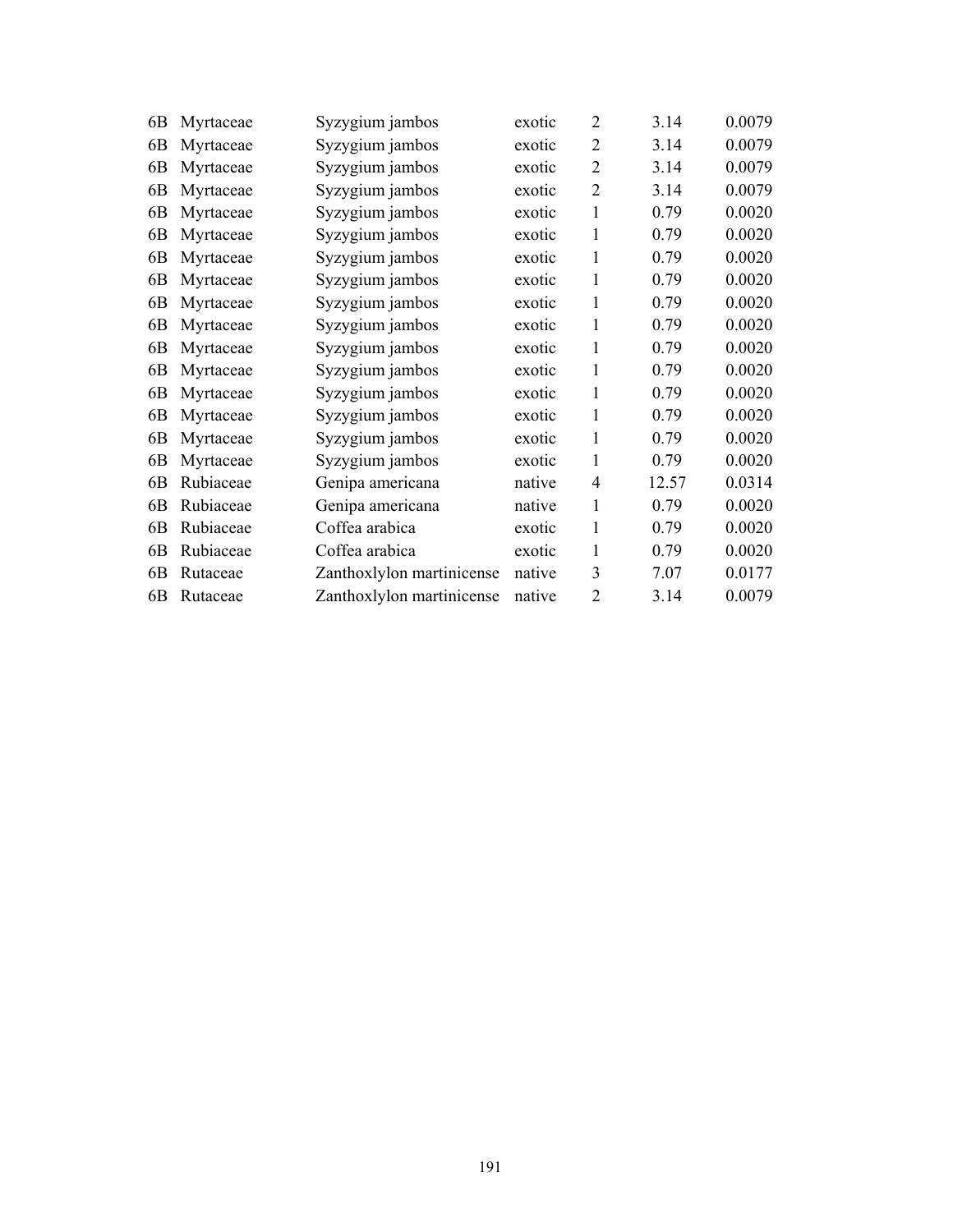| | | | | | | |
|---|---|---|---|---|---|---|
| 6B | Myrtaceae | Syzygium jambos | exotic | 2 | 3.14 | 0.0079 |
| 6B | Myrtaceae | Syzygium jambos | exotic | 2 | 3.14 | 0.0079 |
| 6B | Myrtaceae | Syzygium jambos | exotic | 2 | 3.14 | 0.0079 |
| 6B | Myrtaceae | Syzygium jambos | exotic | 2 | 3.14 | 0.0079 |
| 6B | Myrtaceae | Syzygium jambos | exotic | 1 | 0.79 | 0.0020 |
| 6B | Myrtaceae | Syzygium jambos | exotic | 1 | 0.79 | 0.0020 |
| 6B | Myrtaceae | Syzygium jambos | exotic | 1 | 0.79 | 0.0020 |
| 6B | Myrtaceae | Syzygium jambos | exotic | 1 | 0.79 | 0.0020 |
| 6B | Myrtaceae | Syzygium jambos | exotic | 1 | 0.79 | 0.0020 |
| 6B | Myrtaceae | Syzygium jambos | exotic | 1 | 0.79 | 0.0020 |
| 6B | Myrtaceae | Syzygium jambos | exotic | 1 | 0.79 | 0.0020 |
| 6B | Myrtaceae | Syzygium jambos | exotic | 1 | 0.79 | 0.0020 |
| 6B | Myrtaceae | Syzygium jambos | exotic | 1 | 0.79 | 0.0020 |
| 6B | Myrtaceae | Syzygium jambos | exotic | 1 | 0.79 | 0.0020 |
| 6B | Myrtaceae | Syzygium jambos | exotic | 1 | 0.79 | 0.0020 |
| 6B | Myrtaceae | Syzygium jambos | exotic | 1 | 0.79 | 0.0020 |
| 6B | Rubiaceae | Genipa americana | native | 4 | 12.57 | 0.0314 |
| 6B | Rubiaceae | Genipa americana | native | 1 | 0.79 | 0.0020 |
| 6B | Rubiaceae | Coffea arabica | exotic | 1 | 0.79 | 0.0020 |
| 6B | Rubiaceae | Coffea arabica | exotic | 1 | 0.79 | 0.0020 |
| 6B | Rutaceae | Zanthoxlylon martinicense | native | 3 | 7.07 | 0.0177 |
| 6B | Rutaceae | Zanthoxlylon martinicense | native | 2 | 3.14 | 0.0079 |